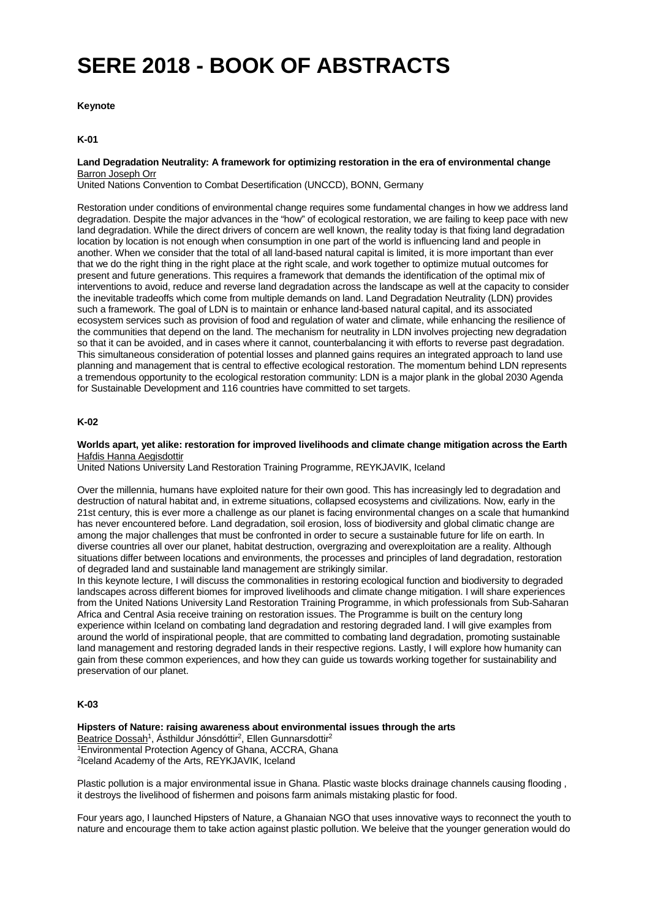# SERE 2018 - BOOK OF ABSTRACTS

**Keynote**

**K-01**

**Land Degradation Neutrality: A framework for optimizing restoration in the era of environmental change**
Barron Joseph Orr
United Nations Convention to Combat Desertification (UNCCD), BONN, Germany

Restoration under conditions of environmental change requires some fundamental changes in how we address land degradation. Despite the major advances in the "how" of ecological restoration, we are failing to keep pace with new land degradation. While the direct drivers of concern are well known, the reality today is that fixing land degradation location by location is not enough when consumption in one part of the world is influencing land and people in another. When we consider that the total of all land-based natural capital is limited, it is more important than ever that we do the right thing in the right place at the right scale, and work together to optimize mutual outcomes for present and future generations. This requires a framework that demands the identification of the optimal mix of interventions to avoid, reduce and reverse land degradation across the landscape as well at the capacity to consider the inevitable tradeoffs which come from multiple demands on land. Land Degradation Neutrality (LDN) provides such a framework. The goal of LDN is to maintain or enhance land-based natural capital, and its associated ecosystem services such as provision of food and regulation of water and climate, while enhancing the resilience of the communities that depend on the land. The mechanism for neutrality in LDN involves projecting new degradation so that it can be avoided, and in cases where it cannot, counterbalancing it with efforts to reverse past degradation. This simultaneous consideration of potential losses and planned gains requires an integrated approach to land use planning and management that is central to effective ecological restoration. The momentum behind LDN represents a tremendous opportunity to the ecological restoration community: LDN is a major plank in the global 2030 Agenda for Sustainable Development and 116 countries have committed to set targets.

**K-02**

**Worlds apart, yet alike: restoration for improved livelihoods and climate change mitigation across the Earth**
Hafdis Hanna Aegisdottir
United Nations University Land Restoration Training Programme, REYKJAVIK, Iceland

Over the millennia, humans have exploited nature for their own good. This has increasingly led to degradation and destruction of natural habitat and, in extreme situations, collapsed ecosystems and civilizations. Now, early in the 21st century, this is ever more a challenge as our planet is facing environmental changes on a scale that humankind has never encountered before. Land degradation, soil erosion, loss of biodiversity and global climatic change are among the major challenges that must be confronted in order to secure a sustainable future for life on earth. In diverse countries all over our planet, habitat destruction, overgrazing and overexploitation are a reality. Although situations differ between locations and environments, the processes and principles of land degradation, restoration of degraded land and sustainable land management are strikingly similar.
In this keynote lecture, I will discuss the commonalities in restoring ecological function and biodiversity to degraded landscapes across different biomes for improved livelihoods and climate change mitigation. I will share experiences from the United Nations University Land Restoration Training Programme, in which professionals from Sub-Saharan Africa and Central Asia receive training on restoration issues. The Programme is built on the century long experience within Iceland on combating land degradation and restoring degraded land. I will give examples from around the world of inspirational people, that are committed to combating land degradation, promoting sustainable land management and restoring degraded lands in their respective regions. Lastly, I will explore how humanity can gain from these common experiences, and how they can guide us towards working together for sustainability and preservation of our planet.

**K-03**

**Hipsters of Nature: raising awareness about environmental issues through the arts**
Beatrice Dossah[1], Ásthildur Jónsdóttir[2], Ellen Gunnarsdottir[2]
[1]Environmental Protection Agency of Ghana, ACCRA, Ghana
[2]Iceland Academy of the Arts, REYKJAVIK, Iceland

Plastic pollution is a major environmental issue in Ghana. Plastic waste blocks drainage channels causing flooding , it destroys the livelihood of fishermen and poisons farm animals mistaking plastic for food.

Four years ago, I launched Hipsters of Nature, a Ghanaian NGO that uses innovative ways to reconnect the youth to nature and encourage them to take action against plastic pollution. We beleive that the younger generation would do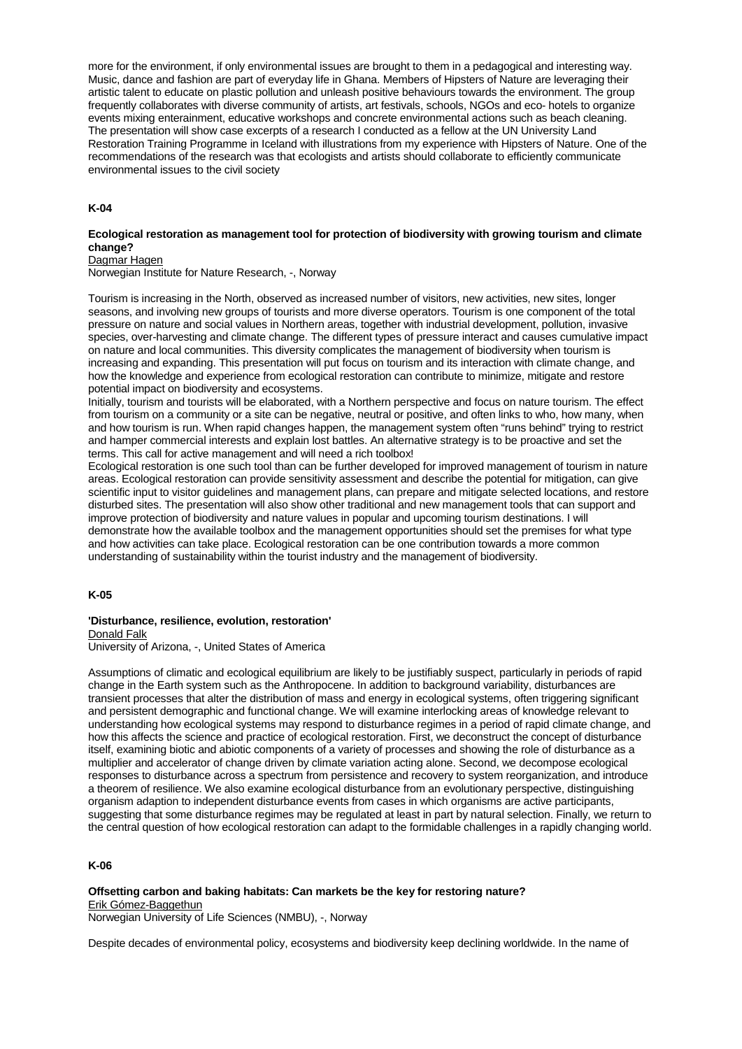more for the environment, if only environmental issues are brought to them in a pedagogical and interesting way. Music, dance and fashion are part of everyday life in Ghana. Members of Hipsters of Nature are leveraging their artistic talent to educate on plastic pollution and unleash positive behaviours towards the environment. The group frequently collaborates with diverse community of artists, art festivals, schools, NGOs and eco- hotels to organize events mixing enterainment, educative workshops and concrete environmental actions such as beach cleaning. The presentation will show case excerpts of a research I conducted as a fellow at the UN University Land Restoration Training Programme in Iceland with illustrations from my experience with Hipsters of Nature. One of the recommendations of the research was that ecologists and artists should collaborate to efficiently communicate environmental issues to the civil society

**K-04**

**Ecological restoration as management tool for protection of biodiversity with growing tourism and climate change?**

Dagmar Hagen

Norwegian Institute for Nature Research, -, Norway

Tourism is increasing in the North, observed as increased number of visitors, new activities, new sites, longer seasons, and involving new groups of tourists and more diverse operators. Tourism is one component of the total pressure on nature and social values in Northern areas, together with industrial development, pollution, invasive species, over-harvesting and climate change. The different types of pressure interact and causes cumulative impact on nature and local communities. This diversity complicates the management of biodiversity when tourism is increasing and expanding. This presentation will put focus on tourism and its interaction with climate change, and how the knowledge and experience from ecological restoration can contribute to minimize, mitigate and restore potential impact on biodiversity and ecosystems.

Initially, tourism and tourists will be elaborated, with a Northern perspective and focus on nature tourism. The effect from tourism on a community or a site can be negative, neutral or positive, and often links to who, how many, when and how tourism is run. When rapid changes happen, the management system often "runs behind" trying to restrict and hamper commercial interests and explain lost battles. An alternative strategy is to be proactive and set the terms. This call for active management and will need a rich toolbox!

Ecological restoration is one such tool than can be further developed for improved management of tourism in nature areas. Ecological restoration can provide sensitivity assessment and describe the potential for mitigation, can give scientific input to visitor guidelines and management plans, can prepare and mitigate selected locations, and restore disturbed sites. The presentation will also show other traditional and new management tools that can support and improve protection of biodiversity and nature values in popular and upcoming tourism destinations. I will demonstrate how the available toolbox and the management opportunities should set the premises for what type and how activities can take place. Ecological restoration can be one contribution towards a more common understanding of sustainability within the tourist industry and the management of biodiversity.

**K-05**

**'Disturbance, resilience, evolution, restoration'**

Donald Falk

University of Arizona, -, United States of America

Assumptions of climatic and ecological equilibrium are likely to be justifiably suspect, particularly in periods of rapid change in the Earth system such as the Anthropocene. In addition to background variability, disturbances are transient processes that alter the distribution of mass and energy in ecological systems, often triggering significant and persistent demographic and functional change. We will examine interlocking areas of knowledge relevant to understanding how ecological systems may respond to disturbance regimes in a period of rapid climate change, and how this affects the science and practice of ecological restoration. First, we deconstruct the concept of disturbance itself, examining biotic and abiotic components of a variety of processes and showing the role of disturbance as a multiplier and accelerator of change driven by climate variation acting alone. Second, we decompose ecological responses to disturbance across a spectrum from persistence and recovery to system reorganization, and introduce a theorem of resilience. We also examine ecological disturbance from an evolutionary perspective, distinguishing organism adaption to independent disturbance events from cases in which organisms are active participants, suggesting that some disturbance regimes may be regulated at least in part by natural selection. Finally, we return to the central question of how ecological restoration can adapt to the formidable challenges in a rapidly changing world.

**K-06**

**Offsetting carbon and baking habitats: Can markets be the key for restoring nature?**

Erik Gómez-Baggethun

Norwegian University of Life Sciences (NMBU), -, Norway

Despite decades of environmental policy, ecosystems and biodiversity keep declining worldwide. In the name of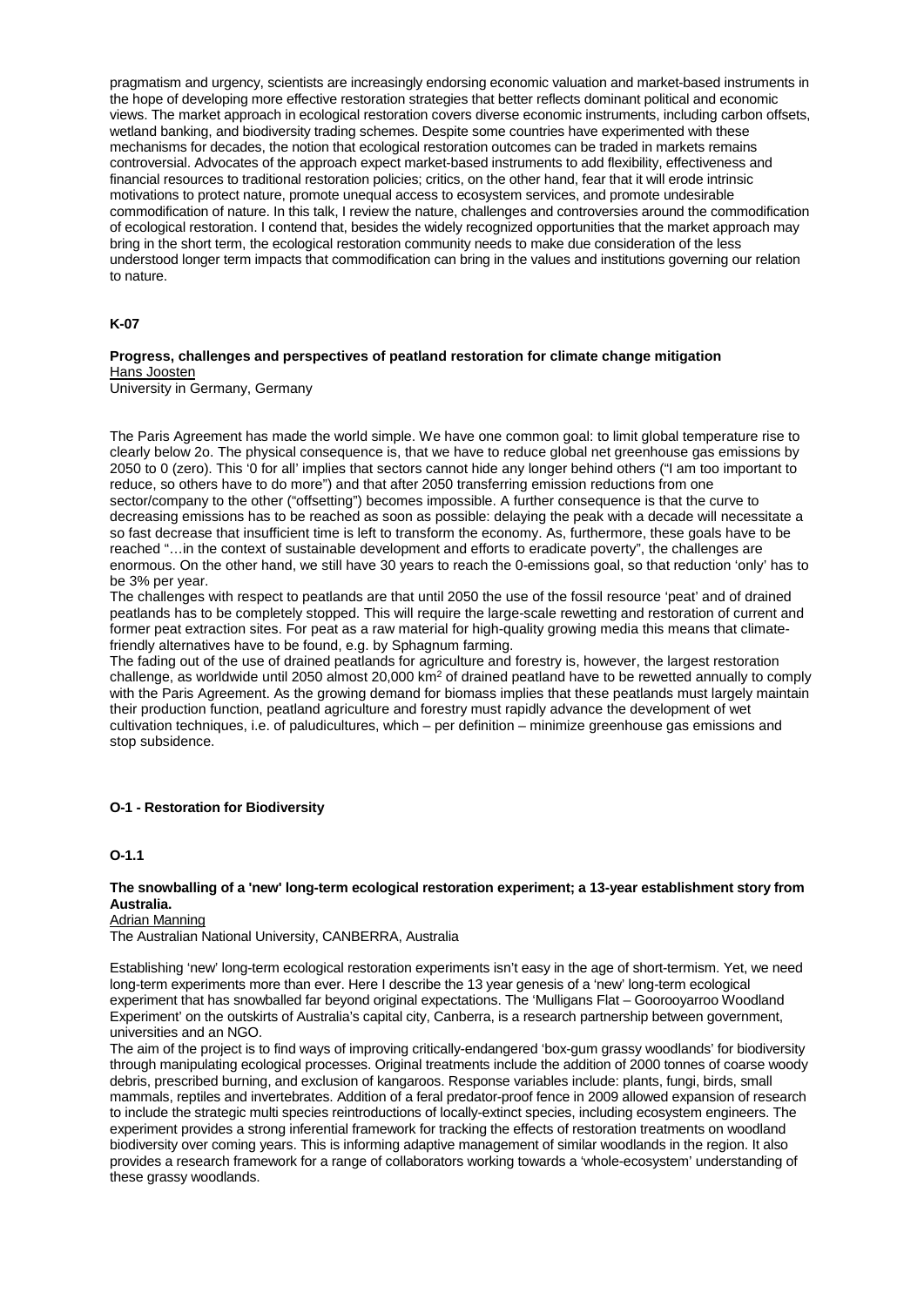pragmatism and urgency, scientists are increasingly endorsing economic valuation and market-based instruments in the hope of developing more effective restoration strategies that better reflects dominant political and economic views. The market approach in ecological restoration covers diverse economic instruments, including carbon offsets, wetland banking, and biodiversity trading schemes. Despite some countries have experimented with these mechanisms for decades, the notion that ecological restoration outcomes can be traded in markets remains controversial. Advocates of the approach expect market-based instruments to add flexibility, effectiveness and financial resources to traditional restoration policies; critics, on the other hand, fear that it will erode intrinsic motivations to protect nature, promote unequal access to ecosystem services, and promote undesirable commodification of nature. In this talk, I review the nature, challenges and controversies around the commodification of ecological restoration. I contend that, besides the widely recognized opportunities that the market approach may bring in the short term, the ecological restoration community needs to make due consideration of the less understood longer term impacts that commodification can bring in the values and institutions governing our relation to nature.

**K-07**

**Progress, challenges and perspectives of peatland restoration for climate change mitigation**
Hans Joosten
University in Germany, Germany

The Paris Agreement has made the world simple. We have one common goal: to limit global temperature rise to clearly below 2o. The physical consequence is, that we have to reduce global net greenhouse gas emissions by 2050 to 0 (zero). This '0 for all' implies that sectors cannot hide any longer behind others ("I am too important to reduce, so others have to do more") and that after 2050 transferring emission reductions from one sector/company to the other ("offsetting") becomes impossible. A further consequence is that the curve to decreasing emissions has to be reached as soon as possible: delaying the peak with a decade will necessitate a so fast decrease that insufficient time is left to transform the economy. As, furthermore, these goals have to be reached "…in the context of sustainable development and efforts to eradicate poverty", the challenges are enormous. On the other hand, we still have 30 years to reach the 0-emissions goal, so that reduction 'only' has to be 3% per year.
The challenges with respect to peatlands are that until 2050 the use of the fossil resource 'peat' and of drained peatlands has to be completely stopped. This will require the large-scale rewetting and restoration of current and former peat extraction sites. For peat as a raw material for high-quality growing media this means that climate-friendly alternatives have to be found, e.g. by Sphagnum farming.
The fading out of the use of drained peatlands for agriculture and forestry is, however, the largest restoration challenge, as worldwide until 2050 almost 20,000 $km^2$ of drained peatland have to be rewetted annually to comply with the Paris Agreement. As the growing demand for biomass implies that these peatlands must largely maintain their production function, peatland agriculture and forestry must rapidly advance the development of wet cultivation techniques, i.e. of paludicultures, which – per definition – minimize greenhouse gas emissions and stop subsidence.

**O-1 - Restoration for Biodiversity**

**O-1.1**

**The snowballing of a 'new' long-term ecological restoration experiment; a 13-year establishment story from Australia.**
Adrian Manning
The Australian National University, CANBERRA, Australia

Establishing 'new' long-term ecological restoration experiments isn't easy in the age of short-termism. Yet, we need long-term experiments more than ever. Here I describe the 13 year genesis of a 'new' long-term ecological experiment that has snowballed far beyond original expectations. The 'Mulligans Flat – Goorooyarroo Woodland Experiment' on the outskirts of Australia's capital city, Canberra, is a research partnership between government, universities and an NGO.
The aim of the project is to find ways of improving critically-endangered 'box-gum grassy woodlands' for biodiversity through manipulating ecological processes. Original treatments include the addition of 2000 tonnes of coarse woody debris, prescribed burning, and exclusion of kangaroos. Response variables include: plants, fungi, birds, small mammals, reptiles and invertebrates. Addition of a feral predator-proof fence in 2009 allowed expansion of research to include the strategic multi species reintroductions of locally-extinct species, including ecosystem engineers. The experiment provides a strong inferential framework for tracking the effects of restoration treatments on woodland biodiversity over coming years. This is informing adaptive management of similar woodlands in the region. It also provides a research framework for a range of collaborators working towards a 'whole-ecosystem' understanding of these grassy woodlands.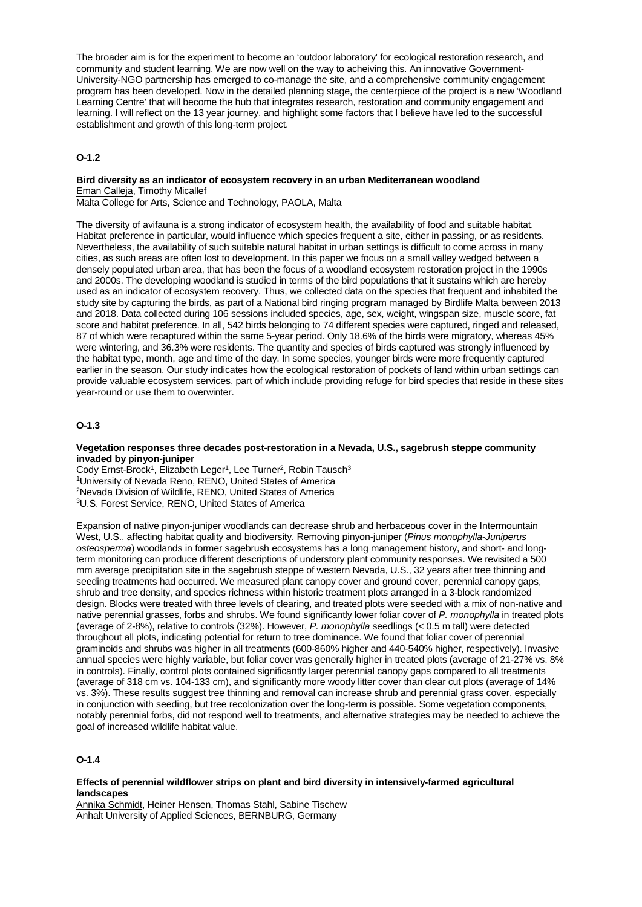The broader aim is for the experiment to become an 'outdoor laboratory' for ecological restoration research, and community and student learning. We are now well on the way to acheiving this. An innovative Government-University-NGO partnership has emerged to co-manage the site, and a comprehensive community engagement program has been developed. Now in the detailed planning stage, the centerpiece of the project is a new 'Woodland Learning Centre' that will become the hub that integrates research, restoration and community engagement and learning. I will reflect on the 13 year journey, and highlight some factors that I believe have led to the successful establishment and growth of this long-term project.

### O-1.2

**Bird diversity as an indicator of ecosystem recovery in an urban Mediterranean woodland**
Eman Calleja, Timothy Micallef
Malta College for Arts, Science and Technology, PAOLA, Malta

The diversity of avifauna is a strong indicator of ecosystem health, the availability of food and suitable habitat. Habitat preference in particular, would influence which species frequent a site, either in passing, or as residents. Nevertheless, the availability of such suitable natural habitat in urban settings is difficult to come across in many cities, as such areas are often lost to development. In this paper we focus on a small valley wedged between a densely populated urban area, that has been the focus of a woodland ecosystem restoration project in the 1990s and 2000s. The developing woodland is studied in terms of the bird populations that it sustains which are hereby used as an indicator of ecosystem recovery. Thus, we collected data on the species that frequent and inhabited the study site by capturing the birds, as part of a National bird ringing program managed by Birdlife Malta between 2013 and 2018. Data collected during 106 sessions included species, age, sex, weight, wingspan size, muscle score, fat score and habitat preference. In all, 542 birds belonging to 74 different species were captured, ringed and released, 87 of which were recaptured within the same 5-year period. Only 18.6% of the birds were migratory, whereas 45% were wintering, and 36.3% were residents. The quantity and species of birds captured was strongly influenced by the habitat type, month, age and time of the day. In some species, younger birds were more frequently captured earlier in the season. Our study indicates how the ecological restoration of pockets of land within urban settings can provide valuable ecosystem services, part of which include providing refuge for bird species that reside in these sites year-round or use them to overwinter.

### O-1.3

**Vegetation responses three decades post-restoration in a Nevada, U.S., sagebrush steppe community invaded by pinyon-juniper**
Cody Ernst-Brock[1], Elizabeth Leger[1], Lee Turner[2], Robin Tausch[3]
[1]University of Nevada Reno, RENO, United States of America
[2]Nevada Division of Wildlife, RENO, United States of America
[3]U.S. Forest Service, RENO, United States of America

Expansion of native pinyon-juniper woodlands can decrease shrub and herbaceous cover in the Intermountain West, U.S., affecting habitat quality and biodiversity. Removing pinyon-juniper (*Pinus monophylla*-*Juniperus osteosperma*) woodlands in former sagebrush ecosystems has a long management history, and short- and long-term monitoring can produce different descriptions of understory plant community responses. We revisited a 500 mm average precipitation site in the sagebrush steppe of western Nevada, U.S., 32 years after tree thinning and seeding treatments had occurred. We measured plant canopy cover and ground cover, perennial canopy gaps, shrub and tree density, and species richness within historic treatment plots arranged in a 3-block randomized design. Blocks were treated with three levels of clearing, and treated plots were seeded with a mix of non-native and native perennial grasses, forbs and shrubs. We found significantly lower foliar cover of *P. monophylla* in treated plots (average of 2-8%), relative to controls (32%). However, *P. monophylla* seedlings (< 0.5 m tall) were detected throughout all plots, indicating potential for return to tree dominance. We found that foliar cover of perennial graminoids and shrubs was higher in all treatments (600-860% higher and 440-540% higher, respectively). Invasive annual species were highly variable, but foliar cover was generally higher in treated plots (average of 21-27% vs. 8% in controls). Finally, control plots contained significantly larger perennial canopy gaps compared to all treatments (average of 318 cm vs. 104-133 cm), and significantly more woody litter cover than clear cut plots (average of 14% vs. 3%). These results suggest tree thinning and removal can increase shrub and perennial grass cover, especially in conjunction with seeding, but tree recolonization over the long-term is possible. Some vegetation components, notably perennial forbs, did not respond well to treatments, and alternative strategies may be needed to achieve the goal of increased wildlife habitat value.

### O-1.4

**Effects of perennial wildflower strips on plant and bird diversity in intensively-farmed agricultural landscapes**
Annika Schmidt, Heiner Hensen, Thomas Stahl, Sabine Tischew
Anhalt University of Applied Sciences, BERNBURG, Germany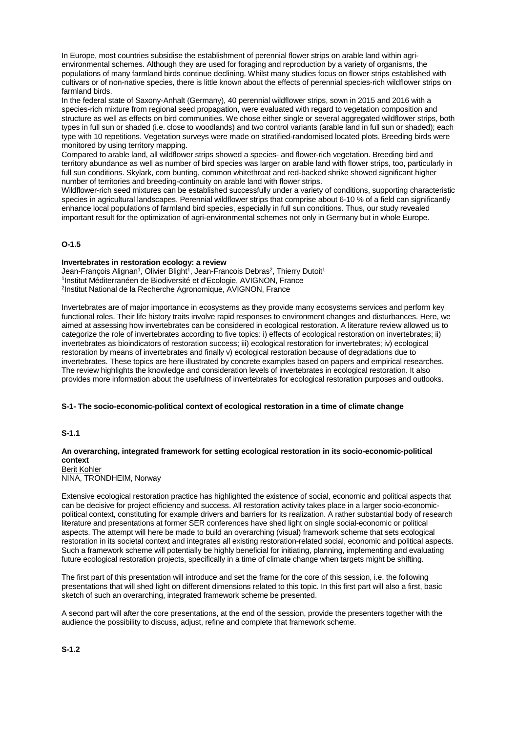In Europe, most countries subsidise the establishment of perennial flower strips on arable land within agri-environmental schemes. Although they are used for foraging and reproduction by a variety of organisms, the populations of many farmland birds continue declining. Whilst many studies focus on flower strips established with cultivars or of non-native species, there is little known about the effects of perennial species-rich wildflower strips on farmland birds.

In the federal state of Saxony-Anhalt (Germany), 40 perennial wildflower strips, sown in 2015 and 2016 with a species-rich mixture from regional seed propagation, were evaluated with regard to vegetation composition and structure as well as effects on bird communities. We chose either single or several aggregated wildflower strips, both types in full sun or shaded (i.e. close to woodlands) and two control variants (arable land in full sun or shaded); each type with 10 repetitions. Vegetation surveys were made on stratified-randomised located plots. Breeding birds were monitored by using territory mapping.

Compared to arable land, all wildflower strips showed a species- and flower-rich vegetation. Breeding bird and territory abundance as well as number of bird species was larger on arable land with flower strips, too, particularly in full sun conditions. Skylark, corn bunting, common whitethroat and red-backed shrike showed significant higher number of territories and breeding-continuity on arable land with flower strips.

Wildflower-rich seed mixtures can be established successfully under a variety of conditions, supporting characteristic species in agricultural landscapes. Perennial wildflower strips that comprise about 6-10 % of a field can significantly enhance local populations of farmland bird species, especially in full sun conditions. Thus, our study revealed important result for the optimization of agri-environmental schemes not only in Germany but in whole Europe.

**O-1.5**

**Invertebrates in restoration ecology: a review**
Jean-François Alignan[1], Olivier Blight[1], Jean-Francois Debras[2], Thierry Dutoit[1]
[1]Institut Méditerranéen de Biodiversité et d'Ecologie, AVIGNON, France
[2]Institut National de la Recherche Agronomique, AVIGNON, France

Invertebrates are of major importance in ecosystems as they provide many ecosystems services and perform key functional roles. Their life history traits involve rapid responses to environment changes and disturbances. Here, we aimed at assessing how invertebrates can be considered in ecological restoration. A literature review allowed us to categorize the role of invertebrates according to five topics: i) effects of ecological restoration on invertebrates; ii) invertebrates as bioindicators of restoration success; iii) ecological restoration for invertebrates; iv) ecological restoration by means of invertebrates and finally v) ecological restoration because of degradations due to invertebrates. These topics are here illustrated by concrete examples based on papers and empirical researches. The review highlights the knowledge and consideration levels of invertebrates in ecological restoration. It also provides more information about the usefulness of invertebrates for ecological restoration purposes and outlooks.

**S-1- The socio-economic-political context of ecological restoration in a time of climate change**

**S-1.1**

**An overarching, integrated framework for setting ecological restoration in its socio-economic-political context**
Berit Kohler
NINA, TRONDHEIM, Norway

Extensive ecological restoration practice has highlighted the existence of social, economic and political aspects that can be decisive for project efficiency and success. All restoration activity takes place in a larger socio-economic-political context, constituting for example drivers and barriers for its realization. A rather substantial body of research literature and presentations at former SER conferences have shed light on single social-economic or political aspects. The attempt will here be made to build an overarching (visual) framework scheme that sets ecological restoration in its societal context and integrates all existing restoration-related social, economic and political aspects. Such a framework scheme will potentially be highly beneficial for initiating, planning, implementing and evaluating future ecological restoration projects, specifically in a time of climate change when targets might be shifting.

The first part of this presentation will introduce and set the frame for the core of this session, i.e. the following presentations that will shed light on different dimensions related to this topic. In this first part will also a first, basic sketch of such an overarching, integrated framework scheme be presented.

A second part will after the core presentations, at the end of the session, provide the presenters together with the audience the possibility to discuss, adjust, refine and complete that framework scheme.

**S-1.2**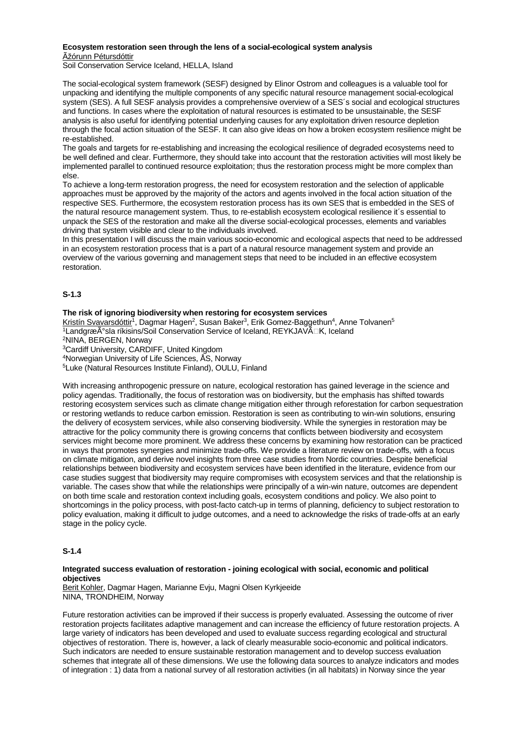**Ecosystem restoration seen through the lens of a social-ecological system analysis**

Ãžórunn Pétursdóttir

Soil Conservation Service Iceland, HELLA, Island

The social-ecological system framework (SESF) designed by Elinor Ostrom and colleagues is a valuable tool for unpacking and identifying the multiple components of any specific natural resource management social-ecological system (SES). A full SESF analysis provides a comprehensive overview of a SES´s social and ecological structures and functions. In cases where the exploitation of natural resources is estimated to be unsustainable, the SESF analysis is also useful for identifying potential underlying causes for any exploitation driven resource depletion through the focal action situation of the SESF. It can also give ideas on how a broken ecosystem resilience might be re-established.

The goals and targets for re-establishing and increasing the ecological resilience of degraded ecosystems need to be well defined and clear. Furthermore, they should take into account that the restoration activities will most likely be implemented parallel to continued resource exploitation; thus the restoration process might be more complex than else.

To achieve a long-term restoration progress, the need for ecosystem restoration and the selection of applicable approaches must be approved by the majority of the actors and agents involved in the focal action situation of the respective SES. Furthermore, the ecosystem restoration process has its own SES that is embedded in the SES of the natural resource management system. Thus, to re-establish ecosystem ecological resilience it´s essential to unpack the SES of the restoration and make all the diverse social-ecological processes, elements and variables driving that system visible and clear to the individuals involved.

In this presentation I will discuss the main various socio-economic and ecological aspects that need to be addressed in an ecosystem restoration process that is a part of a natural resource management system and provide an overview of the various governing and management steps that need to be included in an effective ecosystem restoration.

## S-1.3

**The risk of ignoring biodiversity when restoring for ecosystem services**

Kristín Svavarsdóttir[1], Dagmar Hagen[2], Susan Baker[3], Erik Gomez-Baggethun[4], Anne Tolvanen[5]

[1]LandgræÃ°sla ríkisins/Soil Conservation Service of Iceland, REYKJAVÃK, Iceland

[2]NINA, BERGEN, Norway

[3]Cardiff University, CARDIFF, United Kingdom

[4]Norwegian University of Life Sciences, ÅS, Norway

[5]Luke (Natural Resources Institute Finland), OULU, Finland

With increasing anthropogenic pressure on nature, ecological restoration has gained leverage in the science and policy agendas. Traditionally, the focus of restoration was on biodiversity, but the emphasis has shifted towards restoring ecosystem services such as climate change mitigation either through reforestation for carbon sequestration or restoring wetlands to reduce carbon emission. Restoration is seen as contributing to win-win solutions, ensuring the delivery of ecosystem services, while also conserving biodiversity. While the synergies in restoration may be attractive for the policy community there is growing concerns that conflicts between biodiversity and ecosystem services might become more prominent. We address these concerns by examining how restoration can be practiced in ways that promotes synergies and minimize trade-offs. We provide a literature review on trade-offs, with a focus on climate mitigation, and derive novel insights from three case studies from Nordic countries. Despite beneficial relationships between biodiversity and ecosystem services have been identified in the literature, evidence from our case studies suggest that biodiversity may require compromises with ecosystem services and that the relationship is variable. The cases show that while the relationships were principally of a win-win nature, outcomes are dependent on both time scale and restoration context including goals, ecosystem conditions and policy. We also point to shortcomings in the policy process, with post-facto catch-up in terms of planning, deficiency to subject restoration to policy evaluation, making it difficult to judge outcomes, and a need to acknowledge the risks of trade-offs at an early stage in the policy cycle.

## S-1.4

**Integrated success evaluation of restoration - joining ecological with social, economic and political objectives**

Berit Kohler, Dagmar Hagen, Marianne Evju, Magni Olsen Kyrkjeeide

NINA, TRONDHEIM, Norway

Future restoration activities can be improved if their success is properly evaluated. Assessing the outcome of river restoration projects facilitates adaptive management and can increase the efficiency of future restoration projects. A large variety of indicators has been developed and used to evaluate success regarding ecological and structural objectives of restoration. There is, however, a lack of clearly measurable socio-economic and political indicators. Such indicators are needed to ensure sustainable restoration management and to develop success evaluation schemes that integrate all of these dimensions. We use the following data sources to analyze indicators and modes of integration : 1) data from a national survey of all restoration activities (in all habitats) in Norway since the year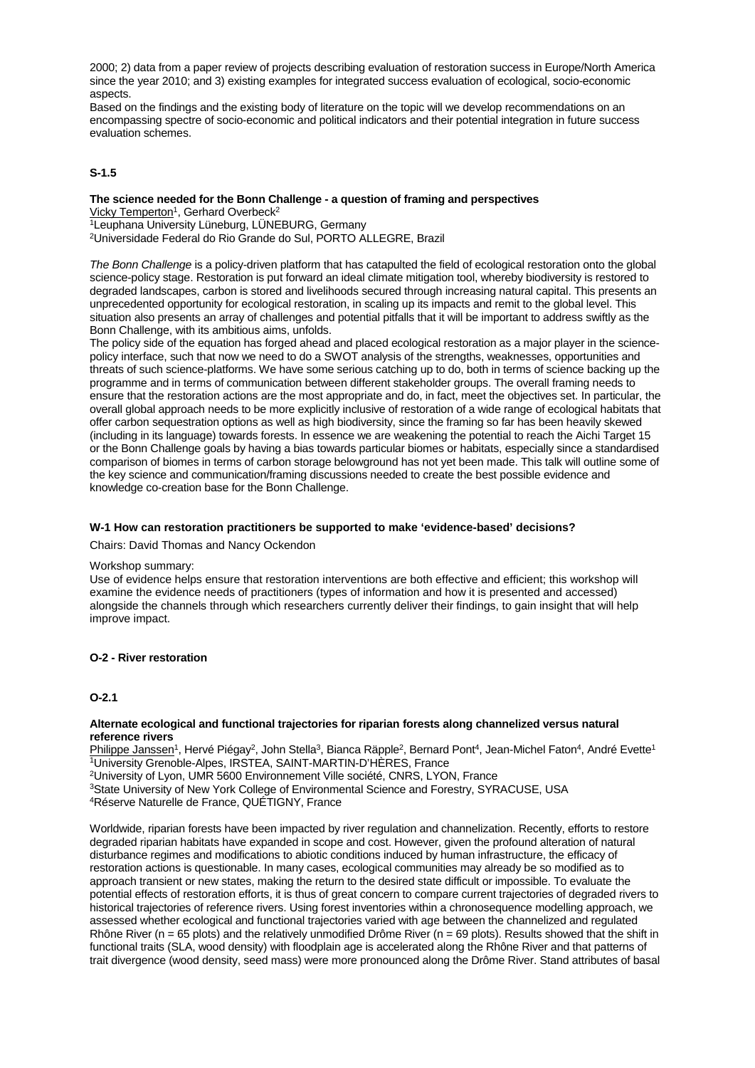2000; 2) data from a paper review of projects describing evaluation of restoration success in Europe/North America since the year 2010; and 3) existing examples for integrated success evaluation of ecological, socio-economic aspects.

Based on the findings and the existing body of literature on the topic will we develop recommendations on an encompassing spectre of socio-economic and political indicators and their potential integration in future success evaluation schemes.

### S-1.5

**The science needed for the Bonn Challenge - a question of framing and perspectives**

Vicky Temperton[1], Gerhard Overbeck[2]

[1]Leuphana University Lüneburg, LÜNEBURG, Germany

[2]Universidade Federal do Rio Grande do Sul, PORTO ALLEGRE, Brazil

*The Bonn Challenge* is a policy-driven platform that has catapulted the field of ecological restoration onto the global science-policy stage. Restoration is put forward an ideal climate mitigation tool, whereby biodiversity is restored to degraded landscapes, carbon is stored and livelihoods secured through increasing natural capital. This presents an unprecedented opportunity for ecological restoration, in scaling up its impacts and remit to the global level. This situation also presents an array of challenges and potential pitfalls that it will be important to address swiftly as the Bonn Challenge, with its ambitious aims, unfolds.

The policy side of the equation has forged ahead and placed ecological restoration as a major player in the science-policy interface, such that now we need to do a SWOT analysis of the strengths, weaknesses, opportunities and threats of such science-platforms. We have some serious catching up to do, both in terms of science backing up the programme and in terms of communication between different stakeholder groups. The overall framing needs to ensure that the restoration actions are the most appropriate and do, in fact, meet the objectives set. In particular, the overall global approach needs to be more explicitly inclusive of restoration of a wide range of ecological habitats that offer carbon sequestration options as well as high biodiversity, since the framing so far has been heavily skewed (including in its language) towards forests. In essence we are weakening the potential to reach the Aichi Target 15 or the Bonn Challenge goals by having a bias towards particular biomes or habitats, especially since a standardised comparison of biomes in terms of carbon storage belowground has not yet been made. This talk will outline some of the key science and communication/framing discussions needed to create the best possible evidence and knowledge co-creation base for the Bonn Challenge.

### W-1 How can restoration practitioners be supported to make ‘evidence-based’ decisions?

Chairs: David Thomas and Nancy Ockendon

Workshop summary:

Use of evidence helps ensure that restoration interventions are both effective and efficient; this workshop will examine the evidence needs of practitioners (types of information and how it is presented and accessed) alongside the channels through which researchers currently deliver their findings, to gain insight that will help improve impact.

### O-2 - River restoration

### O-2.1

**Alternate ecological and functional trajectories for riparian forests along channelized versus natural reference rivers**

Philippe Janssen[1], Hervé Piégay[2], John Stella[3], Bianca Räpple[2], Bernard Pont[4], Jean-Michel Faton[4], André Evette[1]

[1]University Grenoble-Alpes, IRSTEA, SAINT-MARTIN-D'HÈRES, France

[2]University of Lyon, UMR 5600 Environnement Ville société, CNRS, LYON, France

[3]State University of New York College of Environmental Science and Forestry, SYRACUSE, USA

[4]Réserve Naturelle de France, QUÉTIGNY, France

Worldwide, riparian forests have been impacted by river regulation and channelization. Recently, efforts to restore degraded riparian habitats have expanded in scope and cost. However, given the profound alteration of natural disturbance regimes and modifications to abiotic conditions induced by human infrastructure, the efficacy of restoration actions is questionable. In many cases, ecological communities may already be so modified as to approach transient or new states, making the return to the desired state difficult or impossible. To evaluate the potential effects of restoration efforts, it is thus of great concern to compare current trajectories of degraded rivers to historical trajectories of reference rivers. Using forest inventories within a chronosequence modelling approach, we assessed whether ecological and functional trajectories varied with age between the channelized and regulated Rhône River ($n = 65$ plots) and the relatively unmodified Drôme River ($n = 69$ plots). Results showed that the shift in functional traits (SLA, wood density) with floodplain age is accelerated along the Rhône River and that patterns of trait divergence (wood density, seed mass) were more pronounced along the Drôme River. Stand attributes of basal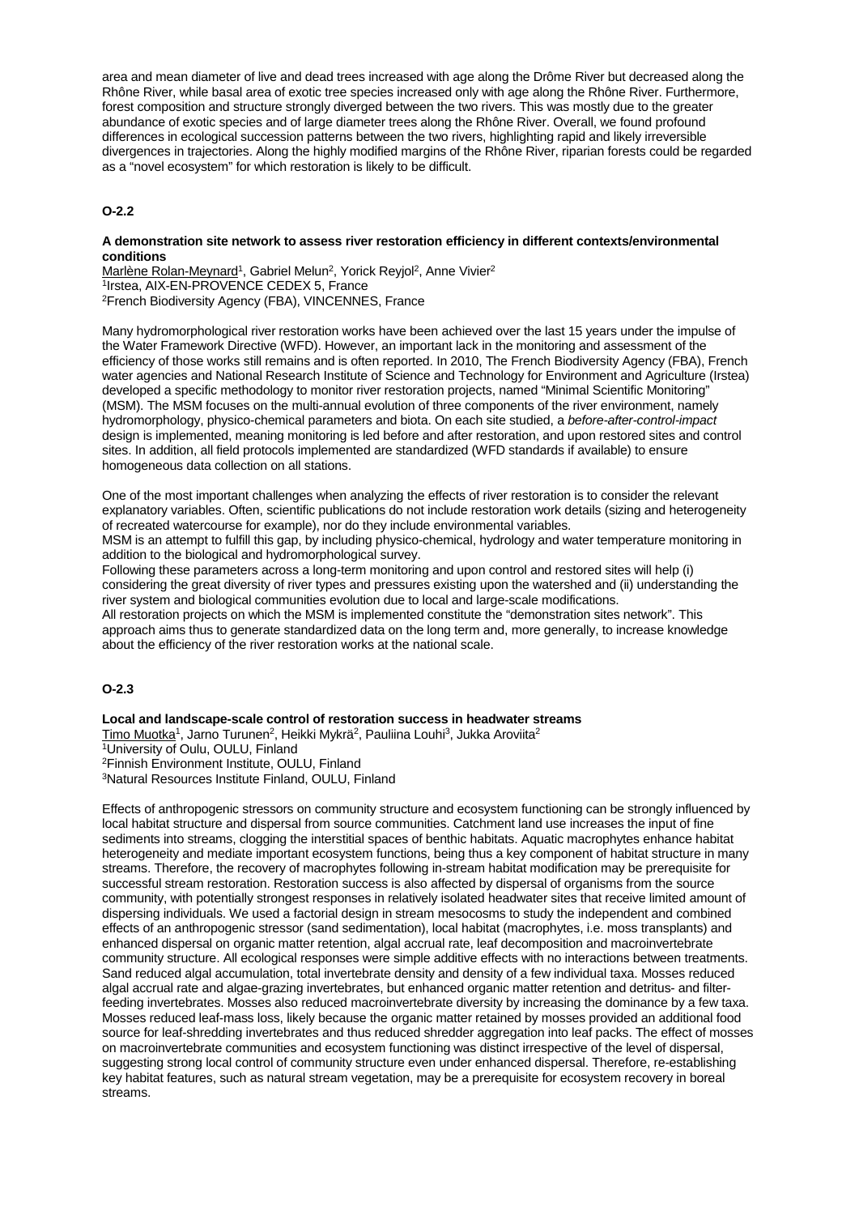area and mean diameter of live and dead trees increased with age along the Drôme River but decreased along the Rhône River, while basal area of exotic tree species increased only with age along the Rhône River. Furthermore, forest composition and structure strongly diverged between the two rivers. This was mostly due to the greater abundance of exotic species and of large diameter trees along the Rhône River. Overall, we found profound differences in ecological succession patterns between the two rivers, highlighting rapid and likely irreversible divergences in trajectories. Along the highly modified margins of the Rhône River, riparian forests could be regarded as a "novel ecosystem" for which restoration is likely to be difficult.

## O-2.2

### A demonstration site network to assess river restoration efficiency in different contexts/environmental conditions

Marlène Rolan-Meynard[1], Gabriel Melun[2], Yorick Reyjol[2], Anne Vivier[2]
[1]Irstea, AIX-EN-PROVENCE CEDEX 5, France
[2]French Biodiversity Agency (FBA), VINCENNES, France

Many hydromorphological river restoration works have been achieved over the last 15 years under the impulse of the Water Framework Directive (WFD). However, an important lack in the monitoring and assessment of the efficiency of those works still remains and is often reported. In 2010, The French Biodiversity Agency (FBA), French water agencies and National Research Institute of Science and Technology for Environment and Agriculture (Irstea) developed a specific methodology to monitor river restoration projects, named "Minimal Scientific Monitoring" (MSM). The MSM focuses on the multi-annual evolution of three components of the river environment, namely hydromorphology, physico-chemical parameters and biota. On each site studied, a *before-after-control-impact* design is implemented, meaning monitoring is led before and after restoration, and upon restored sites and control sites. In addition, all field protocols implemented are standardized (WFD standards if available) to ensure homogeneous data collection on all stations.

One of the most important challenges when analyzing the effects of river restoration is to consider the relevant explanatory variables. Often, scientific publications do not include restoration work details (sizing and heterogeneity of recreated watercourse for example), nor do they include environmental variables.
MSM is an attempt to fulfill this gap, by including physico-chemical, hydrology and water temperature monitoring in addition to the biological and hydromorphological survey.
Following these parameters across a long-term monitoring and upon control and restored sites will help (i) considering the great diversity of river types and pressures existing upon the watershed and (ii) understanding the river system and biological communities evolution due to local and large-scale modifications.
All restoration projects on which the MSM is implemented constitute the "demonstration sites network". This approach aims thus to generate standardized data on the long term and, more generally, to increase knowledge about the efficiency of the river restoration works at the national scale.

## O-2.3

### Local and landscape-scale control of restoration success in headwater streams

Timo Muotka[1], Jarno Turunen[2], Heikki Mykrä[2], Pauliina Louhi[3], Jukka Aroviita[2]
[1]University of Oulu, OULU, Finland
[2]Finnish Environment Institute, OULU, Finland
[3]Natural Resources Institute Finland, OULU, Finland

Effects of anthropogenic stressors on community structure and ecosystem functioning can be strongly influenced by local habitat structure and dispersal from source communities. Catchment land use increases the input of fine sediments into streams, clogging the interstitial spaces of benthic habitats. Aquatic macrophytes enhance habitat heterogeneity and mediate important ecosystem functions, being thus a key component of habitat structure in many streams. Therefore, the recovery of macrophytes following in-stream habitat modification may be prerequisite for successful stream restoration. Restoration success is also affected by dispersal of organisms from the source community, with potentially strongest responses in relatively isolated headwater sites that receive limited amount of dispersing individuals. We used a factorial design in stream mesocosms to study the independent and combined effects of an anthropogenic stressor (sand sedimentation), local habitat (macrophytes, i.e. moss transplants) and enhanced dispersal on organic matter retention, algal accrual rate, leaf decomposition and macroinvertebrate community structure. All ecological responses were simple additive effects with no interactions between treatments. Sand reduced algal accumulation, total invertebrate density and density of a few individual taxa. Mosses reduced algal accrual rate and algae-grazing invertebrates, but enhanced organic matter retention and detritus- and filter-feeding invertebrates. Mosses also reduced macroinvertebrate diversity by increasing the dominance by a few taxa. Mosses reduced leaf-mass loss, likely because the organic matter retained by mosses provided an additional food source for leaf-shredding invertebrates and thus reduced shredder aggregation into leaf packs. The effect of mosses on macroinvertebrate communities and ecosystem functioning was distinct irrespective of the level of dispersal, suggesting strong local control of community structure even under enhanced dispersal. Therefore, re-establishing key habitat features, such as natural stream vegetation, may be a prerequisite for ecosystem recovery in boreal streams.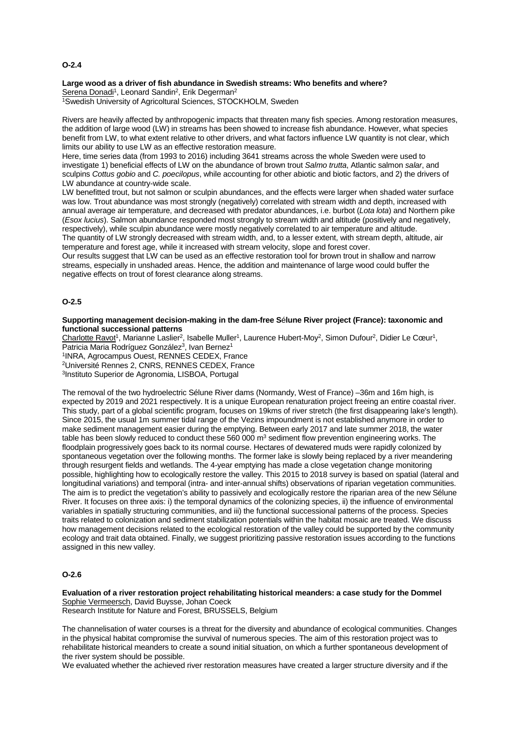**O-2.4**

**Large wood as a driver of fish abundance in Swedish streams: Who benefits and where?**

Serena Donadi[1], Leonard Sandin[2], Erik Degerman[2]

[1]Swedish University of Agricoltural Sciences, STOCKHOLM, Sweden

Rivers are heavily affected by anthropogenic impacts that threaten many fish species. Among restoration measures, the addition of large wood (LW) in streams has been showed to increase fish abundance. However, what species benefit from LW, to what extent relative to other drivers, and what factors influence LW quantity is not clear, which limits our ability to use LW as an effective restoration measure.

Here, time series data (from 1993 to 2016) including 3641 streams across the whole Sweden were used to investigate 1) beneficial effects of LW on the abundance of brown trout *Salmo trutta*, Atlantic salmon *salar*, and sculpins *Cottus gobio* and *C. poecilopus*, while accounting for other abiotic and biotic factors, and 2) the drivers of LW abundance at country-wide scale.

LW benefitted trout, but not salmon or sculpin abundances, and the effects were larger when shaded water surface was low. Trout abundance was most strongly (negatively) correlated with stream width and depth, increased with annual average air temperature, and decreased with predator abundances, i.e. burbot (*Lota lota*) and Northern pike (*Esox lucius*). Salmon abundance responded most strongly to stream width and altitude (positively and negatively, respectively), while sculpin abundance were mostly negatively correlated to air temperature and altitude.

The quantity of LW strongly decreased with stream width, and, to a lesser extent, with stream depth, altitude, air temperature and forest age, while it increased with stream velocity, slope and forest cover.

Our results suggest that LW can be used as an effective restoration tool for brown trout in shallow and narrow streams, especially in unshaded areas. Hence, the addition and maintenance of large wood could buffer the negative effects on trout of forest clearance along streams.

**O-2.5**

**Supporting management decision-making in the dam-free Sélune River project (France): taxonomic and functional successional patterns**

Charlotte Ravot[1], Marianne Laslier[2], Isabelle Muller[1], Laurence Hubert-Moy[2], Simon Dufour[2], Didier Le Cœur[1], Patricia Maria Rodríguez González[3], Ivan Bernez[1]

[1]INRA, Agrocampus Ouest, RENNES CEDEX, France

[2]Université Rennes 2, CNRS, RENNES CEDEX, France

[3]Instituto Superior de Agronomia, LISBOA, Portugal

The removal of the two hydroelectric Sélune River dams (Normandy, West of France) –36m and 16m high, is expected by 2019 and 2021 respectively. It is a unique European renaturation project freeing an entire coastal river. This study, part of a global scientific program, focuses on 19kms of river stretch (the first disappearing lake's length). Since 2015, the usual 1m summer tidal range of the Vezins impoundment is not established anymore in order to make sediment management easier during the emptying. Between early 2017 and late summer 2018, the water table has been slowly reduced to conduct these 560 000 m³ sediment flow prevention engineering works. The floodplain progressively goes back to its normal course. Hectares of dewatered muds were rapidly colonized by spontaneous vegetation over the following months. The former lake is slowly being replaced by a river meandering through resurgent fields and wetlands. The 4-year emptying has made a close vegetation change monitoring possible, highlighting how to ecologically restore the valley. This 2015 to 2018 survey is based on spatial (lateral and longitudinal variations) and temporal (intra- and inter-annual shifts) observations of riparian vegetation communities. The aim is to predict the vegetation's ability to passively and ecologically restore the riparian area of the new Sélune River. It focuses on three axis: i) the temporal dynamics of the colonizing species, ii) the influence of environmental variables in spatially structuring communities, and iii) the functional successional patterns of the process. Species traits related to colonization and sediment stabilization potentials within the habitat mosaic are treated. We discuss how management decisions related to the ecological restoration of the valley could be supported by the community ecology and trait data obtained. Finally, we suggest prioritizing passive restoration issues according to the functions assigned in this new valley.

**O-2.6**

**Evaluation of a river restoration project rehabilitating historical meanders: a case study for the Dommel**

Sophie Vermeersch, David Buysse, Johan Coeck

Research Institute for Nature and Forest, BRUSSELS, Belgium

The channelisation of water courses is a threat for the diversity and abundance of ecological communities. Changes in the physical habitat compromise the survival of numerous species. The aim of this restoration project was to rehabilitate historical meanders to create a sound initial situation, on which a further spontaneous development of the river system should be possible.

We evaluated whether the achieved river restoration measures have created a larger structure diversity and if the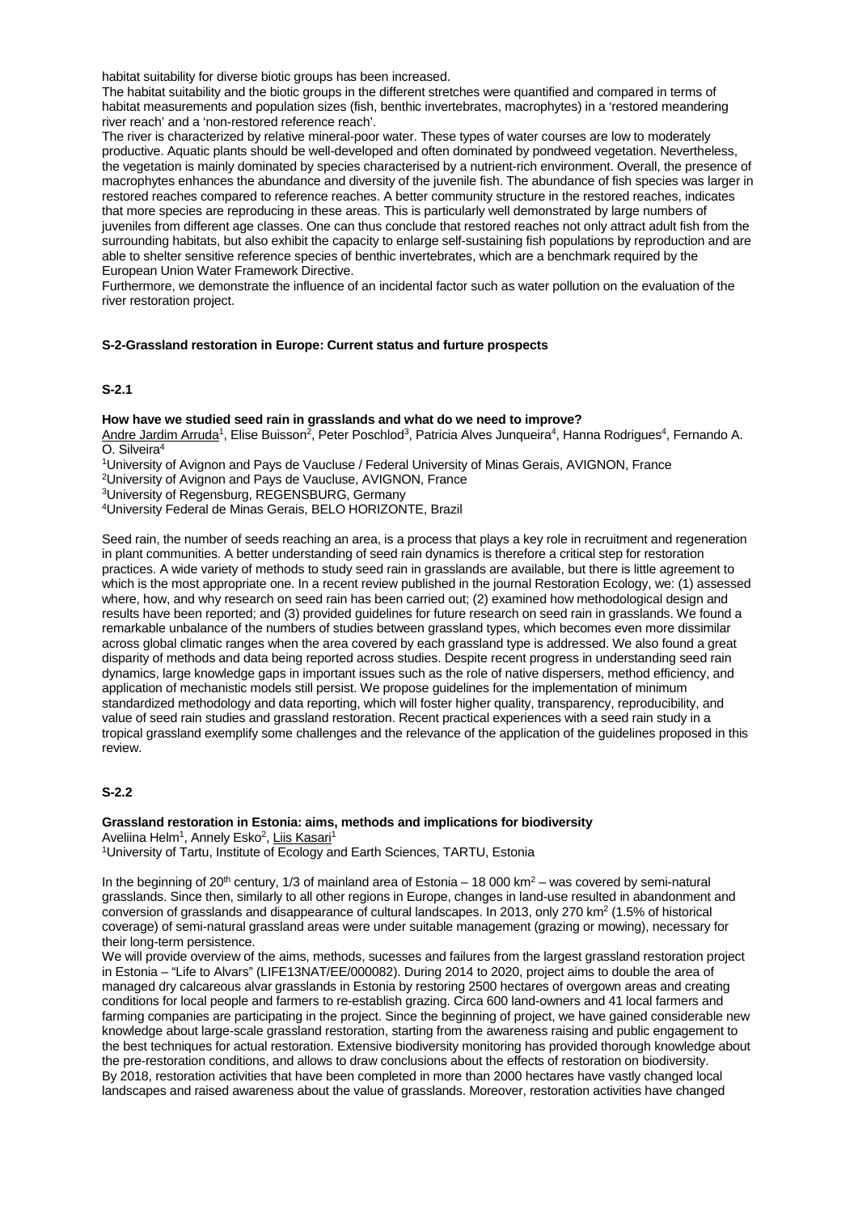habitat suitability for diverse biotic groups has been increased.
The habitat suitability and the biotic groups in the different stretches were quantified and compared in terms of habitat measurements and population sizes (fish, benthic invertebrates, macrophytes) in a 'restored meandering river reach' and a 'non-restored reference reach'.
The river is characterized by relative mineral-poor water. These types of water courses are low to moderately productive. Aquatic plants should be well-developed and often dominated by pondweed vegetation. Nevertheless, the vegetation is mainly dominated by species characterised by a nutrient-rich environment. Overall, the presence of macrophytes enhances the abundance and diversity of the juvenile fish. The abundance of fish species was larger in restored reaches compared to reference reaches. A better community structure in the restored reaches, indicates that more species are reproducing in these areas. This is particularly well demonstrated by large numbers of juveniles from different age classes. One can thus conclude that restored reaches not only attract adult fish from the surrounding habitats, but also exhibit the capacity to enlarge self-sustaining fish populations by reproduction and are able to shelter sensitive reference species of benthic invertebrates, which are a benchmark required by the European Union Water Framework Directive.
Furthermore, we demonstrate the influence of an incidental factor such as water pollution on the evaluation of the river restoration project.

## S-2-Grassland restoration in Europe: Current status and furture prospects

### S-2.1

**How have we studied seed rain in grasslands and what do we need to improve?**
Andre Jardim Arruda[1], Elise Buisson[2], Peter Poschlod[3], Patricia Alves Junqueira[4], Hanna Rodrigues[4], Fernando A. O. Silveira[4]
[1]University of Avignon and Pays de Vaucluse / Federal University of Minas Gerais, AVIGNON, France
[2]University of Avignon and Pays de Vaucluse, AVIGNON, France
[3]University of Regensburg, REGENSBURG, Germany
[4]University Federal de Minas Gerais, BELO HORIZONTE, Brazil

Seed rain, the number of seeds reaching an area, is a process that plays a key role in recruitment and regeneration in plant communities. A better understanding of seed rain dynamics is therefore a critical step for restoration practices. A wide variety of methods to study seed rain in grasslands are available, but there is little agreement to which is the most appropriate one. In a recent review published in the journal Restoration Ecology, we: (1) assessed where, how, and why research on seed rain has been carried out; (2) examined how methodological design and results have been reported; and (3) provided guidelines for future research on seed rain in grasslands. We found a remarkable unbalance of the numbers of studies between grassland types, which becomes even more dissimilar across global climatic ranges when the area covered by each grassland type is addressed. We also found a great disparity of methods and data being reported across studies. Despite recent progress in understanding seed rain dynamics, large knowledge gaps in important issues such as the role of native dispersers, method efficiency, and application of mechanistic models still persist. We propose guidelines for the implementation of minimum standardized methodology and data reporting, which will foster higher quality, transparency, reproducibility, and value of seed rain studies and grassland restoration. Recent practical experiences with a seed rain study in a tropical grassland exemplify some challenges and the relevance of the application of the guidelines proposed in this review.

### S-2.2

**Grassland restoration in Estonia: aims, methods and implications for biodiversity**
Aveliina Helm[1], Annely Esko[2], Liis Kasari[1]
[1]University of Tartu, Institute of Ecology and Earth Sciences, TARTU, Estonia

In the beginning of 20th century, 1/3 of mainland area of Estonia – 18 000 km$^2$ – was covered by semi-natural grasslands. Since then, similarly to all other regions in Europe, changes in land-use resulted in abandonment and conversion of grasslands and disappearance of cultural landscapes. In 2013, only 270 km$^2$ (1.5% of historical coverage) of semi-natural grassland areas were under suitable management (grazing or mowing), necessary for their long-term persistence.
We will provide overview of the aims, methods, sucesses and failures from the largest grassland restoration project in Estonia – "Life to Alvars" (LIFE13NAT/EE/000082). During 2014 to 2020, project aims to double the area of managed dry calcareous alvar grasslands in Estonia by restoring 2500 hectares of overgown areas and creating conditions for local people and farmers to re-establish grazing. Circa 600 land-owners and 41 local farmers and farming companies are participating in the project. Since the beginning of project, we have gained considerable new knowledge about large-scale grassland restoration, starting from the awareness raising and public engagement to the best techniques for actual restoration. Extensive biodiversity monitoring has provided thorough knowledge about the pre-restoration conditions, and allows to draw conclusions about the effects of restoration on biodiversity.
By 2018, restoration activities that have been completed in more than 2000 hectares have vastly changed local landscapes and raised awareness about the value of grasslands. Moreover, restoration activities have changed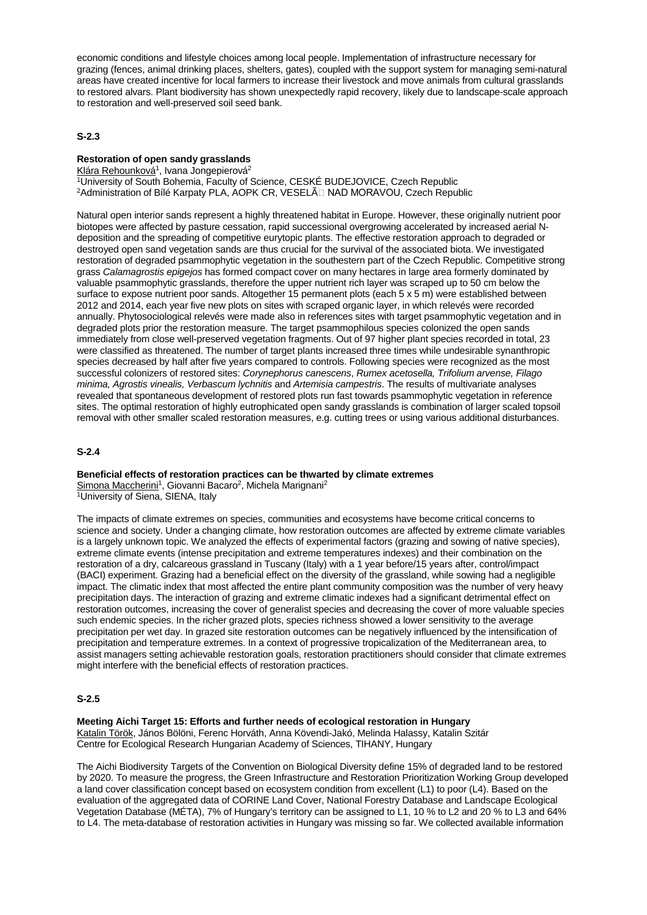economic conditions and lifestyle choices among local people. Implementation of infrastructure necessary for grazing (fences, animal drinking places, shelters, gates), coupled with the support system for managing semi-natural areas have created incentive for local farmers to increase their livestock and move animals from cultural grasslands to restored alvars. Plant biodiversity has shown unexpectedly rapid recovery, likely due to landscape-scale approach to restoration and well-preserved soil seed bank.

## S-2.3

### Restoration of open sandy grasslands

Klára Rehounková[1], Ivana Jongepierová[2]
[1]University of South Bohemia, Faculty of Science, CESKÉ BUDEJOVICE, Czech Republic
[2]Administration of Bílé Karpaty PLA, AOPK CR, VESELÃ NAD MORAVOU, Czech Republic

Natural open interior sands represent a highly threatened habitat in Europe. However, these originally nutrient poor biotopes were affected by pasture cessation, rapid successional overgrowing accelerated by increased aerial N-deposition and the spreading of competitive eurytopic plants. The effective restoration approach to degraded or destroyed open sand vegetation sands are thus crucial for the survival of the associated biota. We investigated restoration of degraded psammophytic vegetation in the southestern part of the Czech Republic. Competitive strong grass *Calamagrostis epigejos* has formed compact cover on many hectares in large area formerly dominated by valuable psammophytic grasslands, therefore the upper nutrient rich layer was scraped up to 50 cm below the surface to expose nutrient poor sands. Altogether 15 permanent plots (each 5 x 5 m) were established between 2012 and 2014, each year five new plots on sites with scraped organic layer, in which relevés were recorded annually. Phytosociological relevés were made also in references sites with target psammophytic vegetation and in degraded plots prior the restoration measure. The target psammophilous species colonized the open sands immediately from close well-preserved vegetation fragments. Out of 97 higher plant species recorded in total, 23 were classified as threatened. The number of target plants increased three times while undesirable synanthropic species decreased by half after five years compared to controls. Following species were recognized as the most successful colonizers of restored sites: *Corynephorus canescens*, *Rumex acetosella, Trifolium arvense, Filago minima, Agrostis vinealis, Verbascum lychnitis* and *Artemisia campestris*. The results of multivariate analyses revealed that spontaneous development of restored plots run fast towards psammophytic vegetation in reference sites. The optimal restoration of highly eutrophicated open sandy grasslands is combination of larger scaled topsoil removal with other smaller scaled restoration measures, e.g. cutting trees or using various additional disturbances.

## S-2.4

### Beneficial effects of restoration practices can be thwarted by climate extremes

Simona Maccherini[1], Giovanni Bacaro[2], Michela Marignani[2]
[1]University of Siena, SIENA, Italy

The impacts of climate extremes on species, communities and ecosystems have become critical concerns to science and society. Under a changing climate, how restoration outcomes are affected by extreme climate variables is a largely unknown topic. We analyzed the effects of experimental factors (grazing and sowing of native species), extreme climate events (intense precipitation and extreme temperatures indexes) and their combination on the restoration of a dry, calcareous grassland in Tuscany (Italy) with a 1 year before/15 years after, control/impact (BACI) experiment. Grazing had a beneficial effect on the diversity of the grassland, while sowing had a negligible impact. The climatic index that most affected the entire plant community composition was the number of very heavy precipitation days. The interaction of grazing and extreme climatic indexes had a significant detrimental effect on restoration outcomes, increasing the cover of generalist species and decreasing the cover of more valuable species such endemic species. In the richer grazed plots, species richness showed a lower sensitivity to the average precipitation per wet day. In grazed site restoration outcomes can be negatively influenced by the intensification of precipitation and temperature extremes. In a context of progressive tropicalization of the Mediterranean area, to assist managers setting achievable restoration goals, restoration practitioners should consider that climate extremes might interfere with the beneficial effects of restoration practices.

## S-2.5

### Meeting Aichi Target 15: Efforts and further needs of ecological restoration in Hungary

Katalin Török, János Bölöni, Ferenc Horváth, Anna Kövendi-Jakó, Melinda Halassy, Katalin Szitár
Centre for Ecological Research Hungarian Academy of Sciences, TIHANY, Hungary

The Aichi Biodiversity Targets of the Convention on Biological Diversity define 15% of degraded land to be restored by 2020. To measure the progress, the Green Infrastructure and Restoration Prioritization Working Group developed a land cover classification concept based on ecosystem condition from excellent (L1) to poor (L4). Based on the evaluation of the aggregated data of CORINE Land Cover, National Forestry Database and Landscape Ecological Vegetation Database (MÉTA), 7% of Hungary's territory can be assigned to L1, 10 % to L2 and 20 % to L3 and 64% to L4. The meta-database of restoration activities in Hungary was missing so far. We collected available information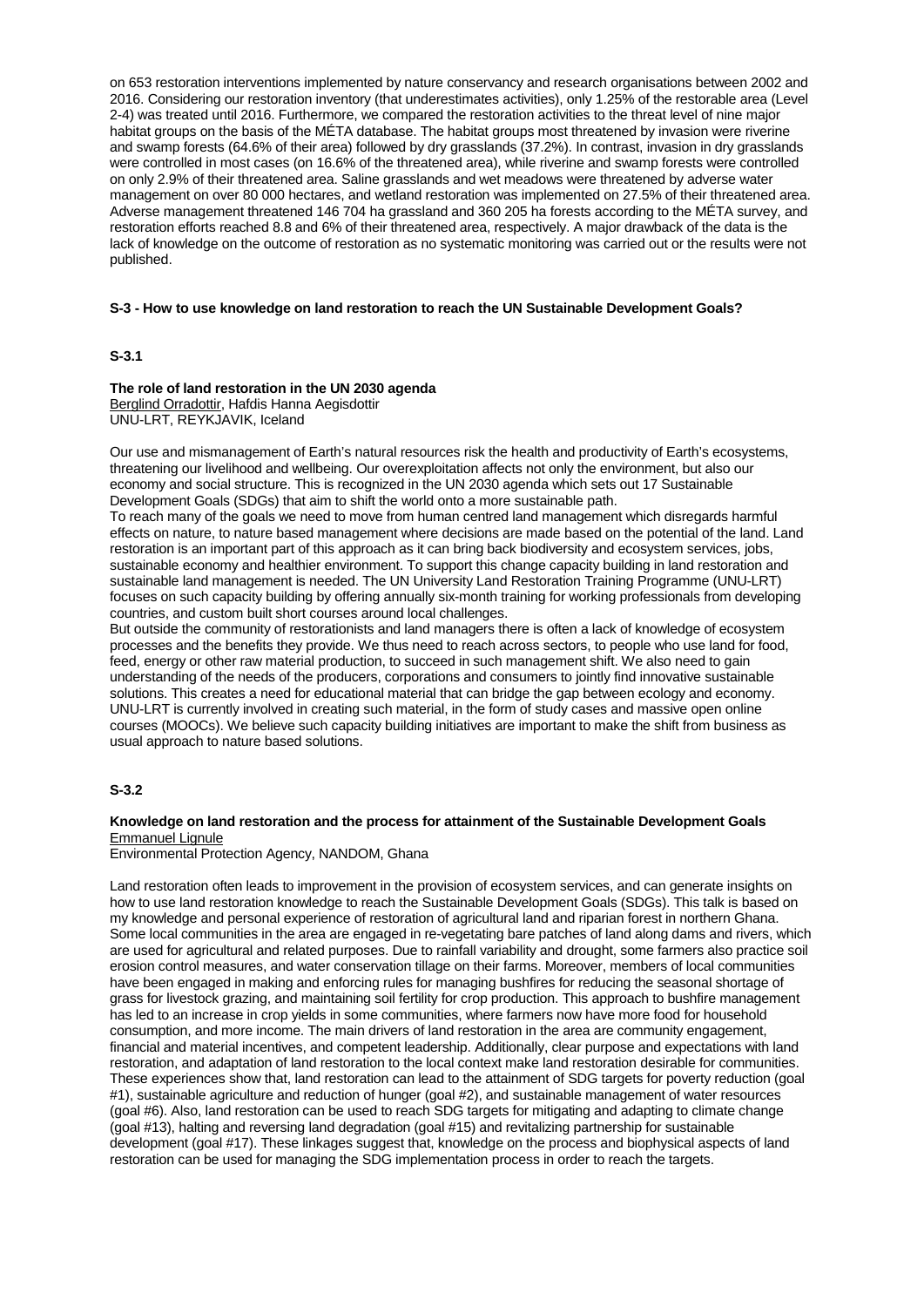on 653 restoration interventions implemented by nature conservancy and research organisations between 2002 and 2016. Considering our restoration inventory (that underestimates activities), only 1.25% of the restorable area (Level 2-4) was treated until 2016. Furthermore, we compared the restoration activities to the threat level of nine major habitat groups on the basis of the MÉTA database. The habitat groups most threatened by invasion were riverine and swamp forests (64.6% of their area) followed by dry grasslands (37.2%). In contrast, invasion in dry grasslands were controlled in most cases (on 16.6% of the threatened area), while riverine and swamp forests were controlled on only 2.9% of their threatened area. Saline grasslands and wet meadows were threatened by adverse water management on over 80 000 hectares, and wetland restoration was implemented on 27.5% of their threatened area. Adverse management threatened 146 704 ha grassland and 360 205 ha forests according to the MÉTA survey, and restoration efforts reached 8.8 and 6% of their threatened area, respectively. A major drawback of the data is the lack of knowledge on the outcome of restoration as no systematic monitoring was carried out or the results were not published.

## S-3 - How to use knowledge on land restoration to reach the UN Sustainable Development Goals?

### S-3.1

**The role of land restoration in the UN 2030 agenda**
Berglind Orradottir, Hafdis Hanna Aegisdottir
UNU-LRT, REYKJAVIK, Iceland

Our use and mismanagement of Earth's natural resources risk the health and productivity of Earth's ecosystems, threatening our livelihood and wellbeing. Our overexploitation affects not only the environment, but also our economy and social structure. This is recognized in the UN 2030 agenda which sets out 17 Sustainable Development Goals (SDGs) that aim to shift the world onto a more sustainable path.

To reach many of the goals we need to move from human centred land management which disregards harmful effects on nature, to nature based management where decisions are made based on the potential of the land. Land restoration is an important part of this approach as it can bring back biodiversity and ecosystem services, jobs, sustainable economy and healthier environment. To support this change capacity building in land restoration and sustainable land management is needed. The UN University Land Restoration Training Programme (UNU-LRT) focuses on such capacity building by offering annually six-month training for working professionals from developing countries, and custom built short courses around local challenges.

But outside the community of restorationists and land managers there is often a lack of knowledge of ecosystem processes and the benefits they provide. We thus need to reach across sectors, to people who use land for food, feed, energy or other raw material production, to succeed in such management shift. We also need to gain understanding of the needs of the producers, corporations and consumers to jointly find innovative sustainable solutions. This creates a need for educational material that can bridge the gap between ecology and economy. UNU-LRT is currently involved in creating such material, in the form of study cases and massive open online courses (MOOCs). We believe such capacity building initiatives are important to make the shift from business as usual approach to nature based solutions.

### S-3.2

**Knowledge on land restoration and the process for attainment of the Sustainable Development Goals**
Emmanuel Lignule
Environmental Protection Agency, NANDOM, Ghana

Land restoration often leads to improvement in the provision of ecosystem services, and can generate insights on how to use land restoration knowledge to reach the Sustainable Development Goals (SDGs). This talk is based on my knowledge and personal experience of restoration of agricultural land and riparian forest in northern Ghana. Some local communities in the area are engaged in re-vegetating bare patches of land along dams and rivers, which are used for agricultural and related purposes. Due to rainfall variability and drought, some farmers also practice soil erosion control measures, and water conservation tillage on their farms. Moreover, members of local communities have been engaged in making and enforcing rules for managing bushfires for reducing the seasonal shortage of grass for livestock grazing, and maintaining soil fertility for crop production. This approach to bushfire management has led to an increase in crop yields in some communities, where farmers now have more food for household consumption, and more income. The main drivers of land restoration in the area are community engagement, financial and material incentives, and competent leadership. Additionally, clear purpose and expectations with land restoration, and adaptation of land restoration to the local context make land restoration desirable for communities. These experiences show that, land restoration can lead to the attainment of SDG targets for poverty reduction (goal #1), sustainable agriculture and reduction of hunger (goal #2), and sustainable management of water resources (goal #6). Also, land restoration can be used to reach SDG targets for mitigating and adapting to climate change (goal #13), halting and reversing land degradation (goal #15) and revitalizing partnership for sustainable development (goal #17). These linkages suggest that, knowledge on the process and biophysical aspects of land restoration can be used for managing the SDG implementation process in order to reach the targets.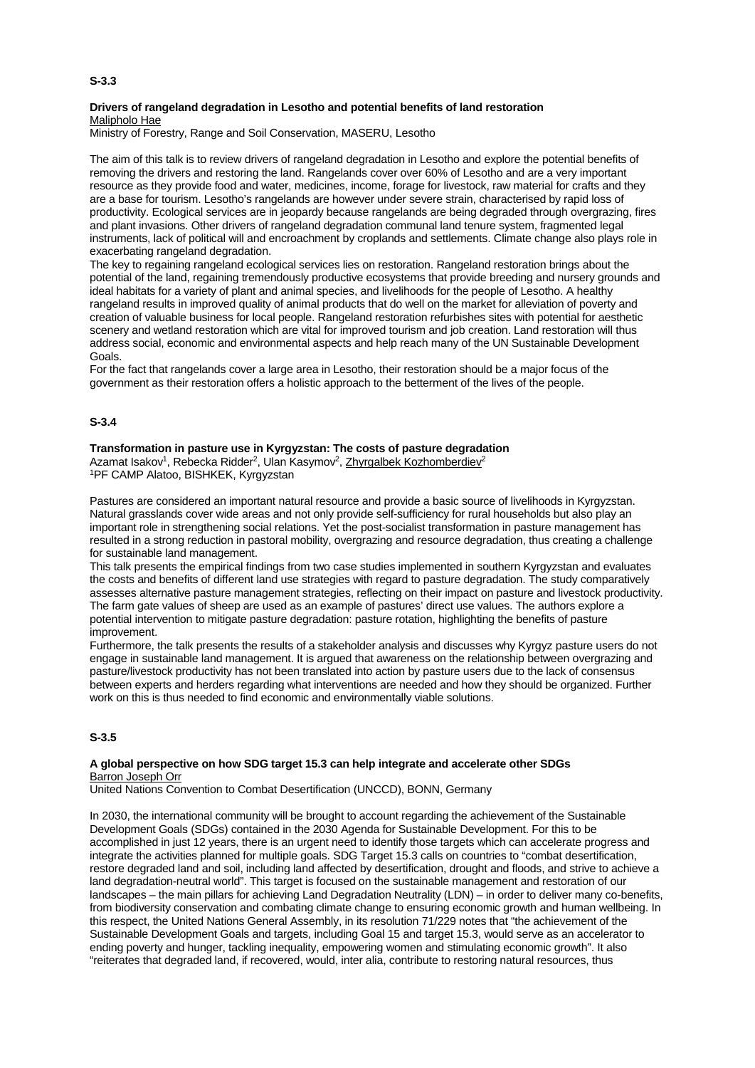**S-3.3**

**Drivers of rangeland degradation in Lesotho and potential benefits of land restoration**
Malipholo Hae
Ministry of Forestry, Range and Soil Conservation, MASERU, Lesotho

The aim of this talk is to review drivers of rangeland degradation in Lesotho and explore the potential benefits of removing the drivers and restoring the land. Rangelands cover over 60% of Lesotho and are a very important resource as they provide food and water, medicines, income, forage for livestock, raw material for crafts and they are a base for tourism. Lesotho's rangelands are however under severe strain, characterised by rapid loss of productivity. Ecological services are in jeopardy because rangelands are being degraded through overgrazing, fires and plant invasions. Other drivers of rangeland degradation communal land tenure system, fragmented legal instruments, lack of political will and encroachment by croplands and settlements. Climate change also plays role in exacerbating rangeland degradation.
The key to regaining rangeland ecological services lies on restoration. Rangeland restoration brings about the potential of the land, regaining tremendously productive ecosystems that provide breeding and nursery grounds and ideal habitats for a variety of plant and animal species, and livelihoods for the people of Lesotho. A healthy rangeland results in improved quality of animal products that do well on the market for alleviation of poverty and creation of valuable business for local people. Rangeland restoration refurbishes sites with potential for aesthetic scenery and wetland restoration which are vital for improved tourism and job creation. Land restoration will thus address social, economic and environmental aspects and help reach many of the UN Sustainable Development Goals.
For the fact that rangelands cover a large area in Lesotho, their restoration should be a major focus of the government as their restoration offers a holistic approach to the betterment of the lives of the people.

**S-3.4**

**Transformation in pasture use in Kyrgyzstan: The costs of pasture degradation**
Azamat Isakov[1], Rebecka Ridder[2], Ulan Kasymov[2], Zhyrgalbek Kozhomberdiev[2]
[1]PF CAMP Alatoo, BISHKEK, Kyrgyzstan

Pastures are considered an important natural resource and provide a basic source of livelihoods in Kyrgyzstan. Natural grasslands cover wide areas and not only provide self-sufficiency for rural households but also play an important role in strengthening social relations. Yet the post-socialist transformation in pasture management has resulted in a strong reduction in pastoral mobility, overgrazing and resource degradation, thus creating a challenge for sustainable land management.
This talk presents the empirical findings from two case studies implemented in southern Kyrgyzstan and evaluates the costs and benefits of different land use strategies with regard to pasture degradation. The study comparatively assesses alternative pasture management strategies, reflecting on their impact on pasture and livestock productivity. The farm gate values of sheep are used as an example of pastures' direct use values. The authors explore a potential intervention to mitigate pasture degradation: pasture rotation, highlighting the benefits of pasture improvement.
Furthermore, the talk presents the results of a stakeholder analysis and discusses why Kyrgyz pasture users do not engage in sustainable land management. It is argued that awareness on the relationship between overgrazing and pasture/livestock productivity has not been translated into action by pasture users due to the lack of consensus between experts and herders regarding what interventions are needed and how they should be organized. Further work on this is thus needed to find economic and environmentally viable solutions.

**S-3.5**

**A global perspective on how SDG target 15.3 can help integrate and accelerate other SDGs**
Barron Joseph Orr
United Nations Convention to Combat Desertification (UNCCD), BONN, Germany

In 2030, the international community will be brought to account regarding the achievement of the Sustainable Development Goals (SDGs) contained in the 2030 Agenda for Sustainable Development. For this to be accomplished in just 12 years, there is an urgent need to identify those targets which can accelerate progress and integrate the activities planned for multiple goals. SDG Target 15.3 calls on countries to "combat desertification, restore degraded land and soil, including land affected by desertification, drought and floods, and strive to achieve a land degradation-neutral world". This target is focused on the sustainable management and restoration of our landscapes – the main pillars for achieving Land Degradation Neutrality (LDN) – in order to deliver many co-benefits, from biodiversity conservation and combating climate change to ensuring economic growth and human wellbeing. In this respect, the United Nations General Assembly, in its resolution 71/229 notes that "the achievement of the Sustainable Development Goals and targets, including Goal 15 and target 15.3, would serve as an accelerator to ending poverty and hunger, tackling inequality, empowering women and stimulating economic growth". It also "reiterates that degraded land, if recovered, would, inter alia, contribute to restoring natural resources, thus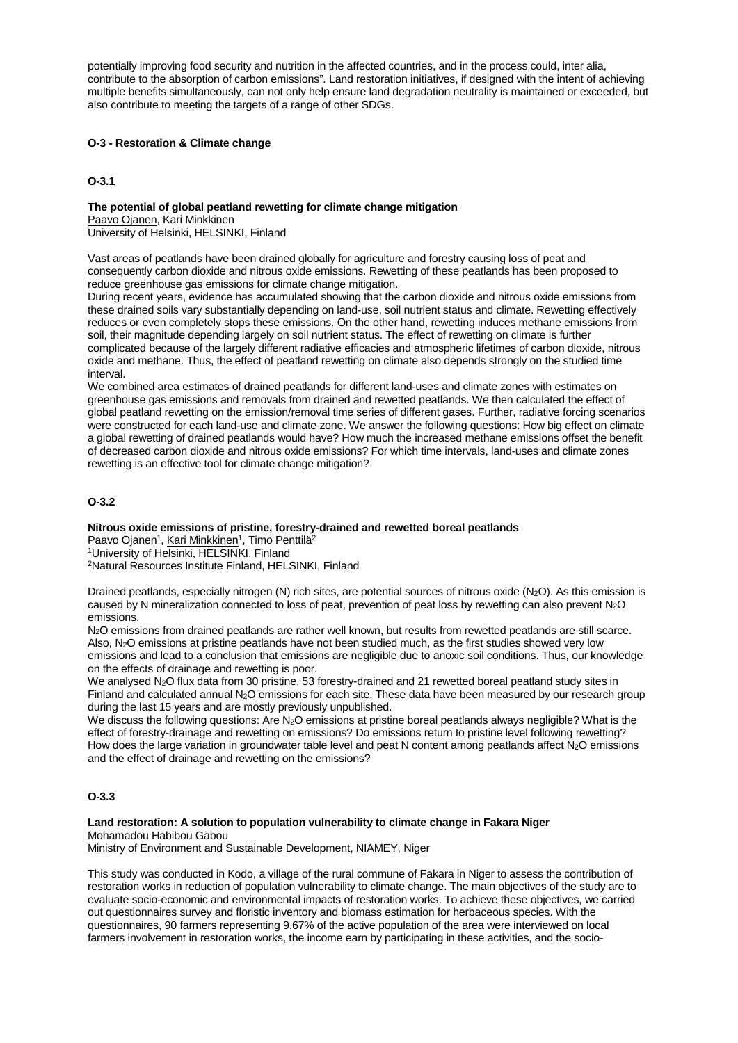potentially improving food security and nutrition in the affected countries, and in the process could, inter alia, contribute to the absorption of carbon emissions". Land restoration initiatives, if designed with the intent of achieving multiple benefits simultaneously, can not only help ensure land degradation neutrality is maintained or exceeded, but also contribute to meeting the targets of a range of other SDGs.

## O-3 - Restoration & Climate change

### O-3.1

**The potential of global peatland rewetting for climate change mitigation**

Paavo Ojanen, Kari Minkkinen

University of Helsinki, HELSINKI, Finland

Vast areas of peatlands have been drained globally for agriculture and forestry causing loss of peat and consequently carbon dioxide and nitrous oxide emissions. Rewetting of these peatlands has been proposed to reduce greenhouse gas emissions for climate change mitigation.

During recent years, evidence has accumulated showing that the carbon dioxide and nitrous oxide emissions from these drained soils vary substantially depending on land-use, soil nutrient status and climate. Rewetting effectively reduces or even completely stops these emissions. On the other hand, rewetting induces methane emissions from soil, their magnitude depending largely on soil nutrient status. The effect of rewetting on climate is further complicated because of the largely different radiative efficacies and atmospheric lifetimes of carbon dioxide, nitrous oxide and methane. Thus, the effect of peatland rewetting on climate also depends strongly on the studied time interval.

We combined area estimates of drained peatlands for different land-uses and climate zones with estimates on greenhouse gas emissions and removals from drained and rewetted peatlands. We then calculated the effect of global peatland rewetting on the emission/removal time series of different gases. Further, radiative forcing scenarios were constructed for each land-use and climate zone. We answer the following questions: How big effect on climate a global rewetting of drained peatlands would have? How much the increased methane emissions offset the benefit of decreased carbon dioxide and nitrous oxide emissions? For which time intervals, land-uses and climate zones rewetting is an effective tool for climate change mitigation?

### O-3.2

**Nitrous oxide emissions of pristine, forestry-drained and rewetted boreal peatlands**

Paavo Ojanen[1], Kari Minkkinen[1], Timo Penttilä[2]

[1]University of Helsinki, HELSINKI, Finland

[2]Natural Resources Institute Finland, HELSINKI, Finland

Drained peatlands, especially nitrogen (N) rich sites, are potential sources of nitrous oxide ($N_2O$). As this emission is caused by N mineralization connected to loss of peat, prevention of peat loss by rewetting can also prevent $N_2O$ emissions.

$N_2O$ emissions from drained peatlands are rather well known, but results from rewetted peatlands are still scarce. Also, $N_2O$ emissions at pristine peatlands have not been studied much, as the first studies showed very low emissions and lead to a conclusion that emissions are negligible due to anoxic soil conditions. Thus, our knowledge on the effects of drainage and rewetting is poor.

We analysed $N_2O$ flux data from 30 pristine, 53 forestry-drained and 21 rewetted boreal peatland study sites in Finland and calculated annual $N_2O$ emissions for each site. These data have been measured by our research group during the last 15 years and are mostly previously unpublished.

We discuss the following questions: Are $N_2O$ emissions at pristine boreal peatlands always negligible? What is the effect of forestry-drainage and rewetting on emissions? Do emissions return to pristine level following rewetting? How does the large variation in groundwater table level and peat N content among peatlands affect $N_2O$ emissions and the effect of drainage and rewetting on the emissions?

### O-3.3

**Land restoration: A solution to population vulnerability to climate change in Fakara Niger**

Mohamadou Habibou Gabou

Ministry of Environment and Sustainable Development, NIAMEY, Niger

This study was conducted in Kodo, a village of the rural commune of Fakara in Niger to assess the contribution of restoration works in reduction of population vulnerability to climate change. The main objectives of the study are to evaluate socio-economic and environmental impacts of restoration works. To achieve these objectives, we carried out questionnaires survey and floristic inventory and biomass estimation for herbaceous species. With the questionnaires, 90 farmers representing 9.67% of the active population of the area were interviewed on local farmers involvement in restoration works, the income earn by participating in these activities, and the socio-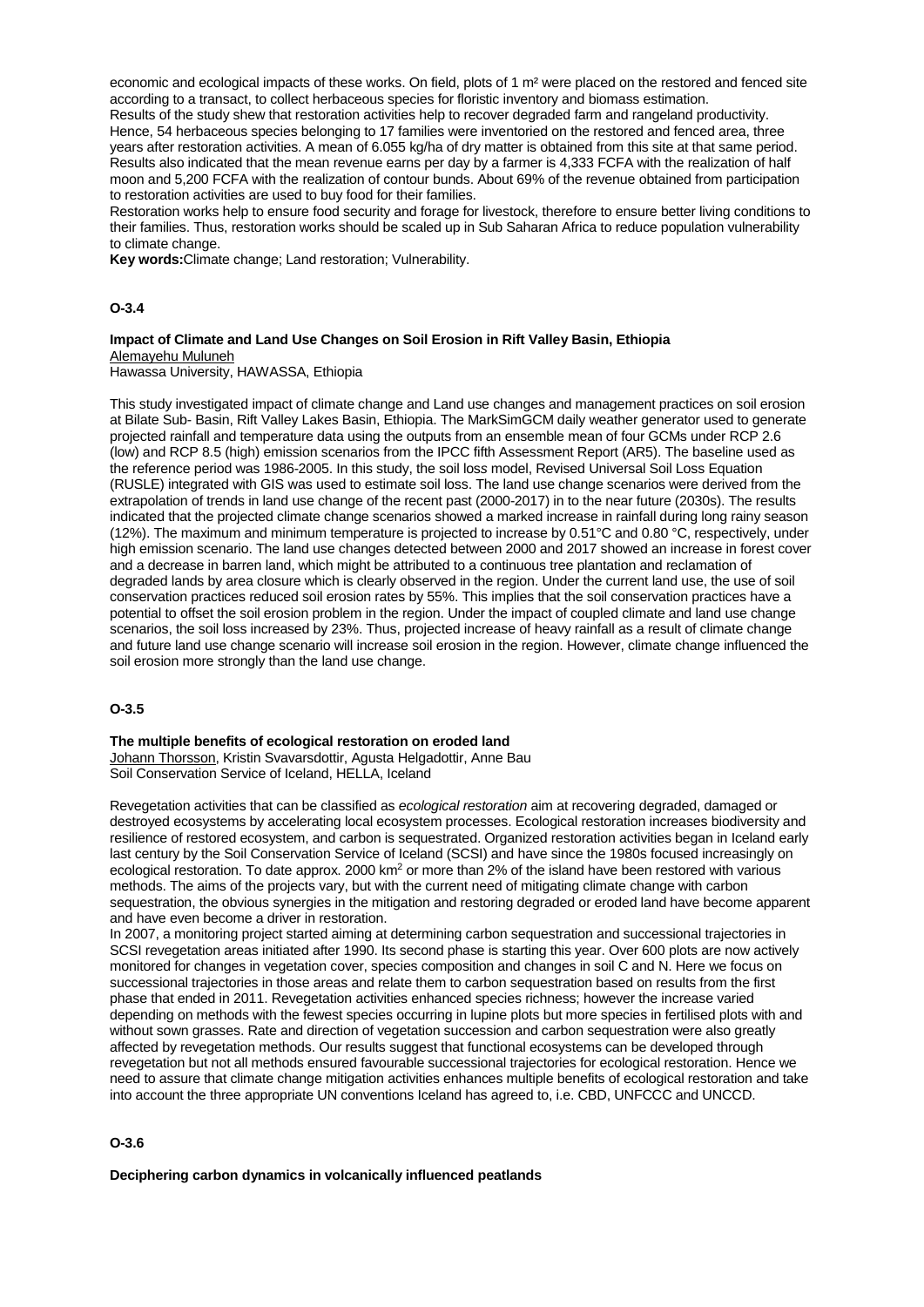economic and ecological impacts of these works. On field, plots of 1 m² were placed on the restored and fenced site according to a transact, to collect herbaceous species for floristic inventory and biomass estimation.

Results of the study shew that restoration activities help to recover degraded farm and rangeland productivity. Hence, 54 herbaceous species belonging to 17 families were inventoried on the restored and fenced area, three years after restoration activities. A mean of 6.055 kg/ha of dry matter is obtained from this site at that same period. Results also indicated that the mean revenue earns per day by a farmer is 4,333 FCFA with the realization of half moon and 5,200 FCFA with the realization of contour bunds. About 69% of the revenue obtained from participation to restoration activities are used to buy food for their families.

Restoration works help to ensure food security and forage for livestock, therefore to ensure better living conditions to their families. Thus, restoration works should be scaled up in Sub Saharan Africa to reduce population vulnerability to climate change.

**Key words:**Climate change; Land restoration; Vulnerability.

## O-3.4

### Impact of Climate and Land Use Changes on Soil Erosion in Rift Valley Basin, Ethiopia

Alemayehu Muluneh
Hawassa University, HAWASSA, Ethiopia

This study investigated impact of climate change and Land use changes and management practices on soil erosion at Bilate Sub- Basin, Rift Valley Lakes Basin, Ethiopia. The MarkSimGCM daily weather generator used to generate projected rainfall and temperature data using the outputs from an ensemble mean of four GCMs under RCP 2.6 (low) and RCP 8.5 (high) emission scenarios from the IPCC fifth Assessment Report (AR5). The baseline used as the reference period was 1986-2005. In this study, the soil loss model, Revised Universal Soil Loss Equation (RUSLE) integrated with GIS was used to estimate soil loss. The land use change scenarios were derived from the extrapolation of trends in land use change of the recent past (2000-2017) in to the near future (2030s). The results indicated that the projected climate change scenarios showed a marked increase in rainfall during long rainy season (12%). The maximum and minimum temperature is projected to increase by 0.51°C and 0.80 °C, respectively, under high emission scenario. The land use changes detected between 2000 and 2017 showed an increase in forest cover and a decrease in barren land, which might be attributed to a continuous tree plantation and reclamation of degraded lands by area closure which is clearly observed in the region. Under the current land use, the use of soil conservation practices reduced soil erosion rates by 55%. This implies that the soil conservation practices have a potential to offset the soil erosion problem in the region. Under the impact of coupled climate and land use change scenarios, the soil loss increased by 23%. Thus, projected increase of heavy rainfall as a result of climate change and future land use change scenario will increase soil erosion in the region. However, climate change influenced the soil erosion more strongly than the land use change.

## O-3.5

### The multiple benefits of ecological restoration on eroded land

Johann Thorsson, Kristin Svavarsdottir, Agusta Helgadottir, Anne Bau
Soil Conservation Service of Iceland, HELLA, Iceland

Revegetation activities that can be classified as *ecological restoration* aim at recovering degraded, damaged or destroyed ecosystems by accelerating local ecosystem processes. Ecological restoration increases biodiversity and resilience of restored ecosystem, and carbon is sequestrated. Organized restoration activities began in Iceland early last century by the Soil Conservation Service of Iceland (SCSI) and have since the 1980s focused increasingly on ecological restoration. To date approx. 2000 km$^2$ or more than 2% of the island have been restored with various methods. The aims of the projects vary, but with the current need of mitigating climate change with carbon sequestration, the obvious synergies in the mitigation and restoring degraded or eroded land have become apparent and have even become a driver in restoration.

In 2007, a monitoring project started aiming at determining carbon sequestration and successional trajectories in SCSI revegetation areas initiated after 1990. Its second phase is starting this year. Over 600 plots are now actively monitored for changes in vegetation cover, species composition and changes in soil C and N. Here we focus on successional trajectories in those areas and relate them to carbon sequestration based on results from the first phase that ended in 2011. Revegetation activities enhanced species richness; however the increase varied depending on methods with the fewest species occurring in lupine plots but more species in fertilised plots with and without sown grasses. Rate and direction of vegetation succession and carbon sequestration were also greatly affected by revegetation methods. Our results suggest that functional ecosystems can be developed through revegetation but not all methods ensured favourable successional trajectories for ecological restoration. Hence we need to assure that climate change mitigation activities enhances multiple benefits of ecological restoration and take into account the three appropriate UN conventions Iceland has agreed to, i.e. CBD, UNFCCC and UNCCD.

## O-3.6

### Deciphering carbon dynamics in volcanically influenced peatlands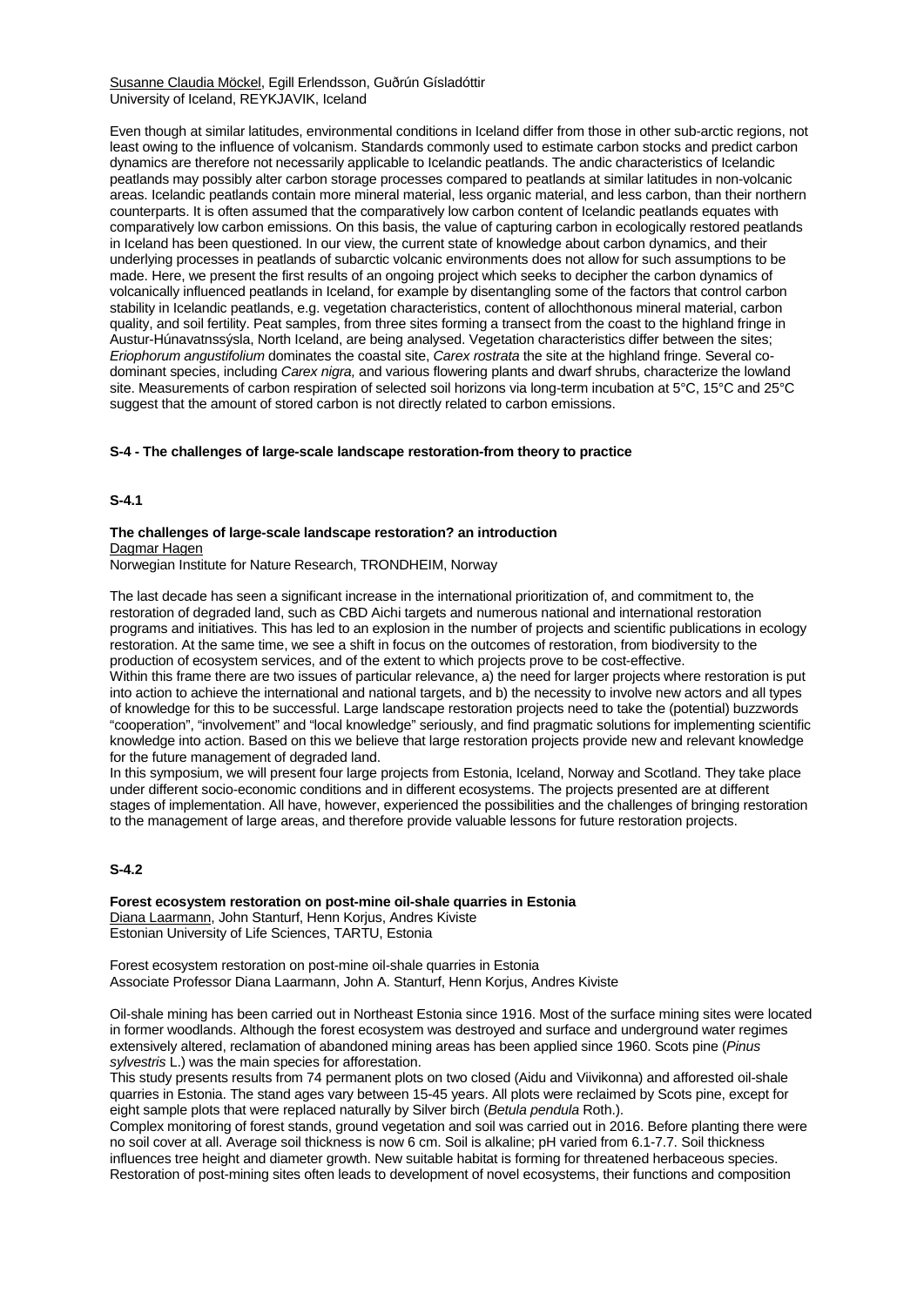Susanne Claudia Möckel, Egill Erlendsson, Guðrún Gísladóttir
University of Iceland, REYKJAVIK, Iceland

Even though at similar latitudes, environmental conditions in Iceland differ from those in other sub-arctic regions, not least owing to the influence of volcanism. Standards commonly used to estimate carbon stocks and predict carbon dynamics are therefore not necessarily applicable to Icelandic peatlands. The andic characteristics of Icelandic peatlands may possibly alter carbon storage processes compared to peatlands at similar latitudes in non-volcanic areas. Icelandic peatlands contain more mineral material, less organic material, and less carbon, than their northern counterparts. It is often assumed that the comparatively low carbon content of Icelandic peatlands equates with comparatively low carbon emissions. On this basis, the value of capturing carbon in ecologically restored peatlands in Iceland has been questioned. In our view, the current state of knowledge about carbon dynamics, and their underlying processes in peatlands of subarctic volcanic environments does not allow for such assumptions to be made. Here, we present the first results of an ongoing project which seeks to decipher the carbon dynamics of volcanically influenced peatlands in Iceland, for example by disentangling some of the factors that control carbon stability in Icelandic peatlands, e.g. vegetation characteristics, content of allochthonous mineral material, carbon quality, and soil fertility. Peat samples, from three sites forming a transect from the coast to the highland fringe in Austur-Húnavatnssýsla, North Iceland, are being analysed. Vegetation characteristics differ between the sites; *Eriophorum angustifolium* dominates the coastal site, *Carex rostrata* the site at the highland fringe. Several co-dominant species, including *Carex nigra,* and various flowering plants and dwarf shrubs, characterize the lowland site. Measurements of carbon respiration of selected soil horizons via long-term incubation at 5°C, 15°C and 25°C suggest that the amount of stored carbon is not directly related to carbon emissions.

## S-4 - The challenges of large-scale landscape restoration-from theory to practice

### S-4.1

**The challenges of large-scale landscape restoration? an introduction**
Dagmar Hagen
Norwegian Institute for Nature Research, TRONDHEIM, Norway

The last decade has seen a significant increase in the international prioritization of, and commitment to, the restoration of degraded land, such as CBD Aichi targets and numerous national and international restoration programs and initiatives. This has led to an explosion in the number of projects and scientific publications in ecology restoration. At the same time, we see a shift in focus on the outcomes of restoration, from biodiversity to the production of ecosystem services, and of the extent to which projects prove to be cost-effective.
Within this frame there are two issues of particular relevance, a) the need for larger projects where restoration is put into action to achieve the international and national targets, and b) the necessity to involve new actors and all types of knowledge for this to be successful. Large landscape restoration projects need to take the (potential) buzzwords "cooperation", "involvement" and "local knowledge" seriously, and find pragmatic solutions for implementing scientific knowledge into action. Based on this we believe that large restoration projects provide new and relevant knowledge for the future management of degraded land.
In this symposium, we will present four large projects from Estonia, Iceland, Norway and Scotland. They take place under different socio-economic conditions and in different ecosystems. The projects presented are at different stages of implementation. All have, however, experienced the possibilities and the challenges of bringing restoration to the management of large areas, and therefore provide valuable lessons for future restoration projects.

### S-4.2

**Forest ecosystem restoration on post-mine oil-shale quarries in Estonia**
Diana Laarmann, John Stanturf, Henn Korjus, Andres Kiviste
Estonian University of Life Sciences, TARTU, Estonia

Forest ecosystem restoration on post-mine oil-shale quarries in Estonia
Associate Professor Diana Laarmann, John A. Stanturf, Henn Korjus, Andres Kiviste

Oil-shale mining has been carried out in Northeast Estonia since 1916. Most of the surface mining sites were located in former woodlands. Although the forest ecosystem was destroyed and surface and underground water regimes extensively altered, reclamation of abandoned mining areas has been applied since 1960. Scots pine (*Pinus sylvestris* L.) was the main species for afforestation.
This study presents results from 74 permanent plots on two closed (Aidu and Viivikonna) and afforested oil-shale quarries in Estonia. The stand ages vary between 15-45 years. All plots were reclaimed by Scots pine, except for eight sample plots that were replaced naturally by Silver birch (*Betula pendula* Roth.).
Complex monitoring of forest stands, ground vegetation and soil was carried out in 2016. Before planting there were no soil cover at all. Average soil thickness is now 6 cm. Soil is alkaline; pH varied from 6.1-7.7. Soil thickness influences tree height and diameter growth. New suitable habitat is forming for threatened herbaceous species. Restoration of post-mining sites often leads to development of novel ecosystems, their functions and composition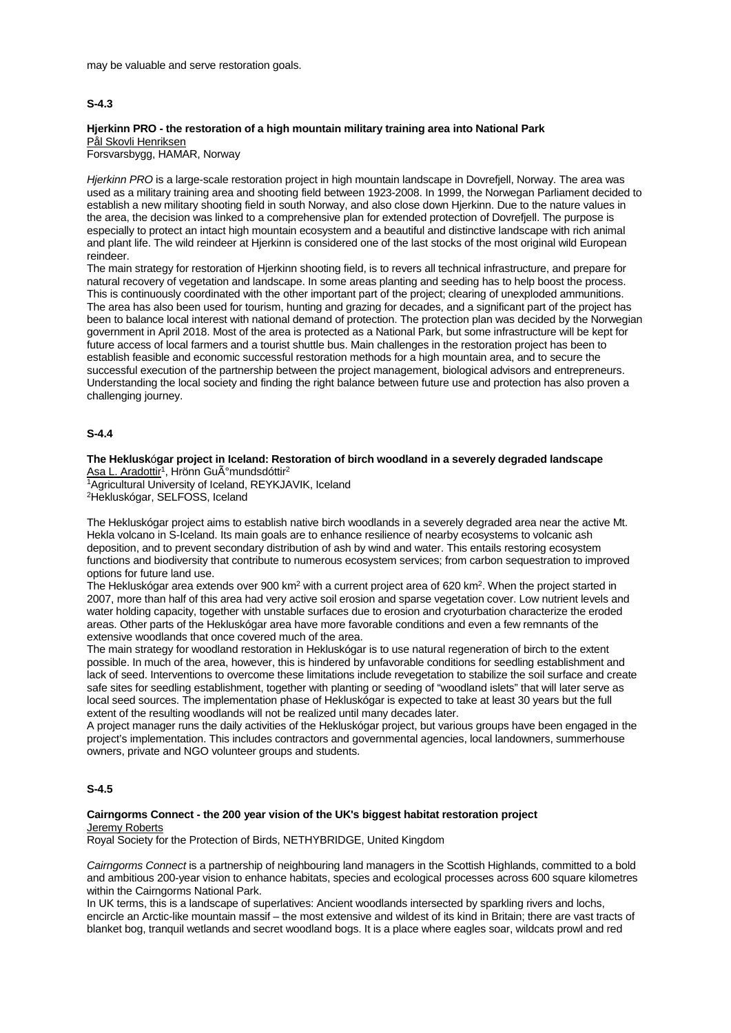may be valuable and serve restoration goals.

## S-4.3

**Hjerkinn PRO - the restoration of a high mountain military training area into National Park**

Pål Skovli Henriksen

Forsvarsbygg, HAMAR, Norway

*Hjerkinn PRO* is a large-scale restoration project in high mountain landscape in Dovrefjell, Norway. The area was used as a military training area and shooting field between 1923-2008. In 1999, the Norwegan Parliament decided to establish a new military shooting field in south Norway, and also close down Hjerkinn. Due to the nature values in the area, the decision was linked to a comprehensive plan for extended protection of Dovrefjell. The purpose is especially to protect an intact high mountain ecosystem and a beautiful and distinctive landscape with rich animal and plant life. The wild reindeer at Hjerkinn is considered one of the last stocks of the most original wild European reindeer.

The main strategy for restoration of Hjerkinn shooting field, is to revers all technical infrastructure, and prepare for natural recovery of vegetation and landscape. In some areas planting and seeding has to help boost the process. This is continuously coordinated with the other important part of the project; clearing of unexploded ammunitions. The area has also been used for tourism, hunting and grazing for decades, and a significant part of the project has been to balance local interest with national demand of protection. The protection plan was decided by the Norwegian government in April 2018. Most of the area is protected as a National Park, but some infrastructure will be kept for future access of local farmers and a tourist shuttle bus. Main challenges in the restoration project has been to establish feasible and economic successful restoration methods for a high mountain area, and to secure the successful execution of the partnership between the project management, biological advisors and entrepreneurs. Understanding the local society and finding the right balance between future use and protection has also proven a challenging journey.

## S-4.4

**The Heklusk**ó**gar project in Iceland: Restoration of birch woodland in a severely degraded landscape**

Asa L. Aradottir[1], Hrönn GuÃ°mundsdóttir[2]

[1]Agricultural University of Iceland, REYKJAVIK, Iceland

[2]Hekluskógar, SELFOSS, Iceland

The Hekluskógar project aims to establish native birch woodlands in a severely degraded area near the active Mt. Hekla volcano in S-Iceland. Its main goals are to enhance resilience of nearby ecosystems to volcanic ash deposition, and to prevent secondary distribution of ash by wind and water. This entails restoring ecosystem functions and biodiversity that contribute to numerous ecosystem services; from carbon sequestration to improved options for future land use.

The Hekluskógar area extends over 900 km$^2$ with a current project area of 620 km$^2$. When the project started in 2007, more than half of this area had very active soil erosion and sparse vegetation cover. Low nutrient levels and water holding capacity, together with unstable surfaces due to erosion and cryoturbation characterize the eroded areas. Other parts of the Hekluskógar area have more favorable conditions and even a few remnants of the extensive woodlands that once covered much of the area.

The main strategy for woodland restoration in Hekluskógar is to use natural regeneration of birch to the extent possible. In much of the area, however, this is hindered by unfavorable conditions for seedling establishment and lack of seed. Interventions to overcome these limitations include revegetation to stabilize the soil surface and create safe sites for seedling establishment, together with planting or seeding of "woodland islets" that will later serve as local seed sources. The implementation phase of Hekluskógar is expected to take at least 30 years but the full extent of the resulting woodlands will not be realized until many decades later.

A project manager runs the daily activities of the Hekluskógar project, but various groups have been engaged in the project's implementation. This includes contractors and governmental agencies, local landowners, summerhouse owners, private and NGO volunteer groups and students.

## S-4.5

**Cairngorms Connect - the 200 year vision of the UK's biggest habitat restoration project**

Jeremy Roberts

Royal Society for the Protection of Birds, NETHYBRIDGE, United Kingdom

*Cairngorms Connect* is a partnership of neighbouring land managers in the Scottish Highlands, committed to a bold and ambitious 200-year vision to enhance habitats, species and ecological processes across 600 square kilometres within the Cairngorms National Park.

In UK terms, this is a landscape of superlatives: Ancient woodlands intersected by sparkling rivers and lochs, encircle an Arctic-like mountain massif – the most extensive and wildest of its kind in Britain; there are vast tracts of blanket bog, tranquil wetlands and secret woodland bogs. It is a place where eagles soar, wildcats prowl and red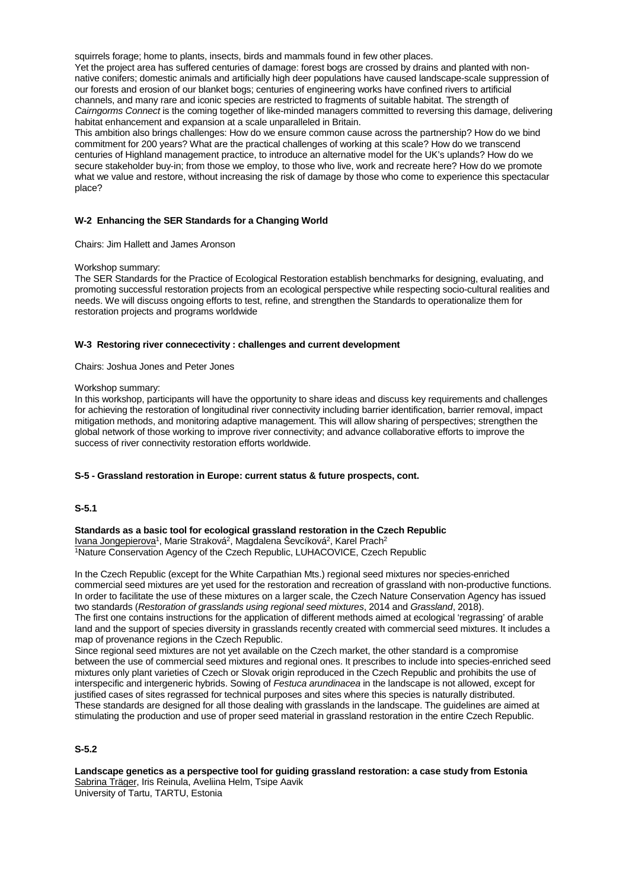squirrels forage; home to plants, insects, birds and mammals found in few other places.

Yet the project area has suffered centuries of damage: forest bogs are crossed by drains and planted with non-native conifers; domestic animals and artificially high deer populations have caused landscape-scale suppression of our forests and erosion of our blanket bogs; centuries of engineering works have confined rivers to artificial channels, and many rare and iconic species are restricted to fragments of suitable habitat. The strength of *Cairngorms Connect* is the coming together of like-minded managers committed to reversing this damage, delivering habitat enhancement and expansion at a scale unparalleled in Britain.

This ambition also brings challenges: How do we ensure common cause across the partnership? How do we bind commitment for 200 years? What are the practical challenges of working at this scale? How do we transcend centuries of Highland management practice, to introduce an alternative model for the UK's uplands? How do we secure stakeholder buy-in; from those we employ, to those who live, work and recreate here? How do we promote what we value and restore, without increasing the risk of damage by those who come to experience this spectacular place?

### W-2 Enhancing the SER Standards for a Changing World

Chairs: Jim Hallett and James Aronson

Workshop summary:

The SER Standards for the Practice of Ecological Restoration establish benchmarks for designing, evaluating, and promoting successful restoration projects from an ecological perspective while respecting socio-cultural realities and needs. We will discuss ongoing efforts to test, refine, and strengthen the Standards to operationalize them for restoration projects and programs worldwide

### W-3 Restoring river connecectivity : challenges and current development

Chairs: Joshua Jones and Peter Jones

Workshop summary:

In this workshop, participants will have the opportunity to share ideas and discuss key requirements and challenges for achieving the restoration of longitudinal river connectivity including barrier identification, barrier removal, impact mitigation methods, and monitoring adaptive management. This will allow sharing of perspectives; strengthen the global network of those working to improve river connectivity; and advance collaborative efforts to improve the success of river connectivity restoration efforts worldwide.

### S-5 - Grassland restoration in Europe: current status & future prospects, cont.

#### S-5.1

**Standards as a basic tool for ecological grassland restoration in the Czech Republic**
Ivana Jongepierova[1], Marie Straková[2], Magdalena Ševcíková[2], Karel Prach[2]
[1]Nature Conservation Agency of the Czech Republic, LUHACOVICE, Czech Republic

In the Czech Republic (except for the White Carpathian Mts.) regional seed mixtures nor species-enriched commercial seed mixtures are yet used for the restoration and recreation of grassland with non-productive functions. In order to facilitate the use of these mixtures on a larger scale, the Czech Nature Conservation Agency has issued two standards (*Restoration of grasslands using regional seed mixtures*, 2014 and *Grassland*, 2018).

The first one contains instructions for the application of different methods aimed at ecological 'regrassing' of arable land and the support of species diversity in grasslands recently created with commercial seed mixtures. It includes a map of provenance regions in the Czech Republic.

Since regional seed mixtures are not yet available on the Czech market, the other standard is a compromise between the use of commercial seed mixtures and regional ones. It prescribes to include into species-enriched seed mixtures only plant varieties of Czech or Slovak origin reproduced in the Czech Republic and prohibits the use of interspecific and intergeneric hybrids. Sowing of *Festuca arundinacea* in the landscape is not allowed, except for justified cases of sites regrassed for technical purposes and sites where this species is naturally distributed.

These standards are designed for all those dealing with grasslands in the landscape. The guidelines are aimed at stimulating the production and use of proper seed material in grassland restoration in the entire Czech Republic.

#### S-5.2

**Landscape genetics as a perspective tool for guiding grassland restoration: a case study from Estonia**
Sabrina Träger, Iris Reinula, Aveliina Helm, Tsipe Aavik
University of Tartu, TARTU, Estonia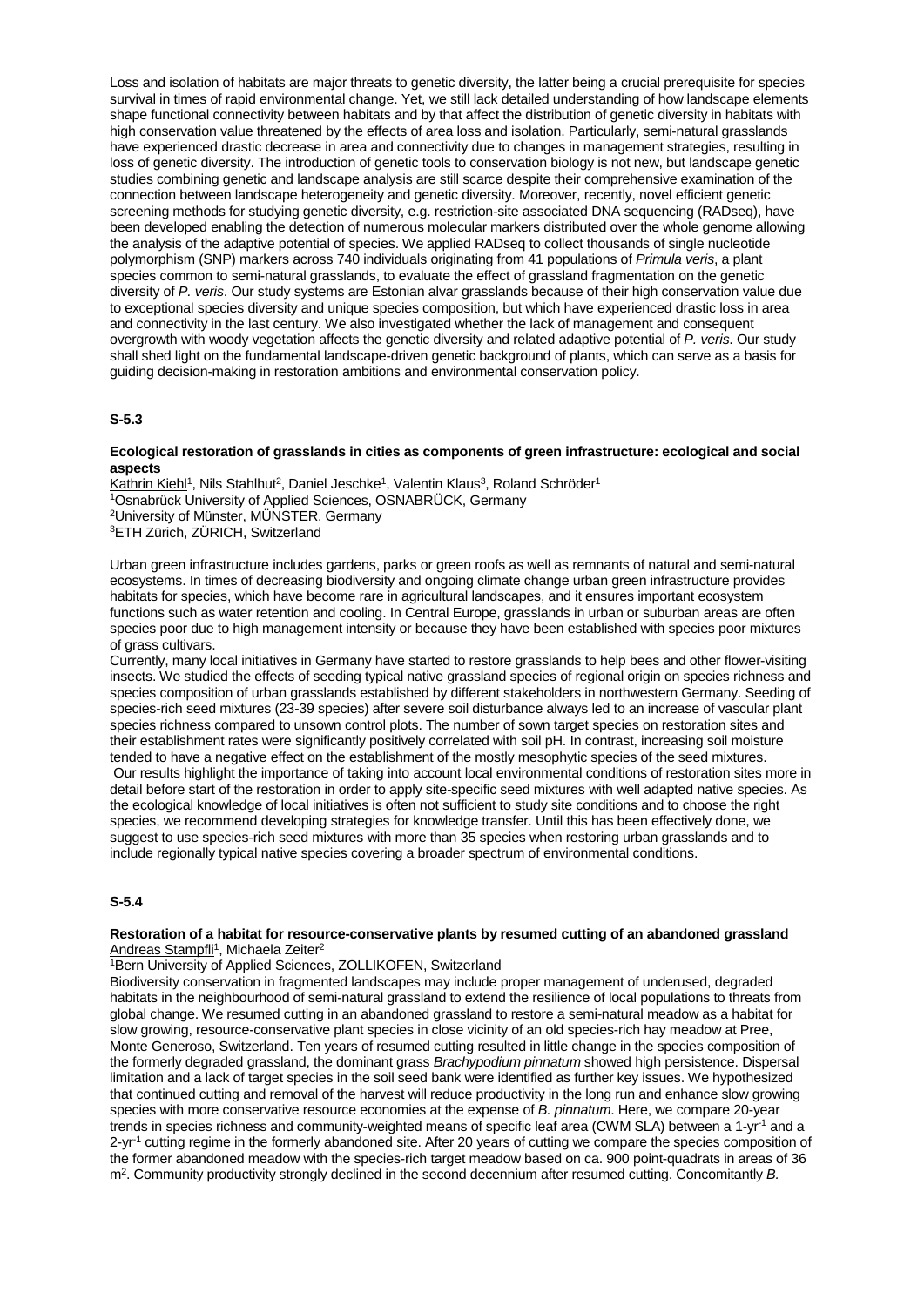Loss and isolation of habitats are major threats to genetic diversity, the latter being a crucial prerequisite for species survival in times of rapid environmental change. Yet, we still lack detailed understanding of how landscape elements shape functional connectivity between habitats and by that affect the distribution of genetic diversity in habitats with high conservation value threatened by the effects of area loss and isolation. Particularly, semi-natural grasslands have experienced drastic decrease in area and connectivity due to changes in management strategies, resulting in loss of genetic diversity. The introduction of genetic tools to conservation biology is not new, but landscape genetic studies combining genetic and landscape analysis are still scarce despite their comprehensive examination of the connection between landscape heterogeneity and genetic diversity. Moreover, recently, novel efficient genetic screening methods for studying genetic diversity, e.g. restriction-site associated DNA sequencing (RADseq), have been developed enabling the detection of numerous molecular markers distributed over the whole genome allowing the analysis of the adaptive potential of species. We applied RADseq to collect thousands of single nucleotide polymorphism (SNP) markers across 740 individuals originating from 41 populations of *Primula veris*, a plant species common to semi-natural grasslands, to evaluate the effect of grassland fragmentation on the genetic diversity of *P. veris*. Our study systems are Estonian alvar grasslands because of their high conservation value due to exceptional species diversity and unique species composition, but which have experienced drastic loss in area and connectivity in the last century. We also investigated whether the lack of management and consequent overgrowth with woody vegetation affects the genetic diversity and related adaptive potential of *P. veris*. Our study shall shed light on the fundamental landscape-driven genetic background of plants, which can serve as a basis for guiding decision-making in restoration ambitions and environmental conservation policy.

### S-5.3

**Ecological restoration of grasslands in cities as components of green infrastructure: ecological and social aspects**

Kathrin Kiehl[1], Nils Stahlhut[2], Daniel Jeschke[1], Valentin Klaus[3], Roland Schröder[1]

[1]Osnabrück University of Applied Sciences, OSNABRÜCK, Germany

[2]University of Münster, MÜNSTER, Germany

[3]ETH Zürich, ZÜRICH, Switzerland

Urban green infrastructure includes gardens, parks or green roofs as well as remnants of natural and semi-natural ecosystems. In times of decreasing biodiversity and ongoing climate change urban green infrastructure provides habitats for species, which have become rare in agricultural landscapes, and it ensures important ecosystem functions such as water retention and cooling. In Central Europe, grasslands in urban or suburban areas are often species poor due to high management intensity or because they have been established with species poor mixtures of grass cultivars.

Currently, many local initiatives in Germany have started to restore grasslands to help bees and other flower-visiting insects. We studied the effects of seeding typical native grassland species of regional origin on species richness and species composition of urban grasslands established by different stakeholders in northwestern Germany. Seeding of species-rich seed mixtures (23-39 species) after severe soil disturbance always led to an increase of vascular plant species richness compared to unsown control plots. The number of sown target species on restoration sites and their establishment rates were significantly positively correlated with soil pH. In contrast, increasing soil moisture tended to have a negative effect on the establishment of the mostly mesophytic species of the seed mixtures.

Our results highlight the importance of taking into account local environmental conditions of restoration sites more in detail before start of the restoration in order to apply site-specific seed mixtures with well adapted native species. As the ecological knowledge of local initiatives is often not sufficient to study site conditions and to choose the right species, we recommend developing strategies for knowledge transfer. Until this has been effectively done, we suggest to use species-rich seed mixtures with more than 35 species when restoring urban grasslands and to include regionally typical native species covering a broader spectrum of environmental conditions.

### S-5.4

**Restoration of a habitat for resource-conservative plants by resumed cutting of an abandoned grassland**

Andreas Stampfli[1], Michaela Zeiter[2]

[1]Bern University of Applied Sciences, ZOLLIKOFEN, Switzerland

Biodiversity conservation in fragmented landscapes may include proper management of underused, degraded habitats in the neighbourhood of semi-natural grassland to extend the resilience of local populations to threats from global change. We resumed cutting in an abandoned grassland to restore a semi-natural meadow as a habitat for slow growing, resource-conservative plant species in close vicinity of an old species-rich hay meadow at Pree, Monte Generoso, Switzerland. Ten years of resumed cutting resulted in little change in the species composition of the formerly degraded grassland, the dominant grass *Brachypodium pinnatum* showed high persistence. Dispersal limitation and a lack of target species in the soil seed bank were identified as further key issues. We hypothesized that continued cutting and removal of the harvest will reduce productivity in the long run and enhance slow growing species with more conservative resource economies at the expense of *B. pinnatum*. Here, we compare 20-year trends in species richness and community-weighted means of specific leaf area (CWM SLA) between a 1-yr$^{-1}$ and a 2-yr$^{-1}$ cutting regime in the formerly abandoned site. After 20 years of cutting we compare the species composition of the former abandoned meadow with the species-rich target meadow based on ca. 900 point-quadrats in areas of 36 m$^2$. Community productivity strongly declined in the second decennium after resumed cutting. Concomitantly *B.*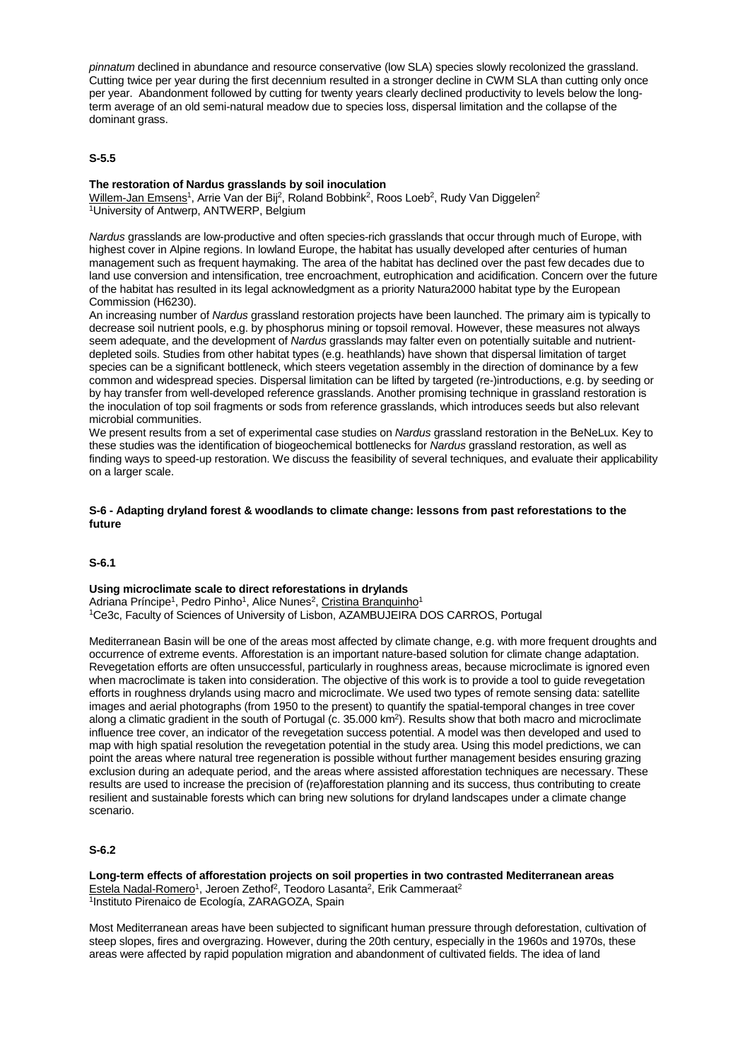*pinnatum* declined in abundance and resource conservative (low SLA) species slowly recolonized the grassland. Cutting twice per year during the first decennium resulted in a stronger decline in CWM SLA than cutting only once per year. Abandonment followed by cutting for twenty years clearly declined productivity to levels below the long-term average of an old semi-natural meadow due to species loss, dispersal limitation and the collapse of the dominant grass.

### S-5.5

**The restoration of Nardus grasslands by soil inoculation**
Willem-Jan Emsens[1], Arrie Van der Bij[2], Roland Bobbink[2], Roos Loeb[2], Rudy Van Diggelen[2]
[1]University of Antwerp, ANTWERP, Belgium

*Nardus* grasslands are low-productive and often species-rich grasslands that occur through much of Europe, with highest cover in Alpine regions. In lowland Europe, the habitat has usually developed after centuries of human management such as frequent haymaking. The area of the habitat has declined over the past few decades due to land use conversion and intensification, tree encroachment, eutrophication and acidification. Concern over the future of the habitat has resulted in its legal acknowledgment as a priority Natura2000 habitat type by the European Commission (H6230).
An increasing number of *Nardus* grassland restoration projects have been launched. The primary aim is typically to decrease soil nutrient pools, e.g. by phosphorus mining or topsoil removal. However, these measures not always seem adequate, and the development of *Nardus* grasslands may falter even on potentially suitable and nutrient-depleted soils. Studies from other habitat types (e.g. heathlands) have shown that dispersal limitation of target species can be a significant bottleneck, which steers vegetation assembly in the direction of dominance by a few common and widespread species. Dispersal limitation can be lifted by targeted (re-)introductions, e.g. by seeding or by hay transfer from well-developed reference grasslands. Another promising technique in grassland restoration is the inoculation of top soil fragments or sods from reference grasslands, which introduces seeds but also relevant microbial communities.
We present results from a set of experimental case studies on *Nardus* grassland restoration in the BeNeLux. Key to these studies was the identification of biogeochemical bottlenecks for *Nardus* grassland restoration, as well as finding ways to speed-up restoration. We discuss the feasibility of several techniques, and evaluate their applicability on a larger scale.

## S-6 - Adapting dryland forest & woodlands to climate change: lessons from past reforestations to the future

### S-6.1

**Using microclimate scale to direct reforestations in drylands**
Adriana Príncipe[1], Pedro Pinho[1], Alice Nunes[2], Cristina Branquinho[1]
[1]Ce3c, Faculty of Sciences of University of Lisbon, AZAMBUJEIRA DOS CARROS, Portugal

Mediterranean Basin will be one of the areas most affected by climate change, e.g. with more frequent droughts and occurrence of extreme events. Afforestation is an important nature-based solution for climate change adaptation. Revegetation efforts are often unsuccessful, particularly in roughness areas, because microclimate is ignored even when macroclimate is taken into consideration. The objective of this work is to provide a tool to guide revegetation efforts in roughness drylands using macro and microclimate. We used two types of remote sensing data: satellite images and aerial photographs (from 1950 to the present) to quantify the spatial-temporal changes in tree cover along a climatic gradient in the south of Portugal (c. 35.000 km$^2$). Results show that both macro and microclimate influence tree cover, an indicator of the revegetation success potential. A model was then developed and used to map with high spatial resolution the revegetation potential in the study area. Using this model predictions, we can point the areas where natural tree regeneration is possible without further management besides ensuring grazing exclusion during an adequate period, and the areas where assisted afforestation techniques are necessary. These results are used to increase the precision of (re)afforestation planning and its success, thus contributing to create resilient and sustainable forests which can bring new solutions for dryland landscapes under a climate change scenario.

### S-6.2

**Long-term effects of afforestation projects on soil properties in two contrasted Mediterranean areas**
Estela Nadal-Romero[1], Jeroen Zethof[2], Teodoro Lasanta[2], Erik Cammeraat[2]
[1]Instituto Pirenaico de Ecología, ZARAGOZA, Spain

Most Mediterranean areas have been subjected to significant human pressure through deforestation, cultivation of steep slopes, fires and overgrazing. However, during the 20th century, especially in the 1960s and 1970s, these areas were affected by rapid population migration and abandonment of cultivated fields. The idea of land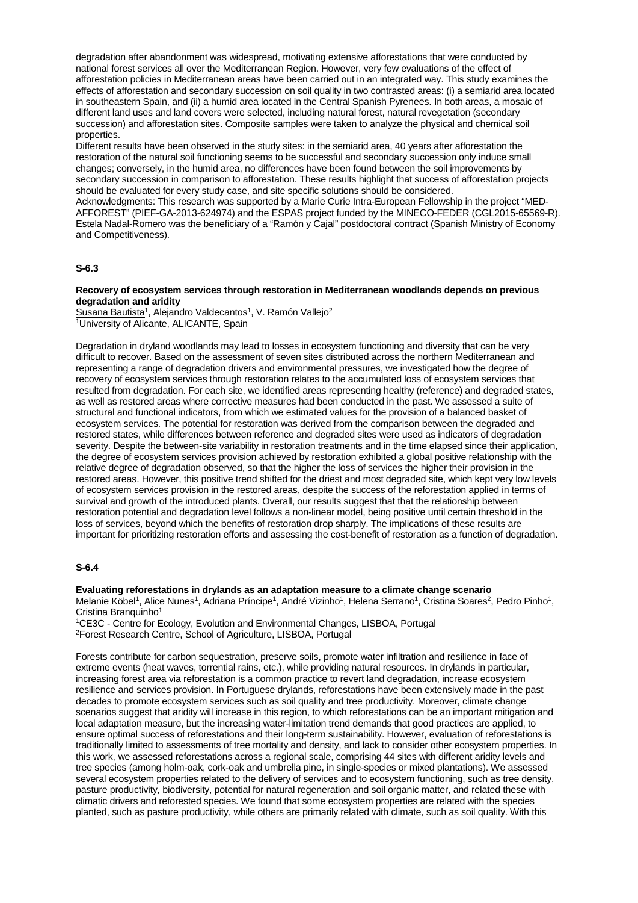degradation after abandonment was widespread, motivating extensive afforestations that were conducted by national forest services all over the Mediterranean Region. However, very few evaluations of the effect of afforestation policies in Mediterranean areas have been carried out in an integrated way. This study examines the effects of afforestation and secondary succession on soil quality in two contrasted areas: (i) a semiarid area located in southeastern Spain, and (ii) a humid area located in the Central Spanish Pyrenees. In both areas, a mosaic of different land uses and land covers were selected, including natural forest, natural revegetation (secondary succession) and afforestation sites. Composite samples were taken to analyze the physical and chemical soil properties.

Different results have been observed in the study sites: in the semiarid area, 40 years after afforestation the restoration of the natural soil functioning seems to be successful and secondary succession only induce small changes; conversely, in the humid area, no differences have been found between the soil improvements by secondary succession in comparison to afforestation. These results highlight that success of afforestation projects should be evaluated for every study case, and site specific solutions should be considered.

Acknowledgments: This research was supported by a Marie Curie Intra-European Fellowship in the project "MED-AFFOREST" (PIEF-GA-2013-624974) and the ESPAS project funded by the MINECO-FEDER (CGL2015-65569-R). Estela Nadal-Romero was the beneficiary of a "Ramón y Cajal" postdoctoral contract (Spanish Ministry of Economy and Competitiveness).

## S-6.3

**Recovery of ecosystem services through restoration in Mediterranean woodlands depends on previous degradation and aridity**

Susana Bautista[1], Alejandro Valdecantos[1], V. Ramón Vallejo[2]

[1]University of Alicante, ALICANTE, Spain

Degradation in dryland woodlands may lead to losses in ecosystem functioning and diversity that can be very difficult to recover. Based on the assessment of seven sites distributed across the northern Mediterranean and representing a range of degradation drivers and environmental pressures, we investigated how the degree of recovery of ecosystem services through restoration relates to the accumulated loss of ecosystem services that resulted from degradation. For each site, we identified areas representing healthy (reference) and degraded states, as well as restored areas where corrective measures had been conducted in the past. We assessed a suite of structural and functional indicators, from which we estimated values for the provision of a balanced basket of ecosystem services. The potential for restoration was derived from the comparison between the degraded and restored states, while differences between reference and degraded sites were used as indicators of degradation severity. Despite the between-site variability in restoration treatments and in the time elapsed since their application, the degree of ecosystem services provision achieved by restoration exhibited a global positive relationship with the relative degree of degradation observed, so that the higher the loss of services the higher their provision in the restored areas. However, this positive trend shifted for the driest and most degraded site, which kept very low levels of ecosystem services provision in the restored areas, despite the success of the reforestation applied in terms of survival and growth of the introduced plants. Overall, our results suggest that that the relationship between restoration potential and degradation level follows a non-linear model, being positive until certain threshold in the loss of services, beyond which the benefits of restoration drop sharply. The implications of these results are important for prioritizing restoration efforts and assessing the cost-benefit of restoration as a function of degradation.

## S-6.4

**Evaluating reforestations in drylands as an adaptation measure to a climate change scenario**

Melanie Köbel[1], Alice Nunes[1], Adriana Príncipe[1], André Vizinho[1], Helena Serrano[1], Cristina Soares[2], Pedro Pinho[1], Cristina Branquinho[1]

[1]CE3C - Centre for Ecology, Evolution and Environmental Changes, LISBOA, Portugal

[2]Forest Research Centre, School of Agriculture, LISBOA, Portugal

Forests contribute for carbon sequestration, preserve soils, promote water infiltration and resilience in face of extreme events (heat waves, torrential rains, etc.), while providing natural resources. In drylands in particular, increasing forest area via reforestation is a common practice to revert land degradation, increase ecosystem resilience and services provision. In Portuguese drylands, reforestations have been extensively made in the past decades to promote ecosystem services such as soil quality and tree productivity. Moreover, climate change scenarios suggest that aridity will increase in this region, to which reforestations can be an important mitigation and local adaptation measure, but the increasing water-limitation trend demands that good practices are applied, to ensure optimal success of reforestations and their long-term sustainability. However, evaluation of reforestations is traditionally limited to assessments of tree mortality and density, and lack to consider other ecosystem properties. In this work, we assessed reforestations across a regional scale, comprising 44 sites with different aridity levels and tree species (among holm-oak, cork-oak and umbrella pine, in single-species or mixed plantations). We assessed several ecosystem properties related to the delivery of services and to ecosystem functioning, such as tree density, pasture productivity, biodiversity, potential for natural regeneration and soil organic matter, and related these with climatic drivers and reforested species. We found that some ecosystem properties are related with the species planted, such as pasture productivity, while others are primarily related with climate, such as soil quality. With this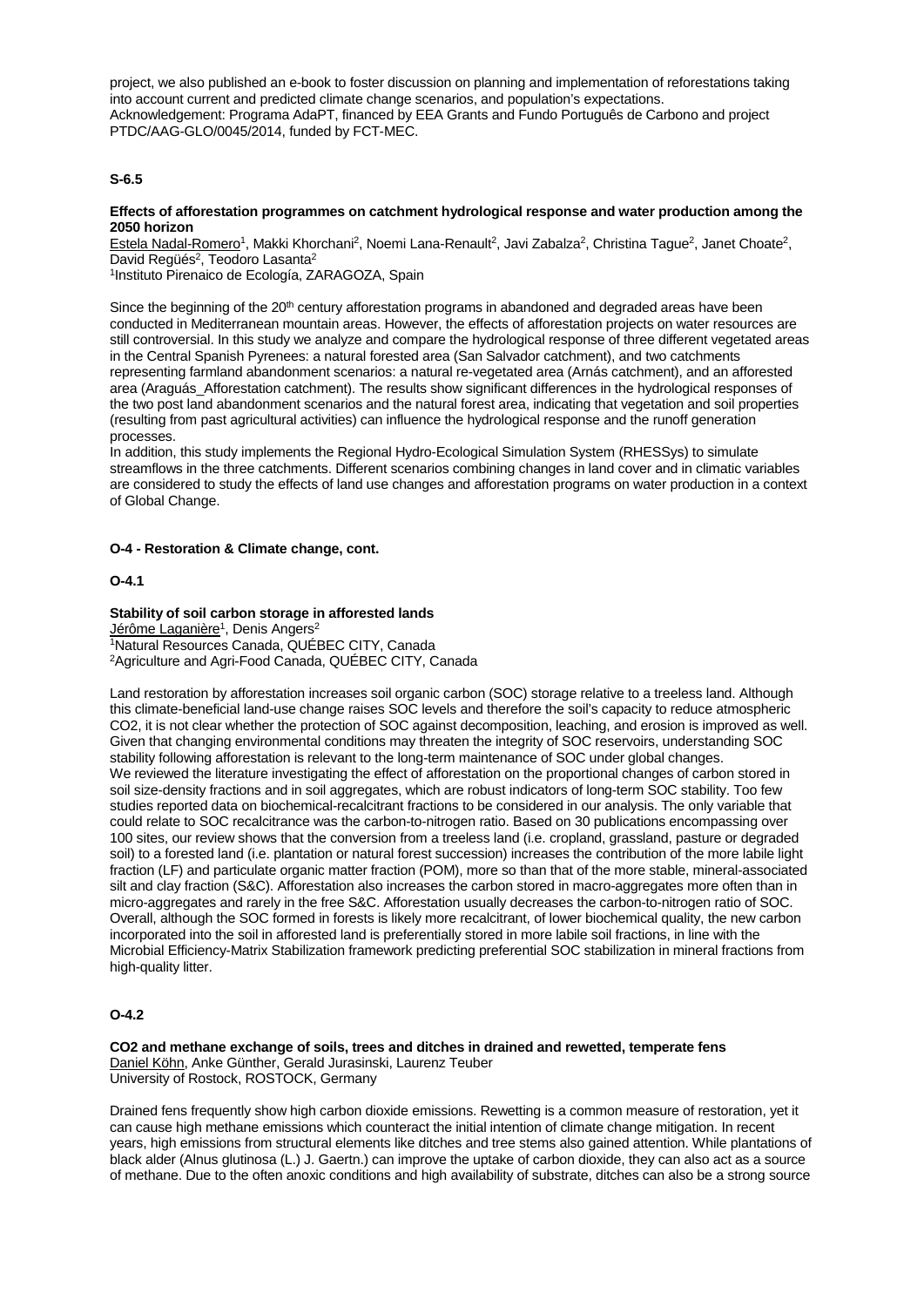project, we also published an e-book to foster discussion on planning and implementation of reforestations taking into account current and predicted climate change scenarios, and population's expectations.
Acknowledgement: Programa AdaPT, financed by EEA Grants and Fundo Português de Carbono and project PTDC/AAG-GLO/0045/2014, funded by FCT-MEC.

### S-6.5

**Effects of afforestation programmes on catchment hydrological response and water production among the 2050 horizon**
Estela Nadal-Romero[1], Makki Khorchani[2], Noemi Lana-Renault[2], Javi Zabalza[2], Christina Tague[2], Janet Choate[2], David Regüés[2], Teodoro Lasanta[2]
[1]Instituto Pirenaico de Ecología, ZARAGOZA, Spain

Since the beginning of the 20[th] century afforestation programs in abandoned and degraded areas have been conducted in Mediterranean mountain areas. However, the effects of afforestation projects on water resources are still controversial. In this study we analyze and compare the hydrological response of three different vegetated areas in the Central Spanish Pyrenees: a natural forested area (San Salvador catchment), and two catchments representing farmland abandonment scenarios: a natural re-vegetated area (Arnás catchment), and an afforested area (Araguás_Afforestation catchment). The results show significant differences in the hydrological responses of the two post land abandonment scenarios and the natural forest area, indicating that vegetation and soil properties (resulting from past agricultural activities) can influence the hydrological response and the runoff generation processes.
In addition, this study implements the Regional Hydro-Ecological Simulation System (RHESSys) to simulate streamflows in the three catchments. Different scenarios combining changes in land cover and in climatic variables are considered to study the effects of land use changes and afforestation programs on water production in a context of Global Change.

## O-4 - Restoration & Climate change, cont.

### O-4.1

**Stability of soil carbon storage in afforested lands**
Jérôme Laganière[1], Denis Angers[2]
[1]Natural Resources Canada, QUÉBEC CITY, Canada
[2]Agriculture and Agri-Food Canada, QUÉBEC CITY, Canada

Land restoration by afforestation increases soil organic carbon (SOC) storage relative to a treeless land. Although this climate-beneficial land-use change raises SOC levels and therefore the soil's capacity to reduce atmospheric $CO_2$, it is not clear whether the protection of SOC against decomposition, leaching, and erosion is improved as well. Given that changing environmental conditions may threaten the integrity of SOC reservoirs, understanding SOC stability following afforestation is relevant to the long-term maintenance of SOC under global changes.
We reviewed the literature investigating the effect of afforestation on the proportional changes of carbon stored in soil size-density fractions and in soil aggregates, which are robust indicators of long-term SOC stability. Too few studies reported data on biochemical-recalcitrant fractions to be considered in our analysis. The only variable that could relate to SOC recalcitrance was the carbon-to-nitrogen ratio. Based on 30 publications encompassing over 100 sites, our review shows that the conversion from a treeless land (i.e. cropland, grassland, pasture or degraded soil) to a forested land (i.e. plantation or natural forest succession) increases the contribution of the more labile light fraction (LF) and particulate organic matter fraction (POM), more so than that of the more stable, mineral-associated silt and clay fraction (S&C). Afforestation also increases the carbon stored in macro-aggregates more often than in micro-aggregates and rarely in the free S&C. Afforestation usually decreases the carbon-to-nitrogen ratio of SOC. Overall, although the SOC formed in forests is likely more recalcitrant, of lower biochemical quality, the new carbon incorporated into the soil in afforested land is preferentially stored in more labile soil fractions, in line with the Microbial Efficiency-Matrix Stabilization framework predicting preferential SOC stabilization in mineral fractions from high-quality litter.

### O-4.2

**CO2 and methane exchange of soils, trees and ditches in drained and rewetted, temperate fens**
Daniel Köhn, Anke Günther, Gerald Jurasinski, Laurenz Teuber
University of Rostock, ROSTOCK, Germany

Drained fens frequently show high carbon dioxide emissions. Rewetting is a common measure of restoration, yet it can cause high methane emissions which counteract the initial intention of climate change mitigation. In recent years, high emissions from structural elements like ditches and tree stems also gained attention. While plantations of black alder (Alnus glutinosa (L.) J. Gaertn.) can improve the uptake of carbon dioxide, they can also act as a source of methane. Due to the often anoxic conditions and high availability of substrate, ditches can also be a strong source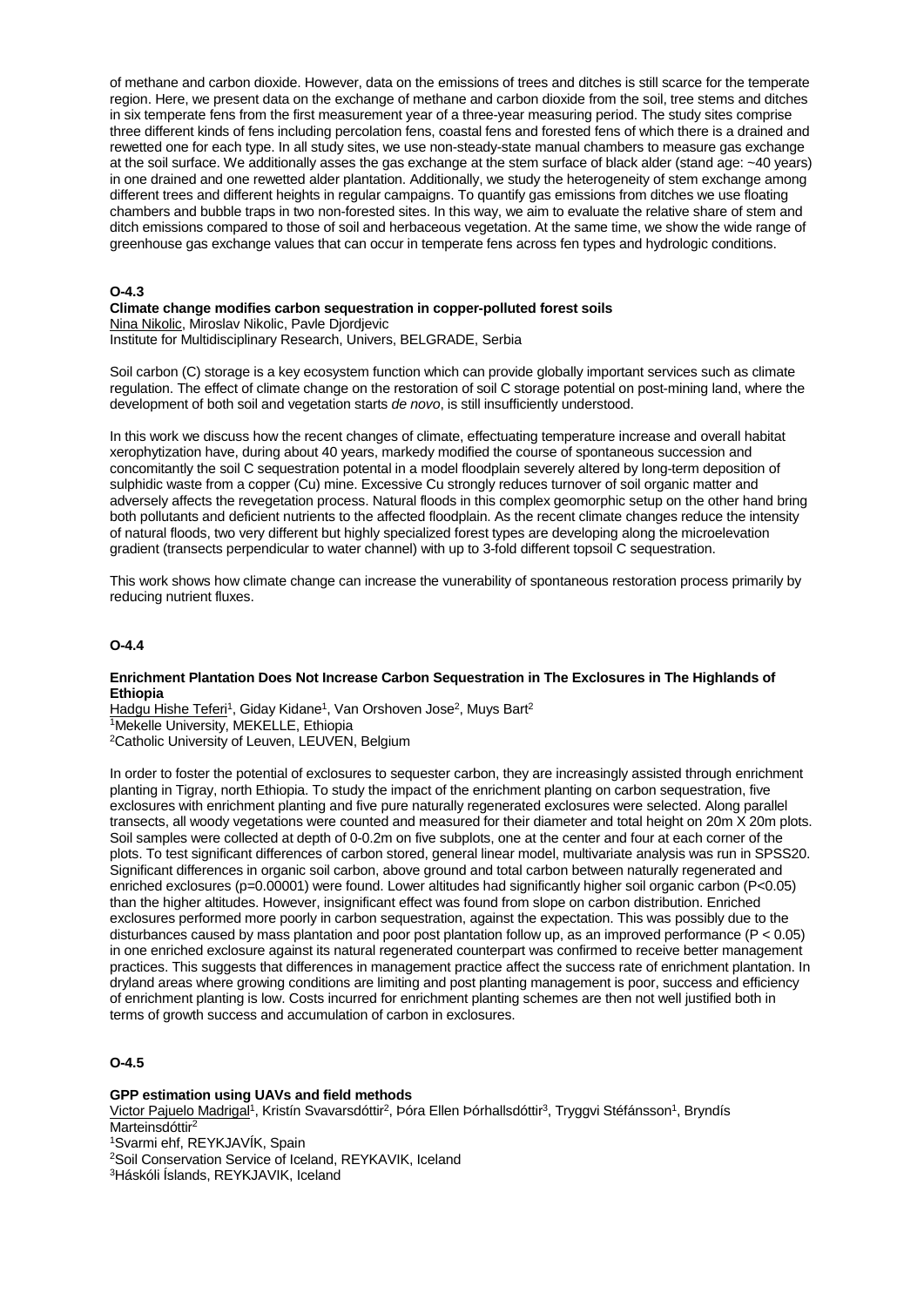of methane and carbon dioxide. However, data on the emissions of trees and ditches is still scarce for the temperate region. Here, we present data on the exchange of methane and carbon dioxide from the soil, tree stems and ditches in six temperate fens from the first measurement year of a three-year measuring period. The study sites comprise three different kinds of fens including percolation fens, coastal fens and forested fens of which there is a drained and rewetted one for each type. In all study sites, we use non-steady-state manual chambers to measure gas exchange at the soil surface. We additionally asses the gas exchange at the stem surface of black alder (stand age: ~40 years) in one drained and one rewetted alder plantation. Additionally, we study the heterogeneity of stem exchange among different trees and different heights in regular campaigns. To quantify gas emissions from ditches we use floating chambers and bubble traps in two non-forested sites. In this way, we aim to evaluate the relative share of stem and ditch emissions compared to those of soil and herbaceous vegetation. At the same time, we show the wide range of greenhouse gas exchange values that can occur in temperate fens across fen types and hydrologic conditions.

**O-4.3**

**Climate change modifies carbon sequestration in copper-polluted forest soils**
Nina Nikolic, Miroslav Nikolic, Pavle Djordjevic
Institute for Multidisciplinary Research, Univers, BELGRADE, Serbia

Soil carbon (C) storage is a key ecosystem function which can provide globally important services such as climate regulation. The effect of climate change on the restoration of soil C storage potential on post-mining land, where the development of both soil and vegetation starts *de novo*, is still insufficiently understood.

In this work we discuss how the recent changes of climate, effectuating temperature increase and overall habitat xerophytization have, during about 40 years, markedy modified the course of spontaneous succession and concomitantly the soil C sequestration potental in a model floodplain severely altered by long-term deposition of sulphidic waste from a copper (Cu) mine. Excessive Cu strongly reduces turnover of soil organic matter and adversely affects the revegetation process. Natural floods in this complex geomorphic setup on the other hand bring both pollutants and deficient nutrients to the affected floodplain. As the recent climate changes reduce the intensity of natural floods, two very different but highly specialized forest types are developing along the microelevation gradient (transects perpendicular to water channel) with up to 3-fold different topsoil C sequestration.

This work shows how climate change can increase the vunerability of spontaneous restoration process primarily by reducing nutrient fluxes.

**O-4.4**

**Enrichment Plantation Does Not Increase Carbon Sequestration in The Exclosures in The Highlands of Ethiopia**
Hadgu Hishe Teferi[1], Giday Kidane[1], Van Orshoven Jose[2], Muys Bart[2]
[1]Mekelle University, MEKELLE, Ethiopia
[2]Catholic University of Leuven, LEUVEN, Belgium

In order to foster the potential of exclosures to sequester carbon, they are increasingly assisted through enrichment planting in Tigray, north Ethiopia. To study the impact of the enrichment planting on carbon sequestration, five exclosures with enrichment planting and five pure naturally regenerated exclosures were selected. Along parallel transects, all woody vegetations were counted and measured for their diameter and total height on 20m X 20m plots. Soil samples were collected at depth of 0-0.2m on five subplots, one at the center and four at each corner of the plots. To test significant differences of carbon stored, general linear model, multivariate analysis was run in SPSS20. Significant differences in organic soil carbon, above ground and total carbon between naturally regenerated and enriched exclosures ($p=0.00001$) were found. Lower altitudes had significantly higher soil organic carbon ($P<0.05$) than the higher altitudes. However, insignificant effect was found from slope on carbon distribution. Enriched exclosures performed more poorly in carbon sequestration, against the expectation. This was possibly due to the disturbances caused by mass plantation and poor post plantation follow up, as an improved performance ($P < 0.05$) in one enriched exclosure against its natural regenerated counterpart was confirmed to receive better management practices. This suggests that differences in management practice affect the success rate of enrichment plantation. In dryland areas where growing conditions are limiting and post planting management is poor, success and efficiency of enrichment planting is low. Costs incurred for enrichment planting schemes are then not well justified both in terms of growth success and accumulation of carbon in exclosures.

**O-4.5**

**GPP estimation using UAVs and field methods**
Victor Pajuelo Madrigal[1], Kristín Svavarsdóttir[2], Þóra Ellen Þórhallsdóttir[3], Tryggvi Stéfánsson[1], Bryndís Marteinsdóttir[2]
[1]Svarmi ehf, REYKJAVÍK, Spain
[2]Soil Conservation Service of Iceland, REYKAVIK, Iceland
[3]Háskóli Íslands, REYKJAVIK, Iceland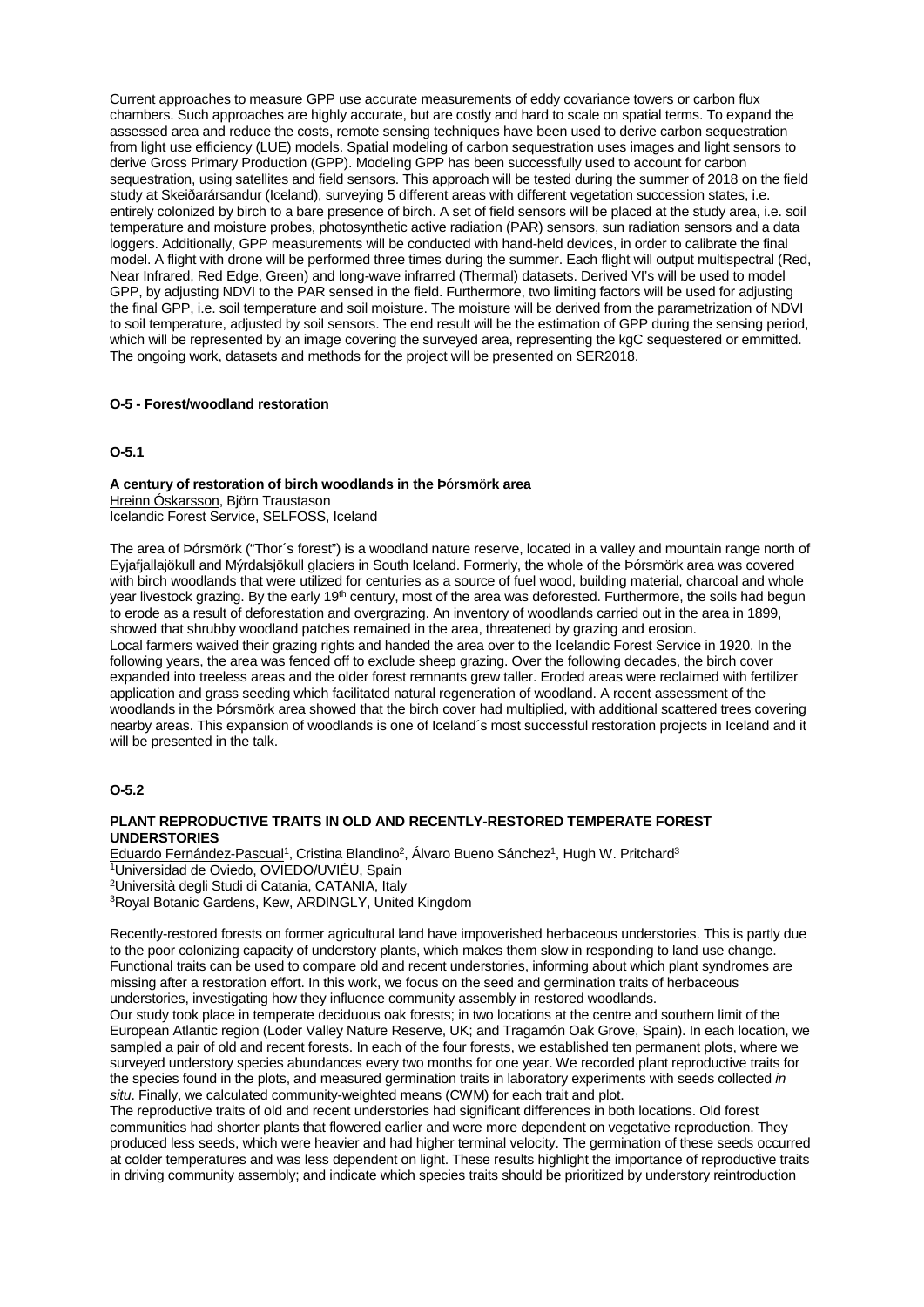Current approaches to measure GPP use accurate measurements of eddy covariance towers or carbon flux chambers. Such approaches are highly accurate, but are costly and hard to scale on spatial terms. To expand the assessed area and reduce the costs, remote sensing techniques have been used to derive carbon sequestration from light use efficiency (LUE) models. Spatial modeling of carbon sequestration uses images and light sensors to derive Gross Primary Production (GPP). Modeling GPP has been successfully used to account for carbon sequestration, using satellites and field sensors. This approach will be tested during the summer of 2018 on the field study at Skeiðarársandur (Iceland), surveying 5 different areas with different vegetation succession states, i.e. entirely colonized by birch to a bare presence of birch. A set of field sensors will be placed at the study area, i.e. soil temperature and moisture probes, photosynthetic active radiation (PAR) sensors, sun radiation sensors and a data loggers. Additionally, GPP measurements will be conducted with hand-held devices, in order to calibrate the final model. A flight with drone will be performed three times during the summer. Each flight will output multispectral (Red, Near Infrared, Red Edge, Green) and long-wave infrarred (Thermal) datasets. Derived VI's will be used to model GPP, by adjusting NDVI to the PAR sensed in the field. Furthermore, two limiting factors will be used for adjusting the final GPP, i.e. soil temperature and soil moisture. The moisture will be derived from the parametrization of NDVI to soil temperature, adjusted by soil sensors. The end result will be the estimation of GPP during the sensing period, which will be represented by an image covering the surveyed area, representing the kgC sequestered or emmitted. The ongoing work, datasets and methods for the project will be presented on SER2018.

## O-5 - Forest/woodland restoration

### O-5.1

**A century of restoration of birch woodlands in the Þórsmörk area**

Hreinn Óskarsson, Björn Traustason
Icelandic Forest Service, SELFOSS, Iceland

The area of Þórsmörk ("Thor´s forest") is a woodland nature reserve, located in a valley and mountain range north of Eyjafjallajökull and Mýrdalsjökull glaciers in South Iceland. Formerly, the whole of the Þórsmörk area was covered with birch woodlands that were utilized for centuries as a source of fuel wood, building material, charcoal and whole year livestock grazing. By the early 19th century, most of the area was deforested. Furthermore, the soils had begun to erode as a result of deforestation and overgrazing. An inventory of woodlands carried out in the area in 1899, showed that shrubby woodland patches remained in the area, threatened by grazing and erosion.
Local farmers waived their grazing rights and handed the area over to the Icelandic Forest Service in 1920. In the following years, the area was fenced off to exclude sheep grazing. Over the following decades, the birch cover expanded into treeless areas and the older forest remnants grew taller. Eroded areas were reclaimed with fertilizer application and grass seeding which facilitated natural regeneration of woodland. A recent assessment of the woodlands in the Þórsmörk area showed that the birch cover had multiplied, with additional scattered trees covering nearby areas. This expansion of woodlands is one of Iceland´s most successful restoration projects in Iceland and it will be presented in the talk.

### O-5.2

**PLANT REPRODUCTIVE TRAITS IN OLD AND RECENTLY-RESTORED TEMPERATE FOREST UNDERSTORIES**

Eduardo Fernández-Pascual[1], Cristina Blandino[2], Álvaro Bueno Sánchez[1], Hugh W. Pritchard[3]
[1]Universidad de Oviedo, OVIEDO/UVIÉU, Spain
[2]Università degli Studi di Catania, CATANIA, Italy
[3]Royal Botanic Gardens, Kew, ARDINGLY, United Kingdom

Recently-restored forests on former agricultural land have impoverished herbaceous understories. This is partly due to the poor colonizing capacity of understory plants, which makes them slow in responding to land use change. Functional traits can be used to compare old and recent understories, informing about which plant syndromes are missing after a restoration effort. In this work, we focus on the seed and germination traits of herbaceous understories, investigating how they influence community assembly in restored woodlands.
Our study took place in temperate deciduous oak forests; in two locations at the centre and southern limit of the European Atlantic region (Loder Valley Nature Reserve, UK; and Tragamón Oak Grove, Spain). In each location, we sampled a pair of old and recent forests. In each of the four forests, we established ten permanent plots, where we surveyed understory species abundances every two months for one year. We recorded plant reproductive traits for the species found in the plots, and measured germination traits in laboratory experiments with seeds collected *in situ*. Finally, we calculated community-weighted means (CWM) for each trait and plot.
The reproductive traits of old and recent understories had significant differences in both locations. Old forest communities had shorter plants that flowered earlier and were more dependent on vegetative reproduction. They produced less seeds, which were heavier and had higher terminal velocity. The germination of these seeds occurred at colder temperatures and was less dependent on light. These results highlight the importance of reproductive traits in driving community assembly; and indicate which species traits should be prioritized by understory reintroduction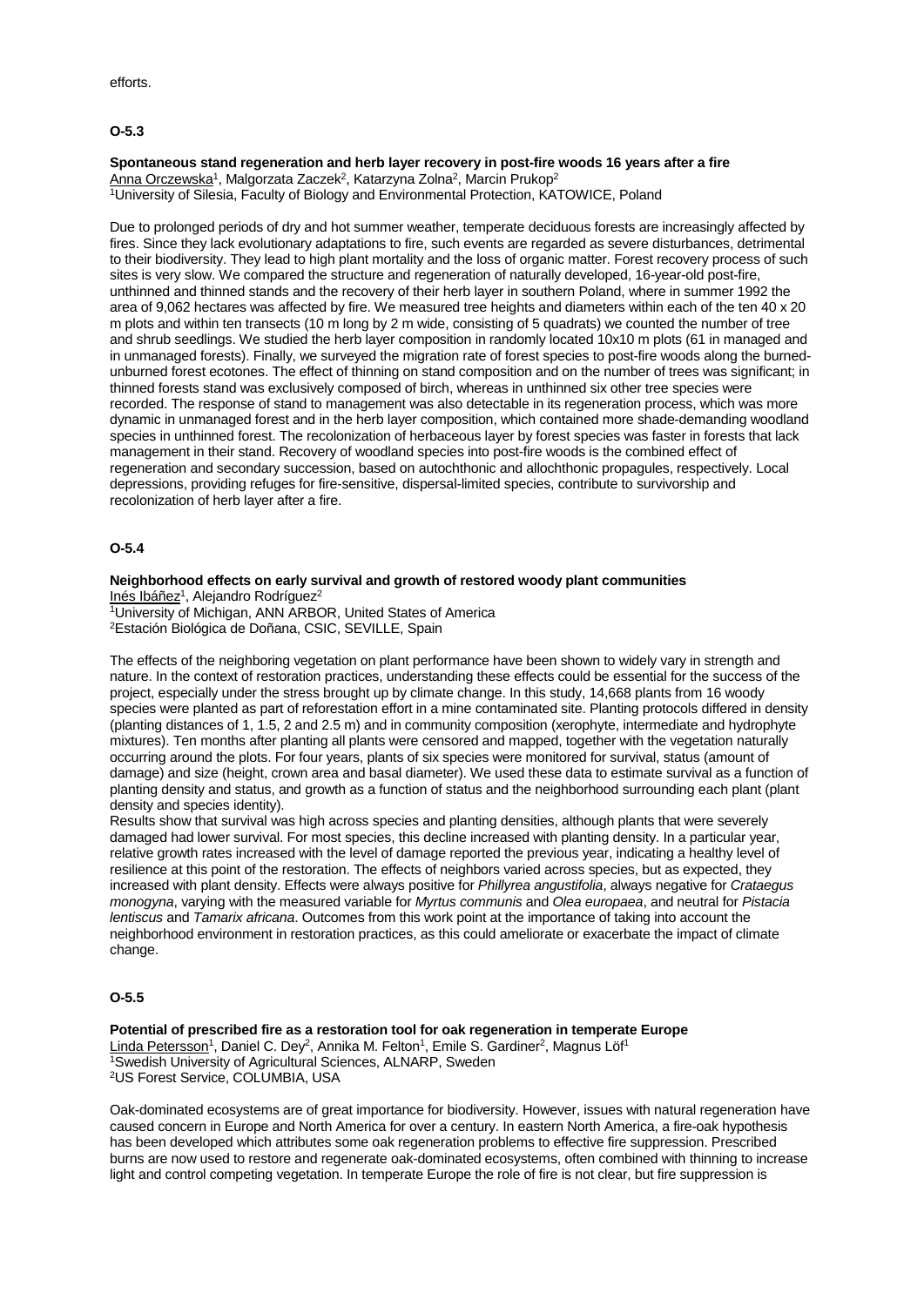efforts.

### O-5.3

**Spontaneous stand regeneration and herb layer recovery in post-fire woods 16 years after a fire**

Anna Orczewska[1], Malgorzata Zaczek[2], Katarzyna Zolna[2], Marcin Prukop[2]

[1]University of Silesia, Faculty of Biology and Environmental Protection, KATOWICE, Poland

Due to prolonged periods of dry and hot summer weather, temperate deciduous forests are increasingly affected by fires. Since they lack evolutionary adaptations to fire, such events are regarded as severe disturbances, detrimental to their biodiversity. They lead to high plant mortality and the loss of organic matter. Forest recovery process of such sites is very slow. We compared the structure and regeneration of naturally developed, 16-year-old post-fire, unthinned and thinned stands and the recovery of their herb layer in southern Poland, where in summer 1992 the area of 9,062 hectares was affected by fire. We measured tree heights and diameters within each of the ten 40 x 20 m plots and within ten transects (10 m long by 2 m wide, consisting of 5 quadrats) we counted the number of tree and shrub seedlings. We studied the herb layer composition in randomly located 10x10 m plots (61 in managed and in unmanaged forests). Finally, we surveyed the migration rate of forest species to post-fire woods along the burned-unburned forest ecotones. The effect of thinning on stand composition and on the number of trees was significant; in thinned forests stand was exclusively composed of birch, whereas in unthinned six other tree species were recorded. The response of stand to management was also detectable in its regeneration process, which was more dynamic in unmanaged forest and in the herb layer composition, which contained more shade-demanding woodland species in unthinned forest. The recolonization of herbaceous layer by forest species was faster in forests that lack management in their stand. Recovery of woodland species into post-fire woods is the combined effect of regeneration and secondary succession, based on autochthonic and allochthonic propagules, respectively. Local depressions, providing refuges for fire-sensitive, dispersal-limited species, contribute to survivorship and recolonization of herb layer after a fire.

### O-5.4

**Neighborhood effects on early survival and growth of restored woody plant communities**

Inés Ibáñez[1], Alejandro Rodríguez[2]

[1]University of Michigan, ANN ARBOR, United States of America

[2]Estación Biológica de Doñana, CSIC, SEVILLE, Spain

The effects of the neighboring vegetation on plant performance have been shown to widely vary in strength and nature. In the context of restoration practices, understanding these effects could be essential for the success of the project, especially under the stress brought up by climate change. In this study, 14,668 plants from 16 woody species were planted as part of reforestation effort in a mine contaminated site. Planting protocols differed in density (planting distances of 1, 1.5, 2 and 2.5 m) and in community composition (xerophyte, intermediate and hydrophyte mixtures). Ten months after planting all plants were censored and mapped, together with the vegetation naturally occurring around the plots. For four years, plants of six species were monitored for survival, status (amount of damage) and size (height, crown area and basal diameter). We used these data to estimate survival as a function of planting density and status, and growth as a function of status and the neighborhood surrounding each plant (plant density and species identity).

Results show that survival was high across species and planting densities, although plants that were severely damaged had lower survival. For most species, this decline increased with planting density. In a particular year, relative growth rates increased with the level of damage reported the previous year, indicating a healthy level of resilience at this point of the restoration. The effects of neighbors varied across species, but as expected, they increased with plant density. Effects were always positive for *Phillyrea angustifolia*, always negative for *Crataegus monogyna*, varying with the measured variable for *Myrtus communis* and *Olea europaea*, and neutral for *Pistacia lentiscus* and *Tamarix africana*. Outcomes from this work point at the importance of taking into account the neighborhood environment in restoration practices, as this could ameliorate or exacerbate the impact of climate change.

### O-5.5

**Potential of prescribed fire as a restoration tool for oak regeneration in temperate Europe**

Linda Petersson[1], Daniel C. Dey[2], Annika M. Felton[1], Emile S. Gardiner[2], Magnus Löf[1]

[1]Swedish University of Agricultural Sciences, ALNARP, Sweden

[2]US Forest Service, COLUMBIA, USA

Oak-dominated ecosystems are of great importance for biodiversity. However, issues with natural regeneration have caused concern in Europe and North America for over a century. In eastern North America, a fire-oak hypothesis has been developed which attributes some oak regeneration problems to effective fire suppression. Prescribed burns are now used to restore and regenerate oak-dominated ecosystems, often combined with thinning to increase light and control competing vegetation. In temperate Europe the role of fire is not clear, but fire suppression is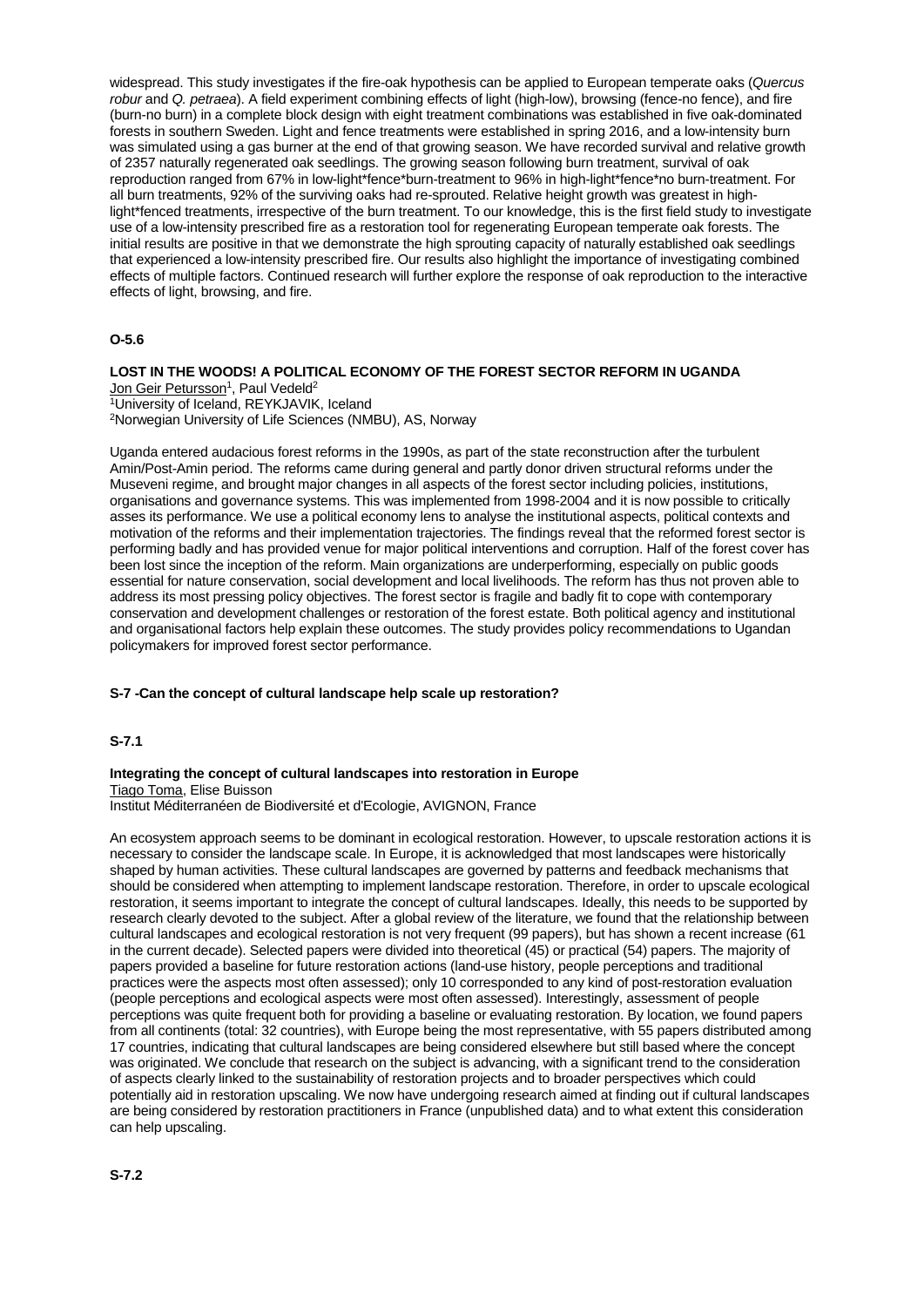widespread. This study investigates if the fire-oak hypothesis can be applied to European temperate oaks (*Quercus robur* and *Q. petraea*). A field experiment combining effects of light (high-low), browsing (fence-no fence), and fire (burn-no burn) in a complete block design with eight treatment combinations was established in five oak-dominated forests in southern Sweden. Light and fence treatments were established in spring 2016, and a low-intensity burn was simulated using a gas burner at the end of that growing season. We have recorded survival and relative growth of 2357 naturally regenerated oak seedlings. The growing season following burn treatment, survival of oak reproduction ranged from 67% in low-light*fence*burn-treatment to 96% in high-light*fence*no burn-treatment. For all burn treatments, 92% of the surviving oaks had re-sprouted. Relative height growth was greatest in high-light*fenced treatments, irrespective of the burn treatment. To our knowledge, this is the first field study to investigate use of a low-intensity prescribed fire as a restoration tool for regenerating European temperate oak forests. The initial results are positive in that we demonstrate the high sprouting capacity of naturally established oak seedlings that experienced a low-intensity prescribed fire. Our results also highlight the importance of investigating combined effects of multiple factors. Continued research will further explore the response of oak reproduction to the interactive effects of light, browsing, and fire.

**O-5.6**

**LOST IN THE WOODS! A POLITICAL ECONOMY OF THE FOREST SECTOR REFORM IN UGANDA**

Jon Geir Petursson[1], Paul Vedeld[2]
[1]University of Iceland, REYKJAVIK, Iceland
[2]Norwegian University of Life Sciences (NMBU), AS, Norway

Uganda entered audacious forest reforms in the 1990s, as part of the state reconstruction after the turbulent Amin/Post-Amin period. The reforms came during general and partly donor driven structural reforms under the Museveni regime, and brought major changes in all aspects of the forest sector including policies, institutions, organisations and governance systems. This was implemented from 1998-2004 and it is now possible to critically asses its performance. We use a political economy lens to analyse the institutional aspects, political contexts and motivation of the reforms and their implementation trajectories. The findings reveal that the reformed forest sector is performing badly and has provided venue for major political interventions and corruption. Half of the forest cover has been lost since the inception of the reform. Main organizations are underperforming, especially on public goods essential for nature conservation, social development and local livelihoods. The reform has thus not proven able to address its most pressing policy objectives. The forest sector is fragile and badly fit to cope with contemporary conservation and development challenges or restoration of the forest estate. Both political agency and institutional and organisational factors help explain these outcomes. The study provides policy recommendations to Ugandan policymakers for improved forest sector performance.

**S-7 -Can the concept of cultural landscape help scale up restoration?**

**S-7.1**

**Integrating the concept of cultural landscapes into restoration in Europe**

Tiago Toma, Elise Buisson
Institut Méditerranéen de Biodiversité et d'Ecologie, AVIGNON, France

An ecosystem approach seems to be dominant in ecological restoration. However, to upscale restoration actions it is necessary to consider the landscape scale. In Europe, it is acknowledged that most landscapes were historically shaped by human activities. These cultural landscapes are governed by patterns and feedback mechanisms that should be considered when attempting to implement landscape restoration. Therefore, in order to upscale ecological restoration, it seems important to integrate the concept of cultural landscapes. Ideally, this needs to be supported by research clearly devoted to the subject. After a global review of the literature, we found that the relationship between cultural landscapes and ecological restoration is not very frequent (99 papers), but has shown a recent increase (61 in the current decade). Selected papers were divided into theoretical (45) or practical (54) papers. The majority of papers provided a baseline for future restoration actions (land-use history, people perceptions and traditional practices were the aspects most often assessed); only 10 corresponded to any kind of post-restoration evaluation (people perceptions and ecological aspects were most often assessed). Interestingly, assessment of people perceptions was quite frequent both for providing a baseline or evaluating restoration. By location, we found papers from all continents (total: 32 countries), with Europe being the most representative, with 55 papers distributed among 17 countries, indicating that cultural landscapes are being considered elsewhere but still based where the concept was originated. We conclude that research on the subject is advancing, with a significant trend to the consideration of aspects clearly linked to the sustainability of restoration projects and to broader perspectives which could potentially aid in restoration upscaling. We now have undergoing research aimed at finding out if cultural landscapes are being considered by restoration practitioners in France (unpublished data) and to what extent this consideration can help upscaling.

**S-7.2**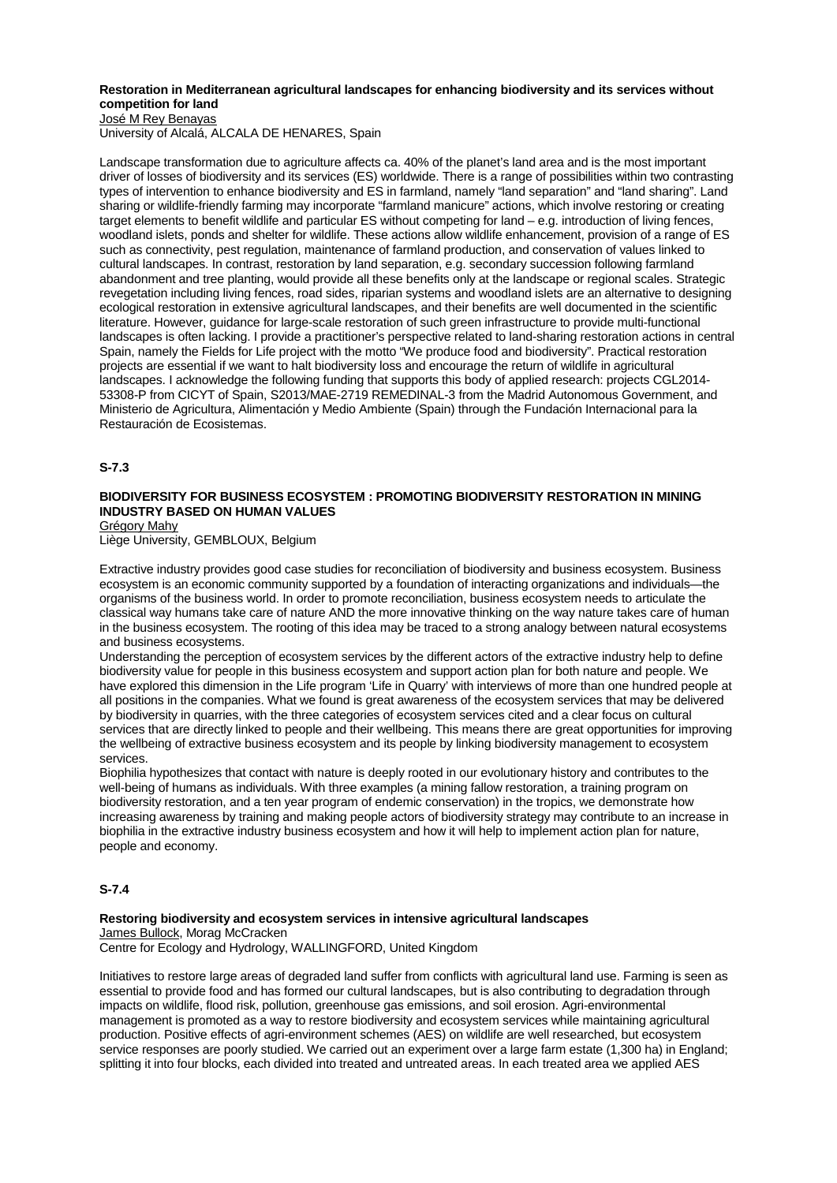**Restoration in Mediterranean agricultural landscapes for enhancing biodiversity and its services without competition for land**

José M Rey Benayas

University of Alcalá, ALCALA DE HENARES, Spain

Landscape transformation due to agriculture affects ca. 40% of the planet's land area and is the most important driver of losses of biodiversity and its services (ES) worldwide. There is a range of possibilities within two contrasting types of intervention to enhance biodiversity and ES in farmland, namely "land separation" and "land sharing". Land sharing or wildlife-friendly farming may incorporate "farmland manicure" actions, which involve restoring or creating target elements to benefit wildlife and particular ES without competing for land – e.g. introduction of living fences, woodland islets, ponds and shelter for wildlife. These actions allow wildlife enhancement, provision of a range of ES such as connectivity, pest regulation, maintenance of farmland production, and conservation of values linked to cultural landscapes. In contrast, restoration by land separation, e.g. secondary succession following farmland abandonment and tree planting, would provide all these benefits only at the landscape or regional scales. Strategic revegetation including living fences, road sides, riparian systems and woodland islets are an alternative to designing ecological restoration in extensive agricultural landscapes, and their benefits are well documented in the scientific literature. However, guidance for large-scale restoration of such green infrastructure to provide multi-functional landscapes is often lacking. I provide a practitioner's perspective related to land-sharing restoration actions in central Spain, namely the Fields for Life project with the motto "We produce food and biodiversity". Practical restoration projects are essential if we want to halt biodiversity loss and encourage the return of wildlife in agricultural landscapes. I acknowledge the following funding that supports this body of applied research: projects CGL2014-53308-P from CICYT of Spain, S2013/MAE-2719 REMEDINAL-3 from the Madrid Autonomous Government, and Ministerio de Agricultura, Alimentación y Medio Ambiente (Spain) through the Fundación Internacional para la Restauración de Ecosistemas.

## S-7.3

**BIODIVERSITY FOR BUSINESS ECOSYSTEM : PROMOTING BIODIVERSITY RESTORATION IN MINING INDUSTRY BASED ON HUMAN VALUES**

Grégory Mahy

Liège University, GEMBLOUX, Belgium

Extractive industry provides good case studies for reconciliation of biodiversity and business ecosystem. Business ecosystem is an economic community supported by a foundation of interacting organizations and individuals—the organisms of the business world. In order to promote reconciliation, business ecosystem needs to articulate the classical way humans take care of nature AND the more innovative thinking on the way nature takes care of human in the business ecosystem. The rooting of this idea may be traced to a strong analogy between natural ecosystems and business ecosystems.

Understanding the perception of ecosystem services by the different actors of the extractive industry help to define biodiversity value for people in this business ecosystem and support action plan for both nature and people. We have explored this dimension in the Life program 'Life in Quarry' with interviews of more than one hundred people at all positions in the companies. What we found is great awareness of the ecosystem services that may be delivered by biodiversity in quarries, with the three categories of ecosystem services cited and a clear focus on cultural services that are directly linked to people and their wellbeing. This means there are great opportunities for improving the wellbeing of extractive business ecosystem and its people by linking biodiversity management to ecosystem services.

Biophilia hypothesizes that contact with nature is deeply rooted in our evolutionary history and contributes to the well-being of humans as individuals. With three examples (a mining fallow restoration, a training program on biodiversity restoration, and a ten year program of endemic conservation) in the tropics, we demonstrate how increasing awareness by training and making people actors of biodiversity strategy may contribute to an increase in biophilia in the extractive industry business ecosystem and how it will help to implement action plan for nature, people and economy.

## S-7.4

**Restoring biodiversity and ecosystem services in intensive agricultural landscapes**

James Bullock, Morag McCracken

Centre for Ecology and Hydrology, WALLINGFORD, United Kingdom

Initiatives to restore large areas of degraded land suffer from conflicts with agricultural land use. Farming is seen as essential to provide food and has formed our cultural landscapes, but is also contributing to degradation through impacts on wildlife, flood risk, pollution, greenhouse gas emissions, and soil erosion. Agri-environmental management is promoted as a way to restore biodiversity and ecosystem services while maintaining agricultural production. Positive effects of agri-environment schemes (AES) on wildlife are well researched, but ecosystem service responses are poorly studied. We carried out an experiment over a large farm estate (1,300 ha) in England; splitting it into four blocks, each divided into treated and untreated areas. In each treated area we applied AES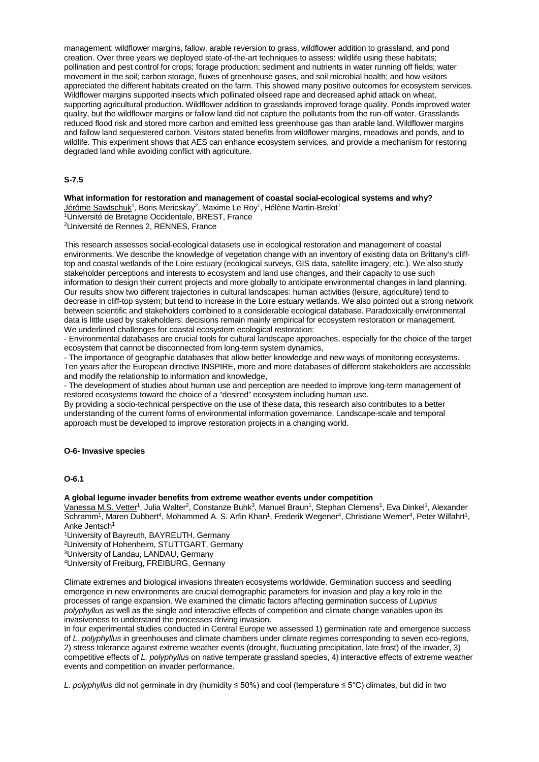management: wildflower margins, fallow, arable reversion to grass, wildflower addition to grassland, and pond creation. Over three years we deployed state-of-the-art techniques to assess: wildlife using these habitats; pollination and pest control for crops; forage production; sediment and nutrients in water running off fields; water movement in the soil; carbon storage, fluxes of greenhouse gases, and soil microbial health; and how visitors appreciated the different habitats created on the farm. This showed many positive outcomes for ecosystem services. Wildflower margins supported insects which pollinated oilseed rape and decreased aphid attack on wheat, supporting agricultural production. Wildflower addition to grasslands improved forage quality. Ponds improved water quality, but the wildflower margins or fallow land did not capture the pollutants from the run-off water. Grasslands reduced flood risk and stored more carbon and emitted less greenhouse gas than arable land. Wildflower margins and fallow land sequestered carbon. Visitors stated benefits from wildflower margins, meadows and ponds, and to wildlife. This experiment shows that AES can enhance ecosystem services, and provide a mechanism for restoring degraded land while avoiding conflict with agriculture.

### S-7.5

**What information for restoration and management of coastal social-ecological systems and why?**

Jérôme Sawtschuk[1], Boris Mericskay[2], Maxime Le Roy[1], Hélène Martin-Brelot[1]

[1]Université de Bretagne Occidentale, BREST, France

[2]Université de Rennes 2, RENNES, France

This research assesses social-ecological datasets use in ecological restoration and management of coastal environments. We describe the knowledge of vegetation change with an inventory of existing data on Brittany's cliff-top and coastal wetlands of the Loire estuary (ecological surveys, GIS data, satellite imagery, etc.). We also study stakeholder perceptions and interests to ecosystem and land use changes, and their capacity to use such information to design their current projects and more globally to anticipate environmental changes in land planning. Our results show two different trajectories in cultural landscapes: human activities (leisure, agriculture) tend to decrease in cliff-top system; but tend to increase in the Loire estuary wetlands. We also pointed out a strong network between scientific and stakeholders combined to a considerable ecological database. Paradoxically environmental data is little used by stakeholders: decisions remain mainly empirical for ecosystem restoration or management. We underlined challenges for coastal ecosystem ecological restoration:

- Environmental databases are crucial tools for cultural landscape approaches, especially for the choice of the target ecosystem that cannot be disconnected from long-term system dynamics,
- The importance of geographic databases that allow better knowledge and new ways of monitoring ecosystems. Ten years after the European directive INSPIRE, more and more databases of different stakeholders are accessible and modify the relationship to information and knowledge,
- The development of studies about human use and perception are needed to improve long-term management of restored ecosystems toward the choice of a "desired" ecosystem including human use.

By providing a socio-technical perspective on the use of these data, this research also contributes to a better understanding of the current forms of environmental information governance. Landscape-scale and temporal approach must be developed to improve restoration projects in a changing world.

## O-6- Invasive species

### O-6.1

**A global legume invader benefits from extreme weather events under competition**

Vanessa M.S. Vetter[1], Julia Walter[2], Constanze Buhk[3], Manuel Braun[1], Stephan Clemens[1], Eva Dinkel[1], Alexander Schramm[1], Maren Dubbert[4], Mohammed A. S. Arfin Khan[1], Frederik Wegener[4], Christiane Werner[4], Peter Wilfahrt[1], Anke Jentsch[1]

[1]University of Bayreuth, BAYREUTH, Germany

[2]University of Hohenheim, STUTTGART, Germany

[3]University of Landau, LANDAU, Germany

[4]University of Freiburg, FREIBURG, Germany

Climate extremes and biological invasions threaten ecosystems worldwide. Germination success and seedling emergence in new environments are crucial demographic parameters for invasion and play a key role in the processes of range expansion. We examined the climatic factors affecting germination success of *Lupinus polyphyllus* as well as the single and interactive effects of competition and climate change variables upon its invasiveness to understand the processes driving invasion.

In four experimental studies conducted in Central Europe we assessed 1) germination rate and emergence success of *L. polyphyllus* in greenhouses and climate chambers under climate regimes corresponding to seven eco-regions, 2) stress tolerance against extreme weather events (drought, fluctuating precipitation, late frost) of the invader, 3) competitive effects of *L. polyphyllus* on native temperate grassland species, 4) interactive effects of extreme weather events and competition on invader performance.

*L. polyphyllus* did not germinate in dry (humidity ≤ 50%) and cool (temperature ≤ 5°C) climates, but did in two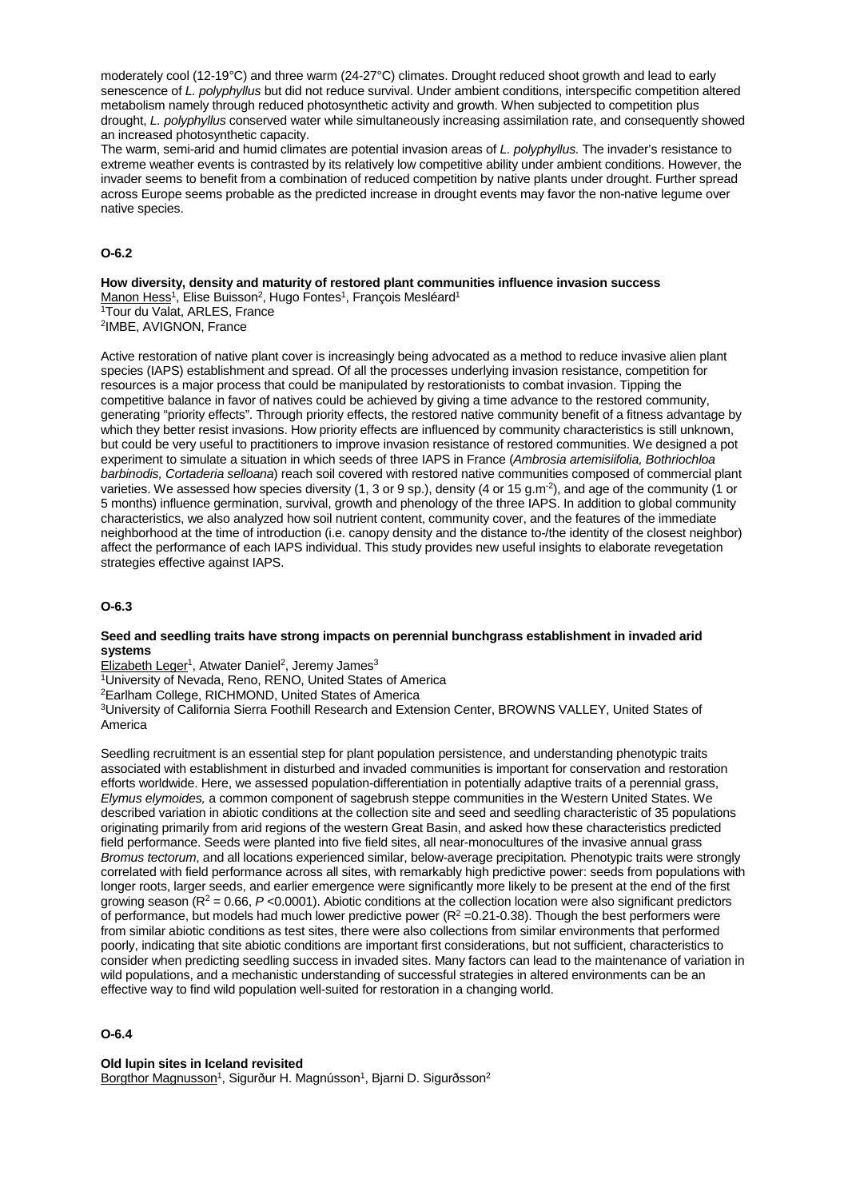moderately cool (12-19°C) and three warm (24-27°C) climates. Drought reduced shoot growth and lead to early senescence of *L. polyphyllus* but did not reduce survival. Under ambient conditions, interspecific competition altered metabolism namely through reduced photosynthetic activity and growth. When subjected to competition plus drought, *L. polyphyllus* conserved water while simultaneously increasing assimilation rate, and consequently showed an increased photosynthetic capacity.

The warm, semi-arid and humid climates are potential invasion areas of *L. polyphyllus.* The invader's resistance to extreme weather events is contrasted by its relatively low competitive ability under ambient conditions. However, the invader seems to benefit from a combination of reduced competition by native plants under drought. Further spread across Europe seems probable as the predicted increase in drought events may favor the non-native legume over native species.

## O-6.2

**How diversity, density and maturity of restored plant communities influence invasion success**

Manon Hess[1], Elise Buisson[2], Hugo Fontes[1], François Mesléard[1]

[1]Tour du Valat, ARLES, France

[2]IMBE, AVIGNON, France

Active restoration of native plant cover is increasingly being advocated as a method to reduce invasive alien plant species (IAPS) establishment and spread. Of all the processes underlying invasion resistance, competition for resources is a major process that could be manipulated by restorationists to combat invasion. Tipping the competitive balance in favor of natives could be achieved by giving a time advance to the restored community, generating "priority effects". Through priority effects, the restored native community benefit of a fitness advantage by which they better resist invasions. How priority effects are influenced by community characteristics is still unknown, but could be very useful to practitioners to improve invasion resistance of restored communities. We designed a pot experiment to simulate a situation in which seeds of three IAPS in France (*Ambrosia artemisiifolia, Bothriochloa barbinodis, Cortaderia selloana*) reach soil covered with restored native communities composed of commercial plant varieties. We assessed how species diversity (1, 3 or 9 sp.), density (4 or 15 g.m$^{-2}$), and age of the community (1 or 5 months) influence germination, survival, growth and phenology of the three IAPS. In addition to global community characteristics, we also analyzed how soil nutrient content, community cover, and the features of the immediate neighborhood at the time of introduction (i.e. canopy density and the distance to-/the identity of the closest neighbor) affect the performance of each IAPS individual. This study provides new useful insights to elaborate revegetation strategies effective against IAPS.

## O-6.3

**Seed and seedling traits have strong impacts on perennial bunchgrass establishment in invaded arid systems**

Elizabeth Leger[1], Atwater Daniel[2], Jeremy James[3]

[1]University of Nevada, Reno, RENO, United States of America

[2]Earlham College, RICHMOND, United States of America

[3]University of California Sierra Foothill Research and Extension Center, BROWNS VALLEY, United States of America

Seedling recruitment is an essential step for plant population persistence, and understanding phenotypic traits associated with establishment in disturbed and invaded communities is important for conservation and restoration efforts worldwide. Here, we assessed population-differentiation in potentially adaptive traits of a perennial grass, *Elymus elymoides,* a common component of sagebrush steppe communities in the Western United States. We described variation in abiotic conditions at the collection site and seed and seedling characteristic of 35 populations originating primarily from arid regions of the western Great Basin, and asked how these characteristics predicted field performance. Seeds were planted into five field sites, all near-monocultures of the invasive annual grass *Bromus tectorum*, and all locations experienced similar, below-average precipitation*.* Phenotypic traits were strongly correlated with field performance across all sites, with remarkably high predictive power: seeds from populations with longer roots, larger seeds, and earlier emergence were significantly more likely to be present at the end of the first growing season ($R^2$ = 0.66, $P$ <0.0001). Abiotic conditions at the collection location were also significant predictors of performance, but models had much lower predictive power ($R^2$ =0.21-0.38). Though the best performers were from similar abiotic conditions as test sites, there were also collections from similar environments that performed poorly, indicating that site abiotic conditions are important first considerations, but not sufficient, characteristics to consider when predicting seedling success in invaded sites. Many factors can lead to the maintenance of variation in wild populations, and a mechanistic understanding of successful strategies in altered environments can be an effective way to find wild population well-suited for restoration in a changing world.

## O-6.4

**Old lupin sites in Iceland revisited**

Borgthor Magnusson[1], Sigurður H. Magnússon[1], Bjarni D. Sigurðsson[2]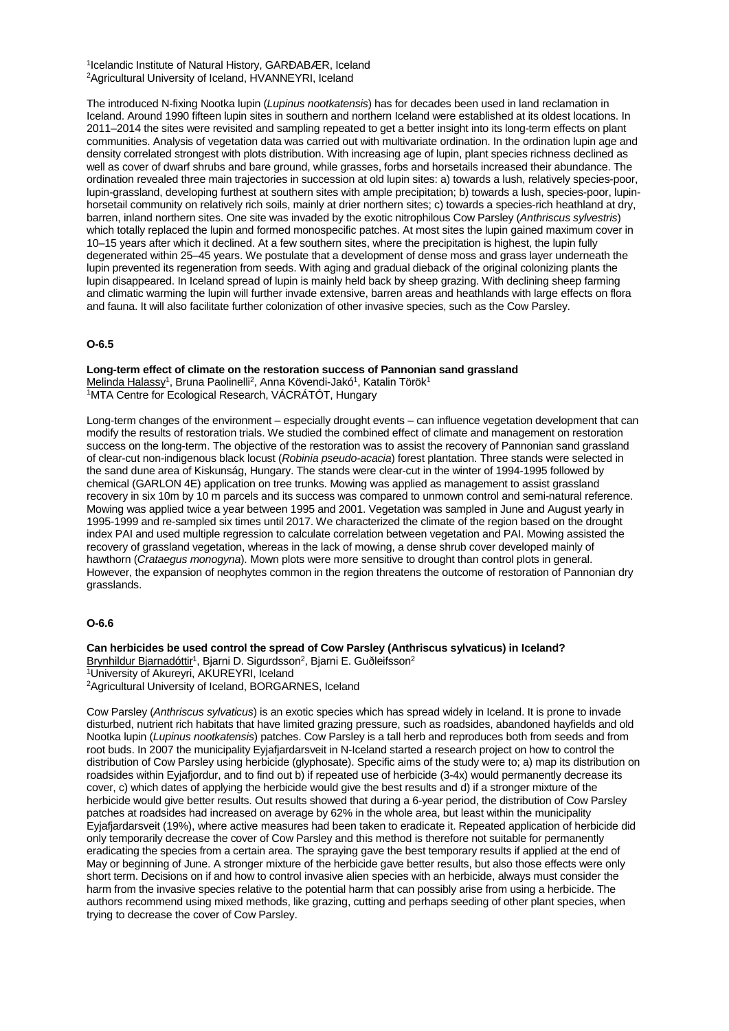[1]Icelandic Institute of Natural History, GARÐABÆR, Iceland
[2]Agricultural University of Iceland, HVANNEYRI, Iceland

The introduced N-fixing Nootka lupin (*Lupinus nootkatensis*) has for decades been used in land reclamation in Iceland. Around 1990 fifteen lupin sites in southern and northern Iceland were established at its oldest locations. In 2011–2014 the sites were revisited and sampling repeated to get a better insight into its long-term effects on plant communities. Analysis of vegetation data was carried out with multivariate ordination. In the ordination lupin age and density correlated strongest with plots distribution. With increasing age of lupin, plant species richness declined as well as cover of dwarf shrubs and bare ground, while grasses, forbs and horsetails increased their abundance. The ordination revealed three main trajectories in succession at old lupin sites: a) towards a lush, relatively species-poor, lupin-grassland, developing furthest at southern sites with ample precipitation; b) towards a lush, species-poor, lupin-horsetail community on relatively rich soils, mainly at drier northern sites; c) towards a species-rich heathland at dry, barren, inland northern sites. One site was invaded by the exotic nitrophilous Cow Parsley (*Anthriscus sylvestris*) which totally replaced the lupin and formed monospecific patches. At most sites the lupin gained maximum cover in 10–15 years after which it declined. At a few southern sites, where the precipitation is highest, the lupin fully degenerated within 25–45 years. We postulate that a development of dense moss and grass layer underneath the lupin prevented its regeneration from seeds. With aging and gradual dieback of the original colonizing plants the lupin disappeared. In Iceland spread of lupin is mainly held back by sheep grazing. With declining sheep farming and climatic warming the lupin will further invade extensive, barren areas and heathlands with large effects on flora and fauna. It will also facilitate further colonization of other invasive species, such as the Cow Parsley.

## O-6.5

**Long-term effect of climate on the restoration success of Pannonian sand grassland**
Melinda Halassy[1], Bruna Paolinelli[2], Anna Kövendi-Jakó[1], Katalin Török[1]
[1]MTA Centre for Ecological Research, VÁCRÁTÓT, Hungary

Long-term changes of the environment – especially drought events – can influence vegetation development that can modify the results of restoration trials. We studied the combined effect of climate and management on restoration success on the long-term. The objective of the restoration was to assist the recovery of Pannonian sand grassland of clear-cut non-indigenous black locust (*Robinia pseudo-acacia*) forest plantation. Three stands were selected in the sand dune area of Kiskunság, Hungary. The stands were clear-cut in the winter of 1994-1995 followed by chemical (GARLON 4E) application on tree trunks. Mowing was applied as management to assist grassland recovery in six 10m by 10 m parcels and its success was compared to unmown control and semi-natural reference. Mowing was applied twice a year between 1995 and 2001. Vegetation was sampled in June and August yearly in 1995-1999 and re-sampled six times until 2017. We characterized the climate of the region based on the drought index PAI and used multiple regression to calculate correlation between vegetation and PAI. Mowing assisted the recovery of grassland vegetation, whereas in the lack of mowing, a dense shrub cover developed mainly of hawthorn (*Crataegus monogyna*). Mown plots were more sensitive to drought than control plots in general. However, the expansion of neophytes common in the region threatens the outcome of restoration of Pannonian dry grasslands.

## O-6.6

**Can herbicides be used control the spread of Cow Parsley (Anthriscus sylvaticus) in Iceland?**
Brynhildur Bjarnadóttir[1], Bjarni D. Sigurdsson[2], Bjarni E. Guðleifsson[2]
[1]University of Akureyri, AKUREYRI, Iceland
[2]Agricultural University of Iceland, BORGARNES, Iceland

Cow Parsley (*Anthriscus sylvaticus*) is an exotic species which has spread widely in Iceland. It is prone to invade disturbed, nutrient rich habitats that have limited grazing pressure, such as roadsides, abandoned hayfields and old Nootka lupin (*Lupinus nootkatensis*) patches. Cow Parsley is a tall herb and reproduces both from seeds and from root buds. In 2007 the municipality Eyjafjardarsveit in N-Iceland started a research project on how to control the distribution of Cow Parsley using herbicide (glyphosate). Specific aims of the study were to; a) map its distribution on roadsides within Eyjafjordur, and to find out b) if repeated use of herbicide (3-4x) would permanently decrease its cover, c) which dates of applying the herbicide would give the best results and d) if a stronger mixture of the herbicide would give better results. Out results showed that during a 6-year period, the distribution of Cow Parsley patches at roadsides had increased on average by 62% in the whole area, but least within the municipality Eyjafjardarsveit (19%), where active measures had been taken to eradicate it. Repeated application of herbicide did only temporarily decrease the cover of Cow Parsley and this method is therefore not suitable for permanently eradicating the species from a certain area. The spraying gave the best temporary results if applied at the end of May or beginning of June. A stronger mixture of the herbicide gave better results, but also those effects were only short term. Decisions on if and how to control invasive alien species with an herbicide, always must consider the harm from the invasive species relative to the potential harm that can possibly arise from using a herbicide. The authors recommend using mixed methods, like grazing, cutting and perhaps seeding of other plant species, when trying to decrease the cover of Cow Parsley.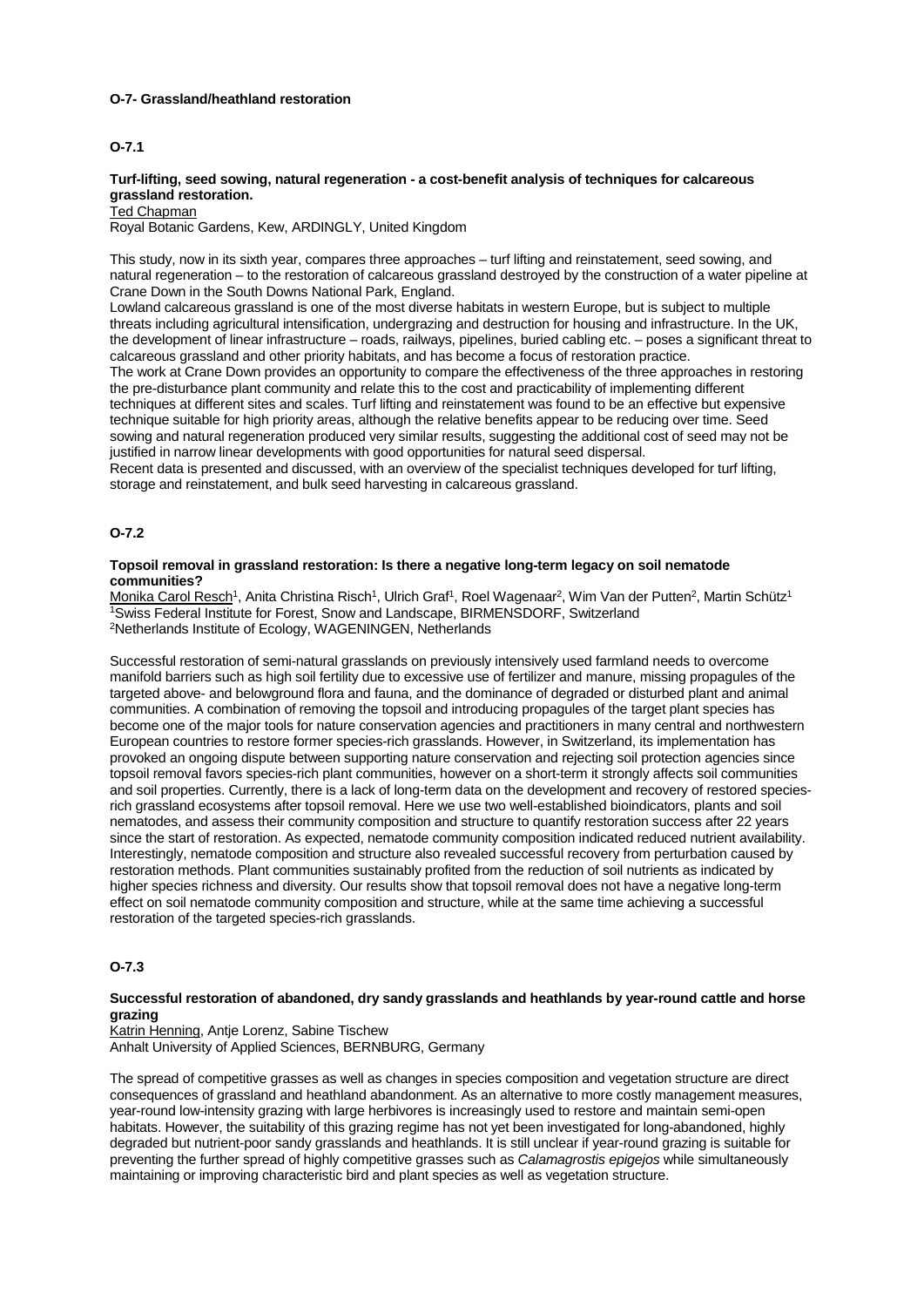**O-7- Grassland/heathland restoration**

## O-7.1

### Turf-lifting, seed sowing, natural regeneration - a cost-benefit analysis of techniques for calcareous grassland restoration.

Ted Chapman
Royal Botanic Gardens, Kew, ARDINGLY, United Kingdom

This study, now in its sixth year, compares three approaches – turf lifting and reinstatement, seed sowing, and natural regeneration – to the restoration of calcareous grassland destroyed by the construction of a water pipeline at Crane Down in the South Downs National Park, England.

Lowland calcareous grassland is one of the most diverse habitats in western Europe, but is subject to multiple threats including agricultural intensification, undergrazing and destruction for housing and infrastructure. In the UK, the development of linear infrastructure – roads, railways, pipelines, buried cabling etc. – poses a significant threat to calcareous grassland and other priority habitats, and has become a focus of restoration practice.

The work at Crane Down provides an opportunity to compare the effectiveness of the three approaches in restoring the pre-disturbance plant community and relate this to the cost and practicability of implementing different techniques at different sites and scales. Turf lifting and reinstatement was found to be an effective but expensive technique suitable for high priority areas, although the relative benefits appear to be reducing over time. Seed sowing and natural regeneration produced very similar results, suggesting the additional cost of seed may not be justified in narrow linear developments with good opportunities for natural seed dispersal.

Recent data is presented and discussed, with an overview of the specialist techniques developed for turf lifting, storage and reinstatement, and bulk seed harvesting in calcareous grassland.

## O-7.2

### Topsoil removal in grassland restoration: Is there a negative long-term legacy on soil nematode communities?

Monika Carol Resch[1], Anita Christina Risch[1], Ulrich Graf[1], Roel Wagenaar[2], Wim Van der Putten[2], Martin Schütz[1]
[1]Swiss Federal Institute for Forest, Snow and Landscape, BIRMENSDORF, Switzerland
[2]Netherlands Institute of Ecology, WAGENINGEN, Netherlands

Successful restoration of semi-natural grasslands on previously intensively used farmland needs to overcome manifold barriers such as high soil fertility due to excessive use of fertilizer and manure, missing propagules of the targeted above- and belowground flora and fauna, and the dominance of degraded or disturbed plant and animal communities. A combination of removing the topsoil and introducing propagules of the target plant species has become one of the major tools for nature conservation agencies and practitioners in many central and northwestern European countries to restore former species-rich grasslands. However, in Switzerland, its implementation has provoked an ongoing dispute between supporting nature conservation and rejecting soil protection agencies since topsoil removal favors species-rich plant communities, however on a short-term it strongly affects soil communities and soil properties. Currently, there is a lack of long-term data on the development and recovery of restored species-rich grassland ecosystems after topsoil removal. Here we use two well-established bioindicators, plants and soil nematodes, and assess their community composition and structure to quantify restoration success after 22 years since the start of restoration. As expected, nematode community composition indicated reduced nutrient availability. Interestingly, nematode composition and structure also revealed successful recovery from perturbation caused by restoration methods. Plant communities sustainably profited from the reduction of soil nutrients as indicated by higher species richness and diversity. Our results show that topsoil removal does not have a negative long-term effect on soil nematode community composition and structure, while at the same time achieving a successful restoration of the targeted species-rich grasslands.

## O-7.3

### Successful restoration of abandoned, dry sandy grasslands and heathlands by year-round cattle and horse grazing

Katrin Henning, Antje Lorenz, Sabine Tischew
Anhalt University of Applied Sciences, BERNBURG, Germany

The spread of competitive grasses as well as changes in species composition and vegetation structure are direct consequences of grassland and heathland abandonment. As an alternative to more costly management measures, year-round low-intensity grazing with large herbivores is increasingly used to restore and maintain semi-open habitats. However, the suitability of this grazing regime has not yet been investigated for long-abandoned, highly degraded but nutrient-poor sandy grasslands and heathlands. It is still unclear if year-round grazing is suitable for preventing the further spread of highly competitive grasses such as *Calamagrostis epigejos* while simultaneously maintaining or improving characteristic bird and plant species as well as vegetation structure.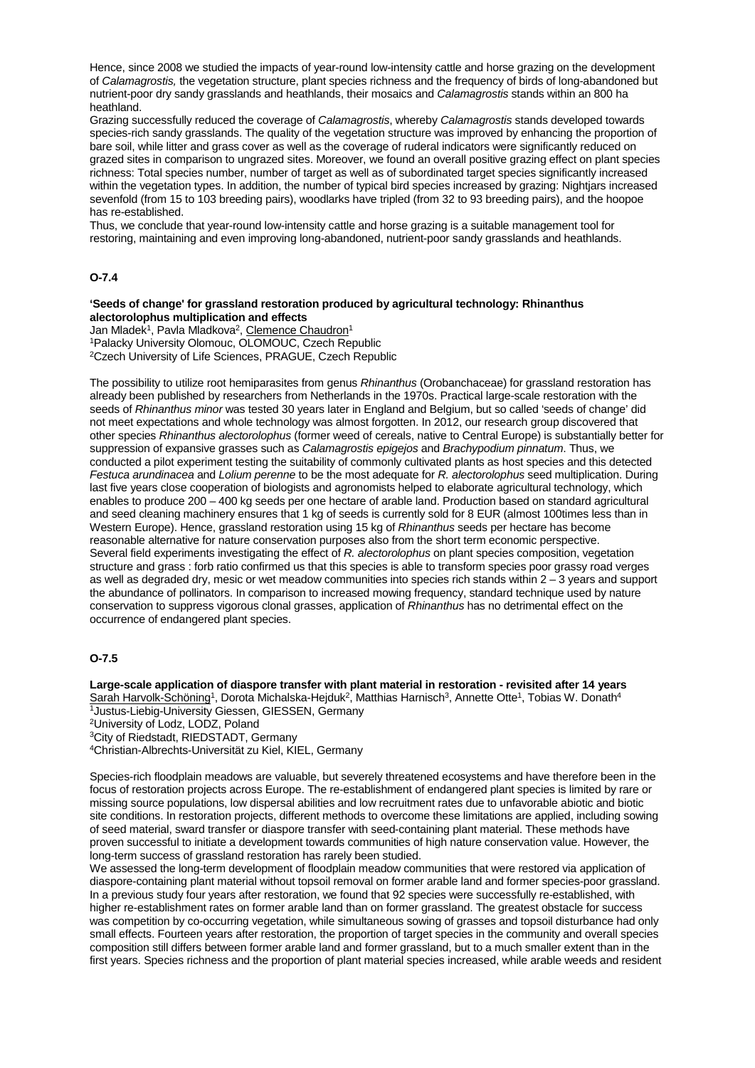Hence, since 2008 we studied the impacts of year-round low-intensity cattle and horse grazing on the development of *Calamagrostis,* the vegetation structure, plant species richness and the frequency of birds of long-abandoned but nutrient-poor dry sandy grasslands and heathlands, their mosaics and *Calamagrostis* stands within an 800 ha heathland.

Grazing successfully reduced the coverage of *Calamagrostis*, whereby *Calamagrostis* stands developed towards species-rich sandy grasslands. The quality of the vegetation structure was improved by enhancing the proportion of bare soil, while litter and grass cover as well as the coverage of ruderal indicators were significantly reduced on grazed sites in comparison to ungrazed sites. Moreover, we found an overall positive grazing effect on plant species richness: Total species number, number of target as well as of subordinated target species significantly increased within the vegetation types. In addition, the number of typical bird species increased by grazing: Nightjars increased sevenfold (from 15 to 103 breeding pairs), woodlarks have tripled (from 32 to 93 breeding pairs), and the hoopoe has re-established.

Thus, we conclude that year-round low-intensity cattle and horse grazing is a suitable management tool for restoring, maintaining and even improving long-abandoned, nutrient-poor sandy grasslands and heathlands.

## O-7.4

### 'Seeds of change' for grassland restoration produced by agricultural technology: Rhinanthus alectorolophus multiplication and effects

Jan Mladek[1], Pavla Mladkova[2], Clemence Chaudron[1]
[1]Palacky University Olomouc, OLOMOUC, Czech Republic
[2]Czech University of Life Sciences, PRAGUE, Czech Republic

The possibility to utilize root hemiparasites from genus *Rhinanthus* (Orobanchaceae) for grassland restoration has already been published by researchers from Netherlands in the 1970s. Practical large-scale restoration with the seeds of *Rhinanthus minor* was tested 30 years later in England and Belgium, but so called 'seeds of change' did not meet expectations and whole technology was almost forgotten. In 2012, our research group discovered that other species *Rhinanthus alectorolophus* (former weed of cereals, native to Central Europe) is substantially better for suppression of expansive grasses such as *Calamagrostis epigejos* and *Brachypodium pinnatum*. Thus, we conducted a pilot experiment testing the suitability of commonly cultivated plants as host species and this detected *Festuca arundinacea* and *Lolium perenne* to be the most adequate for *R. alectorolophus* seed multiplication. During last five years close cooperation of biologists and agronomists helped to elaborate agricultural technology, which enables to produce 200 – 400 kg seeds per one hectare of arable land. Production based on standard agricultural and seed cleaning machinery ensures that 1 kg of seeds is currently sold for 8 EUR (almost 100times less than in Western Europe). Hence, grassland restoration using 15 kg of *Rhinanthus* seeds per hectare has become reasonable alternative for nature conservation purposes also from the short term economic perspective.
Several field experiments investigating the effect of *R. alectorolophus* on plant species composition, vegetation structure and grass : forb ratio confirmed us that this species is able to transform species poor grassy road verges as well as degraded dry, mesic or wet meadow communities into species rich stands within 2 – 3 years and support the abundance of pollinators. In comparison to increased mowing frequency, standard technique used by nature conservation to suppress vigorous clonal grasses, application of *Rhinanthus* has no detrimental effect on the occurrence of endangered plant species.

## O-7.5

### Large-scale application of diaspore transfer with plant material in restoration - revisited after 14 years

Sarah Harvolk-Schöning[1], Dorota Michalska-Hejduk[2], Matthias Harnisch[3], Annette Otte[1], Tobias W. Donath[4]
[1]Justus-Liebig-University Giessen, GIESSEN, Germany
[2]University of Lodz, LODZ, Poland
[3]City of Riedstadt, RIEDSTADT, Germany
[4]Christian-Albrechts-Universität zu Kiel, KIEL, Germany

Species-rich floodplain meadows are valuable, but severely threatened ecosystems and have therefore been in the focus of restoration projects across Europe. The re-establishment of endangered plant species is limited by rare or missing source populations, low dispersal abilities and low recruitment rates due to unfavorable abiotic and biotic site conditions. In restoration projects, different methods to overcome these limitations are applied, including sowing of seed material, sward transfer or diaspore transfer with seed-containing plant material. These methods have proven successful to initiate a development towards communities of high nature conservation value. However, the long-term success of grassland restoration has rarely been studied.
We assessed the long-term development of floodplain meadow communities that were restored via application of diaspore-containing plant material without topsoil removal on former arable land and former species-poor grassland. In a previous study four years after restoration, we found that 92 species were successfully re-established, with higher re-establishment rates on former arable land than on former grassland. The greatest obstacle for success was competition by co-occurring vegetation, while simultaneous sowing of grasses and topsoil disturbance had only small effects. Fourteen years after restoration, the proportion of target species in the community and overall species composition still differs between former arable land and former grassland, but to a much smaller extent than in the first years. Species richness and the proportion of plant material species increased, while arable weeds and resident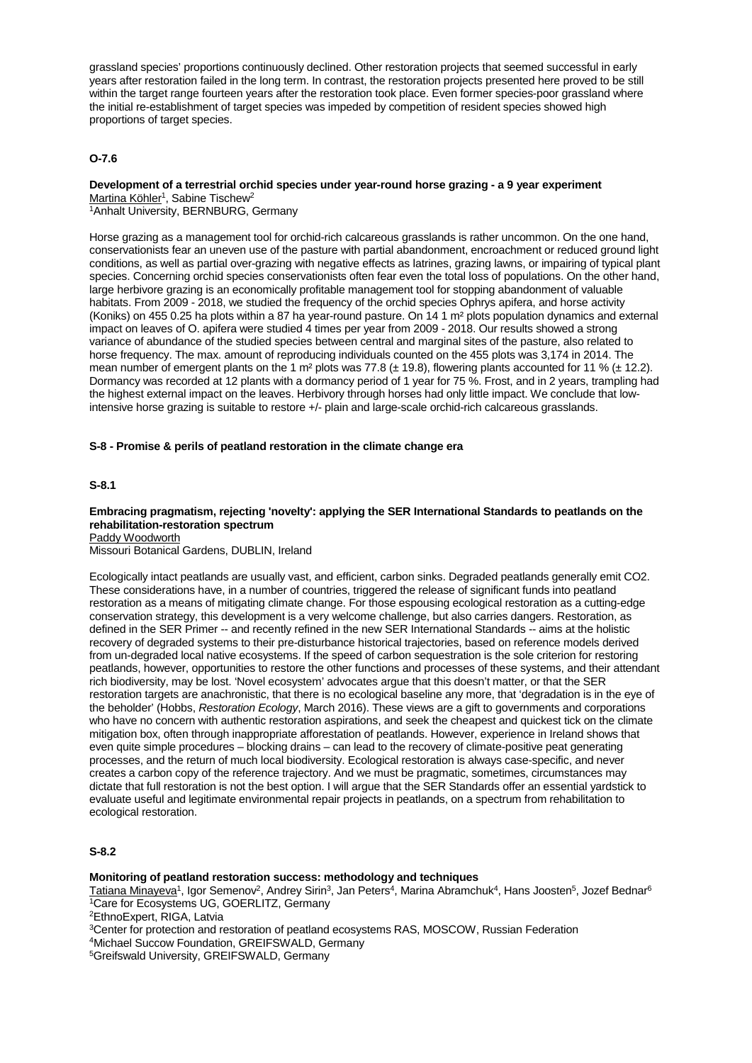grassland species' proportions continuously declined. Other restoration projects that seemed successful in early years after restoration failed in the long term. In contrast, the restoration projects presented here proved to be still within the target range fourteen years after the restoration took place. Even former species-poor grassland where the initial re-establishment of target species was impeded by competition of resident species showed high proportions of target species.

### O-7.6

**Development of a terrestrial orchid species under year-round horse grazing - a 9 year experiment**
Martina Köhler[1], Sabine Tischew[2]
[1]Anhalt University, BERNBURG, Germany

Horse grazing as a management tool for orchid-rich calcareous grasslands is rather uncommon. On the one hand, conservationists fear an uneven use of the pasture with partial abandonment, encroachment or reduced ground light conditions, as well as partial over-grazing with negative effects as latrines, grazing lawns, or impairing of typical plant species. Concerning orchid species conservationists often fear even the total loss of populations. On the other hand, large herbivore grazing is an economically profitable management tool for stopping abandonment of valuable habitats. From 2009 - 2018, we studied the frequency of the orchid species Ophrys apifera, and horse activity (Koniks) on 455 0.25 ha plots within a 87 ha year-round pasture. On 14 1 m² plots population dynamics and external impact on leaves of O. apifera were studied 4 times per year from 2009 - 2018. Our results showed a strong variance of abundance of the studied species between central and marginal sites of the pasture, also related to horse frequency. The max. amount of reproducing individuals counted on the 455 plots was 3,174 in 2014. The mean number of emergent plants on the 1 m² plots was 77.8 (± 19.8), flowering plants accounted for 11 % (± 12.2). Dormancy was recorded at 12 plants with a dormancy period of 1 year for 75 %. Frost, and in 2 years, trampling had the highest external impact on the leaves. Herbivory through horses had only little impact. We conclude that low-intensive horse grazing is suitable to restore +/- plain and large-scale orchid-rich calcareous grasslands.

## S-8 - Promise & perils of peatland restoration in the climate change era

### S-8.1

**Embracing pragmatism, rejecting 'novelty': applying the SER International Standards to peatlands on the rehabilitation-restoration spectrum**
Paddy Woodworth
Missouri Botanical Gardens, DUBLIN, Ireland

Ecologically intact peatlands are usually vast, and efficient, carbon sinks. Degraded peatlands generally emit $CO_2$. These considerations have, in a number of countries, triggered the release of significant funds into peatland restoration as a means of mitigating climate change. For those espousing ecological restoration as a cutting-edge conservation strategy, this development is a very welcome challenge, but also carries dangers. Restoration, as defined in the SER Primer -- and recently refined in the new SER International Standards -- aims at the holistic recovery of degraded systems to their pre-disturbance historical trajectories, based on reference models derived from un-degraded local native ecosystems. If the speed of carbon sequestration is the sole criterion for restoring peatlands, however, opportunities to restore the other functions and processes of these systems, and their attendant rich biodiversity, may be lost. 'Novel ecosystem' advocates argue that this doesn't matter, or that the SER restoration targets are anachronistic, that there is no ecological baseline any more, that 'degradation is in the eye of the beholder' (Hobbs, *Restoration Ecology*, March 2016). These views are a gift to governments and corporations who have no concern with authentic restoration aspirations, and seek the cheapest and quickest tick on the climate mitigation box, often through inappropriate afforestation of peatlands. However, experience in Ireland shows that even quite simple procedures – blocking drains – can lead to the recovery of climate-positive peat generating processes, and the return of much local biodiversity. Ecological restoration is always case-specific, and never creates a carbon copy of the reference trajectory. And we must be pragmatic, sometimes, circumstances may dictate that full restoration is not the best option. I will argue that the SER Standards offer an essential yardstick to evaluate useful and legitimate environmental repair projects in peatlands, on a spectrum from rehabilitation to ecological restoration.

### S-8.2

**Monitoring of peatland restoration success: methodology and techniques**
Tatiana Minayeva[1], Igor Semenov[2], Andrey Sirin[3], Jan Peters[4], Marina Abramchuk[4], Hans Joosten[5], Jozef Bednar[6]
[1]Care for Ecosystems UG, GOERLITZ, Germany
[2]EthnoExpert, RIGA, Latvia
[3]Center for protection and restoration of peatland ecosystems RAS, MOSCOW, Russian Federation
[4]Michael Succow Foundation, GREIFSWALD, Germany
[5]Greifswald University, GREIFSWALD, Germany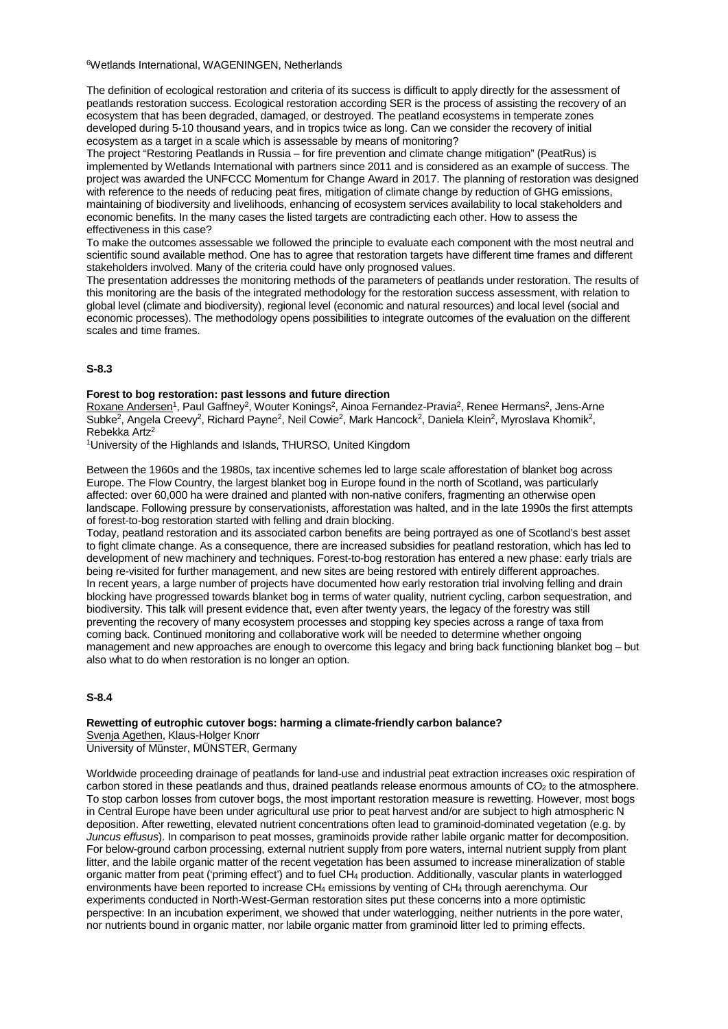[6]Wetlands International, WAGENINGEN, Netherlands

The definition of ecological restoration and criteria of its success is difficult to apply directly for the assessment of peatlands restoration success. Ecological restoration according SER is the process of assisting the recovery of an ecosystem that has been degraded, damaged, or destroyed. The peatland ecosystems in temperate zones developed during 5-10 thousand years, and in tropics twice as long. Can we consider the recovery of initial ecosystem as a target in a scale which is assessable by means of monitoring?

The project "Restoring Peatlands in Russia – for fire prevention and climate change mitigation" (PeatRus) is implemented by Wetlands International with partners since 2011 and is considered as an example of success. The project was awarded the UNFCCC Momentum for Change Award in 2017. The planning of restoration was designed with reference to the needs of reducing peat fires, mitigation of climate change by reduction of GHG emissions, maintaining of biodiversity and livelihoods, enhancing of ecosystem services availability to local stakeholders and economic benefits. In the many cases the listed targets are contradicting each other. How to assess the effectiveness in this case?

To make the outcomes assessable we followed the principle to evaluate each component with the most neutral and scientific sound available method. One has to agree that restoration targets have different time frames and different stakeholders involved. Many of the criteria could have only prognosed values.

The presentation addresses the monitoring methods of the parameters of peatlands under restoration. The results of this monitoring are the basis of the integrated methodology for the restoration success assessment, with relation to global level (climate and biodiversity), regional level (economic and natural resources) and local level (social and economic processes). The methodology opens possibilities to integrate outcomes of the evaluation on the different scales and time frames.

## S-8.3

### Forest to bog restoration: past lessons and future direction

Roxane Andersen[1], Paul Gaffney[2], Wouter Konings[2], Ainoa Fernandez-Pravia[2], Renee Hermans[2], Jens-Arne Subke[2], Angela Creevy[2], Richard Payne[2], Neil Cowie[2], Mark Hancock[2], Daniela Klein[2], Myroslava Khomik[2], Rebekka Artz[2]

[1]University of the Highlands and Islands, THURSO, United Kingdom

Between the 1960s and the 1980s, tax incentive schemes led to large scale afforestation of blanket bog across Europe. The Flow Country, the largest blanket bog in Europe found in the north of Scotland, was particularly affected: over 60,000 ha were drained and planted with non-native conifers, fragmenting an otherwise open landscape. Following pressure by conservationists, afforestation was halted, and in the late 1990s the first attempts of forest-to-bog restoration started with felling and drain blocking.

Today, peatland restoration and its associated carbon benefits are being portrayed as one of Scotland's best asset to fight climate change. As a consequence, there are increased subsidies for peatland restoration, which has led to development of new machinery and techniques. Forest-to-bog restoration has entered a new phase: early trials are being re-visited for further management, and new sites are being restored with entirely different approaches.

In recent years, a large number of projects have documented how early restoration trial involving felling and drain blocking have progressed towards blanket bog in terms of water quality, nutrient cycling, carbon sequestration, and biodiversity. This talk will present evidence that, even after twenty years, the legacy of the forestry was still preventing the recovery of many ecosystem processes and stopping key species across a range of taxa from coming back. Continued monitoring and collaborative work will be needed to determine whether ongoing management and new approaches are enough to overcome this legacy and bring back functioning blanket bog – but also what to do when restoration is no longer an option.

## S-8.4

### Rewetting of eutrophic cutover bogs: harming a climate-friendly carbon balance?

Svenja Agethen, Klaus-Holger Knorr

University of Münster, MÜNSTER, Germany

Worldwide proceeding drainage of peatlands for land-use and industrial peat extraction increases oxic respiration of carbon stored in these peatlands and thus, drained peatlands release enormous amounts of $CO_2$ to the atmosphere. To stop carbon losses from cutover bogs, the most important restoration measure is rewetting. However, most bogs in Central Europe have been under agricultural use prior to peat harvest and/or are subject to high atmospheric N deposition. After rewetting, elevated nutrient concentrations often lead to graminoid-dominated vegetation (e.g. by *Juncus effusus*). In comparison to peat mosses, graminoids provide rather labile organic matter for decomposition. For below-ground carbon processing, external nutrient supply from pore waters, internal nutrient supply from plant litter, and the labile organic matter of the recent vegetation has been assumed to increase mineralization of stable organic matter from peat ('priming effect') and to fuel $CH_4$ production. Additionally, vascular plants in waterlogged environments have been reported to increase $CH_4$ emissions by venting of $CH_4$ through aerenchyma. Our experiments conducted in North-West-German restoration sites put these concerns into a more optimistic perspective: In an incubation experiment, we showed that under waterlogging, neither nutrients in the pore water, nor nutrients bound in organic matter, nor labile organic matter from graminoid litter led to priming effects.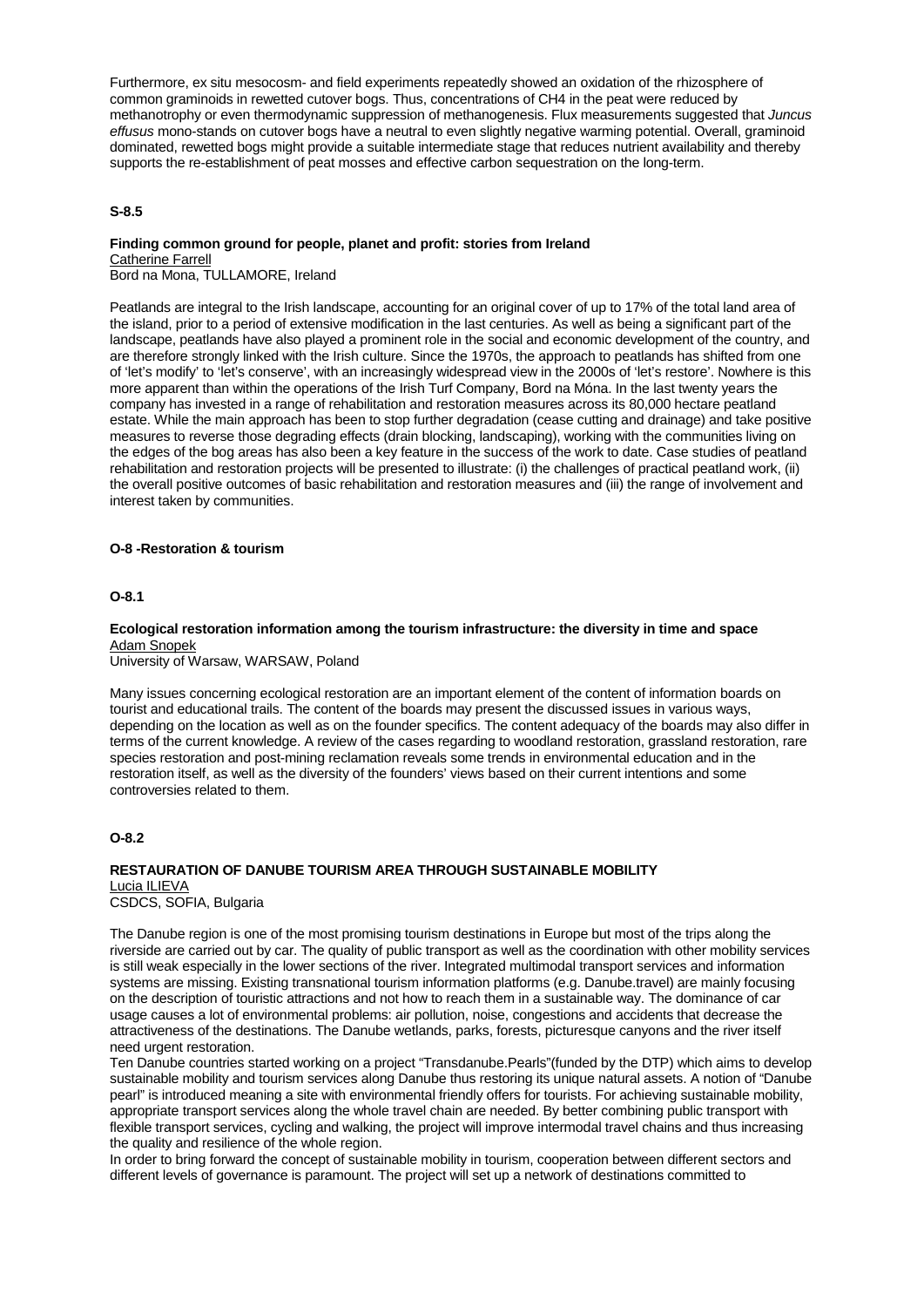Furthermore, ex situ mesocosm- and field experiments repeatedly showed an oxidation of the rhizosphere of common graminoids in rewetted cutover bogs. Thus, concentrations of $CH_4$ in the peat were reduced by methanotrophy or even thermodynamic suppression of methanogenesis. Flux measurements suggested that *Juncus effusus* mono-stands on cutover bogs have a neutral to even slightly negative warming potential. Overall, graminoid dominated, rewetted bogs might provide a suitable intermediate stage that reduces nutrient availability and thereby supports the re-establishment of peat mosses and effective carbon sequestration on the long-term.

### S-8.5

**Finding common ground for people, planet and profit: stories from Ireland**
Catherine Farrell
Bord na Mona, TULLAMORE, Ireland

Peatlands are integral to the Irish landscape, accounting for an original cover of up to 17% of the total land area of the island, prior to a period of extensive modification in the last centuries. As well as being a significant part of the landscape, peatlands have also played a prominent role in the social and economic development of the country, and are therefore strongly linked with the Irish culture. Since the 1970s, the approach to peatlands has shifted from one of 'let's modify' to 'let's conserve', with an increasingly widespread view in the 2000s of 'let's restore'. Nowhere is this more apparent than within the operations of the Irish Turf Company, Bord na Móna. In the last twenty years the company has invested in a range of rehabilitation and restoration measures across its 80,000 hectare peatland estate. While the main approach has been to stop further degradation (cease cutting and drainage) and take positive measures to reverse those degrading effects (drain blocking, landscaping), working with the communities living on the edges of the bog areas has also been a key feature in the success of the work to date. Case studies of peatland rehabilitation and restoration projects will be presented to illustrate: (i) the challenges of practical peatland work, (ii) the overall positive outcomes of basic rehabilitation and restoration measures and (iii) the range of involvement and interest taken by communities.

## O-8 -Restoration & tourism

### O-8.1

**Ecological restoration information among the tourism infrastructure: the diversity in time and space**
Adam Snopek
University of Warsaw, WARSAW, Poland

Many issues concerning ecological restoration are an important element of the content of information boards on tourist and educational trails. The content of the boards may present the discussed issues in various ways, depending on the location as well as on the founder specifics. The content adequacy of the boards may also differ in terms of the current knowledge. A review of the cases regarding to woodland restoration, grassland restoration, rare species restoration and post-mining reclamation reveals some trends in environmental education and in the restoration itself, as well as the diversity of the founders' views based on their current intentions and some controversies related to them.

### O-8.2

**RESTAURATION OF DANUBE TOURISM AREA THROUGH SUSTAINABLE MOBILITY**
Lucia ILIEVA
CSDCS, SOFIA, Bulgaria

The Danube region is one of the most promising tourism destinations in Europe but most of the trips along the riverside are carried out by car. The quality of public transport as well as the coordination with other mobility services is still weak especially in the lower sections of the river. Integrated multimodal transport services and information systems are missing. Existing transnational tourism information platforms (e.g. Danube.travel) are mainly focusing on the description of touristic attractions and not how to reach them in a sustainable way. The dominance of car usage causes a lot of environmental problems: air pollution, noise, congestions and accidents that decrease the attractiveness of the destinations. The Danube wetlands, parks, forests, picturesque canyons and the river itself need urgent restoration.

Ten Danube countries started working on a project "Transdanube.Pearls"(funded by the DTP) which aims to develop sustainable mobility and tourism services along Danube thus restoring its unique natural assets. A notion of "Danube pearl" is introduced meaning a site with environmental friendly offers for tourists. For achieving sustainable mobility, appropriate transport services along the whole travel chain are needed. By better combining public transport with flexible transport services, cycling and walking, the project will improve intermodal travel chains and thus increasing the quality and resilience of the whole region.

In order to bring forward the concept of sustainable mobility in tourism, cooperation between different sectors and different levels of governance is paramount. The project will set up a network of destinations committed to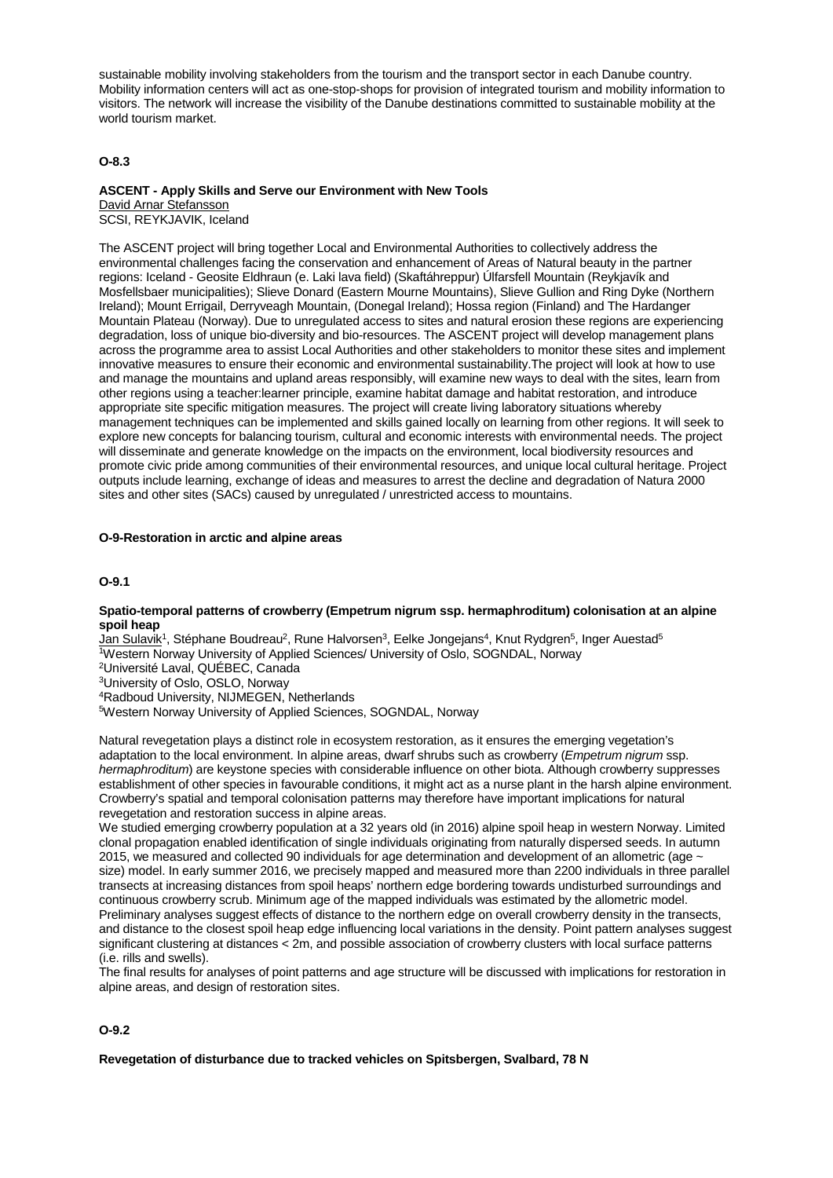sustainable mobility involving stakeholders from the tourism and the transport sector in each Danube country. Mobility information centers will act as one-stop-shops for provision of integrated tourism and mobility information to visitors. The network will increase the visibility of the Danube destinations committed to sustainable mobility at the world tourism market.

### O-8.3

**ASCENT - Apply Skills and Serve our Environment with New Tools**

David Arnar Stefansson
SCSI, REYKJAVIK, Iceland

The ASCENT project will bring together Local and Environmental Authorities to collectively address the environmental challenges facing the conservation and enhancement of Areas of Natural beauty in the partner regions: Iceland - Geosite Eldhraun (e. Laki lava field) (Skaftáhreppur) Úlfarsfell Mountain (Reykjavík and Mosfellsbaer municipalities); Slieve Donard (Eastern Mourne Mountains), Slieve Gullion and Ring Dyke (Northern Ireland); Mount Errigail, Derryveagh Mountain, (Donegal Ireland); Hossa region (Finland) and The Hardanger Mountain Plateau (Norway). Due to unregulated access to sites and natural erosion these regions are experiencing degradation, loss of unique bio-diversity and bio-resources. The ASCENT project will develop management plans across the programme area to assist Local Authorities and other stakeholders to monitor these sites and implement innovative measures to ensure their economic and environmental sustainability.The project will look at how to use and manage the mountains and upland areas responsibly, will examine new ways to deal with the sites, learn from other regions using a teacher:learner principle, examine habitat damage and habitat restoration, and introduce appropriate site specific mitigation measures. The project will create living laboratory situations whereby management techniques can be implemented and skills gained locally on learning from other regions. It will seek to explore new concepts for balancing tourism, cultural and economic interests with environmental needs. The project will disseminate and generate knowledge on the impacts on the environment, local biodiversity resources and promote civic pride among communities of their environmental resources, and unique local cultural heritage. Project outputs include learning, exchange of ideas and measures to arrest the decline and degradation of Natura 2000 sites and other sites (SACs) caused by unregulated / unrestricted access to mountains.

## O-9-Restoration in arctic and alpine areas

### O-9.1

**Spatio-temporal patterns of crowberry (Empetrum nigrum ssp. hermaphroditum) colonisation at an alpine spoil heap**

Jan Sulavik[1], Stéphane Boudreau[2], Rune Halvorsen[3], Eelke Jongejans[4], Knut Rydgren[5], Inger Auestad[5]

[1]Western Norway University of Applied Sciences/ University of Oslo, SOGNDAL, Norway
[2]Université Laval, QUÉBEC, Canada
[3]University of Oslo, OSLO, Norway
[4]Radboud University, NIJMEGEN, Netherlands
[5]Western Norway University of Applied Sciences, SOGNDAL, Norway

Natural revegetation plays a distinct role in ecosystem restoration, as it ensures the emerging vegetation's adaptation to the local environment. In alpine areas, dwarf shrubs such as crowberry (*Empetrum nigrum* ssp. *hermaphroditum*) are keystone species with considerable influence on other biota. Although crowberry suppresses establishment of other species in favourable conditions, it might act as a nurse plant in the harsh alpine environment. Crowberry's spatial and temporal colonisation patterns may therefore have important implications for natural revegetation and restoration success in alpine areas.

We studied emerging crowberry population at a 32 years old (in 2016) alpine spoil heap in western Norway. Limited clonal propagation enabled identification of single individuals originating from naturally dispersed seeds. In autumn 2015, we measured and collected 90 individuals for age determination and development of an allometric (age ~ size) model. In early summer 2016, we precisely mapped and measured more than 2200 individuals in three parallel transects at increasing distances from spoil heaps' northern edge bordering towards undisturbed surroundings and continuous crowberry scrub. Minimum age of the mapped individuals was estimated by the allometric model. Preliminary analyses suggest effects of distance to the northern edge on overall crowberry density in the transects, and distance to the closest spoil heap edge influencing local variations in the density. Point pattern analyses suggest significant clustering at distances < 2m, and possible association of crowberry clusters with local surface patterns (i.e. rills and swells).

The final results for analyses of point patterns and age structure will be discussed with implications for restoration in alpine areas, and design of restoration sites.

### O-9.2

**Revegetation of disturbance due to tracked vehicles on Spitsbergen, Svalbard, 78 N**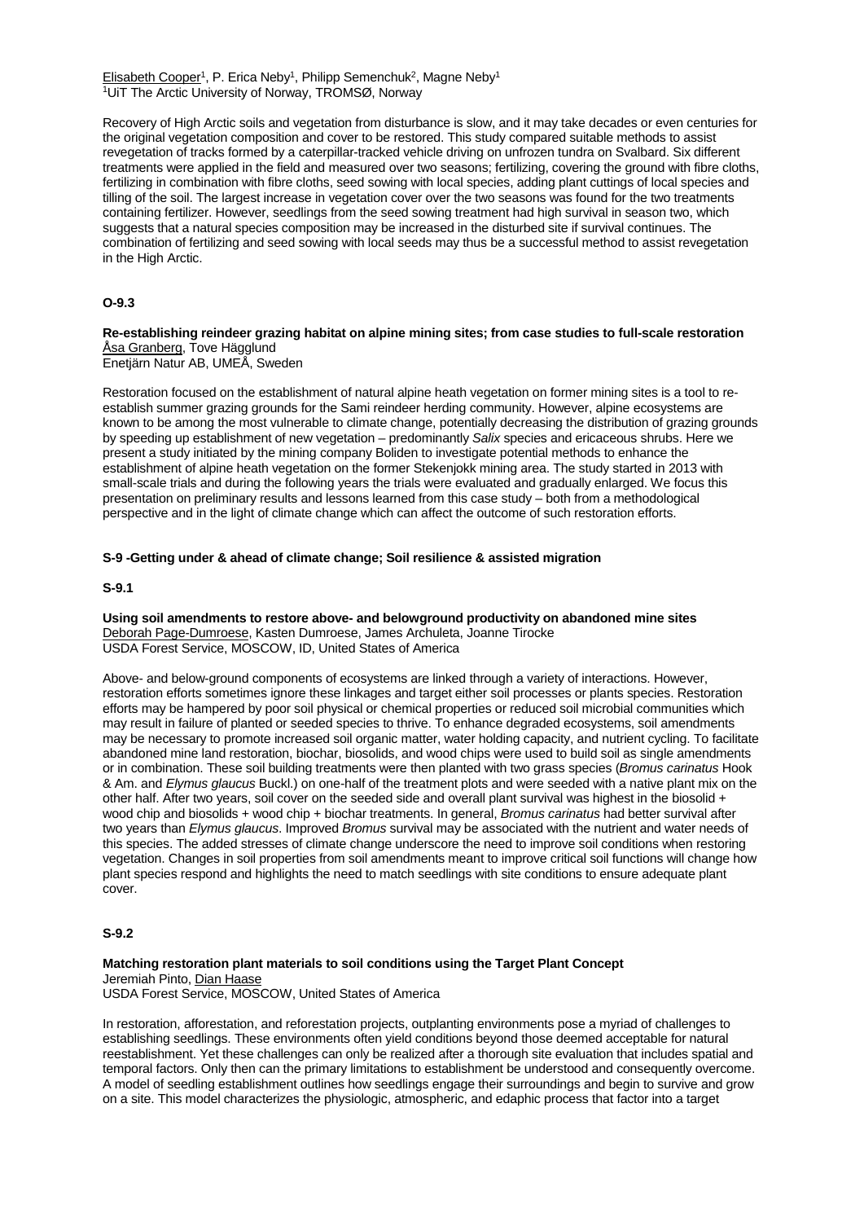Elisabeth Cooper[1], P. Erica Neby[1], Philipp Semenchuk[2], Magne Neby[1]
[1]UiT The Arctic University of Norway, TROMSØ, Norway

Recovery of High Arctic soils and vegetation from disturbance is slow, and it may take decades or even centuries for the original vegetation composition and cover to be restored. This study compared suitable methods to assist revegetation of tracks formed by a caterpillar-tracked vehicle driving on unfrozen tundra on Svalbard. Six different treatments were applied in the field and measured over two seasons; fertilizing, covering the ground with fibre cloths, fertilizing in combination with fibre cloths, seed sowing with local species, adding plant cuttings of local species and tilling of the soil. The largest increase in vegetation cover over the two seasons was found for the two treatments containing fertilizer. However, seedlings from the seed sowing treatment had high survival in season two, which suggests that a natural species composition may be increased in the disturbed site if survival continues. The combination of fertilizing and seed sowing with local seeds may thus be a successful method to assist revegetation in the High Arctic.

**O-9.3**

**Re-establishing reindeer grazing habitat on alpine mining sites; from case studies to full-scale restoration**
Åsa Granberg, Tove Hägglund
Enetjärn Natur AB, UMEÅ, Sweden

Restoration focused on the establishment of natural alpine heath vegetation on former mining sites is a tool to re-establish summer grazing grounds for the Sami reindeer herding community. However, alpine ecosystems are known to be among the most vulnerable to climate change, potentially decreasing the distribution of grazing grounds by speeding up establishment of new vegetation – predominantly *Salix* species and ericaceous shrubs. Here we present a study initiated by the mining company Boliden to investigate potential methods to enhance the establishment of alpine heath vegetation on the former Stekenjokk mining area. The study started in 2013 with small-scale trials and during the following years the trials were evaluated and gradually enlarged. We focus this presentation on preliminary results and lessons learned from this case study – both from a methodological perspective and in the light of climate change which can affect the outcome of such restoration efforts.

**S-9 -Getting under & ahead of climate change; Soil resilience & assisted migration**

**S-9.1**

**Using soil amendments to restore above- and belowground productivity on abandoned mine sites**
Deborah Page-Dumroese, Kasten Dumroese, James Archuleta, Joanne Tirocke
USDA Forest Service, MOSCOW, ID, United States of America

Above- and below-ground components of ecosystems are linked through a variety of interactions. However, restoration efforts sometimes ignore these linkages and target either soil processes or plants species. Restoration efforts may be hampered by poor soil physical or chemical properties or reduced soil microbial communities which may result in failure of planted or seeded species to thrive. To enhance degraded ecosystems, soil amendments may be necessary to promote increased soil organic matter, water holding capacity, and nutrient cycling. To facilitate abandoned mine land restoration, biochar, biosolids, and wood chips were used to build soil as single amendments or in combination. These soil building treatments were then planted with two grass species (*Bromus carinatus* Hook & Am. and *Elymus glaucus* Buckl.) on one-half of the treatment plots and were seeded with a native plant mix on the other half. After two years, soil cover on the seeded side and overall plant survival was highest in the biosolid + wood chip and biosolids + wood chip + biochar treatments. In general, *Bromus carinatus* had better survival after two years than *Elymus glaucus*. Improved *Bromus* survival may be associated with the nutrient and water needs of this species. The added stresses of climate change underscore the need to improve soil conditions when restoring vegetation. Changes in soil properties from soil amendments meant to improve critical soil functions will change how plant species respond and highlights the need to match seedlings with site conditions to ensure adequate plant cover.

**S-9.2**

**Matching restoration plant materials to soil conditions using the Target Plant Concept**
Jeremiah Pinto, Dian Haase
USDA Forest Service, MOSCOW, United States of America

In restoration, afforestation, and reforestation projects, outplanting environments pose a myriad of challenges to establishing seedlings. These environments often yield conditions beyond those deemed acceptable for natural reestablishment. Yet these challenges can only be realized after a thorough site evaluation that includes spatial and temporal factors. Only then can the primary limitations to establishment be understood and consequently overcome. A model of seedling establishment outlines how seedlings engage their surroundings and begin to survive and grow on a site. This model characterizes the physiologic, atmospheric, and edaphic process that factor into a target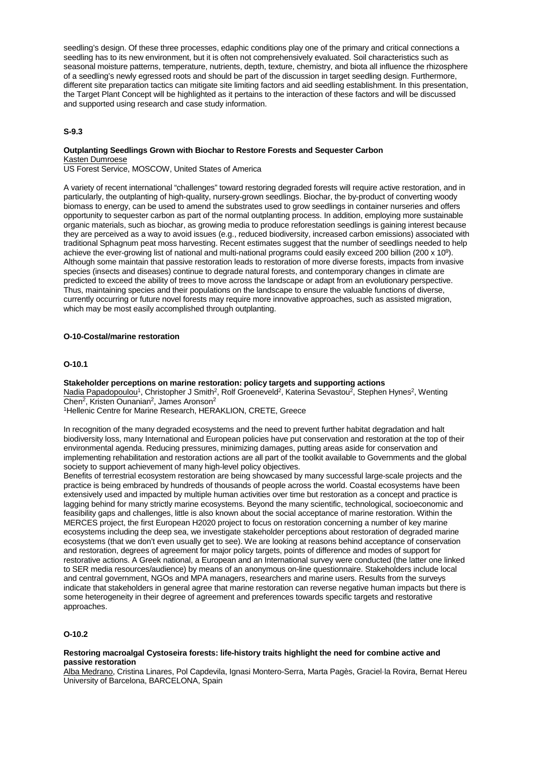seedling's design. Of these three processes, edaphic conditions play one of the primary and critical connections a seedling has to its new environment, but it is often not comprehensively evaluated. Soil characteristics such as seasonal moisture patterns, temperature, nutrients, depth, texture, chemistry, and biota all influence the rhizosphere of a seedling's newly egressed roots and should be part of the discussion in target seedling design. Furthermore, different site preparation tactics can mitigate site limiting factors and aid seedling establishment. In this presentation, the Target Plant Concept will be highlighted as it pertains to the interaction of these factors and will be discussed and supported using research and case study information.

### S-9.3

**Outplanting Seedlings Grown with Biochar to Restore Forests and Sequester Carbon**
Kasten Dumroese
US Forest Service, MOSCOW, United States of America

A variety of recent international "challenges" toward restoring degraded forests will require active restoration, and in particularly, the outplanting of high-quality, nursery-grown seedlings. Biochar, the by-product of converting woody biomass to energy, can be used to amend the substrates used to grow seedlings in container nurseries and offers opportunity to sequester carbon as part of the normal outplanting process. In addition, employing more sustainable organic materials, such as biochar, as growing media to produce reforestation seedlings is gaining interest because they are perceived as a way to avoid issues (e.g., reduced biodiversity, increased carbon emissions) associated with traditional Sphagnum peat moss harvesting. Recent estimates suggest that the number of seedlings needed to help achieve the ever-growing list of national and multi-national programs could easily exceed 200 billion ($200 \times 10^9$). Although some maintain that passive restoration leads to restoration of more diverse forests, impacts from invasive species (insects and diseases) continue to degrade natural forests, and contemporary changes in climate are predicted to exceed the ability of trees to move across the landscape or adapt from an evolutionary perspective. Thus, maintaining species and their populations on the landscape to ensure the valuable functions of diverse, currently occurring or future novel forests may require more innovative approaches, such as assisted migration, which may be most easily accomplished through outplanting.

## O-10-Costal/marine restoration

### O-10.1

**Stakeholder perceptions on marine restoration: policy targets and supporting actions**
Nadia Papadopoulou[1], Christopher J Smith[2], Rolf Groeneveld[2], Katerina Sevastou[2], Stephen Hynes[2], Wenting Chen[2], Kristen Ounanian[2], James Aronson[2]
[1]Hellenic Centre for Marine Research, HERAKLION, CRETE, Greece

In recognition of the many degraded ecosystems and the need to prevent further habitat degradation and halt biodiversity loss, many International and European policies have put conservation and restoration at the top of their environmental agenda. Reducing pressures, minimizing damages, putting areas aside for conservation and implementing rehabilitation and restoration actions are all part of the toolkit available to Governments and the global society to support achievement of many high-level policy objectives.
Benefits of terrestrial ecosystem restoration are being showcased by many successful large-scale projects and the practice is being embraced by hundreds of thousands of people across the world. Coastal ecosystems have been extensively used and impacted by multiple human activities over time but restoration as a concept and practice is lagging behind for many strictly marine ecosystems. Beyond the many scientific, technological, socioeconomic and feasibility gaps and challenges, little is also known about the social acceptance of marine restoration. Within the MERCES project, the first European H2020 project to focus on restoration concerning a number of key marine ecosystems including the deep sea, we investigate stakeholder perceptions about restoration of degraded marine ecosystems (that we don't even usually get to see). We are looking at reasons behind acceptance of conservation and restoration, degrees of agreement for major policy targets, points of difference and modes of support for restorative actions. A Greek national, a European and an International survey were conducted (the latter one linked to SER media resources/audience) by means of an anonymous on-line questionnaire. Stakeholders include local and central government, NGOs and MPA managers, researchers and marine users. Results from the surveys indicate that stakeholders in general agree that marine restoration can reverse negative human impacts but there is some heterogeneity in their degree of agreement and preferences towards specific targets and restorative approaches.

### O-10.2

**Restoring macroalgal Cystoseira forests: life-history traits highlight the need for combine active and passive restoration**
Alba Medrano, Cristina Linares, Pol Capdevila, Ignasi Montero-Serra, Marta Pagès, Graciel·la Rovira, Bernat Hereu
University of Barcelona, BARCELONA, Spain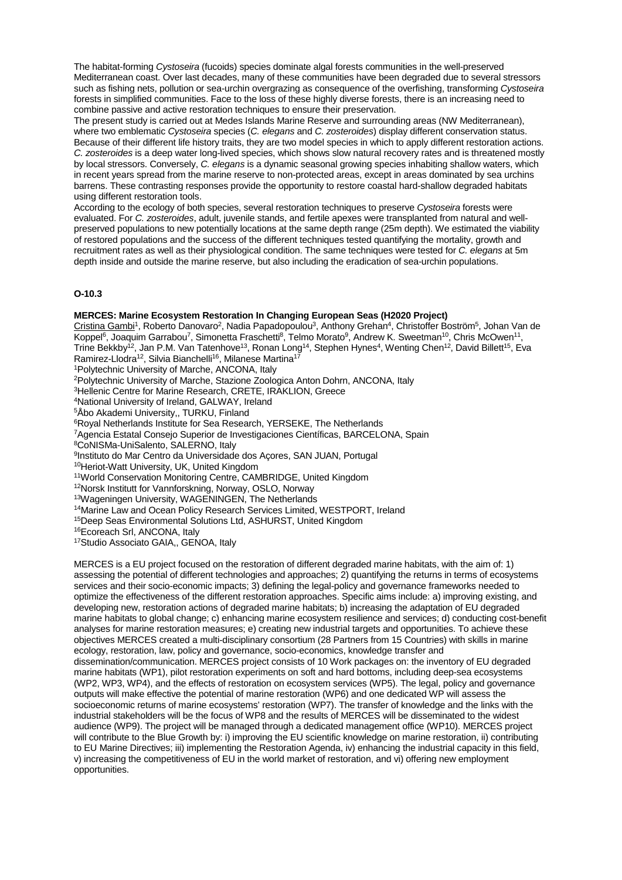The habitat-forming *Cystoseira* (fucoids) species dominate algal forests communities in the well-preserved Mediterranean coast. Over last decades, many of these communities have been degraded due to several stressors such as fishing nets, pollution or sea-urchin overgrazing as consequence of the overfishing, transforming *Cystoseira* forests in simplified communities. Face to the loss of these highly diverse forests, there is an increasing need to combine passive and active restoration techniques to ensure their preservation.

The present study is carried out at Medes Islands Marine Reserve and surrounding areas (NW Mediterranean), where two emblematic *Cystoseira* species (*C. elegans* and *C. zosteroides*) display different conservation status. Because of their different life history traits, they are two model species in which to apply different restoration actions. *C. zosteroides* is a deep water long-lived species, which shows slow natural recovery rates and is threatened mostly by local stressors. Conversely, *C. elegans* is a dynamic seasonal growing species inhabiting shallow waters, which in recent years spread from the marine reserve to non-protected areas, except in areas dominated by sea urchins barrens. These contrasting responses provide the opportunity to restore coastal hard-shallow degraded habitats using different restoration tools.

According to the ecology of both species, several restoration techniques to preserve *Cystoseira* forests were evaluated. For *C. zosteroides*, adult, juvenile stands, and fertile apexes were transplanted from natural and well-preserved populations to new potentially locations at the same depth range (25m depth). We estimated the viability of restored populations and the success of the different techniques tested quantifying the mortality, growth and recruitment rates as well as their physiological condition. The same techniques were tested for *C. elegans* at 5m depth inside and outside the marine reserve, but also including the eradication of sea-urchin populations.

**O-10.3**

**MERCES: Marine Ecosystem Restoration In Changing European Seas (H2020 Project)**

Cristina Gambi[1], Roberto Danovaro[2], Nadia Papadopoulou[3], Anthony Grehan[4], Christoffer Boström[5], Johan Van de Koppel[6], Joaquim Garrabou[7], Simonetta Fraschetti[8], Telmo Morato[9], Andrew K. Sweetman[10], Chris McOwen[11], Trine Bekkby[12], Jan P.M. Van Tatenhove[13], Ronan Long[14], Stephen Hynes[4], Wenting Chen[12], David Billett[15], Eva Ramirez-Llodra[12], Silvia Bianchelli[16], Milanese Martina[17]

[1]Polytechnic University of Marche, ANCONA, Italy
[2]Polytechnic University of Marche, Stazione Zoologica Anton Dohrn, ANCONA, Italy
[3]Hellenic Centre for Marine Research, CRETE, IRAKLION, Greece
[4]National University of Ireland, GALWAY, Ireland
[5]Åbo Akademi University,, TURKU, Finland
[6]Royal Netherlands Institute for Sea Research, YERSEKE, The Netherlands
[7]Agencia Estatal Consejo Superior de Investigaciones Científicas, BARCELONA, Spain
[8]CoNISMa-UniSalento, SALERNO, Italy
[9]Instituto do Mar Centro da Universidade dos Açores, SAN JUAN, Portugal
[10]Heriot-Watt University, UK, United Kingdom
[11]World Conservation Monitoring Centre, CAMBRIDGE, United Kingdom
[12]Norsk Institutt for Vannforskning, Norway, OSLO, Norway
[13]Wageningen University, WAGENINGEN, The Netherlands
[14]Marine Law and Ocean Policy Research Services Limited, WESTPORT, Ireland
[15]Deep Seas Environmental Solutions Ltd, ASHURST, United Kingdom
[16]Ecoreach Srl, ANCONA, Italy
[17]Studio Associato GAIA,, GENOA, Italy

MERCES is a EU project focused on the restoration of different degraded marine habitats, with the aim of: 1) assessing the potential of different technologies and approaches; 2) quantifying the returns in terms of ecosystems services and their socio-economic impacts; 3) defining the legal-policy and governance frameworks needed to optimize the effectiveness of the different restoration approaches. Specific aims include: a) improving existing, and developing new, restoration actions of degraded marine habitats; b) increasing the adaptation of EU degraded marine habitats to global change; c) enhancing marine ecosystem resilience and services; d) conducting cost-benefit analyses for marine restoration measures; e) creating new industrial targets and opportunities. To achieve these objectives MERCES created a multi-disciplinary consortium (28 Partners from 15 Countries) with skills in marine ecology, restoration, law, policy and governance, socio-economics, knowledge transfer and dissemination/communication. MERCES project consists of 10 Work packages on: the inventory of EU degraded marine habitats (WP1), pilot restoration experiments on soft and hard bottoms, including deep-sea ecosystems (WP2, WP3, WP4), and the effects of restoration on ecosystem services (WP5). The legal, policy and governance outputs will make effective the potential of marine restoration (WP6) and one dedicated WP will assess the socioeconomic returns of marine ecosystems' restoration (WP7). The transfer of knowledge and the links with the industrial stakeholders will be the focus of WP8 and the results of MERCES will be disseminated to the widest audience (WP9). The project will be managed through a dedicated management office (WP10). MERCES project will contribute to the Blue Growth by: i) improving the EU scientific knowledge on marine restoration, ii) contributing to EU Marine Directives; iii) implementing the Restoration Agenda, iv) enhancing the industrial capacity in this field, v) increasing the competitiveness of EU in the world market of restoration, and vi) offering new employment opportunities.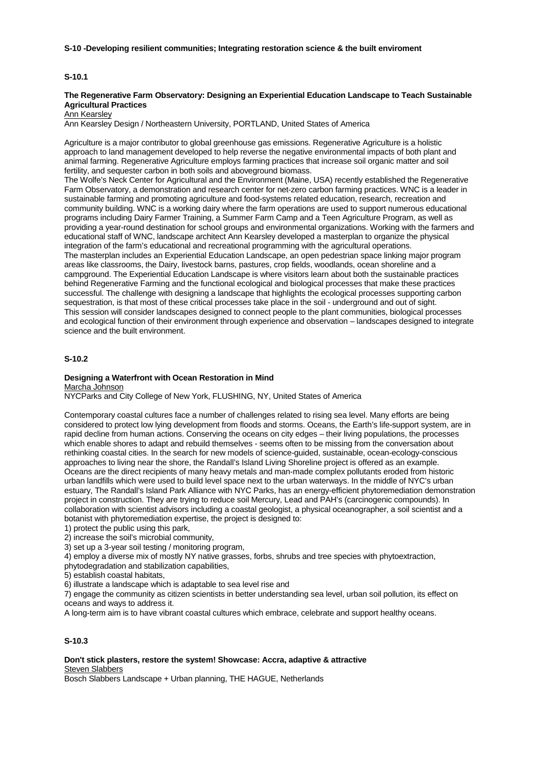**S-10 -Developing resilient communities; Integrating restoration science & the built enviroment**

**S-10.1**

**The Regenerative Farm Observatory: Designing an Experiential Education Landscape to Teach Sustainable Agricultural Practices**
Ann Kearsley
Ann Kearsley Design / Northeastern University, PORTLAND, United States of America

Agriculture is a major contributor to global greenhouse gas emissions. Regenerative Agriculture is a holistic approach to land management developed to help reverse the negative environmental impacts of both plant and animal farming. Regenerative Agriculture employs farming practices that increase soil organic matter and soil fertility, and sequester carbon in both soils and aboveground biomass.
The Wolfe's Neck Center for Agricultural and the Environment (Maine, USA) recently established the Regenerative Farm Observatory, a demonstration and research center for net-zero carbon farming practices. WNC is a leader in sustainable farming and promoting agriculture and food-systems related education, research, recreation and community building. WNC is a working dairy where the farm operations are used to support numerous educational programs including Dairy Farmer Training, a Summer Farm Camp and a Teen Agriculture Program, as well as providing a year-round destination for school groups and environmental organizations. Working with the farmers and educational staff of WNC, landscape architect Ann Kearsley developed a masterplan to organize the physical integration of the farm's educational and recreational programming with the agricultural operations.
The masterplan includes an Experiential Education Landscape, an open pedestrian space linking major program areas like classrooms, the Dairy, livestock barns, pastures, crop fields, woodlands, ocean shoreline and a campground. The Experiential Education Landscape is where visitors learn about both the sustainable practices behind Regenerative Farming and the functional ecological and biological processes that make these practices successful. The challenge with designing a landscape that highlights the ecological processes supporting carbon sequestration, is that most of these critical processes take place in the soil - underground and out of sight.
This session will consider landscapes designed to connect people to the plant communities, biological processes and ecological function of their environment through experience and observation – landscapes designed to integrate science and the built environment.

**S-10.2**

**Designing a Waterfront with Ocean Restoration in Mind**
Marcha Johnson
NYCParks and City College of New York, FLUSHING, NY, United States of America

Contemporary coastal cultures face a number of challenges related to rising sea level. Many efforts are being considered to protect low lying development from floods and storms. Oceans, the Earth's life-support system, are in rapid decline from human actions. Conserving the oceans on city edges – their living populations, the processes which enable shores to adapt and rebuild themselves - seems often to be missing from the conversation about rethinking coastal cities. In the search for new models of science-guided, sustainable, ocean-ecology-conscious approaches to living near the shore, the Randall's Island Living Shoreline project is offered as an example.
Oceans are the direct recipients of many heavy metals and man-made complex pollutants eroded from historic urban landfills which were used to build level space next to the urban waterways. In the middle of NYC's urban estuary, The Randall's Island Park Alliance with NYC Parks, has an energy-efficient phytoremediation demonstration project in construction. They are trying to reduce soil Mercury, Lead and PAH's (carcinogenic compounds). In collaboration with scientist advisors including a coastal geologist, a physical oceanographer, a soil scientist and a botanist with phytoremediation expertise, the project is designed to:

1) protect the public using this park,
2) increase the soil's microbial community,
3) set up a 3-year soil testing / monitoring program,
4) employ a diverse mix of mostly NY native grasses, forbs, shrubs and tree species with phytoextraction, phytodegradation and stabilization capabilities,
5) establish coastal habitats,
6) illustrate a landscape which is adaptable to sea level rise and
7) engage the community as citizen scientists in better understanding sea level, urban soil pollution, its effect on oceans and ways to address it.

A long-term aim is to have vibrant coastal cultures which embrace, celebrate and support healthy oceans.

**S-10.3**

**Don't stick plasters, restore the system! Showcase: Accra, adaptive & attractive**
Steven Slabbers
Bosch Slabbers Landscape + Urban planning, THE HAGUE, Netherlands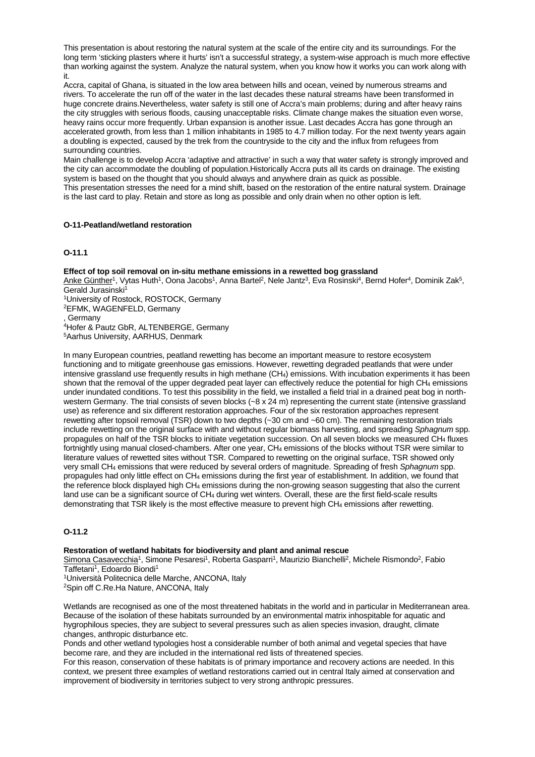This presentation is about restoring the natural system at the scale of the entire city and its surroundings. For the long term 'sticking plasters where it hurts' isn't a successful strategy, a system-wise approach is much more effective than working against the system. Analyze the natural system, when you know how it works you can work along with it.

Accra, capital of Ghana, is situated in the low area between hills and ocean, veined by numerous streams and rivers. To accelerate the run off of the water in the last decades these natural streams have been transformed in huge concrete drains.Nevertheless, water safety is still one of Accra's main problems; during and after heavy rains the city struggles with serious floods, causing unacceptable risks. Climate change makes the situation even worse, heavy rains occur more frequently. Urban expansion is another issue. Last decades Accra has gone through an accelerated growth, from less than 1 million inhabitants in 1985 to 4.7 million today. For the next twenty years again a doubling is expected, caused by the trek from the countryside to the city and the influx from refugees from surrounding countries.

Main challenge is to develop Accra 'adaptive and attractive' in such a way that water safety is strongly improved and the city can accommodate the doubling of population.Historically Accra puts all its cards on drainage. The existing system is based on the thought that you should always and anywhere drain as quick as possible.

This presentation stresses the need for a mind shift, based on the restoration of the entire natural system. Drainage is the last card to play. Retain and store as long as possible and only drain when no other option is left.

## O-11-Peatland/wetland restoration

### O-11.1

**Effect of top soil removal on in-situ methane emissions in a rewetted bog grassland**

Anke Günther[1], Vytas Huth[1], Oona Jacobs[1], Anna Bartel[2], Nele Jantz[3], Eva Rosinski[4], Bernd Hofer[4], Dominik Zak[5], Gerald Jurasinski[1]

[1]University of Rostock, ROSTOCK, Germany
[2]EFMK, WAGENFELD, Germany
, Germany
[4]Hofer & Pautz GbR, ALTENBERGE, Germany
[5]Aarhus University, AARHUS, Denmark

In many European countries, peatland rewetting has become an important measure to restore ecosystem functioning and to mitigate greenhouse gas emissions. However, rewetting degraded peatlands that were under intensive grassland use frequently results in high methane ($CH_4$) emissions. With incubation experiments it has been shown that the removal of the upper degraded peat layer can effectively reduce the potential for high $CH_4$ emissions under inundated conditions. To test this possibility in the field, we installed a field trial in a drained peat bog in north-western Germany. The trial consists of seven blocks (~8 x 24 m) representing the current state (intensive grassland use) as reference and six different restoration approaches. Four of the six restoration approaches represent rewetting after topsoil removal (TSR) down to two depths (~30 cm and ~60 cm). The remaining restoration trials include rewetting on the original surface with and without regular biomass harvesting, and spreading *Sphagnum* spp. propagules on half of the TSR blocks to initiate vegetation succession. On all seven blocks we measured $CH_4$ fluxes fortnightly using manual closed-chambers. After one year, $CH_4$ emissions of the blocks without TSR were similar to literature values of rewetted sites without TSR. Compared to rewetting on the original surface, TSR showed only very small $CH_4$ emissions that were reduced by several orders of magnitude. Spreading of fresh *Sphagnum* spp. propagules had only little effect on $CH_4$ emissions during the first year of establishment. In addition, we found that the reference block displayed high $CH_4$ emissions during the non-growing season suggesting that also the current land use can be a significant source of $CH_4$ during wet winters. Overall, these are the first field-scale results demonstrating that TSR likely is the most effective measure to prevent high $CH_4$ emissions after rewetting.

### O-11.2

**Restoration of wetland habitats for biodiversity and plant and animal rescue**

Simona Casavecchia[1], Simone Pesaresi[1], Roberta Gasparri[1], Maurizio Bianchelli[2], Michele Rismondo[2], Fabio Taffetani[1], Edoardo Biondi[1]

[1]Università Politecnica delle Marche, ANCONA, Italy
[2]Spin off C.Re.Ha Nature, ANCONA, Italy

Wetlands are recognised as one of the most threatened habitats in the world and in particular in Mediterranean area. Because of the isolation of these habitats surrounded by an environmental matrix inhospitable for aquatic and hygrophilous species, they are subject to several pressures such as alien species invasion, draught, climate changes, anthropic disturbance etc.

Ponds and other wetland typologies host a considerable number of both animal and vegetal species that have become rare, and they are included in the international red lists of threatened species.

For this reason, conservation of these habitats is of primary importance and recovery actions are needed. In this context, we present three examples of wetland restorations carried out in central Italy aimed at conservation and improvement of biodiversity in territories subject to very strong anthropic pressures.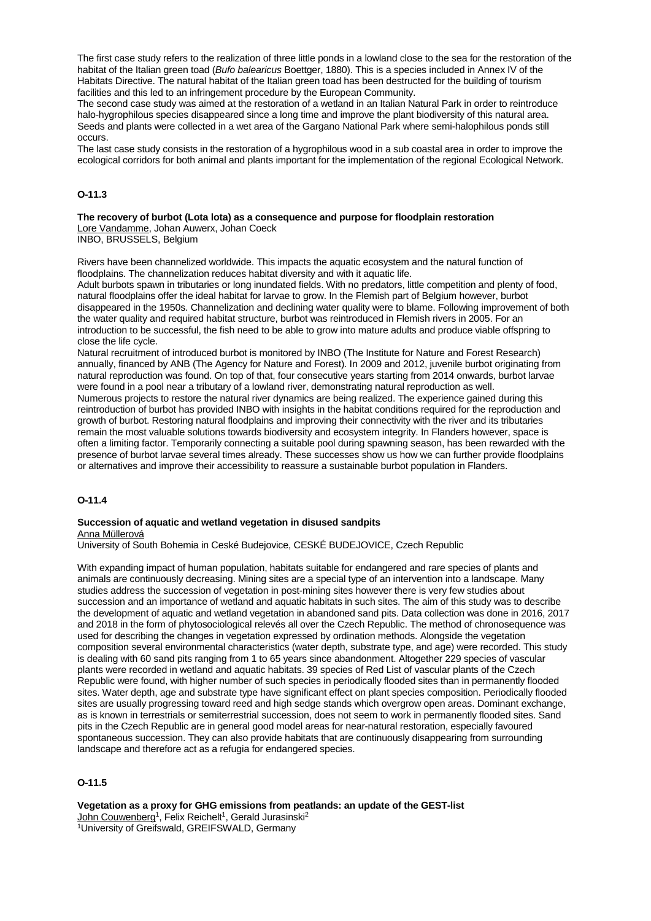The first case study refers to the realization of three little ponds in a lowland close to the sea for the restoration of the habitat of the Italian green toad (*Bufo balearicus* Boettger, 1880). This is a species included in Annex IV of the Habitats Directive. The natural habitat of the Italian green toad has been destructed for the building of tourism facilities and this led to an infringement procedure by the European Community.
The second case study was aimed at the restoration of a wetland in an Italian Natural Park in order to reintroduce halo-hygrophilous species disappeared since a long time and improve the plant biodiversity of this natural area. Seeds and plants were collected in a wet area of the Gargano National Park where semi-halophilous ponds still occurs.
The last case study consists in the restoration of a hygrophilous wood in a sub coastal area in order to improve the ecological corridors for both animal and plants important for the implementation of the regional Ecological Network.

## O-11.3

**The recovery of burbot (Lota lota) as a consequence and purpose for floodplain restoration**
Lore Vandamme, Johan Auwerx, Johan Coeck
INBO, BRUSSELS, Belgium

Rivers have been channelized worldwide. This impacts the aquatic ecosystem and the natural function of floodplains. The channelization reduces habitat diversity and with it aquatic life.
Adult burbots spawn in tributaries or long inundated fields. With no predators, little competition and plenty of food, natural floodplains offer the ideal habitat for larvae to grow. In the Flemish part of Belgium however, burbot disappeared in the 1950s. Channelization and declining water quality were to blame. Following improvement of both the water quality and required habitat structure, burbot was reintroduced in Flemish rivers in 2005. For an introduction to be successful, the fish need to be able to grow into mature adults and produce viable offspring to close the life cycle.
Natural recruitment of introduced burbot is monitored by INBO (The Institute for Nature and Forest Research) annually, financed by ANB (The Agency for Nature and Forest). In 2009 and 2012, juvenile burbot originating from natural reproduction was found. On top of that, four consecutive years starting from 2014 onwards, burbot larvae were found in a pool near a tributary of a lowland river, demonstrating natural reproduction as well.
Numerous projects to restore the natural river dynamics are being realized. The experience gained during this reintroduction of burbot has provided INBO with insights in the habitat conditions required for the reproduction and growth of burbot. Restoring natural floodplains and improving their connectivity with the river and its tributaries remain the most valuable solutions towards biodiversity and ecosystem integrity. In Flanders however, space is often a limiting factor. Temporarily connecting a suitable pool during spawning season, has been rewarded with the presence of burbot larvae several times already. These successes show us how we can further provide floodplains or alternatives and improve their accessibility to reassure a sustainable burbot population in Flanders.

## O-11.4

**Succession of aquatic and wetland vegetation in disused sandpits**
Anna Müllerová
University of South Bohemia in Ceské Budejovice, CESKÉ BUDEJOVICE, Czech Republic

With expanding impact of human population, habitats suitable for endangered and rare species of plants and animals are continuously decreasing. Mining sites are a special type of an intervention into a landscape. Many studies address the succession of vegetation in post-mining sites however there is very few studies about succession and an importance of wetland and aquatic habitats in such sites. The aim of this study was to describe the development of aquatic and wetland vegetation in abandoned sand pits. Data collection was done in 2016, 2017 and 2018 in the form of phytosociological relevés all over the Czech Republic. The method of chronosequence was used for describing the changes in vegetation expressed by ordination methods. Alongside the vegetation composition several environmental characteristics (water depth, substrate type, and age) were recorded. This study is dealing with 60 sand pits ranging from 1 to 65 years since abandonment. Altogether 229 species of vascular plants were recorded in wetland and aquatic habitats. 39 species of Red List of vascular plants of the Czech Republic were found, with higher number of such species in periodically flooded sites than in permanently flooded sites. Water depth, age and substrate type have significant effect on plant species composition. Periodically flooded sites are usually progressing toward reed and high sedge stands which overgrow open areas. Dominant exchange, as is known in terrestrials or semiterrestrial succession, does not seem to work in permanently flooded sites. Sand pits in the Czech Republic are in general good model areas for near-natural restoration, especially favoured spontaneous succession. They can also provide habitats that are continuously disappearing from surrounding landscape and therefore act as a refugia for endangered species.

## O-11.5

**Vegetation as a proxy for GHG emissions from peatlands: an update of the GEST-list**
John Couwenberg[1], Felix Reichelt[1], Gerald Jurasinski[2]
[1]University of Greifswald, GREIFSWALD, Germany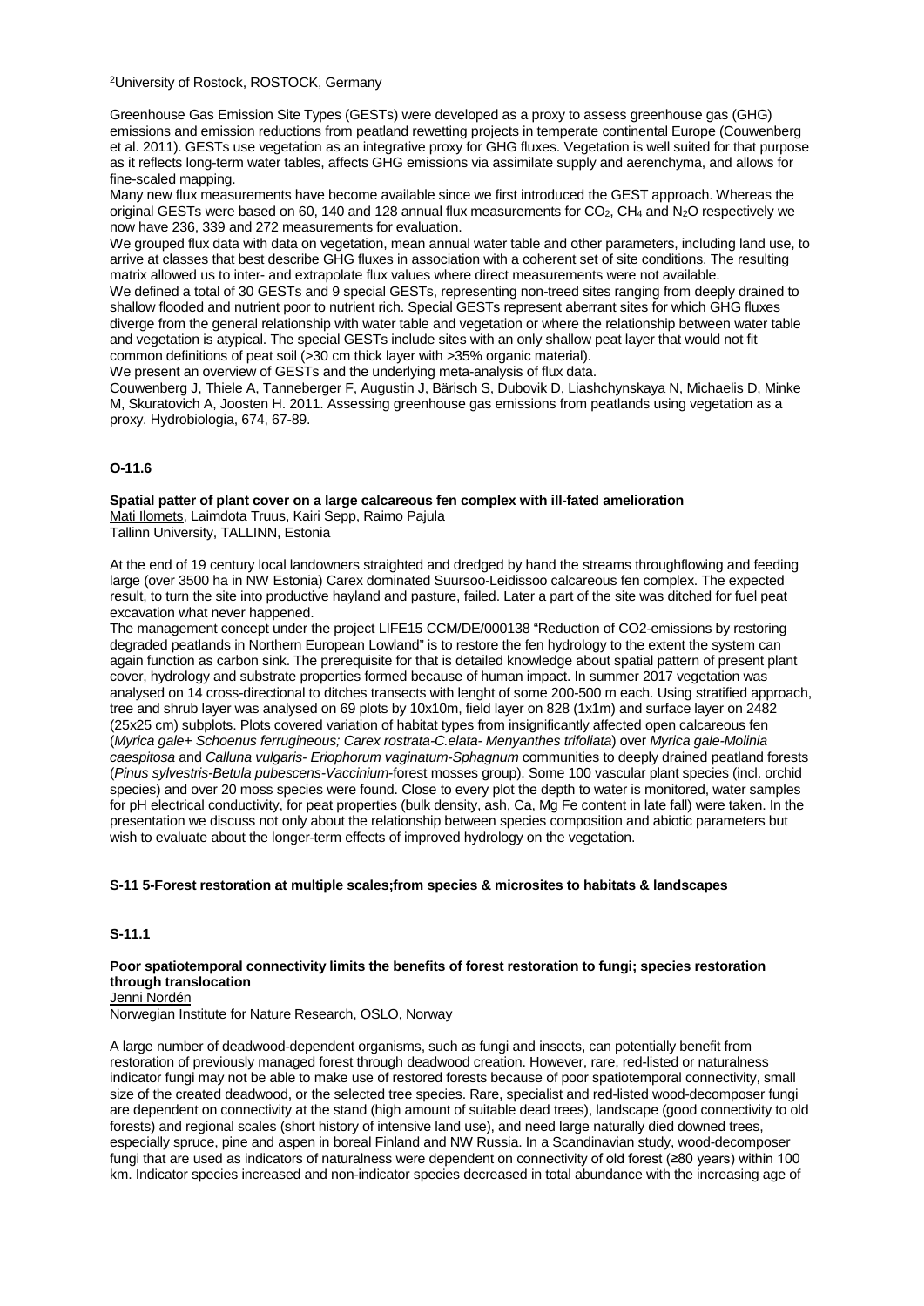[2]University of Rostock, ROSTOCK, Germany

Greenhouse Gas Emission Site Types (GESTs) were developed as a proxy to assess greenhouse gas (GHG) emissions and emission reductions from peatland rewetting projects in temperate continental Europe (Couwenberg et al. 2011). GESTs use vegetation as an integrative proxy for GHG fluxes. Vegetation is well suited for that purpose as it reflects long-term water tables, affects GHG emissions via assimilate supply and aerenchyma, and allows for fine-scaled mapping.

Many new flux measurements have become available since we first introduced the GEST approach. Whereas the original GESTs were based on 60, 140 and 128 annual flux measurements for $CO_2$, $CH_4$ and $N_2O$ respectively we now have 236, 339 and 272 measurements for evaluation.

We grouped flux data with data on vegetation, mean annual water table and other parameters, including land use, to arrive at classes that best describe GHG fluxes in association with a coherent set of site conditions. The resulting matrix allowed us to inter- and extrapolate flux values where direct measurements were not available.

We defined a total of 30 GESTs and 9 special GESTs, representing non-treed sites ranging from deeply drained to shallow flooded and nutrient poor to nutrient rich. Special GESTs represent aberrant sites for which GHG fluxes diverge from the general relationship with water table and vegetation or where the relationship between water table and vegetation is atypical. The special GESTs include sites with an only shallow peat layer that would not fit common definitions of peat soil (>30 cm thick layer with >35% organic material).

We present an overview of GESTs and the underlying meta-analysis of flux data.

Couwenberg J, Thiele A, Tanneberger F, Augustin J, Bärisch S, Dubovik D, Liashchynskaya N, Michaelis D, Minke M, Skuratovich A, Joosten H. 2011. Assessing greenhouse gas emissions from peatlands using vegetation as a proxy. Hydrobiologia, 674, 67-89.

## O-11.6

**Spatial patter of plant cover on a large calcareous fen complex with ill-fated amelioration**
Mati Ilomets, Laimdota Truus, Kairi Sepp, Raimo Pajula
Tallinn University, TALLINN, Estonia

At the end of 19 century local landowners straighted and dredged by hand the streams throughflowing and feeding large (over 3500 ha in NW Estonia) Carex dominated Suursoo-Leidissoo calcareous fen complex. The expected result, to turn the site into productive hayland and pasture, failed. Later a part of the site was ditched for fuel peat excavation what never happened.

The management concept under the project LIFE15 CCM/DE/000138 "Reduction of CO2-emissions by restoring degraded peatlands in Northern European Lowland" is to restore the fen hydrology to the extent the system can again function as carbon sink. The prerequisite for that is detailed knowledge about spatial pattern of present plant cover, hydrology and substrate properties formed because of human impact. In summer 2017 vegetation was analysed on 14 cross-directional to ditches transects with lenght of some 200-500 m each. Using stratified approach, tree and shrub layer was analysed on 69 plots by 10x10m, field layer on 828 (1x1m) and surface layer on 2482 (25x25 cm) subplots. Plots covered variation of habitat types from insignificantly affected open calcareous fen (*Myrica gale+ Schoenus ferrugineous; Carex rostrata-C.elata- Menyanthes trifoliata*) over *Myrica gale-Molinia caespitosa* and *Calluna vulgaris- Eriophorum vaginatum-Sphagnum* communities to deeply drained peatland forests (*Pinus sylvestris-Betula pubescens-Vaccinium*-forest mosses group). Some 100 vascular plant species (incl. orchid species) and over 20 moss species were found. Close to every plot the depth to water is monitored, water samples for pH electrical conductivity, for peat properties (bulk density, ash, Ca, Mg Fe content in late fall) were taken. In the presentation we discuss not only about the relationship between species composition and abiotic parameters but wish to evaluate about the longer-term effects of improved hydrology on the vegetation.

## S-11 5-Forest restoration at multiple scales;from species & microsites to habitats & landscapes

## S-11.1

**Poor spatiotemporal connectivity limits the benefits of forest restoration to fungi; species restoration through translocation**
Jenni Nordén
Norwegian Institute for Nature Research, OSLO, Norway

A large number of deadwood-dependent organisms, such as fungi and insects, can potentially benefit from restoration of previously managed forest through deadwood creation. However, rare, red-listed or naturalness indicator fungi may not be able to make use of restored forests because of poor spatiotemporal connectivity, small size of the created deadwood, or the selected tree species. Rare, specialist and red-listed wood-decomposer fungi are dependent on connectivity at the stand (high amount of suitable dead trees), landscape (good connectivity to old forests) and regional scales (short history of intensive land use), and need large naturally died downed trees, especially spruce, pine and aspen in boreal Finland and NW Russia. In a Scandinavian study, wood-decomposer fungi that are used as indicators of naturalness were dependent on connectivity of old forest (≥80 years) within 100 km. Indicator species increased and non-indicator species decreased in total abundance with the increasing age of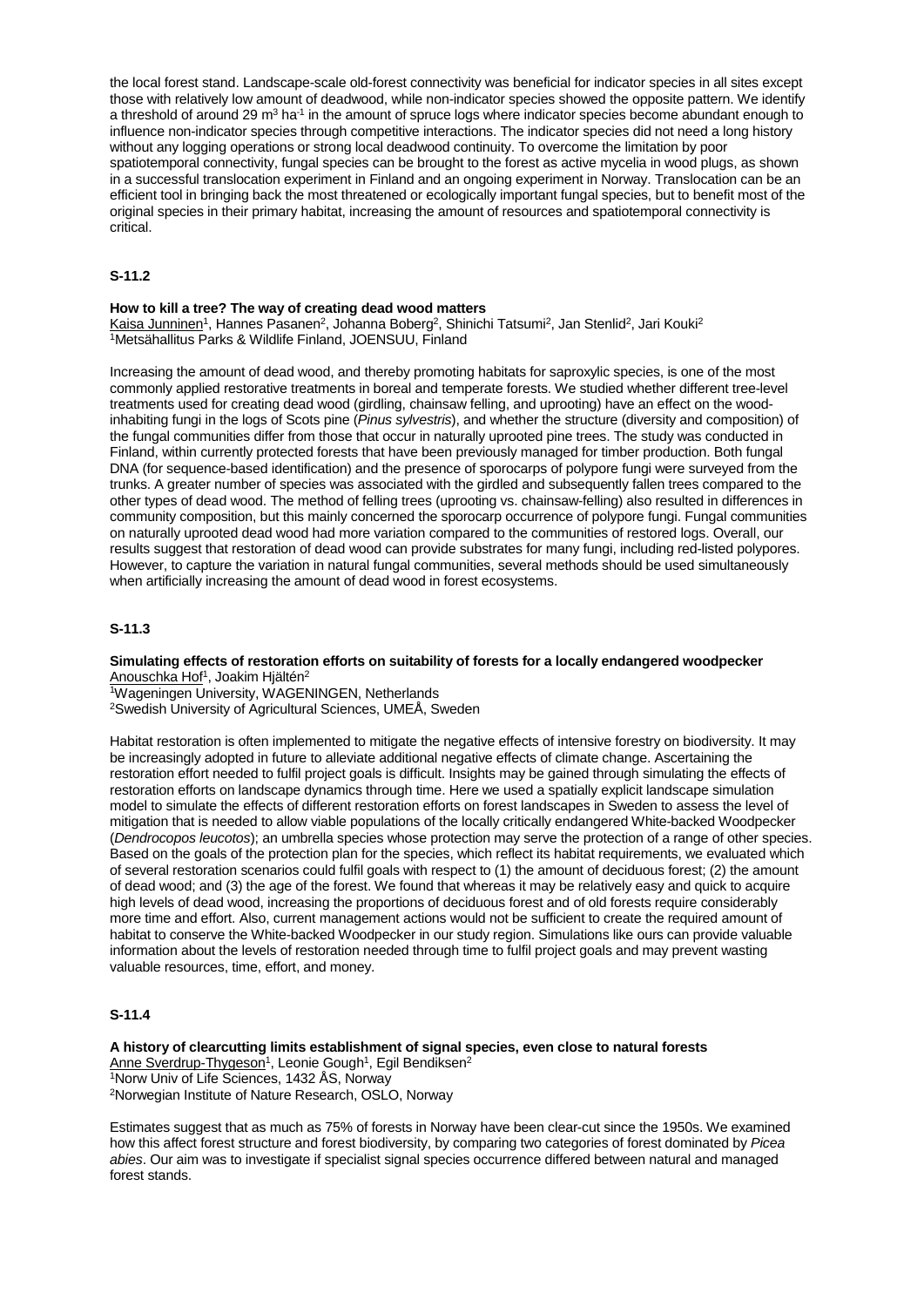the local forest stand. Landscape-scale old-forest connectivity was beneficial for indicator species in all sites except those with relatively low amount of deadwood, while non-indicator species showed the opposite pattern. We identify a threshold of around 29 $m^3$ $ha^{-1}$ in the amount of spruce logs where indicator species become abundant enough to influence non-indicator species through competitive interactions. The indicator species did not need a long history without any logging operations or strong local deadwood continuity. To overcome the limitation by poor spatiotemporal connectivity, fungal species can be brought to the forest as active mycelia in wood plugs, as shown in a successful translocation experiment in Finland and an ongoing experiment in Norway. Translocation can be an efficient tool in bringing back the most threatened or ecologically important fungal species, but to benefit most of the original species in their primary habitat, increasing the amount of resources and spatiotemporal connectivity is critical.

## S-11.2

**How to kill a tree? The way of creating dead wood matters**

Kaisa Junninen[1], Hannes Pasanen[2], Johanna Boberg[2], Shinichi Tatsumi[2], Jan Stenlid[2], Jari Kouki[2]

[1]Metsähallitus Parks & Wildlife Finland, JOENSUU, Finland

Increasing the amount of dead wood, and thereby promoting habitats for saproxylic species, is one of the most commonly applied restorative treatments in boreal and temperate forests. We studied whether different tree-level treatments used for creating dead wood (girdling, chainsaw felling, and uprooting) have an effect on the wood-inhabiting fungi in the logs of Scots pine (*Pinus sylvestris*), and whether the structure (diversity and composition) of the fungal communities differ from those that occur in naturally uprooted pine trees. The study was conducted in Finland, within currently protected forests that have been previously managed for timber production. Both fungal DNA (for sequence-based identification) and the presence of sporocarps of polypore fungi were surveyed from the trunks. A greater number of species was associated with the girdled and subsequently fallen trees compared to the other types of dead wood. The method of felling trees (uprooting vs. chainsaw-felling) also resulted in differences in community composition, but this mainly concerned the sporocarp occurrence of polypore fungi. Fungal communities on naturally uprooted dead wood had more variation compared to the communities of restored logs. Overall, our results suggest that restoration of dead wood can provide substrates for many fungi, including red-listed polypores. However, to capture the variation in natural fungal communities, several methods should be used simultaneously when artificially increasing the amount of dead wood in forest ecosystems.

## S-11.3

**Simulating effects of restoration efforts on suitability of forests for a locally endangered woodpecker**

Anouschka Hof[1], Joakim Hjältén[2]

[1]Wageningen University, WAGENINGEN, Netherlands
[2]Swedish University of Agricultural Sciences, UMEÅ, Sweden

Habitat restoration is often implemented to mitigate the negative effects of intensive forestry on biodiversity. It may be increasingly adopted in future to alleviate additional negative effects of climate change. Ascertaining the restoration effort needed to fulfil project goals is difficult. Insights may be gained through simulating the effects of restoration efforts on landscape dynamics through time. Here we used a spatially explicit landscape simulation model to simulate the effects of different restoration efforts on forest landscapes in Sweden to assess the level of mitigation that is needed to allow viable populations of the locally critically endangered White-backed Woodpecker (*Dendrocopos leucotos*); an umbrella species whose protection may serve the protection of a range of other species. Based on the goals of the protection plan for the species, which reflect its habitat requirements, we evaluated which of several restoration scenarios could fulfil goals with respect to (1) the amount of deciduous forest; (2) the amount of dead wood; and (3) the age of the forest. We found that whereas it may be relatively easy and quick to acquire high levels of dead wood, increasing the proportions of deciduous forest and of old forests require considerably more time and effort. Also, current management actions would not be sufficient to create the required amount of habitat to conserve the White-backed Woodpecker in our study region. Simulations like ours can provide valuable information about the levels of restoration needed through time to fulfil project goals and may prevent wasting valuable resources, time, effort, and money.

## S-11.4

**A history of clearcutting limits establishment of signal species, even close to natural forests**

Anne Sverdrup-Thygeson[1], Leonie Gough[1], Egil Bendiksen[2]

[1]Norw Univ of Life Sciences, 1432 ÅS, Norway
[2]Norwegian Institute of Nature Research, OSLO, Norway

Estimates suggest that as much as 75% of forests in Norway have been clear-cut since the 1950s. We examined how this affect forest structure and forest biodiversity, by comparing two categories of forest dominated by *Picea abies*. Our aim was to investigate if specialist signal species occurrence differed between natural and managed forest stands.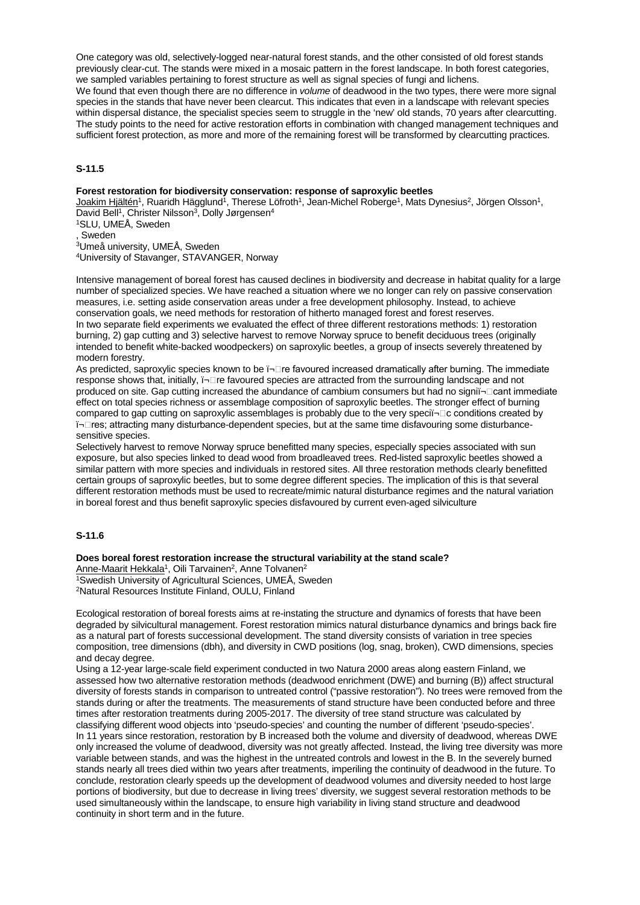One category was old, selectively-logged near-natural forest stands, and the other consisted of old forest stands previously clear-cut. The stands were mixed in a mosaic pattern in the forest landscape. In both forest categories, we sampled variables pertaining to forest structure as well as signal species of fungi and lichens.
We found that even though there are no difference in *volume* of deadwood in the two types, there were more signal species in the stands that have never been clearcut. This indicates that even in a landscape with relevant species within dispersal distance, the specialist species seem to struggle in the 'new' old stands, 70 years after clearcutting. The study points to the need for active restoration efforts in combination with changed management techniques and sufficient forest protection, as more and more of the remaining forest will be transformed by clearcutting practices.

## S-11.5

**Forest restoration for biodiversity conservation: response of saproxylic beetles**

Joakim Hjältén[1], Ruaridh Hägglund[1], Therese Löfroth[1], Jean-Michel Roberge[1], Mats Dynesius[2], Jörgen Olsson[1], David Bell[1], Christer Nilsson[3], Dolly Jørgensen[4]
[1]SLU, UMEÅ, Sweden
, Sweden
[3]Umeå university, UMEÅ, Sweden
[4]University of Stavanger, STAVANGER, Norway

Intensive management of boreal forest has caused declines in biodiversity and decrease in habitat quality for a large number of specialized species. We have reached a situation where we no longer can rely on passive conservation measures, i.e. setting aside conservation areas under a free development philosophy. Instead, to achieve conservation goals, we need methods for restoration of hitherto managed forest and forest reserves.
In two separate field experiments we evaluated the effect of three different restorations methods: 1) restoration burning, 2) gap cutting and 3) selective harvest to remove Norway spruce to benefit deciduous trees (originally intended to benefit white-backed woodpeckers) on saproxylic beetles, a group of insects severely threatened by modern forestry.
As predicted, saproxylic species known to be ï¬re favoured increased dramatically after burning. The immediate response shows that, initially, ï¬re favoured species are attracted from the surrounding landscape and not produced on site. Gap cutting increased the abundance of cambium consumers but had no signiï¬cant immediate effect on total species richness or assemblage composition of saproxylic beetles. The stronger effect of burning compared to gap cutting on saproxylic assemblages is probably due to the very speciï¬c conditions created by ï¬res; attracting many disturbance-dependent species, but at the same time disfavouring some disturbance-sensitive species.
Selectively harvest to remove Norway spruce benefitted many species, especially species associated with sun exposure, but also species linked to dead wood from broadleaved trees. Red-listed saproxylic beetles showed a similar pattern with more species and individuals in restored sites. All three restoration methods clearly benefitted certain groups of saproxylic beetles, but to some degree different species. The implication of this is that several different restoration methods must be used to recreate/mimic natural disturbance regimes and the natural variation in boreal forest and thus benefit saproxylic species disfavoured by current even-aged silviculture

## S-11.6

**Does boreal forest restoration increase the structural variability at the stand scale?**

Anne-Maarit Hekkala[1], Oili Tarvainen[2], Anne Tolvanen[2]
[1]Swedish University of Agricultural Sciences, UMEÅ, Sweden
[2]Natural Resources Institute Finland, OULU, Finland

Ecological restoration of boreal forests aims at re-instating the structure and dynamics of forests that have been degraded by silvicultural management. Forest restoration mimics natural disturbance dynamics and brings back fire as a natural part of forests successional development. The stand diversity consists of variation in tree species composition, tree dimensions (dbh), and diversity in CWD positions (log, snag, broken), CWD dimensions, species and decay degree.
Using a 12-year large-scale field experiment conducted in two Natura 2000 areas along eastern Finland, we assessed how two alternative restoration methods (deadwood enrichment (DWE) and burning (B)) affect structural diversity of forests stands in comparison to untreated control ("passive restoration"). No trees were removed from the stands during or after the treatments. The measurements of stand structure have been conducted before and three times after restoration treatments during 2005-2017. The diversity of tree stand structure was calculated by classifying different wood objects into 'pseudo-species' and counting the number of different 'pseudo-species'.
In 11 years since restoration, restoration by B increased both the volume and diversity of deadwood, whereas DWE only increased the volume of deadwood, diversity was not greatly affected. Instead, the living tree diversity was more variable between stands, and was the highest in the untreated controls and lowest in the B. In the severely burned stands nearly all trees died within two years after treatments, imperiling the continuity of deadwood in the future. To conclude, restoration clearly speeds up the development of deadwood volumes and diversity needed to host large portions of biodiversity, but due to decrease in living trees' diversity, we suggest several restoration methods to be used simultaneously within the landscape, to ensure high variability in living stand structure and deadwood continuity in short term and in the future.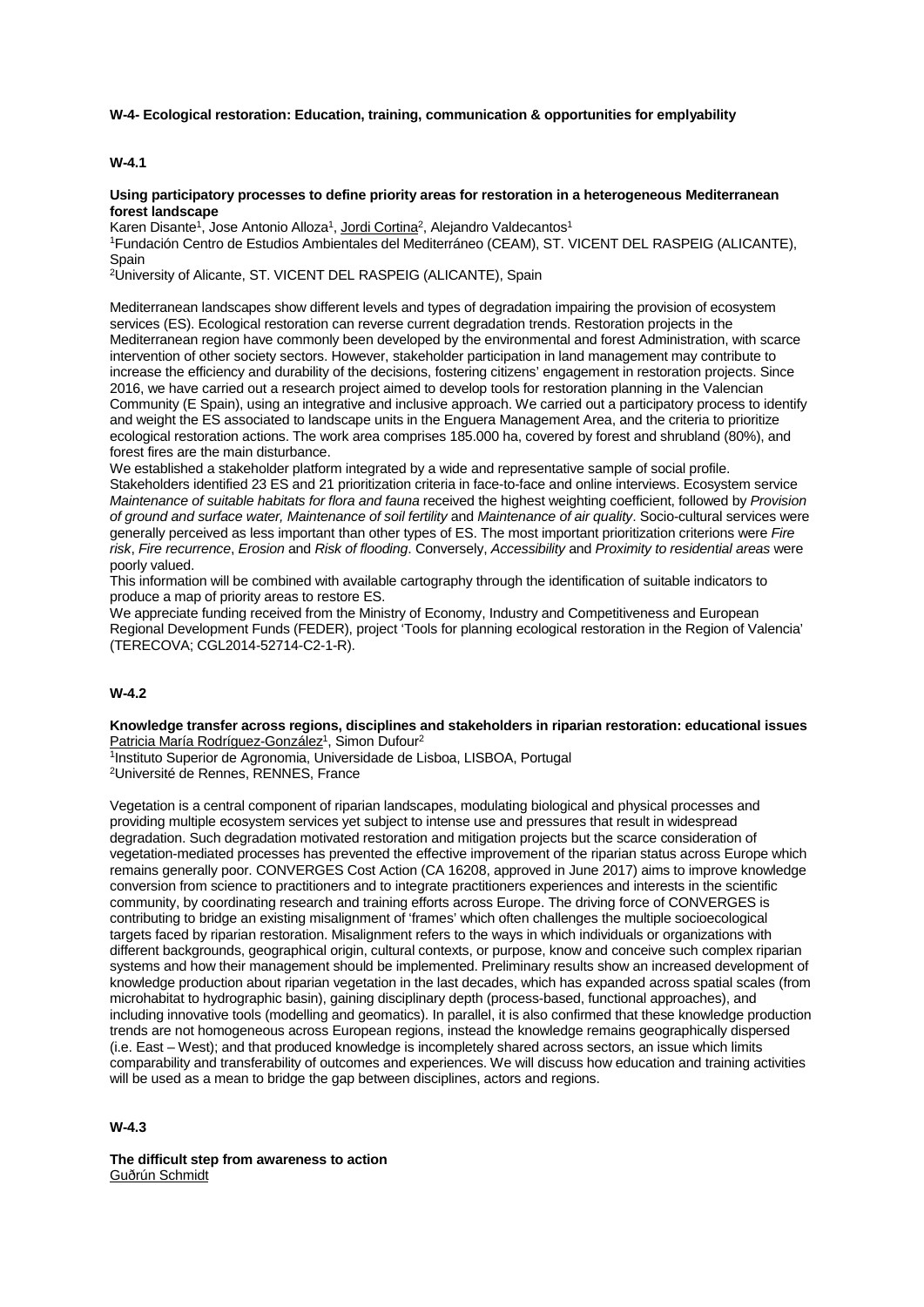**W-4- Ecological restoration: Education, training, communication & opportunities for emplyability**

**W-4.1**

**Using participatory processes to define priority areas for restoration in a heterogeneous Mediterranean forest landscape**

Karen Disante[1], Jose Antonio Alloza[1], Jordi Cortina[2], Alejandro Valdecantos[1]

[1]Fundación Centro de Estudios Ambientales del Mediterráneo (CEAM), ST. VICENT DEL RASPEIG (ALICANTE), Spain

[2]University of Alicante, ST. VICENT DEL RASPEIG (ALICANTE), Spain

Mediterranean landscapes show different levels and types of degradation impairing the provision of ecosystem services (ES). Ecological restoration can reverse current degradation trends. Restoration projects in the Mediterranean region have commonly been developed by the environmental and forest Administration, with scarce intervention of other society sectors. However, stakeholder participation in land management may contribute to increase the efficiency and durability of the decisions, fostering citizens' engagement in restoration projects. Since 2016, we have carried out a research project aimed to develop tools for restoration planning in the Valencian Community (E Spain), using an integrative and inclusive approach. We carried out a participatory process to identify and weight the ES associated to landscape units in the Enguera Management Area, and the criteria to prioritize ecological restoration actions. The work area comprises 185.000 ha, covered by forest and shrubland (80%), and forest fires are the main disturbance.

We established a stakeholder platform integrated by a wide and representative sample of social profile. Stakeholders identified 23 ES and 21 prioritization criteria in face-to-face and online interviews. Ecosystem service *Maintenance of suitable habitats for flora and fauna* received the highest weighting coefficient, followed by *Provision of ground and surface water, Maintenance of soil fertility* and *Maintenance of air quality*. Socio-cultural services were generally perceived as less important than other types of ES. The most important prioritization criterions were *Fire risk*, *Fire recurrence*, *Erosion* and *Risk of flooding*. Conversely, *Accessibility* and *Proximity to residential areas* were poorly valued.

This information will be combined with available cartography through the identification of suitable indicators to produce a map of priority areas to restore ES.

We appreciate funding received from the Ministry of Economy, Industry and Competitiveness and European Regional Development Funds (FEDER), project 'Tools for planning ecological restoration in the Region of Valencia' (TERECOVA; CGL2014-52714-C2-1-R).

**W-4.2**

**Knowledge transfer across regions, disciplines and stakeholders in riparian restoration: educational issues**

Patricia María Rodríguez-González[1], Simon Dufour[2]

[1]Instituto Superior de Agronomia, Universidade de Lisboa, LISBOA, Portugal

[2]Université de Rennes, RENNES, France

Vegetation is a central component of riparian landscapes, modulating biological and physical processes and providing multiple ecosystem services yet subject to intense use and pressures that result in widespread degradation. Such degradation motivated restoration and mitigation projects but the scarce consideration of vegetation-mediated processes has prevented the effective improvement of the riparian status across Europe which remains generally poor. CONVERGES Cost Action (CA 16208, approved in June 2017) aims to improve knowledge conversion from science to practitioners and to integrate practitioners experiences and interests in the scientific community, by coordinating research and training efforts across Europe. The driving force of CONVERGES is contributing to bridge an existing misalignment of 'frames' which often challenges the multiple socioecological targets faced by riparian restoration. Misalignment refers to the ways in which individuals or organizations with different backgrounds, geographical origin, cultural contexts, or purpose, know and conceive such complex riparian systems and how their management should be implemented. Preliminary results show an increased development of knowledge production about riparian vegetation in the last decades, which has expanded across spatial scales (from microhabitat to hydrographic basin), gaining disciplinary depth (process-based, functional approaches), and including innovative tools (modelling and geomatics). In parallel, it is also confirmed that these knowledge production trends are not homogeneous across European regions, instead the knowledge remains geographically dispersed (i.e. East – West); and that produced knowledge is incompletely shared across sectors, an issue which limits comparability and transferability of outcomes and experiences. We will discuss how education and training activities will be used as a mean to bridge the gap between disciplines, actors and regions.

**W-4.3**

**The difficult step from awareness to action**

Guðrún Schmidt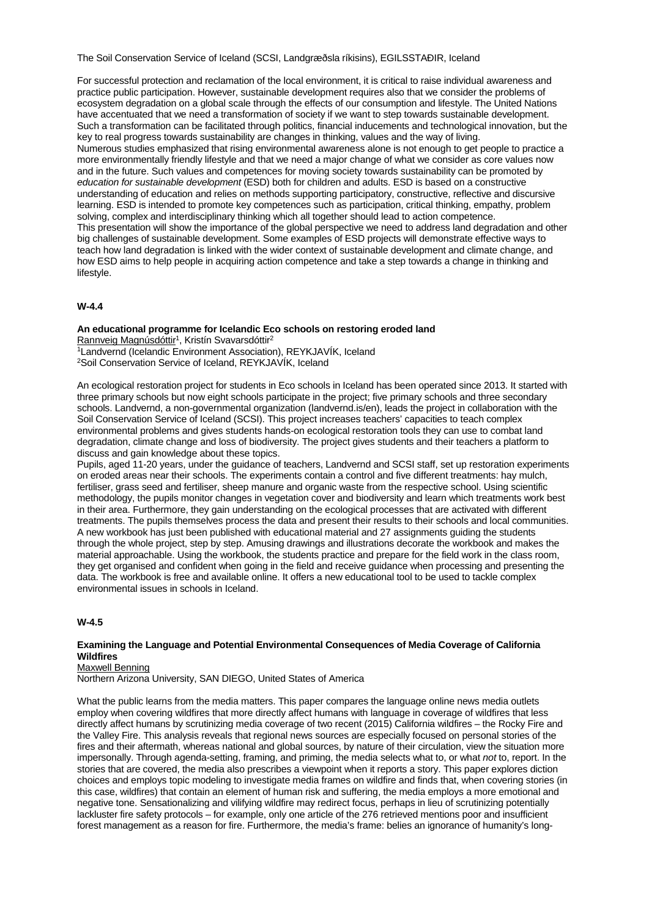The Soil Conservation Service of Iceland (SCSI, Landgræðsla ríkisins), EGILSSTAÐIR, Iceland

For successful protection and reclamation of the local environment, it is critical to raise individual awareness and practice public participation. However, sustainable development requires also that we consider the problems of ecosystem degradation on a global scale through the effects of our consumption and lifestyle. The United Nations have accentuated that we need a transformation of society if we want to step towards sustainable development. Such a transformation can be facilitated through politics, financial inducements and technological innovation, but the key to real progress towards sustainability are changes in thinking, values and the way of living.
Numerous studies emphasized that rising environmental awareness alone is not enough to get people to practice a more environmentally friendly lifestyle and that we need a major change of what we consider as core values now and in the future. Such values and competences for moving society towards sustainability can be promoted by *education for sustainable development* (ESD) both for children and adults. ESD is based on a constructive understanding of education and relies on methods supporting participatory, constructive, reflective and discursive learning. ESD is intended to promote key competences such as participation, critical thinking, empathy, problem solving, complex and interdisciplinary thinking which all together should lead to action competence.
This presentation will show the importance of the global perspective we need to address land degradation and other big challenges of sustainable development. Some examples of ESD projects will demonstrate effective ways to teach how land degradation is linked with the wider context of sustainable development and climate change, and how ESD aims to help people in acquiring action competence and take a step towards a change in thinking and lifestyle.

### W-4.4

**An educational programme for Icelandic Eco schools on restoring eroded land**
Rannveig Magnúsdóttir[1], Kristín Svavarsdóttir[2]
[1]Landvernd (Icelandic Environment Association), REYKJAVÍK, Iceland
[2]Soil Conservation Service of Iceland, REYKJAVÍK, Iceland

An ecological restoration project for students in Eco schools in Iceland has been operated since 2013. It started with three primary schools but now eight schools participate in the project; five primary schools and three secondary schools. Landvernd, a non-governmental organization (landvernd.is/en), leads the project in collaboration with the Soil Conservation Service of Iceland (SCSI). This project increases teachers' capacities to teach complex environmental problems and gives students hands-on ecological restoration tools they can use to combat land degradation, climate change and loss of biodiversity. The project gives students and their teachers a platform to discuss and gain knowledge about these topics.
Pupils, aged 11-20 years, under the guidance of teachers, Landvernd and SCSI staff, set up restoration experiments on eroded areas near their schools. The experiments contain a control and five different treatments: hay mulch, fertiliser, grass seed and fertiliser, sheep manure and organic waste from the respective school. Using scientific methodology, the pupils monitor changes in vegetation cover and biodiversity and learn which treatments work best in their area. Furthermore, they gain understanding on the ecological processes that are activated with different treatments. The pupils themselves process the data and present their results to their schools and local communities. A new workbook has just been published with educational material and 27 assignments guiding the students through the whole project, step by step. Amusing drawings and illustrations decorate the workbook and makes the material approachable. Using the workbook, the students practice and prepare for the field work in the class room, they get organised and confident when going in the field and receive guidance when processing and presenting the data. The workbook is free and available online. It offers a new educational tool to be used to tackle complex environmental issues in schools in Iceland.

### W-4.5

**Examining the Language and Potential Environmental Consequences of Media Coverage of California Wildfires**
Maxwell Benning
Northern Arizona University, SAN DIEGO, United States of America

What the public learns from the media matters. This paper compares the language online news media outlets employ when covering wildfires that more directly affect humans with language in coverage of wildfires that less directly affect humans by scrutinizing media coverage of two recent (2015) California wildfires – the Rocky Fire and the Valley Fire. This analysis reveals that regional news sources are especially focused on personal stories of the fires and their aftermath, whereas national and global sources, by nature of their circulation, view the situation more impersonally. Through agenda-setting, framing, and priming, the media selects what to, or what *not* to, report. In the stories that are covered, the media also prescribes a viewpoint when it reports a story. This paper explores diction choices and employs topic modeling to investigate media frames on wildfire and finds that, when covering stories (in this case, wildfires) that contain an element of human risk and suffering, the media employs a more emotional and negative tone. Sensationalizing and vilifying wildfire may redirect focus, perhaps in lieu of scrutinizing potentially lackluster fire safety protocols – for example, only one article of the 276 retrieved mentions poor and insufficient forest management as a reason for fire. Furthermore, the media's frame: belies an ignorance of humanity's long-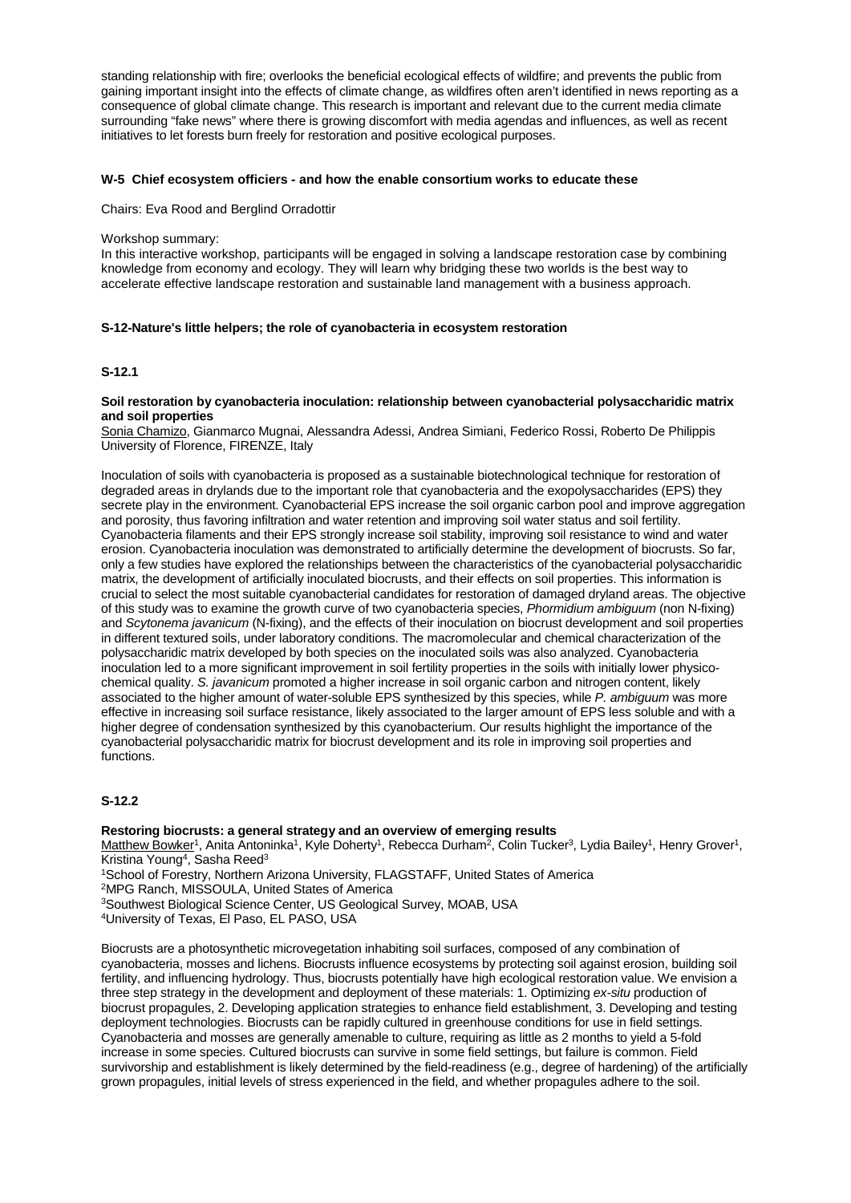standing relationship with fire; overlooks the beneficial ecological effects of wildfire; and prevents the public from gaining important insight into the effects of climate change, as wildfires often aren't identified in news reporting as a consequence of global climate change. This research is important and relevant due to the current media climate surrounding "fake news" where there is growing discomfort with media agendas and influences, as well as recent initiatives to let forests burn freely for restoration and positive ecological purposes.

### W-5 Chief ecosystem officiers - and how the enable consortium works to educate these

Chairs: Eva Rood and Berglind Orradottir

Workshop summary:
In this interactive workshop, participants will be engaged in solving a landscape restoration case by combining knowledge from economy and ecology. They will learn why bridging these two worlds is the best way to accelerate effective landscape restoration and sustainable land management with a business approach.

### S-12-Nature's little helpers; the role of cyanobacteria in ecosystem restoration

#### S-12.1

**Soil restoration by cyanobacteria inoculation: relationship between cyanobacterial polysaccharidic matrix and soil properties**

Sonia Chamizo, Gianmarco Mugnai, Alessandra Adessi, Andrea Simiani, Federico Rossi, Roberto De Philippis
University of Florence, FIRENZE, Italy

Inoculation of soils with cyanobacteria is proposed as a sustainable biotechnological technique for restoration of degraded areas in drylands due to the important role that cyanobacteria and the exopolysaccharides (EPS) they secrete play in the environment. Cyanobacterial EPS increase the soil organic carbon pool and improve aggregation and porosity, thus favoring infiltration and water retention and improving soil water status and soil fertility. Cyanobacteria filaments and their EPS strongly increase soil stability, improving soil resistance to wind and water erosion. Cyanobacteria inoculation was demonstrated to artificially determine the development of biocrusts. So far, only a few studies have explored the relationships between the characteristics of the cyanobacterial polysaccharidic matrix, the development of artificially inoculated biocrusts, and their effects on soil properties. This information is crucial to select the most suitable cyanobacterial candidates for restoration of damaged dryland areas. The objective of this study was to examine the growth curve of two cyanobacteria species, *Phormidium ambiguum* (non N-fixing) and *Scytonema javanicum* (N-fixing), and the effects of their inoculation on biocrust development and soil properties in different textured soils, under laboratory conditions. The macromolecular and chemical characterization of the polysaccharidic matrix developed by both species on the inoculated soils was also analyzed. Cyanobacteria inoculation led to a more significant improvement in soil fertility properties in the soils with initially lower physico-chemical quality. *S. javanicum* promoted a higher increase in soil organic carbon and nitrogen content, likely associated to the higher amount of water-soluble EPS synthesized by this species, while *P. ambiguum* was more effective in increasing soil surface resistance, likely associated to the larger amount of EPS less soluble and with a higher degree of condensation synthesized by this cyanobacterium. Our results highlight the importance of the cyanobacterial polysaccharidic matrix for biocrust development and its role in improving soil properties and functions.

#### S-12.2

**Restoring biocrusts: a general strategy and an overview of emerging results**

Matthew Bowker[1], Anita Antoninka[1], Kyle Doherty[1], Rebecca Durham[2], Colin Tucker[3], Lydia Bailey[1], Henry Grover[1], Kristina Young[4], Sasha Reed[3]

[1]School of Forestry, Northern Arizona University, FLAGSTAFF, United States of America
[2]MPG Ranch, MISSOULA, United States of America
[3]Southwest Biological Science Center, US Geological Survey, MOAB, USA
[4]University of Texas, El Paso, EL PASO, USA

Biocrusts are a photosynthetic microvegetation inhabiting soil surfaces, composed of any combination of cyanobacteria, mosses and lichens. Biocrusts influence ecosystems by protecting soil against erosion, building soil fertility, and influencing hydrology. Thus, biocrusts potentially have high ecological restoration value. We envision a three step strategy in the development and deployment of these materials: 1. Optimizing *ex-situ* production of biocrust propagules, 2. Developing application strategies to enhance field establishment, 3. Developing and testing deployment technologies. Biocrusts can be rapidly cultured in greenhouse conditions for use in field settings. Cyanobacteria and mosses are generally amenable to culture, requiring as little as 2 months to yield a 5-fold increase in some species. Cultured biocrusts can survive in some field settings, but failure is common. Field survivorship and establishment is likely determined by the field-readiness (e.g., degree of hardening) of the artificially grown propagules, initial levels of stress experienced in the field, and whether propagules adhere to the soil.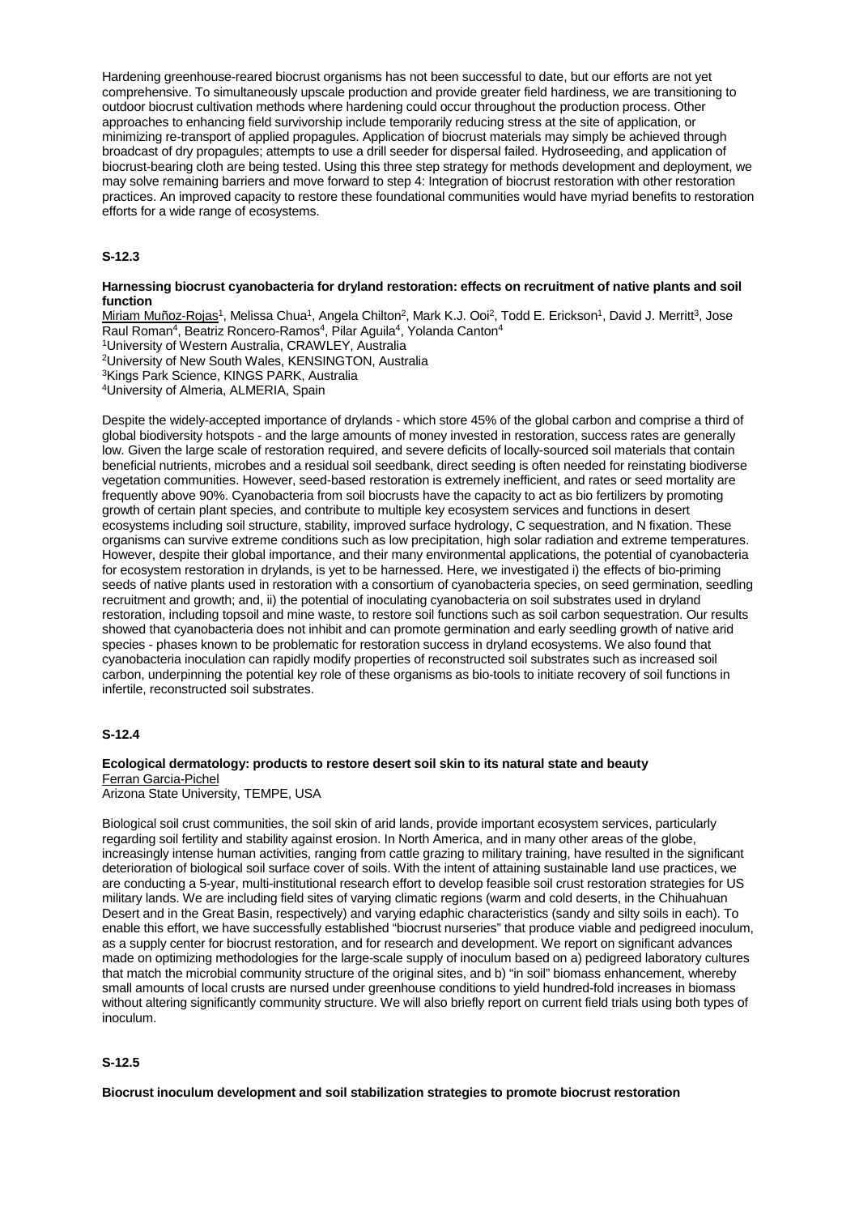Hardening greenhouse-reared biocrust organisms has not been successful to date, but our efforts are not yet comprehensive. To simultaneously upscale production and provide greater field hardiness, we are transitioning to outdoor biocrust cultivation methods where hardening could occur throughout the production process. Other approaches to enhancing field survivorship include temporarily reducing stress at the site of application, or minimizing re-transport of applied propagules. Application of biocrust materials may simply be achieved through broadcast of dry propagules; attempts to use a drill seeder for dispersal failed. Hydroseeding, and application of biocrust-bearing cloth are being tested. Using this three step strategy for methods development and deployment, we may solve remaining barriers and move forward to step 4: Integration of biocrust restoration with other restoration practices. An improved capacity to restore these foundational communities would have myriad benefits to restoration efforts for a wide range of ecosystems.

### S-12.3

**Harnessing biocrust cyanobacteria for dryland restoration: effects on recruitment of native plants and soil function**

Miriam Muñoz-Rojas[1], Melissa Chua[1], Angela Chilton[2], Mark K.J. Ooi[2], Todd E. Erickson[1], David J. Merritt[3], Jose Raul Roman[4], Beatriz Roncero-Ramos[4], Pilar Aguila[4], Yolanda Canton[4]

[1]University of Western Australia, CRAWLEY, Australia
[2]University of New South Wales, KENSINGTON, Australia
[3]Kings Park Science, KINGS PARK, Australia
[4]University of Almeria, ALMERIA, Spain

Despite the widely-accepted importance of drylands - which store 45% of the global carbon and comprise a third of global biodiversity hotspots - and the large amounts of money invested in restoration, success rates are generally low. Given the large scale of restoration required, and severe deficits of locally-sourced soil materials that contain beneficial nutrients, microbes and a residual soil seedbank, direct seeding is often needed for reinstating biodiverse vegetation communities. However, seed-based restoration is extremely inefficient, and rates or seed mortality are frequently above 90%. Cyanobacteria from soil biocrusts have the capacity to act as bio fertilizers by promoting growth of certain plant species, and contribute to multiple key ecosystem services and functions in desert ecosystems including soil structure, stability, improved surface hydrology, C sequestration, and N fixation. These organisms can survive extreme conditions such as low precipitation, high solar radiation and extreme temperatures. However, despite their global importance, and their many environmental applications, the potential of cyanobacteria for ecosystem restoration in drylands, is yet to be harnessed. Here, we investigated i) the effects of bio-priming seeds of native plants used in restoration with a consortium of cyanobacteria species, on seed germination, seedling recruitment and growth; and, ii) the potential of inoculating cyanobacteria on soil substrates used in dryland restoration, including topsoil and mine waste, to restore soil functions such as soil carbon sequestration. Our results showed that cyanobacteria does not inhibit and can promote germination and early seedling growth of native arid species - phases known to be problematic for restoration success in dryland ecosystems. We also found that cyanobacteria inoculation can rapidly modify properties of reconstructed soil substrates such as increased soil carbon, underpinning the potential key role of these organisms as bio-tools to initiate recovery of soil functions in infertile, reconstructed soil substrates.

### S-12.4

**Ecological dermatology: products to restore desert soil skin to its natural state and beauty**

Ferran Garcia-Pichel
Arizona State University, TEMPE, USA

Biological soil crust communities, the soil skin of arid lands, provide important ecosystem services, particularly regarding soil fertility and stability against erosion. In North America, and in many other areas of the globe, increasingly intense human activities, ranging from cattle grazing to military training, have resulted in the significant deterioration of biological soil surface cover of soils. With the intent of attaining sustainable land use practices, we are conducting a 5-year, multi-institutional research effort to develop feasible soil crust restoration strategies for US military lands. We are including field sites of varying climatic regions (warm and cold deserts, in the Chihuahuan Desert and in the Great Basin, respectively) and varying edaphic characteristics (sandy and silty soils in each). To enable this effort, we have successfully established "biocrust nurseries" that produce viable and pedigreed inoculum, as a supply center for biocrust restoration, and for research and development. We report on significant advances made on optimizing methodologies for the large-scale supply of inoculum based on a) pedigreed laboratory cultures that match the microbial community structure of the original sites, and b) "in soil" biomass enhancement, whereby small amounts of local crusts are nursed under greenhouse conditions to yield hundred-fold increases in biomass without altering significantly community structure. We will also briefly report on current field trials using both types of inoculum.

### S-12.5

**Biocrust inoculum development and soil stabilization strategies to promote biocrust restoration**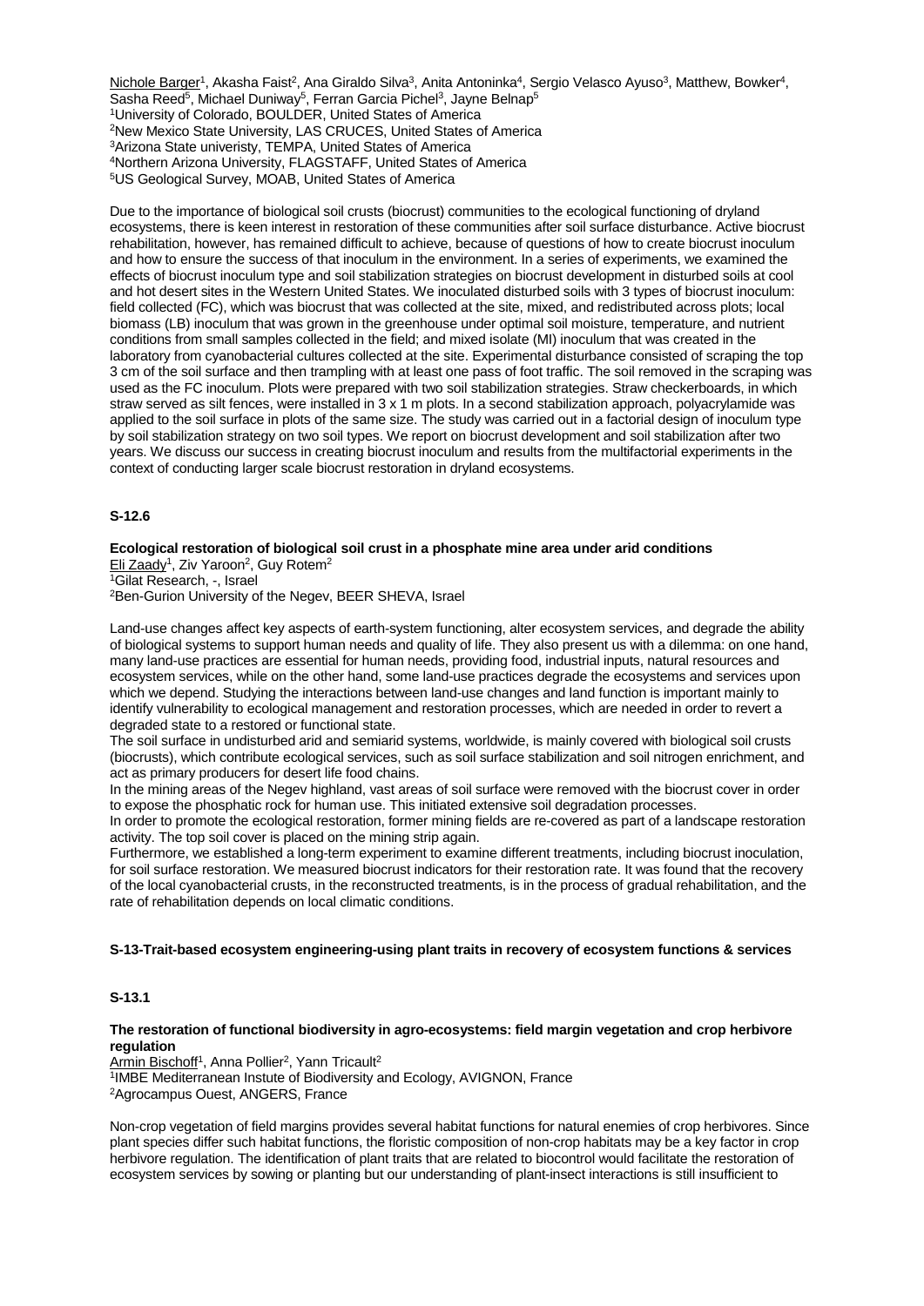Nichole Barger[1], Akasha Faist[2], Ana Giraldo Silva[3], Anita Antoninka[4], Sergio Velasco Ayuso[3], Matthew, Bowker[4], Sasha Reed[5], Michael Duniway[5], Ferran Garcia Pichel[3], Jayne Belnap[5]
[1]University of Colorado, BOULDER, United States of America
[2]New Mexico State University, LAS CRUCES, United States of America
[3]Arizona State univeristy, TEMPA, United States of America
[4]Northern Arizona University, FLAGSTAFF, United States of America
[5]US Geological Survey, MOAB, United States of America

Due to the importance of biological soil crusts (biocrust) communities to the ecological functioning of dryland ecosystems, there is keen interest in restoration of these communities after soil surface disturbance. Active biocrust rehabilitation, however, has remained difficult to achieve, because of questions of how to create biocrust inoculum and how to ensure the success of that inoculum in the environment. In a series of experiments, we examined the effects of biocrust inoculum type and soil stabilization strategies on biocrust development in disturbed soils at cool and hot desert sites in the Western United States. We inoculated disturbed soils with 3 types of biocrust inoculum: field collected (FC), which was biocrust that was collected at the site, mixed, and redistributed across plots; local biomass (LB) inoculum that was grown in the greenhouse under optimal soil moisture, temperature, and nutrient conditions from small samples collected in the field; and mixed isolate (MI) inoculum that was created in the laboratory from cyanobacterial cultures collected at the site. Experimental disturbance consisted of scraping the top 3 cm of the soil surface and then trampling with at least one pass of foot traffic. The soil removed in the scraping was used as the FC inoculum. Plots were prepared with two soil stabilization strategies. Straw checkerboards, in which straw served as silt fences, were installed in 3 x 1 m plots. In a second stabilization approach, polyacrylamide was applied to the soil surface in plots of the same size. The study was carried out in a factorial design of inoculum type by soil stabilization strategy on two soil types. We report on biocrust development and soil stabilization after two years. We discuss our success in creating biocrust inoculum and results from the multifactorial experiments in the context of conducting larger scale biocrust restoration in dryland ecosystems.

### S-12.6

**Ecological restoration of biological soil crust in a phosphate mine area under arid conditions**

Eli Zaady[1], Ziv Yaroon[2], Guy Rotem[2]
[1]Gilat Research, -, Israel
[2]Ben-Gurion University of the Negev, BEER SHEVA, Israel

Land-use changes affect key aspects of earth-system functioning, alter ecosystem services, and degrade the ability of biological systems to support human needs and quality of life. They also present us with a dilemma: on one hand, many land-use practices are essential for human needs, providing food, industrial inputs, natural resources and ecosystem services, while on the other hand, some land-use practices degrade the ecosystems and services upon which we depend. Studying the interactions between land-use changes and land function is important mainly to identify vulnerability to ecological management and restoration processes, which are needed in order to revert a degraded state to a restored or functional state.

The soil surface in undisturbed arid and semiarid systems, worldwide, is mainly covered with biological soil crusts (biocrusts), which contribute ecological services, such as soil surface stabilization and soil nitrogen enrichment, and act as primary producers for desert life food chains.

In the mining areas of the Negev highland, vast areas of soil surface were removed with the biocrust cover in order to expose the phosphatic rock for human use. This initiated extensive soil degradation processes.

In order to promote the ecological restoration, former mining fields are re-covered as part of a landscape restoration activity. The top soil cover is placed on the mining strip again.

Furthermore, we established a long-term experiment to examine different treatments, including biocrust inoculation, for soil surface restoration. We measured biocrust indicators for their restoration rate. It was found that the recovery of the local cyanobacterial crusts, in the reconstructed treatments, is in the process of gradual rehabilitation, and the rate of rehabilitation depends on local climatic conditions.

## S-13-Trait-based ecosystem engineering-using plant traits in recovery of ecosystem functions & services

### S-13.1

**The restoration of functional biodiversity in agro-ecosystems: field margin vegetation and crop herbivore regulation**

Armin Bischoff[1], Anna Pollier[2], Yann Tricault[2]
[1]IMBE Mediterranean Instute of Biodiversity and Ecology, AVIGNON, France
[2]Agrocampus Ouest, ANGERS, France

Non-crop vegetation of field margins provides several habitat functions for natural enemies of crop herbivores. Since plant species differ such habitat functions, the floristic composition of non-crop habitats may be a key factor in crop herbivore regulation. The identification of plant traits that are related to biocontrol would facilitate the restoration of ecosystem services by sowing or planting but our understanding of plant-insect interactions is still insufficient to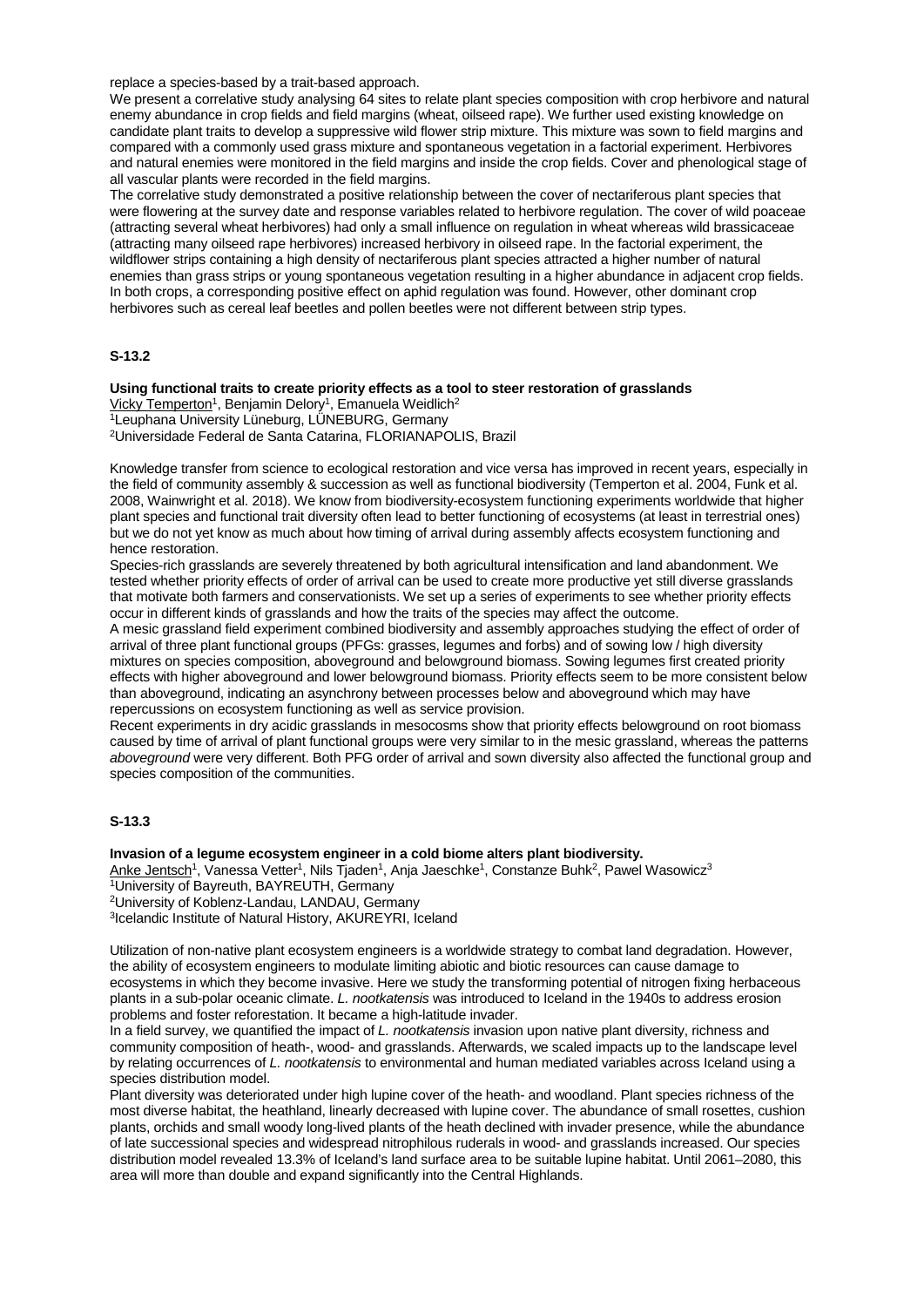replace a species-based by a trait-based approach.

We present a correlative study analysing 64 sites to relate plant species composition with crop herbivore and natural enemy abundance in crop fields and field margins (wheat, oilseed rape). We further used existing knowledge on candidate plant traits to develop a suppressive wild flower strip mixture. This mixture was sown to field margins and compared with a commonly used grass mixture and spontaneous vegetation in a factorial experiment. Herbivores and natural enemies were monitored in the field margins and inside the crop fields. Cover and phenological stage of all vascular plants were recorded in the field margins.

The correlative study demonstrated a positive relationship between the cover of nectariferous plant species that were flowering at the survey date and response variables related to herbivore regulation. The cover of wild poaceae (attracting several wheat herbivores) had only a small influence on regulation in wheat whereas wild brassicaceae (attracting many oilseed rape herbivores) increased herbivory in oilseed rape. In the factorial experiment, the wildflower strips containing a high density of nectariferous plant species attracted a higher number of natural enemies than grass strips or young spontaneous vegetation resulting in a higher abundance in adjacent crop fields. In both crops, a corresponding positive effect on aphid regulation was found. However, other dominant crop herbivores such as cereal leaf beetles and pollen beetles were not different between strip types.

## S-13.2

**Using functional traits to create priority effects as a tool to steer restoration of grasslands**

Vicky Temperton[1], Benjamin Delory[1], Emanuela Weidlich[2]

[1]Leuphana University Lüneburg, LÜNEBURG, Germany

[2]Universidade Federal de Santa Catarina, FLORIANAPOLIS, Brazil

Knowledge transfer from science to ecological restoration and vice versa has improved in recent years, especially in the field of community assembly & succession as well as functional biodiversity (Temperton et al. 2004, Funk et al. 2008, Wainwright et al. 2018). We know from biodiversity-ecosystem functioning experiments worldwide that higher plant species and functional trait diversity often lead to better functioning of ecosystems (at least in terrestrial ones) but we do not yet know as much about how timing of arrival during assembly affects ecosystem functioning and hence restoration.

Species-rich grasslands are severely threatened by both agricultural intensification and land abandonment. We tested whether priority effects of order of arrival can be used to create more productive yet still diverse grasslands that motivate both farmers and conservationists. We set up a series of experiments to see whether priority effects occur in different kinds of grasslands and how the traits of the species may affect the outcome.

A mesic grassland field experiment combined biodiversity and assembly approaches studying the effect of order of arrival of three plant functional groups (PFGs: grasses, legumes and forbs) and of sowing low / high diversity mixtures on species composition, aboveground and belowground biomass. Sowing legumes first created priority effects with higher aboveground and lower belowground biomass. Priority effects seem to be more consistent below than aboveground, indicating an asynchrony between processes below and aboveground which may have repercussions on ecosystem functioning as well as service provision.

Recent experiments in dry acidic grasslands in mesocosms show that priority effects belowground on root biomass caused by time of arrival of plant functional groups were very similar to in the mesic grassland, whereas the patterns *aboveground* were very different. Both PFG order of arrival and sown diversity also affected the functional group and species composition of the communities.

## S-13.3

**Invasion of a legume ecosystem engineer in a cold biome alters plant biodiversity.**

Anke Jentsch[1], Vanessa Vetter[1], Nils Tjaden[1], Anja Jaeschke[1], Constanze Buhk[2], Pawel Wasowicz[3]

[1]University of Bayreuth, BAYREUTH, Germany

[2]University of Koblenz-Landau, LANDAU, Germany

[3]Icelandic Institute of Natural History, AKUREYRI, Iceland

Utilization of non-native plant ecosystem engineers is a worldwide strategy to combat land degradation. However, the ability of ecosystem engineers to modulate limiting abiotic and biotic resources can cause damage to ecosystems in which they become invasive. Here we study the transforming potential of nitrogen fixing herbaceous plants in a sub-polar oceanic climate. *L. nootkatensis* was introduced to Iceland in the 1940s to address erosion problems and foster reforestation. It became a high-latitude invader.

In a field survey, we quantified the impact of *L. nootkatensis* invasion upon native plant diversity, richness and community composition of heath-, wood- and grasslands. Afterwards, we scaled impacts up to the landscape level by relating occurrences of *L. nootkatensis* to environmental and human mediated variables across Iceland using a species distribution model.

Plant diversity was deteriorated under high lupine cover of the heath- and woodland. Plant species richness of the most diverse habitat, the heathland, linearly decreased with lupine cover. The abundance of small rosettes, cushion plants, orchids and small woody long-lived plants of the heath declined with invader presence, while the abundance of late successional species and widespread nitrophilous ruderals in wood- and grasslands increased. Our species distribution model revealed 13.3% of Iceland's land surface area to be suitable lupine habitat. Until 2061–2080, this area will more than double and expand significantly into the Central Highlands.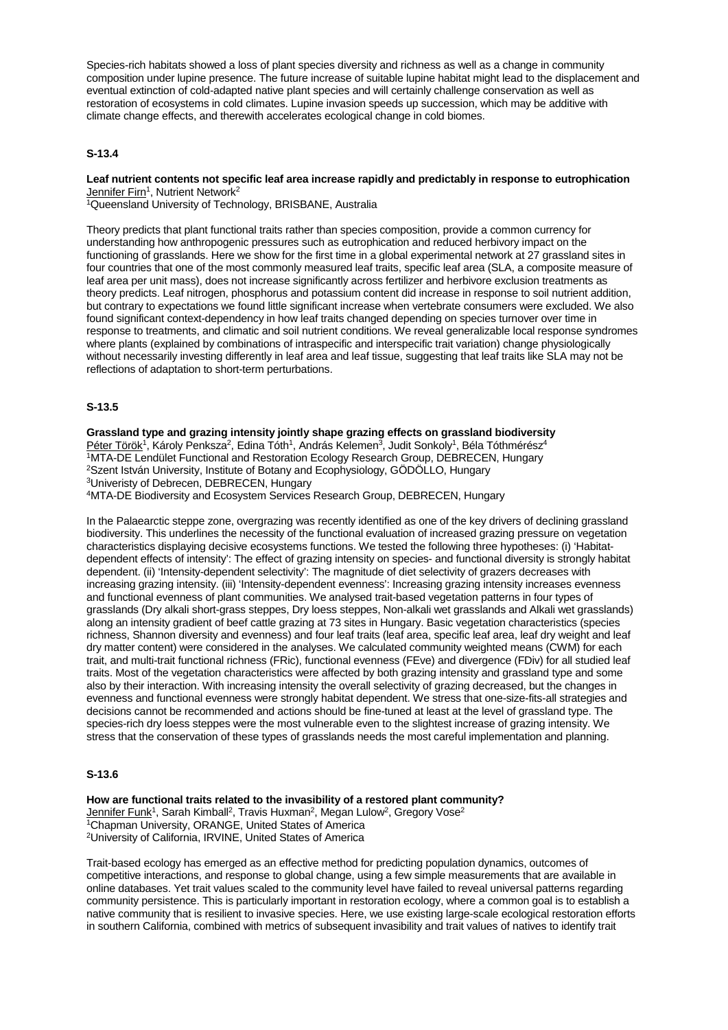Species-rich habitats showed a loss of plant species diversity and richness as well as a change in community composition under lupine presence. The future increase of suitable lupine habitat might lead to the displacement and eventual extinction of cold-adapted native plant species and will certainly challenge conservation as well as restoration of ecosystems in cold climates. Lupine invasion speeds up succession, which may be additive with climate change effects, and therewith accelerates ecological change in cold biomes.

### S-13.4

**Leaf nutrient contents not specific leaf area increase rapidly and predictably in response to eutrophication**
Jennifer Firn[1], Nutrient Network[2]
[1]Queensland University of Technology, BRISBANE, Australia

Theory predicts that plant functional traits rather than species composition, provide a common currency for understanding how anthropogenic pressures such as eutrophication and reduced herbivory impact on the functioning of grasslands. Here we show for the first time in a global experimental network at 27 grassland sites in four countries that one of the most commonly measured leaf traits, specific leaf area (SLA, a composite measure of leaf area per unit mass), does not increase significantly across fertilizer and herbivore exclusion treatments as theory predicts. Leaf nitrogen, phosphorus and potassium content did increase in response to soil nutrient addition, but contrary to expectations we found little significant increase when vertebrate consumers were excluded. We also found significant context-dependency in how leaf traits changed depending on species turnover over time in response to treatments, and climatic and soil nutrient conditions. We reveal generalizable local response syndromes where plants (explained by combinations of intraspecific and interspecific trait variation) change physiologically without necessarily investing differently in leaf area and leaf tissue, suggesting that leaf traits like SLA may not be reflections of adaptation to short-term perturbations.

### S-13.5

**Grassland type and grazing intensity jointly shape grazing effects on grassland biodiversity**
Péter Török[1], Károly Penksza[2], Edina Tóth[1], András Kelemen[3], Judit Sonkoly[1], Béla Tóthmérész[4]
[1]MTA-DE Lendület Functional and Restoration Ecology Research Group, DEBRECEN, Hungary
[2]Szent István University, Institute of Botany and Ecophysiology, GÖDÖLLO, Hungary
[3]Univeristy of Debrecen, DEBRECEN, Hungary
[4]MTA-DE Biodiversity and Ecosystem Services Research Group, DEBRECEN, Hungary

In the Palaearctic steppe zone, overgrazing was recently identified as one of the key drivers of declining grassland biodiversity. This underlines the necessity of the functional evaluation of increased grazing pressure on vegetation characteristics displaying decisive ecosystems functions. We tested the following three hypotheses: (i) 'Habitat-dependent effects of intensity': The effect of grazing intensity on species- and functional diversity is strongly habitat dependent. (ii) 'Intensity-dependent selectivity': The magnitude of diet selectivity of grazers decreases with increasing grazing intensity. (iii) 'Intensity-dependent evenness': Increasing grazing intensity increases evenness and functional evenness of plant communities. We analysed trait-based vegetation patterns in four types of grasslands (Dry alkali short-grass steppes, Dry loess steppes, Non-alkali wet grasslands and Alkali wet grasslands) along an intensity gradient of beef cattle grazing at 73 sites in Hungary. Basic vegetation characteristics (species richness, Shannon diversity and evenness) and four leaf traits (leaf area, specific leaf area, leaf dry weight and leaf dry matter content) were considered in the analyses. We calculated community weighted means (CWM) for each trait, and multi-trait functional richness (FRic), functional evenness (FEve) and divergence (FDiv) for all studied leaf traits. Most of the vegetation characteristics were affected by both grazing intensity and grassland type and some also by their interaction. With increasing intensity the overall selectivity of grazing decreased, but the changes in evenness and functional evenness were strongly habitat dependent. We stress that one-size-fits-all strategies and decisions cannot be recommended and actions should be fine-tuned at least at the level of grassland type. The species-rich dry loess steppes were the most vulnerable even to the slightest increase of grazing intensity. We stress that the conservation of these types of grasslands needs the most careful implementation and planning.

### S-13.6

**How are functional traits related to the invasibility of a restored plant community?**
Jennifer Funk[1], Sarah Kimball[2], Travis Huxman[2], Megan Lulow[2], Gregory Vose[2]
[1]Chapman University, ORANGE, United States of America
[2]University of California, IRVINE, United States of America

Trait-based ecology has emerged as an effective method for predicting population dynamics, outcomes of competitive interactions, and response to global change, using a few simple measurements that are available in online databases. Yet trait values scaled to the community level have failed to reveal universal patterns regarding community persistence. This is particularly important in restoration ecology, where a common goal is to establish a native community that is resilient to invasive species. Here, we use existing large-scale ecological restoration efforts in southern California, combined with metrics of subsequent invasibility and trait values of natives to identify trait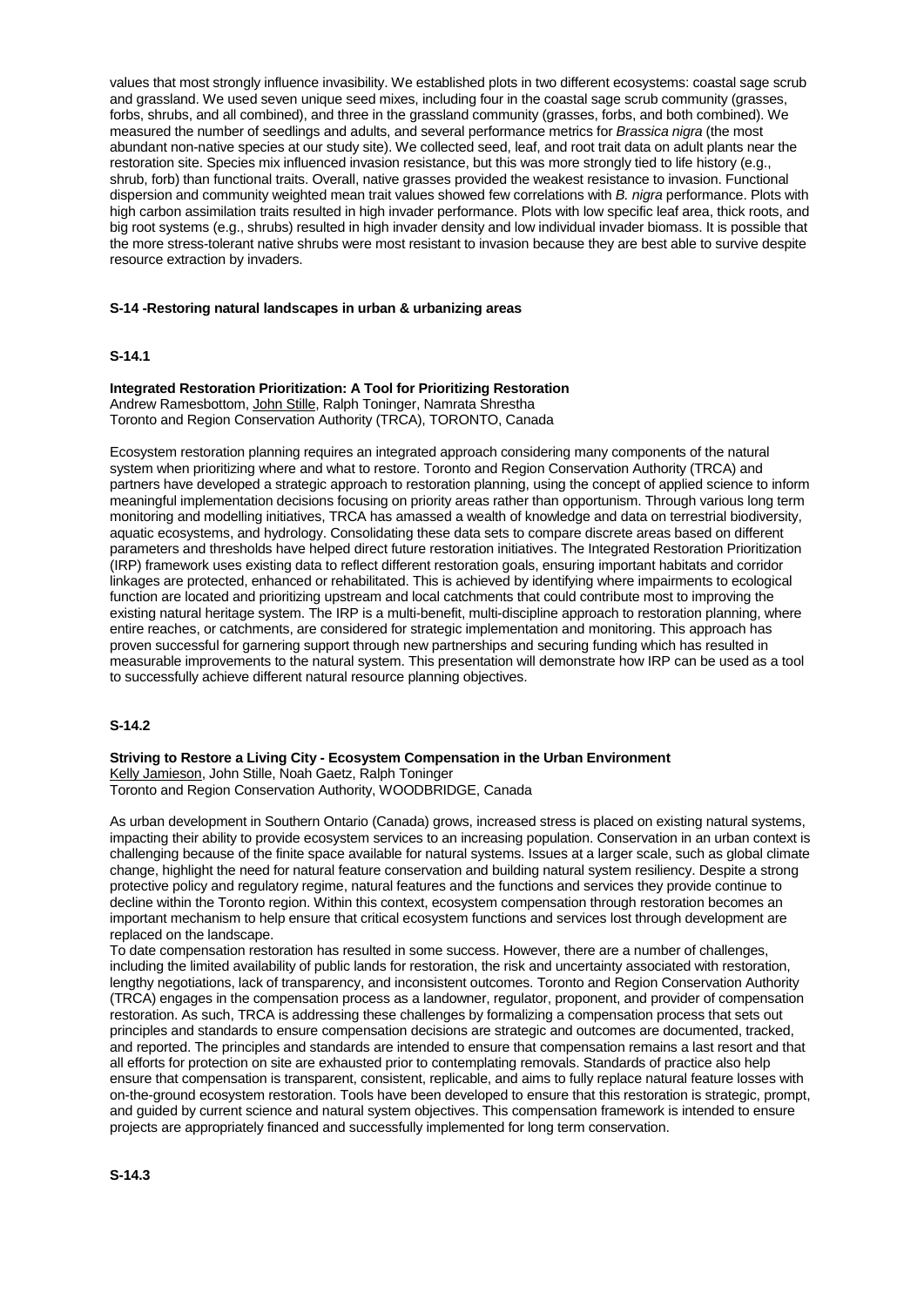values that most strongly influence invasibility. We established plots in two different ecosystems: coastal sage scrub and grassland. We used seven unique seed mixes, including four in the coastal sage scrub community (grasses, forbs, shrubs, and all combined), and three in the grassland community (grasses, forbs, and both combined). We measured the number of seedlings and adults, and several performance metrics for *Brassica nigra* (the most abundant non-native species at our study site). We collected seed, leaf, and root trait data on adult plants near the restoration site. Species mix influenced invasion resistance, but this was more strongly tied to life history (e.g., shrub, forb) than functional traits. Overall, native grasses provided the weakest resistance to invasion. Functional dispersion and community weighted mean trait values showed few correlations with *B. nigra* performance. Plots with high carbon assimilation traits resulted in high invader performance. Plots with low specific leaf area, thick roots, and big root systems (e.g., shrubs) resulted in high invader density and low individual invader biomass. It is possible that the more stress-tolerant native shrubs were most resistant to invasion because they are best able to survive despite resource extraction by invaders.

## S-14 -Restoring natural landscapes in urban & urbanizing areas

### S-14.1

**Integrated Restoration Prioritization: A Tool for Prioritizing Restoration**
Andrew Ramesbottom, John Stille, Ralph Toninger, Namrata Shrestha
Toronto and Region Conservation Authority (TRCA), TORONTO, Canada

Ecosystem restoration planning requires an integrated approach considering many components of the natural system when prioritizing where and what to restore. Toronto and Region Conservation Authority (TRCA) and partners have developed a strategic approach to restoration planning, using the concept of applied science to inform meaningful implementation decisions focusing on priority areas rather than opportunism. Through various long term monitoring and modelling initiatives, TRCA has amassed a wealth of knowledge and data on terrestrial biodiversity, aquatic ecosystems, and hydrology. Consolidating these data sets to compare discrete areas based on different parameters and thresholds have helped direct future restoration initiatives. The Integrated Restoration Prioritization (IRP) framework uses existing data to reflect different restoration goals, ensuring important habitats and corridor linkages are protected, enhanced or rehabilitated. This is achieved by identifying where impairments to ecological function are located and prioritizing upstream and local catchments that could contribute most to improving the existing natural heritage system. The IRP is a multi-benefit, multi-discipline approach to restoration planning, where entire reaches, or catchments, are considered for strategic implementation and monitoring. This approach has proven successful for garnering support through new partnerships and securing funding which has resulted in measurable improvements to the natural system. This presentation will demonstrate how IRP can be used as a tool to successfully achieve different natural resource planning objectives.

### S-14.2

**Striving to Restore a Living City - Ecosystem Compensation in the Urban Environment**
Kelly Jamieson, John Stille, Noah Gaetz, Ralph Toninger
Toronto and Region Conservation Authority, WOODBRIDGE, Canada

As urban development in Southern Ontario (Canada) grows, increased stress is placed on existing natural systems, impacting their ability to provide ecosystem services to an increasing population. Conservation in an urban context is challenging because of the finite space available for natural systems. Issues at a larger scale, such as global climate change, highlight the need for natural feature conservation and building natural system resiliency. Despite a strong protective policy and regulatory regime, natural features and the functions and services they provide continue to decline within the Toronto region. Within this context, ecosystem compensation through restoration becomes an important mechanism to help ensure that critical ecosystem functions and services lost through development are replaced on the landscape.

To date compensation restoration has resulted in some success. However, there are a number of challenges, including the limited availability of public lands for restoration, the risk and uncertainty associated with restoration, lengthy negotiations, lack of transparency, and inconsistent outcomes. Toronto and Region Conservation Authority (TRCA) engages in the compensation process as a landowner, regulator, proponent, and provider of compensation restoration. As such, TRCA is addressing these challenges by formalizing a compensation process that sets out principles and standards to ensure compensation decisions are strategic and outcomes are documented, tracked, and reported. The principles and standards are intended to ensure that compensation remains a last resort and that all efforts for protection on site are exhausted prior to contemplating removals. Standards of practice also help ensure that compensation is transparent, consistent, replicable, and aims to fully replace natural feature losses with on-the-ground ecosystem restoration. Tools have been developed to ensure that this restoration is strategic, prompt, and guided by current science and natural system objectives. This compensation framework is intended to ensure projects are appropriately financed and successfully implemented for long term conservation.

### S-14.3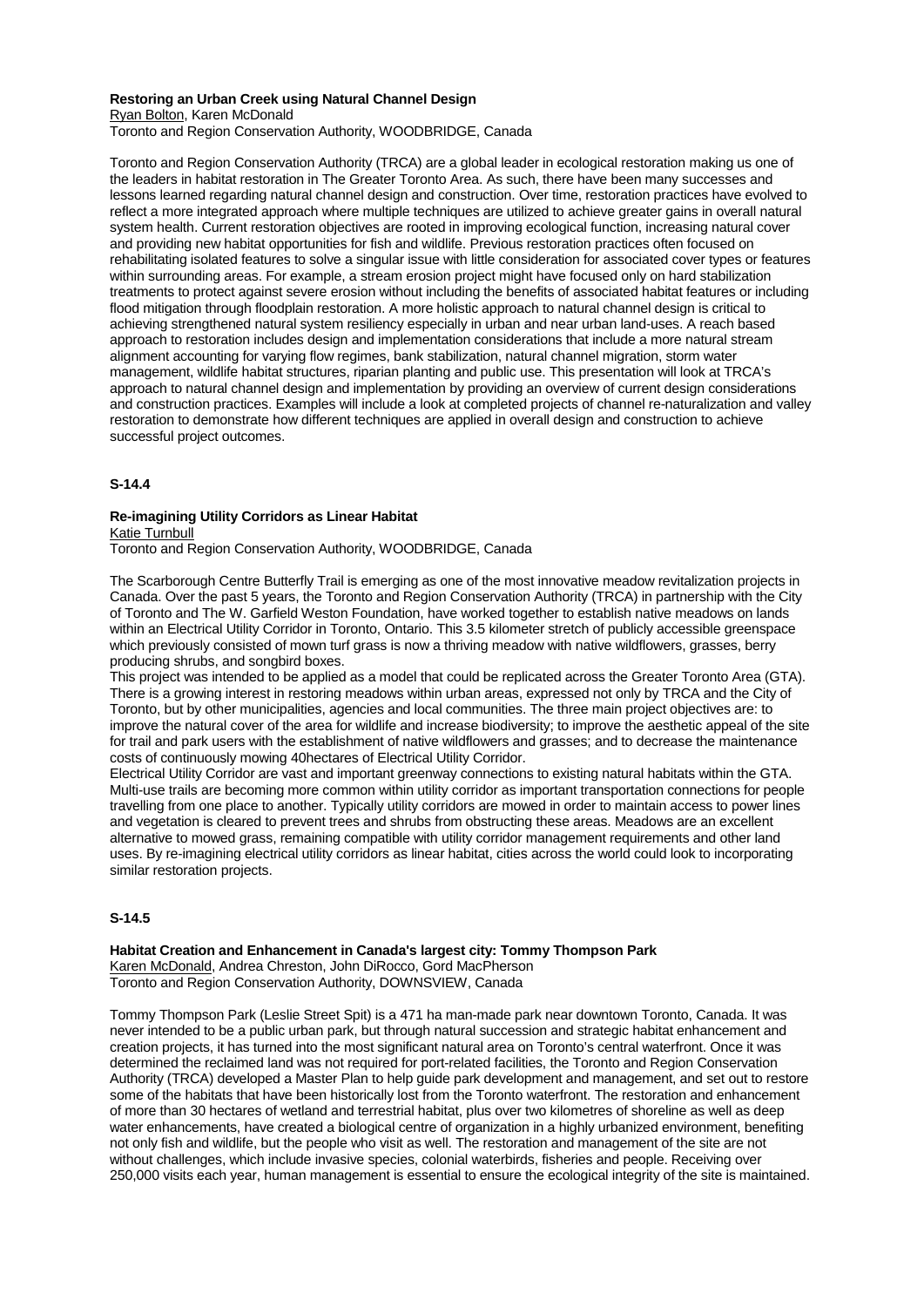**Restoring an Urban Creek using Natural Channel Design**

Ryan Bolton, Karen McDonald

Toronto and Region Conservation Authority, WOODBRIDGE, Canada

Toronto and Region Conservation Authority (TRCA) are a global leader in ecological restoration making us one of the leaders in habitat restoration in The Greater Toronto Area. As such, there have been many successes and lessons learned regarding natural channel design and construction. Over time, restoration practices have evolved to reflect a more integrated approach where multiple techniques are utilized to achieve greater gains in overall natural system health. Current restoration objectives are rooted in improving ecological function, increasing natural cover and providing new habitat opportunities for fish and wildlife. Previous restoration practices often focused on rehabilitating isolated features to solve a singular issue with little consideration for associated cover types or features within surrounding areas. For example, a stream erosion project might have focused only on hard stabilization treatments to protect against severe erosion without including the benefits of associated habitat features or including flood mitigation through floodplain restoration. A more holistic approach to natural channel design is critical to achieving strengthened natural system resiliency especially in urban and near urban land-uses. A reach based approach to restoration includes design and implementation considerations that include a more natural stream alignment accounting for varying flow regimes, bank stabilization, natural channel migration, storm water management, wildlife habitat structures, riparian planting and public use. This presentation will look at TRCA's approach to natural channel design and implementation by providing an overview of current design considerations and construction practices. Examples will include a look at completed projects of channel re-naturalization and valley restoration to demonstrate how different techniques are applied in overall design and construction to achieve successful project outcomes.

**S-14.4**

**Re-imagining Utility Corridors as Linear Habitat**

Katie Turnbull

Toronto and Region Conservation Authority, WOODBRIDGE, Canada

The Scarborough Centre Butterfly Trail is emerging as one of the most innovative meadow revitalization projects in Canada. Over the past 5 years, the Toronto and Region Conservation Authority (TRCA) in partnership with the City of Toronto and The W. Garfield Weston Foundation, have worked together to establish native meadows on lands within an Electrical Utility Corridor in Toronto, Ontario. This 3.5 kilometer stretch of publicly accessible greenspace which previously consisted of mown turf grass is now a thriving meadow with native wildflowers, grasses, berry producing shrubs, and songbird boxes.

This project was intended to be applied as a model that could be replicated across the Greater Toronto Area (GTA). There is a growing interest in restoring meadows within urban areas, expressed not only by TRCA and the City of Toronto, but by other municipalities, agencies and local communities. The three main project objectives are: to improve the natural cover of the area for wildlife and increase biodiversity; to improve the aesthetic appeal of the site for trail and park users with the establishment of native wildflowers and grasses; and to decrease the maintenance costs of continuously mowing 40hectares of Electrical Utility Corridor.

Electrical Utility Corridor are vast and important greenway connections to existing natural habitats within the GTA. Multi-use trails are becoming more common within utility corridor as important transportation connections for people travelling from one place to another. Typically utility corridors are mowed in order to maintain access to power lines and vegetation is cleared to prevent trees and shrubs from obstructing these areas. Meadows are an excellent alternative to mowed grass, remaining compatible with utility corridor management requirements and other land uses. By re-imagining electrical utility corridors as linear habitat, cities across the world could look to incorporating similar restoration projects.

**S-14.5**

**Habitat Creation and Enhancement in Canada's largest city: Tommy Thompson Park**

Karen McDonald, Andrea Chreston, John DiRocco, Gord MacPherson

Toronto and Region Conservation Authority, DOWNSVIEW, Canada

Tommy Thompson Park (Leslie Street Spit) is a 471 ha man-made park near downtown Toronto, Canada. It was never intended to be a public urban park, but through natural succession and strategic habitat enhancement and creation projects, it has turned into the most significant natural area on Toronto's central waterfront. Once it was determined the reclaimed land was not required for port-related facilities, the Toronto and Region Conservation Authority (TRCA) developed a Master Plan to help guide park development and management, and set out to restore some of the habitats that have been historically lost from the Toronto waterfront. The restoration and enhancement of more than 30 hectares of wetland and terrestrial habitat, plus over two kilometres of shoreline as well as deep water enhancements, have created a biological centre of organization in a highly urbanized environment, benefiting not only fish and wildlife, but the people who visit as well. The restoration and management of the site are not without challenges, which include invasive species, colonial waterbirds, fisheries and people. Receiving over 250,000 visits each year, human management is essential to ensure the ecological integrity of the site is maintained.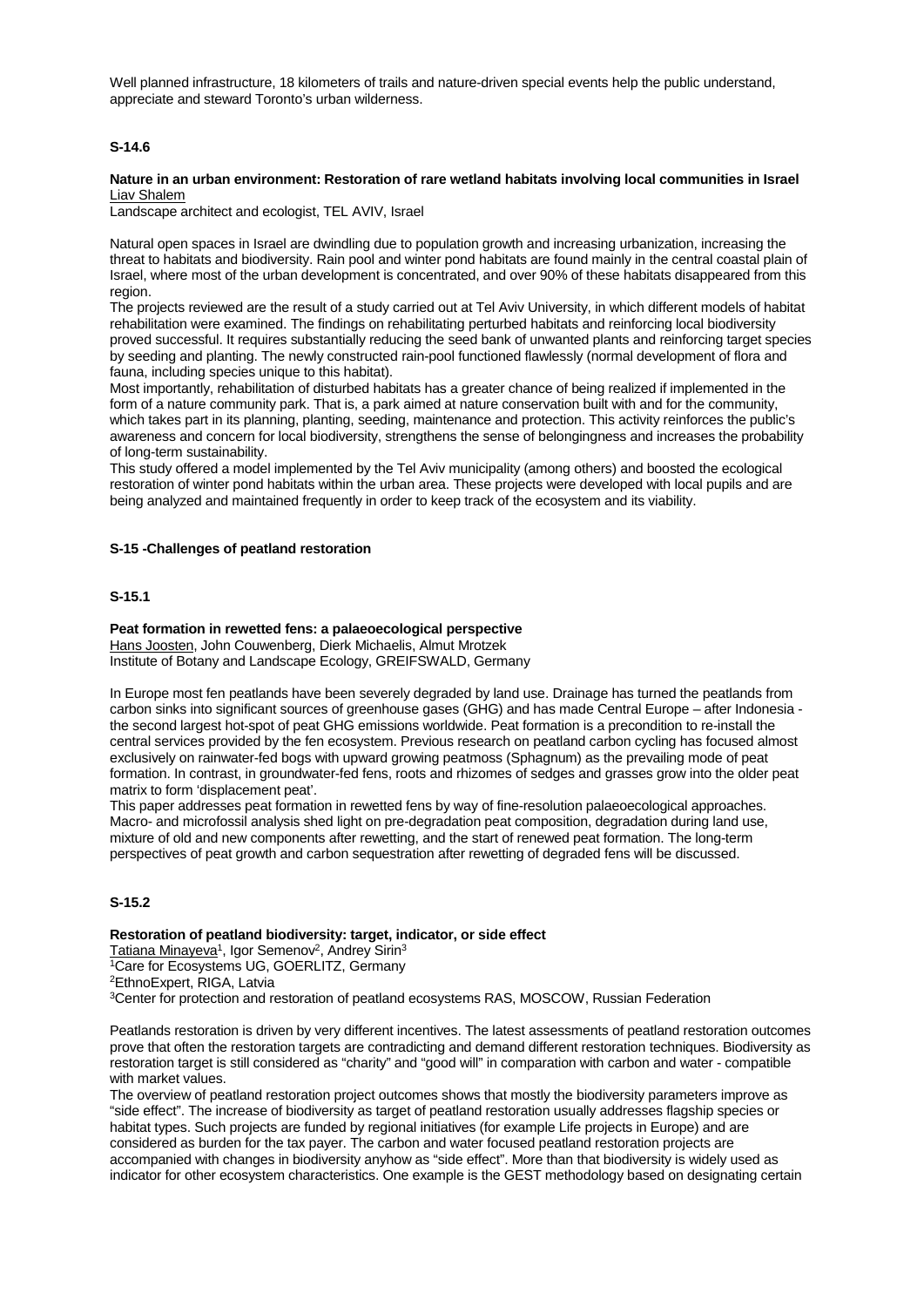Well planned infrastructure, 18 kilometers of trails and nature-driven special events help the public understand, appreciate and steward Toronto's urban wilderness.

### S-14.6

**Nature in an urban environment: Restoration of rare wetland habitats involving local communities in Israel**
Liav Shalem
Landscape architect and ecologist, TEL AVIV, Israel

Natural open spaces in Israel are dwindling due to population growth and increasing urbanization, increasing the threat to habitats and biodiversity. Rain pool and winter pond habitats are found mainly in the central coastal plain of Israel, where most of the urban development is concentrated, and over 90% of these habitats disappeared from this region.
The projects reviewed are the result of a study carried out at Tel Aviv University, in which different models of habitat rehabilitation were examined. The findings on rehabilitating perturbed habitats and reinforcing local biodiversity proved successful. It requires substantially reducing the seed bank of unwanted plants and reinforcing target species by seeding and planting. The newly constructed rain-pool functioned flawlessly (normal development of flora and fauna, including species unique to this habitat).
Most importantly, rehabilitation of disturbed habitats has a greater chance of being realized if implemented in the form of a nature community park. That is, a park aimed at nature conservation built with and for the community, which takes part in its planning, planting, seeding, maintenance and protection. This activity reinforces the public's awareness and concern for local biodiversity, strengthens the sense of belongingness and increases the probability of long-term sustainability.
This study offered a model implemented by the Tel Aviv municipality (among others) and boosted the ecological restoration of winter pond habitats within the urban area. These projects were developed with local pupils and are being analyzed and maintained frequently in order to keep track of the ecosystem and its viability.

## S-15 -Challenges of peatland restoration

### S-15.1

**Peat formation in rewetted fens: a palaeoecological perspective**
Hans Joosten, John Couwenberg, Dierk Michaelis, Almut Mrotzek
Institute of Botany and Landscape Ecology, GREIFSWALD, Germany

In Europe most fen peatlands have been severely degraded by land use. Drainage has turned the peatlands from carbon sinks into significant sources of greenhouse gases (GHG) and has made Central Europe – after Indonesia - the second largest hot-spot of peat GHG emissions worldwide. Peat formation is a precondition to re-install the central services provided by the fen ecosystem. Previous research on peatland carbon cycling has focused almost exclusively on rainwater-fed bogs with upward growing peatmoss (Sphagnum) as the prevailing mode of peat formation. In contrast, in groundwater-fed fens, roots and rhizomes of sedges and grasses grow into the older peat matrix to form 'displacement peat'.
This paper addresses peat formation in rewetted fens by way of fine-resolution palaeoecological approaches. Macro- and microfossil analysis shed light on pre-degradation peat composition, degradation during land use, mixture of old and new components after rewetting, and the start of renewed peat formation. The long-term perspectives of peat growth and carbon sequestration after rewetting of degraded fens will be discussed.

### S-15.2

**Restoration of peatland biodiversity: target, indicator, or side effect**
Tatiana Minayeva[1], Igor Semenov[2], Andrey Sirin[3]
[1]Care for Ecosystems UG, GOERLITZ, Germany
[2]EthnoExpert, RIGA, Latvia
[3]Center for protection and restoration of peatland ecosystems RAS, MOSCOW, Russian Federation

Peatlands restoration is driven by very different incentives. The latest assessments of peatland restoration outcomes prove that often the restoration targets are contradicting and demand different restoration techniques. Biodiversity as restoration target is still considered as "charity" and "good will" in comparation with carbon and water - compatible with market values.
The overview of peatland restoration project outcomes shows that mostly the biodiversity parameters improve as "side effect". The increase of biodiversity as target of peatland restoration usually addresses flagship species or habitat types. Such projects are funded by regional initiatives (for example Life projects in Europe) and are considered as burden for the tax payer. The carbon and water focused peatland restoration projects are accompanied with changes in biodiversity anyhow as "side effect". More than that biodiversity is widely used as indicator for other ecosystem characteristics. One example is the GEST methodology based on designating certain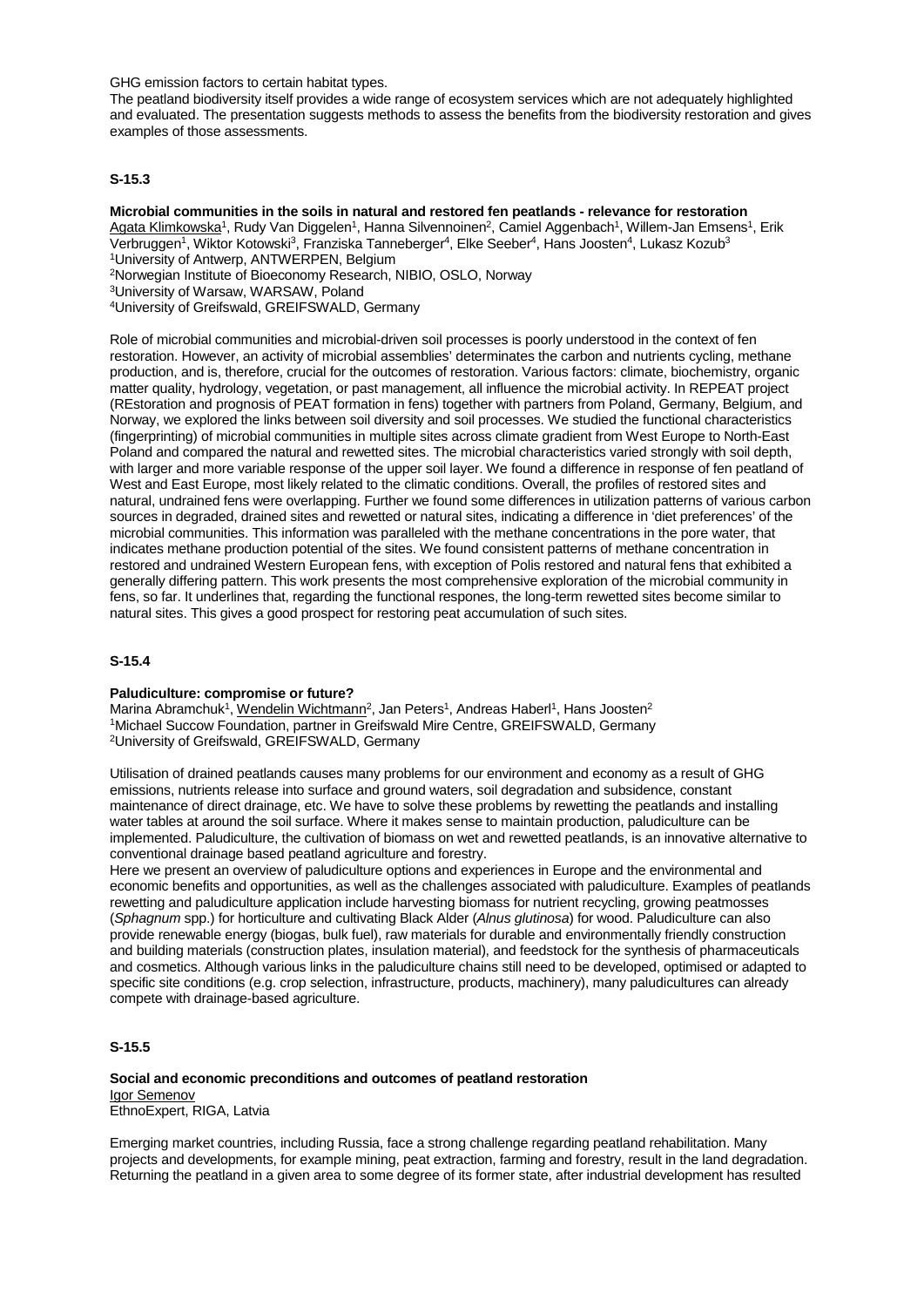GHG emission factors to certain habitat types.

The peatland biodiversity itself provides a wide range of ecosystem services which are not adequately highlighted and evaluated. The presentation suggests methods to assess the benefits from the biodiversity restoration and gives examples of those assessments.

### S-15.3

**Microbial communities in the soils in natural and restored fen peatlands - relevance for restoration**

Agata Klimkowska[1], Rudy Van Diggelen[1], Hanna Silvennoinen[2], Camiel Aggenbach[1], Willem-Jan Emsens[1], Erik Verbruggen[1], Wiktor Kotowski[3], Franziska Tanneberger[4], Elke Seeber[4], Hans Joosten[4], Lukasz Kozub[3]

[1]University of Antwerp, ANTWERPEN, Belgium
[2]Norwegian Institute of Bioeconomy Research, NIBIO, OSLO, Norway
[3]University of Warsaw, WARSAW, Poland
[4]University of Greifswald, GREIFSWALD, Germany

Role of microbial communities and microbial-driven soil processes is poorly understood in the context of fen restoration. However, an activity of microbial assemblies' determinates the carbon and nutrients cycling, methane production, and is, therefore, crucial for the outcomes of restoration. Various factors: climate, biochemistry, organic matter quality, hydrology, vegetation, or past management, all influence the microbial activity. In REPEAT project (REstoration and prognosis of PEAT formation in fens) together with partners from Poland, Germany, Belgium, and Norway, we explored the links between soil diversity and soil processes. We studied the functional characteristics (fingerprinting) of microbial communities in multiple sites across climate gradient from West Europe to North-East Poland and compared the natural and rewetted sites. The microbial characteristics varied strongly with soil depth, with larger and more variable response of the upper soil layer. We found a difference in response of fen peatland of West and East Europe, most likely related to the climatic conditions. Overall, the profiles of restored sites and natural, undrained fens were overlapping. Further we found some differences in utilization patterns of various carbon sources in degraded, drained sites and rewetted or natural sites, indicating a difference in 'diet preferences' of the microbial communities. This information was paralleled with the methane concentrations in the pore water, that indicates methane production potential of the sites. We found consistent patterns of methane concentration in restored and undrained Western European fens, with exception of Polis restored and natural fens that exhibited a generally differing pattern. This work presents the most comprehensive exploration of the microbial community in fens, so far. It underlines that, regarding the functional respones, the long-term rewetted sites become similar to natural sites. This gives a good prospect for restoring peat accumulation of such sites.

### S-15.4

**Paludiculture: compromise or future?**

Marina Abramchuk[1], Wendelin Wichtmann[2], Jan Peters[1], Andreas Haberl[1], Hans Joosten[2]

[1]Michael Succow Foundation, partner in Greifswald Mire Centre, GREIFSWALD, Germany
[2]University of Greifswald, GREIFSWALD, Germany

Utilisation of drained peatlands causes many problems for our environment and economy as a result of GHG emissions, nutrients release into surface and ground waters, soil degradation and subsidence, constant maintenance of direct drainage, etc. We have to solve these problems by rewetting the peatlands and installing water tables at around the soil surface. Where it makes sense to maintain production, paludiculture can be implemented. Paludiculture, the cultivation of biomass on wet and rewetted peatlands, is an innovative alternative to conventional drainage based peatland agriculture and forestry.

Here we present an overview of paludiculture options and experiences in Europe and the environmental and economic benefits and opportunities, as well as the challenges associated with paludiculture. Examples of peatlands rewetting and paludiculture application include harvesting biomass for nutrient recycling, growing peatmosses (*Sphagnum* spp.) for horticulture and cultivating Black Alder (*Alnus glutinosa*) for wood. Paludiculture can also provide renewable energy (biogas, bulk fuel), raw materials for durable and environmentally friendly construction and building materials (construction plates, insulation material), and feedstock for the synthesis of pharmaceuticals and cosmetics. Although various links in the paludiculture chains still need to be developed, optimised or adapted to specific site conditions (e.g. crop selection, infrastructure, products, machinery), many paludicultures can already compete with drainage-based agriculture.

### S-15.5

**Social and economic preconditions and outcomes of peatland restoration**

Igor Semenov
EthnoExpert, RIGA, Latvia

Emerging market countries, including Russia, face a strong challenge regarding peatland rehabilitation. Many projects and developments, for example mining, peat extraction, farming and forestry, result in the land degradation. Returning the peatland in a given area to some degree of its former state, after industrial development has resulted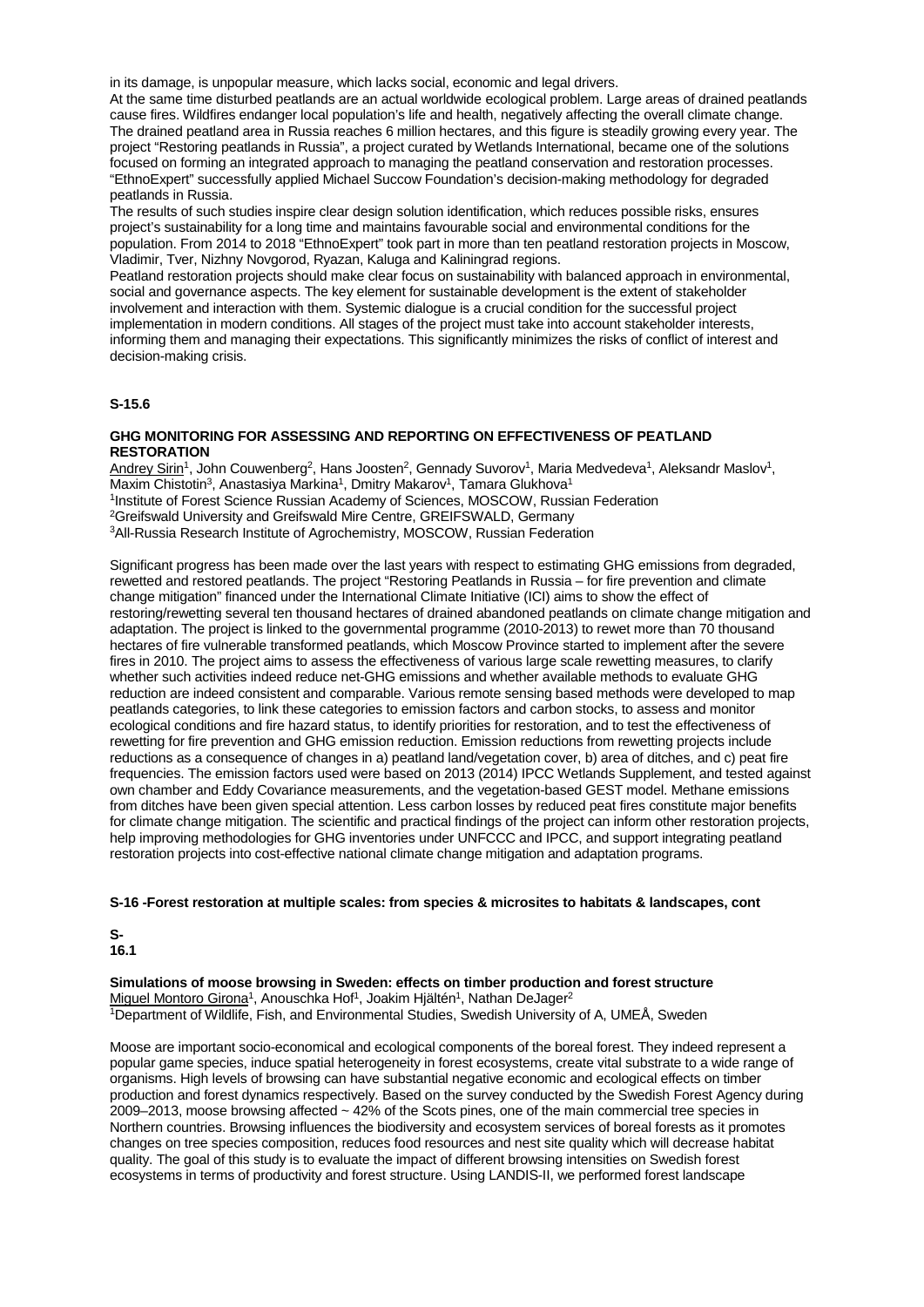in its damage, is unpopular measure, which lacks social, economic and legal drivers.

At the same time disturbed peatlands are an actual worldwide ecological problem. Large areas of drained peatlands cause fires. Wildfires endanger local population's life and health, negatively affecting the overall climate change. The drained peatland area in Russia reaches 6 million hectares, and this figure is steadily growing every year. The project "Restoring peatlands in Russia", a project curated by Wetlands International, became one of the solutions focused on forming an integrated approach to managing the peatland conservation and restoration processes. "EthnoExpert" successfully applied Michael Succow Foundation's decision-making methodology for degraded peatlands in Russia.

The results of such studies inspire clear design solution identification, which reduces possible risks, ensures project's sustainability for a long time and maintains favourable social and environmental conditions for the population. From 2014 to 2018 "EthnoExpert" took part in more than ten peatland restoration projects in Moscow, Vladimir, Tver, Nizhny Novgorod, Ryazan, Kaluga and Kaliningrad regions.

Peatland restoration projects should make clear focus on sustainability with balanced approach in environmental, social and governance aspects. The key element for sustainable development is the extent of stakeholder involvement and interaction with them. Systemic dialogue is a crucial condition for the successful project implementation in modern conditions. All stages of the project must take into account stakeholder interests, informing them and managing their expectations. This significantly minimizes the risks of conflict of interest and decision-making crisis.

**S-15.6**

**GHG MONITORING FOR ASSESSING AND REPORTING ON EFFECTIVENESS OF PEATLAND RESTORATION**

Andrey Sirin[1], John Couwenberg[2], Hans Joosten[2], Gennady Suvorov[1], Maria Medvedeva[1], Aleksandr Maslov[1], Maxim Chistotin[3], Anastasiya Markina[1], Dmitry Makarov[1], Tamara Glukhova[1]

[1]Institute of Forest Science Russian Academy of Sciences, MOSCOW, Russian Federation

[2]Greifswald University and Greifswald Mire Centre, GREIFSWALD, Germany

[3]All-Russia Research Institute of Agrochemistry, MOSCOW, Russian Federation

Significant progress has been made over the last years with respect to estimating GHG emissions from degraded, rewetted and restored peatlands. The project "Restoring Peatlands in Russia – for fire prevention and climate change mitigation" financed under the International Climate Initiative (ICI) aims to show the effect of restoring/rewetting several ten thousand hectares of drained abandoned peatlands on climate change mitigation and adaptation. The project is linked to the governmental programme (2010-2013) to rewet more than 70 thousand hectares of fire vulnerable transformed peatlands, which Moscow Province started to implement after the severe fires in 2010. The project aims to assess the effectiveness of various large scale rewetting measures, to clarify whether such activities indeed reduce net-GHG emissions and whether available methods to evaluate GHG reduction are indeed consistent and comparable. Various remote sensing based methods were developed to map peatlands categories, to link these categories to emission factors and carbon stocks, to assess and monitor ecological conditions and fire hazard status, to identify priorities for restoration, and to test the effectiveness of rewetting for fire prevention and GHG emission reduction. Emission reductions from rewetting projects include reductions as a consequence of changes in a) peatland land/vegetation cover, b) area of ditches, and c) peat fire frequencies. The emission factors used were based on 2013 (2014) IPCC Wetlands Supplement, and tested against own chamber and Eddy Covariance measurements, and the vegetation-based GEST model. Methane emissions from ditches have been given special attention. Less carbon losses by reduced peat fires constitute major benefits for climate change mitigation. The scientific and practical findings of the project can inform other restoration projects, help improving methodologies for GHG inventories under UNFCCC and IPCC, and support integrating peatland restoration projects into cost-effective national climate change mitigation and adaptation programs.

**S-16 -Forest restoration at multiple scales: from species & microsites to habitats & landscapes, cont**

**S-16.1**

**Simulations of moose browsing in Sweden: effects on timber production and forest structure**

Miguel Montoro Girona[1], Anouschka Hof[1], Joakim Hjältén[1], Nathan DeJager[2]

[1]Department of Wildlife, Fish, and Environmental Studies, Swedish University of A, UMEÅ, Sweden

Moose are important socio-economical and ecological components of the boreal forest. They indeed represent a popular game species, induce spatial heterogeneity in forest ecosystems, create vital substrate to a wide range of organisms. High levels of browsing can have substantial negative economic and ecological effects on timber production and forest dynamics respectively. Based on the survey conducted by the Swedish Forest Agency during 2009–2013, moose browsing affected ~ 42% of the Scots pines, one of the main commercial tree species in Northern countries. Browsing influences the biodiversity and ecosystem services of boreal forests as it promotes changes on tree species composition, reduces food resources and nest site quality which will decrease habitat quality. The goal of this study is to evaluate the impact of different browsing intensities on Swedish forest ecosystems in terms of productivity and forest structure. Using LANDIS-II, we performed forest landscape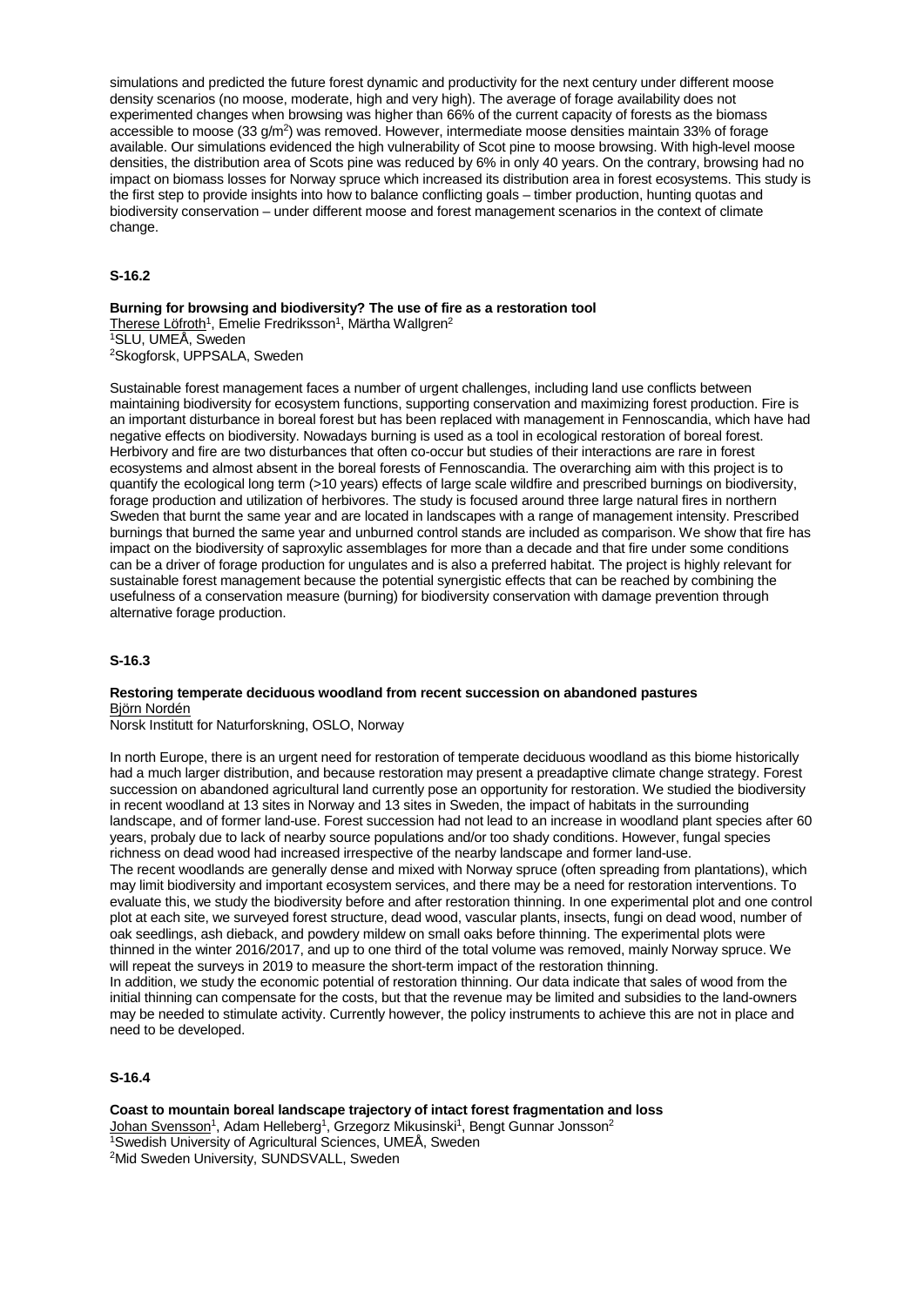simulations and predicted the future forest dynamic and productivity for the next century under different moose density scenarios (no moose, moderate, high and very high). The average of forage availability does not experimented changes when browsing was higher than 66% of the current capacity of forests as the biomass accessible to moose (33 g/m$^2$) was removed. However, intermediate moose densities maintain 33% of forage available. Our simulations evidenced the high vulnerability of Scot pine to moose browsing. With high-level moose densities, the distribution area of Scots pine was reduced by 6% in only 40 years. On the contrary, browsing had no impact on biomass losses for Norway spruce which increased its distribution area in forest ecosystems. This study is the first step to provide insights into how to balance conflicting goals – timber production, hunting quotas and biodiversity conservation – under different moose and forest management scenarios in the context of climate change.

## S-16.2

**Burning for browsing and biodiversity? The use of fire as a restoration tool**

Therese Löfroth[1], Emelie Fredriksson[1], Märtha Wallgren[2]

[1]SLU, UMEÅ, Sweden

[2]Skogforsk, UPPSALA, Sweden

Sustainable forest management faces a number of urgent challenges, including land use conflicts between maintaining biodiversity for ecosystem functions, supporting conservation and maximizing forest production. Fire is an important disturbance in boreal forest but has been replaced with management in Fennoscandia, which have had negative effects on biodiversity. Nowadays burning is used as a tool in ecological restoration of boreal forest. Herbivory and fire are two disturbances that often co-occur but studies of their interactions are rare in forest ecosystems and almost absent in the boreal forests of Fennoscandia. The overarching aim with this project is to quantify the ecological long term (>10 years) effects of large scale wildfire and prescribed burnings on biodiversity, forage production and utilization of herbivores. The study is focused around three large natural fires in northern Sweden that burnt the same year and are located in landscapes with a range of management intensity. Prescribed burnings that burned the same year and unburned control stands are included as comparison. We show that fire has impact on the biodiversity of saproxylic assemblages for more than a decade and that fire under some conditions can be a driver of forage production for ungulates and is also a preferred habitat. The project is highly relevant for sustainable forest management because the potential synergistic effects that can be reached by combining the usefulness of a conservation measure (burning) for biodiversity conservation with damage prevention through alternative forage production.

## S-16.3

**Restoring temperate deciduous woodland from recent succession on abandoned pastures**

Björn Nordén

Norsk Institutt for Naturforskning, OSLO, Norway

In north Europe, there is an urgent need for restoration of temperate deciduous woodland as this biome historically had a much larger distribution, and because restoration may present a preadaptive climate change strategy. Forest succession on abandoned agricultural land currently pose an opportunity for restoration. We studied the biodiversity in recent woodland at 13 sites in Norway and 13 sites in Sweden, the impact of habitats in the surrounding landscape, and of former land-use. Forest succession had not lead to an increase in woodland plant species after 60 years, probaly due to lack of nearby source populations and/or too shady conditions. However, fungal species richness on dead wood had increased irrespective of the nearby landscape and former land-use.

The recent woodlands are generally dense and mixed with Norway spruce (often spreading from plantations), which may limit biodiversity and important ecosystem services, and there may be a need for restoration interventions. To evaluate this, we study the biodiversity before and after restoration thinning. In one experimental plot and one control plot at each site, we surveyed forest structure, dead wood, vascular plants, insects, fungi on dead wood, number of oak seedlings, ash dieback, and powdery mildew on small oaks before thinning. The experimental plots were thinned in the winter 2016/2017, and up to one third of the total volume was removed, mainly Norway spruce. We will repeat the surveys in 2019 to measure the short-term impact of the restoration thinning.

In addition, we study the economic potential of restoration thinning. Our data indicate that sales of wood from the initial thinning can compensate for the costs, but that the revenue may be limited and subsidies to the land-owners may be needed to stimulate activity. Currently however, the policy instruments to achieve this are not in place and need to be developed.

## S-16.4

**Coast to mountain boreal landscape trajectory of intact forest fragmentation and loss**

Johan Svensson[1], Adam Helleberg[1], Grzegorz Mikusinski[1], Bengt Gunnar Jonsson[2]

[1]Swedish University of Agricultural Sciences, UMEÅ, Sweden

[2]Mid Sweden University, SUNDSVALL, Sweden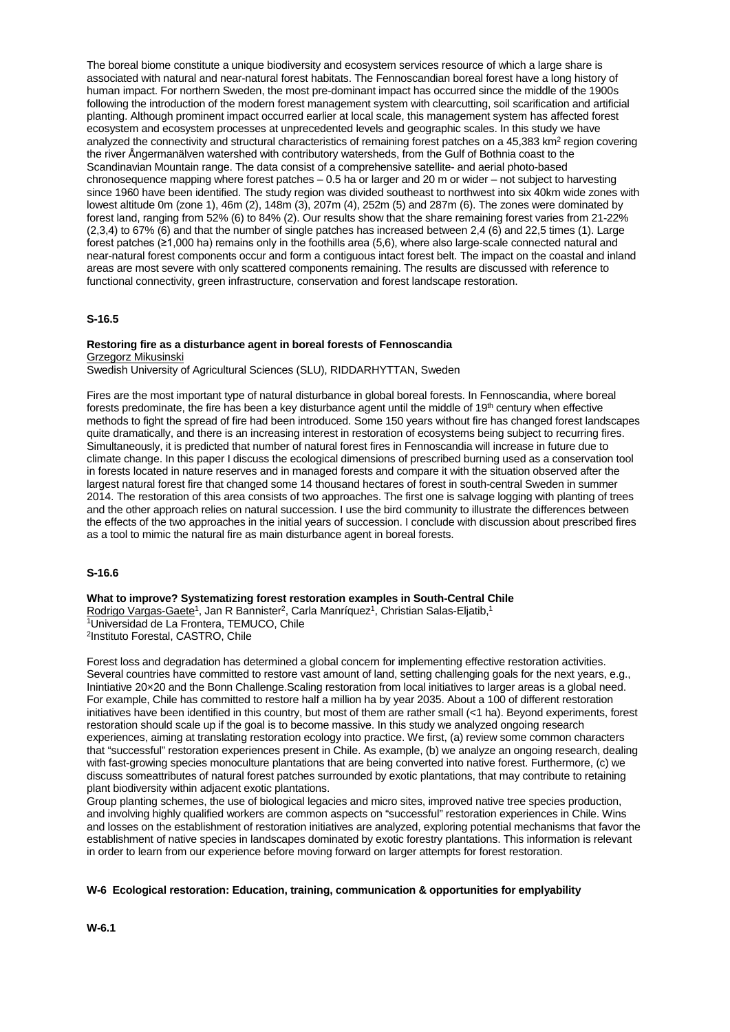The boreal biome constitute a unique biodiversity and ecosystem services resource of which a large share is associated with natural and near-natural forest habitats. The Fennoscandian boreal forest have a long history of human impact. For northern Sweden, the most pre-dominant impact has occurred since the middle of the 1900s following the introduction of the modern forest management system with clearcutting, soil scarification and artificial planting. Although prominent impact occurred earlier at local scale, this management system has affected forest ecosystem and ecosystem processes at unprecedented levels and geographic scales. In this study we have analyzed the connectivity and structural characteristics of remaining forest patches on a 45,383 $km^2$ region covering the river Ångermanälven watershed with contributory watersheds, from the Gulf of Bothnia coast to the Scandinavian Mountain range. The data consist of a comprehensive satellite- and aerial photo-based chronosequence mapping where forest patches – 0.5 ha or larger and 20 m or wider – not subject to harvesting since 1960 have been identified. The study region was divided southeast to northwest into six 40km wide zones with lowest altitude 0m (zone 1), 46m (2), 148m (3), 207m (4), 252m (5) and 287m (6). The zones were dominated by forest land, ranging from 52% (6) to 84% (2). Our results show that the share remaining forest varies from 21-22% (2,3,4) to 67% (6) and that the number of single patches has increased between 2,4 (6) and 22,5 times (1). Large forest patches (≥1,000 ha) remains only in the foothills area (5,6), where also large-scale connected natural and near-natural forest components occur and form a contiguous intact forest belt. The impact on the coastal and inland areas are most severe with only scattered components remaining. The results are discussed with reference to functional connectivity, green infrastructure, conservation and forest landscape restoration.

### S-16.5

**Restoring fire as a disturbance agent in boreal forests of Fennoscandia**
Grzegorz Mikusinski
Swedish University of Agricultural Sciences (SLU), RIDDARHYTTAN, Sweden

Fires are the most important type of natural disturbance in global boreal forests. In Fennoscandia, where boreal forests predominate, the fire has been a key disturbance agent until the middle of 19th century when effective methods to fight the spread of fire had been introduced. Some 150 years without fire has changed forest landscapes quite dramatically, and there is an increasing interest in restoration of ecosystems being subject to recurring fires. Simultaneously, it is predicted that number of natural forest fires in Fennoscandia will increase in future due to climate change. In this paper I discuss the ecological dimensions of prescribed burning used as a conservation tool in forests located in nature reserves and in managed forests and compare it with the situation observed after the largest natural forest fire that changed some 14 thousand hectares of forest in south-central Sweden in summer 2014. The restoration of this area consists of two approaches. The first one is salvage logging with planting of trees and the other approach relies on natural succession. I use the bird community to illustrate the differences between the effects of the two approaches in the initial years of succession. I conclude with discussion about prescribed fires as a tool to mimic the natural fire as main disturbance agent in boreal forests.

### S-16.6

**What to improve? Systematizing forest restoration examples in South-Central Chile**
Rodrigo Vargas-Gaete[1], Jan R Bannister[2], Carla Manríquez[1], Christian Salas-Eljatib,[1]
[1]Universidad de La Frontera, TEMUCO, Chile
[2]Instituto Forestal, CASTRO, Chile

Forest loss and degradation has determined a global concern for implementing effective restoration activities. Several countries have committed to restore vast amount of land, setting challenging goals for the next years, e.g., Inintiative 20×20 and the Bonn Challenge.Scaling restoration from local initiatives to larger areas is a global need. For example, Chile has committed to restore half a million ha by year 2035. About a 100 of different restoration initiatives have been identified in this country, but most of them are rather small (<1 ha). Beyond experiments, forest restoration should scale up if the goal is to become massive. In this study we analyzed ongoing research experiences, aiming at translating restoration ecology into practice. We first, (a) review some common characters that "successful" restoration experiences present in Chile. As example, (b) we analyze an ongoing research, dealing with fast-growing species monoculture plantations that are being converted into native forest. Furthermore, (c) we discuss someattributes of natural forest patches surrounded by exotic plantations, that may contribute to retaining plant biodiversity within adjacent exotic plantations.
Group planting schemes, the use of biological legacies and micro sites, improved native tree species production, and involving highly qualified workers are common aspects on "successful" restoration experiences in Chile. Wins and losses on the establishment of restoration initiatives are analyzed, exploring potential mechanisms that favor the establishment of native species in landscapes dominated by exotic forestry plantations. This information is relevant in order to learn from our experience before moving forward on larger attempts for forest restoration.

## W-6 Ecological restoration: Education, training, communication & opportunities for emplyability

### W-6.1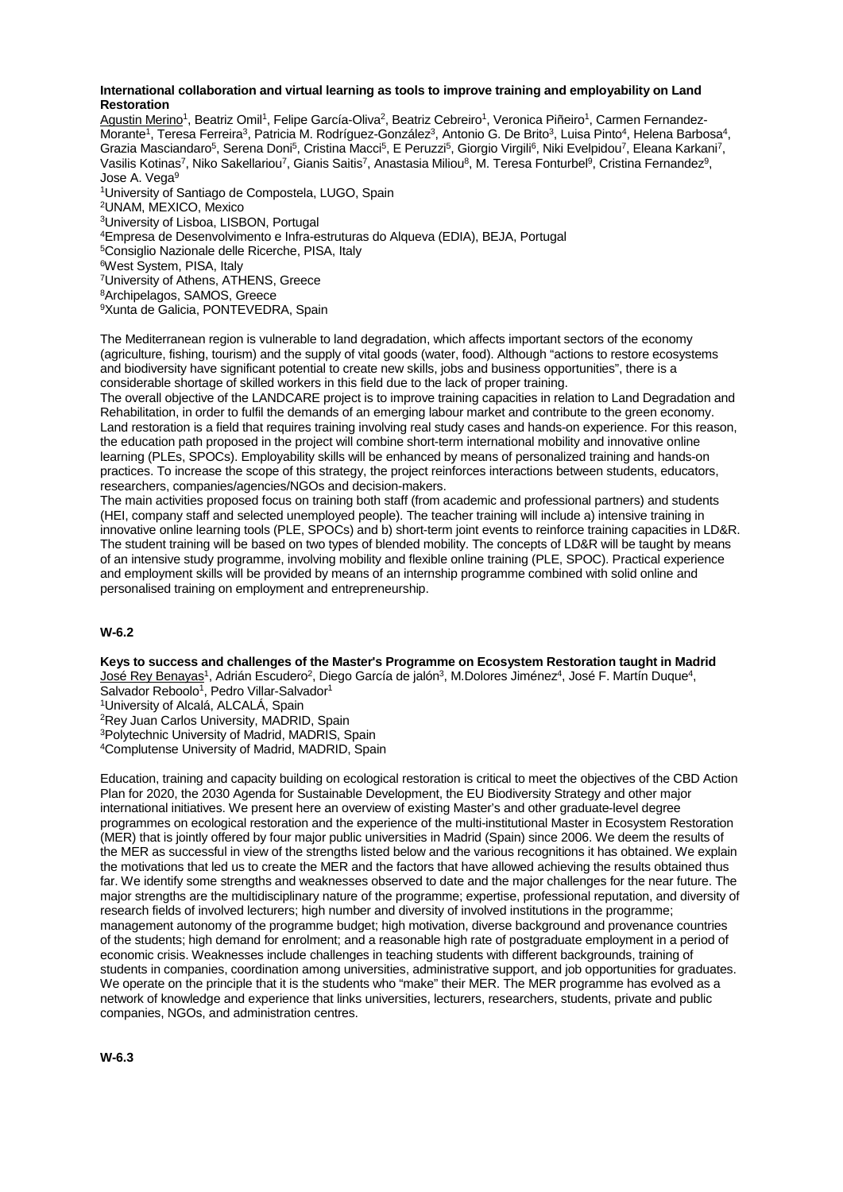**International collaboration and virtual learning as tools to improve training and employability on Land Restoration**

Agustin Merino[1], Beatriz Omil[1], Felipe García-Oliva[2], Beatriz Cebreiro[1], Veronica Piñeiro[1], Carmen Fernandez-Morante[1], Teresa Ferreira[3], Patricia M. Rodríguez-González[3], Antonio G. De Brito[3], Luisa Pinto[4], Helena Barbosa[4], Grazia Masciandaro[5], Serena Doni[5], Cristina Macci[5], E Peruzzi[5], Giorgio Virgili[6], Niki Evelpidou[7], Eleana Karkani[7], Vasilis Kotinas[7], Niko Sakellariou[7], Gianis Saitis[7], Anastasia Miliou[8], M. Teresa Fonturbel[9], Cristina Fernandez[9], Jose A. Vega[9]

[1]University of Santiago de Compostela, LUGO, Spain
[2]UNAM, MEXICO, Mexico
[3]University of Lisboa, LISBON, Portugal
[4]Empresa de Desenvolvimento e Infra-estruturas do Alqueva (EDIA), BEJA, Portugal
[5]Consiglio Nazionale delle Ricerche, PISA, Italy
[6]West System, PISA, Italy
[7]University of Athens, ATHENS, Greece
[8]Archipelagos, SAMOS, Greece
[9]Xunta de Galicia, PONTEVEDRA, Spain

The Mediterranean region is vulnerable to land degradation, which affects important sectors of the economy (agriculture, fishing, tourism) and the supply of vital goods (water, food). Although "actions to restore ecosystems and biodiversity have significant potential to create new skills, jobs and business opportunities", there is a considerable shortage of skilled workers in this field due to the lack of proper training.
The overall objective of the LANDCARE project is to improve training capacities in relation to Land Degradation and Rehabilitation, in order to fulfil the demands of an emerging labour market and contribute to the green economy. Land restoration is a field that requires training involving real study cases and hands-on experience. For this reason, the education path proposed in the project will combine short-term international mobility and innovative online learning (PLEs, SPOCs). Employability skills will be enhanced by means of personalized training and hands-on practices. To increase the scope of this strategy, the project reinforces interactions between students, educators, researchers, companies/agencies/NGOs and decision-makers.
The main activities proposed focus on training both staff (from academic and professional partners) and students (HEI, company staff and selected unemployed people). The teacher training will include a) intensive training in innovative online learning tools (PLE, SPOCs) and b) short-term joint events to reinforce training capacities in LD&R. The student training will be based on two types of blended mobility. The concepts of LD&R will be taught by means of an intensive study programme, involving mobility and flexible online training (PLE, SPOC). Practical experience and employment skills will be provided by means of an internship programme combined with solid online and personalised training on employment and entrepreneurship.

**W-6.2**

**Keys to success and challenges of the Master's Programme on Ecosystem Restoration taught in Madrid**

José Rey Benayas[1], Adrián Escudero[2], Diego García de jalón[3], M.Dolores Jiménez[4], José F. Martín Duque[4], Salvador Reboolo[1], Pedro Villar-Salvador[1]

[1]University of Alcalá, ALCALÁ, Spain
[2]Rey Juan Carlos University, MADRID, Spain
[3]Polytechnic University of Madrid, MADRIS, Spain
[4]Complutense University of Madrid, MADRID, Spain

Education, training and capacity building on ecological restoration is critical to meet the objectives of the CBD Action Plan for 2020, the 2030 Agenda for Sustainable Development, the EU Biodiversity Strategy and other major international initiatives. We present here an overview of existing Master's and other graduate-level degree programmes on ecological restoration and the experience of the multi-institutional Master in Ecosystem Restoration (MER) that is jointly offered by four major public universities in Madrid (Spain) since 2006. We deem the results of the MER as successful in view of the strengths listed below and the various recognitions it has obtained. We explain the motivations that led us to create the MER and the factors that have allowed achieving the results obtained thus far. We identify some strengths and weaknesses observed to date and the major challenges for the near future. The major strengths are the multidisciplinary nature of the programme; expertise, professional reputation, and diversity of research fields of involved lecturers; high number and diversity of involved institutions in the programme; management autonomy of the programme budget; high motivation, diverse background and provenance countries of the students; high demand for enrolment; and a reasonable high rate of postgraduate employment in a period of economic crisis. Weaknesses include challenges in teaching students with different backgrounds, training of students in companies, coordination among universities, administrative support, and job opportunities for graduates. We operate on the principle that it is the students who "make" their MER. The MER programme has evolved as a network of knowledge and experience that links universities, lecturers, researchers, students, private and public companies, NGOs, and administration centres.

**W-6.3**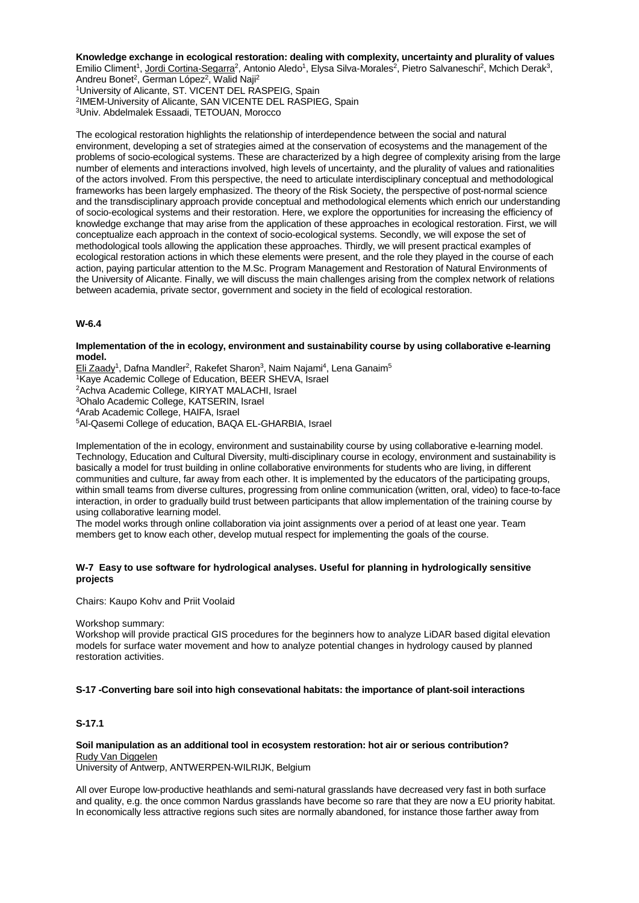**Knowledge exchange in ecological restoration: dealing with complexity, uncertainty and plurality of values**
Emilio Climent[1], Jordi Cortina-Segarra[2], Antonio Aledo[1], Elysa Silva-Morales[2], Pietro Salvaneschi[2], Mchich Derak[3], Andreu Bonet[2], German López[2], Walid Naji[2]
[1]University of Alicante, ST. VICENT DEL RASPEIG, Spain
[2]IMEM-University of Alicante, SAN VICENTE DEL RASPIEG, Spain
[3]Univ. Abdelmalek Essaadi, TETOUAN, Morocco

The ecological restoration highlights the relationship of interdependence between the social and natural environment, developing a set of strategies aimed at the conservation of ecosystems and the management of the problems of socio-ecological systems. These are characterized by a high degree of complexity arising from the large number of elements and interactions involved, high levels of uncertainty, and the plurality of values and rationalities of the actors involved. From this perspective, the need to articulate interdisciplinary conceptual and methodological frameworks has been largely emphasized. The theory of the Risk Society, the perspective of post-normal science and the transdisciplinary approach provide conceptual and methodological elements which enrich our understanding of socio-ecological systems and their restoration. Here, we explore the opportunities for increasing the efficiency of knowledge exchange that may arise from the application of these approaches in ecological restoration. First, we will conceptualize each approach in the context of socio-ecological systems. Secondly, we will expose the set of methodological tools allowing the application these approaches. Thirdly, we will present practical examples of ecological restoration actions in which these elements were present, and the role they played in the course of each action, paying particular attention to the M.Sc. Program Management and Restoration of Natural Environments of the University of Alicante. Finally, we will discuss the main challenges arising from the complex network of relations between academia, private sector, government and society in the field of ecological restoration.

**W-6.4**

**Implementation of the in ecology, environment and sustainability course by using collaborative e-learning model.**
Eli Zaady[1], Dafna Mandler[2], Rakefet Sharon[3], Naim Najami[4], Lena Ganaim[5]
[1]Kaye Academic College of Education, BEER SHEVA, Israel
[2]Achva Academic College, KIRYAT MALACHI, Israel
[3]Ohalo Academic College, KATSERIN, Israel
[4]Arab Academic College, HAIFA, Israel
[5]Al-Qasemi College of education, BAQA EL-GHARBIA, Israel

Implementation of the in ecology, environment and sustainability course by using collaborative e-learning model. Technology, Education and Cultural Diversity, multi-disciplinary course in ecology, environment and sustainability is basically a model for trust building in online collaborative environments for students who are living, in different communities and culture, far away from each other. It is implemented by the educators of the participating groups, within small teams from diverse cultures, progressing from online communication (written, oral, video) to face-to-face interaction, in order to gradually build trust between participants that allow implementation of the training course by using collaborative learning model.
The model works through online collaboration via joint assignments over a period of at least one year. Team members get to know each other, develop mutual respect for implementing the goals of the course.

**W-7 Easy to use software for hydrological analyses. Useful for planning in hydrologically sensitive projects**

Chairs: Kaupo Kohv and Priit Voolaid

Workshop summary:
Workshop will provide practical GIS procedures for the beginners how to analyze LiDAR based digital elevation models for surface water movement and how to analyze potential changes in hydrology caused by planned restoration activities.

**S-17 -Converting bare soil into high consevational habitats: the importance of plant-soil interactions**

**S-17.1**

**Soil manipulation as an additional tool in ecosystem restoration: hot air or serious contribution?**
Rudy Van Diggelen
University of Antwerp, ANTWERPEN-WILRIJK, Belgium

All over Europe low-productive heathlands and semi-natural grasslands have decreased very fast in both surface and quality, e.g. the once common Nardus grasslands have become so rare that they are now a EU priority habitat. In economically less attractive regions such sites are normally abandoned, for instance those farther away from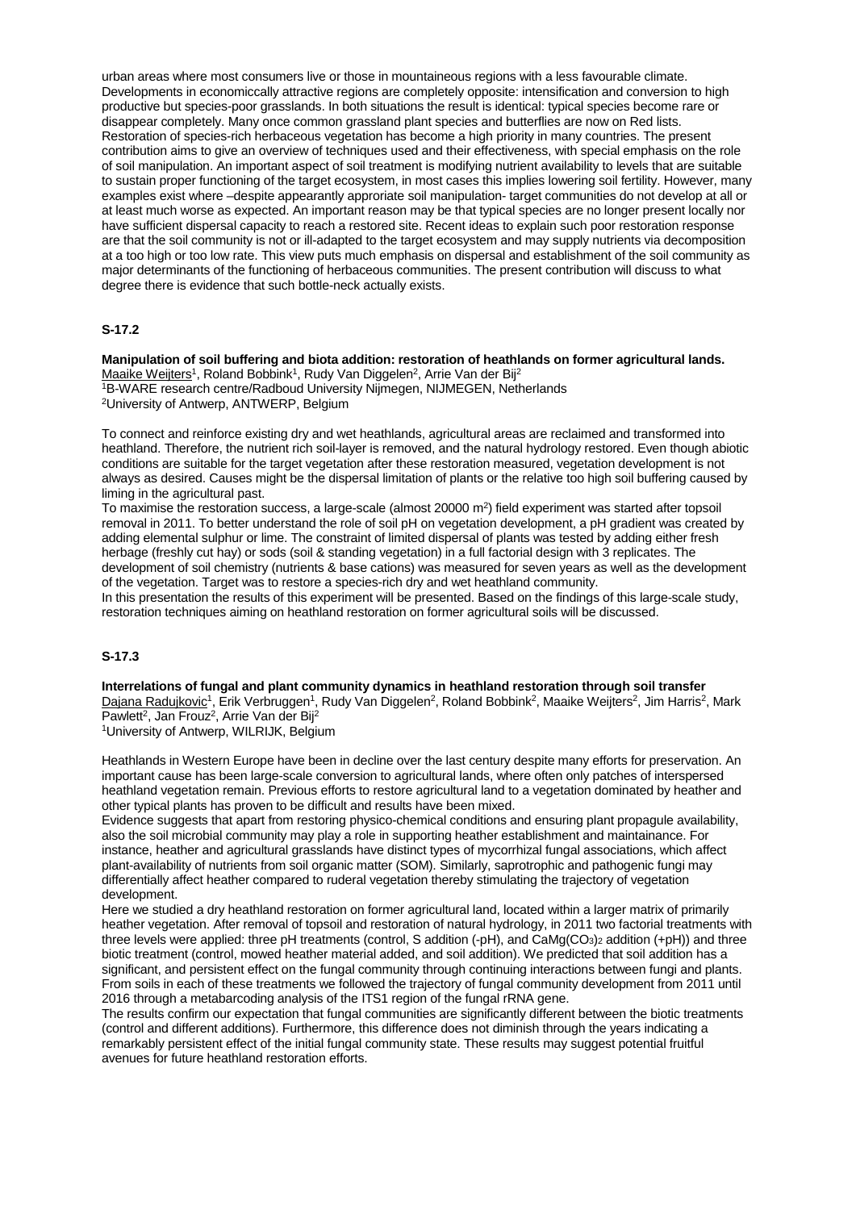urban areas where most consumers live or those in mountaineous regions with a less favourable climate. Developments in economiccally attractive regions are completely opposite: intensification and conversion to high productive but species-poor grasslands. In both situations the result is identical: typical species become rare or disappear completely. Many once common grassland plant species and butterflies are now on Red lists. Restoration of species-rich herbaceous vegetation has become a high priority in many countries. The present contribution aims to give an overview of techniques used and their effectiveness, with special emphasis on the role of soil manipulation. An important aspect of soil treatment is modifying nutrient availability to levels that are suitable to sustain proper functioning of the target ecosystem, in most cases this implies lowering soil fertility. However, many examples exist where –despite appearantly appropriate soil manipulation- target communities do not develop at all or at least much worse as expected. An important reason may be that typical species are no longer present locally nor have sufficient dispersal capacity to reach a restored site. Recent ideas to explain such poor restoration response are that the soil community is not or ill-adapted to the target ecosystem and may supply nutrients via decomposition at a too high or too low rate. This view puts much emphasis on dispersal and establishment of the soil community as major determinants of the functioning of herbaceous communities. The present contribution will discuss to what degree there is evidence that such bottle-neck actually exists.

### S-17.2

**Manipulation of soil buffering and biota addition: restoration of heathlands on former agricultural lands.**

Maaike Weijters[1], Roland Bobbink[1], Rudy Van Diggelen[2], Arrie Van der Bij[2]

[1]B-WARE research centre/Radboud University Nijmegen, NIJMEGEN, Netherlands

[2]University of Antwerp, ANTWERP, Belgium

To connect and reinforce existing dry and wet heathlands, agricultural areas are reclaimed and transformed into heathland. Therefore, the nutrient rich soil-layer is removed, and the natural hydrology restored. Even though abiotic conditions are suitable for the target vegetation after these restoration measured, vegetation development is not always as desired. Causes might be the dispersal limitation of plants or the relative too high soil buffering caused by liming in the agricultural past.

To maximise the restoration success, a large-scale (almost 20000 $m^2$) field experiment was started after topsoil removal in 2011. To better understand the role of soil pH on vegetation development, a pH gradient was created by adding elemental sulphur or lime. The constraint of limited dispersal of plants was tested by adding either fresh herbage (freshly cut hay) or sods (soil & standing vegetation) in a full factorial design with 3 replicates. The development of soil chemistry (nutrients & base cations) was measured for seven years as well as the development of the vegetation. Target was to restore a species-rich dry and wet heathland community.

In this presentation the results of this experiment will be presented. Based on the findings of this large-scale study, restoration techniques aiming on heathland restoration on former agricultural soils will be discussed.

### S-17.3

**Interrelations of fungal and plant community dynamics in heathland restoration through soil transfer**

Dajana Radujkovic[1], Erik Verbruggen[1], Rudy Van Diggelen[2], Roland Bobbink[2], Maaike Weijters[2], Jim Harris[2], Mark Pawlett[2], Jan Frouz[2], Arrie Van der Bij[2]

[1]University of Antwerp, WILRIJK, Belgium

Heathlands in Western Europe have been in decline over the last century despite many efforts for preservation. An important cause has been large-scale conversion to agricultural lands, where often only patches of interspersed heathland vegetation remain. Previous efforts to restore agricultural land to a vegetation dominated by heather and other typical plants has proven to be difficult and results have been mixed.

Evidence suggests that apart from restoring physico-chemical conditions and ensuring plant propagule availability, also the soil microbial community may play a role in supporting heather establishment and maintainance. For instance, heather and agricultural grasslands have distinct types of mycorrhizal fungal associations, which affect plant-availability of nutrients from soil organic matter (SOM). Similarly, saprotrophic and pathogenic fungi may differentially affect heather compared to ruderal vegetation thereby stimulating the trajectory of vegetation development.

Here we studied a dry heathland restoration on former agricultural land, located within a larger matrix of primarily heather vegetation. After removal of topsoil and restoration of natural hydrology, in 2011 two factorial treatments with three levels were applied: three pH treatments (control, S addition (-pH), and $CaMg(CO_3)_2$ addition (+pH)) and three biotic treatment (control, mowed heather material added, and soil addition). We predicted that soil addition has a significant, and persistent effect on the fungal community through continuing interactions between fungi and plants. From soils in each of these treatments we followed the trajectory of fungal community development from 2011 until 2016 through a metabarcoding analysis of the ITS1 region of the fungal rRNA gene.

The results confirm our expectation that fungal communities are significantly different between the biotic treatments (control and different additions). Furthermore, this difference does not diminish through the years indicating a remarkably persistent effect of the initial fungal community state. These results may suggest potential fruitful avenues for future heathland restoration efforts.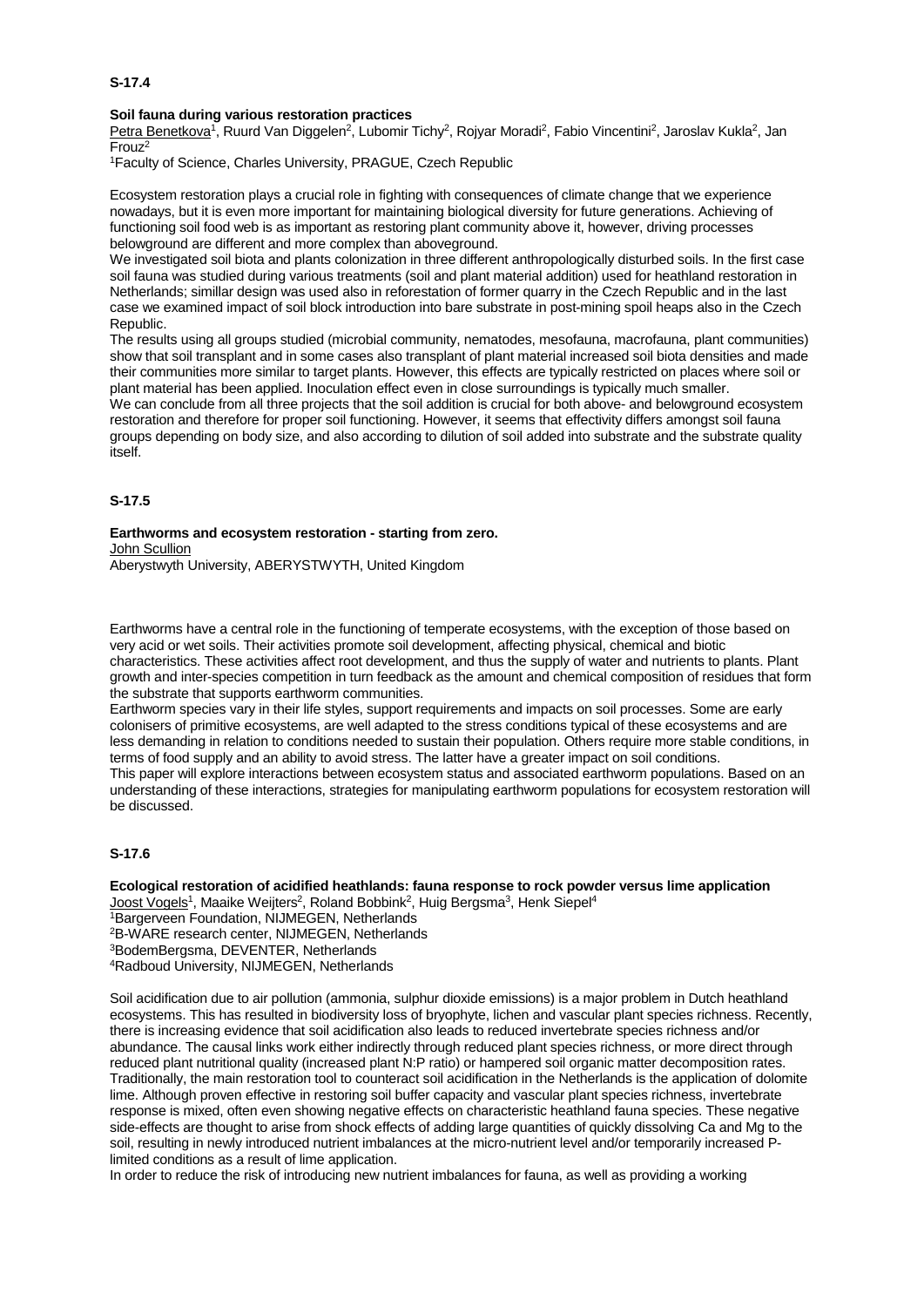**S-17.4**

**Soil fauna during various restoration practices**

Petra Benetkova[1], Ruurd Van Diggelen[2], Lubomir Tichy[2], Rojyar Moradi[2], Fabio Vincentini[2], Jaroslav Kukla[2], Jan Frouz[2]

[1]Faculty of Science, Charles University, PRAGUE, Czech Republic

Ecosystem restoration plays a crucial role in fighting with consequences of climate change that we experience nowadays, but it is even more important for maintaining biological diversity for future generations. Achieving of functioning soil food web is as important as restoring plant community above it, however, driving processes belowground are different and more complex than aboveground.

We investigated soil biota and plants colonization in three different anthropologically disturbed soils. In the first case soil fauna was studied during various treatments (soil and plant material addition) used for heathland restoration in Netherlands; simillar design was used also in reforestation of former quarry in the Czech Republic and in the last case we examined impact of soil block introduction into bare substrate in post-mining spoil heaps also in the Czech Republic.

The results using all groups studied (microbial community, nematodes, mesofauna, macrofauna, plant communities) show that soil transplant and in some cases also transplant of plant material increased soil biota densities and made their communities more similar to target plants. However, this effects are typically restricted on places where soil or plant material has been applied. Inoculation effect even in close surroundings is typically much smaller.

We can conclude from all three projects that the soil addition is crucial for both above- and belowground ecosystem restoration and therefore for proper soil functioning. However, it seems that effectivity differs amongst soil fauna groups depending on body size, and also according to dilution of soil added into substrate and the substrate quality itself.

**S-17.5**

**Earthworms and ecosystem restoration - starting from zero.**

John Scullion

Aberystwyth University, ABERYSTWYTH, United Kingdom

Earthworms have a central role in the functioning of temperate ecosystems, with the exception of those based on very acid or wet soils. Their activities promote soil development, affecting physical, chemical and biotic characteristics. These activities affect root development, and thus the supply of water and nutrients to plants. Plant growth and inter-species competition in turn feedback as the amount and chemical composition of residues that form the substrate that supports earthworm communities.

Earthworm species vary in their life styles, support requirements and impacts on soil processes. Some are early colonisers of primitive ecosystems, are well adapted to the stress conditions typical of these ecosystems and are less demanding in relation to conditions needed to sustain their population. Others require more stable conditions, in terms of food supply and an ability to avoid stress. The latter have a greater impact on soil conditions.

This paper will explore interactions between ecosystem status and associated earthworm populations. Based on an understanding of these interactions, strategies for manipulating earthworm populations for ecosystem restoration will be discussed.

**S-17.6**

**Ecological restoration of acidified heathlands: fauna response to rock powder versus lime application**

Joost Vogels[1], Maaike Weijters[2], Roland Bobbink[2], Huig Bergsma[3], Henk Siepel[4]

[1]Bargerveen Foundation, NIJMEGEN, Netherlands
[2]B-WARE research center, NIJMEGEN, Netherlands
[3]BodemBergsma, DEVENTER, Netherlands
[4]Radboud University, NIJMEGEN, Netherlands

Soil acidification due to air pollution (ammonia, sulphur dioxide emissions) is a major problem in Dutch heathland ecosystems. This has resulted in biodiversity loss of bryophyte, lichen and vascular plant species richness. Recently, there is increasing evidence that soil acidification also leads to reduced invertebrate species richness and/or abundance. The causal links work either indirectly through reduced plant species richness, or more direct through reduced plant nutritional quality (increased plant N:P ratio) or hampered soil organic matter decomposition rates. Traditionally, the main restoration tool to counteract soil acidification in the Netherlands is the application of dolomite lime. Although proven effective in restoring soil buffer capacity and vascular plant species richness, invertebrate response is mixed, often even showing negative effects on characteristic heathland fauna species. These negative side-effects are thought to arise from shock effects of adding large quantities of quickly dissolving Ca and Mg to the soil, resulting in newly introduced nutrient imbalances at the micro-nutrient level and/or temporarily increased P-limited conditions as a result of lime application.

In order to reduce the risk of introducing new nutrient imbalances for fauna, as well as providing a working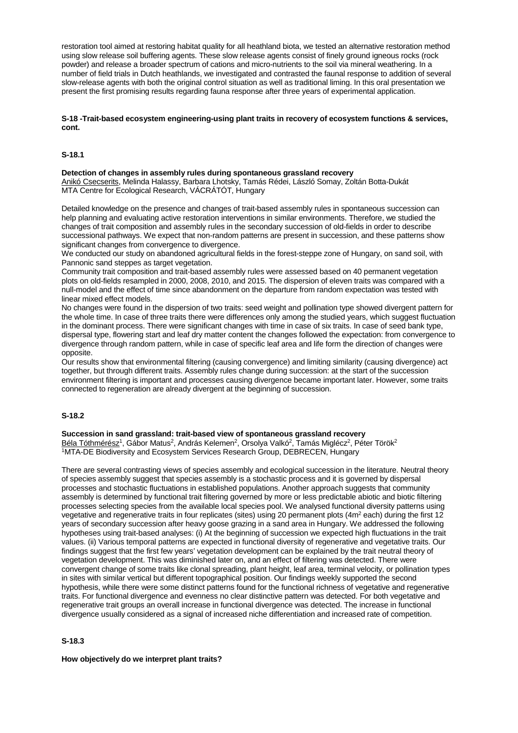restoration tool aimed at restoring habitat quality for all heathland biota, we tested an alternative restoration method using slow release soil buffering agents. These slow release agents consist of finely ground igneous rocks (rock powder) and release a broader spectrum of cations and micro-nutrients to the soil via mineral weathering. In a number of field trials in Dutch heathlands, we investigated and contrasted the faunal response to addition of several slow-release agents with both the original control situation as well as traditional liming. In this oral presentation we present the first promising results regarding fauna response after three years of experimental application.

**S-18 -Trait-based ecosystem engineering-using plant traits in recovery of ecosystem functions & services, cont.**

**S-18.1**

**Detection of changes in assembly rules during spontaneous grassland recovery**
Anikó Csecserits, Melinda Halassy, Barbara Lhotsky, Tamás Rédei, László Somay, Zoltán Botta-Dukát
MTA Centre for Ecological Research, VÁCRÁTÓT, Hungary

Detailed knowledge on the presence and changes of trait-based assembly rules in spontaneous succession can help planning and evaluating active restoration interventions in similar environments. Therefore, we studied the changes of trait composition and assembly rules in the secondary succession of old-fields in order to describe successional pathways. We expect that non-random patterns are present in succession, and these patterns show significant changes from convergence to divergence.
We conducted our study on abandoned agricultural fields in the forest-steppe zone of Hungary, on sand soil, with Pannonic sand steppes as target vegetation.
Community trait composition and trait-based assembly rules were assessed based on 40 permanent vegetation plots on old-fields resampled in 2000, 2008, 2010, and 2015. The dispersion of eleven traits was compared with a null-model and the effect of time since abandonment on the departure from random expectation was tested with linear mixed effect models.
No changes were found in the dispersion of two traits: seed weight and pollination type showed divergent pattern for the whole time. In case of three traits there were differences only among the studied years, which suggest fluctuation in the dominant process. There were significant changes with time in case of six traits. In case of seed bank type, dispersal type, flowering start and leaf dry matter content the changes followed the expectation: from convergence to divergence through random pattern, while in case of specific leaf area and life form the direction of changes were opposite.
Our results show that environmental filtering (causing convergence) and limiting similarity (causing divergence) act together, but through different traits. Assembly rules change during succession: at the start of the succession environment filtering is important and processes causing divergence became important later. However, some traits connected to regeneration are already divergent at the beginning of succession.

**S-18.2**

**Succession in sand grassland: trait-based view of spontaneous grassland recovery**
Béla Tóthmérész[1], Gábor Matus[2], András Kelemen[2], Orsolya Valkó[2], Tamás Miglécz[2], Péter Török[2]
[1]MTA-DE Biodiversity and Ecosystem Services Research Group, DEBRECEN, Hungary

There are several contrasting views of species assembly and ecological succession in the literature. Neutral theory of species assembly suggest that species assembly is a stochastic process and it is governed by dispersal processes and stochastic fluctuations in established populations. Another approach suggests that community assembly is determined by functional trait filtering governed by more or less predictable abiotic and biotic filtering processes selecting species from the available local species pool. We analysed functional diversity patterns using vegetative and regenerative traits in four replicates (sites) using 20 permanent plots (4m$^2$ each) during the first 12 years of secondary succession after heavy goose grazing in a sand area in Hungary. We addressed the following hypotheses using trait-based analyses: (i) At the beginning of succession we expected high fluctuations in the trait values. (ii) Various temporal patterns are expected in functional diversity of regenerative and vegetative traits. Our findings suggest that the first few years' vegetation development can be explained by the trait neutral theory of vegetation development. This was diminished later on, and an effect of filtering was detected. There were convergent change of some traits like clonal spreading, plant height, leaf area, terminal velocity, or pollination types in sites with similar vertical but different topographical position. Our findings weekly supported the second hypothesis, while there were some distinct patterns found for the functional richness of vegetative and regenerative traits. For functional divergence and evenness no clear distinctive pattern was detected. For both vegetative and regenerative trait groups an overall increase in functional divergence was detected. The increase in functional divergence usually considered as a signal of increased niche differentiation and increased rate of competition.

**S-18.3**

**How objectively do we interpret plant traits?**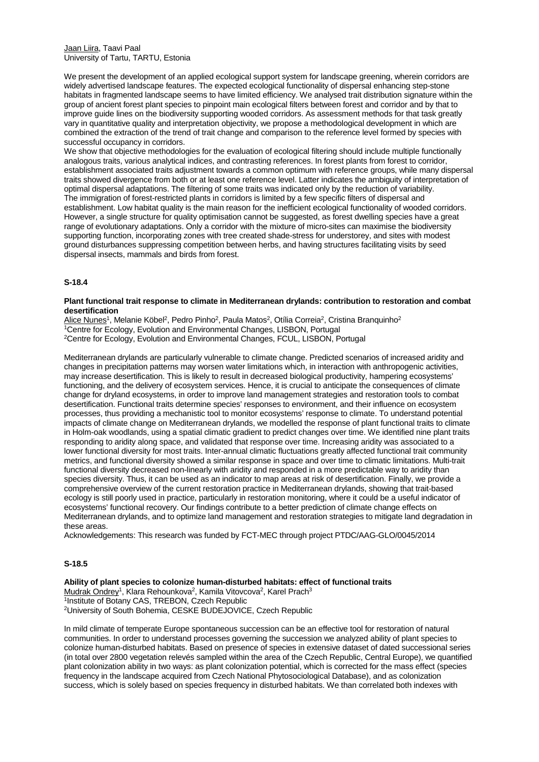Jaan Liira, Taavi Paal
University of Tartu, TARTU, Estonia

We present the development of an applied ecological support system for landscape greening, wherein corridors are widely advertised landscape features. The expected ecological functionality of dispersal enhancing step-stone habitats in fragmented landscape seems to have limited efficiency. We analysed trait distribution signature within the group of ancient forest plant species to pinpoint main ecological filters between forest and corridor and by that to improve guide lines on the biodiversity supporting wooded corridors. As assessment methods for that task greatly vary in quantitative quality and interpretation objectivity, we propose a methodological development in which are combined the extraction of the trend of trait change and comparison to the reference level formed by species with successful occupancy in corridors.
We show that objective methodologies for the evaluation of ecological filtering should include multiple functionally analogous traits, various analytical indices, and contrasting references. In forest plants from forest to corridor, establishment associated traits adjustment towards a common optimum with reference groups, while many dispersal traits showed divergence from both or at least one reference level. Latter indicates the ambiguity of interpretation of optimal dispersal adaptations. The filtering of some traits was indicated only by the reduction of variability.
The immigration of forest-restricted plants in corridors is limited by a few specific filters of dispersal and establishment. Low habitat quality is the main reason for the inefficient ecological functionality of wooded corridors. However, a single structure for quality optimisation cannot be suggested, as forest dwelling species have a great range of evolutionary adaptations. Only a corridor with the mixture of micro-sites can maximise the biodiversity supporting function, incorporating zones with tree created shade-stress for understorey, and sites with modest ground disturbances suppressing competition between herbs, and having structures facilitating visits by seed dispersal insects, mammals and birds from forest.

## S-18.4

**Plant functional trait response to climate in Mediterranean drylands: contribution to restoration and combat desertification**
Alice Nunes[1], Melanie Köbel[2], Pedro Pinho[2], Paula Matos[2], Otília Correia[2], Cristina Branquinho[2]
[1]Centre for Ecology, Evolution and Environmental Changes, LISBON, Portugal
[2]Centre for Ecology, Evolution and Environmental Changes, FCUL, LISBON, Portugal

Mediterranean drylands are particularly vulnerable to climate change. Predicted scenarios of increased aridity and changes in precipitation patterns may worsen water limitations which, in interaction with anthropogenic activities, may increase desertification. This is likely to result in decreased biological productivity, hampering ecosystems' functioning, and the delivery of ecosystem services. Hence, it is crucial to anticipate the consequences of climate change for dryland ecosystems, in order to improve land management strategies and restoration tools to combat desertification. Functional traits determine species' responses to environment, and their influence on ecosystem processes, thus providing a mechanistic tool to monitor ecosystems' response to climate. To understand potential impacts of climate change on Mediterranean drylands, we modelled the response of plant functional traits to climate in Holm-oak woodlands, using a spatial climatic gradient to predict changes over time. We identified nine plant traits responding to aridity along space, and validated that response over time. Increasing aridity was associated to a lower functional diversity for most traits. Inter-annual climatic fluctuations greatly affected functional trait community metrics, and functional diversity showed a similar response in space and over time to climatic limitations. Multi-trait functional diversity decreased non-linearly with aridity and responded in a more predictable way to aridity than species diversity. Thus, it can be used as an indicator to map areas at risk of desertification. Finally, we provide a comprehensive overview of the current restoration practice in Mediterranean drylands, showing that trait-based ecology is still poorly used in practice, particularly in restoration monitoring, where it could be a useful indicator of ecosystems' functional recovery. Our findings contribute to a better prediction of climate change effects on Mediterranean drylands, and to optimize land management and restoration strategies to mitigate land degradation in these areas.
Acknowledgements: This research was funded by FCT-MEC through project PTDC/AAG-GLO/0045/2014

## S-18.5

**Ability of plant species to colonize human-disturbed habitats: effect of functional traits**
Mudrak Ondrey[1], Klara Rehounkova[2], Kamila Vitovcova[2], Karel Prach[3]
[1]Institute of Botany CAS, TREBON, Czech Republic
[2]University of South Bohemia, CESKE BUDEJOVICE, Czech Republic

In mild climate of temperate Europe spontaneous succession can be an effective tool for restoration of natural communities. In order to understand processes governing the succession we analyzed ability of plant species to colonize human-disturbed habitats. Based on presence of species in extensive dataset of dated successional series (in total over 2800 vegetation relevés sampled within the area of the Czech Republic, Central Europe), we quantified plant colonization ability in two ways: as plant colonization potential, which is corrected for the mass effect (species frequency in the landscape acquired from Czech National Phytosociological Database), and as colonization success, which is solely based on species frequency in disturbed habitats. We than correlated both indexes with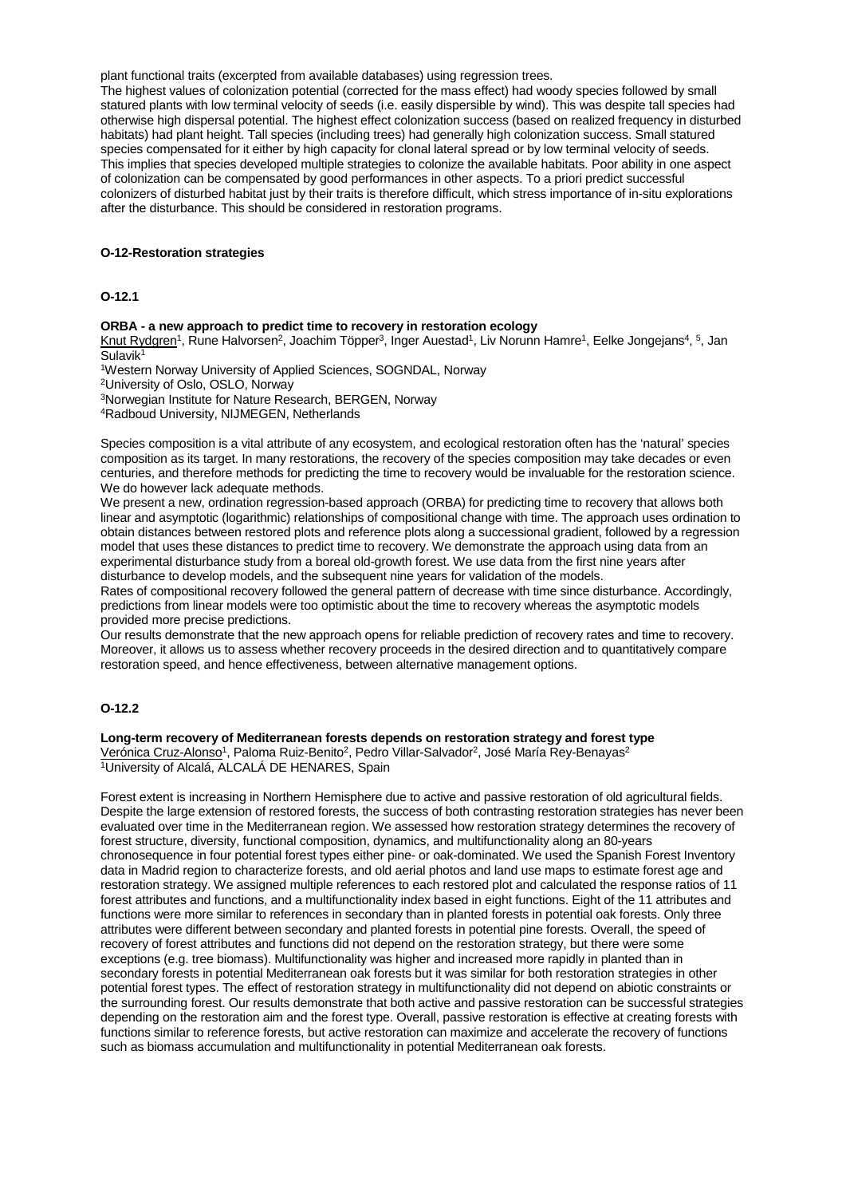plant functional traits (excerpted from available databases) using regression trees.
The highest values of colonization potential (corrected for the mass effect) had woody species followed by small statured plants with low terminal velocity of seeds (i.e. easily dispersible by wind). This was despite tall species had otherwise high dispersal potential. The highest effect colonization success (based on realized frequency in disturbed habitats) had plant height. Tall species (including trees) had generally high colonization success. Small statured species compensated for it either by high capacity for clonal lateral spread or by low terminal velocity of seeds. This implies that species developed multiple strategies to colonize the available habitats. Poor ability in one aspect of colonization can be compensated by good performances in other aspects. To a priori predict successful colonizers of disturbed habitat just by their traits is therefore difficult, which stress importance of in-situ explorations after the disturbance. This should be considered in restoration programs.

## O-12-Restoration strategies

### O-12.1

**ORBA - a new approach to predict time to recovery in restoration ecology**

Knut Rydgren[1], Rune Halvorsen[2], Joachim Töpper[3], Inger Auestad[1], Liv Norunn Hamre[1], Eelke Jongejans[4, 5], Jan Sulavik[1]

[1]Western Norway University of Applied Sciences, SOGNDAL, Norway
[2]University of Oslo, OSLO, Norway
[3]Norwegian Institute for Nature Research, BERGEN, Norway
[4]Radboud University, NIJMEGEN, Netherlands

Species composition is a vital attribute of any ecosystem, and ecological restoration often has the 'natural' species composition as its target. In many restorations, the recovery of the species composition may take decades or even centuries, and therefore methods for predicting the time to recovery would be invaluable for the restoration science. We do however lack adequate methods.
We present a new, ordination regression-based approach (ORBA) for predicting time to recovery that allows both linear and asymptotic (logarithmic) relationships of compositional change with time. The approach uses ordination to obtain distances between restored plots and reference plots along a successional gradient, followed by a regression model that uses these distances to predict time to recovery. We demonstrate the approach using data from an experimental disturbance study from a boreal old-growth forest. We use data from the first nine years after disturbance to develop models, and the subsequent nine years for validation of the models.
Rates of compositional recovery followed the general pattern of decrease with time since disturbance. Accordingly, predictions from linear models were too optimistic about the time to recovery whereas the asymptotic models provided more precise predictions.
Our results demonstrate that the new approach opens for reliable prediction of recovery rates and time to recovery. Moreover, it allows us to assess whether recovery proceeds in the desired direction and to quantitatively compare restoration speed, and hence effectiveness, between alternative management options.

### O-12.2

**Long-term recovery of Mediterranean forests depends on restoration strategy and forest type**

Verónica Cruz-Alonso[1], Paloma Ruiz-Benito[2], Pedro Villar-Salvador[2], José María Rey-Benayas[2]

[1]University of Alcalá, ALCALÁ DE HENARES, Spain

Forest extent is increasing in Northern Hemisphere due to active and passive restoration of old agricultural fields. Despite the large extension of restored forests, the success of both contrasting restoration strategies has never been evaluated over time in the Mediterranean region. We assessed how restoration strategy determines the recovery of forest structure, diversity, functional composition, dynamics, and multifunctionality along an 80-years chronosequence in four potential forest types either pine- or oak-dominated. We used the Spanish Forest Inventory data in Madrid region to characterize forests, and old aerial photos and land use maps to estimate forest age and restoration strategy. We assigned multiple references to each restored plot and calculated the response ratios of 11 forest attributes and functions, and a multifunctionality index based in eight functions. Eight of the 11 attributes and functions were more similar to references in secondary than in planted forests in potential oak forests. Only three attributes were different between secondary and planted forests in potential pine forests. Overall, the speed of recovery of forest attributes and functions did not depend on the restoration strategy, but there were some exceptions (e.g. tree biomass). Multifunctionality was higher and increased more rapidly in planted than in secondary forests in potential Mediterranean oak forests but it was similar for both restoration strategies in other potential forest types. The effect of restoration strategy in multifunctionality did not depend on abiotic constraints or the surrounding forest. Our results demonstrate that both active and passive restoration can be successful strategies depending on the restoration aim and the forest type. Overall, passive restoration is effective at creating forests with functions similar to reference forests, but active restoration can maximize and accelerate the recovery of functions such as biomass accumulation and multifunctionality in potential Mediterranean oak forests.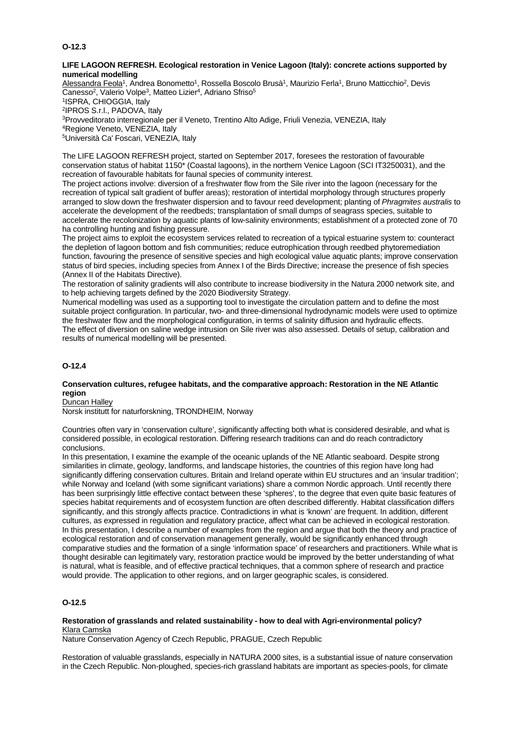**O-12.3**

**LIFE LAGOON REFRESH. Ecological restoration in Venice Lagoon (Italy): concrete actions supported by numerical modelling**

Alessandra Feola[1], Andrea Bonometto[1], Rossella Boscolo Brusà[1], Maurizio Ferla[1], Bruno Matticchio[2], Devis Canesso[2], Valerio Volpe[3], Matteo Lizier[4], Adriano Sfriso[5]

[1]ISPRA, CHIOGGIA, Italy
[2]IPROS S.r.l., PADOVA, Italy
[3]Provveditorato interregionale per il Veneto, Trentino Alto Adige, Friuli Venezia, VENEZIA, Italy
[4]Regione Veneto, VENEZIA, Italy
[5]Università Ca' Foscari, VENEZIA, Italy

The LIFE LAGOON REFRESH project, started on September 2017, foresees the restoration of favourable conservation status of habitat 1150* (Coastal lagoons), in the northern Venice Lagoon (SCI IT3250031), and the recreation of favourable habitats for faunal species of community interest.
The project actions involve: diversion of a freshwater flow from the Sile river into the lagoon (necessary for the recreation of typical salt gradient of buffer areas); restoration of intertidal morphology through structures properly arranged to slow down the freshwater dispersion and to favour reed development; planting of *Phragmites australis* to accelerate the development of the reedbeds; transplantation of small dumps of seagrass species, suitable to accelerate the recolonization by aquatic plants of low-salinity environments; establishment of a protected zone of 70 ha controlling hunting and fishing pressure.
The project aims to exploit the ecosystem services related to recreation of a typical estuarine system to: counteract the depletion of lagoon bottom and fish communities; reduce eutrophication through reedbed phytoremediation function, favouring the presence of sensitive species and high ecological value aquatic plants; improve conservation status of bird species, including species from Annex I of the Birds Directive; increase the presence of fish species (Annex II of the Habitats Directive).
The restoration of salinity gradients will also contribute to increase biodiversity in the Natura 2000 network site, and to help achieving targets defined by the 2020 Biodiversity Strategy.
Numerical modelling was used as a supporting tool to investigate the circulation pattern and to define the most suitable project configuration. In particular, two- and three-dimensional hydrodynamic models were used to optimize the freshwater flow and the morphological configuration, in terms of salinity diffusion and hydraulic effects.
The effect of diversion on saline wedge intrusion on Sile river was also assessed. Details of setup, calibration and results of numerical modelling will be presented.

**O-12.4**

**Conservation cultures, refugee habitats, and the comparative approach: Restoration in the NE Atlantic region**

Duncan Halley

Norsk institutt for naturforskning, TRONDHEIM, Norway

Countries often vary in 'conservation culture', significantly affecting both what is considered desirable, and what is considered possible, in ecological restoration. Differing research traditions can and do reach contradictory conclusions.
In this presentation, I examine the example of the oceanic uplands of the NE Atlantic seaboard. Despite strong similarities in climate, geology, landforms, and landscape histories, the countries of this region have long had significantly differing conservation cultures. Britain and Ireland operate within EU structures and an 'insular tradition'; while Norway and Iceland (with some significant variations) share a common Nordic approach. Until recently there has been surprisingly little effective contact between these 'spheres', to the degree that even quite basic features of species habitat requirements and of ecosystem function are often described differently. Habitat classification differs significantly, and this strongly affects practice. Contradictions in what is 'known' are frequent. In addition, different cultures, as expressed in regulation and regulatory practice, affect what can be achieved in ecological restoration.
In this presentation, I describe a number of examples from the region and argue that both the theory and practice of ecological restoration and of conservation management generally, would be significantly enhanced through comparative studies and the formation of a single 'information space' of researchers and practitioners. While what is thought desirable can legitimately vary, restoration practice would be improved by the better understanding of what is natural, what is feasible, and of effective practical techniques, that a common sphere of research and practice would provide. The application to other regions, and on larger geographic scales, is considered.

**O-12.5**

**Restoration of grasslands and related sustainability - how to deal with Agri-environmental policy?**

Klara Camska

Nature Conservation Agency of Czech Republic, PRAGUE, Czech Republic

Restoration of valuable grasslands, especially in NATURA 2000 sites, is a substantial issue of nature conservation in the Czech Republic. Non-ploughed, species-rich grassland habitats are important as species-pools, for climate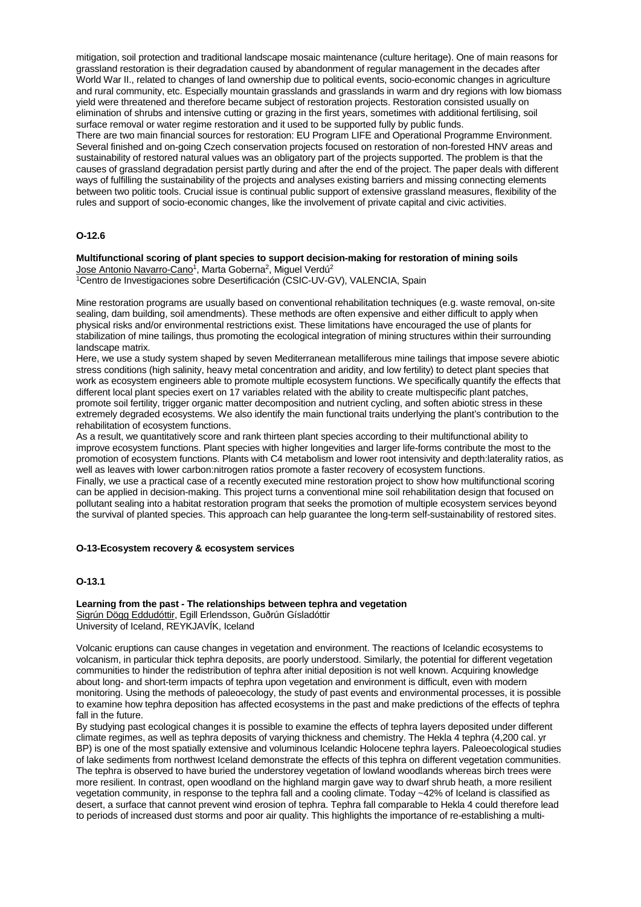mitigation, soil protection and traditional landscape mosaic maintenance (culture heritage). One of main reasons for grassland restoration is their degradation caused by abandonment of regular management in the decades after World War II., related to changes of land ownership due to political events, socio-economic changes in agriculture and rural community, etc. Especially mountain grasslands and grasslands in warm and dry regions with low biomass yield were threatened and therefore became subject of restoration projects. Restoration consisted usually on elimination of shrubs and intensive cutting or grazing in the first years, sometimes with additional fertilising, soil surface removal or water regime restoration and it used to be supported fully by public funds.

There are two main financial sources for restoration: EU Program LIFE and Operational Programme Environment. Several finished and on-going Czech conservation projects focused on restoration of non-forested HNV areas and sustainability of restored natural values was an obligatory part of the projects supported. The problem is that the causes of grassland degradation persist partly during and after the end of the project. The paper deals with different ways of fulfilling the sustainability of the projects and analyses existing barriers and missing connecting elements between two politic tools. Crucial issue is continual public support of extensive grassland measures, flexibility of the rules and support of socio-economic changes, like the involvement of private capital and civic activities.

### O-12.6

**Multifunctional scoring of plant species to support decision-making for restoration of mining soils**
Jose Antonio Navarro-Cano[1], Marta Goberna[2], Miguel Verdú[2]
[1]Centro de Investigaciones sobre Desertificación (CSIC-UV-GV), VALENCIA, Spain

Mine restoration programs are usually based on conventional rehabilitation techniques (e.g. waste removal, on-site sealing, dam building, soil amendments). These methods are often expensive and either difficult to apply when physical risks and/or environmental restrictions exist. These limitations have encouraged the use of plants for stabilization of mine tailings, thus promoting the ecological integration of mining structures within their surrounding landscape matrix.

Here, we use a study system shaped by seven Mediterranean metalliferous mine tailings that impose severe abiotic stress conditions (high salinity, heavy metal concentration and aridity, and low fertility) to detect plant species that work as ecosystem engineers able to promote multiple ecosystem functions. We specifically quantify the effects that different local plant species exert on 17 variables related with the ability to create multispecific plant patches, promote soil fertility, trigger organic matter decomposition and nutrient cycling, and soften abiotic stress in these extremely degraded ecosystems. We also identify the main functional traits underlying the plant's contribution to the rehabilitation of ecosystem functions.

As a result, we quantitatively score and rank thirteen plant species according to their multifunctional ability to improve ecosystem functions. Plant species with higher longevities and larger life-forms contribute the most to the promotion of ecosystem functions. Plants with C4 metabolism and lower root intensivity and depth:laterality ratios, as well as leaves with lower carbon:nitrogen ratios promote a faster recovery of ecosystem functions.

Finally, we use a practical case of a recently executed mine restoration project to show how multifunctional scoring can be applied in decision-making. This project turns a conventional mine soil rehabilitation design that focused on pollutant sealing into a habitat restoration program that seeks the promotion of multiple ecosystem services beyond the survival of planted species. This approach can help guarantee the long-term self-sustainability of restored sites.

## O-13-Ecosystem recovery & ecosystem services

### O-13.1

**Learning from the past - The relationships between tephra and vegetation**
Sigrún Dögg Eddudóttir, Egill Erlendsson, Guðrún Gísladóttir
University of Iceland, REYKJAVÍK, Iceland

Volcanic eruptions can cause changes in vegetation and environment. The reactions of Icelandic ecosystems to volcanism, in particular thick tephra deposits, are poorly understood. Similarly, the potential for different vegetation communities to hinder the redistribution of tephra after initial deposition is not well known. Acquiring knowledge about long- and short-term impacts of tephra upon vegetation and environment is difficult, even with modern monitoring. Using the methods of paleoecology, the study of past events and environmental processes, it is possible to examine how tephra deposition has affected ecosystems in the past and make predictions of the effects of tephra fall in the future.

By studying past ecological changes it is possible to examine the effects of tephra layers deposited under different climate regimes, as well as tephra deposits of varying thickness and chemistry. The Hekla 4 tephra (4,200 cal. yr BP) is one of the most spatially extensive and voluminous Icelandic Holocene tephra layers. Paleoecological studies of lake sediments from northwest Iceland demonstrate the effects of this tephra on different vegetation communities. The tephra is observed to have buried the understorey vegetation of lowland woodlands whereas birch trees were more resilient. In contrast, open woodland on the highland margin gave way to dwarf shrub heath, a more resilient vegetation community, in response to the tephra fall and a cooling climate. Today ~42% of Iceland is classified as desert, a surface that cannot prevent wind erosion of tephra. Tephra fall comparable to Hekla 4 could therefore lead to periods of increased dust storms and poor air quality. This highlights the importance of re-establishing a multi-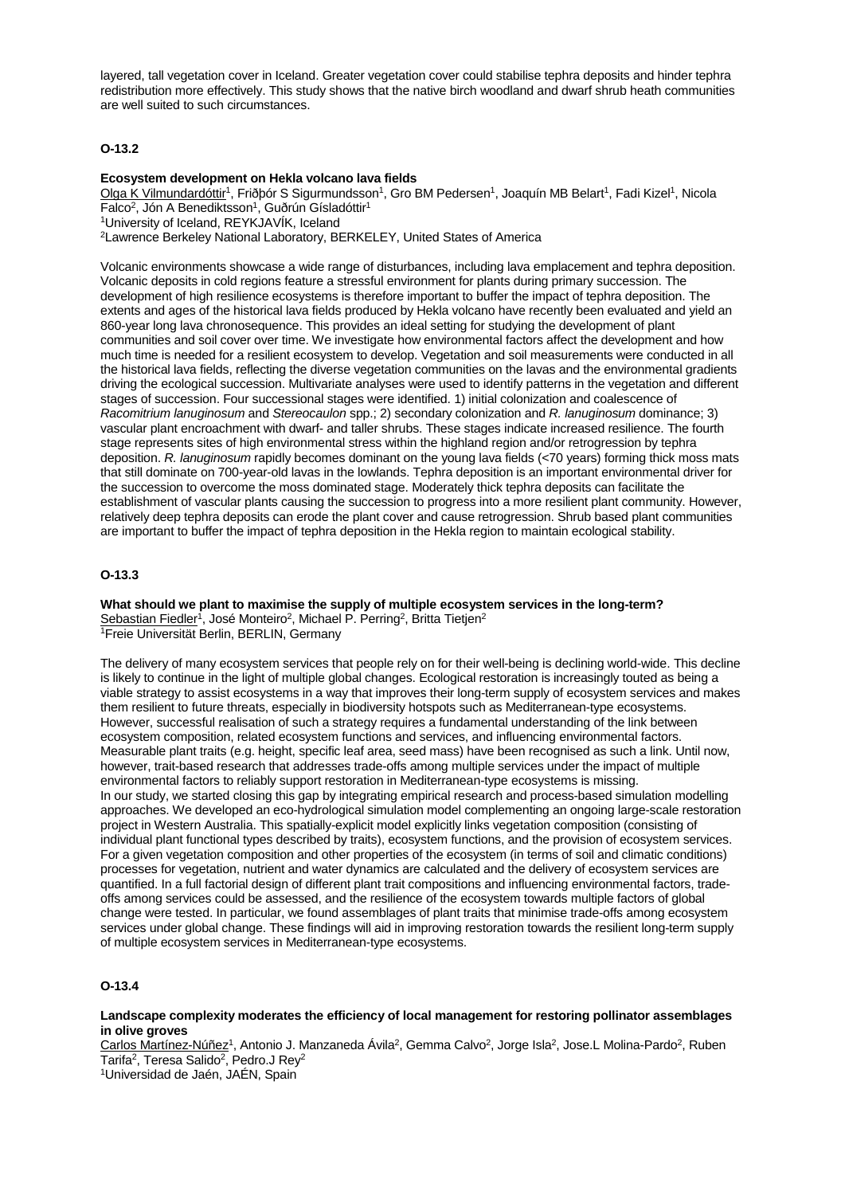layered, tall vegetation cover in Iceland. Greater vegetation cover could stabilise tephra deposits and hinder tephra redistribution more effectively. This study shows that the native birch woodland and dwarf shrub heath communities are well suited to such circumstances.

**O-13.2**

**Ecosystem development on Hekla volcano lava fields**
Olga K Vilmundardóttir[1], Friðþór S Sigurmundsson[1], Gro BM Pedersen[1], Joaquín MB Belart[1], Fadi Kizel[1], Nicola Falco[2], Jón A Benediktsson[1], Guðrún Gísladóttir[1]
[1]University of Iceland, REYKJAVÍK, Iceland
[2]Lawrence Berkeley National Laboratory, BERKELEY, United States of America

Volcanic environments showcase a wide range of disturbances, including lava emplacement and tephra deposition. Volcanic deposits in cold regions feature a stressful environment for plants during primary succession. The development of high resilience ecosystems is therefore important to buffer the impact of tephra deposition. The extents and ages of the historical lava fields produced by Hekla volcano have recently been evaluated and yield an 860-year long lava chronosequence. This provides an ideal setting for studying the development of plant communities and soil cover over time. We investigate how environmental factors affect the development and how much time is needed for a resilient ecosystem to develop. Vegetation and soil measurements were conducted in all the historical lava fields, reflecting the diverse vegetation communities on the lavas and the environmental gradients driving the ecological succession. Multivariate analyses were used to identify patterns in the vegetation and different stages of succession. Four successional stages were identified. 1) initial colonization and coalescence of *Racomitrium lanuginosum* and *Stereocaulon* spp.; 2) secondary colonization and *R. lanuginosum* dominance; 3) vascular plant encroachment with dwarf- and taller shrubs. These stages indicate increased resilience. The fourth stage represents sites of high environmental stress within the highland region and/or retrogression by tephra deposition. *R. lanuginosum* rapidly becomes dominant on the young lava fields (<70 years) forming thick moss mats that still dominate on 700-year-old lavas in the lowlands. Tephra deposition is an important environmental driver for the succession to overcome the moss dominated stage. Moderately thick tephra deposits can facilitate the establishment of vascular plants causing the succession to progress into a more resilient plant community. However, relatively deep tephra deposits can erode the plant cover and cause retrogression. Shrub based plant communities are important to buffer the impact of tephra deposition in the Hekla region to maintain ecological stability.

**O-13.3**

**What should we plant to maximise the supply of multiple ecosystem services in the long-term?**
Sebastian Fiedler[1], José Monteiro[2], Michael P. Perring[2], Britta Tietjen[2]
[1]Freie Universität Berlin, BERLIN, Germany

The delivery of many ecosystem services that people rely on for their well-being is declining world-wide. This decline is likely to continue in the light of multiple global changes. Ecological restoration is increasingly touted as being a viable strategy to assist ecosystems in a way that improves their long-term supply of ecosystem services and makes them resilient to future threats, especially in biodiversity hotspots such as Mediterranean-type ecosystems. However, successful realisation of such a strategy requires a fundamental understanding of the link between ecosystem composition, related ecosystem functions and services, and influencing environmental factors. Measurable plant traits (e.g. height, specific leaf area, seed mass) have been recognised as such a link. Until now, however, trait-based research that addresses trade-offs among multiple services under the impact of multiple environmental factors to reliably support restoration in Mediterranean-type ecosystems is missing.
In our study, we started closing this gap by integrating empirical research and process-based simulation modelling approaches. We developed an eco-hydrological simulation model complementing an ongoing large-scale restoration project in Western Australia. This spatially-explicit model explicitly links vegetation composition (consisting of individual plant functional types described by traits), ecosystem functions, and the provision of ecosystem services. For a given vegetation composition and other properties of the ecosystem (in terms of soil and climatic conditions) processes for vegetation, nutrient and water dynamics are calculated and the delivery of ecosystem services are quantified. In a full factorial design of different plant trait compositions and influencing environmental factors, trade-offs among services could be assessed, and the resilience of the ecosystem towards multiple factors of global change were tested. In particular, we found assemblages of plant traits that minimise trade-offs among ecosystem services under global change. These findings will aid in improving restoration towards the resilient long-term supply of multiple ecosystem services in Mediterranean-type ecosystems.

**O-13.4**

**Landscape complexity moderates the efficiency of local management for restoring pollinator assemblages in olive groves**
Carlos Martínez-Núñez[1], Antonio J. Manzaneda Ávila[2], Gemma Calvo[2], Jorge Isla[2], Jose.L Molina-Pardo[2], Ruben Tarifa[2], Teresa Salido[2], Pedro.J Rey[2]
[1]Universidad de Jaén, JAÉN, Spain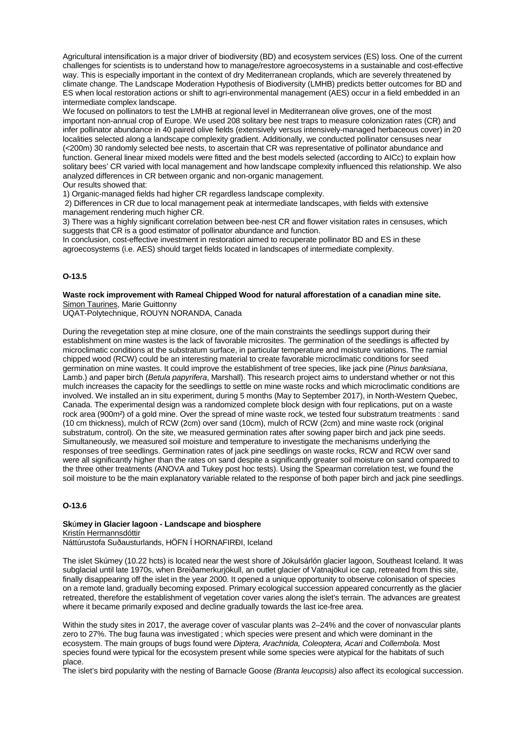Agricultural intensification is a major driver of biodiversity (BD) and ecosystem services (ES) loss. One of the current challenges for scientists is to understand how to manage/restore agroecosystems in a sustainable and cost-effective way. This is especially important in the context of dry Mediterranean croplands, which are severely threatened by climate change. The Landscape Moderation Hypothesis of Biodiversity (LMHB) predicts better outcomes for BD and ES when local restoration actions or shift to agri-environmental management (AES) occur in a field embedded in an intermediate complex landscape.

We focused on pollinators to test the LMHB at regional level in Mediterranean olive groves, one of the most important non-annual crop of Europe. We used 208 solitary bee nest traps to measure colonization rates (CR) and infer pollinator abundance in 40 paired olive fields (extensively versus intensively-managed herbaceous cover) in 20 localities selected along a landscape complexity gradient. Additionally, we conducted pollinator censuses near (<200m) 30 randomly selected bee nests, to ascertain that CR was representative of pollinator abundance and function. General linear mixed models were fitted and the best models selected (according to AICc) to explain how solitary bees' CR varied with local management and how landscape complexity influenced this relationship. We also analyzed differences in CR between organic and non-organic management.

Our results showed that:

1) Organic-managed fields had higher CR regardless landscape complexity.

2) Differences in CR due to local management peak at intermediate landscapes, with fields with extensive management rendering much higher CR.

3) There was a highly significant correlation between bee-nest CR and flower visitation rates in censuses, which suggests that CR is a good estimator of pollinator abundance and function.

In conclusion, cost-effective investment in restoration aimed to recuperate pollinator BD and ES in these agroecosystems (i.e. AES) should target fields located in landscapes of intermediate complexity.

**O-13.5**

**Waste rock improvement with Rameal Chipped Wood for natural afforestation of a canadian mine site.**
Simon Taurines, Marie Guittonny
UQAT-Polytechnique, ROUYN NORANDA, Canada

During the revegetation step at mine closure, one of the main constraints the seedlings support during their establishment on mine wastes is the lack of favorable microsites. The germination of the seedlings is affected by microclimatic conditions at the substratum surface, in particular temperature and moisture variations. The ramial chipped wood (RCW) could be an interesting material to create favorable microclimatic conditions for seed germination on mine wastes. It could improve the establishment of tree species, like jack pine (*Pinus banksiana*, Lamb.) and paper birch (*Betula papyrifera*, Marshall). This research project aims to understand whether or not this mulch increases the capacity for the seedlings to settle on mine waste rocks and which microclimatic conditions are involved. We installed an in situ experiment, during 5 months (May to September 2017), in North-Western Quebec, Canada. The experimental design was a randomized complete block design with four replications, put on a waste rock area (900m²) of a gold mine. Over the spread of mine waste rock, we tested four substratum treatments : sand (10 cm thickness), mulch of RCW (2cm) over sand (10cm), mulch of RCW (2cm) and mine waste rock (original substratum, control). On the site, we measured germination rates after sowing paper birch and jack pine seeds. Simultaneously, we measured soil moisture and temperature to investigate the mechanisms underlying the responses of tree seedlings. Germination rates of jack pine seedlings on waste rocks, RCW and RCW over sand were all significantly higher than the rates on sand despite a significantly greater soil moisture on sand compared to the three other treatments (ANOVA and Tukey post hoc tests). Using the Spearman correlation test, we found the soil moisture to be the main explanatory variable related to the response of both paper birch and jack pine seedlings.

**O-13.6**

**Skúmey in Glacier lagoon - Landscape and biosphere**
Kristín Hermannsdóttir
Náttúrustofa Suðausturlands, HÖFN Í HORNAFIRÐI, Iceland

The islet Skúmey (10.22 hcts) is located near the west shore of Jökulsárlón glacier lagoon, Southeast Iceland. It was subglacial until late 1970s, when Breiðamerkurjökull, an outlet glacier of Vatnajökul ice cap, retreated from this site, finally disappearing off the islet in the year 2000. It opened a unique opportunity to observe colonisation of species on a remote land, gradually becoming exposed. Primary ecological succession appeared concurrently as the glacier retreated, therefore the establishment of vegetation cover varies along the islet's terrain. The advances are greatest where it became primarily exposed and decline gradually towards the last ice-free area.

Within the study sites in 2017, the average cover of vascular plants was 2–24% and the cover of nonvascular plants zero to 27%. The bug fauna was investigated ; which species were present and which were dominant in the ecosystem. The main groups of bugs found were *Diptera, Arachnida, Coleoptera, Acari* and *Collembola.* Most species found were typical for the ecosystem present while some species were atypical for the habitats of such place.

The islet's bird popularity with the nesting of Barnacle Goose *(Branta leucopsis)* also affect its ecological succession.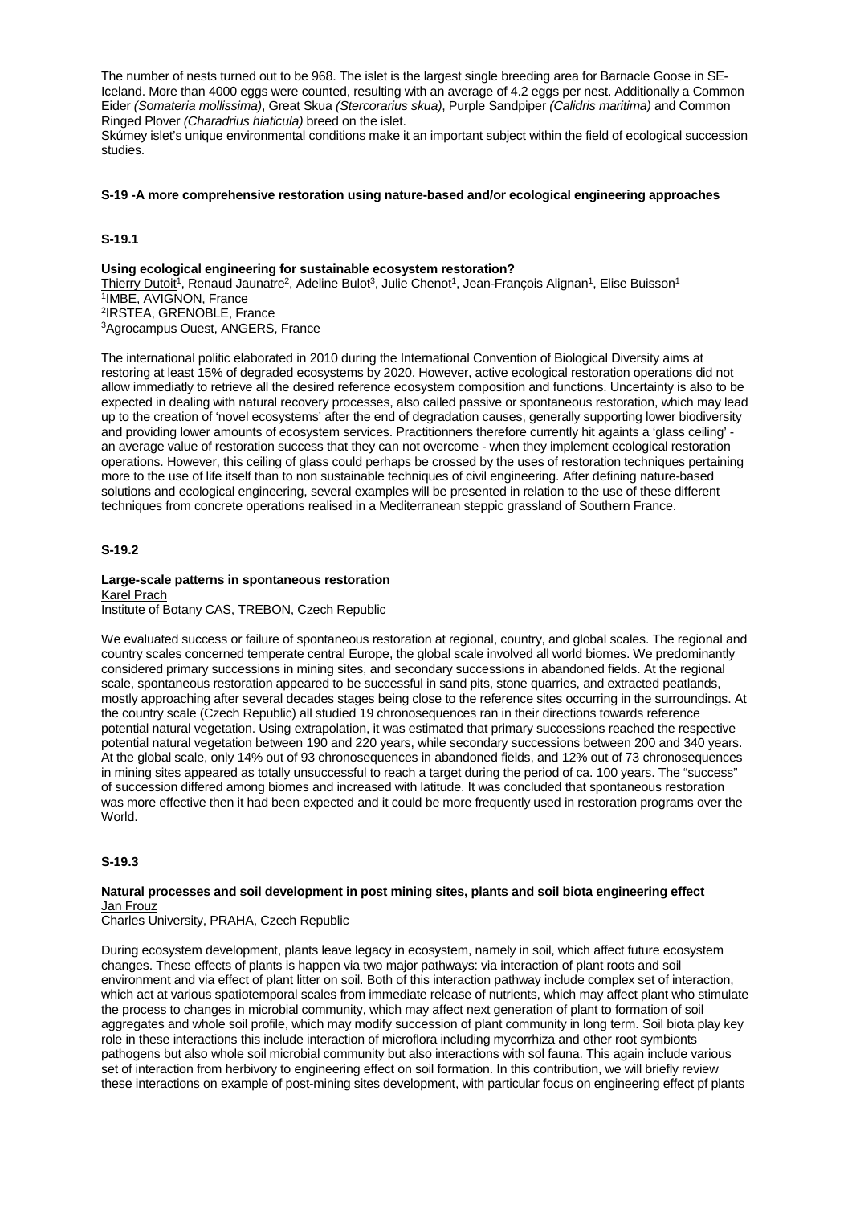The number of nests turned out to be 968. The islet is the largest single breeding area for Barnacle Goose in SE-Iceland. More than 4000 eggs were counted, resulting with an average of 4.2 eggs per nest. Additionally a Common Eider *(Somateria mollissima)*, Great Skua *(Stercorarius skua)*, Purple Sandpiper *(Calidris maritima)* and Common Ringed Plover *(Charadrius hiaticula)* breed on the islet.
Skúmey islet's unique environmental conditions make it an important subject within the field of ecological succession studies.

## S-19 -A more comprehensive restoration using nature-based and/or ecological engineering approaches

### S-19.1

**Using ecological engineering for sustainable ecosystem restoration?**
Thierry Dutoit[1], Renaud Jaunatre[2], Adeline Bulot[3], Julie Chenot[1], Jean-François Alignan[1], Elise Buisson[1]
[1]IMBE, AVIGNON, France
[2]IRSTEA, GRENOBLE, France
[3]Agrocampus Ouest, ANGERS, France

The international politic elaborated in 2010 during the International Convention of Biological Diversity aims at restoring at least 15% of degraded ecosystems by 2020. However, active ecological restoration operations did not allow immediatly to retrieve all the desired reference ecosystem composition and functions. Uncertainty is also to be expected in dealing with natural recovery processes, also called passive or spontaneous restoration, which may lead up to the creation of 'novel ecosystems' after the end of degradation causes, generally supporting lower biodiversity and providing lower amounts of ecosystem services. Practitionners therefore currently hit againts a 'glass ceiling' - an average value of restoration success that they can not overcome - when they implement ecological restoration operations. However, this ceiling of glass could perhaps be crossed by the uses of restoration techniques pertaining more to the use of life itself than to non sustainable techniques of civil engineering. After defining nature-based solutions and ecological engineering, several examples will be presented in relation to the use of these different techniques from concrete operations realised in a Mediterranean steppic grassland of Southern France.

### S-19.2

**Large-scale patterns in spontaneous restoration**
Karel Prach
Institute of Botany CAS, TREBON, Czech Republic

We evaluated success or failure of spontaneous restoration at regional, country, and global scales. The regional and country scales concerned temperate central Europe, the global scale involved all world biomes. We predominantly considered primary successions in mining sites, and secondary successions in abandoned fields. At the regional scale, spontaneous restoration appeared to be successful in sand pits, stone quarries, and extracted peatlands, mostly approaching after several decades stages being close to the reference sites occurring in the surroundings. At the country scale (Czech Republic) all studied 19 chronosequences ran in their directions towards reference potential natural vegetation. Using extrapolation, it was estimated that primary successions reached the respective potential natural vegetation between 190 and 220 years, while secondary successions between 200 and 340 years. At the global scale, only 14% out of 93 chronosequences in abandoned fields, and 12% out of 73 chronosequences in mining sites appeared as totally unsuccessful to reach a target during the period of ca. 100 years. The "success" of succession differed among biomes and increased with latitude. It was concluded that spontaneous restoration was more effective then it had been expected and it could be more frequently used in restoration programs over the World.

### S-19.3

**Natural processes and soil development in post mining sites, plants and soil biota engineering effect**
Jan Frouz
Charles University, PRAHA, Czech Republic

During ecosystem development, plants leave legacy in ecosystem, namely in soil, which affect future ecosystem changes. These effects of plants is happen via two major pathways: via interaction of plant roots and soil environment and via effect of plant litter on soil. Both of this interaction pathway include complex set of interaction, which act at various spatiotemporal scales from immediate release of nutrients, which may affect plant who stimulate the process to changes in microbial community, which may affect next generation of plant to formation of soil aggregates and whole soil profile, which may modify succession of plant community in long term. Soil biota play key role in these interactions this include interaction of microflora including mycorrhiza and other root symbionts pathogens but also whole soil microbial community but also interactions with sol fauna. This again include various set of interaction from herbivory to engineering effect on soil formation. In this contribution, we will briefly review these interactions on example of post-mining sites development, with particular focus on engineering effect pf plants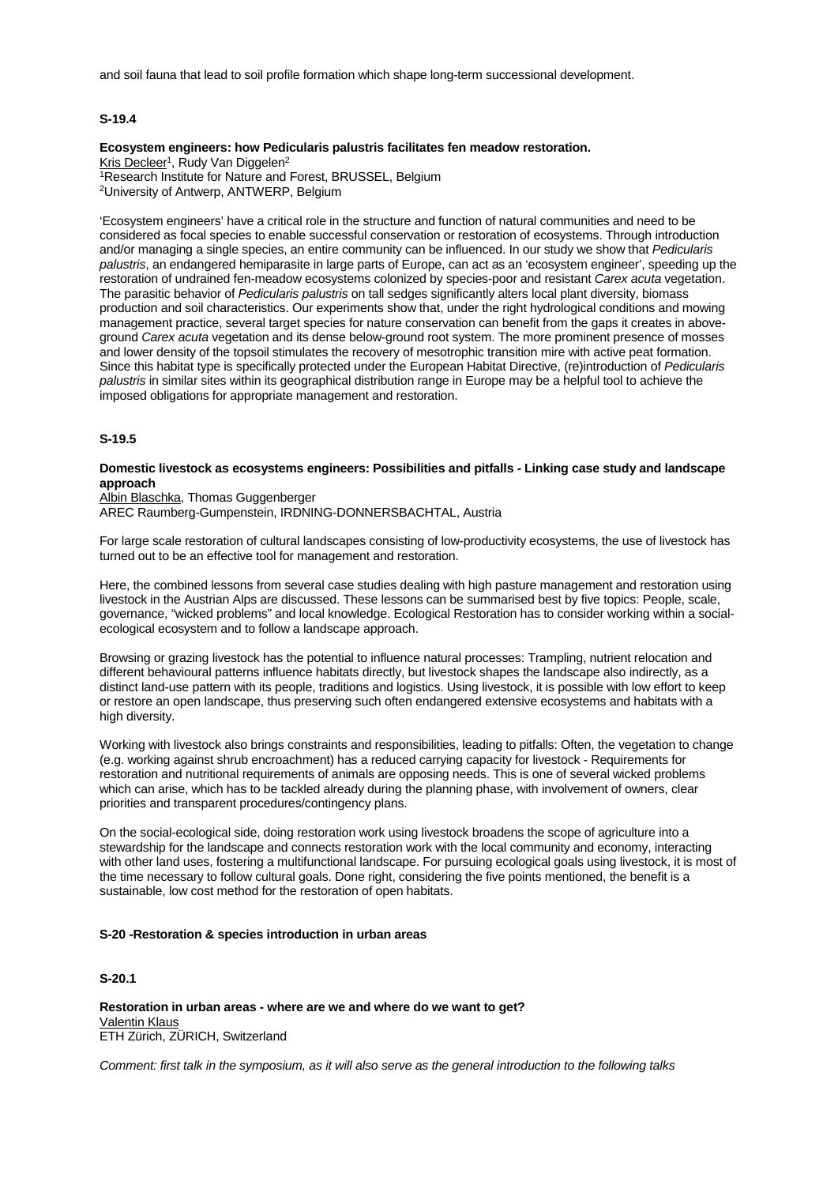and soil fauna that lead to soil profile formation which shape long-term successional development.

**S-19.4**

**Ecosystem engineers: how Pedicularis palustris facilitates fen meadow restoration.**
Kris Decleer[1], Rudy Van Diggelen[2]
[1]Research Institute for Nature and Forest, BRUSSEL, Belgium
[2]University of Antwerp, ANTWERP, Belgium

'Ecosystem engineers' have a critical role in the structure and function of natural communities and need to be considered as focal species to enable successful conservation or restoration of ecosystems. Through introduction and/or managing a single species, an entire community can be influenced. In our study we show that *Pedicularis palustris*, an endangered hemiparasite in large parts of Europe, can act as an 'ecosystem engineer', speeding up the restoration of undrained fen-meadow ecosystems colonized by species-poor and resistant *Carex acuta* vegetation. The parasitic behavior of *Pedicularis palustris* on tall sedges significantly alters local plant diversity, biomass production and soil characteristics. Our experiments show that, under the right hydrological conditions and mowing management practice, several target species for nature conservation can benefit from the gaps it creates in above-ground *Carex acuta* vegetation and its dense below-ground root system. The more prominent presence of mosses and lower density of the topsoil stimulates the recovery of mesotrophic transition mire with active peat formation. Since this habitat type is specifically protected under the European Habitat Directive, (re)introduction of *Pedicularis palustris* in similar sites within its geographical distribution range in Europe may be a helpful tool to achieve the imposed obligations for appropriate management and restoration.

**S-19.5**

**Domestic livestock as ecosystems engineers: Possibilities and pitfalls - Linking case study and landscape approach**
Albin Blaschka, Thomas Guggenberger
AREC Raumberg-Gumpenstein, IRDNING-DONNERSBACHTAL, Austria

For large scale restoration of cultural landscapes consisting of low-productivity ecosystems, the use of livestock has turned out to be an effective tool for management and restoration.

Here, the combined lessons from several case studies dealing with high pasture management and restoration using livestock in the Austrian Alps are discussed. These lessons can be summarised best by five topics: People, scale, governance, "wicked problems" and local knowledge. Ecological Restoration has to consider working within a social-ecological ecosystem and to follow a landscape approach.

Browsing or grazing livestock has the potential to influence natural processes: Trampling, nutrient relocation and different behavioural patterns influence habitats directly, but livestock shapes the landscape also indirectly, as a distinct land-use pattern with its people, traditions and logistics. Using livestock, it is possible with low effort to keep or restore an open landscape, thus preserving such often endangered extensive ecosystems and habitats with a high diversity.

Working with livestock also brings constraints and responsibilities, leading to pitfalls: Often, the vegetation to change (e.g. working against shrub encroachment) has a reduced carrying capacity for livestock - Requirements for restoration and nutritional requirements of animals are opposing needs. This is one of several wicked problems which can arise, which has to be tackled already during the planning phase, with involvement of owners, clear priorities and transparent procedures/contingency plans.

On the social-ecological side, doing restoration work using livestock broadens the scope of agriculture into a stewardship for the landscape and connects restoration work with the local community and economy, interacting with other land uses, fostering a multifunctional landscape. For pursuing ecological goals using livestock, it is most of the time necessary to follow cultural goals. Done right, considering the five points mentioned, the benefit is a sustainable, low cost method for the restoration of open habitats.

**S-20 -Restoration & species introduction in urban areas**

**S-20.1**

**Restoration in urban areas - where are we and where do we want to get?**
Valentin Klaus
ETH Zürich, ZÜRICH, Switzerland

*Comment: first talk in the symposium, as it will also serve as the general introduction to the following talks*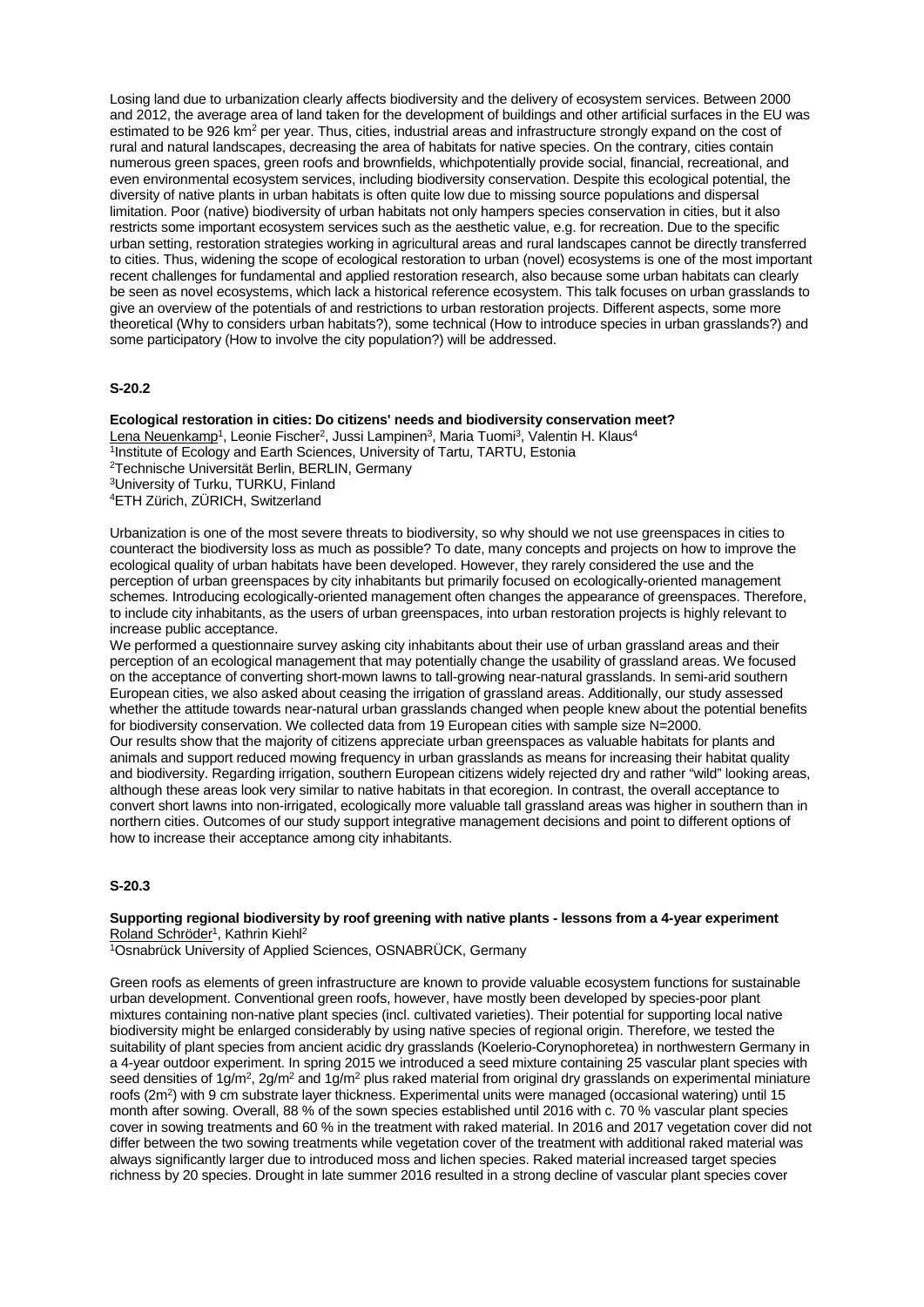Losing land due to urbanization clearly affects biodiversity and the delivery of ecosystem services. Between 2000 and 2012, the average area of land taken for the development of buildings and other artificial surfaces in the EU was estimated to be 926 $km^2$ per year. Thus, cities, industrial areas and infrastructure strongly expand on the cost of rural and natural landscapes, decreasing the area of habitats for native species. On the contrary, cities contain numerous green spaces, green roofs and brownfields, whichpotentially provide social, financial, recreational, and even environmental ecosystem services, including biodiversity conservation. Despite this ecological potential, the diversity of native plants in urban habitats is often quite low due to missing source populations and dispersal limitation. Poor (native) biodiversity of urban habitats not only hampers species conservation in cities, but it also restricts some important ecosystem services such as the aesthetic value, e.g. for recreation. Due to the specific urban setting, restoration strategies working in agricultural areas and rural landscapes cannot be directly transferred to cities. Thus, widening the scope of ecological restoration to urban (novel) ecosystems is one of the most important recent challenges for fundamental and applied restoration research, also because some urban habitats can clearly be seen as novel ecosystems, which lack a historical reference ecosystem. This talk focuses on urban grasslands to give an overview of the potentials of and restrictions to urban restoration projects. Different aspects, some more theoretical (Why to considers urban habitats?), some technical (How to introduce species in urban grasslands?) and some participatory (How to involve the city population?) will be addressed.

### S-20.2

**Ecological restoration in cities: Do citizens' needs and biodiversity conservation meet?**
Lena Neuenkamp[1], Leonie Fischer[2], Jussi Lampinen[3], Maria Tuomi[3], Valentin H. Klaus[4]
[1]Institute of Ecology and Earth Sciences, University of Tartu, TARTU, Estonia
[2]Technische Universität Berlin, BERLIN, Germany
[3]University of Turku, TURKU, Finland
[4]ETH Zürich, ZÜRICH, Switzerland

Urbanization is one of the most severe threats to biodiversity, so why should we not use greenspaces in cities to counteract the biodiversity loss as much as possible? To date, many concepts and projects on how to improve the ecological quality of urban habitats have been developed. However, they rarely considered the use and the perception of urban greenspaces by city inhabitants but primarily focused on ecologically-oriented management schemes. Introducing ecologically-oriented management often changes the appearance of greenspaces. Therefore, to include city inhabitants, as the users of urban greenspaces, into urban restoration projects is highly relevant to increase public acceptance.
We performed a questionnaire survey asking city inhabitants about their use of urban grassland areas and their perception of an ecological management that may potentially change the usability of grassland areas. We focused on the acceptance of converting short-mown lawns to tall-growing near-natural grasslands. In semi-arid southern European cities, we also asked about ceasing the irrigation of grassland areas. Additionally, our study assessed whether the attitude towards near-natural urban grasslands changed when people knew about the potential benefits for biodiversity conservation. We collected data from 19 European cities with sample size N=2000.
Our results show that the majority of citizens appreciate urban greenspaces as valuable habitats for plants and animals and support reduced mowing frequency in urban grasslands as means for increasing their habitat quality and biodiversity. Regarding irrigation, southern European citizens widely rejected dry and rather "wild" looking areas, although these areas look very similar to native habitats in that ecoregion. In contrast, the overall acceptance to convert short lawns into non-irrigated, ecologically more valuable tall grassland areas was higher in southern than in northern cities. Outcomes of our study support integrative management decisions and point to different options of how to increase their acceptance among city inhabitants.

### S-20.3

**Supporting regional biodiversity by roof greening with native plants - lessons from a 4-year experiment**
Roland Schröder[1], Kathrin Kiehl[2]
[1]Osnabrück University of Applied Sciences, OSNABRÜCK, Germany

Green roofs as elements of green infrastructure are known to provide valuable ecosystem functions for sustainable urban development. Conventional green roofs, however, have mostly been developed by species-poor plant mixtures containing non-native plant species (incl. cultivated varieties). Their potential for supporting local native biodiversity might be enlarged considerably by using native species of regional origin. Therefore, we tested the suitability of plant species from ancient acidic dry grasslands (Koelerio-Corynophoretea) in northwestern Germany in a 4-year outdoor experiment. In spring 2015 we introduced a seed mixture containing 25 vascular plant species with seed densities of 1g/$m^2$, 2g/$m^2$ and 1g/$m^2$ plus raked material from original dry grasslands on experimental miniature roofs (2$m^2$) with 9 cm substrate layer thickness. Experimental units were managed (occasional watering) until 15 month after sowing. Overall, 88 % of the sown species established until 2016 with c. 70 % vascular plant species cover in sowing treatments and 60 % in the treatment with raked material. In 2016 and 2017 vegetation cover did not differ between the two sowing treatments while vegetation cover of the treatment with additional raked material was always significantly larger due to introduced moss and lichen species. Raked material increased target species richness by 20 species. Drought in late summer 2016 resulted in a strong decline of vascular plant species cover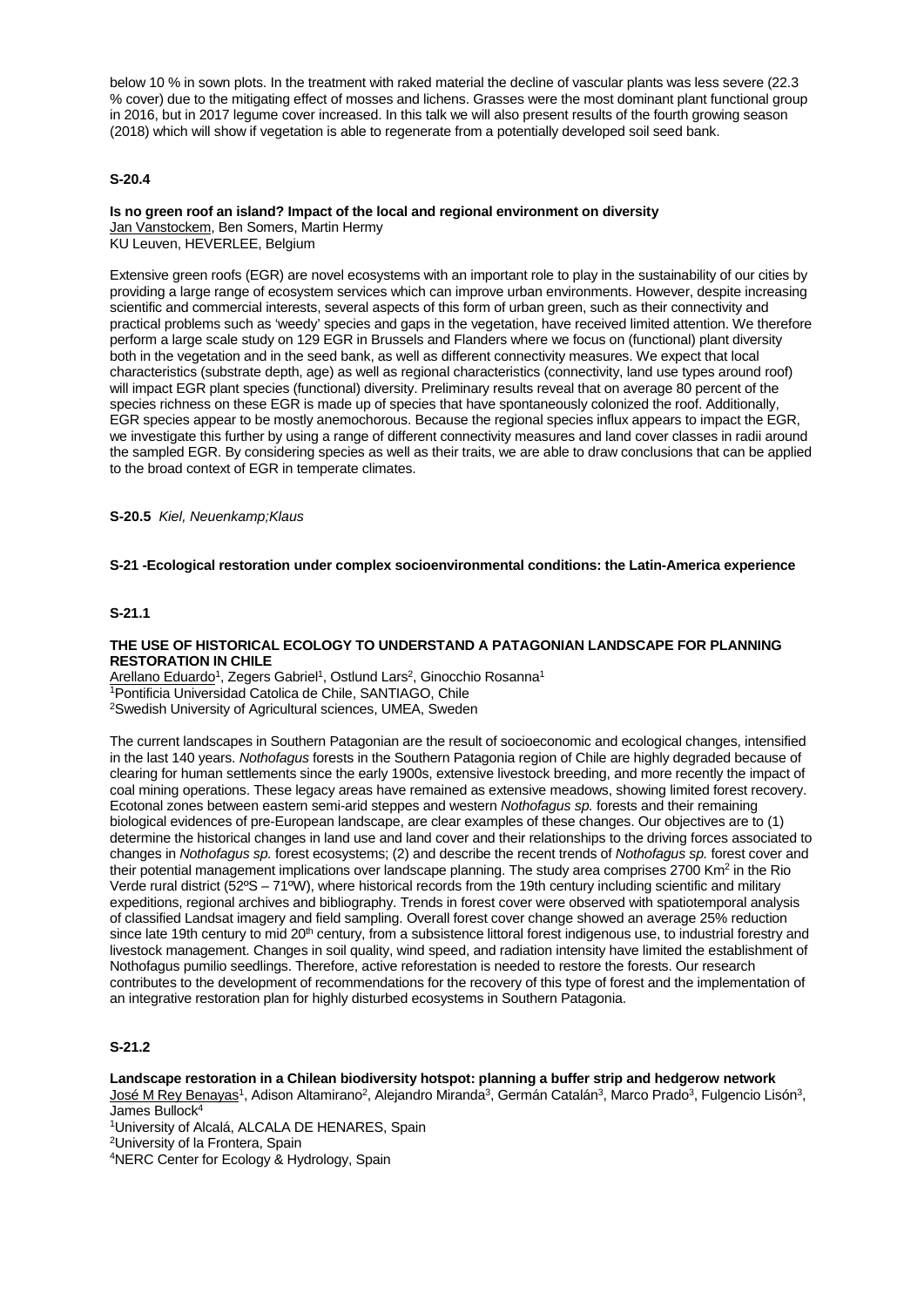below 10 % in sown plots. In the treatment with raked material the decline of vascular plants was less severe (22.3 % cover) due to the mitigating effect of mosses and lichens. Grasses were the most dominant plant functional group in 2016, but in 2017 legume cover increased. In this talk we will also present results of the fourth growing season (2018) which will show if vegetation is able to regenerate from a potentially developed soil seed bank.

**S-20.4**

**Is no green roof an island? Impact of the local and regional environment on diversity**
Jan Vanstockem, Ben Somers, Martin Hermy
KU Leuven, HEVERLEE, Belgium

Extensive green roofs (EGR) are novel ecosystems with an important role to play in the sustainability of our cities by providing a large range of ecosystem services which can improve urban environments. However, despite increasing scientific and commercial interests, several aspects of this form of urban green, such as their connectivity and practical problems such as 'weedy' species and gaps in the vegetation, have received limited attention. We therefore perform a large scale study on 129 EGR in Brussels and Flanders where we focus on (functional) plant diversity both in the vegetation and in the seed bank, as well as different connectivity measures. We expect that local characteristics (substrate depth, age) as well as regional characteristics (connectivity, land use types around roof) will impact EGR plant species (functional) diversity. Preliminary results reveal that on average 80 percent of the species richness on these EGR is made up of species that have spontaneously colonized the roof. Additionally, EGR species appear to be mostly anemochorous. Because the regional species influx appears to impact the EGR, we investigate this further by using a range of different connectivity measures and land cover classes in radii around the sampled EGR. By considering species as well as their traits, we are able to draw conclusions that can be applied to the broad context of EGR in temperate climates.

**S-20.5** *Kiel, Neuenkamp;Klaus*

**S-21 -Ecological restoration under complex socioenvironmental conditions: the Latin-America experience**

**S-21.1**

**THE USE OF HISTORICAL ECOLOGY TO UNDERSTAND A PATAGONIAN LANDSCAPE FOR PLANNING RESTORATION IN CHILE**
Arellano Eduardo[1], Zegers Gabriel[1], Ostlund Lars[2], Ginocchio Rosanna[1]
[1]Pontificia Universidad Catolica de Chile, SANTIAGO, Chile
[2]Swedish University of Agricultural sciences, UMEA, Sweden

The current landscapes in Southern Patagonian are the result of socioeconomic and ecological changes, intensified in the last 140 years. *Nothofagus* forests in the Southern Patagonia region of Chile are highly degraded because of clearing for human settlements since the early 1900s, extensive livestock breeding, and more recently the impact of coal mining operations. These legacy areas have remained as extensive meadows, showing limited forest recovery. Ecotonal zones between eastern semi-arid steppes and western *Nothofagus sp.* forests and their remaining biological evidences of pre-European landscape, are clear examples of these changes. Our objectives are to (1) determine the historical changes in land use and land cover and their relationships to the driving forces associated to changes in *Nothofagus sp.* forest ecosystems; (2) and describe the recent trends of *Nothofagus sp.* forest cover and their potential management implications over landscape planning. The study area comprises 2700 $Km^2$ in the Rio Verde rural district (52ºS – 71ºW), where historical records from the 19th century including scientific and military expeditions, regional archives and bibliography. Trends in forest cover were observed with spatiotemporal analysis of classified Landsat imagery and field sampling. Overall forest cover change showed an average 25% reduction since late 19th century to mid 20th century, from a subsistence littoral forest indigenous use, to industrial forestry and livestock management. Changes in soil quality, wind speed, and radiation intensity have limited the establishment of Nothofagus pumilio seedlings. Therefore, active reforestation is needed to restore the forests. Our research contributes to the development of recommendations for the recovery of this type of forest and the implementation of an integrative restoration plan for highly disturbed ecosystems in Southern Patagonia.

**S-21.2**

**Landscape restoration in a Chilean biodiversity hotspot: planning a buffer strip and hedgerow network**
José M Rey Benayas[1], Adison Altamirano[2], Alejandro Miranda[3], Germán Catalán[3], Marco Prado[3], Fulgencio Lisón[3], James Bullock[4]
[1]University of Alcalá, ALCALA DE HENARES, Spain
[2]University of la Frontera, Spain
[4]NERC Center for Ecology & Hydrology, Spain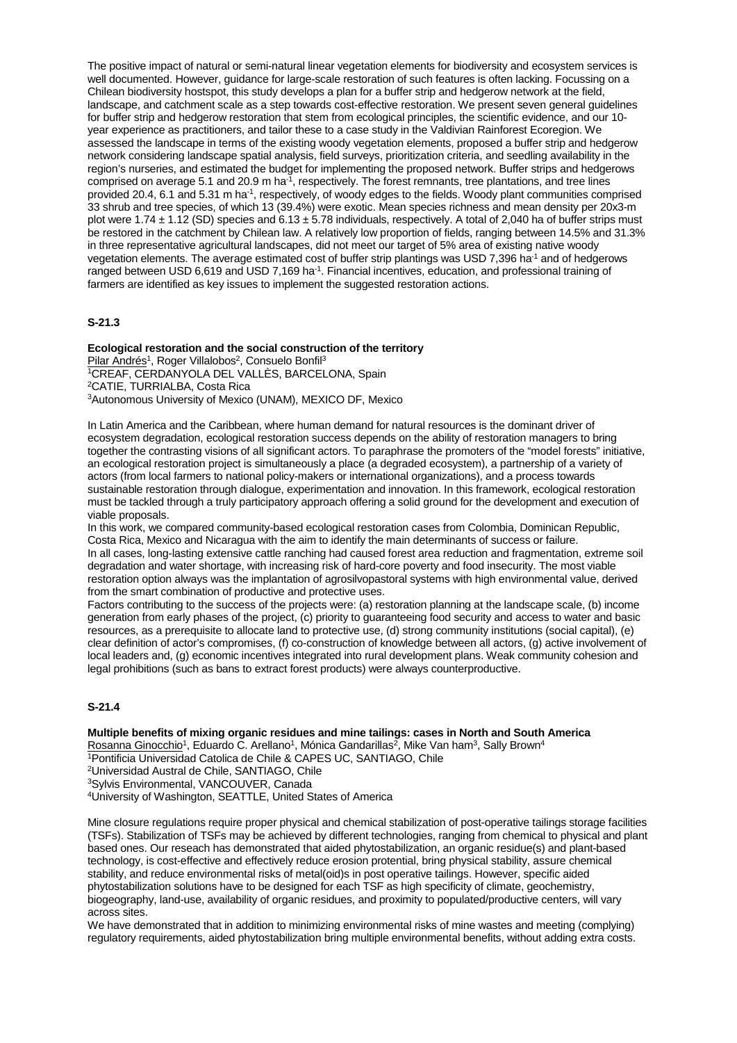The positive impact of natural or semi-natural linear vegetation elements for biodiversity and ecosystem services is well documented. However, guidance for large-scale restoration of such features is often lacking. Focussing on a Chilean biodiversity hostspot, this study develops a plan for a buffer strip and hedgerow network at the field, landscape, and catchment scale as a step towards cost-effective restoration. We present seven general guidelines for buffer strip and hedgerow restoration that stem from ecological principles, the scientific evidence, and our 10-year experience as practitioners, and tailor these to a case study in the Valdivian Rainforest Ecoregion. We assessed the landscape in terms of the existing woody vegetation elements, proposed a buffer strip and hedgerow network considering landscape spatial analysis, field surveys, prioritization criteria, and seedling availability in the region's nurseries, and estimated the budget for implementing the proposed network. Buffer strips and hedgerows comprised on average 5.1 and 20.9 m $ha^{-1}$, respectively. The forest remnants, tree plantations, and tree lines provided 20.4, 6.1 and 5.31 m $ha^{-1}$, respectively, of woody edges to the fields. Woody plant communities comprised 33 shrub and tree species, of which 13 (39.4%) were exotic. Mean species richness and mean density per 20x3-m plot were $1.74 \pm 1.12$ (SD) species and $6.13 \pm 5.78$ individuals, respectively. A total of 2,040 ha of buffer strips must be restored in the catchment by Chilean law. A relatively low proportion of fields, ranging between 14.5% and 31.3% in three representative agricultural landscapes, did not meet our target of 5% area of existing native woody vegetation elements. The average estimated cost of buffer strip plantings was USD 7,396 $ha^{-1}$ and of hedgerows ranged between USD 6,619 and USD 7,169 $ha^{-1}$. Financial incentives, education, and professional training of farmers are identified as key issues to implement the suggested restoration actions.

## S-21.3

**Ecological restoration and the social construction of the territory**

Pilar Andrés[1], Roger Villalobos[2], Consuelo Bonfil[3]

[1]CREAF, CERDANYOLA DEL VALLÈS, BARCELONA, Spain
[2]CATIE, TURRIALBA, Costa Rica
[3]Autonomous University of Mexico (UNAM), MEXICO DF, Mexico

In Latin America and the Caribbean, where human demand for natural resources is the dominant driver of ecosystem degradation, ecological restoration success depends on the ability of restoration managers to bring together the contrasting visions of all significant actors. To paraphrase the promoters of the "model forests" initiative, an ecological restoration project is simultaneously a place (a degraded ecosystem), a partnership of a variety of actors (from local farmers to national policy-makers or international organizations), and a process towards sustainable restoration through dialogue, experimentation and innovation. In this framework, ecological restoration must be tackled through a truly participatory approach offering a solid ground for the development and execution of viable proposals.

In this work, we compared community-based ecological restoration cases from Colombia, Dominican Republic, Costa Rica, Mexico and Nicaragua with the aim to identify the main determinants of success or failure.

In all cases, long-lasting extensive cattle ranching had caused forest area reduction and fragmentation, extreme soil degradation and water shortage, with increasing risk of hard-core poverty and food insecurity. The most viable restoration option always was the implantation of agrosilvopastoral systems with high environmental value, derived from the smart combination of productive and protective uses.

Factors contributing to the success of the projects were: (a) restoration planning at the landscape scale, (b) income generation from early phases of the project, (c) priority to guaranteeing food security and access to water and basic resources, as a prerequisite to allocate land to protective use, (d) strong community institutions (social capital), (e) clear definition of actor's compromises, (f) co-construction of knowledge between all actors, (g) active involvement of local leaders and, (g) economic incentives integrated into rural development plans. Weak community cohesion and legal prohibitions (such as bans to extract forest products) were always counterproductive.

## S-21.4

**Multiple benefits of mixing organic residues and mine tailings: cases in North and South America**

Rosanna Ginocchio[1], Eduardo C. Arellano[1], Mónica Gandarillas[2], Mike Van ham[3], Sally Brown[4]

[1]Pontificia Universidad Catolica de Chile & CAPES UC, SANTIAGO, Chile
[2]Universidad Austral de Chile, SANTIAGO, Chile
[3]Sylvis Environmental, VANCOUVER, Canada
[4]University of Washington, SEATTLE, United States of America

Mine closure regulations require proper physical and chemical stabilization of post-operative tailings storage facilities (TSFs). Stabilization of TSFs may be achieved by different technologies, ranging from chemical to physical and plant based ones. Our reseach has demonstrated that aided phytostabilization, an organic residue(s) and plant-based technology, is cost-effective and effectively reduce erosion potential, bring physical stability, assure chemical stability, and reduce environmental risks of metal(oid)s in post operative tailings. However, specific aided phytostabilization solutions have to be designed for each TSF as high specificity of climate, geochemistry, biogeography, land-use, availability of organic residues, and proximity to populated/productive centers, will vary across sites.

We have demonstrated that in addition to minimizing environmental risks of mine wastes and meeting (complying) regulatory requirements, aided phytostabilization bring multiple environmental benefits, without adding extra costs.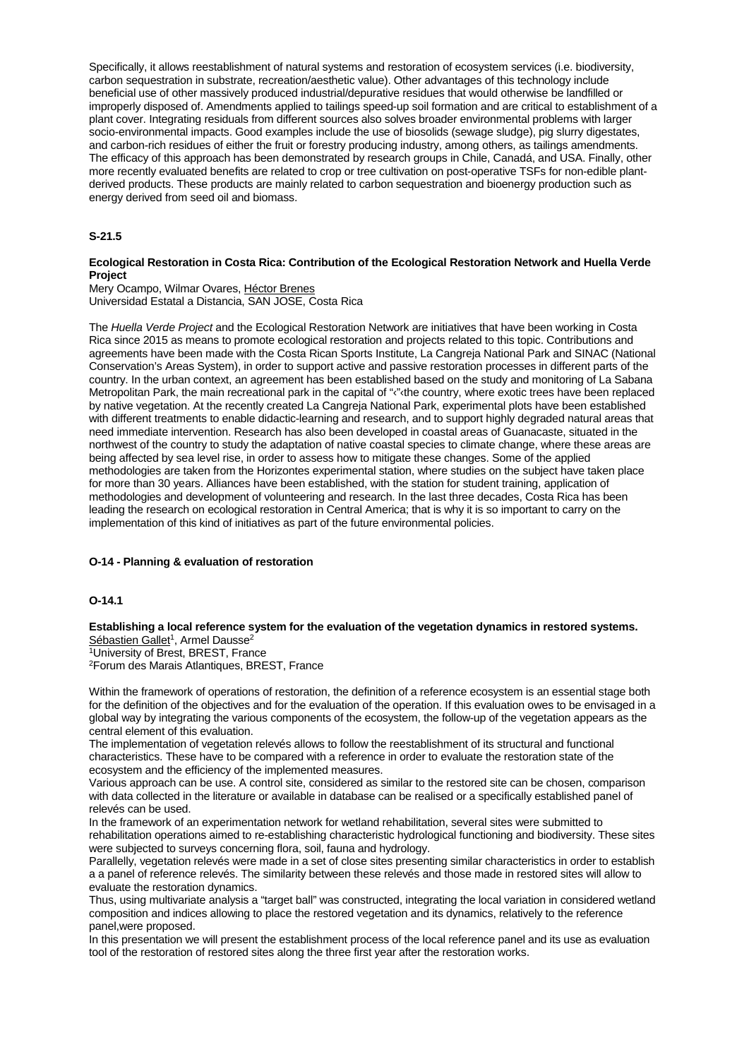Specifically, it allows reestablishment of natural systems and restoration of ecosystem services (i.e. biodiversity, carbon sequestration in substrate, recreation/aesthetic value). Other advantages of this technology include beneficial use of other massively produced industrial/depurative residues that would otherwise be landfilled or improperly disposed of. Amendments applied to tailings speed-up soil formation and are critical to establishment of a plant cover. Integrating residuals from different sources also solves broader environmental problems with larger socio-environmental impacts. Good examples include the use of biosolids (sewage sludge), pig slurry digestates, and carbon-rich residues of either the fruit or forestry producing industry, among others, as tailings amendments. The efficacy of this approach has been demonstrated by research groups in Chile, Canadá, and USA. Finally, other more recently evaluated benefits are related to crop or tree cultivation on post-operative TSFs for non-edible plant-derived products. These products are mainly related to carbon sequestration and bioenergy production such as energy derived from seed oil and biomass.

### S-21.5

**Ecological Restoration in Costa Rica: Contribution of the Ecological Restoration Network and Huella Verde Project**

Mery Ocampo, Wilmar Ovares, Héctor Brenes
Universidad Estatal a Distancia, SAN JOSE, Costa Rica

The *Huella Verde Project* and the Ecological Restoration Network are initiatives that have been working in Costa Rica since 2015 as means to promote ecological restoration and projects related to this topic. Contributions and agreements have been made with the Costa Rican Sports Institute, La Cangreja National Park and SINAC (National Conservation's Areas System), in order to support active and passive restoration processes in different parts of the country. In the urban context, an agreement has been established based on the study and monitoring of La Sabana Metropolitan Park, the main recreational park in the capital of "‹"‹the country, where exotic trees have been replaced by native vegetation. At the recently created La Cangreja National Park, experimental plots have been established with different treatments to enable didactic-learning and research, and to support highly degraded natural areas that need immediate intervention. Research has also been developed in coastal areas of Guanacaste, situated in the northwest of the country to study the adaptation of native coastal species to climate change, where these areas are being affected by sea level rise, in order to assess how to mitigate these changes. Some of the applied methodologies are taken from the Horizontes experimental station, where studies on the subject have taken place for more than 30 years. Alliances have been established, with the station for student training, application of methodologies and development of volunteering and research. In the last three decades, Costa Rica has been leading the research on ecological restoration in Central America; that is why it is so important to carry on the implementation of this kind of initiatives as part of the future environmental policies.

## O-14 - Planning & evaluation of restoration

### O-14.1

**Establishing a local reference system for the evaluation of the vegetation dynamics in restored systems.**

Sébastien Gallet[1], Armel Dausse[2]
[1]University of Brest, BREST, France
[2]Forum des Marais Atlantiques, BREST, France

Within the framework of operations of restoration, the definition of a reference ecosystem is an essential stage both for the definition of the objectives and for the evaluation of the operation. If this evaluation owes to be envisaged in a global way by integrating the various components of the ecosystem, the follow-up of the vegetation appears as the central element of this evaluation.

The implementation of vegetation relevés allows to follow the reestablishment of its structural and functional characteristics. These have to be compared with a reference in order to evaluate the restoration state of the ecosystem and the efficiency of the implemented measures.

Various approach can be use. A control site, considered as similar to the restored site can be chosen, comparison with data collected in the literature or available in database can be realised or a specifically established panel of relevés can be used.

In the framework of an experimentation network for wetland rehabilitation, several sites were submitted to rehabilitation operations aimed to re-establishing characteristic hydrological functioning and biodiversity. These sites were subjected to surveys concerning flora, soil, fauna and hydrology.

Parallelly, vegetation relevés were made in a set of close sites presenting similar characteristics in order to establish a a panel of reference relevés. The similarity between these relevés and those made in restored sites will allow to evaluate the restoration dynamics.

Thus, using multivariate analysis a "target ball" was constructed, integrating the local variation in considered wetland composition and indices allowing to place the restored vegetation and its dynamics, relatively to the reference panel,were proposed.

In this presentation we will present the establishment process of the local reference panel and its use as evaluation tool of the restoration of restored sites along the three first year after the restoration works.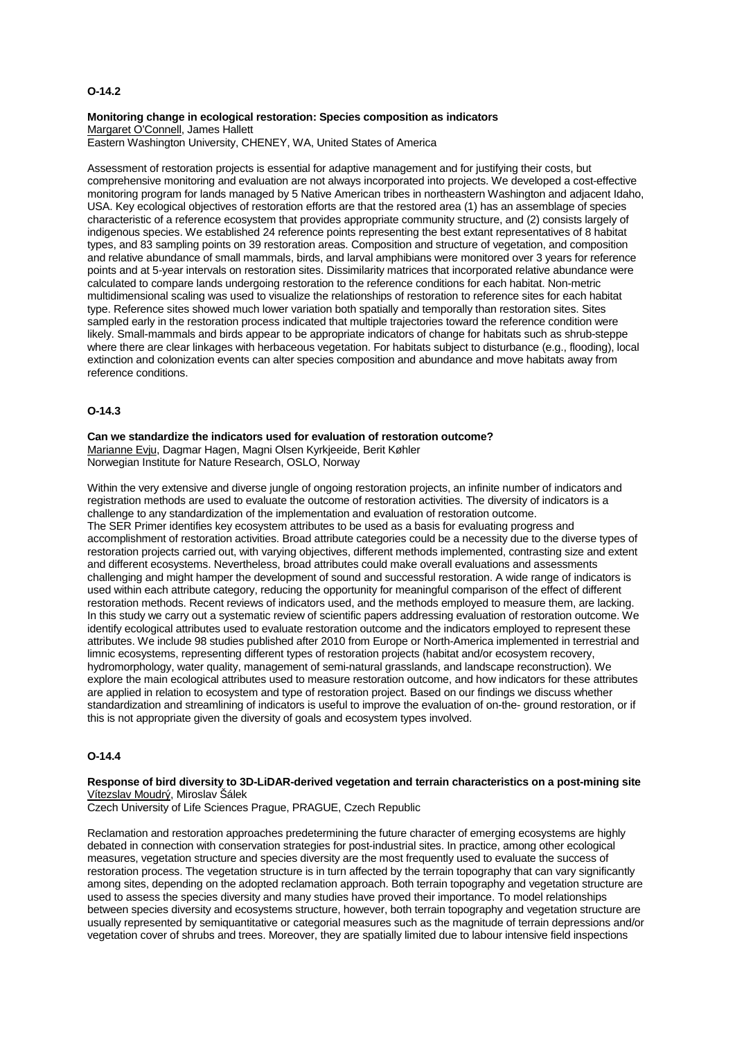### O-14.2

**Monitoring change in ecological restoration: Species composition as indicators**
Margaret O'Connell, James Hallett
Eastern Washington University, CHENEY, WA, United States of America

Assessment of restoration projects is essential for adaptive management and for justifying their costs, but comprehensive monitoring and evaluation are not always incorporated into projects. We developed a cost-effective monitoring program for lands managed by 5 Native American tribes in northeastern Washington and adjacent Idaho, USA. Key ecological objectives of restoration efforts are that the restored area (1) has an assemblage of species characteristic of a reference ecosystem that provides appropriate community structure, and (2) consists largely of indigenous species. We established 24 reference points representing the best extant representatives of 8 habitat types, and 83 sampling points on 39 restoration areas. Composition and structure of vegetation, and composition and relative abundance of small mammals, birds, and larval amphibians were monitored over 3 years for reference points and at 5-year intervals on restoration sites. Dissimilarity matrices that incorporated relative abundance were calculated to compare lands undergoing restoration to the reference conditions for each habitat. Non-metric multidimensional scaling was used to visualize the relationships of restoration to reference sites for each habitat type. Reference sites showed much lower variation both spatially and temporally than restoration sites. Sites sampled early in the restoration process indicated that multiple trajectories toward the reference condition were likely. Small-mammals and birds appear to be appropriate indicators of change for habitats such as shrub-steppe where there are clear linkages with herbaceous vegetation. For habitats subject to disturbance (e.g., flooding), local extinction and colonization events can alter species composition and abundance and move habitats away from reference conditions.

### O-14.3

**Can we standardize the indicators used for evaluation of restoration outcome?**
Marianne Evju, Dagmar Hagen, Magni Olsen Kyrkjeeide, Berit Køhler
Norwegian Institute for Nature Research, OSLO, Norway

Within the very extensive and diverse jungle of ongoing restoration projects, an infinite number of indicators and registration methods are used to evaluate the outcome of restoration activities. The diversity of indicators is a challenge to any standardization of the implementation and evaluation of restoration outcome.
The SER Primer identifies key ecosystem attributes to be used as a basis for evaluating progress and accomplishment of restoration activities. Broad attribute categories could be a necessity due to the diverse types of restoration projects carried out, with varying objectives, different methods implemented, contrasting size and extent and different ecosystems. Nevertheless, broad attributes could make overall evaluations and assessments challenging and might hamper the development of sound and successful restoration. A wide range of indicators is used within each attribute category, reducing the opportunity for meaningful comparison of the effect of different restoration methods. Recent reviews of indicators used, and the methods employed to measure them, are lacking. In this study we carry out a systematic review of scientific papers addressing evaluation of restoration outcome. We identify ecological attributes used to evaluate restoration outcome and the indicators employed to represent these attributes. We include 98 studies published after 2010 from Europe or North-America implemented in terrestrial and limnic ecosystems, representing different types of restoration projects (habitat and/or ecosystem recovery, hydromorphology, water quality, management of semi-natural grasslands, and landscape reconstruction). We explore the main ecological attributes used to measure restoration outcome, and how indicators for these attributes are applied in relation to ecosystem and type of restoration project. Based on our findings we discuss whether standardization and streamlining of indicators is useful to improve the evaluation of on-the- ground restoration, or if this is not appropriate given the diversity of goals and ecosystem types involved.

### O-14.4

**Response of bird diversity to 3D-LiDAR-derived vegetation and terrain characteristics on a post-mining site**
Vítezslav Moudrý, Miroslav Šálek
Czech University of Life Sciences Prague, PRAGUE, Czech Republic

Reclamation and restoration approaches predetermining the future character of emerging ecosystems are highly debated in connection with conservation strategies for post-industrial sites. In practice, among other ecological measures, vegetation structure and species diversity are the most frequently used to evaluate the success of restoration process. The vegetation structure is in turn affected by the terrain topography that can vary significantly among sites, depending on the adopted reclamation approach. Both terrain topography and vegetation structure are used to assess the species diversity and many studies have proved their importance. To model relationships between species diversity and ecosystems structure, however, both terrain topography and vegetation structure are usually represented by semiquantitative or categorial measures such as the magnitude of terrain depressions and/or vegetation cover of shrubs and trees. Moreover, they are spatially limited due to labour intensive field inspections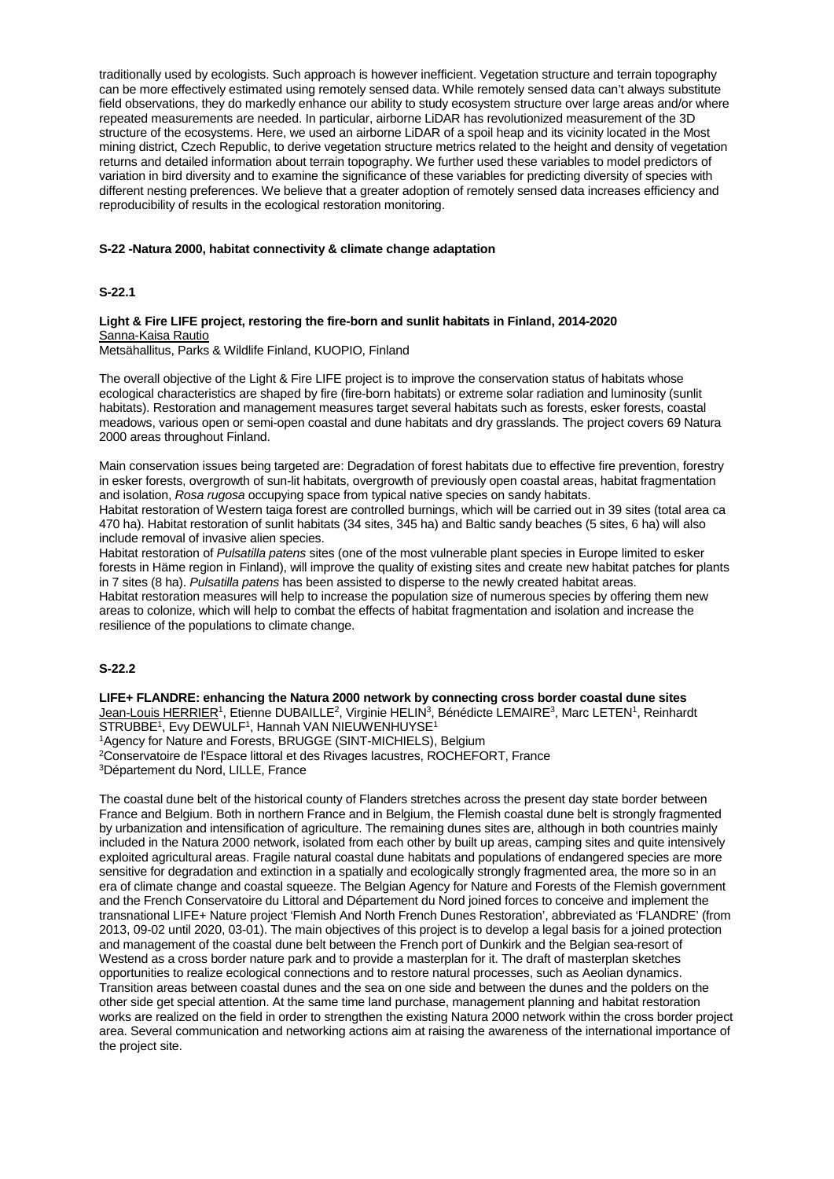traditionally used by ecologists. Such approach is however inefficient. Vegetation structure and terrain topography can be more effectively estimated using remotely sensed data. While remotely sensed data can't always substitute field observations, they do markedly enhance our ability to study ecosystem structure over large areas and/or where repeated measurements are needed. In particular, airborne LiDAR has revolutionized measurement of the 3D structure of the ecosystems. Here, we used an airborne LiDAR of a spoil heap and its vicinity located in the Most mining district, Czech Republic, to derive vegetation structure metrics related to the height and density of vegetation returns and detailed information about terrain topography. We further used these variables to model predictors of variation in bird diversity and to examine the significance of these variables for predicting diversity of species with different nesting preferences. We believe that a greater adoption of remotely sensed data increases efficiency and reproducibility of results in the ecological restoration monitoring.

## S-22 -Natura 2000, habitat connectivity & climate change adaptation

### S-22.1

**Light & Fire LIFE project, restoring the fire-born and sunlit habitats in Finland, 2014-2020**
Sanna-Kaisa Rautio
Metsähallitus, Parks & Wildlife Finland, KUOPIO, Finland

The overall objective of the Light & Fire LIFE project is to improve the conservation status of habitats whose ecological characteristics are shaped by fire (fire-born habitats) or extreme solar radiation and luminosity (sunlit habitats). Restoration and management measures target several habitats such as forests, esker forests, coastal meadows, various open or semi-open coastal and dune habitats and dry grasslands. The project covers 69 Natura 2000 areas throughout Finland.

Main conservation issues being targeted are: Degradation of forest habitats due to effective fire prevention, forestry in esker forests, overgrowth of sun-lit habitats, overgrowth of previously open coastal areas, habitat fragmentation and isolation, *Rosa rugosa* occupying space from typical native species on sandy habitats.
Habitat restoration of Western taiga forest are controlled burnings, which will be carried out in 39 sites (total area ca 470 ha). Habitat restoration of sunlit habitats (34 sites, 345 ha) and Baltic sandy beaches (5 sites, 6 ha) will also include removal of invasive alien species.
Habitat restoration of *Pulsatilla patens* sites (one of the most vulnerable plant species in Europe limited to esker forests in Häme region in Finland), will improve the quality of existing sites and create new habitat patches for plants in 7 sites (8 ha). *Pulsatilla patens* has been assisted to disperse to the newly created habitat areas.
Habitat restoration measures will help to increase the population size of numerous species by offering them new areas to colonize, which will help to combat the effects of habitat fragmentation and isolation and increase the resilience of the populations to climate change.

### S-22.2

**LIFE+ FLANDRE: enhancing the Natura 2000 network by connecting cross border coastal dune sites**
Jean-Louis HERRIER[1], Etienne DUBAILLE[2], Virginie HELIN[3], Bénédicte LEMAIRE[3], Marc LETEN[1], Reinhardt STRUBBE[1], Evy DEWULF[1], Hannah VAN NIEUWENHUYSE[1]
[1]Agency for Nature and Forests, BRUGGE (SINT-MICHIELS), Belgium
[2]Conservatoire de l'Espace littoral et des Rivages lacustres, ROCHEFORT, France
[3]Département du Nord, LILLE, France

The coastal dune belt of the historical county of Flanders stretches across the present day state border between France and Belgium. Both in northern France and in Belgium, the Flemish coastal dune belt is strongly fragmented by urbanization and intensification of agriculture. The remaining dunes sites are, although in both countries mainly included in the Natura 2000 network, isolated from each other by built up areas, camping sites and quite intensively exploited agricultural areas. Fragile natural coastal dune habitats and populations of endangered species are more sensitive for degradation and extinction in a spatially and ecologically strongly fragmented area, the more so in an era of climate change and coastal squeeze. The Belgian Agency for Nature and Forests of the Flemish government and the French Conservatoire du Littoral and Département du Nord joined forces to conceive and implement the transnational LIFE+ Nature project 'Flemish And North French Dunes Restoration', abbreviated as 'FLANDRE' (from 2013, 09-02 until 2020, 03-01). The main objectives of this project is to develop a legal basis for a joined protection and management of the coastal dune belt between the French port of Dunkirk and the Belgian sea-resort of Westend as a cross border nature park and to provide a masterplan for it. The draft of masterplan sketches opportunities to realize ecological connections and to restore natural processes, such as Aeolian dynamics. Transition areas between coastal dunes and the sea on one side and between the dunes and the polders on the other side get special attention. At the same time land purchase, management planning and habitat restoration works are realized on the field in order to strengthen the existing Natura 2000 network within the cross border project area. Several communication and networking actions aim at raising the awareness of the international importance of the project site.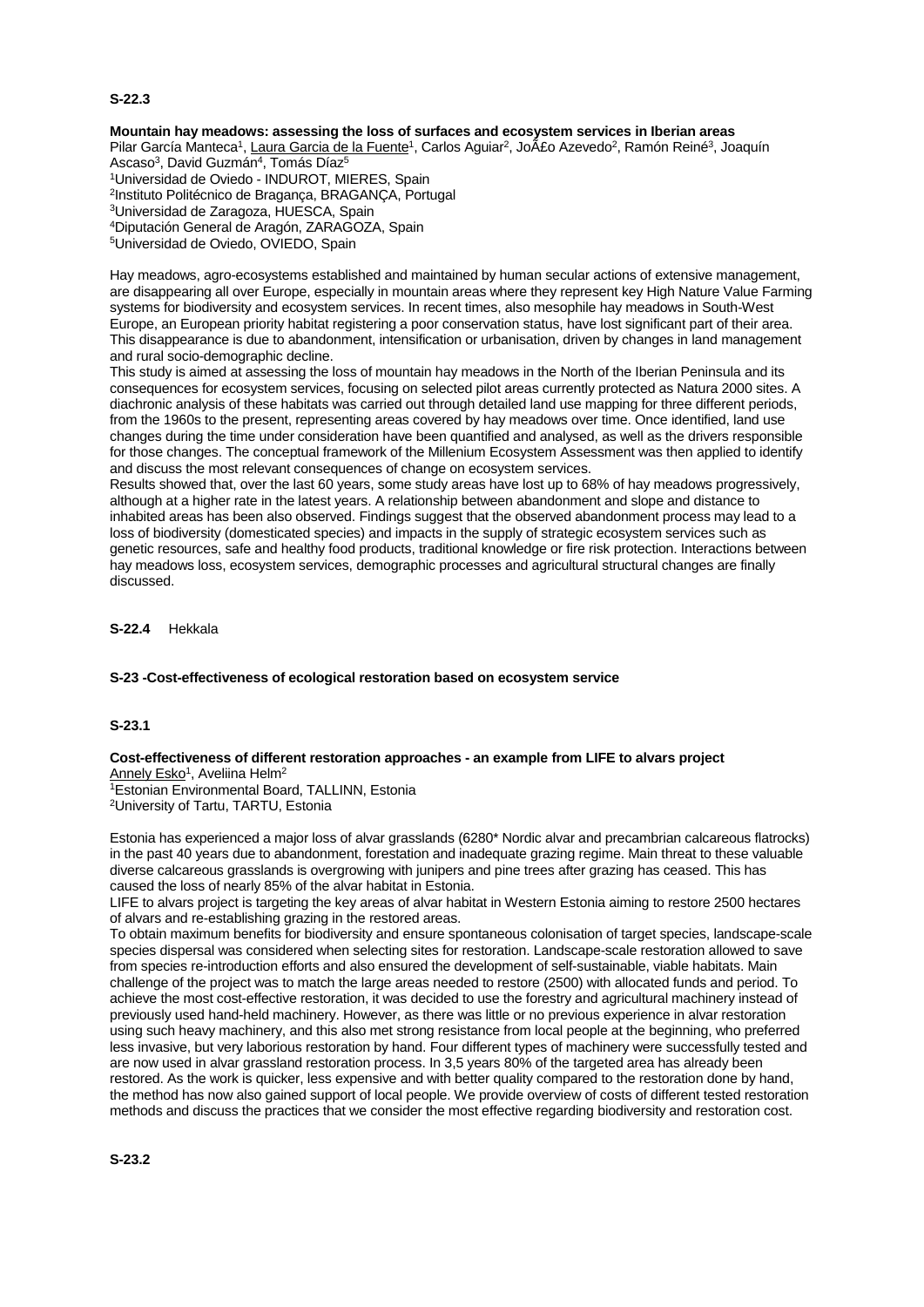**S-22.3**

**Mountain hay meadows: assessing the loss of surfaces and ecosystem services in Iberian areas**

Pilar García Manteca[1], Laura Garcia de la Fuente[1], Carlos Aguiar[2], JoÃ£o Azevedo[2], Ramón Reiné[3], Joaquín Ascaso[3], David Guzmán[4], Tomás Díaz[5]

[1]Universidad de Oviedo - INDUROT, MIERES, Spain
[2]Instituto Politécnico de Bragança, BRAGANÇA, Portugal
[3]Universidad de Zaragoza, HUESCA, Spain
[4]Diputación General de Aragón, ZARAGOZA, Spain
[5]Universidad de Oviedo, OVIEDO, Spain

Hay meadows, agro-ecosystems established and maintained by human secular actions of extensive management, are disappearing all over Europe, especially in mountain areas where they represent key High Nature Value Farming systems for biodiversity and ecosystem services. In recent times, also mesophile hay meadows in South-West Europe, an European priority habitat registering a poor conservation status, have lost significant part of their area. This disappearance is due to abandonment, intensification or urbanisation, driven by changes in land management and rural socio-demographic decline.

This study is aimed at assessing the loss of mountain hay meadows in the North of the Iberian Peninsula and its consequences for ecosystem services, focusing on selected pilot areas currently protected as Natura 2000 sites. A diachronic analysis of these habitats was carried out through detailed land use mapping for three different periods, from the 1960s to the present, representing areas covered by hay meadows over time. Once identified, land use changes during the time under consideration have been quantified and analysed, as well as the drivers responsible for those changes. The conceptual framework of the Millenium Ecosystem Assessment was then applied to identify and discuss the most relevant consequences of change on ecosystem services.

Results showed that, over the last 60 years, some study areas have lost up to 68% of hay meadows progressively, although at a higher rate in the latest years. A relationship between abandonment and slope and distance to inhabited areas has been also observed. Findings suggest that the observed abandonment process may lead to a loss of biodiversity (domesticated species) and impacts in the supply of strategic ecosystem services such as genetic resources, safe and healthy food products, traditional knowledge or fire risk protection. Interactions between hay meadows loss, ecosystem services, demographic processes and agricultural structural changes are finally discussed.

**S-22.4** Hekkala

**S-23 -Cost-effectiveness of ecological restoration based on ecosystem service**

**S-23.1**

**Cost-effectiveness of different restoration approaches - an example from LIFE to alvars project**

Annely Esko[1], Aveliina Helm[2]

[1]Estonian Environmental Board, TALLINN, Estonia
[2]University of Tartu, TARTU, Estonia

Estonia has experienced a major loss of alvar grasslands (6280* Nordic alvar and precambrian calcareous flatrocks) in the past 40 years due to abandonment, forestation and inadequate grazing regime. Main threat to these valuable diverse calcareous grasslands is overgrowing with junipers and pine trees after grazing has ceased. This has caused the loss of nearly 85% of the alvar habitat in Estonia.

LIFE to alvars project is targeting the key areas of alvar habitat in Western Estonia aiming to restore 2500 hectares of alvars and re-establishing grazing in the restored areas.

To obtain maximum benefits for biodiversity and ensure spontaneous colonisation of target species, landscape-scale species dispersal was considered when selecting sites for restoration. Landscape-scale restoration allowed to save from species re-introduction efforts and also ensured the development of self-sustainable, viable habitats. Main challenge of the project was to match the large areas needed to restore (2500) with allocated funds and period. To achieve the most cost-effective restoration, it was decided to use the forestry and agricultural machinery instead of previously used hand-held machinery. However, as there was little or no previous experience in alvar restoration using such heavy machinery, and this also met strong resistance from local people at the beginning, who preferred less invasive, but very laborious restoration by hand. Four different types of machinery were successfully tested and are now used in alvar grassland restoration process. In 3,5 years 80% of the targeted area has already been restored. As the work is quicker, less expensive and with better quality compared to the restoration done by hand, the method has now also gained support of local people. We provide overview of costs of different tested restoration methods and discuss the practices that we consider the most effective regarding biodiversity and restoration cost.

**S-23.2**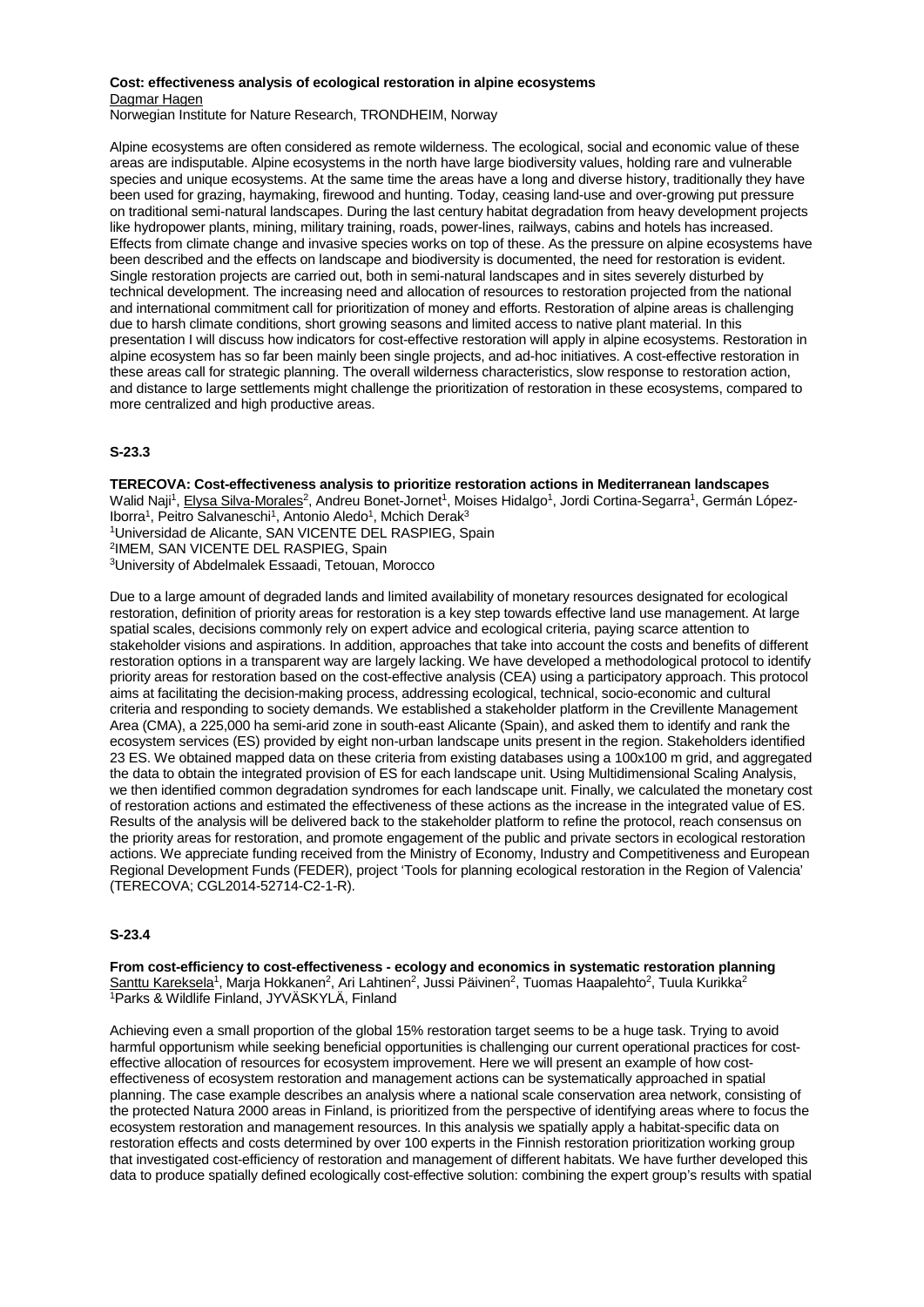**Cost: effectiveness analysis of ecological restoration in alpine ecosystems**
Dagmar Hagen
Norwegian Institute for Nature Research, TRONDHEIM, Norway

Alpine ecosystems are often considered as remote wilderness. The ecological, social and economic value of these areas are indisputable. Alpine ecosystems in the north have large biodiversity values, holding rare and vulnerable species and unique ecosystems. At the same time the areas have a long and diverse history, traditionally they have been used for grazing, haymaking, firewood and hunting. Today, ceasing land-use and over-growing put pressure on traditional semi-natural landscapes. During the last century habitat degradation from heavy development projects like hydropower plants, mining, military training, roads, power-lines, railways, cabins and hotels has increased. Effects from climate change and invasive species works on top of these. As the pressure on alpine ecosystems have been described and the effects on landscape and biodiversity is documented, the need for restoration is evident. Single restoration projects are carried out, both in semi-natural landscapes and in sites severely disturbed by technical development. The increasing need and allocation of resources to restoration projected from the national and international commitment call for prioritization of money and efforts. Restoration of alpine areas is challenging due to harsh climate conditions, short growing seasons and limited access to native plant material. In this presentation I will discuss how indicators for cost-effective restoration will apply in alpine ecosystems. Restoration in alpine ecosystem has so far been mainly been single projects, and ad-hoc initiatives. A cost-effective restoration in these areas call for strategic planning. The overall wilderness characteristics, slow response to restoration action, and distance to large settlements might challenge the prioritization of restoration in these ecosystems, compared to more centralized and high productive areas.

## S-23.3

**TERECOVA: Cost-effectiveness analysis to prioritize restoration actions in Mediterranean landscapes**
Walid Naji[1], Elysa Silva-Morales[2], Andreu Bonet-Jornet[1], Moises Hidalgo[1], Jordi Cortina-Segarra[1], Germán López-Iborra[1], Peitro Salvaneschi[1], Antonio Aledo[1], Mchich Derak[3]
[1]Universidad de Alicante, SAN VICENTE DEL RASPIEG, Spain
[2]IMEM, SAN VICENTE DEL RASPIEG, Spain
[3]University of Abdelmalek Essaadi, Tetouan, Morocco

Due to a large amount of degraded lands and limited availability of monetary resources designated for ecological restoration, definition of priority areas for restoration is a key step towards effective land use management. At large spatial scales, decisions commonly rely on expert advice and ecological criteria, paying scarce attention to stakeholder visions and aspirations. In addition, approaches that take into account the costs and benefits of different restoration options in a transparent way are largely lacking. We have developed a methodological protocol to identify priority areas for restoration based on the cost-effective analysis (CEA) using a participatory approach. This protocol aims at facilitating the decision-making process, addressing ecological, technical, socio-economic and cultural criteria and responding to society demands. We established a stakeholder platform in the Crevillente Management Area (CMA), a 225,000 ha semi-arid zone in south-east Alicante (Spain), and asked them to identify and rank the ecosystem services (ES) provided by eight non-urban landscape units present in the region. Stakeholders identified 23 ES. We obtained mapped data on these criteria from existing databases using a 100x100 m grid, and aggregated the data to obtain the integrated provision of ES for each landscape unit. Using Multidimensional Scaling Analysis, we then identified common degradation syndromes for each landscape unit. Finally, we calculated the monetary cost of restoration actions and estimated the effectiveness of these actions as the increase in the integrated value of ES. Results of the analysis will be delivered back to the stakeholder platform to refine the protocol, reach consensus on the priority areas for restoration, and promote engagement of the public and private sectors in ecological restoration actions. We appreciate funding received from the Ministry of Economy, Industry and Competitiveness and European Regional Development Funds (FEDER), project 'Tools for planning ecological restoration in the Region of Valencia' (TERECOVA; CGL2014-52714-C2-1-R).

## S-23.4

**From cost-efficiency to cost-effectiveness - ecology and economics in systematic restoration planning**
Santtu Kareksela[1], Marja Hokkanen[2], Ari Lahtinen[2], Jussi Päivinen[2], Tuomas Haapalehto[2], Tuula Kurikka[2]
[1]Parks & Wildlife Finland, JYVÄSKYLÄ, Finland

Achieving even a small proportion of the global 15% restoration target seems to be a huge task. Trying to avoid harmful opportunism while seeking beneficial opportunities is challenging our current operational practices for cost-effective allocation of resources for ecosystem improvement. Here we will present an example of how cost-effectiveness of ecosystem restoration and management actions can be systematically approached in spatial planning. The case example describes an analysis where a national scale conservation area network, consisting of the protected Natura 2000 areas in Finland, is prioritized from the perspective of identifying areas where to focus the ecosystem restoration and management resources. In this analysis we spatially apply a habitat-specific data on restoration effects and costs determined by over 100 experts in the Finnish restoration prioritization working group that investigated cost-efficiency of restoration and management of different habitats. We have further developed this data to produce spatially defined ecologically cost-effective solution: combining the expert group's results with spatial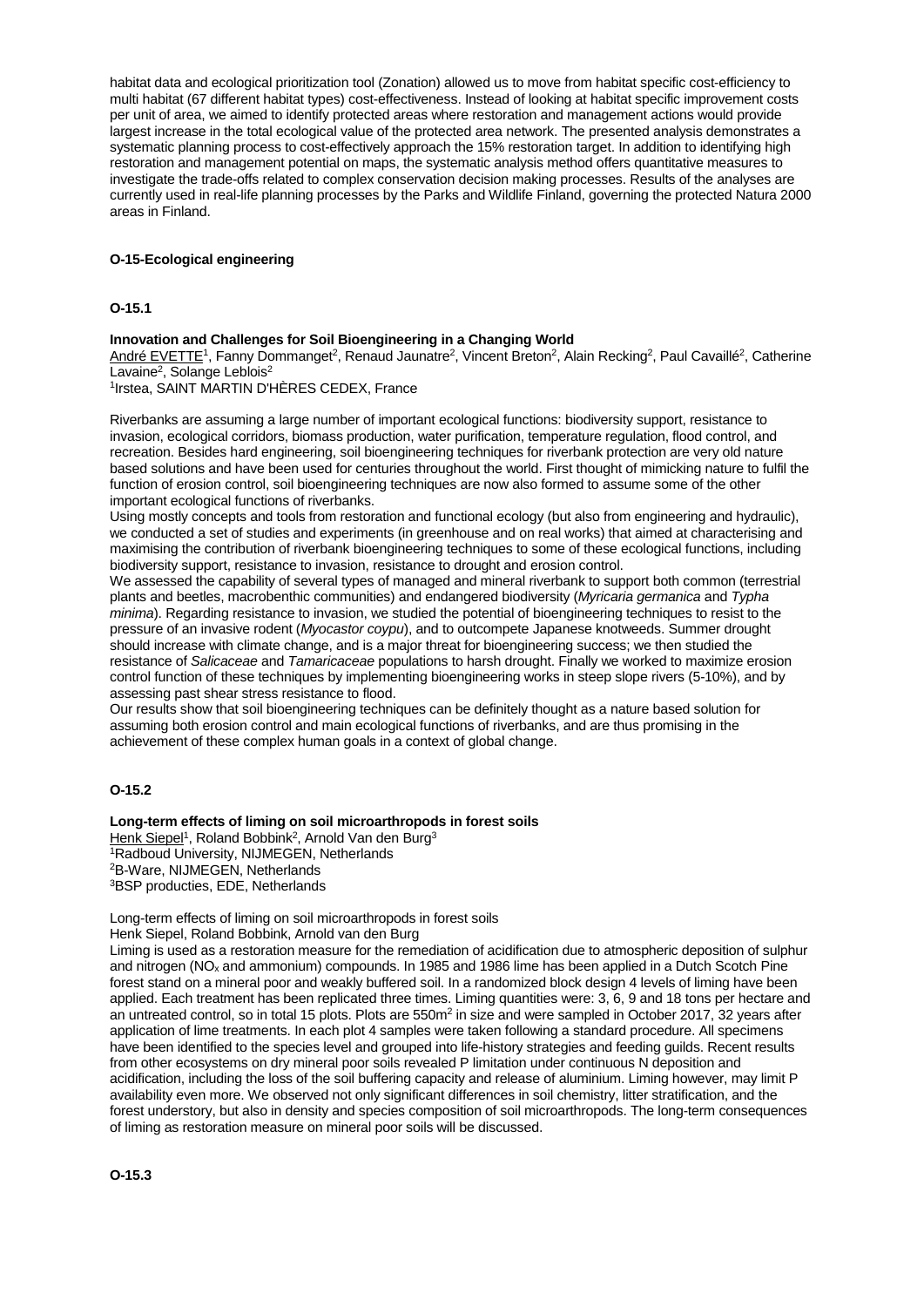habitat data and ecological prioritization tool (Zonation) allowed us to move from habitat specific cost-efficiency to multi habitat (67 different habitat types) cost-effectiveness. Instead of looking at habitat specific improvement costs per unit of area, we aimed to identify protected areas where restoration and management actions would provide largest increase in the total ecological value of the protected area network. The presented analysis demonstrates a systematic planning process to cost-effectively approach the 15% restoration target. In addition to identifying high restoration and management potential on maps, the systematic analysis method offers quantitative measures to investigate the trade-offs related to complex conservation decision making processes. Results of the analyses are currently used in real-life planning processes by the Parks and Wildlife Finland, governing the protected Natura 2000 areas in Finland.

## O-15-Ecological engineering

### O-15.1

**Innovation and Challenges for Soil Bioengineering in a Changing World**

André EVETTE[1], Fanny Dommanget[2], Renaud Jaunatre[2], Vincent Breton[2], Alain Recking[2], Paul Cavaillé[2], Catherine Lavaine[2], Solange Leblois[2]

[1]Irstea, SAINT MARTIN D'HÈRES CEDEX, France

Riverbanks are assuming a large number of important ecological functions: biodiversity support, resistance to invasion, ecological corridors, biomass production, water purification, temperature regulation, flood control, and recreation. Besides hard engineering, soil bioengineering techniques for riverbank protection are very old nature based solutions and have been used for centuries throughout the world. First thought of mimicking nature to fulfil the function of erosion control, soil bioengineering techniques are now also formed to assume some of the other important ecological functions of riverbanks.

Using mostly concepts and tools from restoration and functional ecology (but also from engineering and hydraulic), we conducted a set of studies and experiments (in greenhouse and on real works) that aimed at characterising and maximising the contribution of riverbank bioengineering techniques to some of these ecological functions, including biodiversity support, resistance to invasion, resistance to drought and erosion control.

We assessed the capability of several types of managed and mineral riverbank to support both common (terrestrial plants and beetles, macrobenthic communities) and endangered biodiversity (*Myricaria germanica* and *Typha minima*). Regarding resistance to invasion, we studied the potential of bioengineering techniques to resist to the pressure of an invasive rodent (*Myocastor coypu*), and to outcompete Japanese knotweeds. Summer drought should increase with climate change, and is a major threat for bioengineering success; we then studied the resistance of *Salicaceae* and *Tamaricaceae* populations to harsh drought. Finally we worked to maximize erosion control function of these techniques by implementing bioengineering works in steep slope rivers (5-10%), and by assessing past shear stress resistance to flood.

Our results show that soil bioengineering techniques can be definitely thought as a nature based solution for assuming both erosion control and main ecological functions of riverbanks, and are thus promising in the achievement of these complex human goals in a context of global change.

### O-15.2

**Long-term effects of liming on soil microarthropods in forest soils**

Henk Siepel[1], Roland Bobbink[2], Arnold Van den Burg[3]

[1]Radboud University, NIJMEGEN, Netherlands

[2]B-Ware, NIJMEGEN, Netherlands

[3]BSP producties, EDE, Netherlands

Long-term effects of liming on soil microarthropods in forest soils

Henk Siepel, Roland Bobbink, Arnold van den Burg

Liming is used as a restoration measure for the remediation of acidification due to atmospheric deposition of sulphur and nitrogen ($NO_x$ and ammonium) compounds. In 1985 and 1986 lime has been applied in a Dutch Scotch Pine forest stand on a mineral poor and weakly buffered soil. In a randomized block design 4 levels of liming have been applied. Each treatment has been replicated three times. Liming quantities were: 3, 6, 9 and 18 tons per hectare and an untreated control, so in total 15 plots. Plots are 550m$^2$ in size and were sampled in October 2017, 32 years after application of lime treatments. In each plot 4 samples were taken following a standard procedure. All specimens have been identified to the species level and grouped into life-history strategies and feeding guilds. Recent results from other ecosystems on dry mineral poor soils revealed P limitation under continuous N deposition and acidification, including the loss of the soil buffering capacity and release of aluminium. Liming however, may limit P availability even more. We observed not only significant differences in soil chemistry, litter stratification, and the forest understory, but also in density and species composition of soil microarthropods. The long-term consequences of liming as restoration measure on mineral poor soils will be discussed.

### O-15.3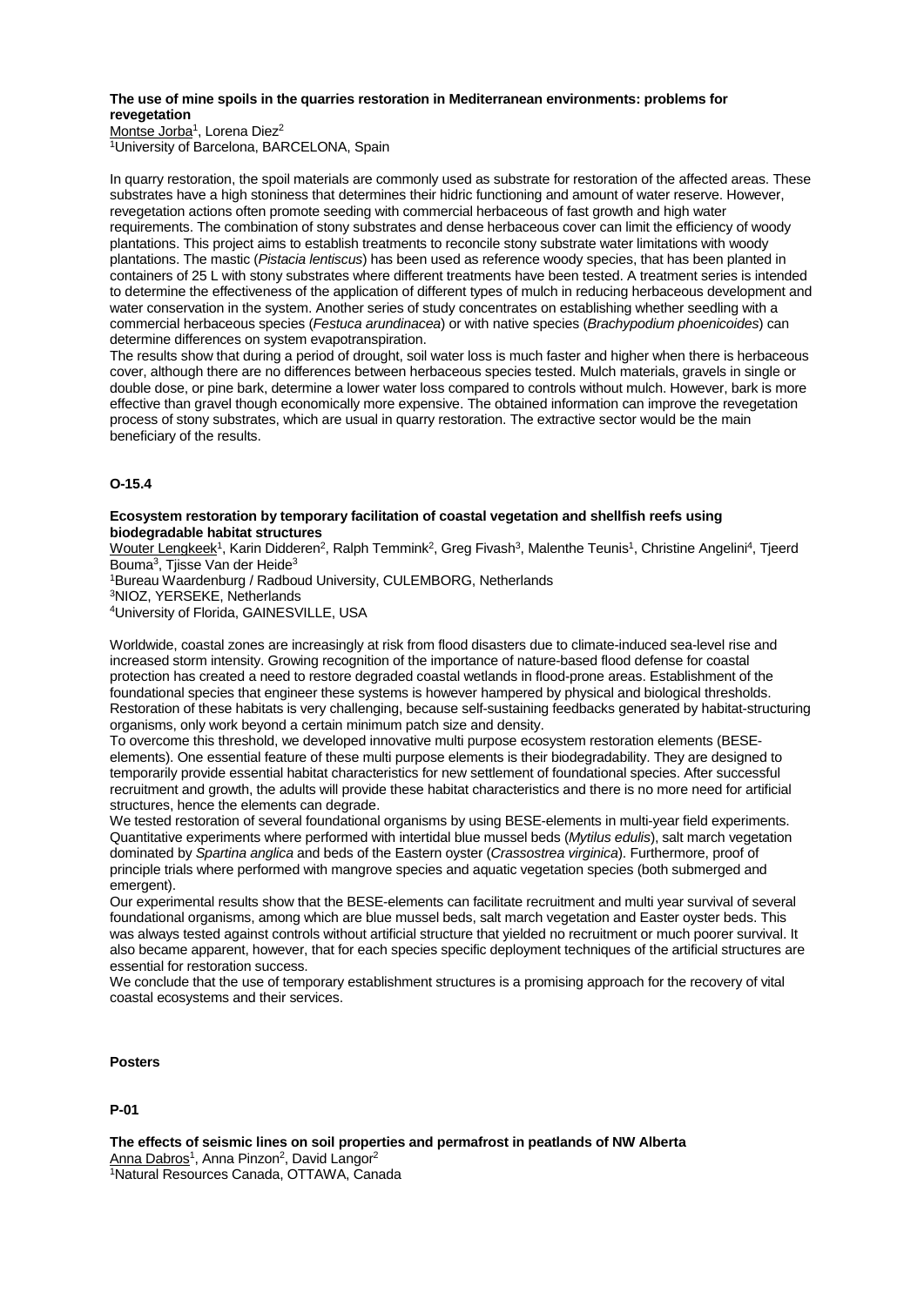**The use of mine spoils in the quarries restoration in Mediterranean environments: problems for revegetation**

Montse Jorba[1], Lorena Diez[2]

[1]University of Barcelona, BARCELONA, Spain

In quarry restoration, the spoil materials are commonly used as substrate for restoration of the affected areas. These substrates have a high stoniness that determines their hidric functioning and amount of water reserve. However, revegetation actions often promote seeding with commercial herbaceous of fast growth and high water requirements. The combination of stony substrates and dense herbaceous cover can limit the efficiency of woody plantations. This project aims to establish treatments to reconcile stony substrate water limitations with woody plantations. The mastic (*Pistacia lentiscus*) has been used as reference woody species, that has been planted in containers of 25 L with stony substrates where different treatments have been tested. A treatment series is intended to determine the effectiveness of the application of different types of mulch in reducing herbaceous development and water conservation in the system. Another series of study concentrates on establishing whether seedling with a commercial herbaceous species (*Festuca arundinacea*) or with native species (*Brachypodium phoenicoides*) can determine differences on system evapotranspiration.

The results show that during a period of drought, soil water loss is much faster and higher when there is herbaceous cover, although there are no differences between herbaceous species tested. Mulch materials, gravels in single or double dose, or pine bark, determine a lower water loss compared to controls without mulch. However, bark is more effective than gravel though economically more expensive. The obtained information can improve the revegetation process of stony substrates, which are usual in quarry restoration. The extractive sector would be the main beneficiary of the results.

**O-15.4**

**Ecosystem restoration by temporary facilitation of coastal vegetation and shellfish reefs using biodegradable habitat structures**

Wouter Lengkeek[1], Karin Didderen[2], Ralph Temmink[2], Greg Fivash[3], Malenthe Teunis[1], Christine Angelini[4], Tjeerd Bouma[3], Tjisse Van der Heide[3]

[1]Bureau Waardenburg / Radboud University, CULEMBORG, Netherlands

[3]NIOZ, YERSEKE, Netherlands

[4]University of Florida, GAINESVILLE, USA

Worldwide, coastal zones are increasingly at risk from flood disasters due to climate-induced sea-level rise and increased storm intensity. Growing recognition of the importance of nature-based flood defense for coastal protection has created a need to restore degraded coastal wetlands in flood-prone areas. Establishment of the foundational species that engineer these systems is however hampered by physical and biological thresholds. Restoration of these habitats is very challenging, because self-sustaining feedbacks generated by habitat-structuring organisms, only work beyond a certain minimum patch size and density.

To overcome this threshold, we developed innovative multi purpose ecosystem restoration elements (BESE-elements). One essential feature of these multi purpose elements is their biodegradability. They are designed to temporarily provide essential habitat characteristics for new settlement of foundational species. After successful recruitment and growth, the adults will provide these habitat characteristics and there is no more need for artificial structures, hence the elements can degrade.

We tested restoration of several foundational organisms by using BESE-elements in multi-year field experiments. Quantitative experiments where performed with intertidal blue mussel beds (*Mytilus edulis*), salt march vegetation dominated by *Spartina anglica* and beds of the Eastern oyster (*Crassostrea virginica*). Furthermore, proof of principle trials where performed with mangrove species and aquatic vegetation species (both submerged and emergent).

Our experimental results show that the BESE-elements can facilitate recruitment and multi year survival of several foundational organisms, among which are blue mussel beds, salt march vegetation and Easter oyster beds. This was always tested against controls without artificial structure that yielded no recruitment or much poorer survival. It also became apparent, however, that for each species specific deployment techniques of the artificial structures are essential for restoration success.

We conclude that the use of temporary establishment structures is a promising approach for the recovery of vital coastal ecosystems and their services.

**Posters**

**P-01**

**The effects of seismic lines on soil properties and permafrost in peatlands of NW Alberta**

Anna Dabros[1], Anna Pinzon[2], David Langor[2]

[1]Natural Resources Canada, OTTAWA, Canada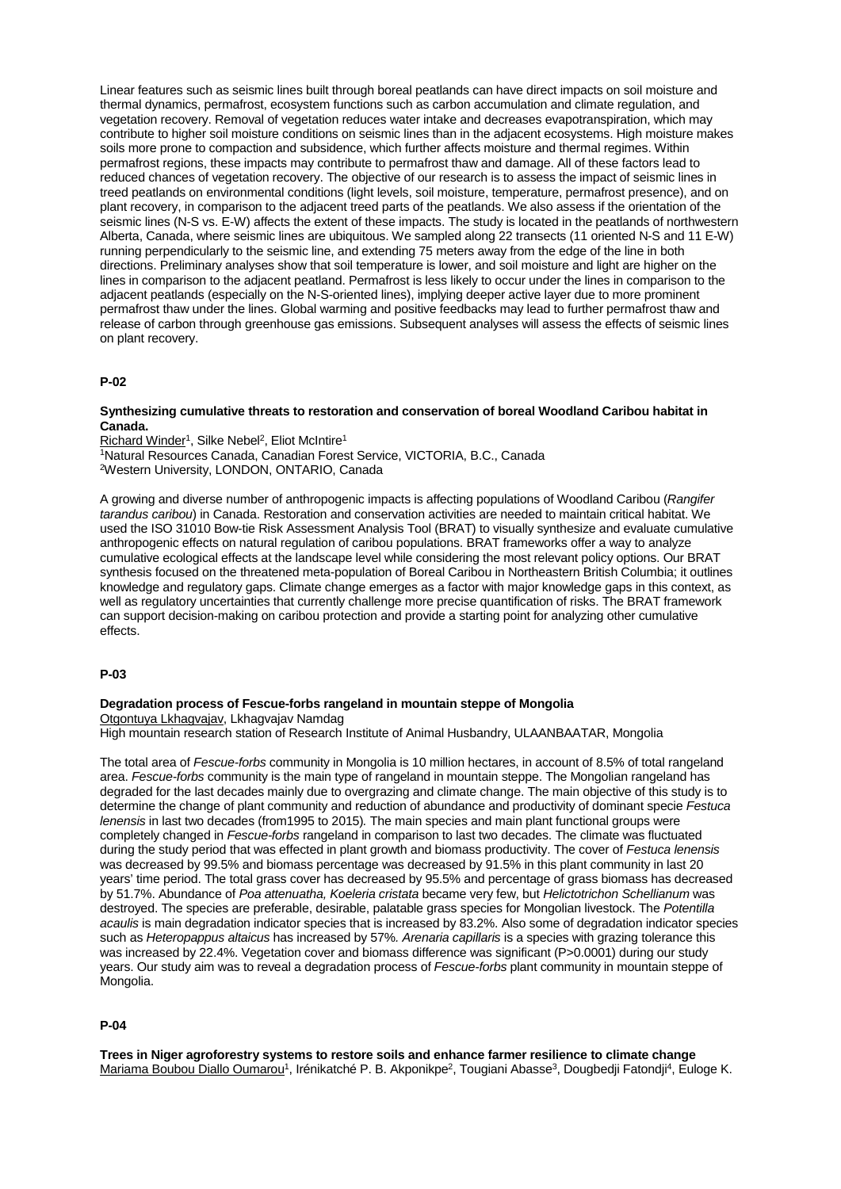Linear features such as seismic lines built through boreal peatlands can have direct impacts on soil moisture and thermal dynamics, permafrost, ecosystem functions such as carbon accumulation and climate regulation, and vegetation recovery. Removal of vegetation reduces water intake and decreases evapotranspiration, which may contribute to higher soil moisture conditions on seismic lines than in the adjacent ecosystems. High moisture makes soils more prone to compaction and subsidence, which further affects moisture and thermal regimes. Within permafrost regions, these impacts may contribute to permafrost thaw and damage. All of these factors lead to reduced chances of vegetation recovery. The objective of our research is to assess the impact of seismic lines in treed peatlands on environmental conditions (light levels, soil moisture, temperature, permafrost presence), and on plant recovery, in comparison to the adjacent treed parts of the peatlands. We also assess if the orientation of the seismic lines (N-S vs. E-W) affects the extent of these impacts. The study is located in the peatlands of northwestern Alberta, Canada, where seismic lines are ubiquitous. We sampled along 22 transects (11 oriented N-S and 11 E-W) running perpendicularly to the seismic line, and extending 75 meters away from the edge of the line in both directions. Preliminary analyses show that soil temperature is lower, and soil moisture and light are higher on the lines in comparison to the adjacent peatland. Permafrost is less likely to occur under the lines in comparison to the adjacent peatlands (especially on the N-S-oriented lines), implying deeper active layer due to more prominent permafrost thaw under the lines. Global warming and positive feedbacks may lead to further permafrost thaw and release of carbon through greenhouse gas emissions. Subsequent analyses will assess the effects of seismic lines on plant recovery.

## P-02

**Synthesizing cumulative threats to restoration and conservation of boreal Woodland Caribou habitat in Canada.**

Richard Winder[1], Silke Nebel[2], Eliot McIntire[1]
[1]Natural Resources Canada, Canadian Forest Service, VICTORIA, B.C., Canada
[2]Western University, LONDON, ONTARIO, Canada

A growing and diverse number of anthropogenic impacts is affecting populations of Woodland Caribou (*Rangifer tarandus caribou*) in Canada. Restoration and conservation activities are needed to maintain critical habitat. We used the ISO 31010 Bow-tie Risk Assessment Analysis Tool (BRAT) to visually synthesize and evaluate cumulative anthropogenic effects on natural regulation of caribou populations. BRAT frameworks offer a way to analyze cumulative ecological effects at the landscape level while considering the most relevant policy options. Our BRAT synthesis focused on the threatened meta-population of Boreal Caribou in Northeastern British Columbia; it outlines knowledge and regulatory gaps. Climate change emerges as a factor with major knowledge gaps in this context, as well as regulatory uncertainties that currently challenge more precise quantification of risks. The BRAT framework can support decision-making on caribou protection and provide a starting point for analyzing other cumulative effects.

## P-03

**Degradation process of Fescue-forbs rangeland in mountain steppe of Mongolia**

Otgontuya Lkhagvajav, Lkhagvajav Namdag
High mountain research station of Research Institute of Animal Husbandry, ULAANBAATAR, Mongolia

The total area of *Fescue-forbs* community in Mongolia is 10 million hectares, in account of 8.5% of total rangeland area. *Fescue-forbs* community is the main type of rangeland in mountain steppe. The Mongolian rangeland has degraded for the last decades mainly due to overgrazing and climate change. The main objective of this study is to determine the change of plant community and reduction of abundance and productivity of dominant specie *Festuca lenensis* in last two decades (from1995 to 2015). The main species and main plant functional groups were completely changed in *Fescue-forbs* rangeland in comparison to last two decades. The climate was fluctuated during the study period that was effected in plant growth and biomass productivity. The cover of *Festuca lenensis* was decreased by 99.5% and biomass percentage was decreased by 91.5% in this plant community in last 20 years' time period. The total grass cover has decreased by 95.5% and percentage of grass biomass has decreased by 51.7%. Abundance of *Poa attenuatha, Koeleria cristata* became very few, but *Helictotrichon Schellianum* was destroyed. The species are preferable, desirable, palatable grass species for Mongolian livestock. The *Potentilla acaulis* is main degradation indicator species that is increased by 83.2%. Also some of degradation indicator species such as *Heteropappus altaicus* has increased by 57%. *Arenaria capillaris* is a species with grazing tolerance this was increased by 22.4%. Vegetation cover and biomass difference was significant ($P>0.0001$) during our study years. Our study aim was to reveal a degradation process of *Fescue-forbs* plant community in mountain steppe of Mongolia.

## P-04

**Trees in Niger agroforestry systems to restore soils and enhance farmer resilience to climate change**

Mariama Boubou Diallo Oumarou[1], Irénikatché P. B. Akponikpe[2], Tougiani Abasse[3], Dougbedji Fatondji[4], Euloge K.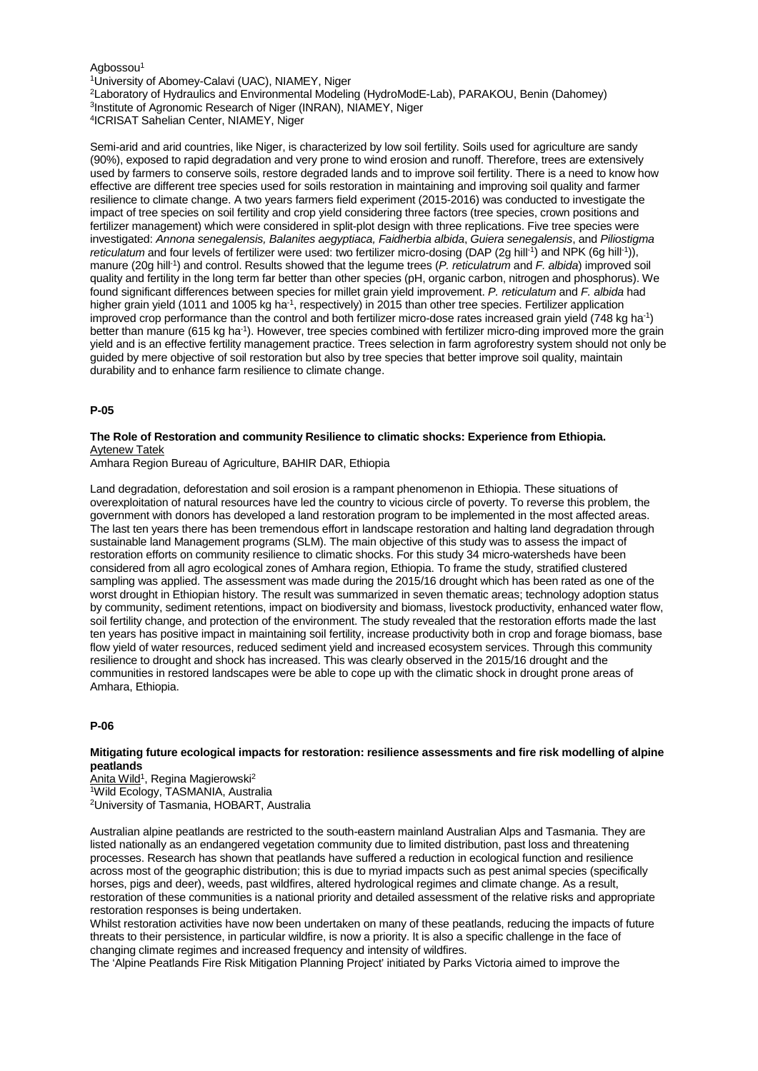Agbossou[1]

[1]University of Abomey-Calavi (UAC), NIAMEY, Niger
[2]Laboratory of Hydraulics and Environmental Modeling (HydroModE-Lab), PARAKOU, Benin (Dahomey)
[3]Institute of Agronomic Research of Niger (INRAN), NIAMEY, Niger
[4]ICRISAT Sahelian Center, NIAMEY, Niger

Semi-arid and arid countries, like Niger, is characterized by low soil fertility. Soils used for agriculture are sandy (90%), exposed to rapid degradation and very prone to wind erosion and runoff. Therefore, trees are extensively used by farmers to conserve soils, restore degraded lands and to improve soil fertility. There is a need to know how effective are different tree species used for soils restoration in maintaining and improving soil quality and farmer resilience to climate change. A two years farmers field experiment (2015-2016) was conducted to investigate the impact of tree species on soil fertility and crop yield considering three factors (tree species, crown positions and fertilizer management) which were considered in split-plot design with three replications. Five tree species were investigated: *Annona senegalensis, Balanites aegyptiaca, Faidherbia albida*, *Guiera senegalensis*, and *Piliostigma reticulatum* and four levels of fertilizer were used: two fertilizer micro-dosing (DAP (2g hill$^{-1}$) and NPK (6g hill$^{-1}$)), manure (20g hill$^{-1}$) and control. Results showed that the legume trees (*P. reticulatrum* and *F. albida*) improved soil quality and fertility in the long term far better than other species (pH, organic carbon, nitrogen and phosphorus). We found significant differences between species for millet grain yield improvement. *P. reticulatum* and *F. albida* had higher grain yield (1011 and 1005 kg ha$^{-1}$, respectively) in 2015 than other tree species. Fertilizer application improved crop performance than the control and both fertilizer micro-dose rates increased grain yield (748 kg ha$^{-1}$) better than manure (615 kg ha$^{-1}$). However, tree species combined with fertilizer micro-ding improved more the grain yield and is an effective fertility management practice. Trees selection in farm agroforestry system should not only be guided by mere objective of soil restoration but also by tree species that better improve soil quality, maintain durability and to enhance farm resilience to climate change.

## P-05

### The Role of Restoration and community Resilience to climatic shocks: Experience from Ethiopia.

Aytenew Tatek

Amhara Region Bureau of Agriculture, BAHIR DAR, Ethiopia

Land degradation, deforestation and soil erosion is a rampant phenomenon in Ethiopia. These situations of overexploitation of natural resources have led the country to vicious circle of poverty. To reverse this problem, the government with donors has developed a land restoration program to be implemented in the most affected areas. The last ten years there has been tremendous effort in landscape restoration and halting land degradation through sustainable land Management programs (SLM). The main objective of this study was to assess the impact of restoration efforts on community resilience to climatic shocks. For this study 34 micro-watersheds have been considered from all agro ecological zones of Amhara region, Ethiopia. To frame the study, stratified clustered sampling was applied. The assessment was made during the 2015/16 drought which has been rated as one of the worst drought in Ethiopian history. The result was summarized in seven thematic areas; technology adoption status by community, sediment retentions, impact on biodiversity and biomass, livestock productivity, enhanced water flow, soil fertility change, and protection of the environment. The study revealed that the restoration efforts made the last ten years has positive impact in maintaining soil fertility, increase productivity both in crop and forage biomass, base flow yield of water resources, reduced sediment yield and increased ecosystem services. Through this community resilience to drought and shock has increased. This was clearly observed in the 2015/16 drought and the communities in restored landscapes were be able to cope up with the climatic shock in drought prone areas of Amhara, Ethiopia.

## P-06

### Mitigating future ecological impacts for restoration: resilience assessments and fire risk modelling of alpine peatlands

Anita Wild[1], Regina Magierowski[2]

[1]Wild Ecology, TASMANIA, Australia
[2]University of Tasmania, HOBART, Australia

Australian alpine peatlands are restricted to the south-eastern mainland Australian Alps and Tasmania. They are listed nationally as an endangered vegetation community due to limited distribution, past loss and threatening processes. Research has shown that peatlands have suffered a reduction in ecological function and resilience across most of the geographic distribution; this is due to myriad impacts such as pest animal species (specifically horses, pigs and deer), weeds, past wildfires, altered hydrological regimes and climate change. As a result, restoration of these communities is a national priority and detailed assessment of the relative risks and appropriate restoration responses is being undertaken.

Whilst restoration activities have now been undertaken on many of these peatlands, reducing the impacts of future threats to their persistence, in particular wildfire, is now a priority. It is also a specific challenge in the face of changing climate regimes and increased frequency and intensity of wildfires.

The 'Alpine Peatlands Fire Risk Mitigation Planning Project' initiated by Parks Victoria aimed to improve the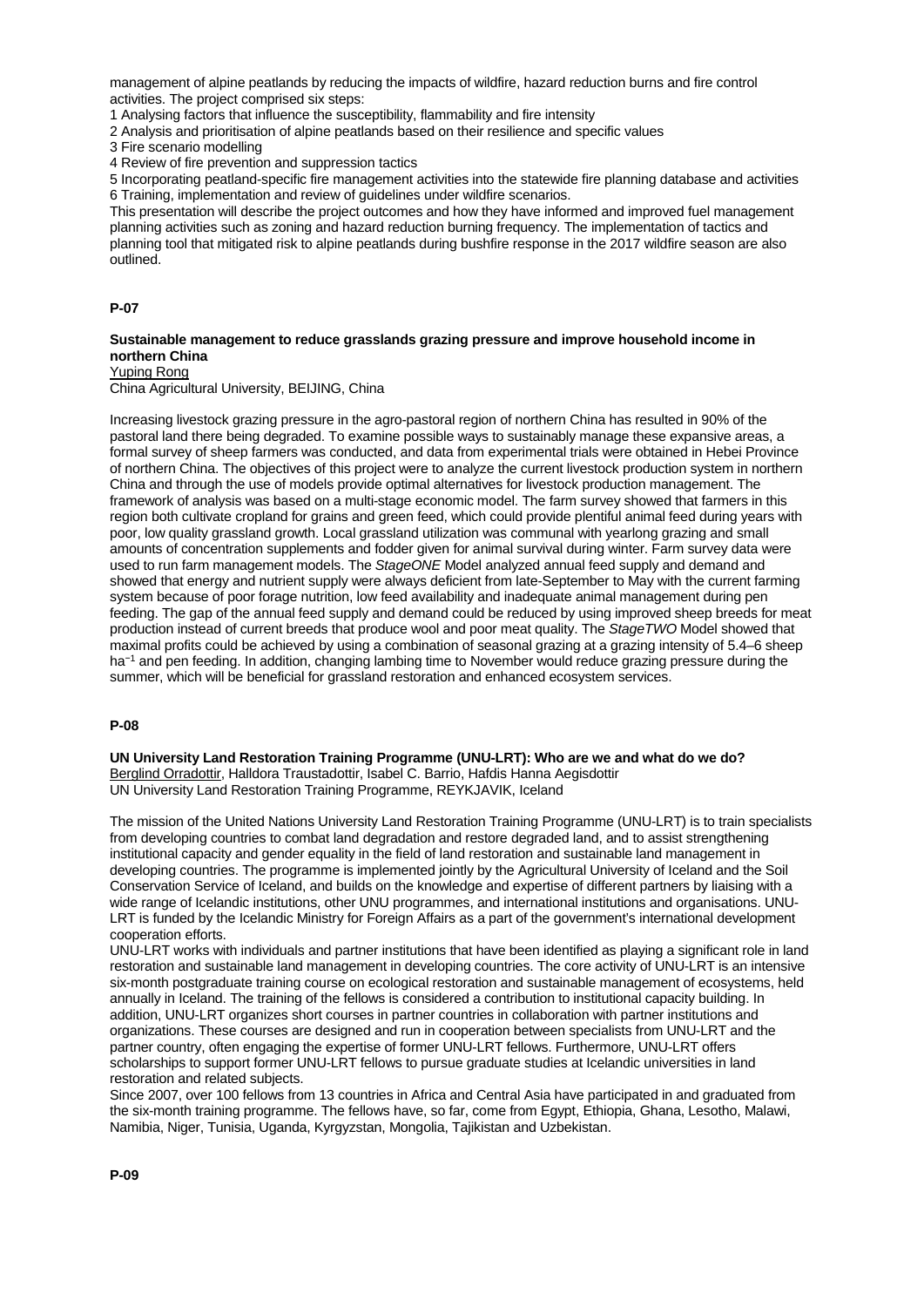management of alpine peatlands by reducing the impacts of wildfire, hazard reduction burns and fire control activities. The project comprised six steps:

1 Analysing factors that influence the susceptibility, flammability and fire intensity
2 Analysis and prioritisation of alpine peatlands based on their resilience and specific values
3 Fire scenario modelling
4 Review of fire prevention and suppression tactics
5 Incorporating peatland-specific fire management activities into the statewide fire planning database and activities
6 Training, implementation and review of guidelines under wildfire scenarios.

This presentation will describe the project outcomes and how they have informed and improved fuel management planning activities such as zoning and hazard reduction burning frequency. The implementation of tactics and planning tool that mitigated risk to alpine peatlands during bushfire response in the 2017 wildfire season are also outlined.

## P-07

**Sustainable management to reduce grasslands grazing pressure and improve household income in northern China**

Yuping Rong
China Agricultural University, BEIJING, China

Increasing livestock grazing pressure in the agro-pastoral region of northern China has resulted in 90% of the pastoral land there being degraded. To examine possible ways to sustainably manage these expansive areas, a formal survey of sheep farmers was conducted, and data from experimental trials were obtained in Hebei Province of northern China. The objectives of this project were to analyze the current livestock production system in northern China and through the use of models provide optimal alternatives for livestock production management. The framework of analysis was based on a multi-stage economic model. The farm survey showed that farmers in this region both cultivate cropland for grains and green feed, which could provide plentiful animal feed during years with poor, low quality grassland growth. Local grassland utilization was communal with yearlong grazing and small amounts of concentration supplements and fodder given for animal survival during winter. Farm survey data were used to run farm management models. The *StageONE* Model analyzed annual feed supply and demand and showed that energy and nutrient supply were always deficient from late-September to May with the current farming system because of poor forage nutrition, low feed availability and inadequate animal management during pen feeding. The gap of the annual feed supply and demand could be reduced by using improved sheep breeds for meat production instead of current breeds that produce wool and poor meat quality. The *StageTWO* Model showed that maximal profits could be achieved by using a combination of seasonal grazing at a grazing intensity of 5.4–6 sheep $ha^{-1}$ and pen feeding. In addition, changing lambing time to November would reduce grazing pressure during the summer, which will be beneficial for grassland restoration and enhanced ecosystem services.

## P-08

**UN University Land Restoration Training Programme (UNU-LRT): Who are we and what do we do?**

Berglind Orradottir, Halldora Traustadottir, Isabel C. Barrio, Hafdis Hanna Aegisdottir
UN University Land Restoration Training Programme, REYKJAVIK, Iceland

The mission of the United Nations University Land Restoration Training Programme (UNU-LRT) is to train specialists from developing countries to combat land degradation and restore degraded land, and to assist strengthening institutional capacity and gender equality in the field of land restoration and sustainable land management in developing countries. The programme is implemented jointly by the Agricultural University of Iceland and the Soil Conservation Service of Iceland, and builds on the knowledge and expertise of different partners by liaising with a wide range of Icelandic institutions, other UNU programmes, and international institutions and organisations. UNU-LRT is funded by the Icelandic Ministry for Foreign Affairs as a part of the government's international development cooperation efforts.

UNU-LRT works with individuals and partner institutions that have been identified as playing a significant role in land restoration and sustainable land management in developing countries. The core activity of UNU-LRT is an intensive six-month postgraduate training course on ecological restoration and sustainable management of ecosystems, held annually in Iceland. The training of the fellows is considered a contribution to institutional capacity building. In addition, UNU-LRT organizes short courses in partner countries in collaboration with partner institutions and organizations. These courses are designed and run in cooperation between specialists from UNU-LRT and the partner country, often engaging the expertise of former UNU-LRT fellows. Furthermore, UNU-LRT offers scholarships to support former UNU-LRT fellows to pursue graduate studies at Icelandic universities in land restoration and related subjects.

Since 2007, over 100 fellows from 13 countries in Africa and Central Asia have participated in and graduated from the six-month training programme. The fellows have, so far, come from Egypt, Ethiopia, Ghana, Lesotho, Malawi, Namibia, Niger, Tunisia, Uganda, Kyrgyzstan, Mongolia, Tajikistan and Uzbekistan.

## P-09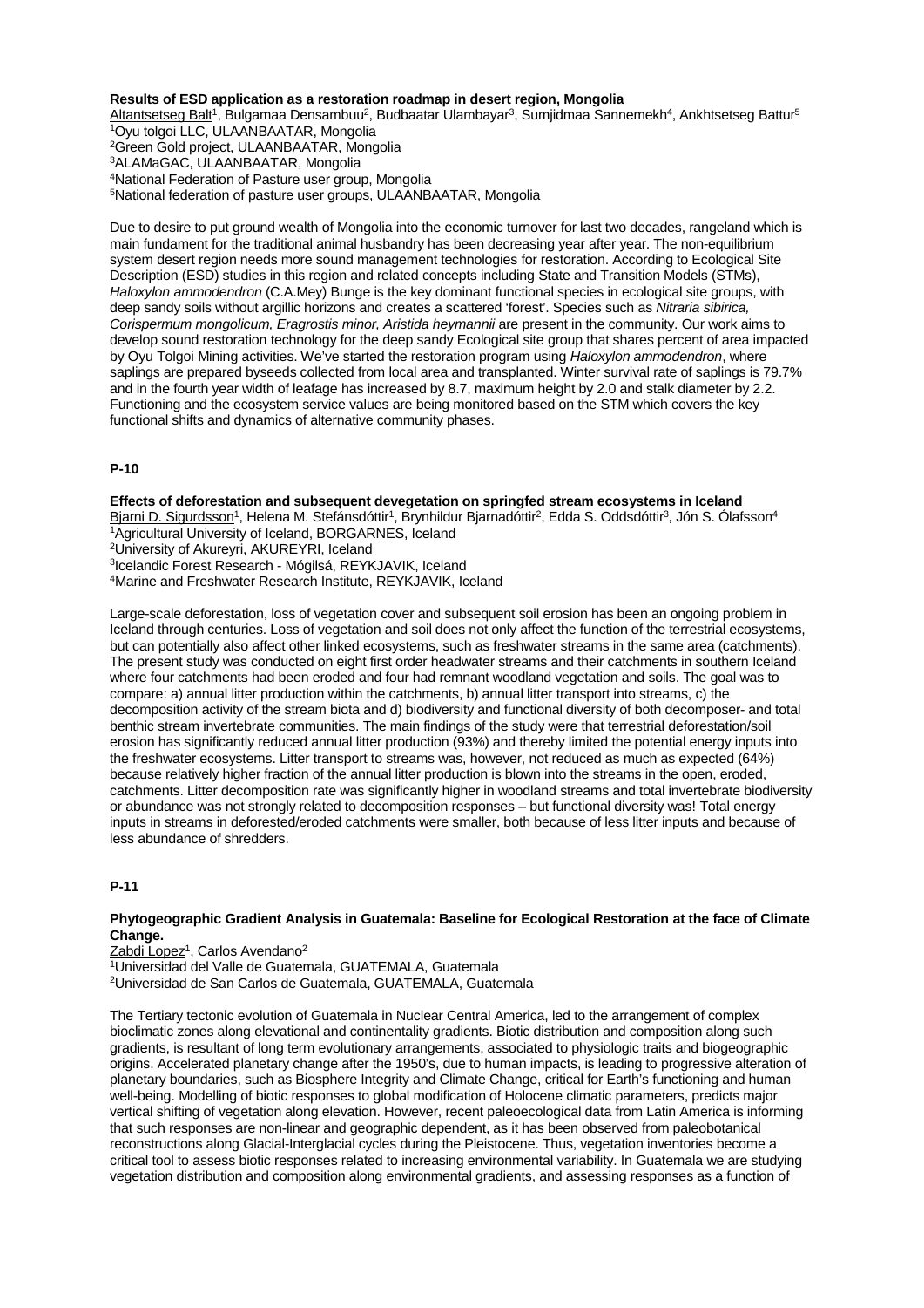**Results of ESD application as a restoration roadmap in desert region, Mongolia**

Altantsetseg Balt[1], Bulgamaa Densambuu[2], Budbaatar Ulambayar[3], Sumjidmaa Sannemekh[4], Ankhtsetseg Battur[5]

[1]Oyu tolgoi LLC, ULAANBAATAR, Mongolia
[2]Green Gold project, ULAANBAATAR, Mongolia
[3]ALAMaGAC, ULAANBAATAR, Mongolia
[4]National Federation of Pasture user group, Mongolia
[5]National federation of pasture user groups, ULAANBAATAR, Mongolia

Due to desire to put ground wealth of Mongolia into the economic turnover for last two decades, rangeland which is main fundament for the traditional animal husbandry has been decreasing year after year. The non-equilibrium system desert region needs more sound management technologies for restoration. According to Ecological Site Description (ESD) studies in this region and related concepts including State and Transition Models (STMs), *Haloxylon ammodendron* (C.A.Mey) Bunge is the key dominant functional species in ecological site groups, with deep sandy soils without argillic horizons and creates a scattered 'forest'. Species such as *Nitraria sibirica, Corispermum mongolicum, Eragrostis minor, Aristida heymannii* are present in the community. Our work aims to develop sound restoration technology for the deep sandy Ecological site group that shares percent of area impacted by Oyu Tolgoi Mining activities. We've started the restoration program using *Haloxylon ammodendron*, where saplings are prepared byseeds collected from local area and transplanted. Winter survival rate of saplings is 79.7% and in the fourth year width of leafage has increased by 8.7, maximum height by 2.0 and stalk diameter by 2.2. Functioning and the ecosystem service values are being monitored based on the STM which covers the key functional shifts and dynamics of alternative community phases.

## P-10

**Effects of deforestation and subsequent devegetation on springfed stream ecosystems in Iceland**

Bjarni D. Sigurdsson[1], Helena M. Stefánsdóttir[1], Brynhildur Bjarnadóttir[2], Edda S. Oddsdóttir[3], Jón S. Ólafsson[4]

[1]Agricultural University of Iceland, BORGARNES, Iceland
[2]University of Akureyri, AKUREYRI, Iceland
[3]Icelandic Forest Research - Mógilsá, REYKJAVIK, Iceland
[4]Marine and Freshwater Research Institute, REYKJAVIK, Iceland

Large-scale deforestation, loss of vegetation cover and subsequent soil erosion has been an ongoing problem in Iceland through centuries. Loss of vegetation and soil does not only affect the function of the terrestrial ecosystems, but can potentially also affect other linked ecosystems, such as freshwater streams in the same area (catchments). The present study was conducted on eight first order headwater streams and their catchments in southern Iceland where four catchments had been eroded and four had remnant woodland vegetation and soils. The goal was to compare: a) annual litter production within the catchments, b) annual litter transport into streams, c) the decomposition activity of the stream biota and d) biodiversity and functional diversity of both decomposer- and total benthic stream invertebrate communities. The main findings of the study were that terrestrial deforestation/soil erosion has significantly reduced annual litter production (93%) and thereby limited the potential energy inputs into the freshwater ecosystems. Litter transport to streams was, however, not reduced as much as expected (64%) because relatively higher fraction of the annual litter production is blown into the streams in the open, eroded, catchments. Litter decomposition rate was significantly higher in woodland streams and total invertebrate biodiversity or abundance was not strongly related to decomposition responses – but functional diversity was! Total energy inputs in streams in deforested/eroded catchments were smaller, both because of less litter inputs and because of less abundance of shredders.

## P-11

**Phytogeographic Gradient Analysis in Guatemala: Baseline for Ecological Restoration at the face of Climate Change.**

Zabdi Lopez[1], Carlos Avendano[2]

[1]Universidad del Valle de Guatemala, GUATEMALA, Guatemala
[2]Universidad de San Carlos de Guatemala, GUATEMALA, Guatemala

The Tertiary tectonic evolution of Guatemala in Nuclear Central America, led to the arrangement of complex bioclimatic zones along elevational and continentality gradients. Biotic distribution and composition along such gradients, is resultant of long term evolutionary arrangements, associated to physiologic traits and biogeographic origins. Accelerated planetary change after the 1950's, due to human impacts, is leading to progressive alteration of planetary boundaries, such as Biosphere Integrity and Climate Change, critical for Earth's functioning and human well-being. Modelling of biotic responses to global modification of Holocene climatic parameters, predicts major vertical shifting of vegetation along elevation. However, recent paleoecological data from Latin America is informing that such responses are non-linear and geographic dependent, as it has been observed from paleobotanical reconstructions along Glacial-Interglacial cycles during the Pleistocene. Thus, vegetation inventories become a critical tool to assess biotic responses related to increasing environmental variability. In Guatemala we are studying vegetation distribution and composition along environmental gradients, and assessing responses as a function of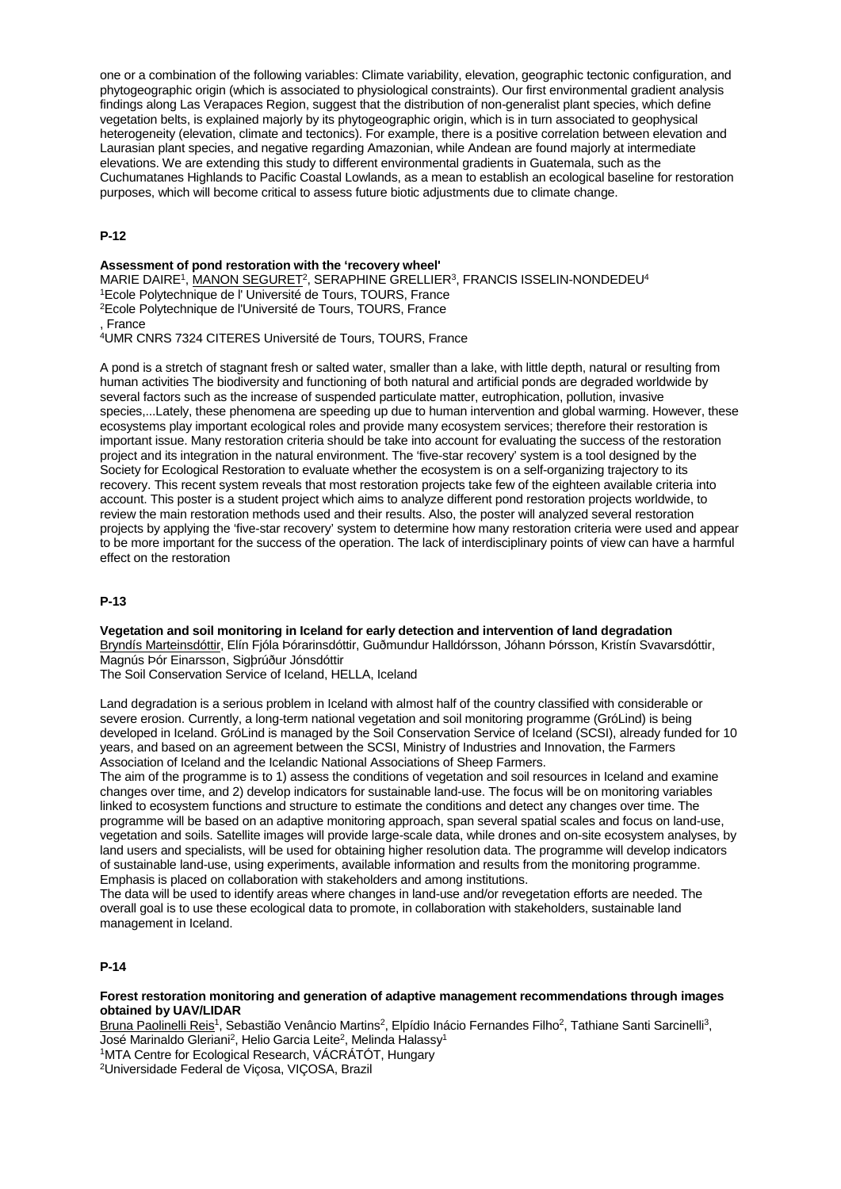one or a combination of the following variables: Climate variability, elevation, geographic tectonic configuration, and phytogeographic origin (which is associated to physiological constraints). Our first environmental gradient analysis findings along Las Verapaces Region, suggest that the distribution of non-generalist plant species, which define vegetation belts, is explained majorly by its phytogeographic origin, which is in turn associated to geophysical heterogeneity (elevation, climate and tectonics). For example, there is a positive correlation between elevation and Laurasian plant species, and negative regarding Amazonian, while Andean are found majorly at intermediate elevations. We are extending this study to different environmental gradients in Guatemala, such as the Cuchumatanes Highlands to Pacific Coastal Lowlands, as a mean to establish an ecological baseline for restoration purposes, which will become critical to assess future biotic adjustments due to climate change.

### P-12

**Assessment of pond restoration with the 'recovery wheel'**

MARIE DAIRE[1], MANON SEGURET[2], SERAPHINE GRELLIER[3], FRANCIS ISSELIN-NONDEDEU[4]
[1]Ecole Polytechnique de l' Université de Tours, TOURS, France
[2]Ecole Polytechnique de l'Université de Tours, TOURS, France
, France
[4]UMR CNRS 7324 CITERES Université de Tours, TOURS, France

A pond is a stretch of stagnant fresh or salted water, smaller than a lake, with little depth, natural or resulting from human activities The biodiversity and functioning of both natural and artificial ponds are degraded worldwide by several factors such as the increase of suspended particulate matter, eutrophication, pollution, invasive species,...Lately, these phenomena are speeding up due to human intervention and global warming. However, these ecosystems play important ecological roles and provide many ecosystem services; therefore their restoration is important issue. Many restoration criteria should be take into account for evaluating the success of the restoration project and its integration in the natural environment. The 'five-star recovery' system is a tool designed by the Society for Ecological Restoration to evaluate whether the ecosystem is on a self-organizing trajectory to its recovery. This recent system reveals that most restoration projects take few of the eighteen available criteria into account. This poster is a student project which aims to analyze different pond restoration projects worldwide, to review the main restoration methods used and their results. Also, the poster will analyzed several restoration projects by applying the 'five-star recovery' system to determine how many restoration criteria were used and appear to be more important for the success of the operation. The lack of interdisciplinary points of view can have a harmful effect on the restoration

### P-13

**Vegetation and soil monitoring in Iceland for early detection and intervention of land degradation**

Bryndís Marteinsdóttir, Elín Fjóla Þórarinsdóttir, Guðmundur Halldórsson, Jóhann Þórsson, Kristín Svavarsdóttir, Magnús Þór Einarsson, Sigþrúður Jónsdóttir
The Soil Conservation Service of Iceland, HELLA, Iceland

Land degradation is a serious problem in Iceland with almost half of the country classified with considerable or severe erosion. Currently, a long-term national vegetation and soil monitoring programme (GróLind) is being developed in Iceland. GróLind is managed by the Soil Conservation Service of Iceland (SCSI), already funded for 10 years, and based on an agreement between the SCSI, Ministry of Industries and Innovation, the Farmers Association of Iceland and the Icelandic National Associations of Sheep Farmers.
The aim of the programme is to 1) assess the conditions of vegetation and soil resources in Iceland and examine changes over time, and 2) develop indicators for sustainable land-use. The focus will be on monitoring variables linked to ecosystem functions and structure to estimate the conditions and detect any changes over time. The programme will be based on an adaptive monitoring approach, span several spatial scales and focus on land-use, vegetation and soils. Satellite images will provide large-scale data, while drones and on-site ecosystem analyses, by land users and specialists, will be used for obtaining higher resolution data. The programme will develop indicators of sustainable land-use, using experiments, available information and results from the monitoring programme. Emphasis is placed on collaboration with stakeholders and among institutions.
The data will be used to identify areas where changes in land-use and/or revegetation efforts are needed. The overall goal is to use these ecological data to promote, in collaboration with stakeholders, sustainable land management in Iceland.

### P-14

**Forest restoration monitoring and generation of adaptive management recommendations through images obtained by UAV/LIDAR**

Bruna Paolinelli Reis[1], Sebastião Venâncio Martins[2], Elpídio Inácio Fernandes Filho[2], Tathiane Santi Sarcinelli[3], José Marinaldo Gleriani[2], Helio Garcia Leite[2], Melinda Halassy[1]
[1]MTA Centre for Ecological Research, VÁCRÁTÓT, Hungary
[2]Universidade Federal de Viçosa, VIÇOSA, Brazil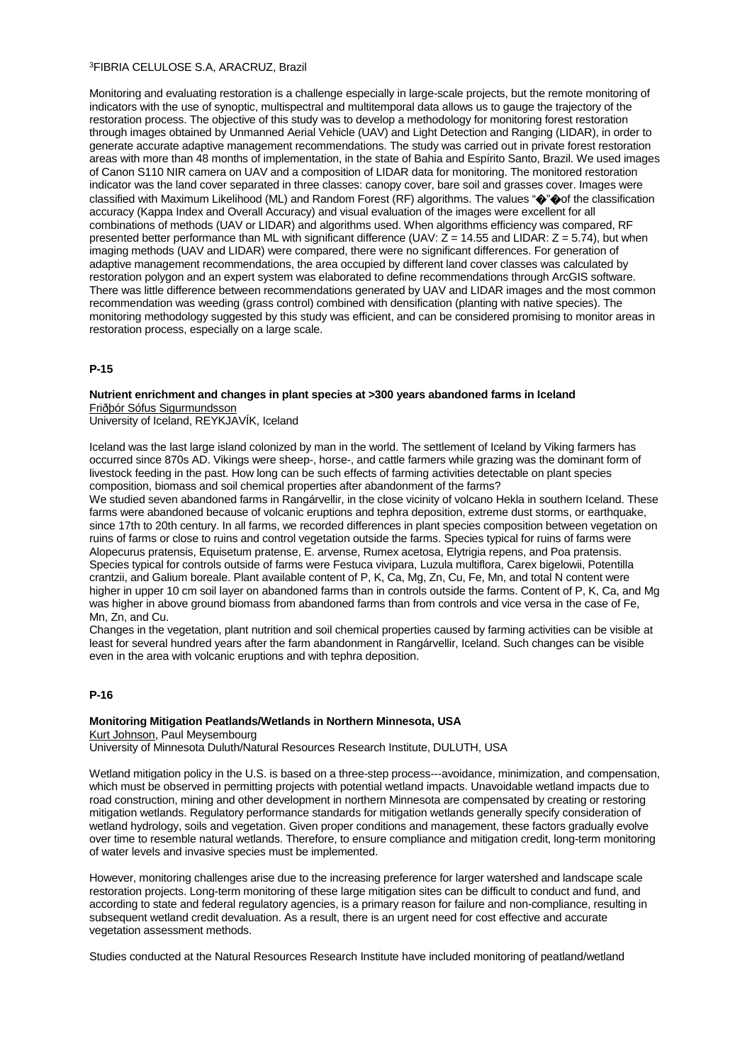[3]FIBRIA CELULOSE S.A, ARACRUZ, Brazil

Monitoring and evaluating restoration is a challenge especially in large-scale projects, but the remote monitoring of indicators with the use of synoptic, multispectral and multitemporal data allows us to gauge the trajectory of the restoration process. The objective of this study was to develop a methodology for monitoring forest restoration through images obtained by Unmanned Aerial Vehicle (UAV) and Light Detection and Ranging (LIDAR), in order to generate accurate adaptive management recommendations. The study was carried out in private forest restoration areas with more than 48 months of implementation, in the state of Bahia and Espírito Santo, Brazil. We used images of Canon S110 NIR camera on UAV and a composition of LIDAR data for monitoring. The monitored restoration indicator was the land cover separated in three classes: canopy cover, bare soil and grasses cover. Images were classified with Maximum Likelihood (ML) and Random Forest (RF) algorithms. The values "�"�of the classification accuracy (Kappa Index and Overall Accuracy) and visual evaluation of the images were excellent for all combinations of methods (UAV or LIDAR) and algorithms used. When algorithms efficiency was compared, RF presented better performance than ML with significant difference (UAV: $Z = 14.55$ and LIDAR: $Z = 5.74$), but when imaging methods (UAV and LIDAR) were compared, there were no significant differences. For generation of adaptive management recommendations, the area occupied by different land cover classes was calculated by restoration polygon and an expert system was elaborated to define recommendations through ArcGIS software. There was little difference between recommendations generated by UAV and LIDAR images and the most common recommendation was weeding (grass control) combined with densification (planting with native species). The monitoring methodology suggested by this study was efficient, and can be considered promising to monitor areas in restoration process, especially on a large scale.

## P-15

### Nutrient enrichment and changes in plant species at >300 years abandoned farms in Iceland

Friðþór Sófus Sigurmundsson
University of Iceland, REYKJAVÍK, Iceland

Iceland was the last large island colonized by man in the world. The settlement of Iceland by Viking farmers has occurred since 870s AD. Vikings were sheep-, horse-, and cattle farmers while grazing was the dominant form of livestock feeding in the past. How long can be such effects of farming activities detectable on plant species composition, biomass and soil chemical properties after abandonment of the farms?

We studied seven abandoned farms in Rangárvellir, in the close vicinity of volcano Hekla in southern Iceland. These farms were abandoned because of volcanic eruptions and tephra deposition, extreme dust storms, or earthquake, since 17th to 20th century. In all farms, we recorded differences in plant species composition between vegetation on ruins of farms or close to ruins and control vegetation outside the farms. Species typical for ruins of farms were Alopecurus pratensis, Equisetum pratense, E. arvense, Rumex acetosa, Elytrigia repens, and Poa pratensis. Species typical for controls outside of farms were Festuca vivipara, Luzula multiflora, Carex bigelowii, Potentilla crantzii, and Galium boreale. Plant available content of P, K, Ca, Mg, Zn, Cu, Fe, Mn, and total N content were higher in upper 10 cm soil layer on abandoned farms than in controls outside the farms. Content of P, K, Ca, and Mg was higher in above ground biomass from abandoned farms than from controls and vice versa in the case of Fe, Mn, Zn, and Cu.

Changes in the vegetation, plant nutrition and soil chemical properties caused by farming activities can be visible at least for several hundred years after the farm abandonment in Rangárvellir, Iceland. Such changes can be visible even in the area with volcanic eruptions and with tephra deposition.

## P-16

### Monitoring Mitigation Peatlands/Wetlands in Northern Minnesota, USA

Kurt Johnson, Paul Meysembourg
University of Minnesota Duluth/Natural Resources Research Institute, DULUTH, USA

Wetland mitigation policy in the U.S. is based on a three-step process---avoidance, minimization, and compensation, which must be observed in permitting projects with potential wetland impacts. Unavoidable wetland impacts due to road construction, mining and other development in northern Minnesota are compensated by creating or restoring mitigation wetlands. Regulatory performance standards for mitigation wetlands generally specify consideration of wetland hydrology, soils and vegetation. Given proper conditions and management, these factors gradually evolve over time to resemble natural wetlands. Therefore, to ensure compliance and mitigation credit, long-term monitoring of water levels and invasive species must be implemented.

However, monitoring challenges arise due to the increasing preference for larger watershed and landscape scale restoration projects. Long-term monitoring of these large mitigation sites can be difficult to conduct and fund, and according to state and federal regulatory agencies, is a primary reason for failure and non-compliance, resulting in subsequent wetland credit devaluation. As a result, there is an urgent need for cost effective and accurate vegetation assessment methods.

Studies conducted at the Natural Resources Research Institute have included monitoring of peatland/wetland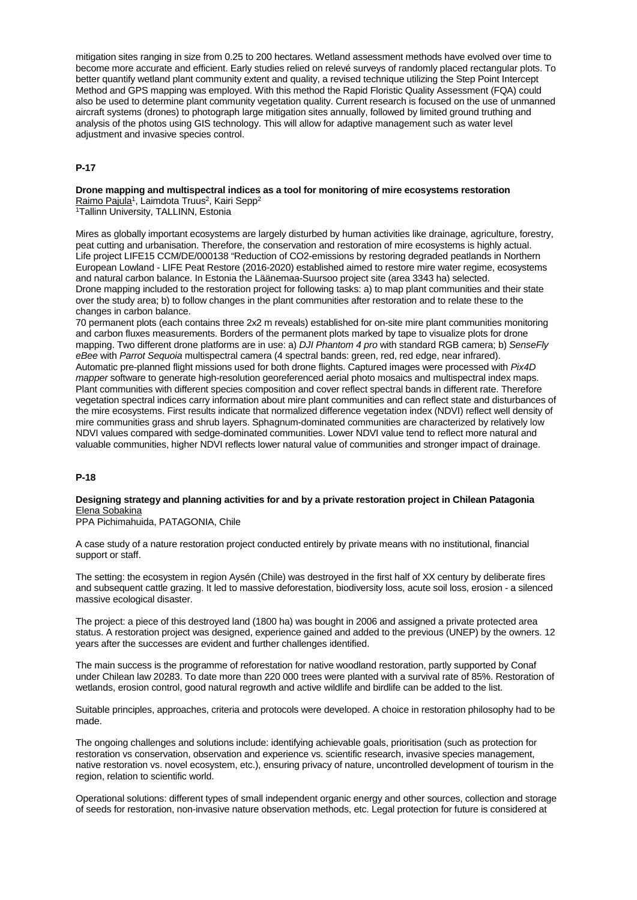mitigation sites ranging in size from 0.25 to 200 hectares. Wetland assessment methods have evolved over time to become more accurate and efficient. Early studies relied on relevé surveys of randomly placed rectangular plots. To better quantify wetland plant community extent and quality, a revised technique utilizing the Step Point Intercept Method and GPS mapping was employed. With this method the Rapid Floristic Quality Assessment (FQA) could also be used to determine plant community vegetation quality. Current research is focused on the use of unmanned aircraft systems (drones) to photograph large mitigation sites annually, followed by limited ground truthing and analysis of the photos using GIS technology. This will allow for adaptive management such as water level adjustment and invasive species control.

## P-17

**Drone mapping and multispectral indices as a tool for monitoring of mire ecosystems restoration**
Raimo Pajula[1], Laimdota Truus[2], Kairi Sepp[2]
[1]Tallinn University, TALLINN, Estonia

Mires as globally important ecosystems are largely disturbed by human activities like drainage, agriculture, forestry, peat cutting and urbanisation. Therefore, the conservation and restoration of mire ecosystems is highly actual. Life project LIFE15 CCM/DE/000138 "Reduction of CO2-emissions by restoring degraded peatlands in Northern European Lowland - LIFE Peat Restore (2016-2020) established aimed to restore mire water regime, ecosystems and natural carbon balance. In Estonia the Läänemaa-Suursoo project site (area 3343 ha) selected.
Drone mapping included to the restoration project for following tasks: a) to map plant communities and their state over the study area; b) to follow changes in the plant communities after restoration and to relate these to the changes in carbon balance.
70 permanent plots (each contains three 2x2 m reveals) established for on-site mire plant communities monitoring and carbon fluxes measurements. Borders of the permanent plots marked by tape to visualize plots for drone mapping. Two different drone platforms are in use: a) *DJI Phantom 4 pro* with standard RGB camera; b) *SenseFly eBee* with *Parrot Sequoia* multispectral camera (4 spectral bands: green, red, red edge, near infrared). Automatic pre-planned flight missions used for both drone flights. Captured images were processed with *Pix4D mapper* software to generate high-resolution georeferenced aerial photo mosaics and multispectral index maps. Plant communities with different species composition and cover reflect spectral bands in different rate. Therefore vegetation spectral indices carry information about mire plant communities and can reflect state and disturbances of the mire ecosystems. First results indicate that normalized difference vegetation index (NDVI) reflect well density of mire communities grass and shrub layers. Sphagnum-dominated communities are characterized by relatively low NDVI values compared with sedge-dominated communities. Lower NDVI value tend to reflect more natural and valuable communities, higher NDVI reflects lower natural value of communities and stronger impact of drainage.

## P-18

**Designing strategy and planning activities for and by a private restoration project in Chilean Patagonia**
Elena Sobakina
PPA Pichimahuida, PATAGONIA, Chile

A case study of a nature restoration project conducted entirely by private means with no institutional, financial support or staff.

The setting: the ecosystem in region Aysén (Chile) was destroyed in the first half of XX century by deliberate fires and subsequent cattle grazing. It led to massive deforestation, biodiversity loss, acute soil loss, erosion - a silenced massive ecological disaster.

The project: a piece of this destroyed land (1800 ha) was bought in 2006 and assigned a private protected area status. A restoration project was designed, experience gained and added to the previous (UNEP) by the owners. 12 years after the successes are evident and further challenges identified.

The main success is the programme of reforestation for native woodland restoration, partly supported by Conaf under Chilean law 20283. To date more than 220 000 trees were planted with a survival rate of 85%. Restoration of wetlands, erosion control, good natural regrowth and active wildlife and birdlife can be added to the list.

Suitable principles, approaches, criteria and protocols were developed. A choice in restoration philosophy had to be made.

The ongoing challenges and solutions include: identifying achievable goals, prioritisation (such as protection for restoration vs conservation, observation and experience vs. scientific research, invasive species management, native restoration vs. novel ecosystem, etc.), ensuring privacy of nature, uncontrolled development of tourism in the region, relation to scientific world.

Operational solutions: different types of small independent organic energy and other sources, collection and storage of seeds for restoration, non-invasive nature observation methods, etc. Legal protection for future is considered at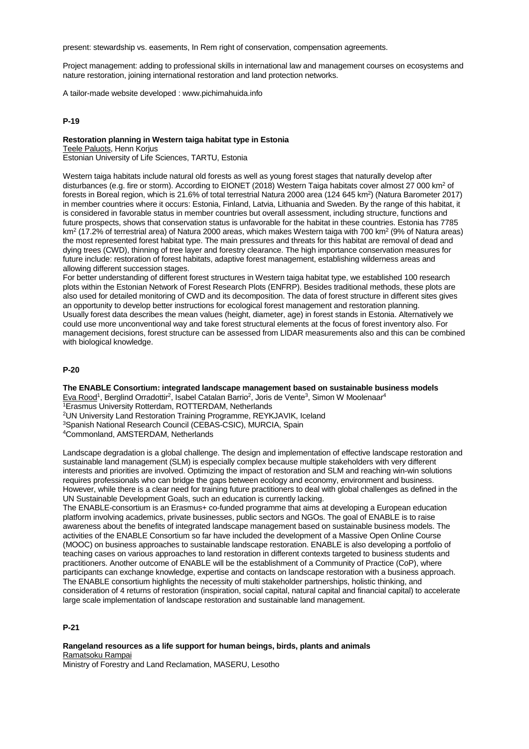present: stewardship vs. easements, In Rem right of conservation, compensation agreements.

Project management: adding to professional skills in international law and management courses on ecosystems and nature restoration, joining international restoration and land protection networks.

A tailor-made website developed : www.pichimahuida.info

## P-19

### Restoration planning in Western taiga habitat type in Estonia

Teele Paluots, Henn Korjus
Estonian University of Life Sciences, TARTU, Estonia

Western taiga habitats include natural old forests as well as young forest stages that naturally develop after disturbances (e.g. fire or storm). According to EIONET (2018) Western Taiga habitats cover almost 27 000 km$^2$ of forests in Boreal region, which is 21.6% of total terrestrial Natura 2000 area (124 645 km$^2$) (Natura Barometer 2017) in member countries where it occurs: Estonia, Finland, Latvia, Lithuania and Sweden. By the range of this habitat, it is considered in favorable status in member countries but overall assessment, including structure, functions and future prospects, shows that conservation status is unfavorable for the habitat in these countries. Estonia has 7785 km$^2$ (17.2% of terrestrial area) of Natura 2000 areas, which makes Western taiga with 700 km$^2$ (9% of Natura areas) the most represented forest habitat type. The main pressures and threats for this habitat are removal of dead and dying trees (CWD), thinning of tree layer and forestry clearance. The high importance conservation measures for future include: restoration of forest habitats, adaptive forest management, establishing wilderness areas and allowing different succession stages.
For better understanding of different forest structures in Western taiga habitat type, we established 100 research plots within the Estonian Network of Forest Research Plots (ENFRP). Besides traditional methods, these plots are also used for detailed monitoring of CWD and its decomposition. The data of forest structure in different sites gives an opportunity to develop better instructions for ecological forest management and restoration planning.
Usually forest data describes the mean values (height, diameter, age) in forest stands in Estonia. Alternatively we could use more unconventional way and take forest structural elements at the focus of forest inventory also. For management decisions, forest structure can be assessed from LIDAR measurements also and this can be combined with biological knowledge.

## P-20

### The ENABLE Consortium: integrated landscape management based on sustainable business models

Eva Rood[1], Berglind Orradottir[2], Isabel Catalan Barrio[2], Joris de Vente[3], Simon W Moolenaar[4]
[1]Erasmus University Rotterdam, ROTTERDAM, Netherlands
[2]UN University Land Restoration Training Programme, REYKJAVIK, Iceland
[3]Spanish National Research Council (CEBAS-CSIC), MURCIA, Spain
[4]Commonland, AMSTERDAM, Netherlands

Landscape degradation is a global challenge. The design and implementation of effective landscape restoration and sustainable land management (SLM) is especially complex because multiple stakeholders with very different interests and priorities are involved. Optimizing the impact of restoration and SLM and reaching win-win solutions requires professionals who can bridge the gaps between ecology and economy, environment and business. However, while there is a clear need for training future practitioners to deal with global challenges as defined in the UN Sustainable Development Goals, such an education is currently lacking.
The ENABLE-consortium is an Erasmus+ co-funded programme that aims at developing a European education platform involving academics, private businesses, public sectors and NGOs. The goal of ENABLE is to raise awareness about the benefits of integrated landscape management based on sustainable business models. The activities of the ENABLE Consortium so far have included the development of a Massive Open Online Course (MOOC) on business approaches to sustainable landscape restoration. ENABLE is also developing a portfolio of teaching cases on various approaches to land restoration in different contexts targeted to business students and practitioners. Another outcome of ENABLE will be the establishment of a Community of Practice (CoP), where participants can exchange knowledge, expertise and contacts on landscape restoration with a business approach. The ENABLE consortium highlights the necessity of multi stakeholder partnerships, holistic thinking, and consideration of 4 returns of restoration (inspiration, social capital, natural capital and financial capital) to accelerate large scale implementation of landscape restoration and sustainable land management.

## P-21

### Rangeland resources as a life support for human beings, birds, plants and animals

Ramatsoku Rampai
Ministry of Forestry and Land Reclamation, MASERU, Lesotho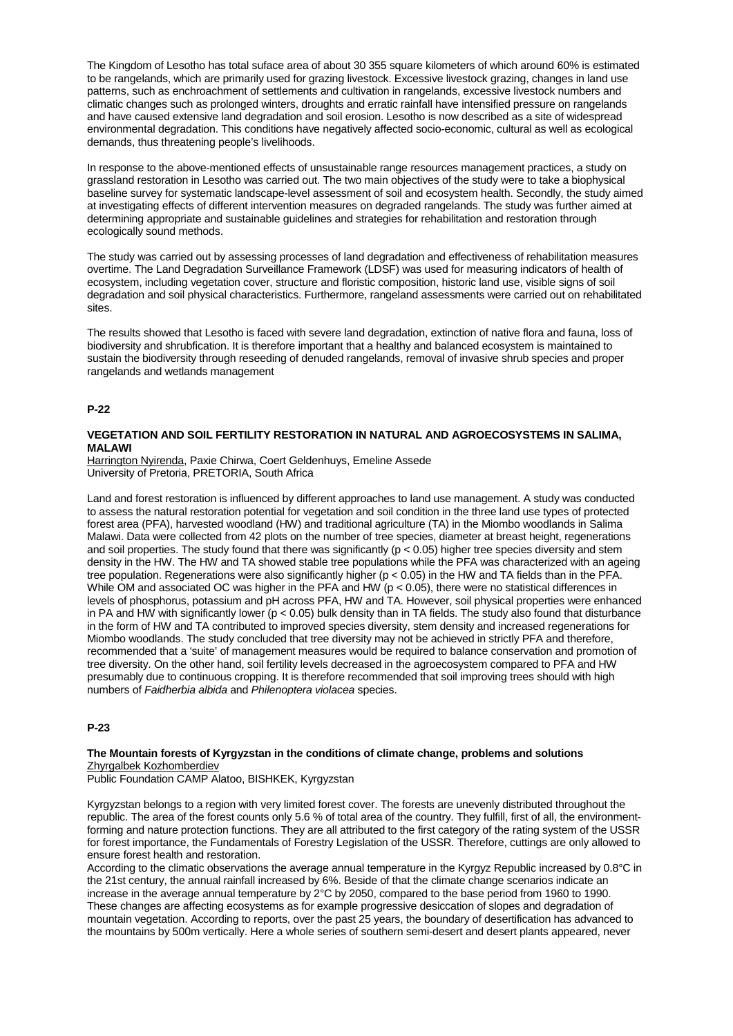The Kingdom of Lesotho has total suface area of about 30 355 square kilometers of which around 60% is estimated to be rangelands, which are primarily used for grazing livestock. Excessive livestock grazing, changes in land use patterns, such as enchroachment of settlements and cultivation in rangelands, excessive livestock numbers and climatic changes such as prolonged winters, droughts and erratic rainfall have intensified pressure on rangelands and have caused extensive land degradation and soil erosion. Lesotho is now described as a site of widespread environmental degradation. This conditions have negatively affected socio-economic, cultural as well as ecological demands, thus threatening people's livelihoods.

In response to the above-mentioned effects of unsustainable range resources management practices, a study on grassland restoration in Lesotho was carried out. The two main objectives of the study were to take a biophysical baseline survey for systematic landscape-level assessment of soil and ecosystem health. Secondly, the study aimed at investigating effects of different intervention measures on degraded rangelands. The study was further aimed at determining appropriate and sustainable guidelines and strategies for rehabilitation and restoration through ecologically sound methods.

The study was carried out by assessing processes of land degradation and effectiveness of rehabilitation measures overtime. The Land Degradation Surveillance Framework (LDSF) was used for measuring indicators of health of ecosystem, including vegetation cover, structure and floristic composition, historic land use, visible signs of soil degradation and soil physical characteristics. Furthermore, rangeland assessments were carried out on rehabilitated sites.

The results showed that Lesotho is faced with severe land degradation, extinction of native flora and fauna, loss of biodiversity and shrubfication. It is therefore important that a healthy and balanced ecosystem is maintained to sustain the biodiversity through reseeding of denuded rangelands, removal of invasive shrub species and proper rangelands and wetlands management

## P-22

### VEGETATION AND SOIL FERTILITY RESTORATION IN NATURAL AND AGROECOSYSTEMS IN SALIMA, MALAWI

Harrington Nyirenda, Paxie Chirwa, Coert Geldenhuys, Emeline Assede
University of Pretoria, PRETORIA, South Africa

Land and forest restoration is influenced by different approaches to land use management. A study was conducted to assess the natural restoration potential for vegetation and soil condition in the three land use types of protected forest area (PFA), harvested woodland (HW) and traditional agriculture (TA) in the Miombo woodlands in Salima Malawi. Data were collected from 42 plots on the number of tree species, diameter at breast height, regenerations and soil properties. The study found that there was significantly ($p < 0.05$) higher tree species diversity and stem density in the HW. The HW and TA showed stable tree populations while the PFA was characterized with an ageing tree population. Regenerations were also significantly higher ($p < 0.05$) in the HW and TA fields than in the PFA. While OM and associated OC was higher in the PFA and HW ($p < 0.05$), there were no statistical differences in levels of phosphorus, potassium and pH across PFA, HW and TA. However, soil physical properties were enhanced in PA and HW with significantly lower ($p < 0.05$) bulk density than in TA fields. The study also found that disturbance in the form of HW and TA contributed to improved species diversity, stem density and increased regenerations for Miombo woodlands. The study concluded that tree diversity may not be achieved in strictly PFA and therefore, recommended that a 'suite' of management measures would be required to balance conservation and promotion of tree diversity. On the other hand, soil fertility levels decreased in the agroecosystem compared to PFA and HW presumably due to continuous cropping. It is therefore recommended that soil improving trees should with high numbers of *Faidherbia albida* and *Philenoptera violacea* species.

## P-23

### The Mountain forests of Kyrgyzstan in the conditions of climate change, problems and solutions

Zhyrgalbek Kozhomberdiev
Public Foundation CAMP Alatoo, BISHKEK, Kyrgyzstan

Kyrgyzstan belongs to a region with very limited forest cover. The forests are unevenly distributed throughout the republic. The area of the forest counts only 5.6 % of total area of the country. They fulfill, first of all, the environment-forming and nature protection functions. They are all attributed to the first category of the rating system of the USSR for forest importance, the Fundamentals of Forestry Legislation of the USSR. Therefore, cuttings are only allowed to ensure forest health and restoration.

According to the climatic observations the average annual temperature in the Kyrgyz Republic increased by 0.8°C in the 21st century, the annual rainfall increased by 6%. Beside of that the climate change scenarios indicate an increase in the average annual temperature by 2°C by 2050, compared to the base period from 1960 to 1990. These changes are affecting ecosystems as for example progressive desiccation of slopes and degradation of mountain vegetation. According to reports, over the past 25 years, the boundary of desertification has advanced to the mountains by 500m vertically. Here a whole series of southern semi-desert and desert plants appeared, never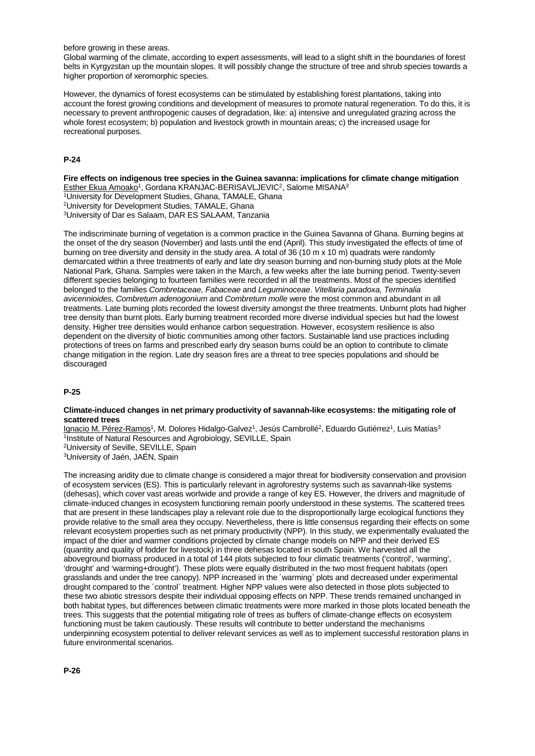before growing in these areas.

Global warming of the climate, according to expert assessments, will lead to a slight shift in the boundaries of forest belts in Kyrgyzstan up the mountain slopes. It will possibly change the structure of tree and shrub species towards a higher proportion of xeromorphic species.

However, the dynamics of forest ecosystems can be stimulated by establishing forest plantations, taking into account the forest growing conditions and development of measures to promote natural regeneration. To do this, it is necessary to prevent anthropogenic causes of degradation, like: a) intensive and unregulated grazing across the whole forest ecosystem; b) population and livestock growth in mountain areas; c) the increased usage for recreational purposes.

**P-24**

**Fire effects on indigenous tree species in the Guinea savanna: implications for climate change mitigation**

Esther Ekua Amoako[1], Gordana KRANJAC-BERISAVLJEVIC[2], Salome MISANA[3]

[1]University for Development Studies, Ghana, TAMALE, Ghana

[2]University for Development Studies, TAMALE, Ghana

[3]University of Dar es Salaam, DAR ES SALAAM, Tanzania

The indiscriminate burning of vegetation is a common practice in the Guinea Savanna of Ghana. Burning begins at the onset of the dry season (November) and lasts until the end (April). This study investigated the effects of time of burning on tree diversity and density in the study area. A total of 36 (10 m x 10 m) quadrats were randomly demarcated within a three treatments of early and late dry season burning and non-burning study plots at the Mole National Park, Ghana. Samples were taken in the March, a few weeks after the late burning period. Twenty-seven different species belonging to fourteen families were recorded in all the treatments. Most of the species identified belonged to the families *Combretaceae, Fabaceae* and *Leguminoceae*. *Vitellaria paradoxa, Terminalia avicennioides, Combretum adenogonium* and *Combretum molle* were the most common and abundant in all treatments. Late burning plots recorded the lowest diversity amongst the three treatments. Unburnt plots had higher tree density than burnt plots. Early burning treatment recorded more diverse individual species but had the lowest density. Higher tree densities would enhance carbon sequestration. However, ecosystem resilience is also dependent on the diversity of biotic communities among other factors. Sustainable land use practices including protections of trees on farms and prescribed early dry season burns could be an option to contribute to climate change mitigation in the region. Late dry season fires are a threat to tree species populations and should be discouraged

**P-25**

**Climate-induced changes in net primary productivity of savannah-like ecosystems: the mitigating role of scattered trees**

Ignacio M. Pérez-Ramos[1], M. Dolores Hidalgo-Galvez[1], Jesús Cambrollé[2], Eduardo Gutiérrez[1], Luis Matías[3]

[1]Institute of Natural Resources and Agrobiology, SEVILLE, Spain

[2]University of Seville, SEVILLE, Spain

[3]University of Jaén, JAÉN, Spain

The increasing aridity due to climate change is considered a major threat for biodiversity conservation and provision of ecosystem services (ES). This is particularly relevant in agroforestry systems such as savannah-like systems (dehesas), which cover vast areas worlwide and provide a range of key ES. However, the drivers and magnitude of climate-induced changes in ecosystem functioning remain poorly understood in these systems. The scattered trees that are present in these landscapes play a relevant role due to the disproportionally large ecological functions they provide relative to the small area they occupy. Nevertheless, there is little consensus regarding their effects on some relevant ecosystem properties such as net primary productivity (NPP). In this study, we experimentally evaluated the impact of the drier and warmer conditions projected by climate change models on NPP and their derived ES (quantity and quality of fodder for livestock) in three dehesas located in south Spain. We harvested all the aboveground biomass produced in a total of 144 plots subjected to four climatic treatments ('control', 'warming', 'drought' and 'warming+drought'). These plots were equally distributed in the two most frequent habitats (open grasslands and under the tree canopy). NPP increased in the ´warming` plots and decreased under experimental drought compared to the ´control` treatment. Higher NPP values were also detected in those plots subjected to these two abiotic stressors despite their individual opposing effects on NPP. These trends remained unchanged in both habitat types, but differences between climatic treatments were more marked in those plots located beneath the trees. This suggests that the potential mitigating role of trees as buffers of climate-change effects on ecosystem functioning must be taken cautiously. These results will contribute to better understand the mechanisms underpinning ecosystem potential to deliver relevant services as well as to implement successful restoration plans in future environmental scenarios.

**P-26**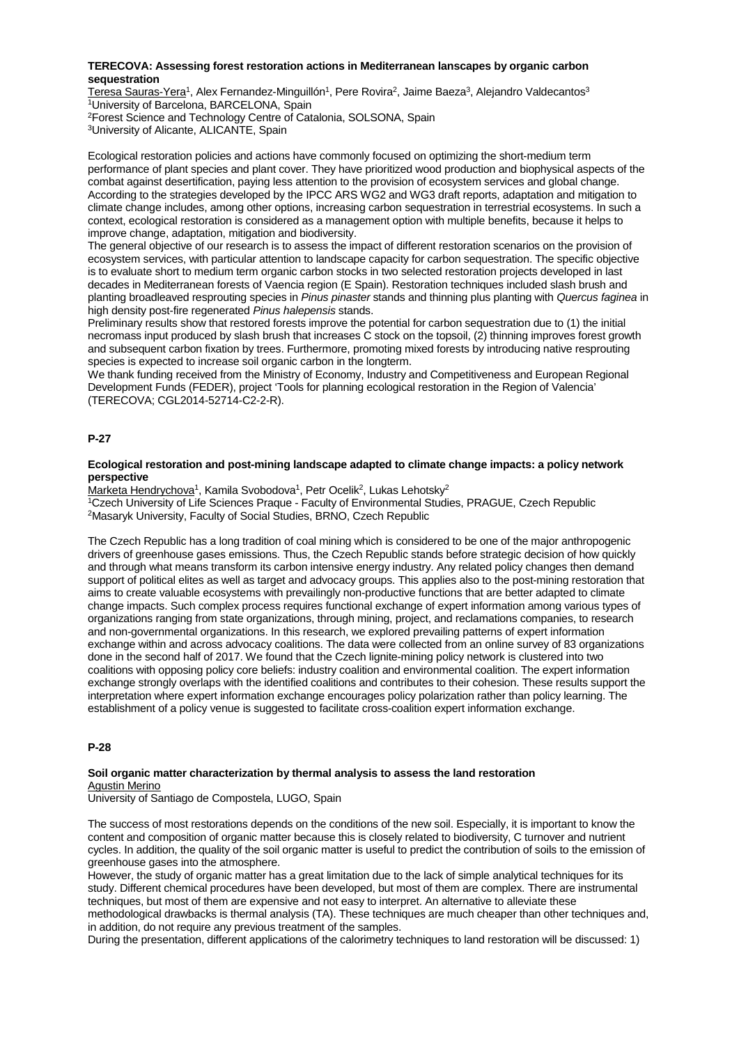**TERECOVA: Assessing forest restoration actions in Mediterranean lanscapes by organic carbon sequestration**

Teresa Sauras-Yera[1], Alex Fernandez-Minguillón[1], Pere Rovira[2], Jaime Baeza[3], Alejandro Valdecantos[3]

[1]University of Barcelona, BARCELONA, Spain

[2]Forest Science and Technology Centre of Catalonia, SOLSONA, Spain

[3]University of Alicante, ALICANTE, Spain

Ecological restoration policies and actions have commonly focused on optimizing the short-medium term performance of plant species and plant cover. They have prioritized wood production and biophysical aspects of the combat against desertification, paying less attention to the provision of ecosystem services and global change. According to the strategies developed by the IPCC ARS WG2 and WG3 draft reports, adaptation and mitigation to climate change includes, among other options, increasing carbon sequestration in terrestrial ecosystems. In such a context, ecological restoration is considered as a management option with multiple benefits, because it helps to improve change, adaptation, mitigation and biodiversity.

The general objective of our research is to assess the impact of different restoration scenarios on the provision of ecosystem services, with particular attention to landscape capacity for carbon sequestration. The specific objective is to evaluate short to medium term organic carbon stocks in two selected restoration projects developed in last decades in Mediterranean forests of Vaencia region (E Spain). Restoration techniques included slash brush and planting broadleaved resprouting species in *Pinus pinaster* stands and thinning plus planting with *Quercus faginea* in high density post-fire regenerated *Pinus halepensis* stands.

Preliminary results show that restored forests improve the potential for carbon sequestration due to (1) the initial necromass input produced by slash brush that increases C stock on the topsoil, (2) thinning improves forest growth and subsequent carbon fixation by trees. Furthermore, promoting mixed forests by introducing native resprouting species is expected to increase soil organic carbon in the longterm.

We thank funding received from the Ministry of Economy, Industry and Competitiveness and European Regional Development Funds (FEDER), project 'Tools for planning ecological restoration in the Region of Valencia' (TERECOVA; CGL2014-52714-C2-2-R).

## P-27

**Ecological restoration and post-mining landscape adapted to climate change impacts: a policy network perspective**

Marketa Hendrychova[1], Kamila Svobodova[1], Petr Ocelik[2], Lukas Lehotsky[2]

[1]Czech University of Life Sciences Praque - Faculty of Environmental Studies, PRAGUE, Czech Republic

[2]Masaryk University, Faculty of Social Studies, BRNO, Czech Republic

The Czech Republic has a long tradition of coal mining which is considered to be one of the major anthropogenic drivers of greenhouse gases emissions. Thus, the Czech Republic stands before strategic decision of how quickly and through what means transform its carbon intensive energy industry. Any related policy changes then demand support of political elites as well as target and advocacy groups. This applies also to the post-mining restoration that aims to create valuable ecosystems with prevailingly non-productive functions that are better adapted to climate change impacts. Such complex process requires functional exchange of expert information among various types of organizations ranging from state organizations, through mining, project, and reclamations companies, to research and non-governmental organizations. In this research, we explored prevailing patterns of expert information exchange within and across advocacy coalitions. The data were collected from an online survey of 83 organizations done in the second half of 2017. We found that the Czech lignite-mining policy network is clustered into two coalitions with opposing policy core beliefs: industry coalition and environmental coalition. The expert information exchange strongly overlaps with the identified coalitions and contributes to their cohesion. These results support the interpretation where expert information exchange encourages policy polarization rather than policy learning. The establishment of a policy venue is suggested to facilitate cross-coalition expert information exchange.

## P-28

**Soil organic matter characterization by thermal analysis to assess the land restoration**

Agustin Merino

University of Santiago de Compostela, LUGO, Spain

The success of most restorations depends on the conditions of the new soil. Especially, it is important to know the content and composition of organic matter because this is closely related to biodiversity, C turnover and nutrient cycles. In addition, the quality of the soil organic matter is useful to predict the contribution of soils to the emission of greenhouse gases into the atmosphere.

However, the study of organic matter has a great limitation due to the lack of simple analytical techniques for its study. Different chemical procedures have been developed, but most of them are complex. There are instrumental techniques, but most of them are expensive and not easy to interpret. An alternative to alleviate these methodological drawbacks is thermal analysis (TA). These techniques are much cheaper than other techniques and, in addition, do not require any previous treatment of the samples.

During the presentation, different applications of the calorimetry techniques to land restoration will be discussed: 1)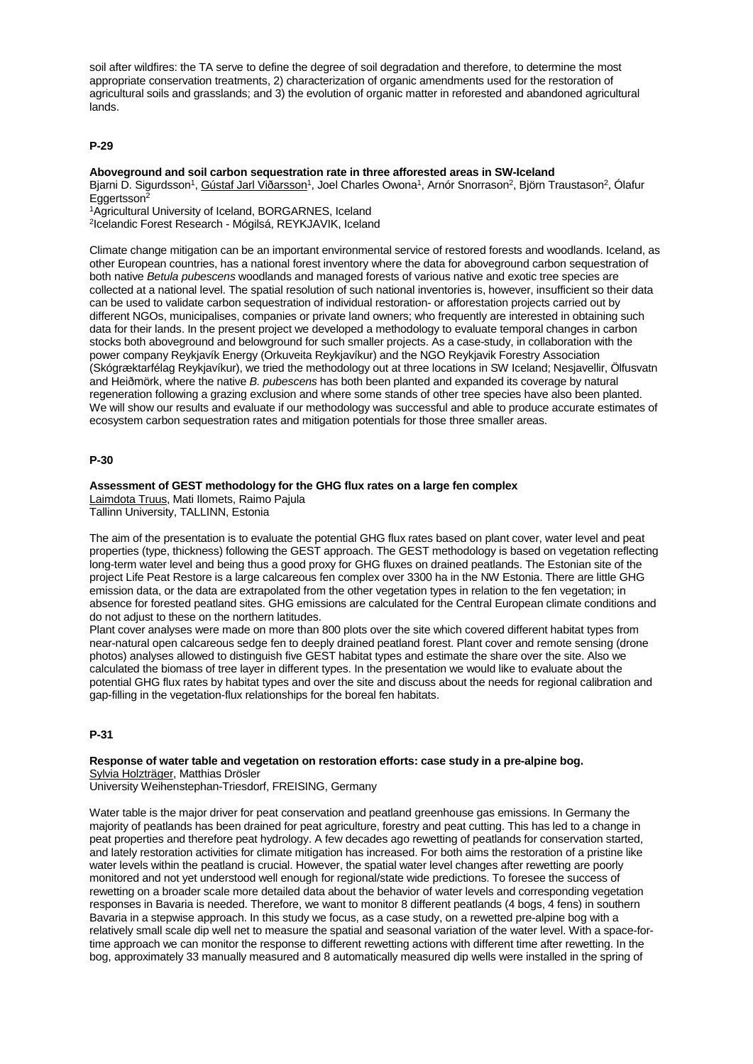soil after wildfires: the TA serve to define the degree of soil degradation and therefore, to determine the most appropriate conservation treatments, 2) characterization of organic amendments used for the restoration of agricultural soils and grasslands; and 3) the evolution of organic matter in reforested and abandoned agricultural lands.

## P-29

**Aboveground and soil carbon sequestration rate in three afforested areas in SW-Iceland**

Bjarni D. Sigurdsson[1], Gústaf Jarl Viðarsson[1], Joel Charles Owona[1], Arnór Snorrason[2], Björn Traustason[2], Ólafur Eggertsson[2]

[1]Agricultural University of Iceland, BORGARNES, Iceland
[2]Icelandic Forest Research - Mógilsá, REYKJAVIK, Iceland

Climate change mitigation can be an important environmental service of restored forests and woodlands. Iceland, as other European countries, has a national forest inventory where the data for aboveground carbon sequestration of both native *Betula pubescens* woodlands and managed forests of various native and exotic tree species are collected at a national level. The spatial resolution of such national inventories is, however, insufficient so their data can be used to validate carbon sequestration of individual restoration- or afforestation projects carried out by different NGOs, municipalises, companies or private land owners; who frequently are interested in obtaining such data for their lands. In the present project we developed a methodology to evaluate temporal changes in carbon stocks both aboveground and belowground for such smaller projects. As a case-study, in collaboration with the power company Reykjavík Energy (Orkuveita Reykjavíkur) and the NGO Reykjavik Forestry Association (Skógræktarfélag Reykjavíkur), we tried the methodology out at three locations in SW Iceland; Nesjavellir, Ölfusvatn and Heiðmörk, where the native *B. pubescens* has both been planted and expanded its coverage by natural regeneration following a grazing exclusion and where some stands of other tree species have also been planted. We will show our results and evaluate if our methodology was successful and able to produce accurate estimates of ecosystem carbon sequestration rates and mitigation potentials for those three smaller areas.

## P-30

**Assessment of GEST methodology for the GHG flux rates on a large fen complex**

Laimdota Truus, Mati Ilomets, Raimo Pajula

Tallinn University, TALLINN, Estonia

The aim of the presentation is to evaluate the potential GHG flux rates based on plant cover, water level and peat properties (type, thickness) following the GEST approach. The GEST methodology is based on vegetation reflecting long-term water level and being thus a good proxy for GHG fluxes on drained peatlands. The Estonian site of the project Life Peat Restore is a large calcareous fen complex over 3300 ha in the NW Estonia. There are little GHG emission data, or the data are extrapolated from the other vegetation types in relation to the fen vegetation; in absence for forested peatland sites. GHG emissions are calculated for the Central European climate conditions and do not adjust to these on the northern latitudes.

Plant cover analyses were made on more than 800 plots over the site which covered different habitat types from near-natural open calcareous sedge fen to deeply drained peatland forest. Plant cover and remote sensing (drone photos) analyses allowed to distinguish five GEST habitat types and estimate the share over the site. Also we calculated the biomass of tree layer in different types. In the presentation we would like to evaluate about the potential GHG flux rates by habitat types and over the site and discuss about the needs for regional calibration and gap-filling in the vegetation-flux relationships for the boreal fen habitats.

## P-31

**Response of water table and vegetation on restoration efforts: case study in a pre-alpine bog.**

Sylvia Holzträger, Matthias Drösler

University Weihenstephan-Triesdorf, FREISING, Germany

Water table is the major driver for peat conservation and peatland greenhouse gas emissions. In Germany the majority of peatlands has been drained for peat agriculture, forestry and peat cutting. This has led to a change in peat properties and therefore peat hydrology. A few decades ago rewetting of peatlands for conservation started, and lately restoration activities for climate mitigation has increased. For both aims the restoration of a pristine like water levels within the peatland is crucial. However, the spatial water level changes after rewetting are poorly monitored and not yet understood well enough for regional/state wide predictions. To foresee the success of rewetting on a broader scale more detailed data about the behavior of water levels and corresponding vegetation responses in Bavaria is needed. Therefore, we want to monitor 8 different peatlands (4 bogs, 4 fens) in southern Bavaria in a stepwise approach. In this study we focus, as a case study, on a rewetted pre-alpine bog with a relatively small scale dip well net to measure the spatial and seasonal variation of the water level. With a space-for-time approach we can monitor the response to different rewetting actions with different time after rewetting. In the bog, approximately 33 manually measured and 8 automatically measured dip wells were installed in the spring of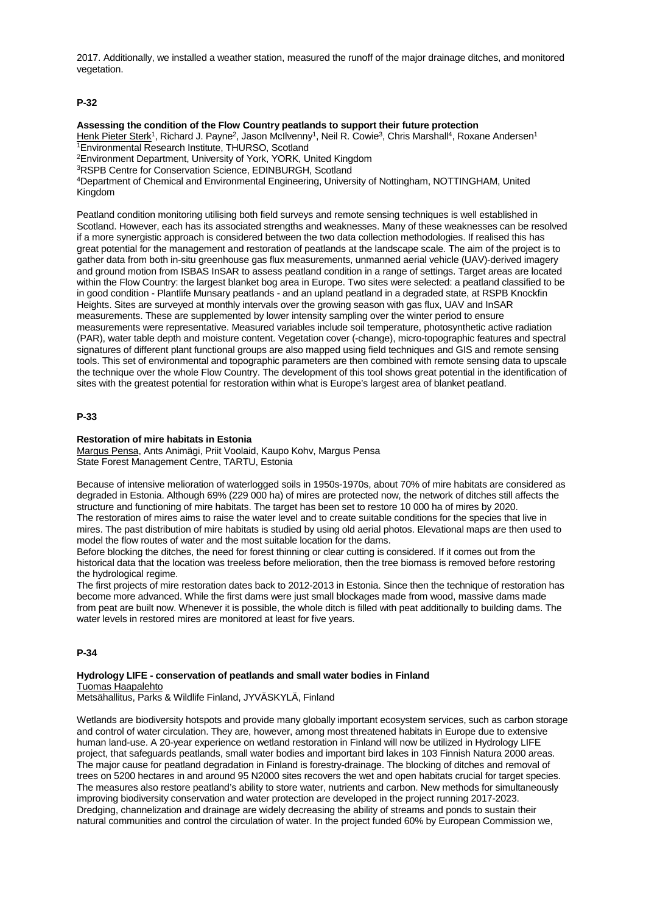2017. Additionally, we installed a weather station, measured the runoff of the major drainage ditches, and monitored vegetation.

## P-32

**Assessing the condition of the Flow Country peatlands to support their future protection**

Henk Pieter Sterk[1], Richard J. Payne[2], Jason McIlvenny[1], Neil R. Cowie[3], Chris Marshall[4], Roxane Andersen[1]

[1]Environmental Research Institute, THURSO, Scotland
[2]Environment Department, University of York, YORK, United Kingdom
[3]RSPB Centre for Conservation Science, EDINBURGH, Scotland
[4]Department of Chemical and Environmental Engineering, University of Nottingham, NOTTINGHAM, United Kingdom

Peatland condition monitoring utilising both field surveys and remote sensing techniques is well established in Scotland. However, each has its associated strengths and weaknesses. Many of these weaknesses can be resolved if a more synergistic approach is considered between the two data collection methodologies. If realised this has great potential for the management and restoration of peatlands at the landscape scale. The aim of the project is to gather data from both in-situ greenhouse gas flux measurements, unmanned aerial vehicle (UAV)-derived imagery and ground motion from ISBAS InSAR to assess peatland condition in a range of settings. Target areas are located within the Flow Country: the largest blanket bog area in Europe. Two sites were selected: a peatland classified to be in good condition - Plantlife Munsary peatlands - and an upland peatland in a degraded state, at RSPB Knockfin Heights. Sites are surveyed at monthly intervals over the growing season with gas flux, UAV and InSAR measurements. These are supplemented by lower intensity sampling over the winter period to ensure measurements were representative. Measured variables include soil temperature, photosynthetic active radiation (PAR), water table depth and moisture content. Vegetation cover (-change), micro-topographic features and spectral signatures of different plant functional groups are also mapped using field techniques and GIS and remote sensing tools. This set of environmental and topographic parameters are then combined with remote sensing data to upscale the technique over the whole Flow Country. The development of this tool shows great potential in the identification of sites with the greatest potential for restoration within what is Europe's largest area of blanket peatland.

## P-33

**Restoration of mire habitats in Estonia**

Margus Pensa, Ants Animägi, Priit Voolaid, Kaupo Kohv, Margus Pensa
State Forest Management Centre, TARTU, Estonia

Because of intensive melioration of waterlogged soils in 1950s-1970s, about 70% of mire habitats are considered as degraded in Estonia. Although 69% (229 000 ha) of mires are protected now, the network of ditches still affects the structure and functioning of mire habitats. The target has been set to restore 10 000 ha of mires by 2020.
The restoration of mires aims to raise the water level and to create suitable conditions for the species that live in mires. The past distribution of mire habitats is studied by using old aerial photos. Elevational maps are then used to model the flow routes of water and the most suitable location for the dams.
Before blocking the ditches, the need for forest thinning or clear cutting is considered. If it comes out from the historical data that the location was treeless before melioration, then the tree biomass is removed before restoring the hydrological regime.
The first projects of mire restoration dates back to 2012-2013 in Estonia. Since then the technique of restoration has become more advanced. While the first dams were just small blockages made from wood, massive dams made from peat are built now. Whenever it is possible, the whole ditch is filled with peat additionally to building dams. The water levels in restored mires are monitored at least for five years.

## P-34

**Hydrology LIFE - conservation of peatlands and small water bodies in Finland**

Tuomas Haapalehto
Metsähallitus, Parks & Wildlife Finland, JYVÄSKYLÄ, Finland

Wetlands are biodiversity hotspots and provide many globally important ecosystem services, such as carbon storage and control of water circulation. They are, however, among most threatened habitats in Europe due to extensive human land-use. A 20-year experience on wetland restoration in Finland will now be utilized in Hydrology LIFE project, that safeguards peatlands, small water bodies and important bird lakes in 103 Finnish Natura 2000 areas. The major cause for peatland degradation in Finland is forestry-drainage. The blocking of ditches and removal of trees on 5200 hectares in and around 95 N2000 sites recovers the wet and open habitats crucial for target species. The measures also restore peatland's ability to store water, nutrients and carbon. New methods for simultaneously improving biodiversity conservation and water protection are developed in the project running 2017-2023.
Dredging, channelization and drainage are widely decreasing the ability of streams and ponds to sustain their natural communities and control the circulation of water. In the project funded 60% by European Commission we,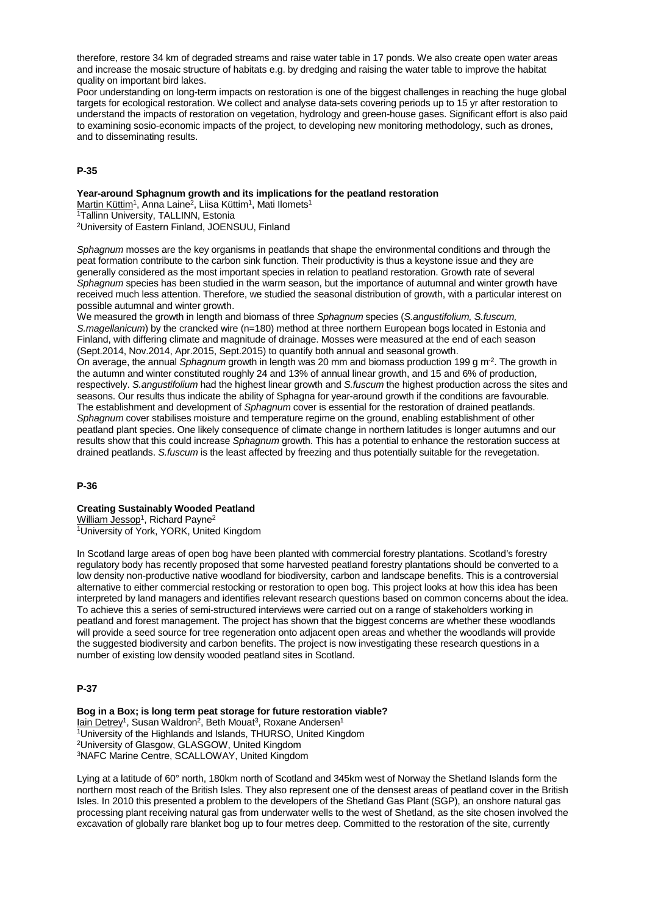therefore, restore 34 km of degraded streams and raise water table in 17 ponds. We also create open water areas and increase the mosaic structure of habitats e.g. by dredging and raising the water table to improve the habitat quality on important bird lakes.

Poor understanding on long-term impacts on restoration is one of the biggest challenges in reaching the huge global targets for ecological restoration. We collect and analyse data-sets covering periods up to 15 yr after restoration to understand the impacts of restoration on vegetation, hydrology and green-house gases. Significant effort is also paid to examining sosio-economic impacts of the project, to developing new monitoring methodology, such as drones, and to disseminating results.

## P-35

**Year-around Sphagnum growth and its implications for the peatland restoration**

Martin Küttim[1], Anna Laine[2], Liisa Küttim[1], Mati Ilomets[1]

[1]Tallinn University, TALLINN, Estonia

[2]University of Eastern Finland, JOENSUU, Finland

*Sphagnum* mosses are the key organisms in peatlands that shape the environmental conditions and through the peat formation contribute to the carbon sink function. Their productivity is thus a keystone issue and they are generally considered as the most important species in relation to peatland restoration. Growth rate of several *Sphagnum* species has been studied in the warm season, but the importance of autumnal and winter growth have received much less attention. Therefore, we studied the seasonal distribution of growth, with a particular interest on possible autumnal and winter growth.

We measured the growth in length and biomass of three *Sphagnum* species (*S.angustifolium, S.fuscum, S.magellanicum*) by the crancked wire (n=180) method at three northern European bogs located in Estonia and Finland, with differing climate and magnitude of drainage. Mosses were measured at the end of each season (Sept.2014, Nov.2014, Apr.2015, Sept.2015) to quantify both annual and seasonal growth.

On average, the annual *Sphagnum* growth in length was 20 mm and biomass production 199 g $m^{-2}$. The growth in the autumn and winter constituted roughly 24 and 13% of annual linear growth, and 15 and 6% of production, respectively. *S.angustifolium* had the highest linear growth and *S.fuscum* the highest production across the sites and seasons. Our results thus indicate the ability of Sphagna for year-around growth if the conditions are favourable.

The establishment and development of *Sphagnum* cover is essential for the restoration of drained peatlands. *Sphagnum* cover stabilises moisture and temperature regime on the ground, enabling establishment of other peatland plant species. One likely consequence of climate change in northern latitudes is longer autumns and our results show that this could increase *Sphagnum* growth. This has a potential to enhance the restoration success at drained peatlands. *S.fuscum* is the least affected by freezing and thus potentially suitable for the revegetation.

## P-36

**Creating Sustainably Wooded Peatland**

William Jessop[1], Richard Payne[2]

[1]University of York, YORK, United Kingdom

In Scotland large areas of open bog have been planted with commercial forestry plantations. Scotland's forestry regulatory body has recently proposed that some harvested peatland forestry plantations should be converted to a low density non-productive native woodland for biodiversity, carbon and landscape benefits. This is a controversial alternative to either commercial restocking or restoration to open bog. This project looks at how this idea has been interpreted by land managers and identifies relevant research questions based on common concerns about the idea. To achieve this a series of semi-structured interviews were carried out on a range of stakeholders working in peatland and forest management. The project has shown that the biggest concerns are whether these woodlands will provide a seed source for tree regeneration onto adjacent open areas and whether the woodlands will provide the suggested biodiversity and carbon benefits. The project is now investigating these research questions in a number of existing low density wooded peatland sites in Scotland.

## P-37

**Bog in a Box; is long term peat storage for future restoration viable?**

Iain Detrey[1], Susan Waldron[2], Beth Mouat[3], Roxane Andersen[1]

[1]University of the Highlands and Islands, THURSO, United Kingdom

[2]University of Glasgow, GLASGOW, United Kingdom

[3]NAFC Marine Centre, SCALLOWAY, United Kingdom

Lying at a latitude of 60° north, 180km north of Scotland and 345km west of Norway the Shetland Islands form the northern most reach of the British Isles. They also represent one of the densest areas of peatland cover in the British Isles. In 2010 this presented a problem to the developers of the Shetland Gas Plant (SGP), an onshore natural gas processing plant receiving natural gas from underwater wells to the west of Shetland, as the site chosen involved the excavation of globally rare blanket bog up to four metres deep. Committed to the restoration of the site, currently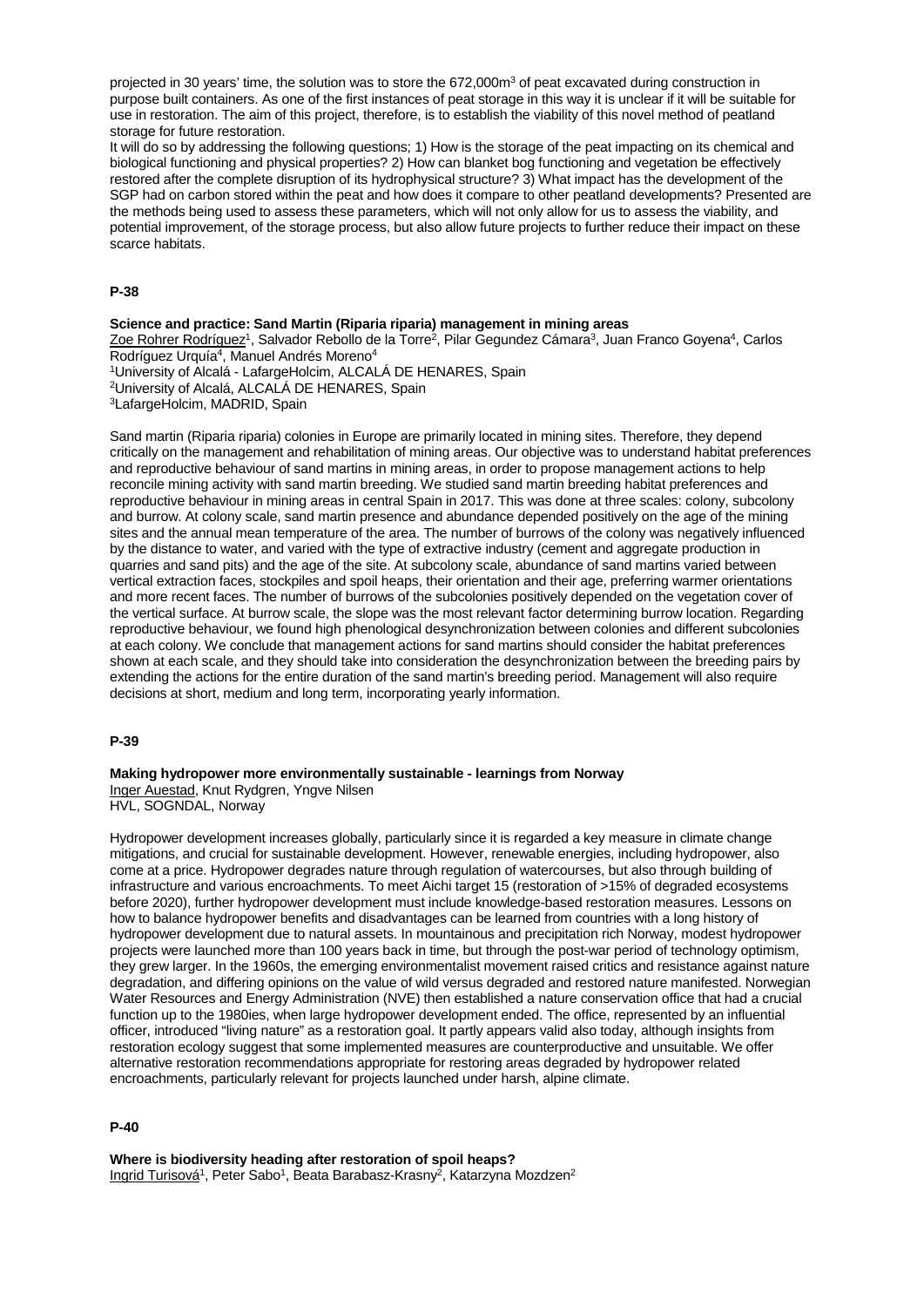projected in 30 years' time, the solution was to store the 672,000m$^3$ of peat excavated during construction in purpose built containers. As one of the first instances of peat storage in this way it is unclear if it will be suitable for use in restoration. The aim of this project, therefore, is to establish the viability of this novel method of peatland storage for future restoration.
It will do so by addressing the following questions; 1) How is the storage of the peat impacting on its chemical and biological functioning and physical properties? 2) How can blanket bog functioning and vegetation be effectively restored after the complete disruption of its hydrophysical structure? 3) What impact has the development of the SGP had on carbon stored within the peat and how does it compare to other peatland developments? Presented are the methods being used to assess these parameters, which will not only allow for us to assess the viability, and potential improvement, of the storage process, but also allow future projects to further reduce their impact on these scarce habitats.

### P-38

**Science and practice: Sand Martin (Riparia riparia) management in mining areas**

Zoe Rohrer Rodríguez[1], Salvador Rebollo de la Torre[2], Pilar Gegundez Cámara[3], Juan Franco Goyena[4], Carlos Rodríguez Urquía[4], Manuel Andrés Moreno[4]

[1]University of Alcalá - LafargeHolcim, ALCALÁ DE HENARES, Spain
[2]University of Alcalá, ALCALÁ DE HENARES, Spain
[3]LafargeHolcim, MADRID, Spain

Sand martin (Riparia riparia) colonies in Europe are primarily located in mining sites. Therefore, they depend critically on the management and rehabilitation of mining areas. Our objective was to understand habitat preferences and reproductive behaviour of sand martins in mining areas, in order to propose management actions to help reconcile mining activity with sand martin breeding. We studied sand martin breeding habitat preferences and reproductive behaviour in mining areas in central Spain in 2017. This was done at three scales: colony, subcolony and burrow. At colony scale, sand martin presence and abundance depended positively on the age of the mining sites and the annual mean temperature of the area. The number of burrows of the colony was negatively influenced by the distance to water, and varied with the type of extractive industry (cement and aggregate production in quarries and sand pits) and the age of the site. At subcolony scale, abundance of sand martins varied between vertical extraction faces, stockpiles and spoil heaps, their orientation and their age, preferring warmer orientations and more recent faces. The number of burrows of the subcolonies positively depended on the vegetation cover of the vertical surface. At burrow scale, the slope was the most relevant factor determining burrow location. Regarding reproductive behaviour, we found high phenological desynchronization between colonies and different subcolonies at each colony. We conclude that management actions for sand martins should consider the habitat preferences shown at each scale, and they should take into consideration the desynchronization between the breeding pairs by extending the actions for the entire duration of the sand martin's breeding period. Management will also require decisions at short, medium and long term, incorporating yearly information.

### P-39

**Making hydropower more environmentally sustainable - learnings from Norway**

Inger Auestad, Knut Rydgren, Yngve Nilsen
HVL, SOGNDAL, Norway

Hydropower development increases globally, particularly since it is regarded a key measure in climate change mitigations, and crucial for sustainable development. However, renewable energies, including hydropower, also come at a price. Hydropower degrades nature through regulation of watercourses, but also through building of infrastructure and various encroachments. To meet Aichi target 15 (restoration of >15% of degraded ecosystems before 2020), further hydropower development must include knowledge-based restoration measures. Lessons on how to balance hydropower benefits and disadvantages can be learned from countries with a long history of hydropower development due to natural assets. In mountainous and precipitation rich Norway, modest hydropower projects were launched more than 100 years back in time, but through the post-war period of technology optimism, they grew larger. In the 1960s, the emerging environmentalist movement raised critics and resistance against nature degradation, and differing opinions on the value of wild versus degraded and restored nature manifested. Norwegian Water Resources and Energy Administration (NVE) then established a nature conservation office that had a crucial function up to the 1980ies, when large hydropower development ended. The office, represented by an influential officer, introduced "living nature" as a restoration goal. It partly appears valid also today, although insights from restoration ecology suggest that some implemented measures are counterproductive and unsuitable. We offer alternative restoration recommendations appropriate for restoring areas degraded by hydropower related encroachments, particularly relevant for projects launched under harsh, alpine climate.

### P-40

**Where is biodiversity heading after restoration of spoil heaps?**

Ingrid Turisová[1], Peter Sabo[1], Beata Barabasz-Krasny[2], Katarzyna Mozdzen[2]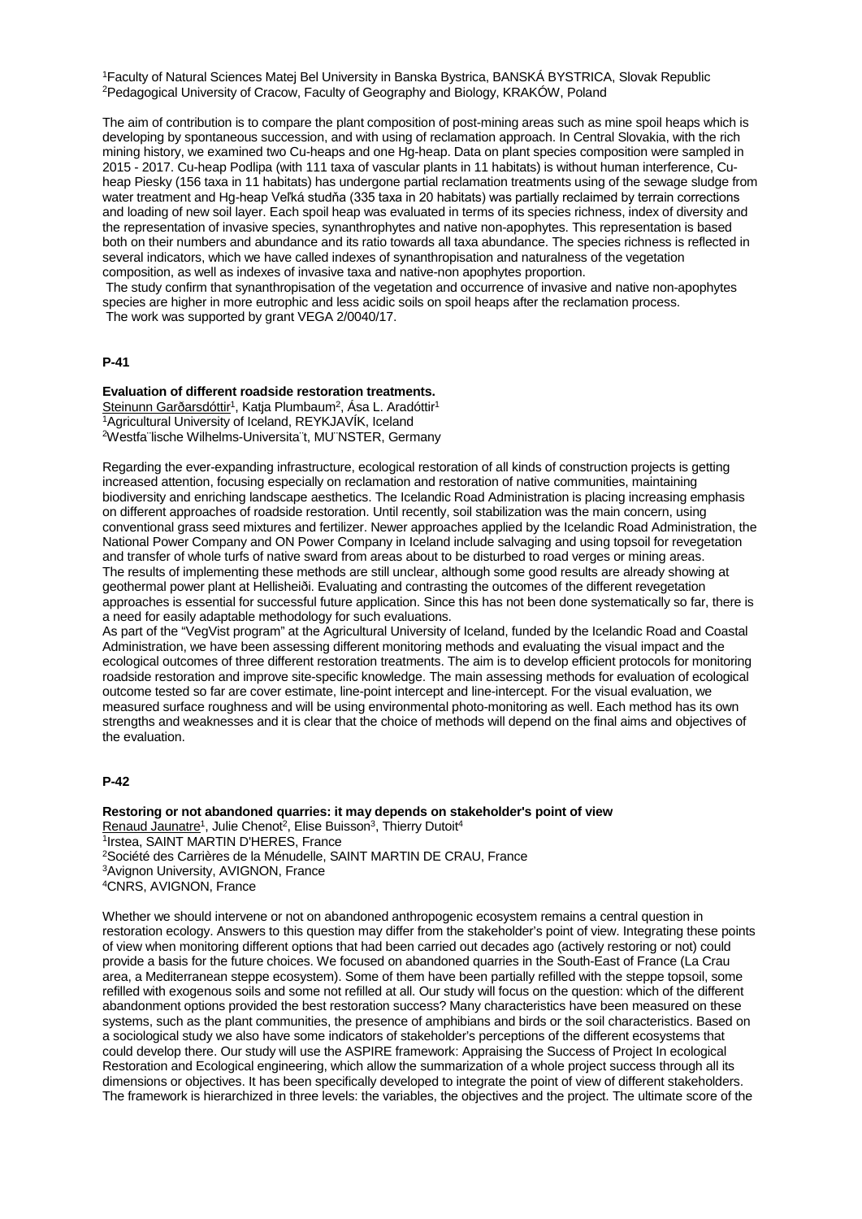[1]Faculty of Natural Sciences Matej Bel University in Banska Bystrica, BANSKÁ BYSTRICA, Slovak Republic
[2]Pedagogical University of Cracow, Faculty of Geography and Biology, KRAKÓW, Poland

The aim of contribution is to compare the plant composition of post-mining areas such as mine spoil heaps which is developing by spontaneous succession, and with using of reclamation approach. In Central Slovakia, with the rich mining history, we examined two Cu-heaps and one Hg-heap. Data on plant species composition were sampled in 2015 - 2017. Cu-heap Podlipa (with 111 taxa of vascular plants in 11 habitats) is without human interference, Cu-heap Piesky (156 taxa in 11 habitats) has undergone partial reclamation treatments using of the sewage sludge from water treatment and Hg-heap Veľká studňa (335 taxa in 20 habitats) was partially reclaimed by terrain corrections and loading of new soil layer. Each spoil heap was evaluated in terms of its species richness, index of diversity and the representation of invasive species, synanthrophytes and native non-apophytes. This representation is based both on their numbers and abundance and its ratio towards all taxa abundance. The species richness is reflected in several indicators, which we have called indexes of synanthropisation and naturalness of the vegetation composition, as well as indexes of invasive taxa and native-non apophytes proportion.

The study confirm that synanthropisation of the vegetation and occurrence of invasive and native non-apophytes species are higher in more eutrophic and less acidic soils on spoil heaps after the reclamation process.

The work was supported by grant VEGA 2/0040/17.

**P-41**

**Evaluation of different roadside restoration treatments.**

Steinunn Garðarsdóttir[1], Katja Plumbaum[2], Ása L. Aradóttir[1]
[1]Agricultural University of Iceland, REYKJAVÍK, Iceland
[2]Westfälische Wilhelms-Universität, MÜNSTER, Germany

Regarding the ever-expanding infrastructure, ecological restoration of all kinds of construction projects is getting increased attention, focusing especially on reclamation and restoration of native communities, maintaining biodiversity and enriching landscape aesthetics. The Icelandic Road Administration is placing increasing emphasis on different approaches of roadside restoration. Until recently, soil stabilization was the main concern, using conventional grass seed mixtures and fertilizer. Newer approaches applied by the Icelandic Road Administration, the National Power Company and ON Power Company in Iceland include salvaging and using topsoil for revegetation and transfer of whole turfs of native sward from areas about to be disturbed to road verges or mining areas. The results of implementing these methods are still unclear, although some good results are already showing at geothermal power plant at Hellisheiði. Evaluating and contrasting the outcomes of the different revegetation approaches is essential for successful future application. Since this has not been done systematically so far, there is a need for easily adaptable methodology for such evaluations.

As part of the "VegVist program" at the Agricultural University of Iceland, funded by the Icelandic Road and Coastal Administration, we have been assessing different monitoring methods and evaluating the visual impact and the ecological outcomes of three different restoration treatments. The aim is to develop efficient protocols for monitoring roadside restoration and improve site-specific knowledge. The main assessing methods for evaluation of ecological outcome tested so far are cover estimate, line-point intercept and line-intercept. For the visual evaluation, we measured surface roughness and will be using environmental photo-monitoring as well. Each method has its own strengths and weaknesses and it is clear that the choice of methods will depend on the final aims and objectives of the evaluation.

**P-42**

**Restoring or not abandoned quarries: it may depends on stakeholder's point of view**

Renaud Jaunatre[1], Julie Chenot[2], Elise Buisson[3], Thierry Dutoit[4]
[1]Irstea, SAINT MARTIN D'HERES, France
[2]Société des Carrières de la Ménudelle, SAINT MARTIN DE CRAU, France
[3]Avignon University, AVIGNON, France
[4]CNRS, AVIGNON, France

Whether we should intervene or not on abandoned anthropogenic ecosystem remains a central question in restoration ecology. Answers to this question may differ from the stakeholder's point of view. Integrating these points of view when monitoring different options that had been carried out decades ago (actively restoring or not) could provide a basis for the future choices. We focused on abandoned quarries in the South-East of France (La Crau area, a Mediterranean steppe ecosystem). Some of them have been partially refilled with the steppe topsoil, some refilled with exogenous soils and some not refilled at all. Our study will focus on the question: which of the different abandonment options provided the best restoration success? Many characteristics have been measured on these systems, such as the plant communities, the presence of amphibians and birds or the soil characteristics. Based on a sociological study we also have some indicators of stakeholder's perceptions of the different ecosystems that could develop there. Our study will use the ASPIRE framework: Appraising the Success of Project In ecological Restoration and Ecological engineering, which allow the summarization of a whole project success through all its dimensions or objectives. It has been specifically developed to integrate the point of view of different stakeholders. The framework is hierarchized in three levels: the variables, the objectives and the project. The ultimate score of the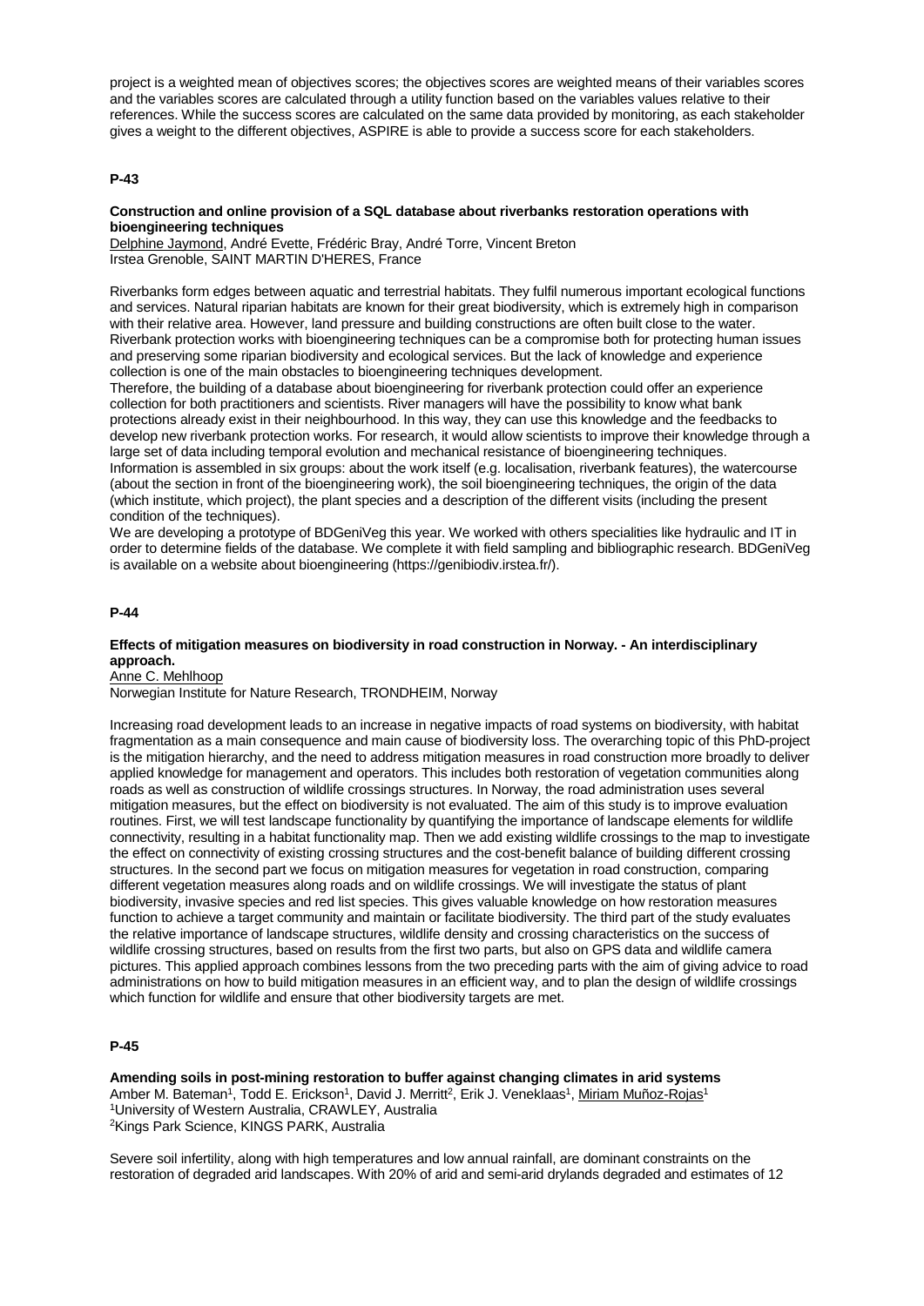project is a weighted mean of objectives scores; the objectives scores are weighted means of their variables scores and the variables scores are calculated through a utility function based on the variables values relative to their references. While the success scores are calculated on the same data provided by monitoring, as each stakeholder gives a weight to the different objectives, ASPIRE is able to provide a success score for each stakeholders.

### P-43

**Construction and online provision of a SQL database about riverbanks restoration operations with bioengineering techniques**

Delphine Jaymond, André Evette, Frédéric Bray, André Torre, Vincent Breton
Irstea Grenoble, SAINT MARTIN D'HERES, France

Riverbanks form edges between aquatic and terrestrial habitats. They fulfil numerous important ecological functions and services. Natural riparian habitats are known for their great biodiversity, which is extremely high in comparison with their relative area. However, land pressure and building constructions are often built close to the water. Riverbank protection works with bioengineering techniques can be a compromise both for protecting human issues and preserving some riparian biodiversity and ecological services. But the lack of knowledge and experience collection is one of the main obstacles to bioengineering techniques development.
Therefore, the building of a database about bioengineering for riverbank protection could offer an experience collection for both practitioners and scientists. River managers will have the possibility to know what bank protections already exist in their neighbourhood. In this way, they can use this knowledge and the feedbacks to develop new riverbank protection works. For research, it would allow scientists to improve their knowledge through a large set of data including temporal evolution and mechanical resistance of bioengineering techniques.
Information is assembled in six groups: about the work itself (e.g. localisation, riverbank features), the watercourse (about the section in front of the bioengineering work), the soil bioengineering techniques, the origin of the data (which institute, which project), the plant species and a description of the different visits (including the present condition of the techniques).
We are developing a prototype of BDGeniVeg this year. We worked with others specialities like hydraulic and IT in order to determine fields of the database. We complete it with field sampling and bibliographic research. BDGeniVeg is available on a website about bioengineering (https://genibiodiv.irstea.fr/).

### P-44

**Effects of mitigation measures on biodiversity in road construction in Norway. - An interdisciplinary approach.**

Anne C. Mehlhoop
Norwegian Institute for Nature Research, TRONDHEIM, Norway

Increasing road development leads to an increase in negative impacts of road systems on biodiversity, with habitat fragmentation as a main consequence and main cause of biodiversity loss. The overarching topic of this PhD-project is the mitigation hierarchy, and the need to address mitigation measures in road construction more broadly to deliver applied knowledge for management and operators. This includes both restoration of vegetation communities along roads as well as construction of wildlife crossings structures. In Norway, the road administration uses several mitigation measures, but the effect on biodiversity is not evaluated. The aim of this study is to improve evaluation routines. First, we will test landscape functionality by quantifying the importance of landscape elements for wildlife connectivity, resulting in a habitat functionality map. Then we add existing wildlife crossings to the map to investigate the effect on connectivity of existing crossing structures and the cost-benefit balance of building different crossing structures. In the second part we focus on mitigation measures for vegetation in road construction, comparing different vegetation measures along roads and on wildlife crossings. We will investigate the status of plant biodiversity, invasive species and red list species. This gives valuable knowledge on how restoration measures function to achieve a target community and maintain or facilitate biodiversity. The third part of the study evaluates the relative importance of landscape structures, wildlife density and crossing characteristics on the success of wildlife crossing structures, based on results from the first two parts, but also on GPS data and wildlife camera pictures. This applied approach combines lessons from the two preceding parts with the aim of giving advice to road administrations on how to build mitigation measures in an efficient way, and to plan the design of wildlife crossings which function for wildlife and ensure that other biodiversity targets are met.

### P-45

**Amending soils in post-mining restoration to buffer against changing climates in arid systems**

Amber M. Bateman[1], Todd E. Erickson[1], David J. Merritt[2], Erik J. Veneklaas[1], Miriam Muñoz-Rojas[1]
[1]University of Western Australia, CRAWLEY, Australia
[2]Kings Park Science, KINGS PARK, Australia

Severe soil infertility, along with high temperatures and low annual rainfall, are dominant constraints on the restoration of degraded arid landscapes. With 20% of arid and semi-arid drylands degraded and estimates of 12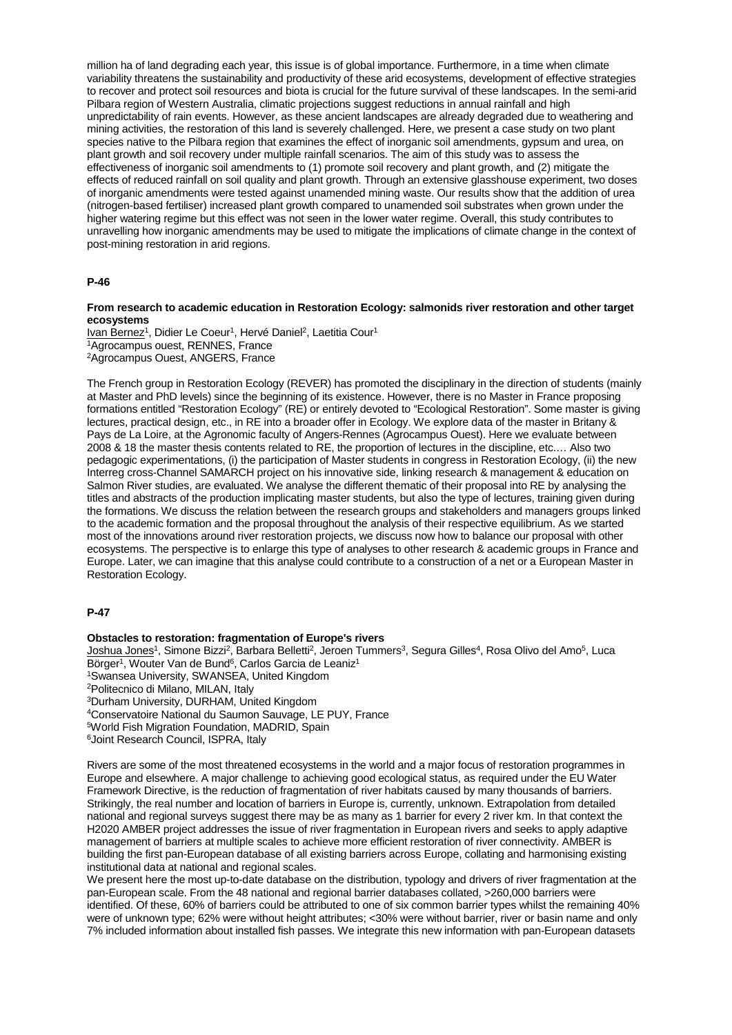million ha of land degrading each year, this issue is of global importance. Furthermore, in a time when climate variability threatens the sustainability and productivity of these arid ecosystems, development of effective strategies to recover and protect soil resources and biota is crucial for the future survival of these landscapes. In the semi-arid Pilbara region of Western Australia, climatic projections suggest reductions in annual rainfall and high unpredictability of rain events. However, as these ancient landscapes are already degraded due to weathering and mining activities, the restoration of this land is severely challenged. Here, we present a case study on two plant species native to the Pilbara region that examines the effect of inorganic soil amendments, gypsum and urea, on plant growth and soil recovery under multiple rainfall scenarios. The aim of this study was to assess the effectiveness of inorganic soil amendments to (1) promote soil recovery and plant growth, and (2) mitigate the effects of reduced rainfall on soil quality and plant growth. Through an extensive glasshouse experiment, two doses of inorganic amendments were tested against unamended mining waste. Our results show that the addition of urea (nitrogen-based fertiliser) increased plant growth compared to unamended soil substrates when grown under the higher watering regime but this effect was not seen in the lower water regime. Overall, this study contributes to unravelling how inorganic amendments may be used to mitigate the implications of climate change in the context of post-mining restoration in arid regions.

**P-46**

**From research to academic education in Restoration Ecology: salmonids river restoration and other target ecosystems**

Ivan Bernez[1], Didier Le Coeur[1], Hervé Daniel[2], Laetitia Cour[1]
[1]Agrocampus ouest, RENNES, France
[2]Agrocampus Ouest, ANGERS, France

The French group in Restoration Ecology (REVER) has promoted the disciplinary in the direction of students (mainly at Master and PhD levels) since the beginning of its existence. However, there is no Master in France proposing formations entitled "Restoration Ecology" (RE) or entirely devoted to "Ecological Restoration". Some master is giving lectures, practical design, etc., in RE into a broader offer in Ecology. We explore data of the master in Britany & Pays de La Loire, at the Agronomic faculty of Angers-Rennes (Agrocampus Ouest). Here we evaluate between 2008 & 18 the master thesis contents related to RE, the proportion of lectures in the discipline, etc.… Also two pedagogic experimentations, (i) the participation of Master students in congress in Restoration Ecology, (ii) the new Interreg cross-Channel SAMARCH project on his innovative side, linking research & management & education on Salmon River studies, are evaluated. We analyse the different thematic of their proposal into RE by analysing the titles and abstracts of the production implicating master students, but also the type of lectures, training given during the formations. We discuss the relation between the research groups and stakeholders and managers groups linked to the academic formation and the proposal throughout the analysis of their respective equilibrium. As we started most of the innovations around river restoration projects, we discuss now how to balance our proposal with other ecosystems. The perspective is to enlarge this type of analyses to other research & academic groups in France and Europe. Later, we can imagine that this analyse could contribute to a construction of a net or a European Master in Restoration Ecology.

**P-47**

**Obstacles to restoration: fragmentation of Europe's rivers**

Joshua Jones[1], Simone Bizzi[2], Barbara Belletti[2], Jeroen Tummers[3], Segura Gilles[4], Rosa Olivo del Amo[5], Luca Börger[1], Wouter Van de Bund[6], Carlos Garcia de Leaniz[1]
[1]Swansea University, SWANSEA, United Kingdom
[2]Politecnico di Milano, MILAN, Italy
[3]Durham University, DURHAM, United Kingdom
[4]Conservatoire National du Saumon Sauvage, LE PUY, France
[5]World Fish Migration Foundation, MADRID, Spain
[6]Joint Research Council, ISPRA, Italy

Rivers are some of the most threatened ecosystems in the world and a major focus of restoration programmes in Europe and elsewhere. A major challenge to achieving good ecological status, as required under the EU Water Framework Directive, is the reduction of fragmentation of river habitats caused by many thousands of barriers. Strikingly, the real number and location of barriers in Europe is, currently, unknown. Extrapolation from detailed national and regional surveys suggest there may be as many as 1 barrier for every 2 river km. In that context the H2020 AMBER project addresses the issue of river fragmentation in European rivers and seeks to apply adaptive management of barriers at multiple scales to achieve more efficient restoration of river connectivity. AMBER is building the first pan-European database of all existing barriers across Europe, collating and harmonising existing institutional data at national and regional scales.

We present here the most up-to-date database on the distribution, typology and drivers of river fragmentation at the pan-European scale. From the 48 national and regional barrier databases collated, >260,000 barriers were identified. Of these, 60% of barriers could be attributed to one of six common barrier types whilst the remaining 40% were of unknown type; 62% were without height attributes; <30% were without barrier, river or basin name and only 7% included information about installed fish passes. We integrate this new information with pan-European datasets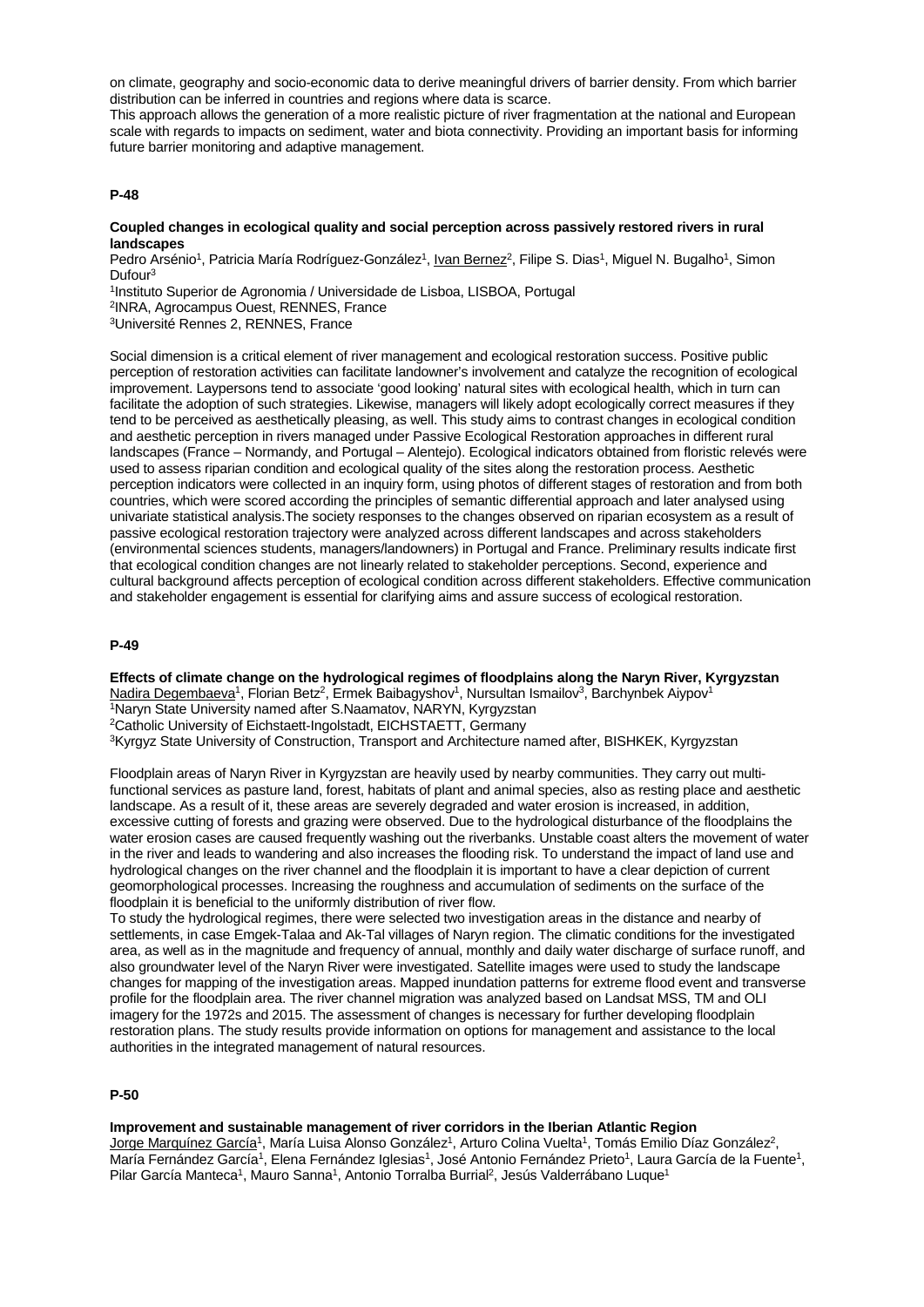on climate, geography and socio-economic data to derive meaningful drivers of barrier density. From which barrier distribution can be inferred in countries and regions where data is scarce.
This approach allows the generation of a more realistic picture of river fragmentation at the national and European scale with regards to impacts on sediment, water and biota connectivity. Providing an important basis for informing future barrier monitoring and adaptive management.

## P-48

**Coupled changes in ecological quality and social perception across passively restored rivers in rural landscapes**

Pedro Arsénio[1], Patricia María Rodríguez-González[1], Ivan Bernez[2], Filipe S. Dias[1], Miguel N. Bugalho[1], Simon Dufour[3]

[1]Instituto Superior de Agronomia / Universidade de Lisboa, LISBOA, Portugal
[2]INRA, Agrocampus Ouest, RENNES, France
[3]Université Rennes 2, RENNES, France

Social dimension is a critical element of river management and ecological restoration success. Positive public perception of restoration activities can facilitate landowner's involvement and catalyze the recognition of ecological improvement. Laypersons tend to associate 'good looking' natural sites with ecological health, which in turn can facilitate the adoption of such strategies. Likewise, managers will likely adopt ecologically correct measures if they tend to be perceived as aesthetically pleasing, as well. This study aims to contrast changes in ecological condition and aesthetic perception in rivers managed under Passive Ecological Restoration approaches in different rural landscapes (France – Normandy, and Portugal – Alentejo). Ecological indicators obtained from floristic relevés were used to assess riparian condition and ecological quality of the sites along the restoration process. Aesthetic perception indicators were collected in an inquiry form, using photos of different stages of restoration and from both countries, which were scored according the principles of semantic differential approach and later analysed using univariate statistical analysis.The society responses to the changes observed on riparian ecosystem as a result of passive ecological restoration trajectory were analyzed across different landscapes and across stakeholders (environmental sciences students, managers/landowners) in Portugal and France. Preliminary results indicate first that ecological condition changes are not linearly related to stakeholder perceptions. Second, experience and cultural background affects perception of ecological condition across different stakeholders. Effective communication and stakeholder engagement is essential for clarifying aims and assure success of ecological restoration.

## P-49

**Effects of climate change on the hydrological regimes of floodplains along the Naryn River, Kyrgyzstan**

Nadira Degembaeva[1], Florian Betz[2], Ermek Baibagyshov[1], Nursultan Ismailov[3], Barchynbek Aiypov[1]

[1]Naryn State University named after S.Naamatov, NARYN, Kyrgyzstan
[2]Catholic University of Eichstaett-Ingolstadt, EICHSTAETT, Germany
[3]Kyrgyz State University of Construction, Transport and Architecture named after, BISHKEK, Kyrgyzstan

Floodplain areas of Naryn River in Kyrgyzstan are heavily used by nearby communities. They carry out multi-functional services as pasture land, forest, habitats of plant and animal species, also as resting place and aesthetic landscape. As a result of it, these areas are severely degraded and water erosion is increased, in addition, excessive cutting of forests and grazing were observed. Due to the hydrological disturbance of the floodplains the water erosion cases are caused frequently washing out the riverbanks. Unstable coast alters the movement of water in the river and leads to wandering and also increases the flooding risk. To understand the impact of land use and hydrological changes on the river channel and the floodplain it is important to have a clear depiction of current geomorphological processes. Increasing the roughness and accumulation of sediments on the surface of the floodplain it is beneficial to the uniformly distribution of river flow.
To study the hydrological regimes, there were selected two investigation areas in the distance and nearby of settlements, in case Emgek-Talaa and Ak-Tal villages of Naryn region. The climatic conditions for the investigated area, as well as in the magnitude and frequency of annual, monthly and daily water discharge of surface runoff, and also groundwater level of the Naryn River were investigated. Satellite images were used to study the landscape changes for mapping of the investigation areas. Mapped inundation patterns for extreme flood event and transverse profile for the floodplain area. The river channel migration was analyzed based on Landsat MSS, TM and OLI imagery for the 1972s and 2015. The assessment of changes is necessary for further developing floodplain restoration plans. The study results provide information on options for management and assistance to the local authorities in the integrated management of natural resources.

## P-50

**Improvement and sustainable management of river corridors in the Iberian Atlantic Region**

Jorge Marquínez García[1], María Luisa Alonso González[1], Arturo Colina Vuelta[1], Tomás Emilio Díaz González[2], María Fernández García[1], Elena Fernández Iglesias[1], José Antonio Fernández Prieto[1], Laura García de la Fuente[1], Pilar García Manteca[1], Mauro Sanna[1], Antonio Torralba Burrial[2], Jesús Valderrábano Luque[1]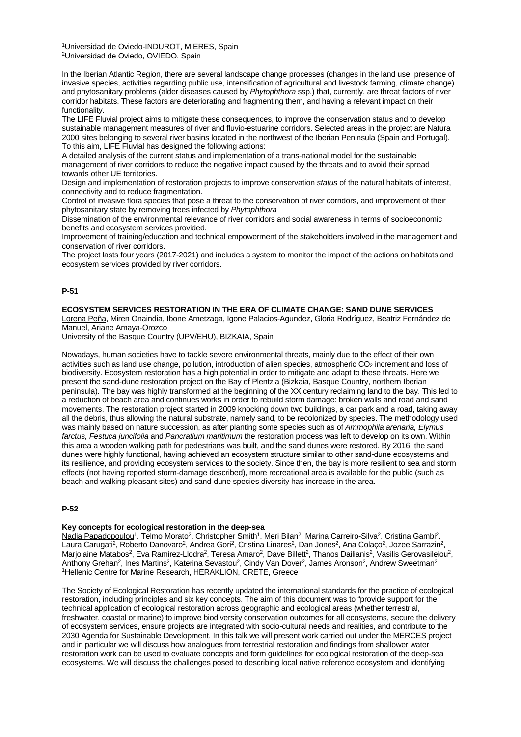[1]Universidad de Oviedo-INDUROT, MIERES, Spain
[2]Universidad de Oviedo, OVIEDO, Spain

In the Iberian Atlantic Region, there are several landscape change processes (changes in the land use, presence of invasive species, activities regarding public use, intensification of agricultural and livestock farming, climate change) and phytosanitary problems (alder diseases caused by *Phytophthora* ssp.) that, currently, are threat factors of river corridor habitats. These factors are deteriorating and fragmenting them, and having a relevant impact on their functionality.
The LIFE Fluvial project aims to mitigate these consequences, to improve the conservation status and to develop sustainable management measures of river and fluvio-estuarine corridors. Selected areas in the project are Natura 2000 sites belonging to several river basins located in the northwest of the Iberian Peninsula (Spain and Portugal). To this aim, LIFE Fluvial has designed the following actions:
A detailed analysis of the current status and implementation of a trans-national model for the sustainable management of river corridors to reduce the negative impact caused by the threats and to avoid their spread towards other UE territories.
Design and implementation of restoration projects to improve conservation *status* of the natural habitats of interest, connectivity and to reduce fragmentation.
Control of invasive flora species that pose a threat to the conservation of river corridors, and improvement of their phytosanitary state by removing trees infected by *Phytophthora*
Dissemination of the environmental relevance of river corridors and social awareness in terms of socioeconomic benefits and ecosystem services provided.
Improvement of training/education and technical empowerment of the stakeholders involved in the management and conservation of river corridors.
The project lasts four years (2017-2021) and includes a system to monitor the impact of the actions on habitats and ecosystem services provided by river corridors.

**P-51**

**ECOSYSTEM SERVICES RESTORATION IN THE ERA OF CLIMATE CHANGE: SAND DUNE SERVICES**
Lorena Peña, Miren Onaindia, Ibone Ametzaga, Igone Palacios-Agundez, Gloria Rodríguez, Beatriz Fernández de Manuel, Ariane Amaya-Orozco
University of the Basque Country (UPV/EHU), BIZKAIA, Spain

Nowadays, human societies have to tackle severe environmental threats, mainly due to the effect of their own activities such as land use change, pollution, introduction of alien species, atmospheric $CO_2$ increment and loss of biodiversity. Ecosystem restoration has a high potential in order to mitigate and adapt to these threats. Here we present the sand-dune restoration project on the Bay of Plentzia (Bizkaia, Basque Country, northern Iberian peninsula). The bay was highly transformed at the beginning of the XX century reclaiming land to the bay. This led to a reduction of beach area and continues works in order to rebuild storm damage: broken walls and road and sand movements. The restoration project started in 2009 knocking down two buildings, a car park and a road, taking away all the debris, thus allowing the natural substrate, namely sand, to be recolonized by species. The methodology used was mainly based on nature succession, as after planting some species such as of *Ammophila arenaria, Elymus farctus, Festuca juncifolia* and *Pancratium maritimum* the restoration process was left to develop on its own. Within this area a wooden walking path for pedestrians was built, and the sand dunes were restored. By 2016, the sand dunes were highly functional, having achieved an ecosystem structure similar to other sand-dune ecosystems and its resilience, and providing ecosystem services to the society. Since then, the bay is more resilient to sea and storm effects (not having reported storm-damage described), more recreational area is available for the public (such as beach and walking pleasant sites) and sand-dune species diversity has increase in the area.

**P-52**

**Key concepts for ecological restoration in the deep-sea**
Nadia Papadopoulou[1], Telmo Morato[2], Christopher Smith[1], Meri Bilan[2], Marina Carreiro-Silva[2], Cristina Gambi[2], Laura Carugati[2], Roberto Danovaro[2], Andrea Gori[2], Cristina Linares[2], Dan Jones[2], Ana Colaço[2], Jozee Sarrazin[2], Marjolaine Matabos[2], Eva Ramirez-Llodra[2], Teresa Amaro[2], Dave Billett[2], Thanos Dailianis[2], Vasilis Gerovasileiou[2], Anthony Grehan[2], Ines Martins[2], Katerina Sevastou[2], Cindy Van Dover[2], James Aronson[2], Andrew Sweetman[2]
[1]Hellenic Centre for Marine Research, HERAKLION, CRETE, Greece

The Society of Ecological Restoration has recently updated the international standards for the practice of ecological restoration, including principles and six key concepts. The aim of this document was to "provide support for the technical application of ecological restoration across geographic and ecological areas (whether terrestrial, freshwater, coastal or marine) to improve biodiversity conservation outcomes for all ecosystems, secure the delivery of ecosystem services, ensure projects are integrated with socio-cultural needs and realities, and contribute to the 2030 Agenda for Sustainable Development. In this talk we will present work carried out under the MERCES project and in particular we will discuss how analogues from terrestrial restoration and findings from shallower water restoration work can be used to evaluate concepts and form guidelines for ecological restoration of the deep-sea ecosystems. We will discuss the challenges posed to describing local native reference ecosystem and identifying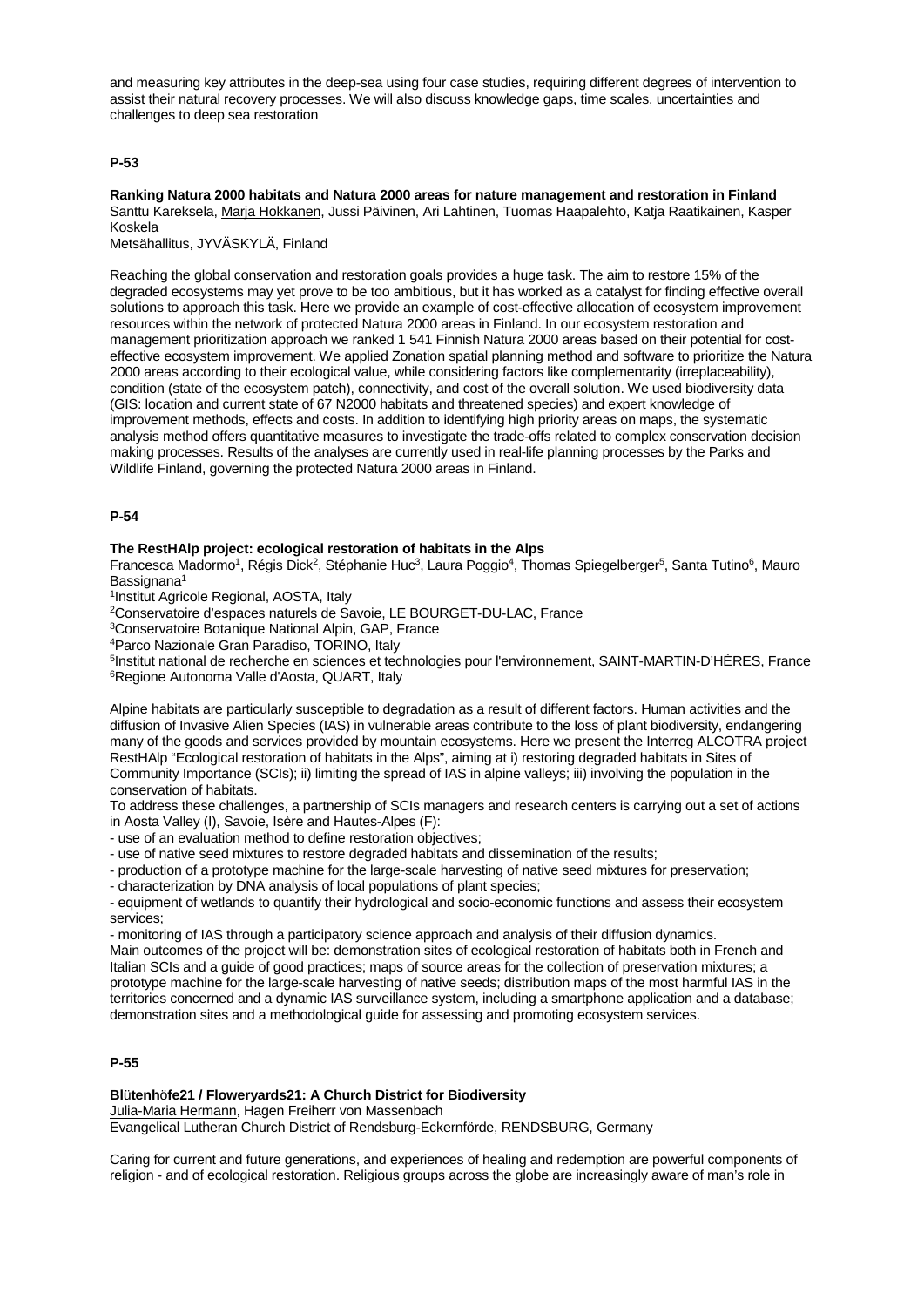and measuring key attributes in the deep-sea using four case studies, requiring different degrees of intervention to assist their natural recovery processes. We will also discuss knowledge gaps, time scales, uncertainties and challenges to deep sea restoration

**P-53**

**Ranking Natura 2000 habitats and Natura 2000 areas for nature management and restoration in Finland**
Santtu Kareksela, Marja Hokkanen, Jussi Päivinen, Ari Lahtinen, Tuomas Haapalehto, Katja Raatikainen, Kasper Koskela
Metsähallitus, JYVÄSKYLÄ, Finland

Reaching the global conservation and restoration goals provides a huge task. The aim to restore 15% of the degraded ecosystems may yet prove to be too ambitious, but it has worked as a catalyst for finding effective overall solutions to approach this task. Here we provide an example of cost-effective allocation of ecosystem improvement resources within the network of protected Natura 2000 areas in Finland. In our ecosystem restoration and management prioritization approach we ranked 1 541 Finnish Natura 2000 areas based on their potential for cost-effective ecosystem improvement. We applied Zonation spatial planning method and software to prioritize the Natura 2000 areas according to their ecological value, while considering factors like complementarity (irreplaceability), condition (state of the ecosystem patch), connectivity, and cost of the overall solution. We used biodiversity data (GIS: location and current state of 67 N2000 habitats and threatened species) and expert knowledge of improvement methods, effects and costs. In addition to identifying high priority areas on maps, the systematic analysis method offers quantitative measures to investigate the trade-offs related to complex conservation decision making processes. Results of the analyses are currently used in real-life planning processes by the Parks and Wildlife Finland, governing the protected Natura 2000 areas in Finland.

**P-54**

**The RestHAlp project: ecological restoration of habitats in the Alps**
Francesca Madormo[1], Régis Dick[2], Stéphanie Huc[3], Laura Poggio[4], Thomas Spiegelberger[5], Santa Tutino[6], Mauro Bassignana[1]
[1]Institut Agricole Regional, AOSTA, Italy
[2]Conservatoire d'espaces naturels de Savoie, LE BOURGET-DU-LAC, France
[3]Conservatoire Botanique National Alpin, GAP, France
[4]Parco Nazionale Gran Paradiso, TORINO, Italy
[5]Institut national de recherche en sciences et technologies pour l'environnement, SAINT-MARTIN-D'HÈRES, France
[6]Regione Autonoma Valle d'Aosta, QUART, Italy

Alpine habitats are particularly susceptible to degradation as a result of different factors. Human activities and the diffusion of Invasive Alien Species (IAS) in vulnerable areas contribute to the loss of plant biodiversity, endangering many of the goods and services provided by mountain ecosystems. Here we present the Interreg ALCOTRA project RestHAlp "Ecological restoration of habitats in the Alps", aiming at i) restoring degraded habitats in Sites of Community Importance (SCIs); ii) limiting the spread of IAS in alpine valleys; iii) involving the population in the conservation of habitats.
To address these challenges, a partnership of SCIs managers and research centers is carrying out a set of actions in Aosta Valley (I), Savoie, Isère and Hautes-Alpes (F):

- use of an evaluation method to define restoration objectives;
- use of native seed mixtures to restore degraded habitats and dissemination of the results;
- production of a prototype machine for the large-scale harvesting of native seed mixtures for preservation;
- characterization by DNA analysis of local populations of plant species;
- equipment of wetlands to quantify their hydrological and socio-economic functions and assess their ecosystem services;
- monitoring of IAS through a participatory science approach and analysis of their diffusion dynamics.

Main outcomes of the project will be: demonstration sites of ecological restoration of habitats both in French and Italian SCIs and a guide of good practices; maps of source areas for the collection of preservation mixtures; a prototype machine for the large-scale harvesting of native seeds; distribution maps of the most harmful IAS in the territories concerned and a dynamic IAS surveillance system, including a smartphone application and a database; demonstration sites and a methodological guide for assessing and promoting ecosystem services.

**P-55**

**Blütenhöfe21 / Floweryards21: A Church District for Biodiversity**
Julia-Maria Hermann, Hagen Freiherr von Massenbach
Evangelical Lutheran Church District of Rendsburg-Eckernförde, RENDSBURG, Germany

Caring for current and future generations, and experiences of healing and redemption are powerful components of religion - and of ecological restoration. Religious groups across the globe are increasingly aware of man's role in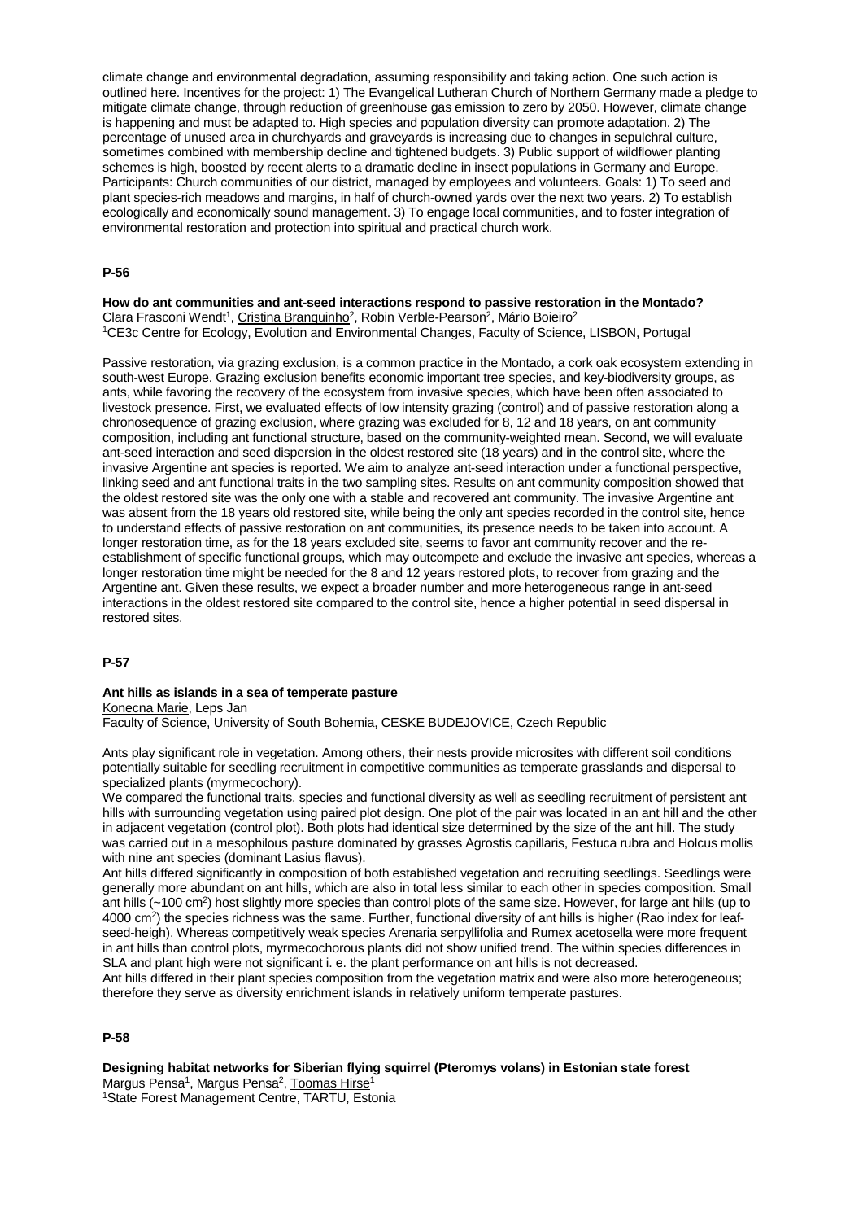climate change and environmental degradation, assuming responsibility and taking action. One such action is outlined here. Incentives for the project: 1) The Evangelical Lutheran Church of Northern Germany made a pledge to mitigate climate change, through reduction of greenhouse gas emission to zero by 2050. However, climate change is happening and must be adapted to. High species and population diversity can promote adaptation. 2) The percentage of unused area in churchyards and graveyards is increasing due to changes in sepulchral culture, sometimes combined with membership decline and tightened budgets. 3) Public support of wildflower planting schemes is high, boosted by recent alerts to a dramatic decline in insect populations in Germany and Europe. Participants: Church communities of our district, managed by employees and volunteers. Goals: 1) To seed and plant species-rich meadows and margins, in half of church-owned yards over the next two years. 2) To establish ecologically and economically sound management. 3) To engage local communities, and to foster integration of environmental restoration and protection into spiritual and practical church work.

## P-56

**How do ant communities and ant-seed interactions respond to passive restoration in the Montado?**

Clara Frasconi Wendt[1], Cristina Branquinho[2], Robin Verble-Pearson[2], Mário Boieiro[2]

[1]CE3c Centre for Ecology, Evolution and Environmental Changes, Faculty of Science, LISBON, Portugal

Passive restoration, via grazing exclusion, is a common practice in the Montado, a cork oak ecosystem extending in south-west Europe. Grazing exclusion benefits economic important tree species, and key-biodiversity groups, as ants, while favoring the recovery of the ecosystem from invasive species, which have been often associated to livestock presence. First, we evaluated effects of low intensity grazing (control) and of passive restoration along a chronosequence of grazing exclusion, where grazing was excluded for 8, 12 and 18 years, on ant community composition, including ant functional structure, based on the community-weighted mean. Second, we will evaluate ant-seed interaction and seed dispersion in the oldest restored site (18 years) and in the control site, where the invasive Argentine ant species is reported. We aim to analyze ant-seed interaction under a functional perspective, linking seed and ant functional traits in the two sampling sites. Results on ant community composition showed that the oldest restored site was the only one with a stable and recovered ant community. The invasive Argentine ant was absent from the 18 years old restored site, while being the only ant species recorded in the control site, hence to understand effects of passive restoration on ant communities, its presence needs to be taken into account. A longer restoration time, as for the 18 years excluded site, seems to favor ant community recover and the re-establishment of specific functional groups, which may outcompete and exclude the invasive ant species, whereas a longer restoration time might be needed for the 8 and 12 years restored plots, to recover from grazing and the Argentine ant. Given these results, we expect a broader number and more heterogeneous range in ant-seed interactions in the oldest restored site compared to the control site, hence a higher potential in seed dispersal in restored sites.

## P-57

**Ant hills as islands in a sea of temperate pasture**

Konecna Marie, Leps Jan

Faculty of Science, University of South Bohemia, CESKE BUDEJOVICE, Czech Republic

Ants play significant role in vegetation. Among others, their nests provide microsites with different soil conditions potentially suitable for seedling recruitment in competitive communities as temperate grasslands and dispersal to specialized plants (myrmecochory).

We compared the functional traits, species and functional diversity as well as seedling recruitment of persistent ant hills with surrounding vegetation using paired plot design. One plot of the pair was located in an ant hill and the other in adjacent vegetation (control plot). Both plots had identical size determined by the size of the ant hill. The study was carried out in a mesophilous pasture dominated by grasses Agrostis capillaris, Festuca rubra and Holcus mollis with nine ant species (dominant Lasius flavus).

Ant hills differed significantly in composition of both established vegetation and recruiting seedlings. Seedlings were generally more abundant on ant hills, which are also in total less similar to each other in species composition. Small ant hills (~100 $cm^2$) host slightly more species than control plots of the same size. However, for large ant hills (up to 4000 $cm^2$) the species richness was the same. Further, functional diversity of ant hills is higher (Rao index for leaf-seed-heigh). Whereas competitively weak species Arenaria serpyllifolia and Rumex acetosella were more frequent in ant hills than control plots, myrmecochorous plants did not show unified trend. The within species differences in SLA and plant high were not significant i. e. the plant performance on ant hills is not decreased.

Ant hills differed in their plant species composition from the vegetation matrix and were also more heterogeneous; therefore they serve as diversity enrichment islands in relatively uniform temperate pastures.

## P-58

**Designing habitat networks for Siberian flying squirrel (Pteromys volans) in Estonian state forest**

Margus Pensa[1], Margus Pensa[2], Toomas Hirse[1]

[1]State Forest Management Centre, TARTU, Estonia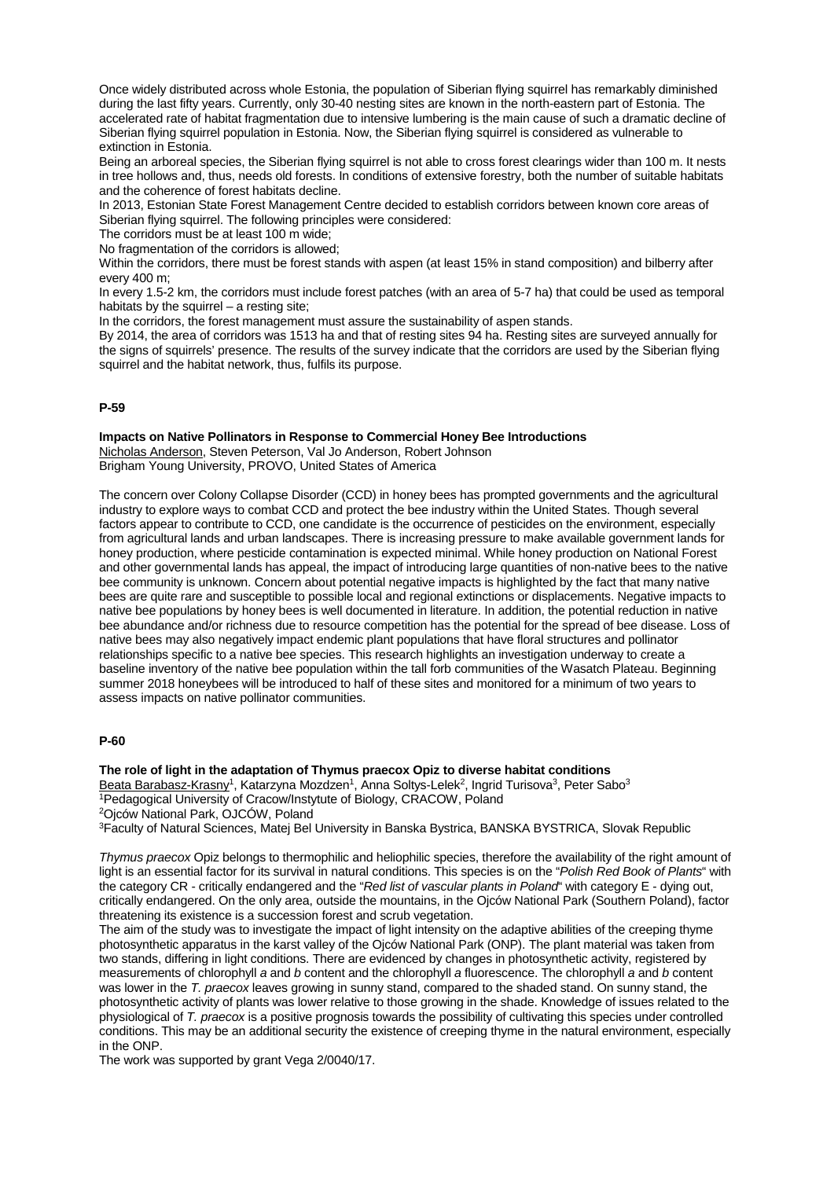Once widely distributed across whole Estonia, the population of Siberian flying squirrel has remarkably diminished during the last fifty years. Currently, only 30-40 nesting sites are known in the north-eastern part of Estonia. The accelerated rate of habitat fragmentation due to intensive lumbering is the main cause of such a dramatic decline of Siberian flying squirrel population in Estonia. Now, the Siberian flying squirrel is considered as vulnerable to extinction in Estonia.

Being an arboreal species, the Siberian flying squirrel is not able to cross forest clearings wider than 100 m. It nests in tree hollows and, thus, needs old forests. In conditions of extensive forestry, both the number of suitable habitats and the coherence of forest habitats decline.

In 2013, Estonian State Forest Management Centre decided to establish corridors between known core areas of Siberian flying squirrel. The following principles were considered:

The corridors must be at least 100 m wide;

No fragmentation of the corridors is allowed;

Within the corridors, there must be forest stands with aspen (at least 15% in stand composition) and bilberry after every 400 m;

In every 1.5-2 km, the corridors must include forest patches (with an area of 5-7 ha) that could be used as temporal habitats by the squirrel – a resting site;

In the corridors, the forest management must assure the sustainability of aspen stands.

By 2014, the area of corridors was 1513 ha and that of resting sites 94 ha. Resting sites are surveyed annually for the signs of squirrels' presence. The results of the survey indicate that the corridors are used by the Siberian flying squirrel and the habitat network, thus, fulfils its purpose.

**P-59**

**Impacts on Native Pollinators in Response to Commercial Honey Bee Introductions**

Nicholas Anderson, Steven Peterson, Val Jo Anderson, Robert Johnson

Brigham Young University, PROVO, United States of America

The concern over Colony Collapse Disorder (CCD) in honey bees has prompted governments and the agricultural industry to explore ways to combat CCD and protect the bee industry within the United States. Though several factors appear to contribute to CCD, one candidate is the occurrence of pesticides on the environment, especially from agricultural lands and urban landscapes. There is increasing pressure to make available government lands for honey production, where pesticide contamination is expected minimal. While honey production on National Forest and other governmental lands has appeal, the impact of introducing large quantities of non-native bees to the native bee community is unknown. Concern about potential negative impacts is highlighted by the fact that many native bees are quite rare and susceptible to possible local and regional extinctions or displacements. Negative impacts to native bee populations by honey bees is well documented in literature. In addition, the potential reduction in native bee abundance and/or richness due to resource competition has the potential for the spread of bee disease. Loss of native bees may also negatively impact endemic plant populations that have floral structures and pollinator relationships specific to a native bee species. This research highlights an investigation underway to create a baseline inventory of the native bee population within the tall forb communities of the Wasatch Plateau. Beginning summer 2018 honeybees will be introduced to half of these sites and monitored for a minimum of two years to assess impacts on native pollinator communities.

**P-60**

**The role of light in the adaptation of Thymus praecox Opiz to diverse habitat conditions**

Beata Barabasz-Krasny[1], Katarzyna Mozdzen[1], Anna Soltys-Lelek[2], Ingrid Turisova[3], Peter Sabo[3]

[1]Pedagogical University of Cracow/Instytute of Biology, CRACOW, Poland

[2]Ojców National Park, OJCÓW, Poland

[3]Faculty of Natural Sciences, Matej Bel University in Banska Bystrica, BANSKA BYSTRICA, Slovak Republic

*Thymus praecox* Opiz belongs to thermophilic and heliophilic species, therefore the availability of the right amount of light is an essential factor for its survival in natural conditions. This species is on the "*Polish Red Book of Plants*" with the category CR - critically endangered and the "*Red list of vascular plants in Poland*" with category E - dying out, critically endangered. On the only area, outside the mountains, in the Ojców National Park (Southern Poland), factor threatening its existence is a succession forest and scrub vegetation.

The aim of the study was to investigate the impact of light intensity on the adaptive abilities of the creeping thyme photosynthetic apparatus in the karst valley of the Ojców National Park (ONP). The plant material was taken from two stands, differing in light conditions. There are evidenced by changes in photosynthetic activity, registered by measurements of chlorophyll *a* and *b* content and the chlorophyll *a* fluorescence. The chlorophyll *a* and *b* content was lower in the *T. praecox* leaves growing in sunny stand, compared to the shaded stand. On sunny stand, the photosynthetic activity of plants was lower relative to those growing in the shade. Knowledge of issues related to the physiological of *T. praecox* is a positive prognosis towards the possibility of cultivating this species under controlled conditions. This may be an additional security the existence of creeping thyme in the natural environment, especially in the ONP.

The work was supported by grant Vega 2/0040/17.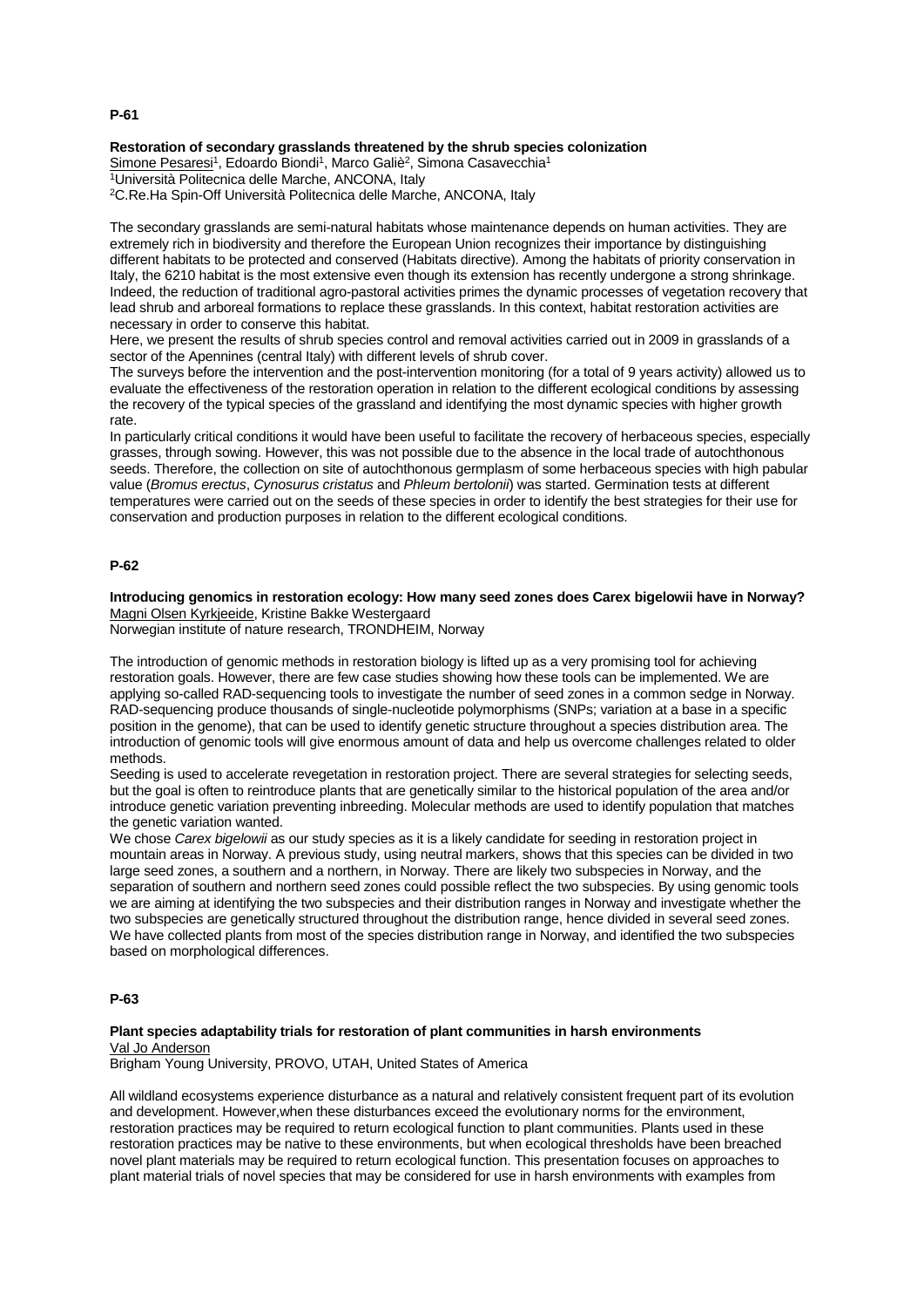**P-61**

**Restoration of secondary grasslands threatened by the shrub species colonization**

Simone Pesaresi[1], Edoardo Biondi[1], Marco Galiè[2], Simona Casavecchia[1]

[1]Università Politecnica delle Marche, ANCONA, Italy

[2]C.Re.Ha Spin-Off Università Politecnica delle Marche, ANCONA, Italy

The secondary grasslands are semi-natural habitats whose maintenance depends on human activities. They are extremely rich in biodiversity and therefore the European Union recognizes their importance by distinguishing different habitats to be protected and conserved (Habitats directive). Among the habitats of priority conservation in Italy, the 6210 habitat is the most extensive even though its extension has recently undergone a strong shrinkage. Indeed, the reduction of traditional agro-pastoral activities primes the dynamic processes of vegetation recovery that lead shrub and arboreal formations to replace these grasslands. In this context, habitat restoration activities are necessary in order to conserve this habitat.

Here, we present the results of shrub species control and removal activities carried out in 2009 in grasslands of a sector of the Apennines (central Italy) with different levels of shrub cover.

The surveys before the intervention and the post-intervention monitoring (for a total of 9 years activity) allowed us to evaluate the effectiveness of the restoration operation in relation to the different ecological conditions by assessing the recovery of the typical species of the grassland and identifying the most dynamic species with higher growth rate.

In particularly critical conditions it would have been useful to facilitate the recovery of herbaceous species, especially grasses, through sowing. However, this was not possible due to the absence in the local trade of autochthonous seeds. Therefore, the collection on site of autochthonous germplasm of some herbaceous species with high pabular value (*Bromus erectus*, *Cynosurus cristatus* and *Phleum bertolonii*) was started. Germination tests at different temperatures were carried out on the seeds of these species in order to identify the best strategies for their use for conservation and production purposes in relation to the different ecological conditions.

**P-62**

**Introducing genomics in restoration ecology: How many seed zones does Carex bigelowii have in Norway?**

Magni Olsen Kyrkjeeide, Kristine Bakke Westergaard

Norwegian institute of nature research, TRONDHEIM, Norway

The introduction of genomic methods in restoration biology is lifted up as a very promising tool for achieving restoration goals. However, there are few case studies showing how these tools can be implemented. We are applying so-called RAD-sequencing tools to investigate the number of seed zones in a common sedge in Norway. RAD-sequencing produce thousands of single-nucleotide polymorphisms (SNPs; variation at a base in a specific position in the genome), that can be used to identify genetic structure throughout a species distribution area. The introduction of genomic tools will give enormous amount of data and help us overcome challenges related to older methods.

Seeding is used to accelerate revegetation in restoration project. There are several strategies for selecting seeds, but the goal is often to reintroduce plants that are genetically similar to the historical population of the area and/or introduce genetic variation preventing inbreeding. Molecular methods are used to identify population that matches the genetic variation wanted.

We chose *Carex bigelowii* as our study species as it is a likely candidate for seeding in restoration project in mountain areas in Norway. A previous study, using neutral markers, shows that this species can be divided in two large seed zones, a southern and a northern, in Norway. There are likely two subspecies in Norway, and the separation of southern and northern seed zones could possible reflect the two subspecies. By using genomic tools we are aiming at identifying the two subspecies and their distribution ranges in Norway and investigate whether the two subspecies are genetically structured throughout the distribution range, hence divided in several seed zones. We have collected plants from most of the species distribution range in Norway, and identified the two subspecies based on morphological differences.

**P-63**

**Plant species adaptability trials for restoration of plant communities in harsh environments**

Val Jo Anderson

Brigham Young University, PROVO, UTAH, United States of America

All wildland ecosystems experience disturbance as a natural and relatively consistent frequent part of its evolution and development. However,when these disturbances exceed the evolutionary norms for the environment, restoration practices may be required to return ecological function to plant communities. Plants used in these restoration practices may be native to these environments, but when ecological thresholds have been breached novel plant materials may be required to return ecological function. This presentation focuses on approaches to plant material trials of novel species that may be considered for use in harsh environments with examples from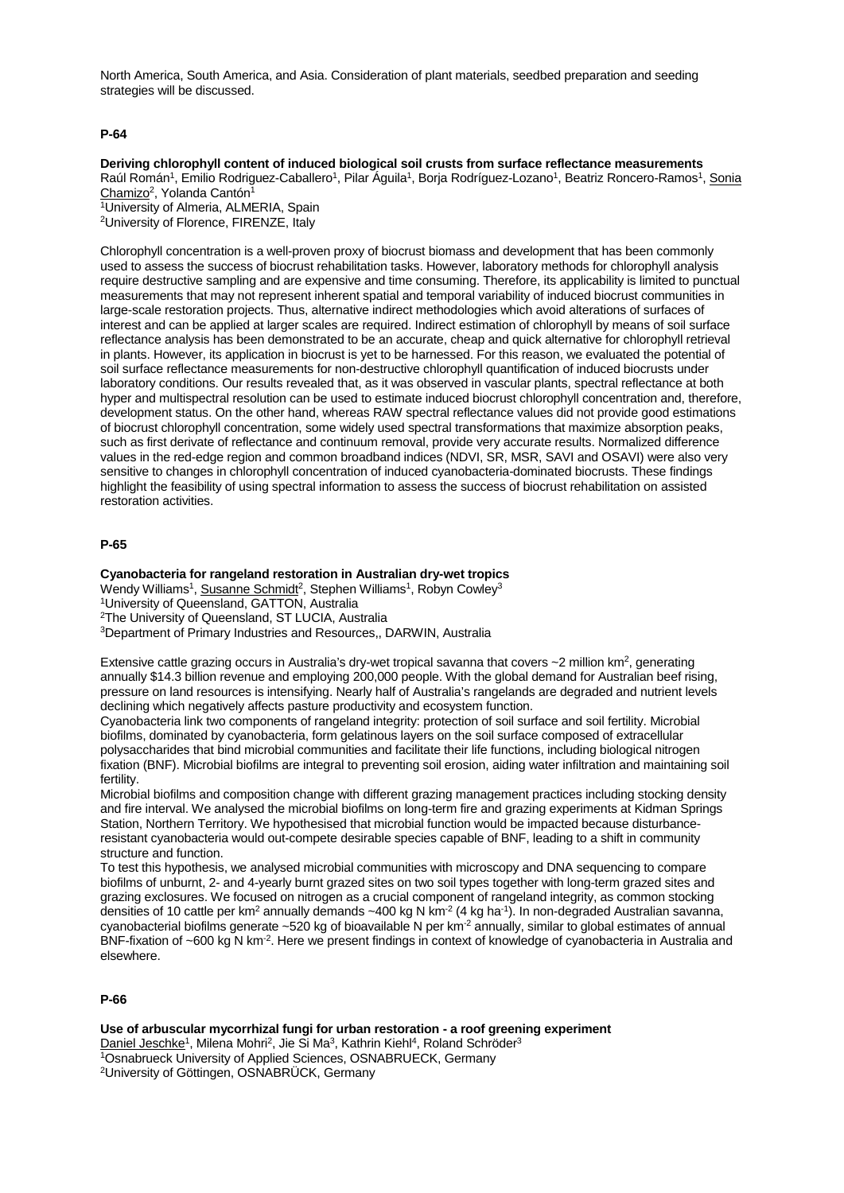North America, South America, and Asia. Consideration of plant materials, seedbed preparation and seeding strategies will be discussed.

### P-64

**Deriving chlorophyll content of induced biological soil crusts from surface reflectance measurements**

Raúl Román[1], Emilio Rodriguez-Caballero[1], Pilar Águila[1], Borja Rodríguez-Lozano[1], Beatriz Roncero-Ramos[1], Sonia Chamizo[2], Yolanda Cantón[1]

[1]University of Almeria, ALMERIA, Spain

[2]University of Florence, FIRENZE, Italy

Chlorophyll concentration is a well-proven proxy of biocrust biomass and development that has been commonly used to assess the success of biocrust rehabilitation tasks. However, laboratory methods for chlorophyll analysis require destructive sampling and are expensive and time consuming. Therefore, its applicability is limited to punctual measurements that may not represent inherent spatial and temporal variability of induced biocrust communities in large-scale restoration projects. Thus, alternative indirect methodologies which avoid alterations of surfaces of interest and can be applied at larger scales are required. Indirect estimation of chlorophyll by means of soil surface reflectance analysis has been demonstrated to be an accurate, cheap and quick alternative for chlorophyll retrieval in plants. However, its application in biocrust is yet to be harnessed. For this reason, we evaluated the potential of soil surface reflectance measurements for non-destructive chlorophyll quantification of induced biocrusts under laboratory conditions. Our results revealed that, as it was observed in vascular plants, spectral reflectance at both hyper and multispectral resolution can be used to estimate induced biocrust chlorophyll concentration and, therefore, development status. On the other hand, whereas RAW spectral reflectance values did not provide good estimations of biocrust chlorophyll concentration, some widely used spectral transformations that maximize absorption peaks, such as first derivate of reflectance and continuum removal, provide very accurate results. Normalized difference values in the red-edge region and common broadband indices (NDVI, SR, MSR, SAVI and OSAVI) were also very sensitive to changes in chlorophyll concentration of induced cyanobacteria-dominated biocrusts. These findings highlight the feasibility of using spectral information to assess the success of biocrust rehabilitation on assisted restoration activities.

### P-65

**Cyanobacteria for rangeland restoration in Australian dry-wet tropics**

Wendy Williams[1], Susanne Schmidt[2], Stephen Williams[1], Robyn Cowley[3]

[1]University of Queensland, GATTON, Australia

[2]The University of Queensland, ST LUCIA, Australia

[3]Department of Primary Industries and Resources,, DARWIN, Australia

Extensive cattle grazing occurs in Australia's dry-wet tropical savanna that covers ~2 million km$^2$, generating annually $14.3 billion revenue and employing 200,000 people. With the global demand for Australian beef rising, pressure on land resources is intensifying. Nearly half of Australia's rangelands are degraded and nutrient levels declining which negatively affects pasture productivity and ecosystem function.

Cyanobacteria link two components of rangeland integrity: protection of soil surface and soil fertility. Microbial biofilms, dominated by cyanobacteria, form gelatinous layers on the soil surface composed of extracellular polysaccharides that bind microbial communities and facilitate their life functions, including biological nitrogen fixation (BNF). Microbial biofilms are integral to preventing soil erosion, aiding water infiltration and maintaining soil fertility.

Microbial biofilms and composition change with different grazing management practices including stocking density and fire interval. We analysed the microbial biofilms on long-term fire and grazing experiments at Kidman Springs Station, Northern Territory. We hypothesised that microbial function would be impacted because disturbance-resistant cyanobacteria would out-compete desirable species capable of BNF, leading to a shift in community structure and function.

To test this hypothesis, we analysed microbial communities with microscopy and DNA sequencing to compare biofilms of unburnt, 2- and 4-yearly burnt grazed sites on two soil types together with long-term grazed sites and grazing exclosures. We focused on nitrogen as a crucial component of rangeland integrity, as common stocking densities of 10 cattle per km$^2$ annually demands ~400 kg N km$^{-2}$ (4 kg ha$^{-1}$). In non-degraded Australian savanna, cyanobacterial biofilms generate ~520 kg of bioavailable N per km$^{-2}$ annually, similar to global estimates of annual BNF-fixation of ~600 kg N km$^{-2}$. Here we present findings in context of knowledge of cyanobacteria in Australia and elsewhere.

### P-66

**Use of arbuscular mycorrhizal fungi for urban restoration - a roof greening experiment**

Daniel Jeschke[1], Milena Mohri[2], Jie Si Ma[3], Kathrin Kiehl[4], Roland Schröder[3]

[1]Osnabrueck University of Applied Sciences, OSNABRUECK, Germany

[2]University of Göttingen, OSNABRÜCK, Germany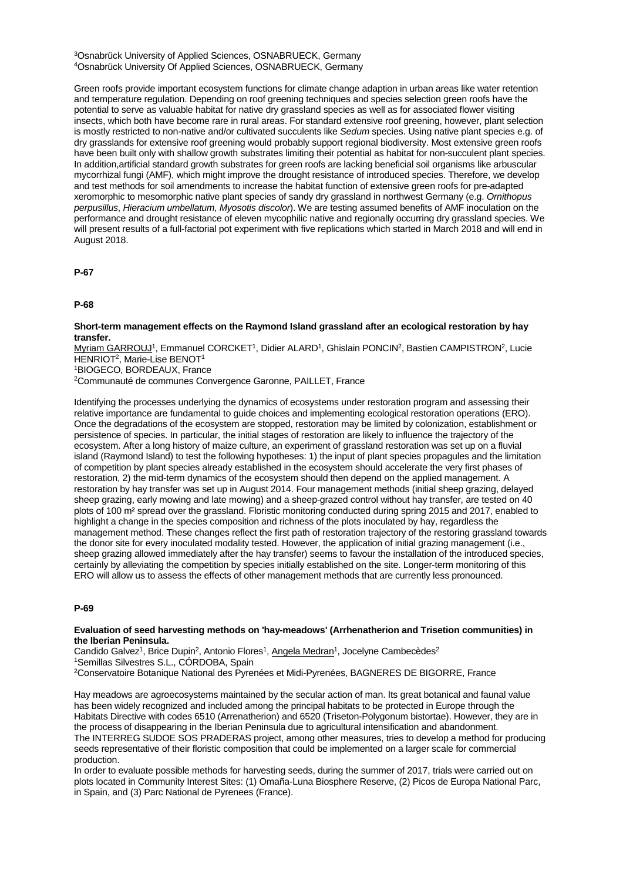[3]Osnabrück University of Applied Sciences, OSNABRUECK, Germany
[4]Osnabrück University Of Applied Sciences, OSNABRUECK, Germany

Green roofs provide important ecosystem functions for climate change adaption in urban areas like water retention and temperature regulation. Depending on roof greening techniques and species selection green roofs have the potential to serve as valuable habitat for native dry grassland species as well as for associated flower visiting insects, which both have become rare in rural areas. For standard extensive roof greening, however, plant selection is mostly restricted to non-native and/or cultivated succulents like *Sedum* species. Using native plant species e.g. of dry grasslands for extensive roof greening would probably support regional biodiversity. Most extensive green roofs have been built only with shallow growth substrates limiting their potential as habitat for non-succulent plant species. In addition,artificial standard growth substrates for green roofs are lacking beneficial soil organisms like arbuscular mycorrhizal fungi (AMF), which might improve the drought resistance of introduced species. Therefore, we develop and test methods for soil amendments to increase the habitat function of extensive green roofs for pre-adapted xeromorphic to mesomorphic native plant species of sandy dry grassland in northwest Germany (e.g. *Ornithopus perpusillus*, *Hieracium umbellatum*, *Myosotis discolor*). We are testing assumed benefits of AMF inoculation on the performance and drought resistance of eleven mycophilic native and regionally occurring dry grassland species. We will present results of a full-factorial pot experiment with five replications which started in March 2018 and will end in August 2018.

**P-67**

**P-68**

**Short-term management effects on the Raymond Island grassland after an ecological restoration by hay transfer.**

Myriam GARROUJ[1], Emmanuel CORCKET[1], Didier ALARD[1], Ghislain PONCIN[2], Bastien CAMPISTRON[2], Lucie HENRIOT[2], Marie-Lise BENOT[1]
[1]BIOGECO, BORDEAUX, France
[2]Communauté de communes Convergence Garonne, PAILLET, France

Identifying the processes underlying the dynamics of ecosystems under restoration program and assessing their relative importance are fundamental to guide choices and implementing ecological restoration operations (ERO). Once the degradations of the ecosystem are stopped, restoration may be limited by colonization, establishment or persistence of species. In particular, the initial stages of restoration are likely to influence the trajectory of the ecosystem. After a long history of maize culture, an experiment of grassland restoration was set up on a fluvial island (Raymond Island) to test the following hypotheses: 1) the input of plant species propagules and the limitation of competition by plant species already established in the ecosystem should accelerate the very first phases of restoration, 2) the mid-term dynamics of the ecosystem should then depend on the applied management. A restoration by hay transfer was set up in August 2014. Four management methods (initial sheep grazing, delayed sheep grazing, early mowing and late mowing) and a sheep-grazed control without hay transfer, are tested on 40 plots of 100 m² spread over the grassland. Floristic monitoring conducted during spring 2015 and 2017, enabled to highlight a change in the species composition and richness of the plots inoculated by hay, regardless the management method. These changes reflect the first path of restoration trajectory of the restoring grassland towards the donor site for every inoculated modality tested. However, the application of initial grazing management (i.e., sheep grazing allowed immediately after the hay transfer) seems to favour the installation of the introduced species, certainly by alleviating the competition by species initially established on the site. Longer-term monitoring of this ERO will allow us to assess the effects of other management methods that are currently less pronounced.

**P-69**

**Evaluation of seed harvesting methods on 'hay-meadows' (Arrhenatherion and Trisetion communities) in the Iberian Peninsula.**

Candido Galvez[1], Brice Dupin[2], Antonio Flores[1], Angela Medran[1], Jocelyne Cambecèdes[2]
[1]Semillas Silvestres S.L., CÓRDOBA, Spain
[2]Conservatoire Botanique National des Pyrenées et Midi-Pyrenées, BAGNERES DE BIGORRE, France

Hay meadows are agroecosystems maintained by the secular action of man. Its great botanical and faunal value has been widely recognized and included among the principal habitats to be protected in Europe through the Habitats Directive with codes 6510 (Arrenatherion) and 6520 (Triseton-Polygonum bistortae). However, they are in the process of disappearing in the Iberian Peninsula due to agricultural intensification and abandonment.
The INTERREG SUDOE SOS PRADERAS project, among other measures, tries to develop a method for producing seeds representative of their floristic composition that could be implemented on a larger scale for commercial production.
In order to evaluate possible methods for harvesting seeds, during the summer of 2017, trials were carried out on plots located in Community Interest Sites: (1) Omaña-Luna Biosphere Reserve, (2) Picos de Europa National Parc, in Spain, and (3) Parc National de Pyrenees (France).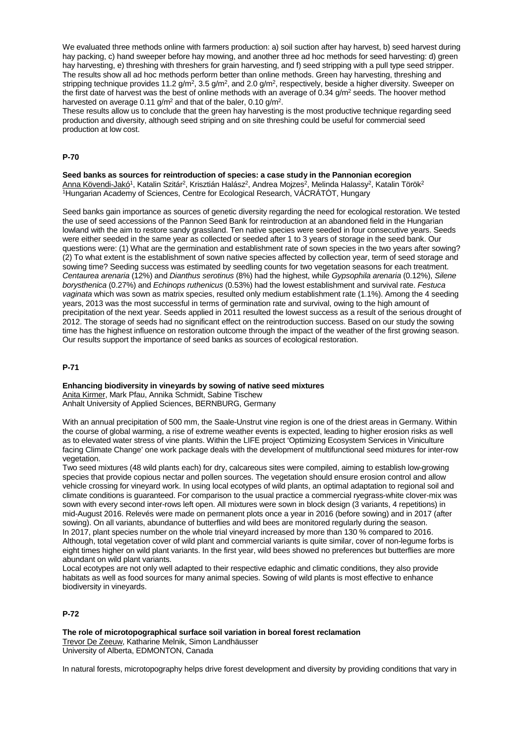We evaluated three methods online with farmers production: a) soil suction after hay harvest, b) seed harvest during hay packing, c) hand sweeper before hay mowing, and another three ad hoc methods for seed harvesting: d) green hay harvesting, e) threshing with threshers for grain harvesting, and f) seed stripping with a pull type seed stripper. The results show all ad hoc methods perform better than online methods. Green hay harvesting, threshing and stripping technique provides 11.2 g/m$^2$, 3.5 g/m$^2$, and 2.0 g/m$^2$, respectively, beside a higher diversity. Sweeper on the first date of harvest was the best of online methods with an average of 0.34 g/m$^2$ seeds. The hoover method harvested on average 0.11 g/m$^2$ and that of the baler, 0.10 g/m$^2$.

These results allow us to conclude that the green hay harvesting is the most productive technique regarding seed production and diversity, although seed striping and on site threshing could be useful for commercial seed production at low cost.

## P-70

**Seed banks as sources for reintroduction of species: a case study in the Pannonian ecoregion**
Anna Kövendi-Jakó[1], Katalin Szitár[2], Krisztián Halász[2], Andrea Mojzes[2], Melinda Halassy[2], Katalin Török[2]
[1]Hungarian Academy of Sciences, Centre for Ecological Research, VÁCRÁTÓT, Hungary

Seed banks gain importance as sources of genetic diversity regarding the need for ecological restoration. We tested the use of seed accessions of the Pannon Seed Bank for reintroduction at an abandoned field in the Hungarian lowland with the aim to restore sandy grassland. Ten native species were seeded in four consecutive years. Seeds were either seeded in the same year as collected or seeded after 1 to 3 years of storage in the seed bank. Our questions were: (1) What are the germination and establishment rate of sown species in the two years after sowing? (2) To what extent is the establishment of sown native species affected by collection year, term of seed storage and sowing time? Seeding success was estimated by seedling counts for two vegetation seasons for each treatment. *Centaurea arenaria* (12%) and *Dianthus serotinus* (8%) had the highest, while *Gypsophila arenaria* (0.12%), *Silene borysthenica* (0.27%) and *Echinops ruthenicus* (0.53%) had the lowest establishment and survival rate. *Festuca vaginata* which was sown as matrix species, resulted only medium establishment rate (1.1%). Among the 4 seeding years, 2013 was the most successful in terms of germination rate and survival, owing to the high amount of precipitation of the next year. Seeds applied in 2011 resulted the lowest success as a result of the serious drought of 2012. The storage of seeds had no significant effect on the reintroduction success. Based on our study the sowing time has the highest influence on restoration outcome through the impact of the weather of the first growing season. Our results support the importance of seed banks as sources of ecological restoration.

## P-71

**Enhancing biodiversity in vineyards by sowing of native seed mixtures**
Anita Kirmer, Mark Pfau, Annika Schmidt, Sabine Tischew
Anhalt University of Applied Sciences, BERNBURG, Germany

With an annual precipitation of 500 mm, the Saale-Unstrut vine region is one of the driest areas in Germany. Within the course of global warming, a rise of extreme weather events is expected, leading to higher erosion risks as well as to elevated water stress of vine plants. Within the LIFE project 'Optimizing Ecosystem Services in Viniculture facing Climate Change' one work package deals with the development of multifunctional seed mixtures for inter-row vegetation.

Two seed mixtures (48 wild plants each) for dry, calcareous sites were compiled, aiming to establish low-growing species that provide copious nectar and pollen sources. The vegetation should ensure erosion control and allow vehicle crossing for vineyard work. In using local ecotypes of wild plants, an optimal adaptation to regional soil and climate conditions is guaranteed. For comparison to the usual practice a commercial ryegrass-white clover-mix was sown with every second inter-rows left open. All mixtures were sown in block design (3 variants, 4 repetitions) in mid-August 2016. Relevés were made on permanent plots once a year in 2016 (before sowing) and in 2017 (after sowing). On all variants, abundance of butterflies and wild bees are monitored regularly during the season.

In 2017, plant species number on the whole trial vineyard increased by more than 130 % compared to 2016. Although, total vegetation cover of wild plant and commercial variants is quite similar, cover of non-legume forbs is eight times higher on wild plant variants. In the first year, wild bees showed no preferences but butterflies are more abundant on wild plant variants.

Local ecotypes are not only well adapted to their respective edaphic and climatic conditions, they also provide habitats as well as food sources for many animal species. Sowing of wild plants is most effective to enhance biodiversity in vineyards.

## P-72

**The role of microtopographical surface soil variation in boreal forest reclamation**
Trevor De Zeeuw, Katharine Melnik, Simon Landhäusser
University of Alberta, EDMONTON, Canada

In natural forests, microtopography helps drive forest development and diversity by providing conditions that vary in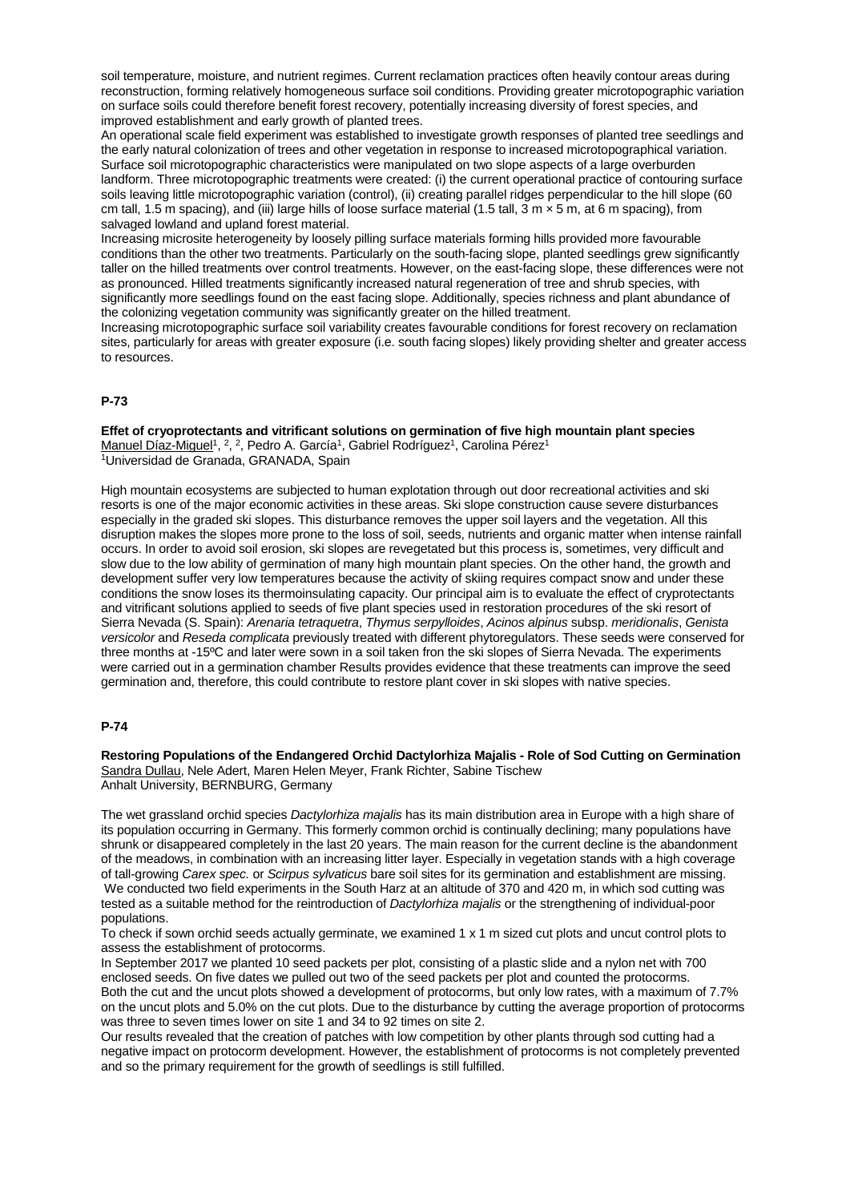soil temperature, moisture, and nutrient regimes. Current reclamation practices often heavily contour areas during reconstruction, forming relatively homogeneous surface soil conditions. Providing greater microtopographic variation on surface soils could therefore benefit forest recovery, potentially increasing diversity of forest species, and improved establishment and early growth of planted trees.

An operational scale field experiment was established to investigate growth responses of planted tree seedlings and the early natural colonization of trees and other vegetation in response to increased microtopographical variation. Surface soil microtopographic characteristics were manipulated on two slope aspects of a large overburden landform. Three microtopographic treatments were created: (i) the current operational practice of contouring surface soils leaving little microtopographic variation (control), (ii) creating parallel ridges perpendicular to the hill slope (60 cm tall, 1.5 m spacing), and (iii) large hills of loose surface material (1.5 tall, 3 m × 5 m, at 6 m spacing), from salvaged lowland and upland forest material.

Increasing microsite heterogeneity by loosely pilling surface materials forming hills provided more favourable conditions than the other two treatments. Particularly on the south-facing slope, planted seedlings grew significantly taller on the hilled treatments over control treatments. However, on the east-facing slope, these differences were not as pronounced. Hilled treatments significantly increased natural regeneration of tree and shrub species, with significantly more seedlings found on the east facing slope. Additionally, species richness and plant abundance of the colonizing vegetation community was significantly greater on the hilled treatment.

Increasing microtopographic surface soil variability creates favourable conditions for forest recovery on reclamation sites, particularly for areas with greater exposure (i.e. south facing slopes) likely providing shelter and greater access to resources.

## P-73

**Effet of cryoprotectants and vitrificant solutions on germination of five high mountain plant species**

Manuel Díaz-Miguel[1, 2, 2], Pedro A. García[1], Gabriel Rodríguez[1], Carolina Pérez[1]

[1]Universidad de Granada, GRANADA, Spain

High mountain ecosystems are subjected to human explotation through out door recreational activities and ski resorts is one of the major economic activities in these areas. Ski slope construction cause severe disturbances especially in the graded ski slopes. This disturbance removes the upper soil layers and the vegetation. All this disruption makes the slopes more prone to the loss of soil, seeds, nutrients and organic matter when intense rainfall occurs. In order to avoid soil erosion, ski slopes are revegetated but this process is, sometimes, very difficult and slow due to the low ability of germination of many high mountain plant species. On the other hand, the growth and development suffer very low temperatures because the activity of skiing requires compact snow and under these conditions the snow loses its thermoinsulating capacity. Our principal aim is to evaluate the effect of cryprotectants and vitrificant solutions applied to seeds of five plant species used in restoration procedures of the ski resort of Sierra Nevada (S. Spain): *Arenaria tetraquetra*, *Thymus serpylloides*, *Acinos alpinus* subsp. *meridionalis*, *Genista versicolor* and *Reseda complicata* previously treated with different phytoregulators. These seeds were conserved for three months at -15ºC and later were sown in a soil taken fron the ski slopes of Sierra Nevada. The experiments were carried out in a germination chamber Results provides evidence that these treatments can improve the seed germination and, therefore, this could contribute to restore plant cover in ski slopes with native species.

## P-74

**Restoring Populations of the Endangered Orchid Dactylorhiza Majalis - Role of Sod Cutting on Germination**

Sandra Dullau, Nele Adert, Maren Helen Meyer, Frank Richter, Sabine Tischew

Anhalt University, BERNBURG, Germany

The wet grassland orchid species *Dactylorhiza majalis* has its main distribution area in Europe with a high share of its population occurring in Germany. This formerly common orchid is continually declining; many populations have shrunk or disappeared completely in the last 20 years. The main reason for the current decline is the abandonment of the meadows, in combination with an increasing litter layer. Especially in vegetation stands with a high coverage of tall-growing *Carex spec.* or *Scirpus sylvaticus* bare soil sites for its germination and establishment are missing.

We conducted two field experiments in the South Harz at an altitude of 370 and 420 m, in which sod cutting was tested as a suitable method for the reintroduction of *Dactylorhiza majalis* or the strengthening of individual-poor populations.

To check if sown orchid seeds actually germinate, we examined 1 x 1 m sized cut plots and uncut control plots to assess the establishment of protocorms.

In September 2017 we planted 10 seed packets per plot, consisting of a plastic slide and a nylon net with 700 enclosed seeds. On five dates we pulled out two of the seed packets per plot and counted the protocorms.

Both the cut and the uncut plots showed a development of protocorms, but only low rates, with a maximum of 7.7% on the uncut plots and 5.0% on the cut plots. Due to the disturbance by cutting the average proportion of protocorms was three to seven times lower on site 1 and 34 to 92 times on site 2.

Our results revealed that the creation of patches with low competition by other plants through sod cutting had a negative impact on protocorm development. However, the establishment of protocorms is not completely prevented and so the primary requirement for the growth of seedlings is still fulfilled.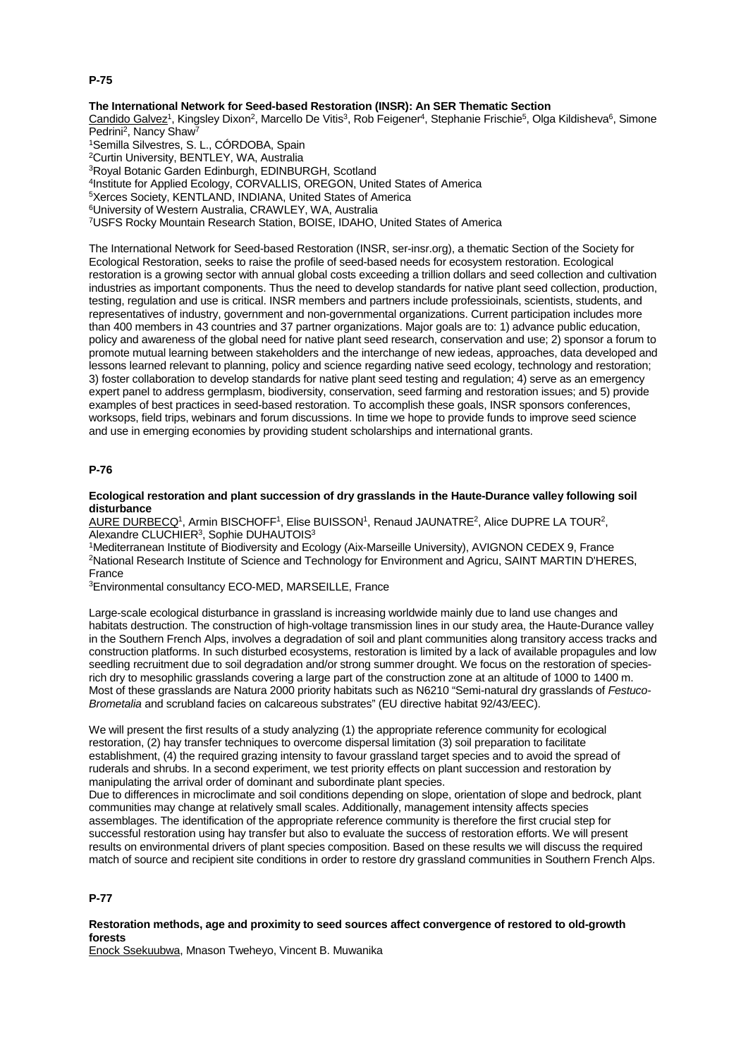**P-75**

**The International Network for Seed-based Restoration (INSR): An SER Thematic Section**

Candido Galvez[1], Kingsley Dixon[2], Marcello De Vitis[3], Rob Feigener[4], Stephanie Frischie[5], Olga Kildisheva[6], Simone Pedrini[2], Nancy Shaw[7]

[1]Semilla Silvestres, S. L., CÓRDOBA, Spain
[2]Curtin University, BENTLEY, WA, Australia
[3]Royal Botanic Garden Edinburgh, EDINBURGH, Scotland
[4]Institute for Applied Ecology, CORVALLIS, OREGON, United States of America
[5]Xerces Society, KENTLAND, INDIANA, United States of America
[6]University of Western Australia, CRAWLEY, WA, Australia
[7]USFS Rocky Mountain Research Station, BOISE, IDAHO, United States of America

The International Network for Seed-based Restoration (INSR, ser-insr.org), a thematic Section of the Society for Ecological Restoration, seeks to raise the profile of seed-based needs for ecosystem restoration. Ecological restoration is a growing sector with annual global costs exceeding a trillion dollars and seed collection and cultivation industries as important components. Thus the need to develop standards for native plant seed collection, production, testing, regulation and use is critical. INSR members and partners include professioinals, scientists, students, and representatives of industry, government and non-governmental organizations. Current participation includes more than 400 members in 43 countries and 37 partner organizations. Major goals are to: 1) advance public education, policy and awareness of the global need for native plant seed research, conservation and use; 2) sponsor a forum to promote mutual learning between stakeholders and the interchange of new iedeas, approaches, data developed and lessons learned relevant to planning, policy and science regarding native seed ecology, technology and restoration; 3) foster collaboration to develop standards for native plant seed testing and regulation; 4) serve as an emergency expert panel to address germplasm, biodiversity, conservation, seed farming and restoration issues; and 5) provide examples of best practices in seed-based restoration. To accomplish these goals, INSR sponsors conferences, worksops, field trips, webinars and forum discussions. In time we hope to provide funds to improve seed science and use in emerging economies by providing student scholarships and international grants.

**P-76**

**Ecological restoration and plant succession of dry grasslands in the Haute-Durance valley following soil disturbance**

AURE DURBECQ[1], Armin BISCHOFF[1], Elise BUISSON[1], Renaud JAUNATRE[2], Alice DUPRE LA TOUR[2], Alexandre CLUCHIER[3], Sophie DUHAUTOIS[3]

[1]Mediterranean Institute of Biodiversity and Ecology (Aix-Marseille University), AVIGNON CEDEX 9, France
[2]National Research Institute of Science and Technology for Environment and Agricu, SAINT MARTIN D'HERES, France
[3]Environmental consultancy ECO-MED, MARSEILLE, France

Large-scale ecological disturbance in grassland is increasing worldwide mainly due to land use changes and habitats destruction. The construction of high-voltage transmission lines in our study area, the Haute-Durance valley in the Southern French Alps, involves a degradation of soil and plant communities along transitory access tracks and construction platforms. In such disturbed ecosystems, restoration is limited by a lack of available propagules and low seedling recruitment due to soil degradation and/or strong summer drought. We focus on the restoration of species-rich dry to mesophilic grasslands covering a large part of the construction zone at an altitude of 1000 to 1400 m. Most of these grasslands are Natura 2000 priority habitats such as N6210 "Semi-natural dry grasslands of *Festuco-Brometalia* and scrubland facies on calcareous substrates" (EU directive habitat 92/43/EEC).

We will present the first results of a study analyzing (1) the appropriate reference community for ecological restoration, (2) hay transfer techniques to overcome dispersal limitation (3) soil preparation to facilitate establishment, (4) the required grazing intensity to favour grassland target species and to avoid the spread of ruderals and shrubs. In a second experiment, we test priority effects on plant succession and restoration by manipulating the arrival order of dominant and subordinate plant species.
Due to differences in microclimate and soil conditions depending on slope, orientation of slope and bedrock, plant communities may change at relatively small scales. Additionally, management intensity affects species assemblages. The identification of the appropriate reference community is therefore the first crucial step for successful restoration using hay transfer but also to evaluate the success of restoration efforts. We will present results on environmental drivers of plant species composition. Based on these results we will discuss the required match of source and recipient site conditions in order to restore dry grassland communities in Southern French Alps.

**P-77**

**Restoration methods, age and proximity to seed sources affect convergence of restored to old-growth forests**

Enock Ssekuubwa, Mnason Tweheyo, Vincent B. Muwanika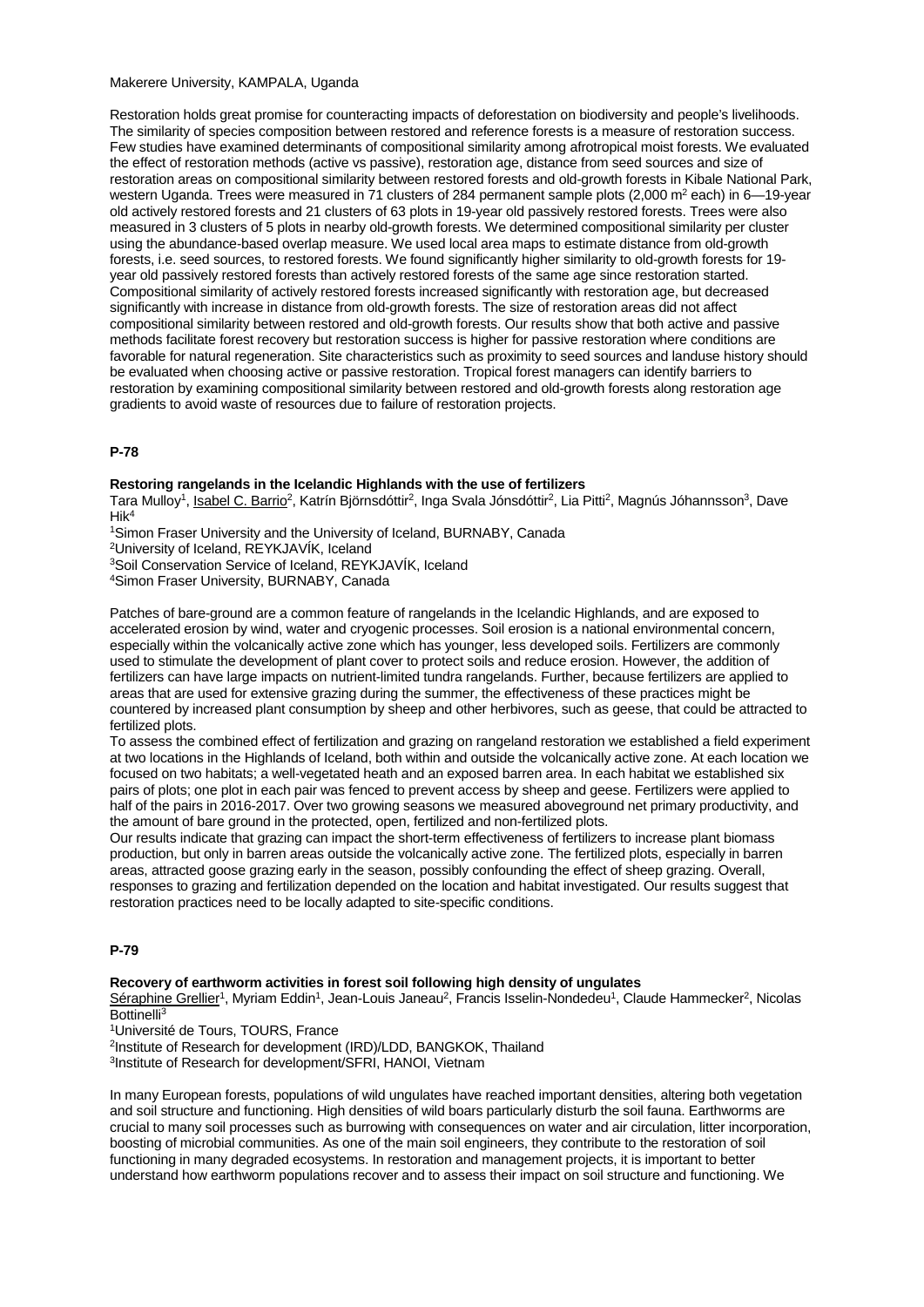Makerere University, KAMPALA, Uganda

Restoration holds great promise for counteracting impacts of deforestation on biodiversity and people's livelihoods. The similarity of species composition between restored and reference forests is a measure of restoration success. Few studies have examined determinants of compositional similarity among afrotropical moist forests. We evaluated the effect of restoration methods (active vs passive), restoration age, distance from seed sources and size of restoration areas on compositional similarity between restored forests and old-growth forests in Kibale National Park, western Uganda. Trees were measured in 71 clusters of 284 permanent sample plots (2,000 $m^2$ each) in 6—19-year old actively restored forests and 21 clusters of 63 plots in 19-year old passively restored forests. Trees were also measured in 3 clusters of 5 plots in nearby old-growth forests. We determined compositional similarity per cluster using the abundance-based overlap measure. We used local area maps to estimate distance from old-growth forests, i.e. seed sources, to restored forests. We found significantly higher similarity to old-growth forests for 19-year old passively restored forests than actively restored forests of the same age since restoration started. Compositional similarity of actively restored forests increased significantly with restoration age, but decreased significantly with increase in distance from old-growth forests. The size of restoration areas did not affect compositional similarity between restored and old-growth forests. Our results show that both active and passive methods facilitate forest recovery but restoration success is higher for passive restoration where conditions are favorable for natural regeneration. Site characteristics such as proximity to seed sources and landuse history should be evaluated when choosing active or passive restoration. Tropical forest managers can identify barriers to restoration by examining compositional similarity between restored and old-growth forests along restoration age gradients to avoid waste of resources due to failure of restoration projects.

## P-78

### Restoring rangelands in the Icelandic Highlands with the use of fertilizers

Tara Mulloy[1], Isabel C. Barrio[2], Katrín Björnsdóttir[2], Inga Svala Jónsdóttir[2], Lia Pitti[2], Magnús Jóhannsson[3], Dave Hik[4]

[1]Simon Fraser University and the University of Iceland, BURNABY, Canada
[2]University of Iceland, REYKJAVÍK, Iceland
[3]Soil Conservation Service of Iceland, REYKJAVÍK, Iceland
[4]Simon Fraser University, BURNABY, Canada

Patches of bare-ground are a common feature of rangelands in the Icelandic Highlands, and are exposed to accelerated erosion by wind, water and cryogenic processes. Soil erosion is a national environmental concern, especially within the volcanically active zone which has younger, less developed soils. Fertilizers are commonly used to stimulate the development of plant cover to protect soils and reduce erosion. However, the addition of fertilizers can have large impacts on nutrient-limited tundra rangelands. Further, because fertilizers are applied to areas that are used for extensive grazing during the summer, the effectiveness of these practices might be countered by increased plant consumption by sheep and other herbivores, such as geese, that could be attracted to fertilized plots.

To assess the combined effect of fertilization and grazing on rangeland restoration we established a field experiment at two locations in the Highlands of Iceland, both within and outside the volcanically active zone. At each location we focused on two habitats; a well-vegetated heath and an exposed barren area. In each habitat we established six pairs of plots; one plot in each pair was fenced to prevent access by sheep and geese. Fertilizers were applied to half of the pairs in 2016-2017. Over two growing seasons we measured aboveground net primary productivity, and the amount of bare ground in the protected, open, fertilized and non-fertilized plots.

Our results indicate that grazing can impact the short-term effectiveness of fertilizers to increase plant biomass production, but only in barren areas outside the volcanically active zone. The fertilized plots, especially in barren areas, attracted goose grazing early in the season, possibly confounding the effect of sheep grazing. Overall, responses to grazing and fertilization depended on the location and habitat investigated. Our results suggest that restoration practices need to be locally adapted to site-specific conditions.

## P-79

### Recovery of earthworm activities in forest soil following high density of ungulates

Séraphine Grellier[1], Myriam Eddin[1], Jean-Louis Janeau[2], Francis Isselin-Nondedeu[1], Claude Hammecker[2], Nicolas Bottinelli[3]

[1]Université de Tours, TOURS, France
[2]Institute of Research for development (IRD)/LDD, BANGKOK, Thailand
[3]Institute of Research for development/SFRI, HANOI, Vietnam

In many European forests, populations of wild ungulates have reached important densities, altering both vegetation and soil structure and functioning. High densities of wild boars particularly disturb the soil fauna. Earthworms are crucial to many soil processes such as burrowing with consequences on water and air circulation, litter incorporation, boosting of microbial communities. As one of the main soil engineers, they contribute to the restoration of soil functioning in many degraded ecosystems. In restoration and management projects, it is important to better understand how earthworm populations recover and to assess their impact on soil structure and functioning. We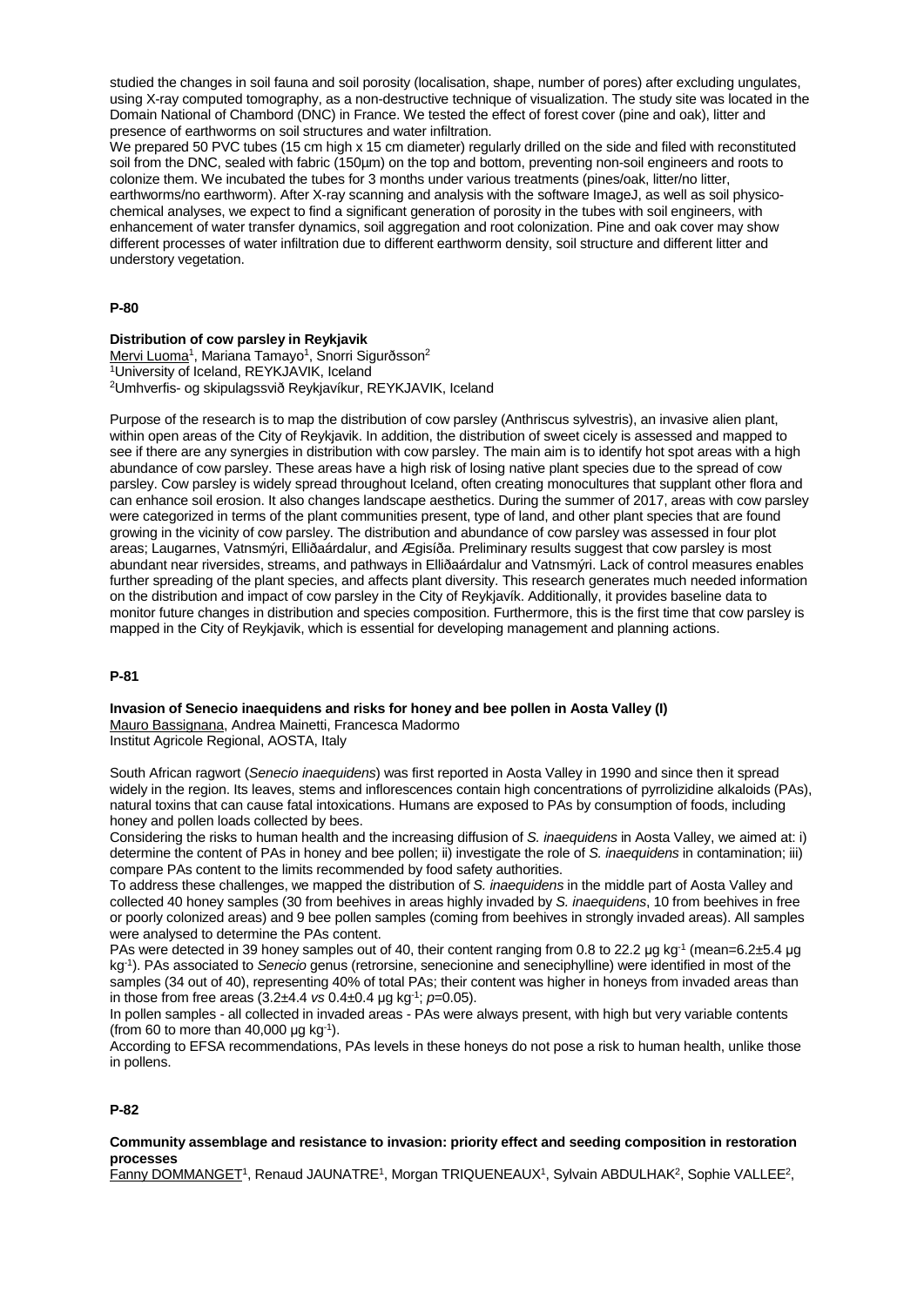studied the changes in soil fauna and soil porosity (localisation, shape, number of pores) after excluding ungulates, using X-ray computed tomography, as a non-destructive technique of visualization. The study site was located in the Domain National of Chambord (DNC) in France. We tested the effect of forest cover (pine and oak), litter and presence of earthworms on soil structures and water infiltration.

We prepared 50 PVC tubes (15 cm high x 15 cm diameter) regularly drilled on the side and filed with reconstituted soil from the DNC, sealed with fabric (150µm) on the top and bottom, preventing non-soil engineers and roots to colonize them. We incubated the tubes for 3 months under various treatments (pines/oak, litter/no litter, earthworms/no earthworm). After X-ray scanning and analysis with the software ImageJ, as well as soil physico-chemical analyses, we expect to find a significant generation of porosity in the tubes with soil engineers, with enhancement of water transfer dynamics, soil aggregation and root colonization. Pine and oak cover may show different processes of water infiltration due to different earthworm density, soil structure and different litter and understory vegetation.

## P-80

**Distribution of cow parsley in Reykjavik**

Mervi Luoma[1], Mariana Tamayo[1], Snorri Sigurðsson[2]
[1]University of Iceland, REYKJAVIK, Iceland
[2]Umhverfis- og skipulagssvið Reykjavíkur, REYKJAVIK, Iceland

Purpose of the research is to map the distribution of cow parsley (Anthriscus sylvestris), an invasive alien plant, within open areas of the City of Reykjavik. In addition, the distribution of sweet cicely is assessed and mapped to see if there are any synergies in distribution with cow parsley. The main aim is to identify hot spot areas with a high abundance of cow parsley. These areas have a high risk of losing native plant species due to the spread of cow parsley. Cow parsley is widely spread throughout Iceland, often creating monocultures that supplant other flora and can enhance soil erosion. It also changes landscape aesthetics. During the summer of 2017, areas with cow parsley were categorized in terms of the plant communities present, type of land, and other plant species that are found growing in the vicinity of cow parsley. The distribution and abundance of cow parsley was assessed in four plot areas; Laugarnes, Vatnsmýri, Elliðaárdalur, and Ægisíða. Preliminary results suggest that cow parsley is most abundant near riversides, streams, and pathways in Elliðaárdalur and Vatnsmýri. Lack of control measures enables further spreading of the plant species, and affects plant diversity. This research generates much needed information on the distribution and impact of cow parsley in the City of Reykjavík. Additionally, it provides baseline data to monitor future changes in distribution and species composition. Furthermore, this is the first time that cow parsley is mapped in the City of Reykjavik, which is essential for developing management and planning actions.

## P-81

**Invasion of Senecio inaequidens and risks for honey and bee pollen in Aosta Valley (I)**

Mauro Bassignana, Andrea Mainetti, Francesca Madormo
Institut Agricole Regional, AOSTA, Italy

South African ragwort (*Senecio inaequidens*) was first reported in Aosta Valley in 1990 and since then it spread widely in the region. Its leaves, stems and inflorescences contain high concentrations of pyrrolizidine alkaloids (PAs), natural toxins that can cause fatal intoxications. Humans are exposed to PAs by consumption of foods, including honey and pollen loads collected by bees.

Considering the risks to human health and the increasing diffusion of *S. inaequidens* in Aosta Valley, we aimed at: i) determine the content of PAs in honey and bee pollen; ii) investigate the role of *S. inaequidens* in contamination; iii) compare PAs content to the limits recommended by food safety authorities.

To address these challenges, we mapped the distribution of *S. inaequidens* in the middle part of Aosta Valley and collected 40 honey samples (30 from beehives in areas highly invaded by *S. inaequidens*, 10 from beehives in free or poorly colonized areas) and 9 bee pollen samples (coming from beehives in strongly invaded areas). All samples were analysed to determine the PAs content.

PAs were detected in 39 honey samples out of 40, their content ranging from 0.8 to 22.2 µg kg$^{-1}$ (mean=6.2±5.4 µg kg$^{-1}$). PAs associated to *Senecio* genus (retrorsine, senecionine and seneciphylline) were identified in most of the samples (34 out of 40), representing 40% of total PAs; their content was higher in honeys from invaded areas than in those from free areas (3.2±4.4 *vs* 0.4±0.4 µg kg$^{-1}$; $p$=0.05).

In pollen samples - all collected in invaded areas - PAs were always present, with high but very variable contents (from 60 to more than 40,000 µg kg$^{-1}$).

According to EFSA recommendations, PAs levels in these honeys do not pose a risk to human health, unlike those in pollens.

## P-82

**Community assemblage and resistance to invasion: priority effect and seeding composition in restoration processes**

Fanny DOMMANGET[1], Renaud JAUNATRE[1], Morgan TRIQUENEAUX[1], Sylvain ABDULHAK[2], Sophie VALLEE[2],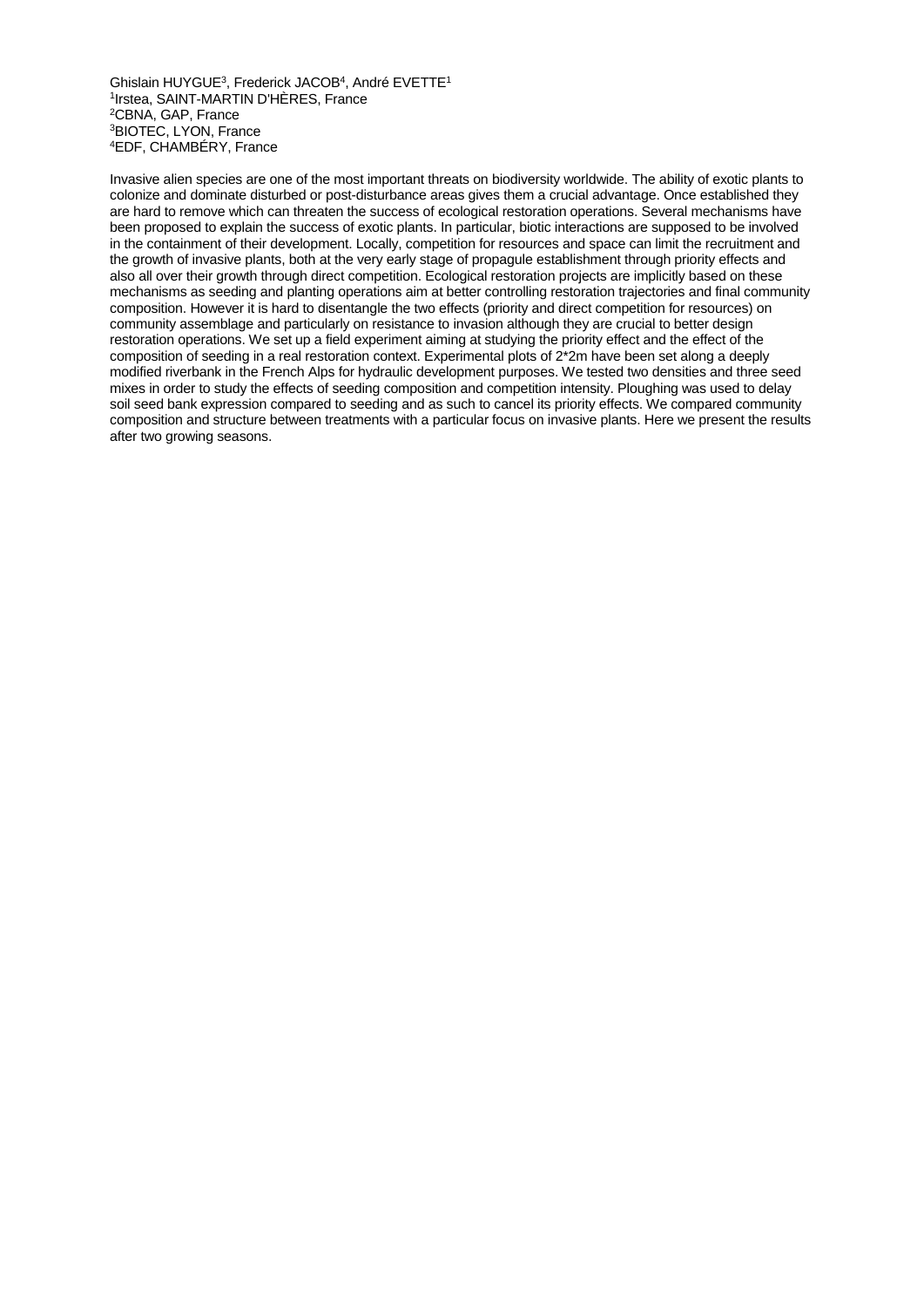Ghislain HUYGUE[3], Frederick JACOB[4], André EVETTE[1]
[1]Irstea, SAINT-MARTIN D'HÈRES, France
[2]CBNA, GAP, France
[3]BIOTEC, LYON, France
[4]EDF, CHAMBÉRY, France

Invasive alien species are one of the most important threats on biodiversity worldwide. The ability of exotic plants to colonize and dominate disturbed or post-disturbance areas gives them a crucial advantage. Once established they are hard to remove which can threaten the success of ecological restoration operations. Several mechanisms have been proposed to explain the success of exotic plants. In particular, biotic interactions are supposed to be involved in the containment of their development. Locally, competition for resources and space can limit the recruitment and the growth of invasive plants, both at the very early stage of propagule establishment through priority effects and also all over their growth through direct competition. Ecological restoration projects are implicitly based on these mechanisms as seeding and planting operations aim at better controlling restoration trajectories and final community composition. However it is hard to disentangle the two effects (priority and direct competition for resources) on community assemblage and particularly on resistance to invasion although they are crucial to better design restoration operations. We set up a field experiment aiming at studying the priority effect and the effect of the composition of seeding in a real restoration context. Experimental plots of 2*2m have been set along a deeply modified riverbank in the French Alps for hydraulic development purposes. We tested two densities and three seed mixes in order to study the effects of seeding composition and competition intensity. Ploughing was used to delay soil seed bank expression compared to seeding and as such to cancel its priority effects. We compared community composition and structure between treatments with a particular focus on invasive plants. Here we present the results after two growing seasons.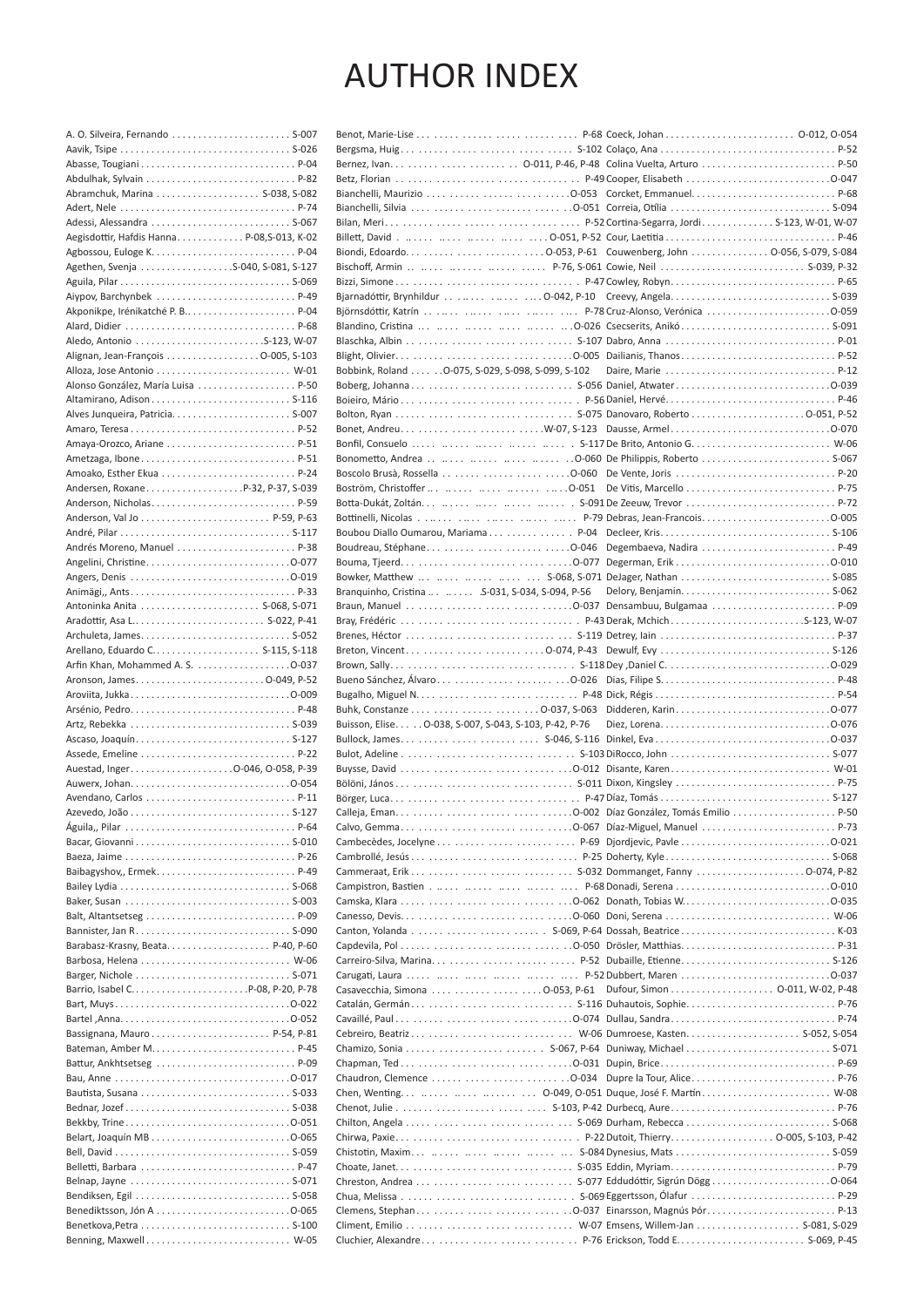# AUTHOR INDEX

A. O. Silveira, Fernando ..... S-007
Aavik, Tsipe ..... S-026
Abasse, Tougiani ..... P-04
Abdulhak, Sylvain ..... P-82
Abramchuk, Marina ..... S-038, S-082
Adert, Nele ..... P-74
Adessi, Alessandra ..... S-067
Aegisdottir, Hafdis Hanna ..... P-08, S-013, K-02
Agbossou, Euloge K. ..... P-04
Agethen, Svenja ..... S-040, S-081, S-127
Aguila, Pilar ..... S-069
Aiypov, Barchynbek ..... P-49
Akponikpe, Irénikatché P. B. ..... P-04
Alard, Didier ..... P-68
Aledo, Antonio ..... S-123, W-07
Alignan, Jean-François ..... O-005, S-103
Alloza, Jose Antonio ..... W-01
Alonso González, María Luisa ..... P-50
Altamirano, Adison ..... S-116
Alves Junqueira, Patricia ..... S-007
Amaro, Teresa ..... P-52
Amaya-Orozco, Ariane ..... P-51
Ametzaga, Ibone ..... P-51
Amoako, Esther Akua ..... P-24
Andersen, Roxane ..... P-32, P-37, S-039
Anderson, Nicholas ..... P-59
Anderson, Val Jo ..... P-59, P-63
André, Pilar ..... S-117
Andrés Moreno, Manuel ..... P-38
Angelini, Christine ..... O-077
Angers, Denis ..... O-019
Animägi,, Ants ..... P-33
Antoninka Anita ..... S-068, S-071
Aradottir, Asa L. ..... S-022, P-41
Archuleta, James ..... S-052
Arellano, Eduardo C. ..... S-115, S-118
Arfin Khan, Mohammed A. S. ..... O-037
Aronson, James ..... O-049, P-52
Aroviita, Jukka ..... O-009
Arsénio, Pedro ..... P-48
Artz, Rebekka ..... S-039
Ascaso, Joaquín ..... S-127
Assede, Emeline ..... P-22
Auestad, Inger ..... O-046, O-058, P-39
Auwerx, Johan ..... O-054
Avendano, Carlos ..... P-11
Azevedo, João ..... S-127
Águila,, Pilar ..... P-64
Bacar, Giovanni ..... S-010
Baeza, Jaime ..... P-26
Baibagyshov,, Ermek ..... P-49
Bailey Lydia ..... S-068
Baker, Susan ..... S-003
Balt, Altantsetseg ..... P-09
Bannister, Jan R. ..... S-090
Barabasz-Krasny, Beata ..... P-40, P-60
Barbosa, Helena ..... W-06
Barger, Nichole ..... S-071
Barrio, Isabel C. ..... P-08, P-20, P-78
Bart, Muys ..... O-022
Bartel ,Anna ..... O-052
Bassignana, Mauro ..... P-54, P-81
Bateman, Amber M. ..... P-45
Battur, Ankhtsetseg ..... P-09
Bau, Anne ..... O-017
Bautista, Susana ..... S-033
Bednar, Jozef ..... S-038
Bekkby, Trine ..... O-051
Belart, Joaquín MB ..... O-065
Bell, David ..... S-059
Belletti, Barbara ..... P-47
Belnap, Jayne ..... S-071
Bendiksen, Egil ..... S-058
Benediktsson, Jón A ..... O-065
Benetkova,Petra ..... S-100
Benning, Maxwell ..... W-05
Benot, Marie-Lise ..... P-68
Bergsma, Huig ..... S-102
Bernez, Ivan ..... O-011, P-46, P-48
Betz, Florian ..... P-49
Bianchelli, Maurizio ..... O-053
Bianchelli, Silvia ..... O-051
Bilan, Meri ..... P-52
Billett, David ..... O-051, P-52
Biondi, Edoardo ..... O-053, P-61
Bischoff, Armin ..... P-76, S-061
Bizzi, Simone ..... P-47
Bjarnadóttir, Brynhildur ..... O-042, P-10
Björnsdóttir, Katrín ..... P-78
Blandino, Cristina ..... O-026
Blaschka, Albin ..... S-107
Blight, Olivier ..... O-005
Bobbink, Roland ..... O-075, S-029, S-098, S-099, S-102
Boberg, Johanna ..... S-056
Boieiro, Mário ..... P-56
Bolton, Ryan ..... S-075
Bonet, Andreu ..... W-07, S-123
Bonfil, Consuelo ..... S-117
Bonometto, Andrea ..... O-060
Boscolo Brusà, Rossella ..... O-060
Boström, Christoffer ..... O-051
Botta-Dukát, Zoltán ..... S-091
Bottinelli, Nicolas ..... P-79
Boubou Diallo Oumarou, Mariama ..... P-04
Boudreau, Stéphane ..... O-046
Bouma, Tjeerd ..... O-077
Bowker, Matthew ..... S-068, S-071
Branquinho, Cristina ..... S-031, S-034, S-094, P-56
Braun, Manuel ..... O-037
Bray, Frédéric ..... P-43
Brenes, Héctor ..... S-119
Breton, Vincent ..... O-074, P-43
Brown, Sally ..... S-118
Bueno Sánchez, Álvaro ..... O-026
Bugalho, Miguel N. ..... P-48
Buhk, Constanze ..... O-037, S-063
Buisson, Elise ..... O-038, S-007, S-043, S-103, P-42, P-76
Bullock, James ..... S-046, S-116
Bulot, Adeline ..... S-103
Buysse, David ..... O-012
Bölöni, János ..... S-011
Börger, Luca ..... P-47
Calleja, Eman ..... O-002
Calvo, Gemma ..... O-067
Cambecèdes, Jocelyne ..... P-69
Cambrollé, Jesús ..... P-25
Cammeraat, Erik ..... S-032
Campistron, Bastien ..... P-68
Camska, Klara ..... O-062
Canesso, Devis ..... O-060
Canton, Yolanda ..... S-069, P-64
Capdevila, Pol ..... O-050
Carreiro-Silva, Marina ..... P-52
Carugati, Laura ..... P-52
Casavecchia, Simona ..... O-053, P-61
Catalán, Germán ..... S-116
Cavaillé, Paul ..... O-074
Cebreiro, Beatriz ..... W-06
Chamizo, Sonia ..... S-067, P-64
Chapman, Ted ..... O-031
Chaudron, Clemence ..... O-034
Chen, Wenting ..... O-049, O-051
Chenot, Julie ..... S-103, P-42
Chilton, Angela ..... S-069
Chirwa, Paxie ..... P-22
Chistotin, Maxim ..... S-084
Choate, Janet ..... S-035
Chreston, Andrea ..... S-077
Chua, Melissa ..... S-069
Clemens, Stephan ..... O-037
Climent, Emilio ..... W-07
Cluchier, Alexandre ..... P-76
Coeck, Johan ..... O-012, O-054
Colaço, Ana ..... P-52
Colina Vuelta, Arturo ..... P-50
Cooper, Elisabeth ..... O-047
Corcket, Emmanuel ..... P-68
Correia, Otília ..... S-094
Cortina-Segarra, Jordi ..... S-123, W-01, W-07
Cour, Laetitia ..... P-46
Couwenberg, John ..... O-056, S-079, S-084
Cowie, Neil ..... S-039, P-32
Cowley, Robyn ..... P-65
Creevy, Angela ..... S-039
Cruz-Alonso, Verónica ..... O-059
Csecserits, Anikó ..... S-091
Dabro, Anna ..... P-01
Dailianis, Thanos ..... P-52
Daire, Marie ..... P-12
Daniel, Atwater ..... O-039
Daniel, Hervé ..... P-46
Danovaro, Roberto ..... O-051, P-52
Dausse, Armel ..... O-070
De Brito, Antonio G. ..... W-06
De Philippis, Roberto ..... S-067
De Vente, Joris ..... P-20
De Vitis, Marcello ..... P-75
De Zeeuw, Trevor ..... P-72
Debras, Jean-Francois ..... O-005
Decleer, Kris ..... S-106
Degembaeva, Nadira ..... P-49
Degerman, Erik ..... O-010
DeJager, Nathan ..... S-085
Delory, Benjamin ..... S-062
Densambuu, Bulgamaa ..... P-09
Derak, Mchich ..... S-123, W-07
Detrey, Iain ..... P-37
Dewulf, Evy ..... S-126
Dey ,Daniel C. ..... O-029
Dias, Filipe S. ..... P-48
Dick, Régis ..... P-54
Didderen, Karin ..... O-077
Diez, Lorena ..... O-076
Dinkel, Eva ..... O-037
DiRocco, John ..... S-077
Disante, Karen ..... W-01
Dixon, Kingsley ..... P-75
Díaz, Tomás ..... S-127
Díaz González, Tomás Emilio ..... P-50
Díaz-Miguel, Manuel ..... P-73
Djordjevic, Pavle ..... O-021
Doherty, Kyle ..... S-068
Dommanget, Fanny ..... O-074, P-82
Donadi, Serena ..... O-010
Donath, Tobias W. ..... O-035
Doni, Serena ..... W-06
Dossah, Beatrice ..... K-03
Drösler, Matthias ..... P-31
Dubaille, Etienne ..... S-126
Dubbert, Maren ..... O-037
Dufour, Simon ..... O-011, W-02, P-48
Duhautois, Sophie ..... P-76
Dullau, Sandra ..... P-74
Dumroese, Kasten ..... S-052, S-054
Duniway, Michael ..... S-071
Dupin, Brice ..... P-69
Dupre la Tour, Alice ..... P-76
Duque, José F. Martín ..... W-08
Durbecq, Aure ..... P-76
Durham, Rebecca ..... S-068
Dutoit, Thierry ..... O-005, S-103, P-42
Dynesius, Mats ..... S-059
Eddin, Myriam ..... P-79
Eddudóttir, Sigrún Dögg ..... O-064
Eggertsson, Ólafur ..... P-29
Einarsson, Magnús Þór ..... P-13
Emsens, Willem-Jan ..... S-081, S-029
Erickson, Todd E. ..... S-069, P-45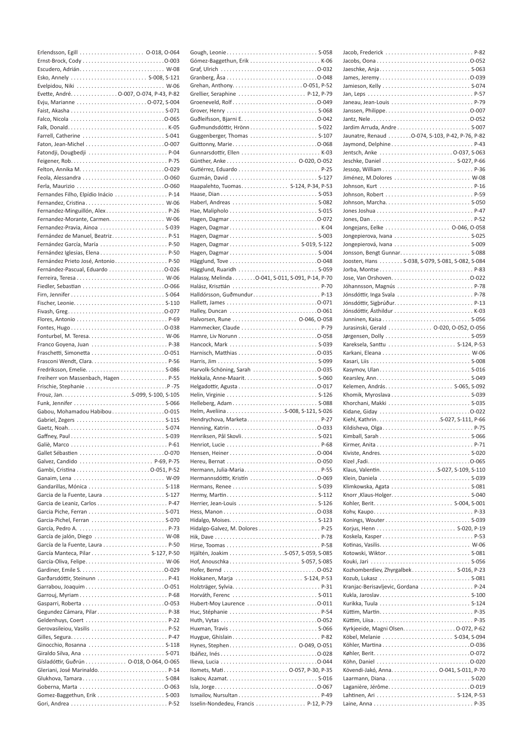Erlendsson, Egill . . . . . . . . . . . . . . . . . . . . . . O-018, O-064
Ernst-Brock, Cody . . . . . . . . . . . . . . . . . . . . . . . . . . . .O-003
Escudero, Adrián. . . . . . . . . . . . . . . . . . . . . . . . . . . . . W-08
Esko, Annely . . . . . . . . . . . . . . . . . . . . . . . . . . S-008, S-121
Evelpidou, Niki . . . . . . . . . . . . . . . . . . . . . . . . . . . . . . W-06
Evette, André. . . . . . . . . . . . . . . . O-007, O-074, P-43, P-82
Evju, Marianne . . . . . . . . . . . . . . . . . . . . . . . . O-072, S-004
Faist, Akasha . . . . . . . . . . . . . . . . . . . . . . . . . . . . . . . . S-071
Falco, Nicola . . . . . . . . . . . . . . . . . . . . . . . . . . . . . . . .O-065
Falk, Donald. . . . . . . . . . . . . . . . . . . . . . . . . . . . . . . . . . K-05
Farrell, Catherine . . . . . . . . . . . . . . . . . . . . . . . . . . . . S-041
Faton, Jean-Michel . . . . . . . . . . . . . . . . . . . . . . . . . . .O-007
Fatondji, Dougbedji . . . . . . . . . . . . . . . . . . . . . . . . . . . P-04
Feigener, Rob. . . . . . . . . . . . . . . . . . . . . . . . . . . . . . . . . P-75
Felton, Annika M. . . . . . . . . . . . . . . . . . . . . . . . . . . . .O-029
Feola, Alessandra . . . . . . . . . . . . . . . . . . . . . . . . . . . .O-060
Ferla, Maurizio . . . . . . . . . . . . . . . . . . . . . . . . . . . . . .O-060
Fernandes Filho, Elpídio Inácio . . . . . . . . . . . . . . . . . . P-14
Fernandez, Cristina. . . . . . . . . . . . . . . . . . . . . . . . . . . W-06
Fernandez-Minguillón, Alex. . . . . . . . . . . . . . . . . . . . . P-26
Fernandez-Morante, Carmen. . . . . . . . . . . . . . . . . . . W-06
Fernandez-Pravia, Ainoa . . . . . . . . . . . . . . . . . . . . . . S-039
Fernández de Manuel, Beatriz. . . . . . . . . . . . . . . . . . . P-51
Fernández García, María . . . . . . . . . . . . . . . . . . . . . . . P-50
Fernández Iglesias, Elena . . . . . . . . . . . . . . . . . . . . . . . P-50
Fernández Prieto José, Antonio. . . . . . . . . . . . . . . . . . P-50
Fernández-Pascual, Eduardo . . . . . . . . . . . . . . . . . . .O-026
Ferreira, Teresa . . . . . . . . . . . . . . . . . . . . . . . . . . . . . . W-06
Fiedler, Sebastian . . . . . . . . . . . . . . . . . . . . . . . . . . . .O-066
Firn, Jennifer . . . . . . . . . . . . . . . . . . . . . . . . . . . . . . . . S-064
Fischer, Leonie. . . . . . . . . . . . . . . . . . . . . . . . . . . . . . . S-110
Fivash, Greg. . . . . . . . . . . . . . . . . . . . . . . . . . . . . . . . .O-077
Flores, Antonio . . . . . . . . . . . . . . . . . . . . . . . . . . . . . . . P-69
Fontes, Hugo . . . . . . . . . . . . . . . . . . . . . . . . . . . . . . . .O-038
Fonturbel, M. Teresa. . . . . . . . . . . . . . . . . . . . . . . . . . W-06
Franco Goyena, Juan . . . . . . . . . . . . . . . . . . . . . . . . . . P-38
Fraschetti, Simonetta . . . . . . . . . . . . . . . . . . . . . . . . .O-051
Frasconi Wendt, Clara. . . . . . . . . . . . . . . . . . . . . . . . . . P-56
Fredriksson, Emelie. . . . . . . . . . . . . . . . . . . . . . . . . . . S-086
Freiherr von Massenbach, Hagen . . . . . . . . . . . . . . . . P-55
Frischie, Stephanie . . . . . . . . . . . . . . . . . . . . . . . . . . . .P -75
Frouz, Jan. . . . . . . . . . . . . . . . . . . . . . . .S-099, S-100, S-105
Funk, Jennifer . . . . . . . . . . . . . . . . . . . . . . . . . . . . . . . S-066
Gabou, Mohamadou Habibou . . . . . . . . . . . . . . . . . .O-015
Gabriel, Zegers . . . . . . . . . . . . . . . . . . . . . . . . . . . . . . S-115
Gaetz, Noah. . . . . . . . . . . . . . . . . . . . . . . . . . . . . . . . . S-074
Gaffney, Paul . . . . . . . . . . . . . . . . . . . . . . . . . . . . . . . . S-039
Galiè, Marco . . . . . . . . . . . . . . . . . . . . . . . . . . . . . . . . . P-61
Gallet Sébastien . . . . . . . . . . . . . . . . . . . . . . . . . . . . .O-070
Galvez, Candido . . . . . . . . . . . . . . . . . . . . . . . . . P-69, P-75
Gambi, Cristina . . . . . . . . . . . . . . . . . . . . . . . . . O-051, P-52
Ganaim, Lena . . . . . . . . . . . . . . . . . . . . . . . . . . . . . . . . W-09
Gandarillas, Mónica . . . . . . . . . . . . . . . . . . . . . . . . . . S-118
Garcia de la Fuente, Laura . . . . . . . . . . . . . . . . . . . . . S-127
Garcia de Leaniz, Carlos . . . . . . . . . . . . . . . . . . . . . . . . P-47
Garcia Piche, Ferran . . . . . . . . . . . . . . . . . . . . . . . . . . S-071
Garcia-Pichel, Ferran . . . . . . . . . . . . . . . . . . . . . . . . . S-070
García, Pedro A. . . . . . . . . . . . . . . . . . . . . . . . . . . . . . . P-73
García de jalón, Diego . . . . . . . . . . . . . . . . . . . . . . . . W-08
García de la Fuente, Laura . . . . . . . . . . . . . . . . . . . . . . P-50
García Manteca, Pilar . . . . . . . . . . . . . . . . . . . . S-127, P-50
García-Oliva, Felipe. . . . . . . . . . . . . . . . . . . . . . . . . . . W-06
Gardiner, Emile S. . . . . . . . . . . . . . . . . . . . . . . . . . . .O-029
Garðarsdóttir, Steinunn . . . . . . . . . . . . . . . . . . . . . . . . P-41
Garrabou, Joaquim . . . . . . . . . . . . . . . . . . . . . . . . . . .O-051
Garrouj, Myriam . . . . . . . . . . . . . . . . . . . . . . . . . . . . . . P-68
Gasparri, Roberta . . . . . . . . . . . . . . . . . . . . . . . . . . . .O-053
Gegundez Cámara, Pilar . . . . . . . . . . . . . . . . . . . . . . . . P-38
Geldenhuys, Coert . . . . . . . . . . . . . . . . . . . . . . . . . . . . P-22
Gerovasileiou, Vasilis . . . . . . . . . . . . . . . . . . . . . . . . . . P-52
Gilles, Segura. . . . . . . . . . . . . . . . . . . . . . . . . . . . . . . . . P-47
Ginocchio, Rosanna . . . . . . . . . . . . . . . . . . . . . . . . . . S-118
Giraldo Silva, Ana . . . . . . . . . . . . . . . . . . . . . . . . . . . . S-071
Gísladóttir, Guðrún . . . . . . . . . . . . . . O-018, O-064, O-065
Gleriani, José Marinaldo. . . . . . . . . . . . . . . . . . . . . . . . P-14
Glukhova, Tamara . . . . . . . . . . . . . . . . . . . . . . . . . . . . S-084
Goberna, Marta . . . . . . . . . . . . . . . . . . . . . . . . . . . . .O-063
Gomez-Baggethun, Erik . . . . . . . . . . . . . . . . . . . . . . . S-003
Gori, Andrea . . . . . . . . . . . . . . . . . . . . . . . . . . . . . . . . . P-52
Gough, Leonie . . . . . . . . . . . . . . . . . . . . . . . . . . . . . . . S-058
Gómez-Baggethun, Erik . . . . . . . . . . . . . . . . . . . . . . . . K-06
Graf, Ulrich . . . . . . . . . . . . . . . . . . . . . . . . . . . . . . . . .O-032
Granberg, Åsa . . . . . . . . . . . . . . . . . . . . . . . . . . . . . . .O-048
Grehan, Anthony. . . . . . . . . . . . . . . . . . . . . . . . O-051, P-52
Grellier, Seraphine . . . . . . . . . . . . . . . . . . . . . . . P-12, P-79
Groeneveld, Rolf . . . . . . . . . . . . . . . . . . . . . . . . . . . . .O-049
Grover, Henry . . . . . . . . . . . . . . . . . . . . . . . . . . . . . . . S-068
Guðleifsson, Bjarni E. . . . . . . . . . . . . . . . . . . . . . . . . .O-042
Guðmundsdóttir, Hrönn . . . . . . . . . . . . . . . . . . . . . . . S-022
Guggenberger, Thomas . . . . . . . . . . . . . . . . . . . . . . . S-107
Guittonny, Marie. . . . . . . . . . . . . . . . . . . . . . . . . . . . .O-068
Gunnarsdottir, Ellen . . . . . . . . . . . . . . . . . . . . . . . . . . . K-03
Günther, Anke . . . . . . . . . . . . . . . . . . . . . . . . O-020, O-052
Gutiérrez, Eduardo . . . . . . . . . . . . . . . . . . . . . . . . . . . . P-25
Guzmán, David . . . . . . . . . . . . . . . . . . . . . . . . . . . . . . S-127
Haapalehto, Tuomas. . . . . . . . . . . . . . . . . S-124, P-34, P-53
Haase, Dian . . . . . . . . . . . . . . . . . . . . . . . . . . . . . . . . . S-053
Haberl, Andreas . . . . . . . . . . . . . . . . . . . . . . . . . . . . . S-082
Hae, Malipholo . . . . . . . . . . . . . . . . . . . . . . . . . . . . . . S-015
Hagen, Dagmar . . . . . . . . . . . . . . . . . . . . . . . . . . . . . .O-072
Hagen, Dagmar . . . . . . . . . . . . . . . . . . . . . . . . . . . . . . . K-04
Hagen, Dagmar . . . . . . . . . . . . . . . . . . . . . . . . . . . . . . S-003
Hagen, Dagmar . . . . . . . . . . . . . . . . . . . . . . . . S-019, S-122
Hagen, Dagmar . . . . . . . . . . . . . . . . . . . . . . . . . . . . . . S-004
Hägglund, Tove . . . . . . . . . . . . . . . . . . . . . . . . . . . . . .O-048
Hägglund, Ruaridh . . . . . . . . . . . . . . . . . . . . . . . . . . . S-059
Halassy, Melinda . . . . . . . .O-041, S-011, S-091, P-14, P-70
Halász, Krisztián . . . . . . . . . . . . . . . . . . . . . . . . . . . . . . P-70
Halldórsson, Guðmundur . . . . . . . . . . . . . . . . . . . . . . . P-13
Hallett, James . . . . . . . . . . . . . . . . . . . . . . . . . . . . . . .O-071
Halley, Duncan . . . . . . . . . . . . . . . . . . . . . . . . . . . . . .O-061
Halvorsen, Rune . . . . . . . . . . . . . . . . . . . . . . O-046, O-058
Hammecker, Claude . . . . . . . . . . . . . . . . . . . . . . . . . . . P-79
Hamre, Liv Norunn . . . . . . . . . . . . . . . . . . . . . . . . . . .O-058
Hancock, Mark . . . . . . . . . . . . . . . . . . . . . . . . . . . . . . S-039
Harnisch, Matthias . . . . . . . . . . . . . . . . . . . . . . . . . . .O-035
Harris, Jim . . . . . . . . . . . . . . . . . . . . . . . . . . . . . . . . . . S-099
Harvolk-Schöning, Sarah . . . . . . . . . . . . . . . . . . . . . .O-035
Hekkala, Anne-Maarit. . . . . . . . . . . . . . . . . . . . . . . . . S-060
Helgadottir, Agusta . . . . . . . . . . . . . . . . . . . . . . . . . . .O-017
Helin, Virginie . . . . . . . . . . . . . . . . . . . . . . . . . . . . . . S-126
Helleberg, Adam . . . . . . . . . . . . . . . . . . . . . . . . . . . . . S-088
Helm, Aveliina . . . . . . . . . . . . . . . . . . . .S-008, S-121, S-026
Hendrychova, Marketa. . . . . . . . . . . . . . . . . . . . . . . . . . P-27
Henning, Katrin . . . . . . . . . . . . . . . . . . . . . . . . . . . . . .O-033
Henriksen, Pål Skovli. . . . . . . . . . . . . . . . . . . . . . . . . . S-021
Henriot, Lucie . . . . . . . . . . . . . . . . . . . . . . . . . . . . . . . . P-68
Hensen, Heiner . . . . . . . . . . . . . . . . . . . . . . . . . . . . . .O-004
Hereu, Bernat . . . . . . . . . . . . . . . . . . . . . . . . . . . . . . .O-050
Hermann, Julia-Maria. . . . . . . . . . . . . . . . . . . . . . . . . . . P-55
Hermannsdóttir, Kristín . . . . . . . . . . . . . . . . . . . . . . .O-069
Hermans, Renee . . . . . . . . . . . . . . . . . . . . . . . . . . . . . S-039
Hermy, Martin. . . . . . . . . . . . . . . . . . . . . . . . . . . . . . . S-112
Herrier, Jean-Louis . . . . . . . . . . . . . . . . . . . . . . . . . . . S-126
Hess, Manon . . . . . . . . . . . . . . . . . . . . . . . . . . . . . . . .O-038
Hidalgo, Moises. . . . . . . . . . . . . . . . . . . . . . . . . . . . . . S-123
Hidalgo-Galvez, M. Dolores . . . . . . . . . . . . . . . . . . . . . P-25
Hik, Dave . . . . . . . . . . . . . . . . . . . . . . . . . . . . . . . . . . . P-78
Hirse, Toomas . . . . . . . . . . . . . . . . . . . . . . . . . . . . . . . . P-58
Hjältén, Joakim . . . . . . . . . . . . . . . . . . .S-057, S-059, S-085
Hof, Anouschka . . . . . . . . . . . . . . . . . . . . . . . . S-057, S-085
Hofer, Bernd . . . . . . . . . . . . . . . . . . . . . . . . . . . . . . . .O-052
Hokkanen, Marja . . . . . . . . . . . . . . . . . . . . . . . S-124, P-53
Holzträger, Sylvia. . . . . . . . . . . . . . . . . . . . . . . . . . . . . . P-31
Horváth, Ferenc . . . . . . . . . . . . . . . . . . . . . . . . . . . . . S-011
Hubert-Moy Laurence . . . . . . . . . . . . . . . . . . . . . . . .O-011
Huc, Stéphanie . . . . . . . . . . . . . . . . . . . . . . . . . . . . . . . P-54
Huth, Vytas . . . . . . . . . . . . . . . . . . . . . . . . . . . . . . . . .O-052
Huxman, Travis . . . . . . . . . . . . . . . . . . . . . . . . . . . . . . S-066
Huygue, Ghislain . . . . . . . . . . . . . . . . . . . . . . . . . . . . . . P-82
Hynes, Stephen. . . . . . . . . . . . . . . . . . . . . . . . O-049, O-051
Ibáñez, Inés . . . . . . . . . . . . . . . . . . . . . . . . . . . . . . . . .O-028
Ilieva, Lucia . . . . . . . . . . . . . . . . . . . . . . . . . . . . . . . . .O-044
Ilomets, Mati. . . . . . . . . . . . . . . . . . . . . . . . O-057, P-30, P-35
Isakov, Azamat. . . . . . . . . . . . . . . . . . . . . . . . . . . . . . . S-016
Isla, Jorge. . . . . . . . . . . . . . . . . . . . . . . . . . . . . . . . . . .O-067
Ismailov, Nursultan . . . . . . . . . . . . . . . . . . . . . . . . . . . . P-49
Isselin-Nondedeu, Francis . . . . . . . . . . . . . . . . . P-12, P-79
Jacob, Frederick . . . . . . . . . . . . . . . . . . . . . . . . . . . . . . P-82
Jacobs, Oona . . . . . . . . . . . . . . . . . . . . . . . . . . . . . . . .O-052
Jaeschke, Anja . . . . . . . . . . . . . . . . . . . . . . . . . . . . . . . S-063
James, Jeremy . . . . . . . . . . . . . . . . . . . . . . . . . . . . . . .O-039
Jamieson, Kelly . . . . . . . . . . . . . . . . . . . . . . . . . . . . . . S-074
Jan, Leps . . . . . . . . . . . . . . . . . . . . . . . . . . . . . . . . . . . . P-57
Janeau, Jean-Louis . . . . . . . . . . . . . . . . . . . . . . . . . . . . P-79
Janssen, Philippe. . . . . . . . . . . . . . . . . . . . . . . . . . . . .O-007
Jantz, Nele . . . . . . . . . . . . . . . . . . . . . . . . . . . . . . . . . .O-052
Jardim Arruda, Andre . . . . . . . . . . . . . . . . . . . . . . . . . S-007
Jaunatre, Renaud . . . . . . . .O-074, S-103, P-42, P-76, P-82
Jaymond, Delphine . . . . . . . . . . . . . . . . . . . . . . . . . . . . P-43
Jentsch, Anke . . . . . . . . . . . . . . . . . . . . . . . . . O-037, S-063
Jeschke, Daniel . . . . . . . . . . . . . . . . . . . . . . . . . S-027, P-66
Jessop, William . . . . . . . . . . . . . . . . . . . . . . . . . . . . . . . P-36
Jiménez, M.Dolores . . . . . . . . . . . . . . . . . . . . . . . . . . W-08
Johnson, Kurt . . . . . . . . . . . . . . . . . . . . . . . . . . . . . . . . P-16
Johnson, Robert . . . . . . . . . . . . . . . . . . . . . . . . . . . . . . P-59
Johnson, Marcha. . . . . . . . . . . . . . . . . . . . . . . . . . . . . S-050
Jones Joshua . . . . . . . . . . . . . . . . . . . . . . . . . . . . . . . . . P-47
Jones, Dan . . . . . . . . . . . . . . . . . . . . . . . . . . . . . . . . . . . P-52
Jongejans, Eelke . . . . . . . . . . . . . . . . . . . . . . O-046, O-058
Jongepierova, Ivana . . . . . . . . . . . . . . . . . . . . . . . . . . S-025
Jongepierová, Ivana . . . . . . . . . . . . . . . . . . . . . . . . . . S-009
Jonsson, Bengt Gunnar. . . . . . . . . . . . . . . . . . . . . . . . S-088
Joosten, Hans . . . . . . . . S-038, S-079, S-081, S-082, S-084
Jorba, Montse . . . . . . . . . . . . . . . . . . . . . . . . . . . . . . . . P-83
Jose, Van Orshoven. . . . . . . . . . . . . . . . . . . . . . . . . . .O-022
Jóhannsson, Magnús . . . . . . . . . . . . . . . . . . . . . . . . . . P-78
Jónsdóttir, Inga Svala . . . . . . . . . . . . . . . . . . . . . . . . . . P-78
Jónsdóttir, Sigþrúður. . . . . . . . . . . . . . . . . . . . . . . . . . . P-13
Jónsdóttir, Ásthildur . . . . . . . . . . . . . . . . . . . . . . . . . . . K-03
Junninen, Kaisa . . . . . . . . . . . . . . . . . . . . . . . . . . . . . . S-056
Jurasinski, Gerald . . . . . . . . . . . . . . . O-020, O-052, O-056
Jørgensen, Dolly . . . . . . . . . . . . . . . . . . . . . . . . . . . . . S-059
Kareksela, Santtu . . . . . . . . . . . . . . . . . . . . . . . S-124, P-53
Karkani, Eleana . . . . . . . . . . . . . . . . . . . . . . . . . . . . . . W-06
Kasari, Liis . . . . . . . . . . . . . . . . . . . . . . . . . . . . . . . . . . S-008
Kasymov, Ulan . . . . . . . . . . . . . . . . . . . . . . . . . . . . . . . S-016
Kearsley, Ann. . . . . . . . . . . . . . . . . . . . . . . . . . . . . . . . S-049
Kelemen, András. . . . . . . . . . . . . . . . . . . . . . . S-065, S-092
Khomik, Myroslava . . . . . . . . . . . . . . . . . . . . . . . . . . . S-039
Khorchani, Makki . . . . . . . . . . . . . . . . . . . . . . . . . . . . S-035
Kidane, Giday . . . . . . . . . . . . . . . . . . . . . . . . . . . . . . .O-022
Kiehl, Kathrin. . . . . . . . . . . . . . . . . . . . . .S-027, S-111, P-66
Kildisheva, Olga. . . . . . . . . . . . . . . . . . . . . . . . . . . . . . . P-75
Kimball, Sarah . . . . . . . . . . . . . . . . . . . . . . . . . . . . . . . S-066
Kirmer, Anita . . . . . . . . . . . . . . . . . . . . . . . . . . . . . . . . . P-71
Kiviste, Andres. . . . . . . . . . . . . . . . . . . . . . . . . . . . . . . S-020
Kizel ,Fadi. . . . . . . . . . . . . . . . . . . . . . . . . . . . . . . . . . .O-065
Klaus, Valentin. . . . . . . . . . . . . . . . . . . . .S-027, S-109, S-110
Klein, Daniela . . . . . . . . . . . . . . . . . . . . . . . . . . . . . . . S-039
Klimkowska, Agata . . . . . . . . . . . . . . . . . . . . . . . . . . . S-081
Knorr ,Klaus-Holger. . . . . . . . . . . . . . . . . . . . . . . . . . . S-040
Kohler, Berit. . . . . . . . . . . . . . . . . . . . . . . . . . . S-004, S-001
Kohv, Kaupo. . . . . . . . . . . . . . . . . . . . . . . . . . . . . . . . . . P-33
Konings, Wouter . . . . . . . . . . . . . . . . . . . . . . . . . . . . . S-039
Korjus, Henn . . . . . . . . . . . . . . . . . . . . . . . . . . . S-020, P-19
Koskela, Kasper . . . . . . . . . . . . . . . . . . . . . . . . . . . . . . . P-53
Kotinas, Vasilis. . . . . . . . . . . . . . . . . . . . . . . . . . . . . . . W-06
Kotowski, Wiktor. . . . . . . . . . . . . . . . . . . . . . . . . . . . . S-081
Kouki, Jari . . . . . . . . . . . . . . . . . . . . . . . . . . . . . . . . . . S-056
Kozhomberdiev, Zhyrgalbek. . . . . . . . . . . . . . . S-016, P-23
Kozub, Lukasz . . . . . . . . . . . . . . . . . . . . . . . . . . . . . . . S-081
Kranjac-Berisavljevic, Gordana . . . . . . . . . . . . . . . . . . P-24
Kukla, Jaroslav. . . . . . . . . . . . . . . . . . . . . . . . . . . . . . . S-100
Kurikka, Tuula . . . . . . . . . . . . . . . . . . . . . . . . . . . . . . . S-124
Küttim, Martin. . . . . . . . . . . . . . . . . . . . . . . . . . . . . . . . P-35
Küttim, Liisa. . . . . . . . . . . . . . . . . . . . . . . . . . . . . . . . . . P-35
Kyrkjeeide, Magni Olsen. . . . . . . . . . . . . . . . . . O-072, P-62
Köbel, Melanie . . . . . . . . . . . . . . . . . . . . . . . . . S-034, S-094
Köhler, Martina . . . . . . . . . . . . . . . . . . . . . . . . . . . . . .O-036
Køhler, Berit. . . . . . . . . . . . . . . . . . . . . . . . . . . . . . . . .O-072
Köhn, Daniel . . . . . . . . . . . . . . . . . . . . . . . . . . . . . . . .O-020
Kövendi-Jakó, Anna. . . . . . . . . . . . . . . . O-041, S-011, P-70
Laarmann, Diana. . . . . . . . . . . . . . . . . . . . . . . . . . . . . S-020
Laganière, Jérôme. . . . . . . . . . . . . . . . . . . . . . . . . . . .O-019
Lahtinen, Ari . . . . . . . . . . . . . . . . . . . . . . . . . . . S-124, P-53
Laine, Anna . . . . . . . . . . . . . . . . . . . . . . . . . . . . . . . . . . P-35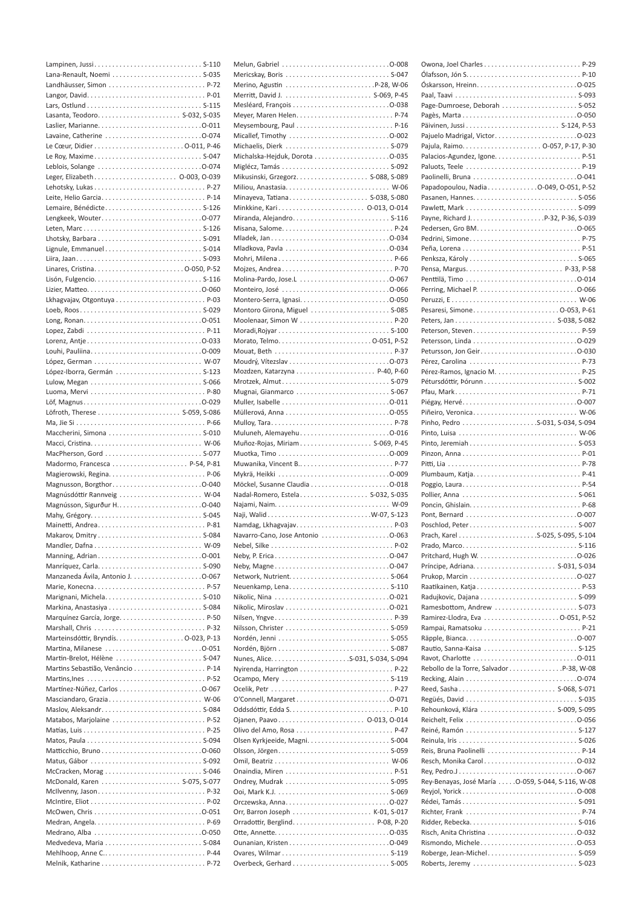Lampinen, Jussi . . . S-110
Lana-Renault, Noemi . . . S-035
Landhäusser, Simon . . . P-72
Langor, David. . . . P-01
Lars, Ostlund . . . S-115
Lasanta, Teodoro. . . . S-032, S-035
Laslier, Marianne. . . . O-011
Lavaine, Catherine . . . O-074
Le Cœur, Didier . . . O-011, P-46
Le Roy, Maxime. . . . S-047
Leblois, Solange . . . O-074
Leger, Elizabeth. . . . O-003, O-039
Lehotsky, Lukas. . . . P-27
Leite, Helio Garcia. . . . P-14
Lemaire, Bénédicte. . . . S-126
Lengkeek, Wouter. . . . O-077
Leten, Marc . . . S-126
Lhotsky, Barbara . . . S-091
Lignule, Emmanuel . . . S-014
Liira, Jaan. . . . S-093
Linares, Cristina. . . . O-050, P-52
Lisón, Fulgencio. . . . S-116
Lizier, Matteo. . . . O-060
Lkhagvajav, Otgontuya . . . P-03
Loeb, Roos. . . . S-029
Long, Ronan. . . . O-051
Lopez, Zabdi . . . P-11
Lorenz, Antje. . . . O-033
Louhi, Pauliina. . . . O-009
López, German . . . W-07
López-Iborra, Germán . . . S-123
Lulow, Megan . . . S-066
Luoma, Mervi . . . P-80
Löf, Magnus. . . . O-029
Löfroth, Therese . . . S-059, S-086
Ma, Jie Si . . . P-66
Maccherini, Simona . . . S-010
Macci, Cristina. . . . W-06
MacPherson, Gord . . . S-077
Madormo, Francesca . . . P-54, P-81
Magierowski, Regina. . . . P-06
Magnusson, Borgthor. . . . O-040
Magnúsdóttir Rannveig . . . W-04
Magnússon, Sigurður H. . . . O-040
Mahy, Grégory. . . . S-045
Mainetti, Andrea. . . . P-81
Makarov, Dmitry . . . S-084
Mandler, Dafna . . . W-09
Manning, Adrian . . . O-001
Manríquez, Carla. . . . S-090
Manzaneda Ávila, Antonio J. . . . O-067
Marie, Konecna. . . . P-57
Marignani, Michela. . . . S-010
Markina, Anastasiya . . . S-084
Marquínez García, Jorge. . . . P-50
Marshall, Chris . . . P-32
Marteinsdóttir, Bryndís. . . . O-023, P-13
Martina, Milanese . . . O-051
Martin-Brelot, Hélène . . . S-047
Martins Sebastião, Venâncio . . . P-14
Martins,Ines . . . P-52
Martínez-Núñez, Carlos . . . O-067
Masciandaro, Grazia . . . W-06
Maslov, Aleksandr. . . . S-084
Matabos, Marjolaine . . . P-52
Matías, Luis . . . P-25
Matos, Paula . . . S-094
Matticchio, Bruno . . . O-060
Matus, Gábor . . . S-092
McCracken, Morag . . . S-046
McDonald, Karen . . . S-075, S-077
McIlvenny, Jason. . . . P-32
McIntire, Eliot . . . P-02
McOwen, Chris . . . O-051
Medran, Angela. . . . P-69
Medrano, Alba . . . O-050
Medvedeva, Maria . . . S-084
Mehlhoop, Anne C. . . . P-44
Melnik, Katharine . . . P-72
Melun, Gabriel . . . O-008
Mericskay, Boris . . . S-047
Merino, Agustin . . . P-28, W-06
Merritt, David J. . . . S-069, P-45
Mesléard, François . . . O-038
Meyer, Maren Helen. . . . P-74
Meysembourg, Paul . . . P-16
Micallef, Timothy . . . O-002
Michaelis, Dierk . . . S-079
Michalska-Hejduk, Dorota . . . O-035
Miglécz, Tamás . . . S-092
Mikusinski, Grzegorz. . . . S-088, S-089
Miliou, Anastasia. . . . W-06
Minayeva, Tatiana. . . . S-038, S-080
Minkkine, Kari . . . O-013, O-014
Miranda, Alejandro. . . . S-116
Misana, Salome. . . . P-24
Mladek, Jan . . . O-034
Mladkova, Pavla . . . O-034
Mohri, Milena . . . P-66
Mojzes, Andrea . . . P-70
Molina-Pardo, Jose.L . . . O-067
Monteiro, José . . . O-066
Montero-Serra, Ignasi. . . . O-050
Montoro Girona, Miguel . . . S-085
Moolenaar, Simon W . . . P-20
Moradi,Rojyar . . . S-100
Morato, Telmo. . . . O-051, P-52
Mouat, Beth . . . P-37
Moudrý, Vítezslav . . . O-073
Mozdzen, Katarzyna . . . P-40, P-60
Mrotzek, Almut. . . . S-079
Mugnai, Gianmarco . . . S-067
Muller, Isabelle . . . O-011
Müllerová, Anna . . . O-055
Mulloy, Tara. . . . P-78
Muluneh, Alemayehu. . . . O-016
Muñoz-Rojas, Miriam. . . . S-069, P-45
Muotka, Timo . . . O-009
Muwanika, Vincent B. . . . P-77
Mykrä, Heikki . . . O-009
Möckel, Susanne Claudia . . . O-018
Nadal-Romero, Estela. . . . S-032, S-035
Najami, Naim. . . . W-09
Naji, Walid . . . W-07, S-123
Namdag, Lkhagvajav. . . . P-03
Navarro-Cano, Jose Antonio . . . O-063
Nebel, Silke . . . P-02
Neby, P. Erica . . . O-047
Neby, Magne . . . O-047
Network, Nutrient. . . . S-064
Neuenkamp, Lena. . . . S-110
Nikolic, Nina . . . O-021
Nikolic, Miroslav . . . O-021
Nilsen, Yngve. . . . P-39
Nilsson, Christer . . . S-059
Nordén, Jenni . . . S-055
Nordén, Björn . . . S-087
Nunes, Alice. . . . S-031, S-034, S-094
Nyirenda, Harrington . . . P-22
Ocampo, Mery . . . S-119
Ocelik, Petr . . . P-27
O'Connell, Margaret . . . O-071
Oddsdóttir, Edda S. . . . P-10
Ojanen, Paavo . . . O-013, O-014
Olivo del Amo, Rosa . . . P-47
Olsen Kyrkjeeide, Magni. . . . S-004
Olsson, Jörgen. . . . S-059
Omil, Beatriz . . . W-06
Onaindia, Miren . . . P-51
Ondrey, Mudrak . . . S-095
Ooi, Mark K.J. . . . S-069
Orczewska, Anna. . . . O-027
Orr, Barron Joseph . . . K-01, S-017
Orradottir, Berglind. . . . P-08, P-20
Otte, Annette. . . . O-035
Ounanian, Kristen . . . O-049
Ovares, Wilmar . . . S-119
Overbeck, Gerhard . . . S-005
Owona, Joel Charles . . . P-29
Ólafsson, Jón S. . . . P-10
Óskarsson, Hreinn. . . . O-025
Paal, Taavi . . . S-093
Page-Dumroese, Deborah . . . S-052
Pagès, Marta . . . O-050
Päivinen, Jussi . . . S-124, P-53
Pajuelo Madrigal, Victor. . . . O-023
Pajula, Raimo. . . . O-057, P-17, P-30
Palacios-Agundez, Igone. . . . P-51
Paluots, Teele . . . P-19
Paolinelli, Bruna . . . O-041
Papadopoulou, Nadia . . . O-049, O-051, P-52
Pasanen, Hannes. . . . S-056
Pawlett, Mark . . . S-099
Payne, Richard J. . . . P-32, P-36, S-039
Pedersen, Gro BM. . . . O-065
Pedrini, Simone. . . . P-75
Peña, Lorena . . . P-51
Penksza, Károly . . . S-065
Pensa, Margus. . . . P-33, P-58
Penttilä, Timo . . . O-014
Perring, Michael P. . . . O-066
Peruzzi, E. . . . W-06
Pesaresi, Simone. . . . O-053, P-61
Peters, Jan . . . S-038, S-082
Peterson, Steven. . . . P-59
Petersson, Linda . . . O-029
Petursson, Jon Geir. . . . O-030
Pérez, Carolina . . . P-73
Pérez-Ramos, Ignacio M. . . . P-25
Pétursdóttir, Þórunn . . . S-002
Pfau, Mark. . . . P-71
Piégay, Hervé. . . . O-007
Piñeiro, Veronica. . . . W-06
Pinho, Pedro . . . S-031, S-034, S-094
Pinto, Luisa . . . W-06
Pinto, Jeremiah. . . . S-053
Pinzon, Anna . . . P-01
Pitti, Lia . . . P-78
Plumbaum, Katja. . . . P-41
Poggio, Laura. . . . P-54
Pollier, Anna . . . S-061
Poncin, Ghislain. . . . P-68
Pont, Bernard . . . O-007
Poschlod, Peter. . . . S-007
Prach, Karel . . . S-025, S-095, S-104
Prado, Marco. . . . S-116
Pritchard, Hugh W. . . . O-026
Príncipe, Adriana. . . . S-031, S-034
Prukop, Marcin . . . O-027
Raatikainen, Katja . . . P-53
Radujkovic, Dajana . . . S-099
Ramesbottom, Andrew . . . S-073
Ramirez-Llodra, Eva . . . O-051, P-52
Rampai, Ramatsoku . . . P-21
Räpple, Bianca. . . . O-007
Rautio, Sanna-Kaisa . . . S-125
Ravot, Charlotte . . . O-011
Rebollo de la Torre, Salvador . . . P-38, W-08
Recking, Alain . . . O-074
Reed, Sasha . . . S-068, S-071
Regüés, David . . . S-035
Rehounková, Klára . . . S-009, S-095
Reichelt, Felix . . . O-056
Reiné, Ramón . . . S-127
Reinula, Iris . . . S-026
Reis, Bruna Paolinelli . . . P-14
Resch, Monika Carol . . . O-032
Rey, Pedro.J . . . O-067
Rey-Benayas, José María . . . O-059, S-044, S-116, W-08
Reyjol, Yorick . . . O-008
Rédei, Tamás . . . S-091
Richter, Frank . . . P-74
Ridder, Rebecka. . . . S-016
Risch, Anita Christina . . . O-032
Rismondo, Michele . . . O-053
Roberge, Jean-Michel . . . S-059
Roberts, Jeremy . . . S-023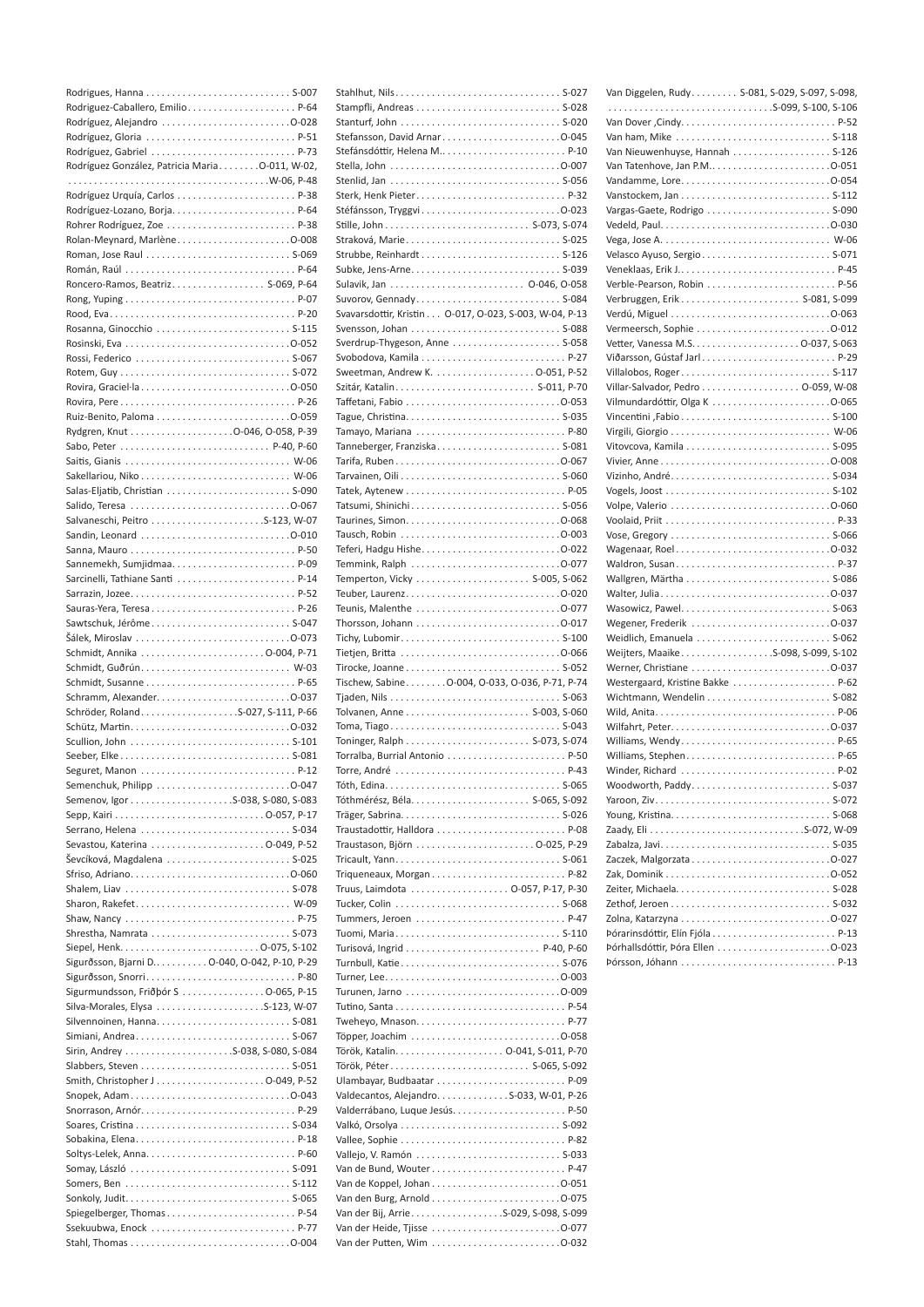Rodrigues, Hanna . . . . . . . . . . . . . . . . . . . . . . . . . . . . S-007
Rodriguez-Caballero, Emilio . . . . . . . . . . . . . . . . . . . . . P-64
Rodríguez, Alejandro . . . . . . . . . . . . . . . . . . . . . . . . .O-028
Rodríguez, Gloria . . . . . . . . . . . . . . . . . . . . . . . . . . . . P-51
Rodríguez, Gabriel . . . . . . . . . . . . . . . . . . . . . . . . . . . P-73
Rodríguez González, Patricia Maria . . . . . . . .O-011, W-02, . . . . . . . . . . . . . . . . . . . . . . . . . . . . . . . . . . . . . . .W-06, P-48
Rodríguez Urquía, Carlos . . . . . . . . . . . . . . . . . . . . . . P-38
Rodríguez-Lozano, Borja . . . . . . . . . . . . . . . . . . . . . . . P-64
Rohrer Rodríguez, Zoe . . . . . . . . . . . . . . . . . . . . . . . . P-38
Rolan-Meynard, Marlène . . . . . . . . . . . . . . . . . . . . . .O-008
Roman, Jose Raul . . . . . . . . . . . . . . . . . . . . . . . . . . . S-069
Román, Raúl . . . . . . . . . . . . . . . . . . . . . . . . . . . . . . . . P-64
Roncero-Ramos, Beatriz . . . . . . . . . . . . . . . . . . S-069, P-64
Rong, Yuping . . . . . . . . . . . . . . . . . . . . . . . . . . . . . . . . P-07
Rood, Eva . . . . . . . . . . . . . . . . . . . . . . . . . . . . . . . . . . . P-20
Rosanna, Ginocchio . . . . . . . . . . . . . . . . . . . . . . . . . S-115
Rosinski, Eva . . . . . . . . . . . . . . . . . . . . . . . . . . . . . . .O-052
Rossi, Federico . . . . . . . . . . . . . . . . . . . . . . . . . . . . . S-067
Rotem, Guy . . . . . . . . . . . . . . . . . . . . . . . . . . . . . . . . S-072
Rovira, Graciel·la . . . . . . . . . . . . . . . . . . . . . . . . . . . .O-050
Rovira, Pere . . . . . . . . . . . . . . . . . . . . . . . . . . . . . . . . . P-26
Ruiz-Benito, Paloma . . . . . . . . . . . . . . . . . . . . . . . . .O-059
Rydgren, Knut . . . . . . . . . . . . . . . . . . . .O-046, O-058, P-39
Sabo, Peter . . . . . . . . . . . . . . . . . . . . . . . . . . . . . P-40, P-60
Saitis, Gianis . . . . . . . . . . . . . . . . . . . . . . . . . . . . . . . W-06
Sakellariou, Niko . . . . . . . . . . . . . . . . . . . . . . . . . . . . W-06
Salas-Eljatib, Christian . . . . . . . . . . . . . . . . . . . . . . . S-090
Salido, Teresa . . . . . . . . . . . . . . . . . . . . . . . . . . . . . .O-067
Salvaneschi, Peitro . . . . . . . . . . . . . . . . . . . . . .S-123, W-07
Sandin, Leonard . . . . . . . . . . . . . . . . . . . . . . . . . . . .O-010
Sanna, Mauro . . . . . . . . . . . . . . . . . . . . . . . . . . . . . . . P-50
Sannemekh, Sumjidmaa . . . . . . . . . . . . . . . . . . . . . . . P-09
Sarcinelli, Tathiane Santi . . . . . . . . . . . . . . . . . . . . . . P-14
Sarrazin, Jozee . . . . . . . . . . . . . . . . . . . . . . . . . . . . . . P-52
Sauras-Yera, Teresa . . . . . . . . . . . . . . . . . . . . . . . . . . P-26
Sawtschuk, Jérôme . . . . . . . . . . . . . . . . . . . . . . . . . . S-047
Šálek, Miroslav . . . . . . . . . . . . . . . . . . . . . . . . . . . . .O-073
Schmidt, Annika . . . . . . . . . . . . . . . . . . . . . . . . O-004, P-71
Schmidt, Guðrún . . . . . . . . . . . . . . . . . . . . . . . . . . . . W-03
Schmidt, Susanne . . . . . . . . . . . . . . . . . . . . . . . . . . . . P-65
Schramm, Alexander . . . . . . . . . . . . . . . . . . . . . . . . .O-037
Schröder, Roland . . . . . . . . . . . . . . . . . . . .S-027, S-111, P-66
Schütz, Martin . . . . . . . . . . . . . . . . . . . . . . . . . . . . . .O-032
Scullion, John . . . . . . . . . . . . . . . . . . . . . . . . . . . . . . S-101
Seeber, Elke . . . . . . . . . . . . . . . . . . . . . . . . . . . . . . . . S-081
Seguret, Manon . . . . . . . . . . . . . . . . . . . . . . . . . . . . . . P-12
Semenchuk, Philipp . . . . . . . . . . . . . . . . . . . . . . . . . .O-047
Semenov, Igor . . . . . . . . . . . . . . . . . . . .S-038, S-080, S-083
Sepp, Kairi . . . . . . . . . . . . . . . . . . . . . . . . . . . . . O-057, P-17
Serrano, Helena . . . . . . . . . . . . . . . . . . . . . . . . . . . . S-034
Sevastou, Katerina . . . . . . . . . . . . . . . . . . . . . . O-049, P-52
Ševčíková, Magdalena . . . . . . . . . . . . . . . . . . . . . . . . S-025
Sfriso, Adriano . . . . . . . . . . . . . . . . . . . . . . . . . . . . . .O-060
Shalem, Liav . . . . . . . . . . . . . . . . . . . . . . . . . . . . . . . S-078
Sharon, Rakefet . . . . . . . . . . . . . . . . . . . . . . . . . . . . . W-09
Shaw, Nancy . . . . . . . . . . . . . . . . . . . . . . . . . . . . . . . . P-75
Shrestha, Namrata . . . . . . . . . . . . . . . . . . . . . . . . . . S-073
Siepel, Henk . . . . . . . . . . . . . . . . . . . . . . . . . . . O-075, S-102
Sigurðsson, Bjarni D. . . . . . . . . . . O-040, O-042, P-10, P-29
Sigurðsson, Snorri . . . . . . . . . . . . . . . . . . . . . . . . . . . . P-80
Sigurmundsson, Friðþór S . . . . . . . . . . . . . . . . O-065, P-15
Silva-Morales, Elysa . . . . . . . . . . . . . . . . . . . . .S-123, W-07
Silvennoinen, Hanna . . . . . . . . . . . . . . . . . . . . . . . . . S-081
Simiani, Andrea . . . . . . . . . . . . . . . . . . . . . . . . . . . . . S-067
Sirin, Andrey . . . . . . . . . . . . . . . . . . . . .S-038, S-080, S-084
Slabbers, Steven . . . . . . . . . . . . . . . . . . . . . . . . . . . . S-051
Smith, Christopher J . . . . . . . . . . . . . . . . . . . . . O-049, P-52
Snopek, Adam . . . . . . . . . . . . . . . . . . . . . . . . . . . . . .O-043
Snorrason, Arnór . . . . . . . . . . . . . . . . . . . . . . . . . . . . . P-29
Soares, Cristina . . . . . . . . . . . . . . . . . . . . . . . . . . . . . S-034
Sobakina, Elena . . . . . . . . . . . . . . . . . . . . . . . . . . . . . . P-18
Soltys-Lelek, Anna . . . . . . . . . . . . . . . . . . . . . . . . . . . . P-60
Somay, László . . . . . . . . . . . . . . . . . . . . . . . . . . . . . . S-091
Somers, Ben . . . . . . . . . . . . . . . . . . . . . . . . . . . . . . . S-112
Sonkoly, Judit . . . . . . . . . . . . . . . . . . . . . . . . . . . . . . S-065
Spiegelberger, Thomas . . . . . . . . . . . . . . . . . . . . . . . . . P-54
Ssekuubwa, Enock . . . . . . . . . . . . . . . . . . . . . . . . . . . . P-77
Stahl, Thomas . . . . . . . . . . . . . . . . . . . . . . . . . . . . . .O-004
Stahlhut, Nils . . . . . . . . . . . . . . . . . . . . . . . . . . . . . . . S-027
Stampfli, Andreas . . . . . . . . . . . . . . . . . . . . . . . . . . . S-028
Stanturf, John . . . . . . . . . . . . . . . . . . . . . . . . . . . . . . S-020
Stefansson, David Arnar . . . . . . . . . . . . . . . . . . . . . . .O-045
Stefánsdóttir, Helena M.. . . . . . . . . . . . . . . . . . . . . . . . P-10
Stella, John . . . . . . . . . . . . . . . . . . . . . . . . . . . . . . . . .O-007
Stenlid, Jan . . . . . . . . . . . . . . . . . . . . . . . . . . . . . . . . S-056
Sterk, Henk Pieter . . . . . . . . . . . . . . . . . . . . . . . . . . . . P-32
Stéfánsson, Tryggvi . . . . . . . . . . . . . . . . . . . . . . . . . . .O-023
Stille, John . . . . . . . . . . . . . . . . . . . . . . . . . . . . S-073, S-074
Straková, Marie . . . . . . . . . . . . . . . . . . . . . . . . . . . . . S-025
Strubbe, Reinhardt . . . . . . . . . . . . . . . . . . . . . . . . . . . S-126
Subke, Jens-Arne . . . . . . . . . . . . . . . . . . . . . . . . . . . . S-039
Sulavik, Jan . . . . . . . . . . . . . . . . . . . . . . . . . . . O-046, O-058
Suvorov, Gennady . . . . . . . . . . . . . . . . . . . . . . . . . . . . S-084
Svavarsdottir, Kristin . . . O-017, O-023, S-003, W-04, P-13
Svensson, Johan . . . . . . . . . . . . . . . . . . . . . . . . . . . . S-088
Sverdrup-Thygeson, Anne . . . . . . . . . . . . . . . . . . . . . S-058
Svobodova, Kamila . . . . . . . . . . . . . . . . . . . . . . . . . . . P-27
Sweetman, Andrew K. . . . . . . . . . . . . . . . . . . . . O-051, P-52
Szitár, Katalin . . . . . . . . . . . . . . . . . . . . . . . . . . . S-011, P-70
Taffetani, Fabio . . . . . . . . . . . . . . . . . . . . . . . . . . . . .O-053
Tague, Christina . . . . . . . . . . . . . . . . . . . . . . . . . . . . S-035
Tamayo, Mariana . . . . . . . . . . . . . . . . . . . . . . . . . . . . . P-80
Tanneberger, Franziska . . . . . . . . . . . . . . . . . . . . . . . . S-081
Tarifa, Ruben . . . . . . . . . . . . . . . . . . . . . . . . . . . . . . .O-067
Tarvainen, Oili . . . . . . . . . . . . . . . . . . . . . . . . . . . . . . S-060
Tatek, Aytenew . . . . . . . . . . . . . . . . . . . . . . . . . . . . . . P-05
Tatsumi, Shinichi . . . . . . . . . . . . . . . . . . . . . . . . . . . . S-056
Taurines, Simon . . . . . . . . . . . . . . . . . . . . . . . . . . . . .O-068
Tausch, Robin . . . . . . . . . . . . . . . . . . . . . . . . . . . . . . .O-003
Teferi, Hadgu Hishe . . . . . . . . . . . . . . . . . . . . . . . . . . .O-022
Temmink, Ralph . . . . . . . . . . . . . . . . . . . . . . . . . . . . .O-077
Temperton, Vicky . . . . . . . . . . . . . . . . . . . . . . . S-005, S-062
Teuber, Laurenz . . . . . . . . . . . . . . . . . . . . . . . . . . . . .O-020
Teunis, Malenthe . . . . . . . . . . . . . . . . . . . . . . . . . . . .O-077
Thorsson, Johann . . . . . . . . . . . . . . . . . . . . . . . . . . . .O-017
Tichy, Lubomir . . . . . . . . . . . . . . . . . . . . . . . . . . . . . . S-100
Tietjen, Britta . . . . . . . . . . . . . . . . . . . . . . . . . . . . . .O-066
Tirocke, Joanne . . . . . . . . . . . . . . . . . . . . . . . . . . . . . S-052
Tischew, Sabine . . . . . . . .O-004, O-033, O-036, P-71, P-74
Tjaden, Nils . . . . . . . . . . . . . . . . . . . . . . . . . . . . . . . . S-063
Tolvanen, Anne . . . . . . . . . . . . . . . . . . . . . . . . . S-003, S-060
Toma, Tiago . . . . . . . . . . . . . . . . . . . . . . . . . . . . . . . . S-043
Toninger, Ralph . . . . . . . . . . . . . . . . . . . . . . . . . S-073, S-074
Torralba, Burrial Antonio . . . . . . . . . . . . . . . . . . . . . . . P-50
Torre, André . . . . . . . . . . . . . . . . . . . . . . . . . . . . . . . . P-43
Tóth, Edina . . . . . . . . . . . . . . . . . . . . . . . . . . . . . . . . S-065
Tóthmérész, Béla . . . . . . . . . . . . . . . . . . . . . . . S-065, S-092
Träger, Sabrina . . . . . . . . . . . . . . . . . . . . . . . . . . . . . S-026
Traustadottir, Halldora . . . . . . . . . . . . . . . . . . . . . . . . . P-08
Traustason, Björn . . . . . . . . . . . . . . . . . . . . . . . O-025, P-29
Tricault, Yann . . . . . . . . . . . . . . . . . . . . . . . . . . . . . . S-061
Triqueneaux, Morgan . . . . . . . . . . . . . . . . . . . . . . . . . . P-82
Truus, Laimdota . . . . . . . . . . . . . . . . . . . O-057, P-17, P-30
Tucker, Colin . . . . . . . . . . . . . . . . . . . . . . . . . . . . . . . S-068
Tummers, Jeroen . . . . . . . . . . . . . . . . . . . . . . . . . . . . P-47
Tuomi, Maria . . . . . . . . . . . . . . . . . . . . . . . . . . . . . . . S-110
Turisová, Ingrid . . . . . . . . . . . . . . . . . . . . . . . . . . P-40, P-60
Turnbull, Katie . . . . . . . . . . . . . . . . . . . . . . . . . . . . . . S-076
Turner, Lee . . . . . . . . . . . . . . . . . . . . . . . . . . . . . . . . .O-003
Turunen, Jarno . . . . . . . . . . . . . . . . . . . . . . . . . . . . . .O-009
Tutino, Santa . . . . . . . . . . . . . . . . . . . . . . . . . . . . . . . . P-54
Tweheyo, Mnason . . . . . . . . . . . . . . . . . . . . . . . . . . . . P-77
Töpper, Joachim . . . . . . . . . . . . . . . . . . . . . . . . . . . . .O-058
Török, Katalin . . . . . . . . . . . . . . . . . . . . . . O-041, S-011, P-70
Török, Péter . . . . . . . . . . . . . . . . . . . . . . . . . . . S-065, S-092
Ulambayar, Budbaatar . . . . . . . . . . . . . . . . . . . . . . . . . P-09
Valdecantos, Alejandro . . . . . . . . . . . . . .S-033, W-01, P-26
Valderrábano, Luque Jesús . . . . . . . . . . . . . . . . . . . . . P-50
Valkó, Orsolya . . . . . . . . . . . . . . . . . . . . . . . . . . . . . . S-092
Vallee, Sophie . . . . . . . . . . . . . . . . . . . . . . . . . . . . . . . P-82
Vallejo, V. Ramón . . . . . . . . . . . . . . . . . . . . . . . . . . . S-033
Van de Bund, Wouter . . . . . . . . . . . . . . . . . . . . . . . . . . P-47
Van de Koppel, Johan . . . . . . . . . . . . . . . . . . . . . . . . .O-051
Van den Burg, Arnold . . . . . . . . . . . . . . . . . . . . . . . . .O-075
Van der Bij, Arrie . . . . . . . . . . . . . . . . . .S-029, S-098, S-099
Van der Heide, Tjisse . . . . . . . . . . . . . . . . . . . . . . . . .O-077
Van der Putten, Wim . . . . . . . . . . . . . . . . . . . . . . . . . .O-032
Van Diggelen, Rudy . . . . . . . . . S-081, S-029, S-097, S-098, . . . . . . . . . . . . . . . . . . . . . . . . . . . . . . .S-099, S-100, S-106
Van Dover ,Cindy . . . . . . . . . . . . . . . . . . . . . . . . . . . . . P-52
Van ham, Mike . . . . . . . . . . . . . . . . . . . . . . . . . . . . . S-118
Van Nieuwenhuyse, Hannah . . . . . . . . . . . . . . . . . . . S-126
Van Tatenhove, Jan P.M. . . . . . . . . . . . . . . . . . . . . . . .O-051
Vandamme, Lore . . . . . . . . . . . . . . . . . . . . . . . . . . . . .O-054
Vanstockem, Jan . . . . . . . . . . . . . . . . . . . . . . . . . . . . S-112
Vargas-Gaete, Rodrigo . . . . . . . . . . . . . . . . . . . . . . . . S-090
Vedeld, Paul . . . . . . . . . . . . . . . . . . . . . . . . . . . . . . . .O-030
Vega, Jose A. . . . . . . . . . . . . . . . . . . . . . . . . . . . . . . . W-06
Velasco Ayuso, Sergio . . . . . . . . . . . . . . . . . . . . . . . . S-071
Veneklaas, Erik J. . . . . . . . . . . . . . . . . . . . . . . . . . . . . P-45
Verble-Pearson, Robin . . . . . . . . . . . . . . . . . . . . . . . . . P-56
Verbruggen, Erik . . . . . . . . . . . . . . . . . . . . . . . . S-081, S-099
Verdú, Miguel . . . . . . . . . . . . . . . . . . . . . . . . . . . . . .O-063
Vermeersch, Sophie . . . . . . . . . . . . . . . . . . . . . . . . . .O-012
Vetter, Vanessa M.S. . . . . . . . . . . . . . . . . . . . . . O-037, S-063
Viðarsson, Gústaf Jarl . . . . . . . . . . . . . . . . . . . . . . . . . P-29
Villalobos, Roger . . . . . . . . . . . . . . . . . . . . . . . . . . . . S-117
Villar-Salvador, Pedro . . . . . . . . . . . . . . . . . . . O-059, W-08
Vilmundardóttir, Olga K . . . . . . . . . . . . . . . . . . . . . . .O-065
Vincentini ,Fabio . . . . . . . . . . . . . . . . . . . . . . . . . . . . S-100
Virgili, Giorgio . . . . . . . . . . . . . . . . . . . . . . . . . . . . . . W-06
Vitovcova, Kamila . . . . . . . . . . . . . . . . . . . . . . . . . . . S-095
Vivier, Anne . . . . . . . . . . . . . . . . . . . . . . . . . . . . . . . .O-008
Vizinho, André . . . . . . . . . . . . . . . . . . . . . . . . . . . . . . S-034
Vogels, Joost . . . . . . . . . . . . . . . . . . . . . . . . . . . . . . . S-102
Volpe, Valerio . . . . . . . . . . . . . . . . . . . . . . . . . . . . . . .O-060
Voolaid, Priit . . . . . . . . . . . . . . . . . . . . . . . . . . . . . . . . P-33
Vose, Gregory . . . . . . . . . . . . . . . . . . . . . . . . . . . . . . S-066
Wagenaar, Roel . . . . . . . . . . . . . . . . . . . . . . . . . . . . . .O-032
Waldron, Susan . . . . . . . . . . . . . . . . . . . . . . . . . . . . . . P-37
Wallgren, Märtha . . . . . . . . . . . . . . . . . . . . . . . . . . . . S-086
Walter, Julia . . . . . . . . . . . . . . . . . . . . . . . . . . . . . . . .O-037
Wasowicz, Pawel . . . . . . . . . . . . . . . . . . . . . . . . . . . . S-063
Wegener, Frederik . . . . . . . . . . . . . . . . . . . . . . . . . . .O-037
Weidlich, Emanuela . . . . . . . . . . . . . . . . . . . . . . . . . . S-062
Weijters, Maaike . . . . . . . . . . . . . . . . . .S-098, S-099, S-102
Werner, Christiane . . . . . . . . . . . . . . . . . . . . . . . . . . .O-037
Westergaard, Kristine Bakke . . . . . . . . . . . . . . . . . . . . P-62
Wichtmann, Wendelin . . . . . . . . . . . . . . . . . . . . . . . . S-082
Wild, Anita . . . . . . . . . . . . . . . . . . . . . . . . . . . . . . . . . P-06
Wilfahrt, Peter . . . . . . . . . . . . . . . . . . . . . . . . . . . . . .O-037
Williams, Wendy . . . . . . . . . . . . . . . . . . . . . . . . . . . . . P-65
Williams, Stephen . . . . . . . . . . . . . . . . . . . . . . . . . . . . P-65
Winder, Richard . . . . . . . . . . . . . . . . . . . . . . . . . . . . . P-02
Woodworth, Paddy . . . . . . . . . . . . . . . . . . . . . . . . . . . S-037
Yaroon, Ziv . . . . . . . . . . . . . . . . . . . . . . . . . . . . . . . . S-072
Young, Kristina . . . . . . . . . . . . . . . . . . . . . . . . . . . . . . S-068
Zaady, Eli . . . . . . . . . . . . . . . . . . . . . . . . . . . . . . .S-072, W-09
Zabalza, Javi . . . . . . . . . . . . . . . . . . . . . . . . . . . . . . . . S-035
Zaczek, Malgorzata . . . . . . . . . . . . . . . . . . . . . . . . . . .O-027
Zak, Dominik . . . . . . . . . . . . . . . . . . . . . . . . . . . . . . . .O-052
Zeiter, Michaela . . . . . . . . . . . . . . . . . . . . . . . . . . . . . S-028
Zethof, Jeroen . . . . . . . . . . . . . . . . . . . . . . . . . . . . . . S-032
Zolna, Katarzyna . . . . . . . . . . . . . . . . . . . . . . . . . . . . .O-027
Þórarinsdóttir, Elín Fjóla . . . . . . . . . . . . . . . . . . . . . . . P-13
Þórhallsdóttir, Þóra Ellen . . . . . . . . . . . . . . . . . . . . . .O-023
Þórsson, Jóhann . . . . . . . . . . . . . . . . . . . . . . . . . . . . . P-13